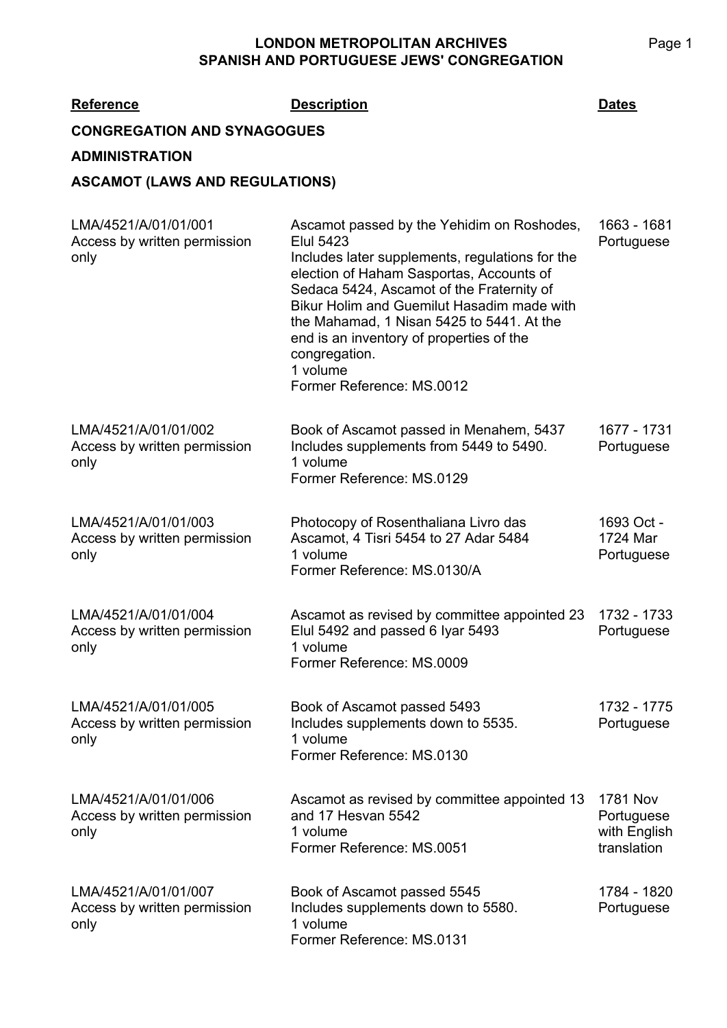# LONDON METROPOLITAN ARCHIVES
## SPANISH AND PORTUGUESE JEWS' CONGREGATION

| Reference | Description | Dates |
|---|---|---|
| **CONGREGATION AND SYNAGOGUES** | | |
| **ADMINISTRATION** | | |
| **ASCAMOT (LAWS AND REGULATIONS)** | | |
| LMA/4521/A/01/01/001<br>Access by written permission only | Ascamot passed by the Yehidim on Roshodes, Elul 5423<br>Includes later supplements, regulations for the election of Haham Sasportas, Accounts of Sedaca 5424, Ascamot of the Fraternity of Bikur Holim and Guemilut Hasadim made with the Mahamad, 1 Nisan 5425 to 5441. At the end is an inventory of properties of the congregation.<br>1 volume<br>Former Reference: MS.0012 | 1663 - 1681<br>Portuguese |
| LMA/4521/A/01/01/002<br>Access by written permission only | Book of Ascamot passed in Menahem, 5437<br>Includes supplements from 5449 to 5490.<br>1 volume<br>Former Reference: MS.0129 | 1677 - 1731<br>Portuguese |
| LMA/4521/A/01/01/003<br>Access by written permission only | Photocopy of Rosenthaliana Livro das Ascamot, 4 Tisri 5454 to 27 Adar 5484<br>1 volume<br>Former Reference: MS.0130/A | 1693 Oct - 1724 Mar<br>Portuguese |
| LMA/4521/A/01/01/004<br>Access by written permission only | Ascamot as revised by committee appointed 23 Elul 5492 and passed 6 Iyar 5493<br>1 volume<br>Former Reference: MS.0009 | 1732 - 1733<br>Portuguese |
| LMA/4521/A/01/01/005<br>Access by written permission only | Book of Ascamot passed 5493<br>Includes supplements down to 5535.<br>1 volume<br>Former Reference: MS.0130 | 1732 - 1775<br>Portuguese |
| LMA/4521/A/01/01/006<br>Access by written permission only | Ascamot as revised by committee appointed 13 and 17 Hesvan 5542<br>1 volume<br>Former Reference: MS.0051 | 1781 Nov<br>Portuguese with English translation |
| LMA/4521/A/01/01/007<br>Access by written permission only | Book of Ascamot passed 5545<br>Includes supplements down to 5580.<br>1 volume<br>Former Reference: MS.0131 | 1784 - 1820<br>Portuguese |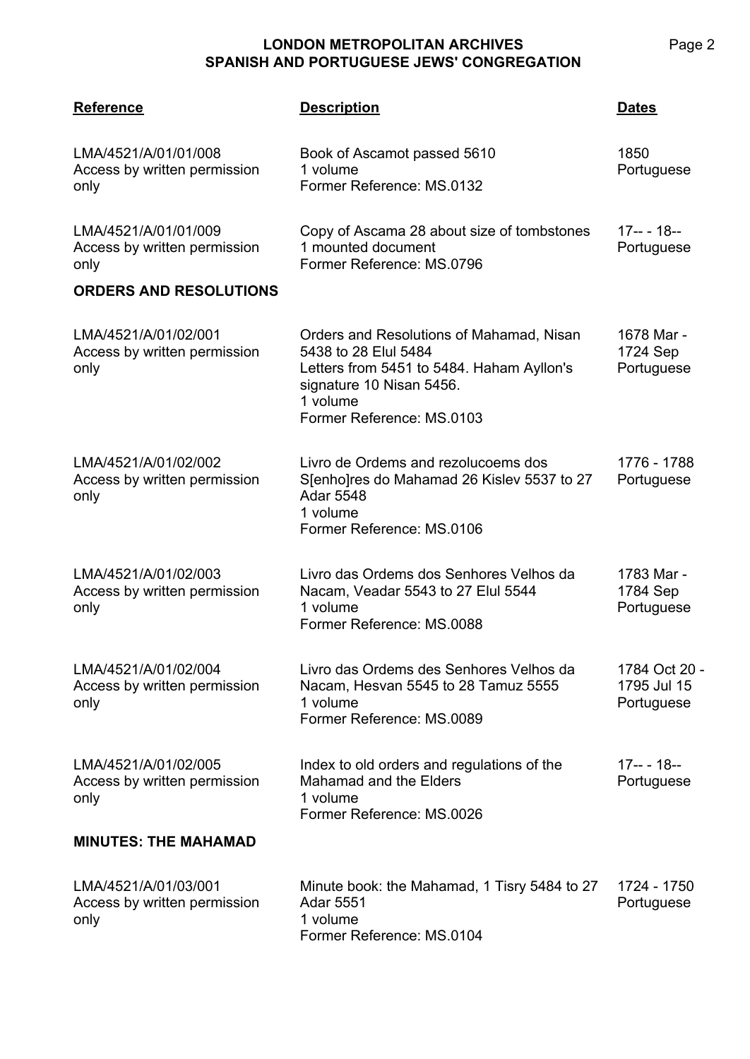| Reference | Description | Dates |
|---|---|---|
| LMA/4521/A/01/01/008<br>Access by written permission only | Book of Ascamot passed 5610<br>1 volume<br>Former Reference: MS.0132 | 1850<br>Portuguese |
| LMA/4521/A/01/01/009<br>Access by written permission only | Copy of Ascama 28 about size of tombstones<br>1 mounted document<br>Former Reference: MS.0796 | 17-- - 18--<br>Portuguese |

**ORDERS AND RESOLUTIONS**

| Reference | Description | Dates |
|---|---|---|
| LMA/4521/A/01/02/001<br>Access by written permission only | Orders and Resolutions of Mahamad, Nisan 5438 to 28 Elul 5484<br>Letters from 5451 to 5484. Haham Ayllon's signature 10 Nisan 5456.<br>1 volume<br>Former Reference: MS.0103 | 1678 Mar - 1724 Sep<br>Portuguese |
| LMA/4521/A/01/02/002<br>Access by written permission only | Livro de Ordems and rezolucoems dos S[enho]res do Mahamad 26 Kislev 5537 to 27 Adar 5548<br>1 volume<br>Former Reference: MS.0106 | 1776 - 1788<br>Portuguese |
| LMA/4521/A/01/02/003<br>Access by written permission only | Livro das Ordems dos Senhores Velhos da Nacam, Veadar 5543 to 27 Elul 5544<br>1 volume<br>Former Reference: MS.0088 | 1783 Mar - 1784 Sep<br>Portuguese |
| LMA/4521/A/01/02/004<br>Access by written permission only | Livro das Ordems des Senhores Velhos da Nacam, Hesvan 5545 to 28 Tamuz 5555<br>1 volume<br>Former Reference: MS.0089 | 1784 Oct 20 - 1795 Jul 15<br>Portuguese |
| LMA/4521/A/01/02/005<br>Access by written permission only | Index to old orders and regulations of the Mahamad and the Elders<br>1 volume<br>Former Reference: MS.0026 | 17-- - 18--<br>Portuguese |

**MINUTES: THE MAHAMAD**

| Reference | Description | Dates |
|---|---|---|
| LMA/4521/A/01/03/001<br>Access by written permission only | Minute book: the Mahamad, 1 Tisry 5484 to 27 Adar 5551<br>1 volume<br>Former Reference: MS.0104 | 1724 - 1750<br>Portuguese |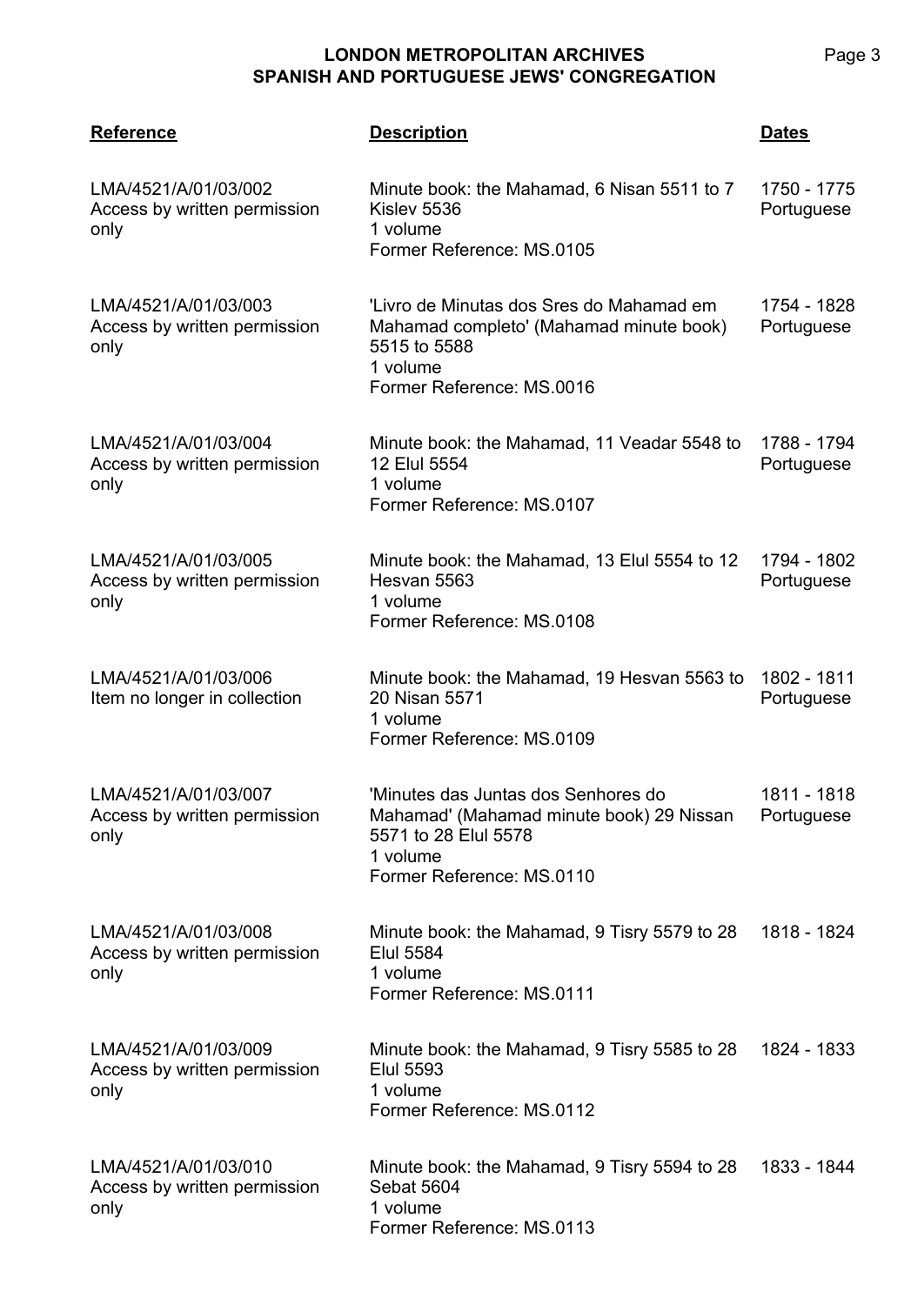| Reference | Description | Dates |
|---|---|---|
| LMA/4521/A/01/03/002<br>Access by written permission only | Minute book: the Mahamad, 6 Nisan 5511 to 7 Kislev 5536<br>1 volume<br>Former Reference: MS.0105 | 1750 - 1775<br>Portuguese |
| LMA/4521/A/01/03/003<br>Access by written permission only | 'Livro de Minutas dos Sres do Mahamad em Mahamad completo' (Mahamad minute book) 5515 to 5588<br>1 volume<br>Former Reference: MS.0016 | 1754 - 1828<br>Portuguese |
| LMA/4521/A/01/03/004<br>Access by written permission only | Minute book: the Mahamad, 11 Veadar 5548 to 12 Elul 5554<br>1 volume<br>Former Reference: MS.0107 | 1788 - 1794<br>Portuguese |
| LMA/4521/A/01/03/005<br>Access by written permission only | Minute book: the Mahamad, 13 Elul 5554 to 12 Hesvan 5563<br>1 volume<br>Former Reference: MS.0108 | 1794 - 1802<br>Portuguese |
| LMA/4521/A/01/03/006<br>Item no longer in collection | Minute book: the Mahamad, 19 Hesvan 5563 to 20 Nisan 5571<br>1 volume<br>Former Reference: MS.0109 | 1802 - 1811<br>Portuguese |
| LMA/4521/A/01/03/007<br>Access by written permission only | 'Minutes das Juntas dos Senhores do Mahamad' (Mahamad minute book) 29 Nissan 5571 to 28 Elul 5578<br>1 volume<br>Former Reference: MS.0110 | 1811 - 1818<br>Portuguese |
| LMA/4521/A/01/03/008<br>Access by written permission only | Minute book: the Mahamad, 9 Tisry 5579 to 28 Elul 5584<br>1 volume<br>Former Reference: MS.0111 | 1818 - 1824 |
| LMA/4521/A/01/03/009<br>Access by written permission only | Minute book: the Mahamad, 9 Tisry 5585 to 28 Elul 5593<br>1 volume<br>Former Reference: MS.0112 | 1824 - 1833 |
| LMA/4521/A/01/03/010<br>Access by written permission only | Minute book: the Mahamad, 9 Tisry 5594 to 28 Sebat 5604<br>1 volume<br>Former Reference: MS.0113 | 1833 - 1844 |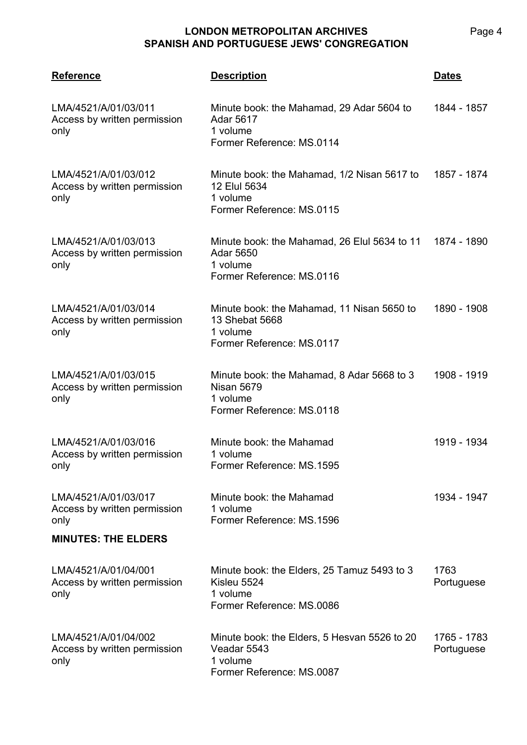| Reference | Description | Dates |
|---|---|---|
| LMA/4521/A/01/03/011<br>Access by written permission only | Minute book: the Mahamad, 29 Adar 5604 to Adar 5617<br>1 volume<br>Former Reference: MS.0114 | 1844 - 1857 |
| LMA/4521/A/01/03/012<br>Access by written permission only | Minute book: the Mahamad, 1/2 Nisan 5617 to 12 Elul 5634<br>1 volume<br>Former Reference: MS.0115 | 1857 - 1874 |
| LMA/4521/A/01/03/013<br>Access by written permission only | Minute book: the Mahamad, 26 Elul 5634 to 11 Adar 5650<br>1 volume<br>Former Reference: MS.0116 | 1874 - 1890 |
| LMA/4521/A/01/03/014<br>Access by written permission only | Minute book: the Mahamad, 11 Nisan 5650 to 13 Shebat 5668<br>1 volume<br>Former Reference: MS.0117 | 1890 - 1908 |
| LMA/4521/A/01/03/015<br>Access by written permission only | Minute book: the Mahamad, 8 Adar 5668 to 3 Nisan 5679<br>1 volume<br>Former Reference: MS.0118 | 1908 - 1919 |
| LMA/4521/A/01/03/016<br>Access by written permission only | Minute book: the Mahamad<br>1 volume<br>Former Reference: MS.1595 | 1919 - 1934 |
| LMA/4521/A/01/03/017<br>Access by written permission only | Minute book: the Mahamad<br>1 volume<br>Former Reference: MS.1596 | 1934 - 1947 |

**MINUTES: THE ELDERS**

| Reference | Description | Dates |
|---|---|---|
| LMA/4521/A/01/04/001<br>Access by written permission only | Minute book: the Elders, 25 Tamuz 5493 to 3 Kisleu 5524<br>1 volume<br>Former Reference: MS.0086 | 1763<br>Portuguese |
| LMA/4521/A/01/04/002<br>Access by written permission only | Minute book: the Elders, 5 Hesvan 5526 to 20 Veadar 5543<br>1 volume<br>Former Reference: MS.0087 | 1765 - 1783<br>Portuguese |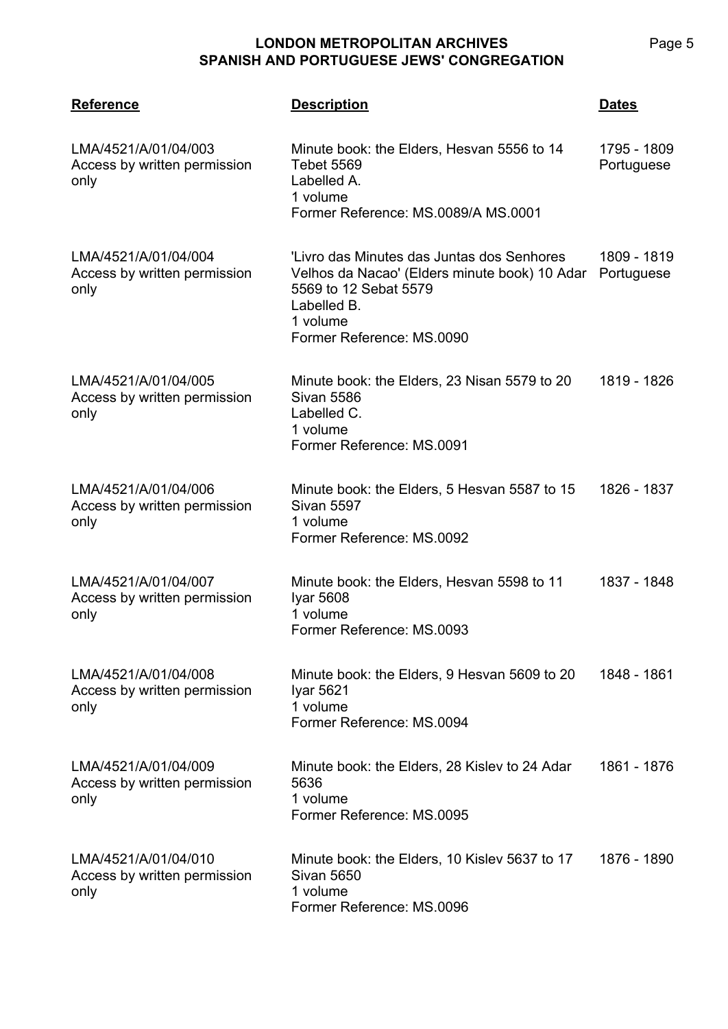| Reference | Description | Dates |
| --- | --- | --- |
| LMA/4521/A/01/04/003<br>Access by written permission only | Minute book: the Elders, Hesvan 5556 to 14 Tebet 5569<br>Labelled A.<br>1 volume<br>Former Reference: MS.0089/A MS.0001 | 1795 - 1809<br>Portuguese |
| LMA/4521/A/01/04/004<br>Access by written permission only | 'Livro das Minutes das Juntas dos Senhores Velhos da Nacao' (Elders minute book) 10 Adar 5569 to 12 Sebat 5579<br>Labelled B.<br>1 volume<br>Former Reference: MS.0090 | 1809 - 1819<br>Portuguese |
| LMA/4521/A/01/04/005<br>Access by written permission only | Minute book: the Elders, 23 Nisan 5579 to 20 Sivan 5586<br>Labelled C.<br>1 volume<br>Former Reference: MS.0091 | 1819 - 1826 |
| LMA/4521/A/01/04/006<br>Access by written permission only | Minute book: the Elders, 5 Hesvan 5587 to 15 Sivan 5597<br>1 volume<br>Former Reference: MS.0092 | 1826 - 1837 |
| LMA/4521/A/01/04/007<br>Access by written permission only | Minute book: the Elders, Hesvan 5598 to 11 Iyar 5608<br>1 volume<br>Former Reference: MS.0093 | 1837 - 1848 |
| LMA/4521/A/01/04/008<br>Access by written permission only | Minute book: the Elders, 9 Hesvan 5609 to 20 Iyar 5621<br>1 volume<br>Former Reference: MS.0094 | 1848 - 1861 |
| LMA/4521/A/01/04/009<br>Access by written permission only | Minute book: the Elders, 28 Kislev to 24 Adar 5636<br>1 volume<br>Former Reference: MS.0095 | 1861 - 1876 |
| LMA/4521/A/01/04/010<br>Access by written permission only | Minute book: the Elders, 10 Kislev 5637 to 17 Sivan 5650<br>1 volume<br>Former Reference: MS.0096 | 1876 - 1890 |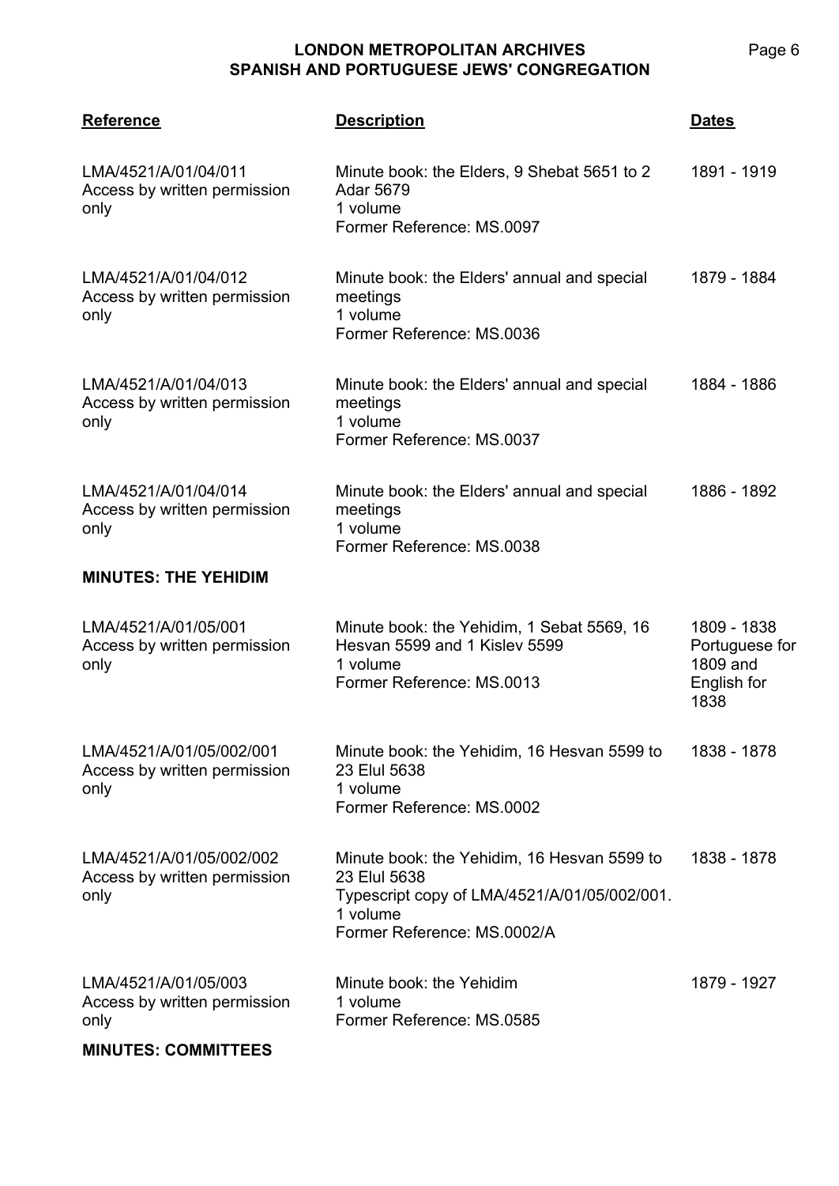| Reference | Description | Dates |
|---|---|---|
| LMA/4521/A/01/04/011<br>Access by written permission only | Minute book: the Elders, 9 Shebat 5651 to 2 Adar 5679<br>1 volume<br>Former Reference: MS.0097 | 1891 - 1919 |
| LMA/4521/A/01/04/012<br>Access by written permission only | Minute book: the Elders' annual and special meetings<br>1 volume<br>Former Reference: MS.0036 | 1879 - 1884 |
| LMA/4521/A/01/04/013<br>Access by written permission only | Minute book: the Elders' annual and special meetings<br>1 volume<br>Former Reference: MS.0037 | 1884 - 1886 |
| LMA/4521/A/01/04/014<br>Access by written permission only | Minute book: the Elders' annual and special meetings<br>1 volume<br>Former Reference: MS.0038 | 1886 - 1892 |

**MINUTES: THE YEHIDIM**

| Reference | Description | Dates |
|---|---|---|
| LMA/4521/A/01/05/001<br>Access by written permission only | Minute book: the Yehidim, 1 Sebat 5569, 16 Hesvan 5599 and 1 Kislev 5599<br>1 volume<br>Former Reference: MS.0013 | 1809 - 1838<br>Portuguese for 1809 and English for 1838 |
| LMA/4521/A/01/05/002/001<br>Access by written permission only | Minute book: the Yehidim, 16 Hesvan 5599 to 23 Elul 5638<br>1 volume<br>Former Reference: MS.0002 | 1838 - 1878 |
| LMA/4521/A/01/05/002/002<br>Access by written permission only | Minute book: the Yehidim, 16 Hesvan 5599 to 23 Elul 5638<br>Typescript copy of LMA/4521/A/01/05/002/001.<br>1 volume<br>Former Reference: MS.0002/A | 1838 - 1878 |
| LMA/4521/A/01/05/003<br>Access by written permission only | Minute book: the Yehidim<br>1 volume<br>Former Reference: MS.0585 | 1879 - 1927 |

**MINUTES: COMMITTEES**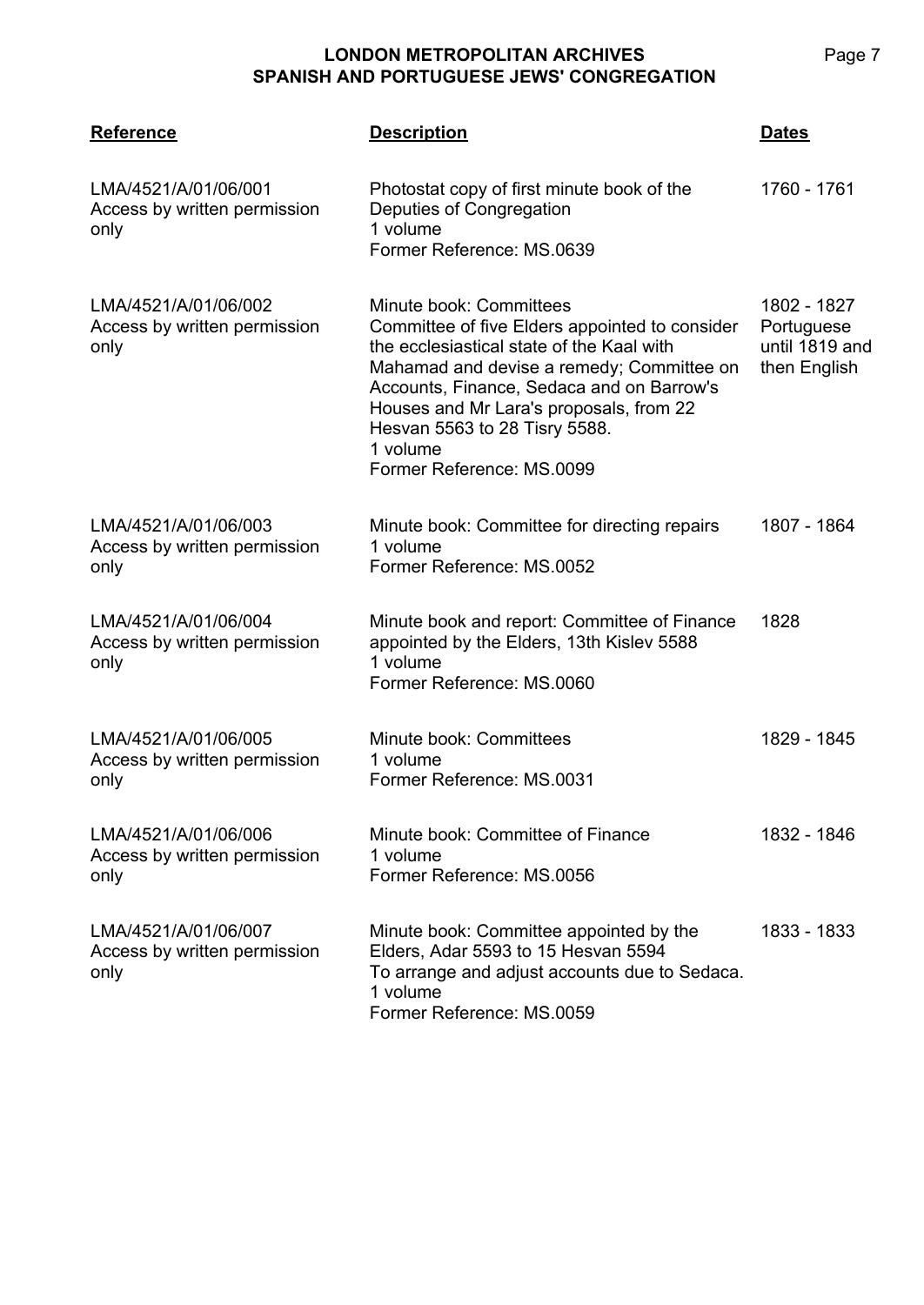| Reference | Description | Dates |
|---|---|---|
| LMA/4521/A/01/06/001<br>Access by written permission only | Photostat copy of first minute book of the Deputies of Congregation<br>1 volume<br>Former Reference: MS.0639 | 1760 - 1761 |
| LMA/4521/A/01/06/002<br>Access by written permission only | Minute book: Committees<br>Committee of five Elders appointed to consider the ecclesiastical state of the Kaal with Mahamad and devise a remedy; Committee on Accounts, Finance, Sedaca and on Barrow's Houses and Mr Lara's proposals, from 22 Hesvan 5563 to 28 Tisry 5588.<br>1 volume<br>Former Reference: MS.0099 | 1802 - 1827<br>Portuguese until 1819 and then English |
| LMA/4521/A/01/06/003<br>Access by written permission only | Minute book: Committee for directing repairs<br>1 volume<br>Former Reference: MS.0052 | 1807 - 1864 |
| LMA/4521/A/01/06/004<br>Access by written permission only | Minute book and report: Committee of Finance appointed by the Elders, 13th Kislev 5588<br>1 volume<br>Former Reference: MS.0060 | 1828 |
| LMA/4521/A/01/06/005<br>Access by written permission only | Minute book: Committees<br>1 volume<br>Former Reference: MS.0031 | 1829 - 1845 |
| LMA/4521/A/01/06/006<br>Access by written permission only | Minute book: Committee of Finance<br>1 volume<br>Former Reference: MS.0056 | 1832 - 1846 |
| LMA/4521/A/01/06/007<br>Access by written permission only | Minute book: Committee appointed by the Elders, Adar 5593 to 15 Hesvan 5594<br>To arrange and adjust accounts due to Sedaca.<br>1 volume<br>Former Reference: MS.0059 | 1833 - 1833 |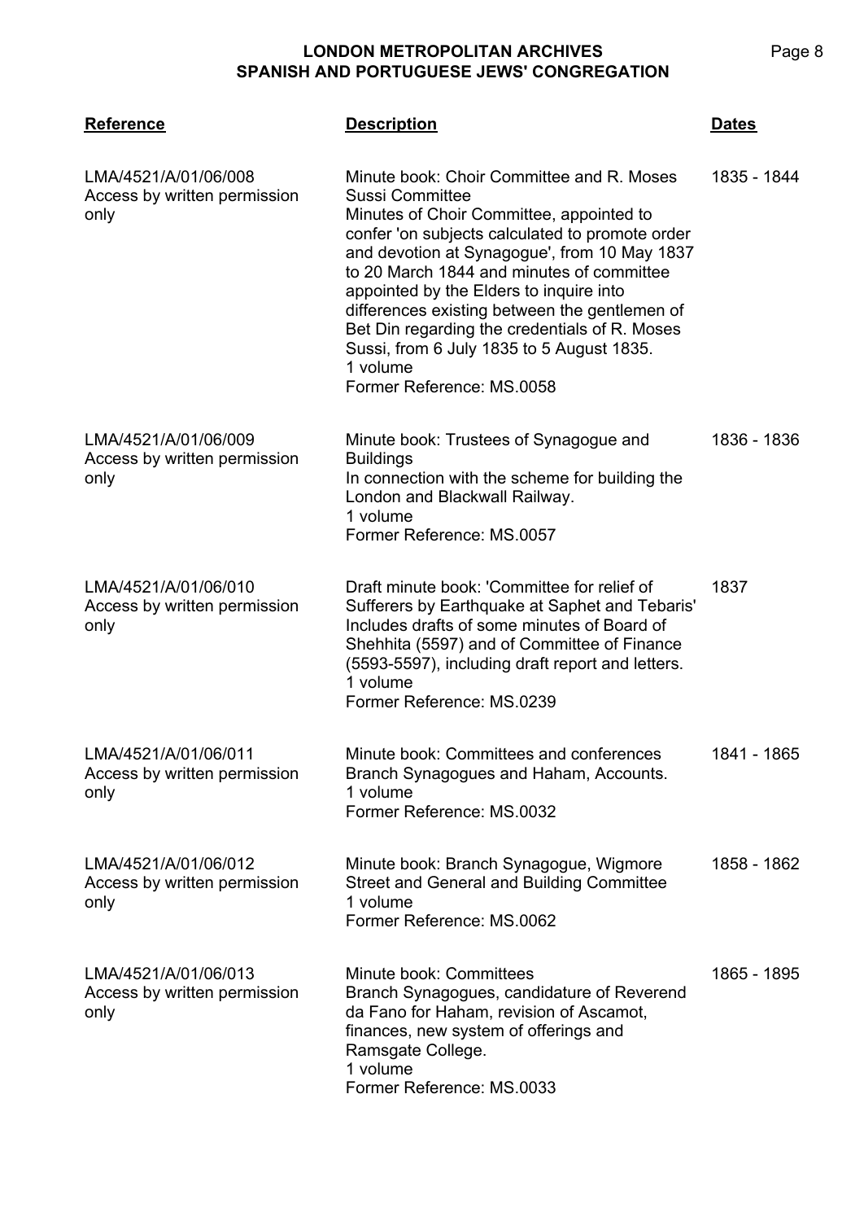| Reference | Description | Dates |
| --- | --- | --- |
| LMA/4521/A/01/06/008<br>Access by written permission only | Minute book: Choir Committee and R. Moses Sussi Committee<br>Minutes of Choir Committee, appointed to confer 'on subjects calculated to promote order and devotion at Synagogue', from 10 May 1837 to 20 March 1844 and minutes of committee appointed by the Elders to inquire into differences existing between the gentlemen of Bet Din regarding the credentials of R. Moses Sussi, from 6 July 1835 to 5 August 1835.<br>1 volume<br>Former Reference: MS.0058 | 1835 - 1844 |
| LMA/4521/A/01/06/009<br>Access by written permission only | Minute book: Trustees of Synagogue and Buildings<br>In connection with the scheme for building the London and Blackwall Railway.<br>1 volume<br>Former Reference: MS.0057 | 1836 - 1836 |
| LMA/4521/A/01/06/010<br>Access by written permission only | Draft minute book: 'Committee for relief of Sufferers by Earthquake at Saphet and Tebaris'<br>Includes drafts of some minutes of Board of Shehhita (5597) and of Committee of Finance (5593-5597), including draft report and letters.<br>1 volume<br>Former Reference: MS.0239 | 1837 |
| LMA/4521/A/01/06/011<br>Access by written permission only | Minute book: Committees and conferences<br>Branch Synagogues and Haham, Accounts.<br>1 volume<br>Former Reference: MS.0032 | 1841 - 1865 |
| LMA/4521/A/01/06/012<br>Access by written permission only | Minute book: Branch Synagogue, Wigmore Street and General and Building Committee<br>1 volume<br>Former Reference: MS.0062 | 1858 - 1862 |
| LMA/4521/A/01/06/013<br>Access by written permission only | Minute book: Committees<br>Branch Synagogues, candidature of Reverend da Fano for Haham, revision of Ascamot, finances, new system of offerings and Ramsgate College.<br>1 volume<br>Former Reference: MS.0033 | 1865 - 1895 |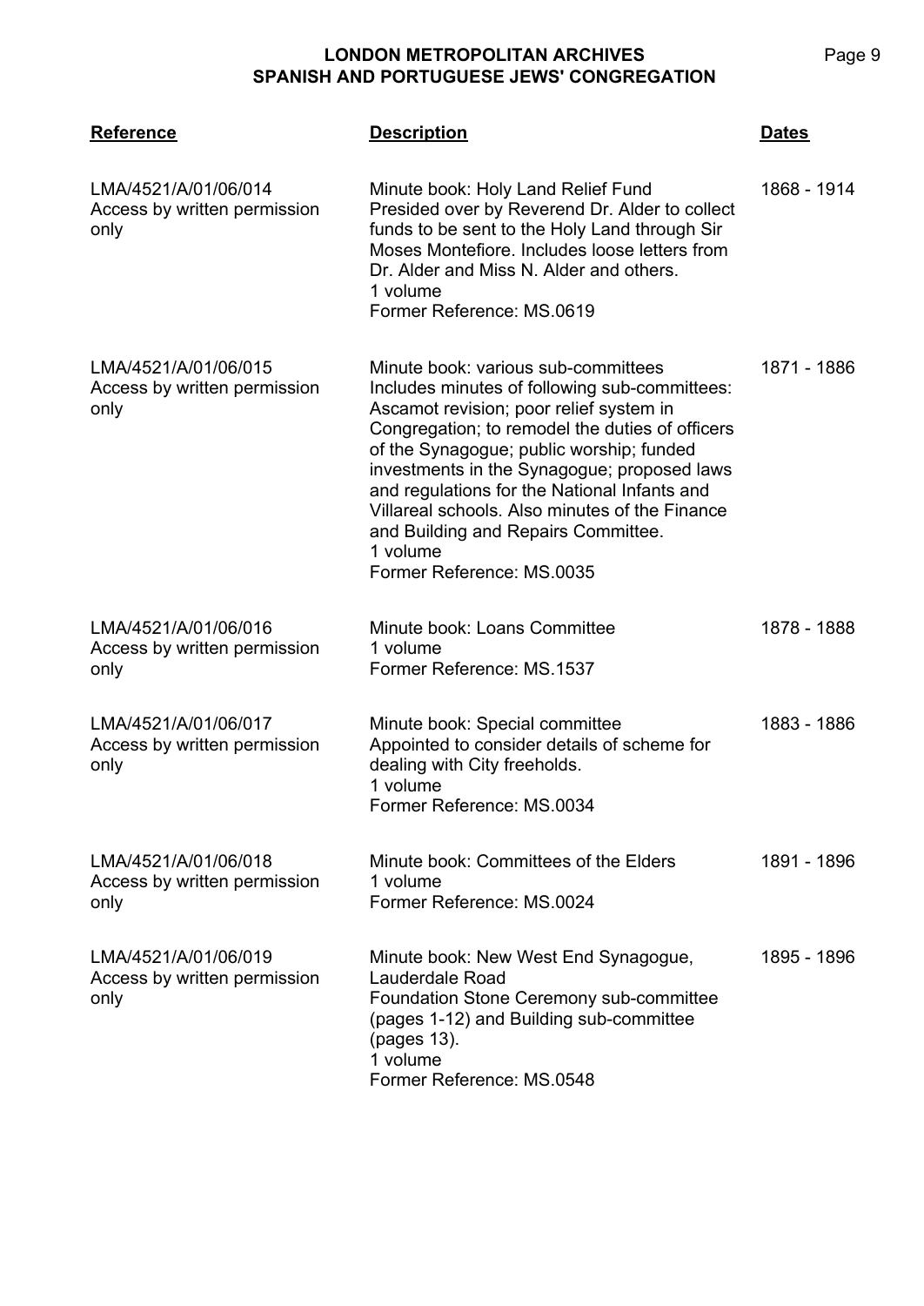| Reference | Description | Dates |
|---|---|---|
| LMA/4521/A/01/06/014<br>Access by written permission only | Minute book: Holy Land Relief Fund<br>Presided over by Reverend Dr. Alder to collect funds to be sent to the Holy Land through Sir Moses Montefiore. Includes loose letters from Dr. Alder and Miss N. Alder and others.<br>1 volume<br>Former Reference: MS.0619 | 1868 - 1914 |
| LMA/4521/A/01/06/015<br>Access by written permission only | Minute book: various sub-committees<br>Includes minutes of following sub-committees: Ascamot revision; poor relief system in Congregation; to remodel the duties of officers of the Synagogue; public worship; funded investments in the Synagogue; proposed laws and regulations for the National Infants and Villareal schools. Also minutes of the Finance and Building and Repairs Committee.<br>1 volume<br>Former Reference: MS.0035 | 1871 - 1886 |
| LMA/4521/A/01/06/016<br>Access by written permission only | Minute book: Loans Committee<br>1 volume<br>Former Reference: MS.1537 | 1878 - 1888 |
| LMA/4521/A/01/06/017<br>Access by written permission only | Minute book: Special committee<br>Appointed to consider details of scheme for dealing with City freeholds.<br>1 volume<br>Former Reference: MS.0034 | 1883 - 1886 |
| LMA/4521/A/01/06/018<br>Access by written permission only | Minute book: Committees of the Elders<br>1 volume<br>Former Reference: MS.0024 | 1891 - 1896 |
| LMA/4521/A/01/06/019<br>Access by written permission only | Minute book: New West End Synagogue, Lauderdale Road<br>Foundation Stone Ceremony sub-committee (pages 1-12) and Building sub-committee (pages 13).<br>1 volume<br>Former Reference: MS.0548 | 1895 - 1896 |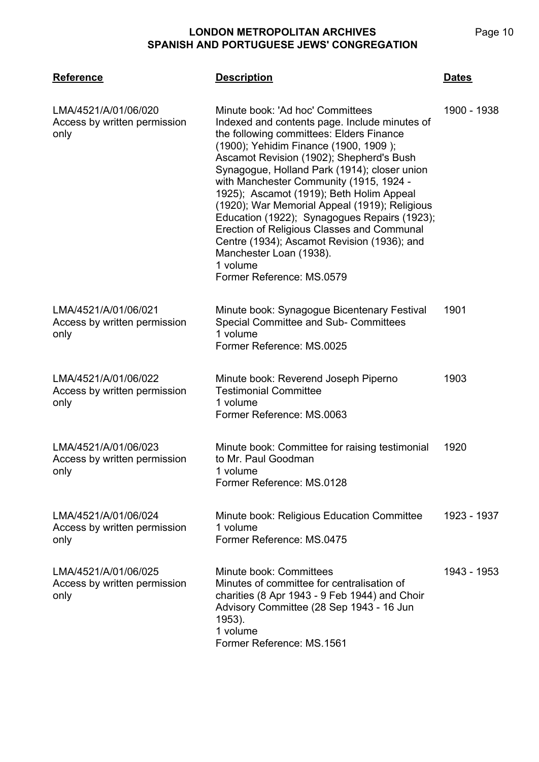| Reference | Description | Dates |
|---|---|---|
| LMA/4521/A/01/06/020<br>Access by written permission only | Minute book: 'Ad hoc' Committees<br>Indexed and contents page. Include minutes of the following committees: Elders Finance (1900); Yehidim Finance (1900, 1909 ); Ascamot Revision (1902); Shepherd's Bush Synagogue, Holland Park (1914); closer union with Manchester Community (1915, 1924 - 1925); Ascamot (1919); Beth Holim Appeal (1920); War Memorial Appeal (1919); Religious Education (1922); Synagogues Repairs (1923); Erection of Religious Classes and Communal Centre (1934); Ascamot Revision (1936); and Manchester Loan (1938).<br>1 volume<br>Former Reference: MS.0579 | 1900 - 1938 |
| LMA/4521/A/01/06/021<br>Access by written permission only | Minute book: Synagogue Bicentenary Festival Special Committee and Sub- Committees<br>1 volume<br>Former Reference: MS.0025 | 1901 |
| LMA/4521/A/01/06/022<br>Access by written permission only | Minute book: Reverend Joseph Piperno Testimonial Committee<br>1 volume<br>Former Reference: MS.0063 | 1903 |
| LMA/4521/A/01/06/023<br>Access by written permission only | Minute book: Committee for raising testimonial to Mr. Paul Goodman<br>1 volume<br>Former Reference: MS.0128 | 1920 |
| LMA/4521/A/01/06/024<br>Access by written permission only | Minute book: Religious Education Committee<br>1 volume<br>Former Reference: MS.0475 | 1923 - 1937 |
| LMA/4521/A/01/06/025<br>Access by written permission only | Minute book: Committees<br>Minutes of committee for centralisation of charities (8 Apr 1943 - 9 Feb 1944) and Choir Advisory Committee (28 Sep 1943 - 16 Jun 1953).<br>1 volume<br>Former Reference: MS.1561 | 1943 - 1953 |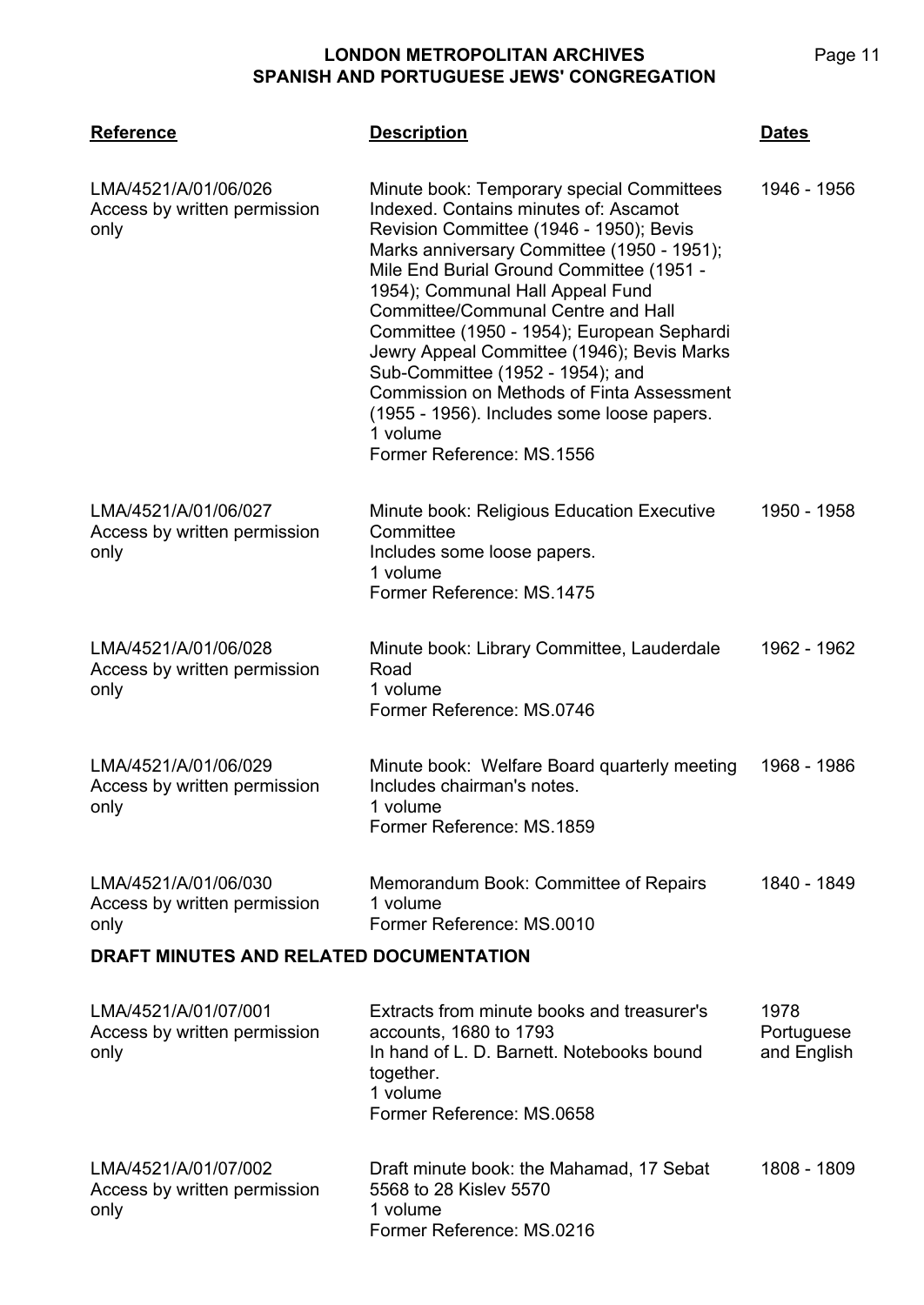| Reference | Description | Dates |
|---|---|---|
| LMA/4521/A/01/06/026<br>Access by written permission only | Minute book: Temporary special Committees<br>Indexed. Contains minutes of: Ascamot Revision Committee (1946 - 1950); Bevis Marks anniversary Committee (1950 - 1951); Mile End Burial Ground Committee (1951 - 1954); Communal Hall Appeal Fund Committee/Communal Centre and Hall Committee (1950 - 1954); European Sephardi Jewry Appeal Committee (1946); Bevis Marks Sub-Committee (1952 - 1954); and Commission on Methods of Finta Assessment (1955 - 1956). Includes some loose papers.<br>1 volume<br>Former Reference: MS.1556 | 1946 - 1956 |
| LMA/4521/A/01/06/027<br>Access by written permission only | Minute book: Religious Education Executive Committee<br>Includes some loose papers.<br>1 volume<br>Former Reference: MS.1475 | 1950 - 1958 |
| LMA/4521/A/01/06/028<br>Access by written permission only | Minute book: Library Committee, Lauderdale Road<br>1 volume<br>Former Reference: MS.0746 | 1962 - 1962 |
| LMA/4521/A/01/06/029<br>Access by written permission only | Minute book: Welfare Board quarterly meeting<br>Includes chairman's notes.<br>1 volume<br>Former Reference: MS.1859 | 1968 - 1986 |
| LMA/4521/A/01/06/030<br>Access by written permission only | Memorandum Book: Committee of Repairs<br>1 volume<br>Former Reference: MS.0010 | 1840 - 1849 |

## DRAFT MINUTES AND RELATED DOCUMENTATION

| Reference | Description | Dates |
|---|---|---|
| LMA/4521/A/01/07/001<br>Access by written permission only | Extracts from minute books and treasurer's accounts, 1680 to 1793<br>In hand of L. D. Barnett. Notebooks bound together.<br>1 volume<br>Former Reference: MS.0658 | 1978<br>Portuguese and English |
| LMA/4521/A/01/07/002<br>Access by written permission only | Draft minute book: the Mahamad, 17 Sebat 5568 to 28 Kislev 5570<br>1 volume<br>Former Reference: MS.0216 | 1808 - 1809 |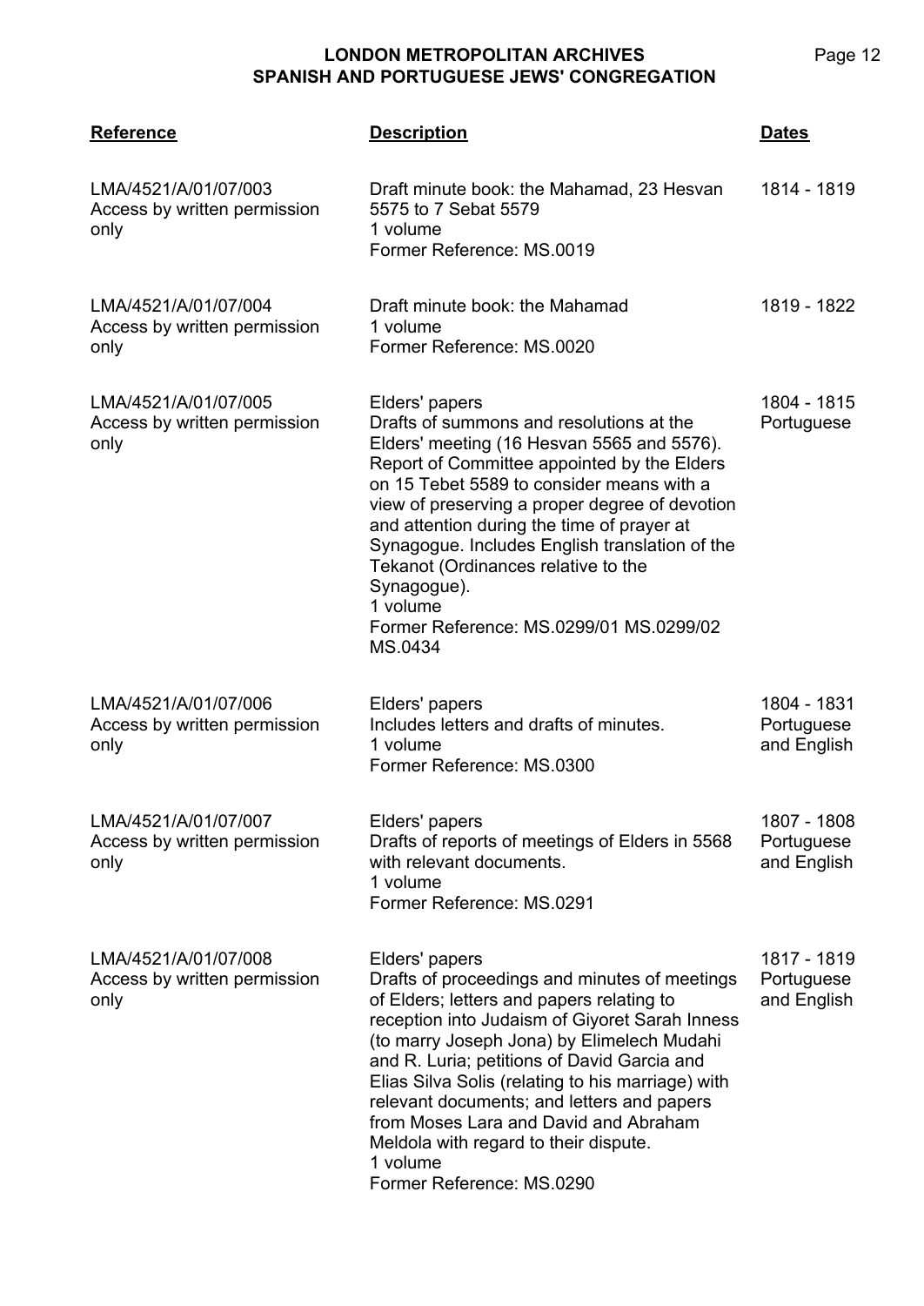| Reference | Description | Dates |
|---|---|---|
| LMA/4521/A/01/07/003<br>Access by written permission only | Draft minute book: the Mahamad, 23 Hesvan 5575 to 7 Sebat 5579<br>1 volume<br>Former Reference: MS.0019 | 1814 - 1819 |
| LMA/4521/A/01/07/004<br>Access by written permission only | Draft minute book: the Mahamad<br>1 volume<br>Former Reference: MS.0020 | 1819 - 1822 |
| LMA/4521/A/01/07/005<br>Access by written permission only | Elders' papers<br>Drafts of summons and resolutions at the Elders' meeting (16 Hesvan 5565 and 5576). Report of Committee appointed by the Elders on 15 Tebet 5589 to consider means with a view of preserving a proper degree of devotion and attention during the time of prayer at Synagogue. Includes English translation of the Tekanot (Ordinances relative to the Synagogue).<br>1 volume<br>Former Reference: MS.0299/01 MS.0299/02 MS.0434 | 1804 - 1815<br>Portuguese |
| LMA/4521/A/01/07/006<br>Access by written permission only | Elders' papers<br>Includes letters and drafts of minutes.<br>1 volume<br>Former Reference: MS.0300 | 1804 - 1831<br>Portuguese and English |
| LMA/4521/A/01/07/007<br>Access by written permission only | Elders' papers<br>Drafts of reports of meetings of Elders in 5568 with relevant documents.<br>1 volume<br>Former Reference: MS.0291 | 1807 - 1808<br>Portuguese and English |
| LMA/4521/A/01/07/008<br>Access by written permission only | Elders' papers<br>Drafts of proceedings and minutes of meetings of Elders; letters and papers relating to reception into Judaism of Giyoret Sarah Inness (to marry Joseph Jona) by Elimelech Mudahi and R. Luria; petitions of David Garcia and Elias Silva Solis (relating to his marriage) with relevant documents; and letters and papers from Moses Lara and David and Abraham Meldola with regard to their dispute.<br>1 volume<br>Former Reference: MS.0290 | 1817 - 1819<br>Portuguese and English |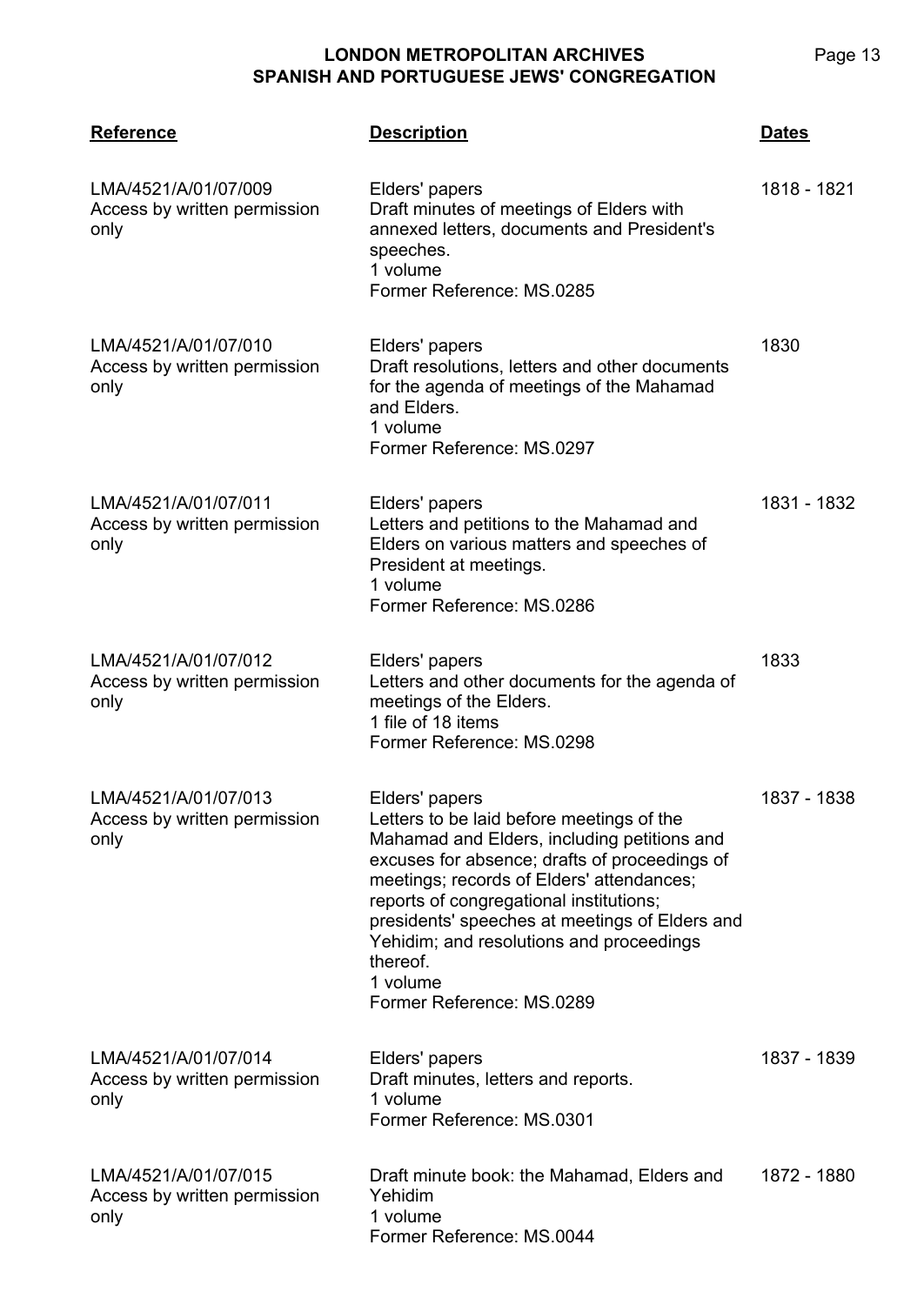| Reference | Description | Dates |
| --- | --- | --- |
| LMA/4521/A/01/07/009<br>Access by written permission only | Elders' papers<br>Draft minutes of meetings of Elders with annexed letters, documents and President's speeches.<br>1 volume<br>Former Reference: MS.0285 | 1818 - 1821 |
| LMA/4521/A/01/07/010<br>Access by written permission only | Elders' papers<br>Draft resolutions, letters and other documents for the agenda of meetings of the Mahamad and Elders.<br>1 volume<br>Former Reference: MS.0297 | 1830 |
| LMA/4521/A/01/07/011<br>Access by written permission only | Elders' papers<br>Letters and petitions to the Mahamad and Elders on various matters and speeches of President at meetings.<br>1 volume<br>Former Reference: MS.0286 | 1831 - 1832 |
| LMA/4521/A/01/07/012<br>Access by written permission only | Elders' papers<br>Letters and other documents for the agenda of meetings of the Elders.<br>1 file of 18 items<br>Former Reference: MS.0298 | 1833 |
| LMA/4521/A/01/07/013<br>Access by written permission only | Elders' papers<br>Letters to be laid before meetings of the Mahamad and Elders, including petitions and excuses for absence; drafts of proceedings of meetings; records of Elders' attendances; reports of congregational institutions; presidents' speeches at meetings of Elders and Yehidim; and resolutions and proceedings thereof.<br>1 volume<br>Former Reference: MS.0289 | 1837 - 1838 |
| LMA/4521/A/01/07/014<br>Access by written permission only | Elders' papers<br>Draft minutes, letters and reports.<br>1 volume<br>Former Reference: MS.0301 | 1837 - 1839 |
| LMA/4521/A/01/07/015<br>Access by written permission only | Draft minute book: the Mahamad, Elders and Yehidim<br>1 volume<br>Former Reference: MS.0044 | 1872 - 1880 |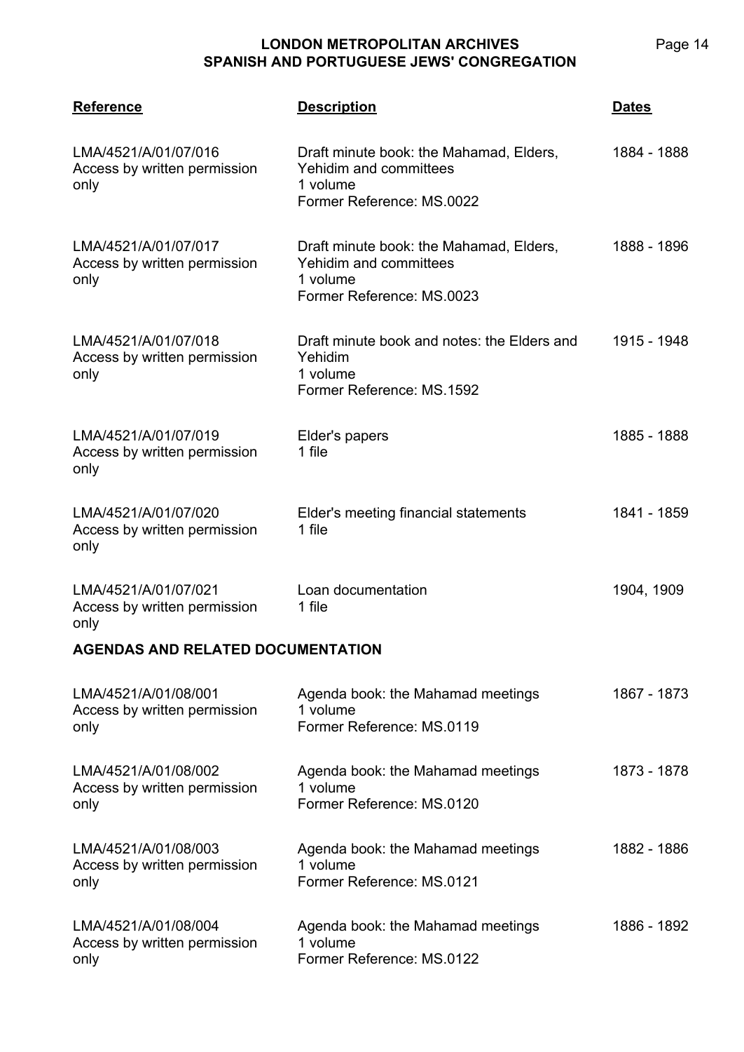| Reference | Description | Dates |
|---|---|---|
| LMA/4521/A/01/07/016<br>Access by written permission only | Draft minute book: the Mahamad, Elders, Yehidim and committees<br>1 volume<br>Former Reference: MS.0022 | 1884 - 1888 |
| LMA/4521/A/01/07/017<br>Access by written permission only | Draft minute book: the Mahamad, Elders, Yehidim and committees<br>1 volume<br>Former Reference: MS.0023 | 1888 - 1896 |
| LMA/4521/A/01/07/018<br>Access by written permission only | Draft minute book and notes: the Elders and Yehidim<br>1 volume<br>Former Reference: MS.1592 | 1915 - 1948 |
| LMA/4521/A/01/07/019<br>Access by written permission only | Elder's papers<br>1 file | 1885 - 1888 |
| LMA/4521/A/01/07/020<br>Access by written permission only | Elder's meeting financial statements<br>1 file | 1841 - 1859 |
| LMA/4521/A/01/07/021<br>Access by written permission only | Loan documentation<br>1 file | 1904, 1909 |

**AGENDAS AND RELATED DOCUMENTATION**

| Reference | Description | Dates |
|---|---|---|
| LMA/4521/A/01/08/001<br>Access by written permission only | Agenda book: the Mahamad meetings<br>1 volume<br>Former Reference: MS.0119 | 1867 - 1873 |
| LMA/4521/A/01/08/002<br>Access by written permission only | Agenda book: the Mahamad meetings<br>1 volume<br>Former Reference: MS.0120 | 1873 - 1878 |
| LMA/4521/A/01/08/003<br>Access by written permission only | Agenda book: the Mahamad meetings<br>1 volume<br>Former Reference: MS.0121 | 1882 - 1886 |
| LMA/4521/A/01/08/004<br>Access by written permission only | Agenda book: the Mahamad meetings<br>1 volume<br>Former Reference: MS.0122 | 1886 - 1892 |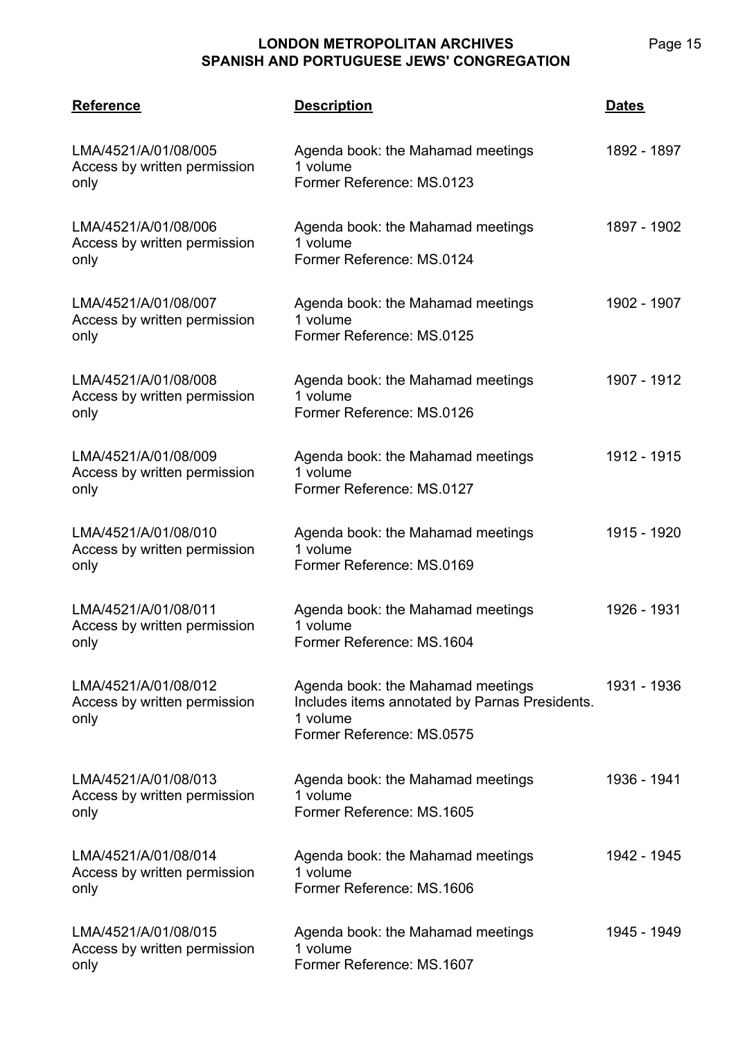| Reference | Description | Dates |
|---|---|---|
| LMA/4521/A/01/08/005<br>Access by written permission only | Agenda book: the Mahamad meetings<br>1 volume<br>Former Reference: MS.0123 | 1892 - 1897 |
| LMA/4521/A/01/08/006<br>Access by written permission only | Agenda book: the Mahamad meetings<br>1 volume<br>Former Reference: MS.0124 | 1897 - 1902 |
| LMA/4521/A/01/08/007<br>Access by written permission only | Agenda book: the Mahamad meetings<br>1 volume<br>Former Reference: MS.0125 | 1902 - 1907 |
| LMA/4521/A/01/08/008<br>Access by written permission only | Agenda book: the Mahamad meetings<br>1 volume<br>Former Reference: MS.0126 | 1907 - 1912 |
| LMA/4521/A/01/08/009<br>Access by written permission only | Agenda book: the Mahamad meetings<br>1 volume<br>Former Reference: MS.0127 | 1912 - 1915 |
| LMA/4521/A/01/08/010<br>Access by written permission only | Agenda book: the Mahamad meetings<br>1 volume<br>Former Reference: MS.0169 | 1915 - 1920 |
| LMA/4521/A/01/08/011<br>Access by written permission only | Agenda book: the Mahamad meetings<br>1 volume<br>Former Reference: MS.1604 | 1926 - 1931 |
| LMA/4521/A/01/08/012<br>Access by written permission only | Agenda book: the Mahamad meetings<br>Includes items annotated by Parnas Presidents.<br>1 volume<br>Former Reference: MS.0575 | 1931 - 1936 |
| LMA/4521/A/01/08/013<br>Access by written permission only | Agenda book: the Mahamad meetings<br>1 volume<br>Former Reference: MS.1605 | 1936 - 1941 |
| LMA/4521/A/01/08/014<br>Access by written permission only | Agenda book: the Mahamad meetings<br>1 volume<br>Former Reference: MS.1606 | 1942 - 1945 |
| LMA/4521/A/01/08/015<br>Access by written permission only | Agenda book: the Mahamad meetings<br>1 volume<br>Former Reference: MS.1607 | 1945 - 1949 |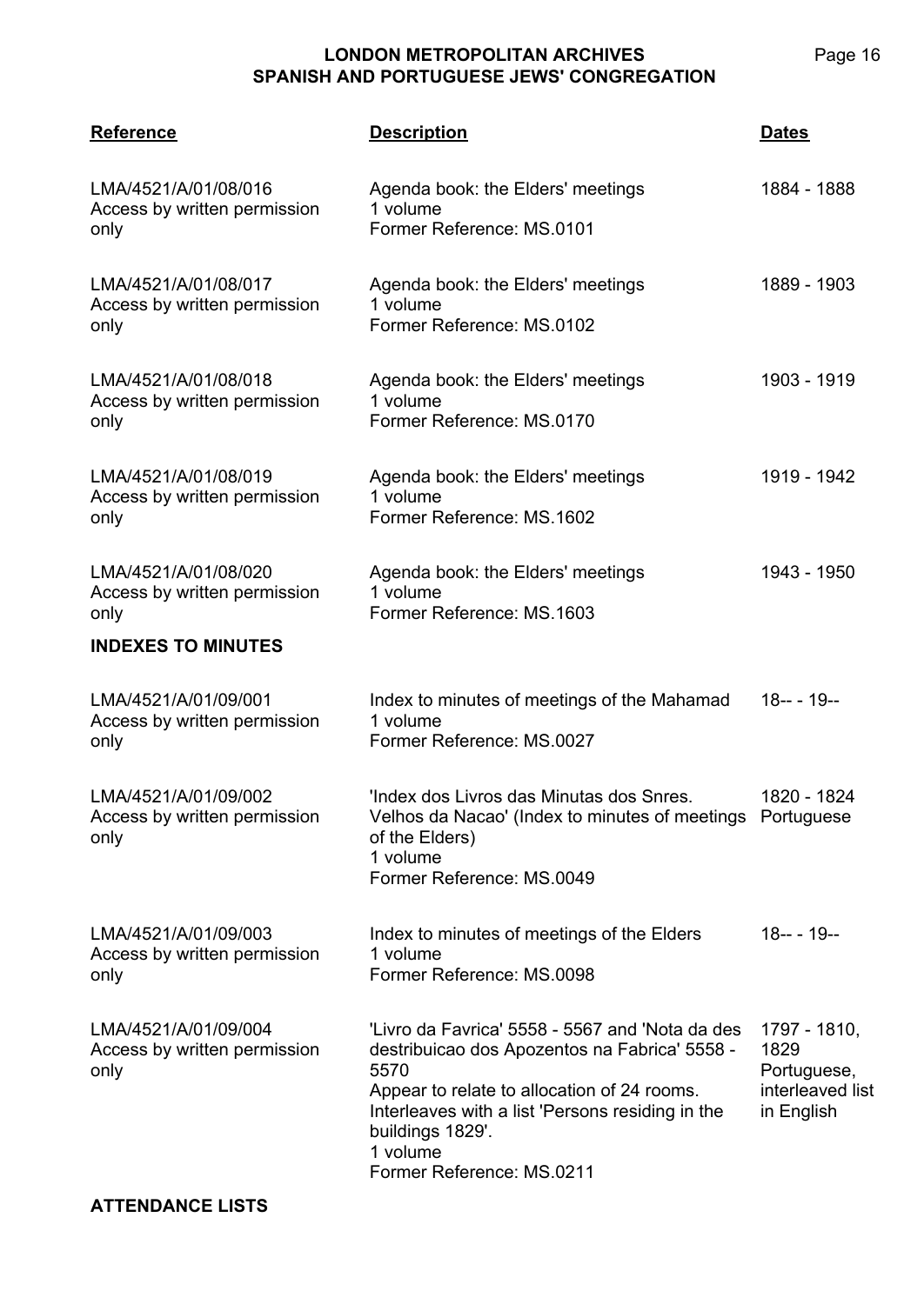| Reference | Description | Dates |
|---|---|---|
| LMA/4521/A/01/08/016<br>Access by written permission only | Agenda book: the Elders' meetings<br>1 volume<br>Former Reference: MS.0101 | 1884 - 1888 |
| LMA/4521/A/01/08/017<br>Access by written permission only | Agenda book: the Elders' meetings<br>1 volume<br>Former Reference: MS.0102 | 1889 - 1903 |
| LMA/4521/A/01/08/018<br>Access by written permission only | Agenda book: the Elders' meetings<br>1 volume<br>Former Reference: MS.0170 | 1903 - 1919 |
| LMA/4521/A/01/08/019<br>Access by written permission only | Agenda book: the Elders' meetings<br>1 volume<br>Former Reference: MS.1602 | 1919 - 1942 |
| LMA/4521/A/01/08/020<br>Access by written permission only | Agenda book: the Elders' meetings<br>1 volume<br>Former Reference: MS.1603 | 1943 - 1950 |

**INDEXES TO MINUTES**

| Reference | Description | Dates |
|---|---|---|
| LMA/4521/A/01/09/001<br>Access by written permission only | Index to minutes of meetings of the Mahamad<br>1 volume<br>Former Reference: MS.0027 | 18-- - 19-- |
| LMA/4521/A/01/09/002<br>Access by written permission only | 'Index dos Livros das Minutas dos Snres. Velhos da Nacao' (Index to minutes of meetings of the Elders)<br>1 volume<br>Former Reference: MS.0049 | 1820 - 1824<br>Portuguese |
| LMA/4521/A/01/09/003<br>Access by written permission only | Index to minutes of meetings of the Elders<br>1 volume<br>Former Reference: MS.0098 | 18-- - 19-- |
| LMA/4521/A/01/09/004<br>Access by written permission only | 'Livro da Favrica' 5558 - 5567 and 'Nota da des destribuicao dos Apozentos na Fabrica' 5558 - 5570<br>Appear to relate to allocation of 24 rooms. Interleaves with a list 'Persons residing in the buildings 1829'.<br>1 volume<br>Former Reference: MS.0211 | 1797 - 1810, 1829<br>Portuguese, interleaved list in English |

**ATTENDANCE LISTS**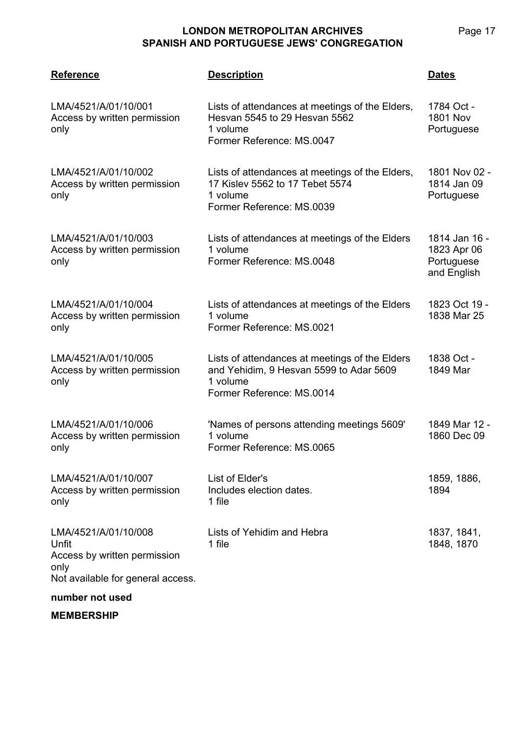| Reference | Description | Dates |
|---|---|---|
| LMA/4521/A/01/10/001<br>Access by written permission only | Lists of attendances at meetings of the Elders, Hesvan 5545 to 29 Hesvan 5562<br>1 volume<br>Former Reference: MS.0047 | 1784 Oct - 1801 Nov<br>Portuguese |
| LMA/4521/A/01/10/002<br>Access by written permission only | Lists of attendances at meetings of the Elders, 17 Kislev 5562 to 17 Tebet 5574<br>1 volume<br>Former Reference: MS.0039 | 1801 Nov 02 - 1814 Jan 09<br>Portuguese |
| LMA/4521/A/01/10/003<br>Access by written permission only | Lists of attendances at meetings of the Elders<br>1 volume<br>Former Reference: MS.0048 | 1814 Jan 16 - 1823 Apr 06<br>Portuguese and English |
| LMA/4521/A/01/10/004<br>Access by written permission only | Lists of attendances at meetings of the Elders<br>1 volume<br>Former Reference: MS.0021 | 1823 Oct 19 - 1838 Mar 25 |
| LMA/4521/A/01/10/005<br>Access by written permission only | Lists of attendances at meetings of the Elders and Yehidim, 9 Hesvan 5599 to Adar 5609<br>1 volume<br>Former Reference: MS.0014 | 1838 Oct - 1849 Mar |
| LMA/4521/A/01/10/006<br>Access by written permission only | 'Names of persons attending meetings 5609'<br>1 volume<br>Former Reference: MS.0065 | 1849 Mar 12 - 1860 Dec 09 |
| LMA/4521/A/01/10/007<br>Access by written permission only | List of Elder's<br>Includes election dates.<br>1 file | 1859, 1886, 1894 |
| LMA/4521/A/01/10/008<br>Unfit<br>Access by written permission only<br>Not available for general access. | Lists of Yehidim and Hebra<br>1 file | 1837, 1841, 1848, 1870 |

**number not used**

**MEMBERSHIP**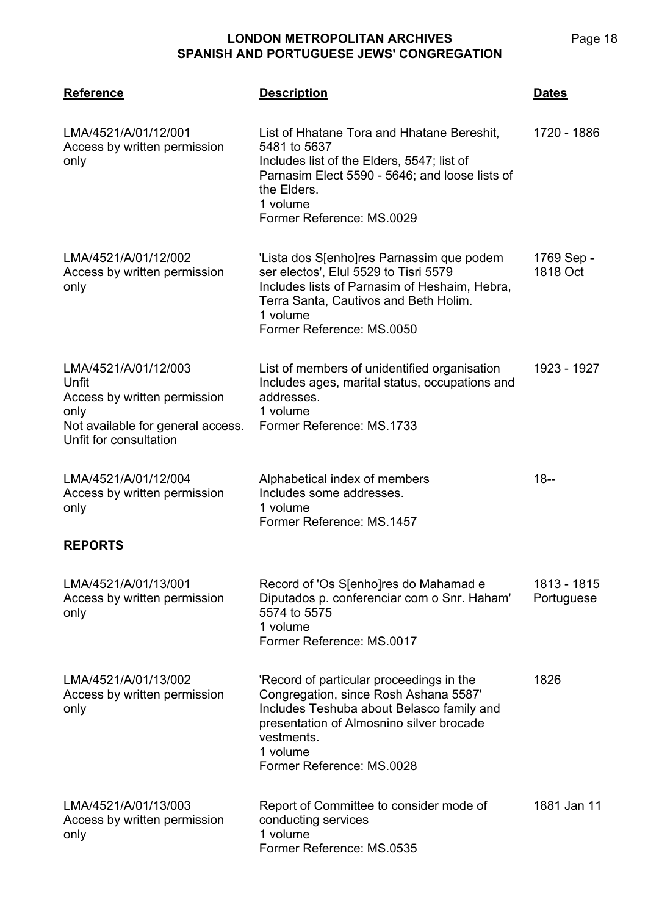| Reference | Description | Dates |
|---|---|---|
| LMA/4521/A/01/12/001<br>Access by written permission only | List of Hhatane Tora and Hhatane Bereshit, 5481 to 5637<br>Includes list of the Elders, 5547; list of Parnasim Elect 5590 - 5646; and loose lists of the Elders.<br>1 volume<br>Former Reference: MS.0029 | 1720 - 1886 |
| LMA/4521/A/01/12/002<br>Access by written permission only | 'Lista dos S[enho]res Parnassim que podem ser electos', Elul 5529 to Tisri 5579<br>Includes lists of Parnasim of Heshaim, Hebra, Terra Santa, Cautivos and Beth Holim.<br>1 volume<br>Former Reference: MS.0050 | 1769 Sep - 1818 Oct |
| LMA/4521/A/01/12/003<br>Unfit<br>Access by written permission only<br>Not available for general access. Unfit for consultation | List of members of unidentified organisation<br>Includes ages, marital status, occupations and addresses.<br>1 volume<br>Former Reference: MS.1733 | 1923 - 1927 |
| LMA/4521/A/01/12/004<br>Access by written permission only | Alphabetical index of members<br>Includes some addresses.<br>1 volume<br>Former Reference: MS.1457 | 18-- |

**REPORTS**

| Reference | Description | Dates |
|---|---|---|
| LMA/4521/A/01/13/001<br>Access by written permission only | Record of 'Os S[enho]res do Mahamad e Diputados p. conferenciar com o Snr. Haham' 5574 to 5575<br>1 volume<br>Former Reference: MS.0017 | 1813 - 1815<br>Portuguese |
| LMA/4521/A/01/13/002<br>Access by written permission only | 'Record of particular proceedings in the Congregation, since Rosh Ashana 5587'<br>Includes Teshuba about Belasco family and presentation of Almosnino silver brocade vestments.<br>1 volume<br>Former Reference: MS.0028 | 1826 |
| LMA/4521/A/01/13/003<br>Access by written permission only | Report of Committee to consider mode of conducting services<br>1 volume<br>Former Reference: MS.0535 | 1881 Jan 11 |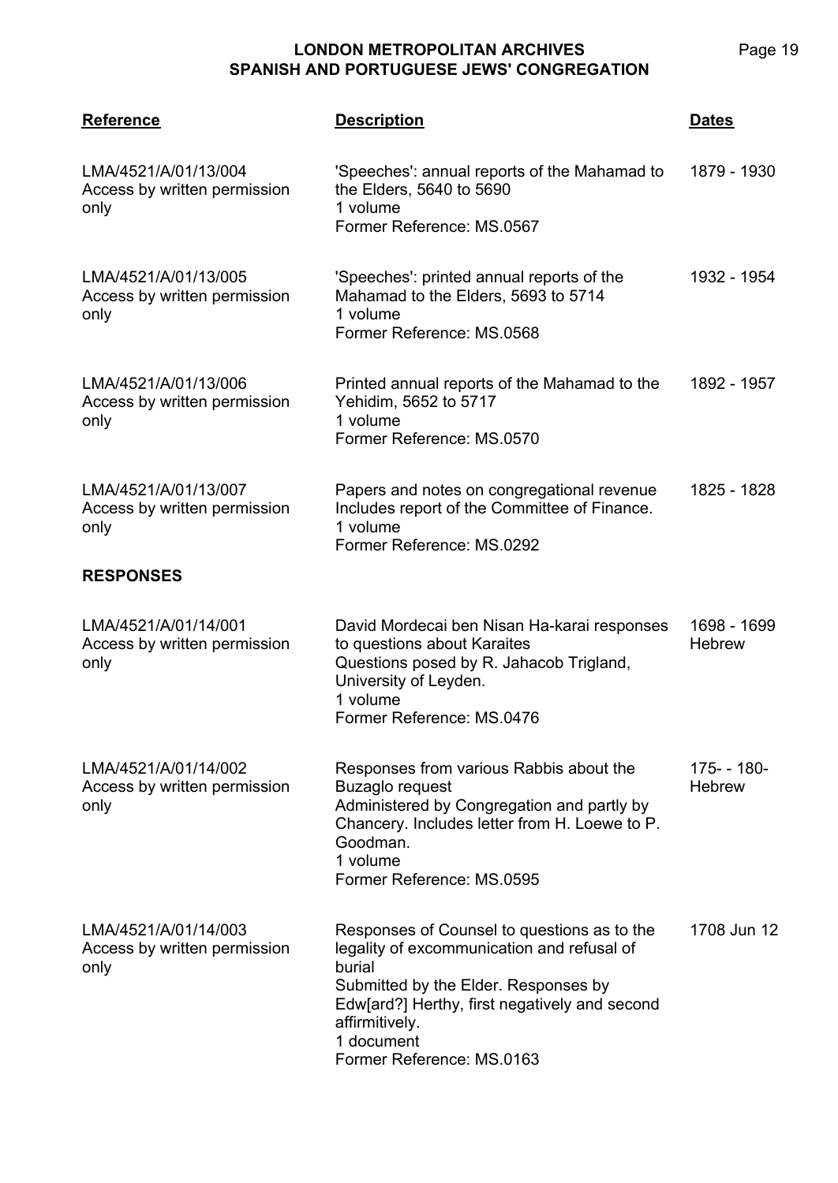| Reference | Description | Dates |
|---|---|---|
| LMA/4521/A/01/13/004<br>Access by written permission only | 'Speeches': annual reports of the Mahamad to the Elders, 5640 to 5690<br>1 volume<br>Former Reference: MS.0567 | 1879 - 1930 |
| LMA/4521/A/01/13/005<br>Access by written permission only | 'Speeches': printed annual reports of the Mahamad to the Elders, 5693 to 5714<br>1 volume<br>Former Reference: MS.0568 | 1932 - 1954 |
| LMA/4521/A/01/13/006<br>Access by written permission only | Printed annual reports of the Mahamad to the Yehidim, 5652 to 5717<br>1 volume<br>Former Reference: MS.0570 | 1892 - 1957 |
| LMA/4521/A/01/13/007<br>Access by written permission only | Papers and notes on congregational revenue<br>Includes report of the Committee of Finance.<br>1 volume<br>Former Reference: MS.0292 | 1825 - 1828 |
| **RESPONSES** | | |
| LMA/4521/A/01/14/001<br>Access by written permission only | David Mordecai ben Nisan Ha-karai responses to questions about Karaites<br>Questions posed by R. Jahacob Trigland, University of Leyden.<br>1 volume<br>Former Reference: MS.0476 | 1698 - 1699<br>Hebrew |
| LMA/4521/A/01/14/002<br>Access by written permission only | Responses from various Rabbis about the Buzaglo request<br>Administered by Congregation and partly by Chancery. Includes letter from H. Loewe to P. Goodman.<br>1 volume<br>Former Reference: MS.0595 | 175- - 180-<br>Hebrew |
| LMA/4521/A/01/14/003<br>Access by written permission only | Responses of Counsel to questions as to the legality of excommunication and refusal of burial<br>Submitted by the Elder. Responses by Edw[ard?] Herthy, first negatively and second affirmitively.<br>1 document<br>Former Reference: MS.0163 | 1708 Jun 12 |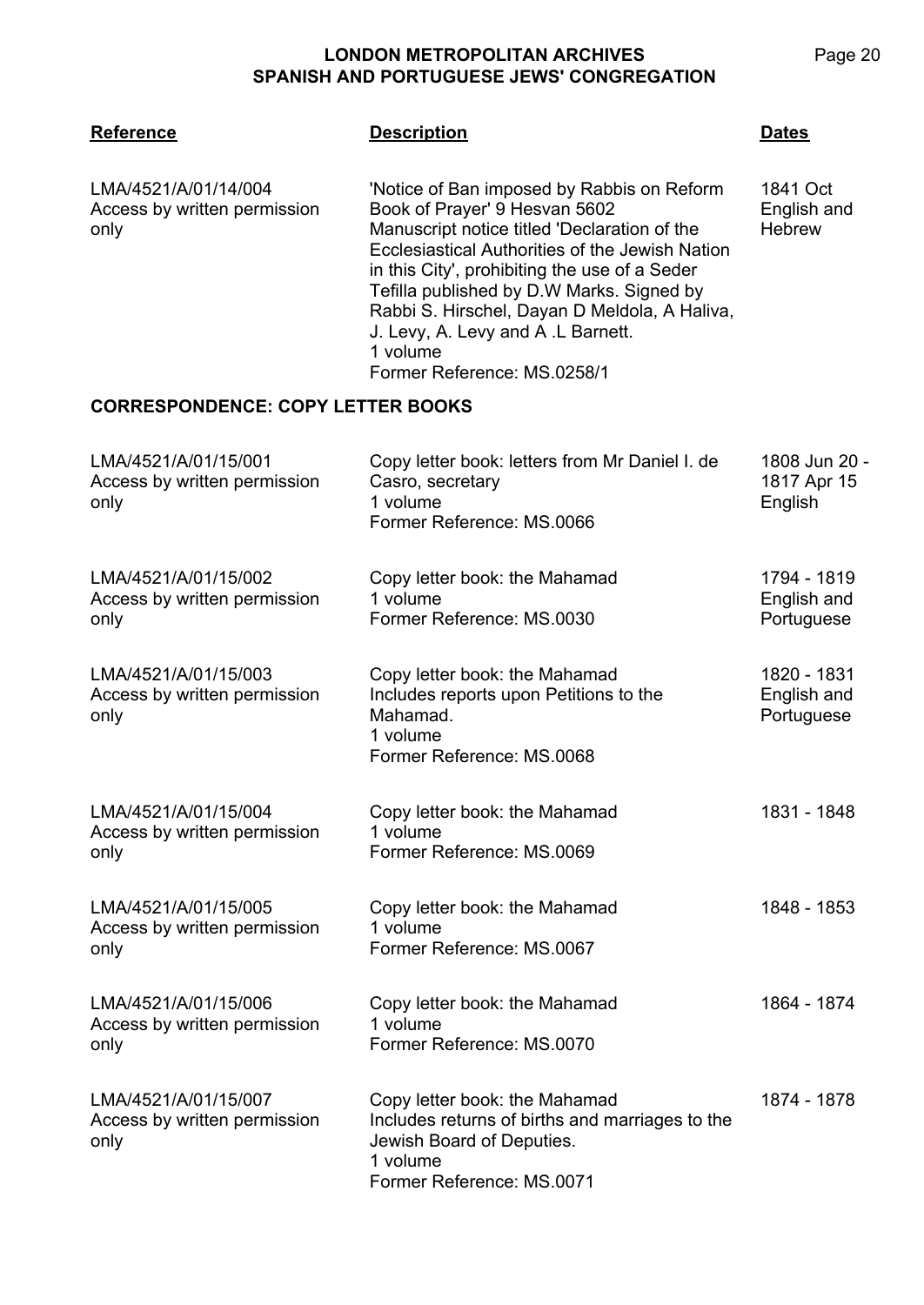| Reference | Description | Dates |
| --- | --- | --- |
| LMA/4521/A/01/14/004<br>Access by written permission only | 'Notice of Ban imposed by Rabbis on Reform Book of Prayer' 9 Hesvan 5602<br>Manuscript notice titled 'Declaration of the Ecclesiastical Authorities of the Jewish Nation in this City', prohibiting the use of a Seder Tefilla published by D.W Marks. Signed by Rabbi S. Hirschel, Dayan D Meldola, A Haliva, J. Levy, A. Levy and A .L Barnett.<br>1 volume<br>Former Reference: MS.0258/1 | 1841 Oct<br>English and Hebrew |

## CORRESPONDENCE: COPY LETTER BOOKS

| Reference | Description | Dates |
| --- | --- | --- |
| LMA/4521/A/01/15/001<br>Access by written permission only | Copy letter book: letters from Mr Daniel I. de Casro, secretary<br>1 volume<br>Former Reference: MS.0066 | 1808 Jun 20 - 1817 Apr 15<br>English |
| LMA/4521/A/01/15/002<br>Access by written permission only | Copy letter book: the Mahamad<br>1 volume<br>Former Reference: MS.0030 | 1794 - 1819<br>English and Portuguese |
| LMA/4521/A/01/15/003<br>Access by written permission only | Copy letter book: the Mahamad<br>Includes reports upon Petitions to the Mahamad.<br>1 volume<br>Former Reference: MS.0068 | 1820 - 1831<br>English and Portuguese |
| LMA/4521/A/01/15/004<br>Access by written permission only | Copy letter book: the Mahamad<br>1 volume<br>Former Reference: MS.0069 | 1831 - 1848 |
| LMA/4521/A/01/15/005<br>Access by written permission only | Copy letter book: the Mahamad<br>1 volume<br>Former Reference: MS.0067 | 1848 - 1853 |
| LMA/4521/A/01/15/006<br>Access by written permission only | Copy letter book: the Mahamad<br>1 volume<br>Former Reference: MS.0070 | 1864 - 1874 |
| LMA/4521/A/01/15/007<br>Access by written permission only | Copy letter book: the Mahamad<br>Includes returns of births and marriages to the Jewish Board of Deputies.<br>1 volume<br>Former Reference: MS.0071 | 1874 - 1878 |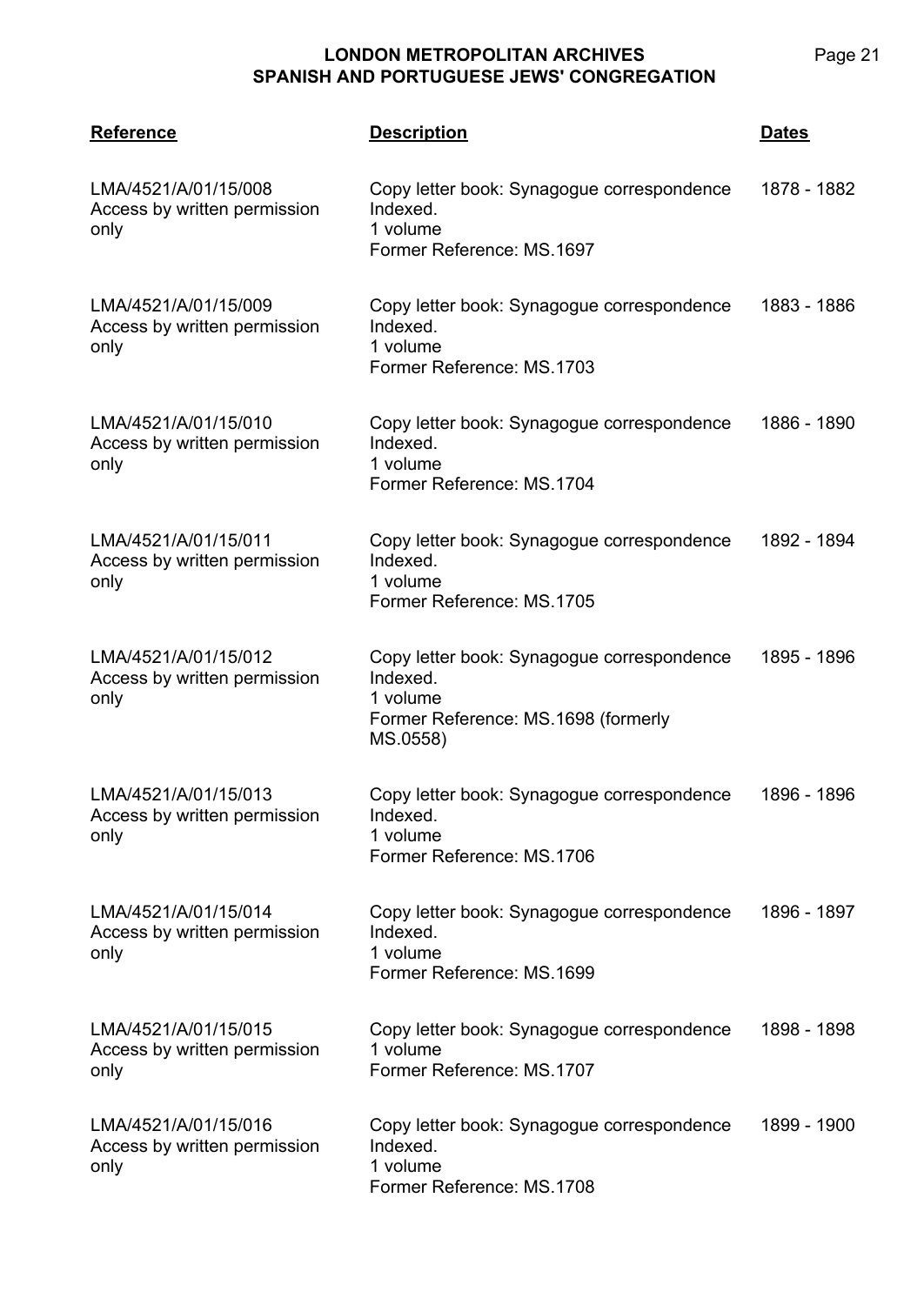| Reference | Description | Dates |
|---|---|---|
| LMA/4521/A/01/15/008<br>Access by written permission only | Copy letter book: Synagogue correspondence<br>Indexed.<br>1 volume<br>Former Reference: MS.1697 | 1878 - 1882 |
| LMA/4521/A/01/15/009<br>Access by written permission only | Copy letter book: Synagogue correspondence<br>Indexed.<br>1 volume<br>Former Reference: MS.1703 | 1883 - 1886 |
| LMA/4521/A/01/15/010<br>Access by written permission only | Copy letter book: Synagogue correspondence<br>Indexed.<br>1 volume<br>Former Reference: MS.1704 | 1886 - 1890 |
| LMA/4521/A/01/15/011<br>Access by written permission only | Copy letter book: Synagogue correspondence<br>Indexed.<br>1 volume<br>Former Reference: MS.1705 | 1892 - 1894 |
| LMA/4521/A/01/15/012<br>Access by written permission only | Copy letter book: Synagogue correspondence<br>Indexed.<br>1 volume<br>Former Reference: MS.1698 (formerly MS.0558) | 1895 - 1896 |
| LMA/4521/A/01/15/013<br>Access by written permission only | Copy letter book: Synagogue correspondence<br>Indexed.<br>1 volume<br>Former Reference: MS.1706 | 1896 - 1896 |
| LMA/4521/A/01/15/014<br>Access by written permission only | Copy letter book: Synagogue correspondence<br>Indexed.<br>1 volume<br>Former Reference: MS.1699 | 1896 - 1897 |
| LMA/4521/A/01/15/015<br>Access by written permission only | Copy letter book: Synagogue correspondence<br>1 volume<br>Former Reference: MS.1707 | 1898 - 1898 |
| LMA/4521/A/01/15/016<br>Access by written permission only | Copy letter book: Synagogue correspondence<br>Indexed.<br>1 volume<br>Former Reference: MS.1708 | 1899 - 1900 |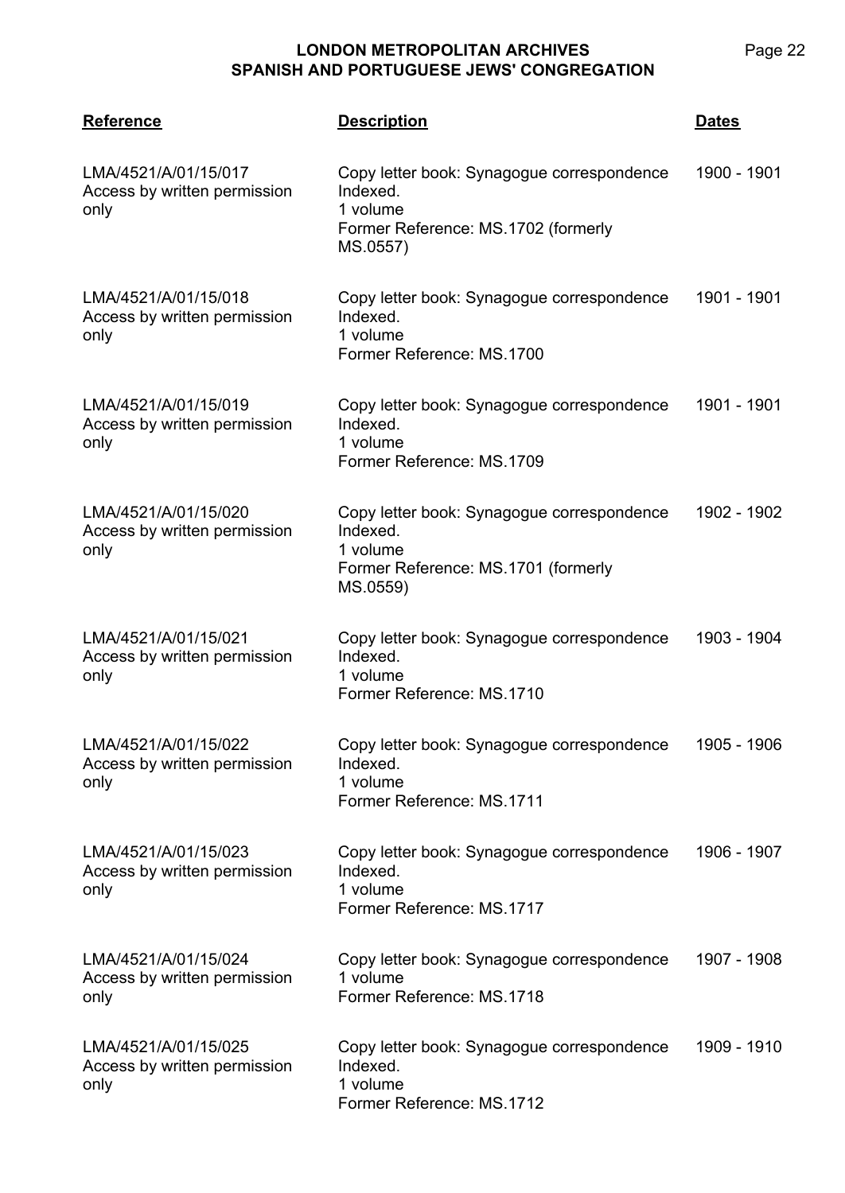| Reference | Description | Dates |
|---|---|---|
| LMA/4521/A/01/15/017<br>Access by written permission only | Copy letter book: Synagogue correspondence<br>Indexed.<br>1 volume<br>Former Reference: MS.1702 (formerly MS.0557) | 1900 - 1901 |
| LMA/4521/A/01/15/018<br>Access by written permission only | Copy letter book: Synagogue correspondence<br>Indexed.<br>1 volume<br>Former Reference: MS.1700 | 1901 - 1901 |
| LMA/4521/A/01/15/019<br>Access by written permission only | Copy letter book: Synagogue correspondence<br>Indexed.<br>1 volume<br>Former Reference: MS.1709 | 1901 - 1901 |
| LMA/4521/A/01/15/020<br>Access by written permission only | Copy letter book: Synagogue correspondence<br>Indexed.<br>1 volume<br>Former Reference: MS.1701 (formerly MS.0559) | 1902 - 1902 |
| LMA/4521/A/01/15/021<br>Access by written permission only | Copy letter book: Synagogue correspondence<br>Indexed.<br>1 volume<br>Former Reference: MS.1710 | 1903 - 1904 |
| LMA/4521/A/01/15/022<br>Access by written permission only | Copy letter book: Synagogue correspondence<br>Indexed.<br>1 volume<br>Former Reference: MS.1711 | 1905 - 1906 |
| LMA/4521/A/01/15/023<br>Access by written permission only | Copy letter book: Synagogue correspondence<br>Indexed.<br>1 volume<br>Former Reference: MS.1717 | 1906 - 1907 |
| LMA/4521/A/01/15/024<br>Access by written permission only | Copy letter book: Synagogue correspondence<br>1 volume<br>Former Reference: MS.1718 | 1907 - 1908 |
| LMA/4521/A/01/15/025<br>Access by written permission only | Copy letter book: Synagogue correspondence<br>Indexed.<br>1 volume<br>Former Reference: MS.1712 | 1909 - 1910 |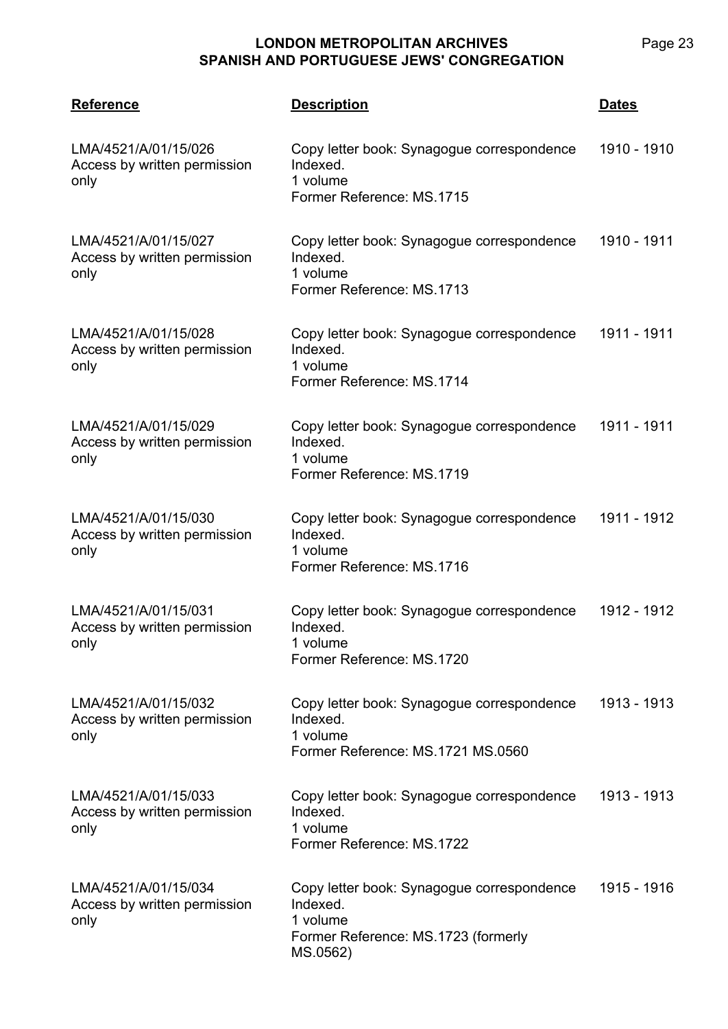| Reference | Description | Dates |
|---|---|---|
| LMA/4521/A/01/15/026<br>Access by written permission only | Copy letter book: Synagogue correspondence<br>Indexed.<br>1 volume<br>Former Reference: MS.1715 | 1910 - 1910 |
| LMA/4521/A/01/15/027<br>Access by written permission only | Copy letter book: Synagogue correspondence<br>Indexed.<br>1 volume<br>Former Reference: MS.1713 | 1910 - 1911 |
| LMA/4521/A/01/15/028<br>Access by written permission only | Copy letter book: Synagogue correspondence<br>Indexed.<br>1 volume<br>Former Reference: MS.1714 | 1911 - 1911 |
| LMA/4521/A/01/15/029<br>Access by written permission only | Copy letter book: Synagogue correspondence<br>Indexed.<br>1 volume<br>Former Reference: MS.1719 | 1911 - 1911 |
| LMA/4521/A/01/15/030<br>Access by written permission only | Copy letter book: Synagogue correspondence<br>Indexed.<br>1 volume<br>Former Reference: MS.1716 | 1911 - 1912 |
| LMA/4521/A/01/15/031<br>Access by written permission only | Copy letter book: Synagogue correspondence<br>Indexed.<br>1 volume<br>Former Reference: MS.1720 | 1912 - 1912 |
| LMA/4521/A/01/15/032<br>Access by written permission only | Copy letter book: Synagogue correspondence<br>Indexed.<br>1 volume<br>Former Reference: MS.1721 MS.0560 | 1913 - 1913 |
| LMA/4521/A/01/15/033<br>Access by written permission only | Copy letter book: Synagogue correspondence<br>Indexed.<br>1 volume<br>Former Reference: MS.1722 | 1913 - 1913 |
| LMA/4521/A/01/15/034<br>Access by written permission only | Copy letter book: Synagogue correspondence<br>Indexed.<br>1 volume<br>Former Reference: MS.1723 (formerly MS.0562) | 1915 - 1916 |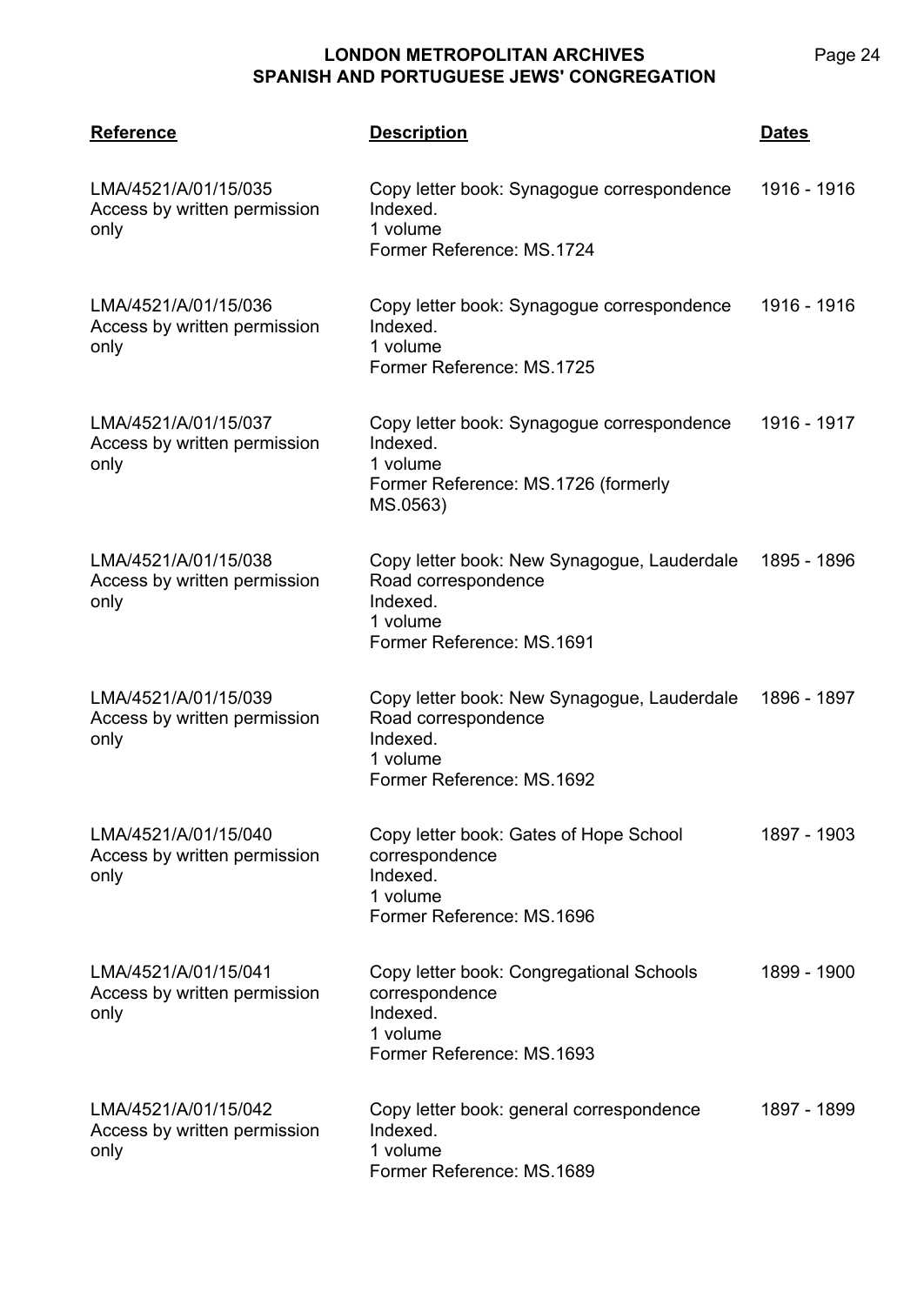| Reference | Description | Dates |
|---|---|---|
| LMA/4521/A/01/15/035<br>Access by written permission only | Copy letter book: Synagogue correspondence<br>Indexed.<br>1 volume<br>Former Reference: MS.1724 | 1916 - 1916 |
| LMA/4521/A/01/15/036<br>Access by written permission only | Copy letter book: Synagogue correspondence<br>Indexed.<br>1 volume<br>Former Reference: MS.1725 | 1916 - 1916 |
| LMA/4521/A/01/15/037<br>Access by written permission only | Copy letter book: Synagogue correspondence<br>Indexed.<br>1 volume<br>Former Reference: MS.1726 (formerly MS.0563) | 1916 - 1917 |
| LMA/4521/A/01/15/038<br>Access by written permission only | Copy letter book: New Synagogue, Lauderdale Road correspondence<br>Indexed.<br>1 volume<br>Former Reference: MS.1691 | 1895 - 1896 |
| LMA/4521/A/01/15/039<br>Access by written permission only | Copy letter book: New Synagogue, Lauderdale Road correspondence<br>Indexed.<br>1 volume<br>Former Reference: MS.1692 | 1896 - 1897 |
| LMA/4521/A/01/15/040<br>Access by written permission only | Copy letter book: Gates of Hope School correspondence<br>Indexed.<br>1 volume<br>Former Reference: MS.1696 | 1897 - 1903 |
| LMA/4521/A/01/15/041<br>Access by written permission only | Copy letter book: Congregational Schools correspondence<br>Indexed.<br>1 volume<br>Former Reference: MS.1693 | 1899 - 1900 |
| LMA/4521/A/01/15/042<br>Access by written permission only | Copy letter book: general correspondence<br>Indexed.<br>1 volume<br>Former Reference: MS.1689 | 1897 - 1899 |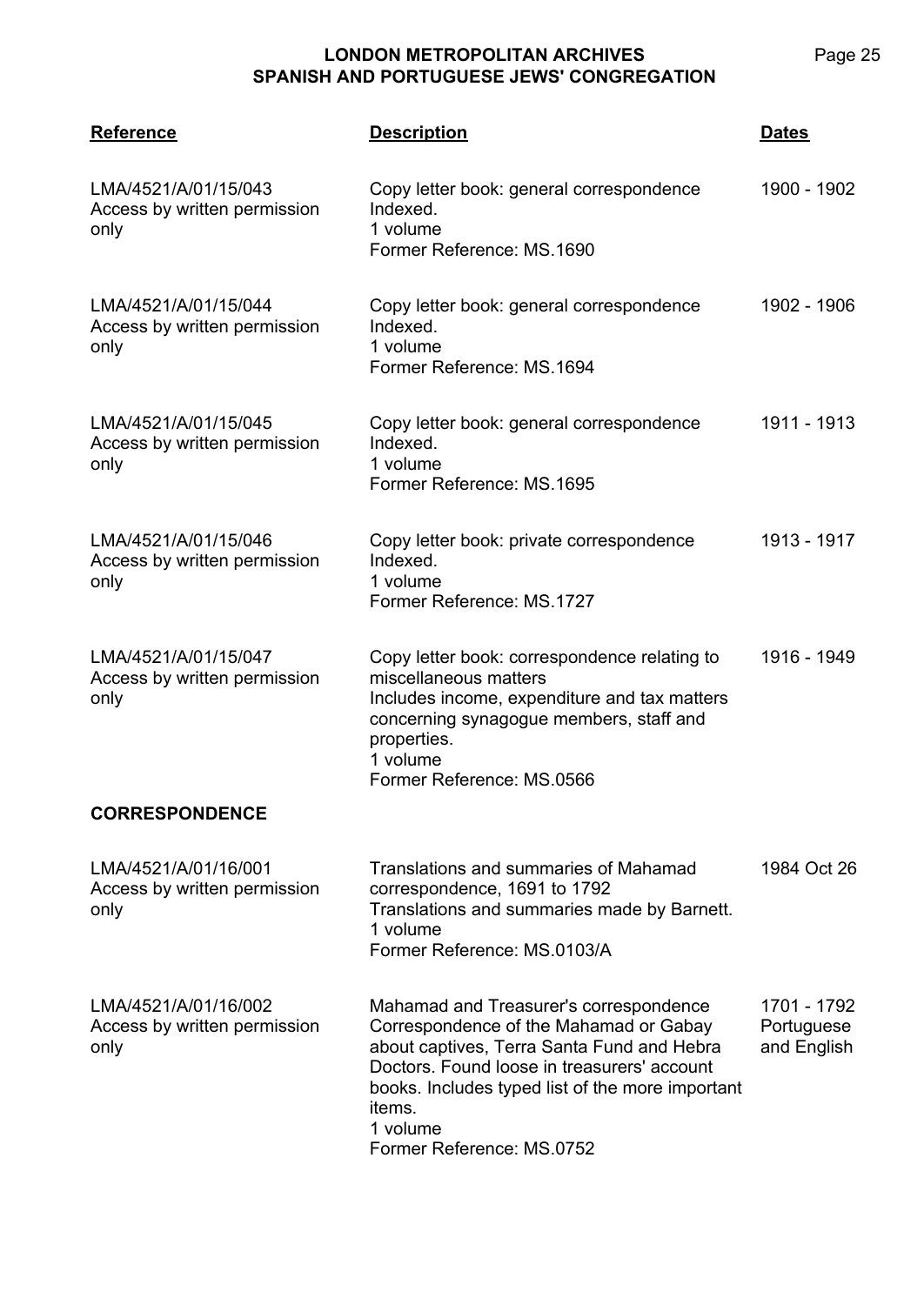| Reference | Description | Dates |
|---|---|---|
| LMA/4521/A/01/15/043<br>Access by written permission only | Copy letter book: general correspondence<br>Indexed.<br>1 volume<br>Former Reference: MS.1690 | 1900 - 1902 |
| LMA/4521/A/01/15/044<br>Access by written permission only | Copy letter book: general correspondence<br>Indexed.<br>1 volume<br>Former Reference: MS.1694 | 1902 - 1906 |
| LMA/4521/A/01/15/045<br>Access by written permission only | Copy letter book: general correspondence<br>Indexed.<br>1 volume<br>Former Reference: MS.1695 | 1911 - 1913 |
| LMA/4521/A/01/15/046<br>Access by written permission only | Copy letter book: private correspondence<br>Indexed.<br>1 volume<br>Former Reference: MS.1727 | 1913 - 1917 |
| LMA/4521/A/01/15/047<br>Access by written permission only | Copy letter book: correspondence relating to miscellaneous matters<br>Includes income, expenditure and tax matters concerning synagogue members, staff and properties.<br>1 volume<br>Former Reference: MS.0566 | 1916 - 1949 |

**CORRESPONDENCE**

| Reference | Description | Dates |
|---|---|---|
| LMA/4521/A/01/16/001<br>Access by written permission only | Translations and summaries of Mahamad correspondence, 1691 to 1792<br>Translations and summaries made by Barnett.<br>1 volume<br>Former Reference: MS.0103/A | 1984 Oct 26 |
| LMA/4521/A/01/16/002<br>Access by written permission only | Mahamad and Treasurer's correspondence<br>Correspondence of the Mahamad or Gabay about captives, Terra Santa Fund and Hebra Doctors. Found loose in treasurers' account books. Includes typed list of the more important items.<br>1 volume<br>Former Reference: MS.0752 | 1701 - 1792<br>Portuguese and English |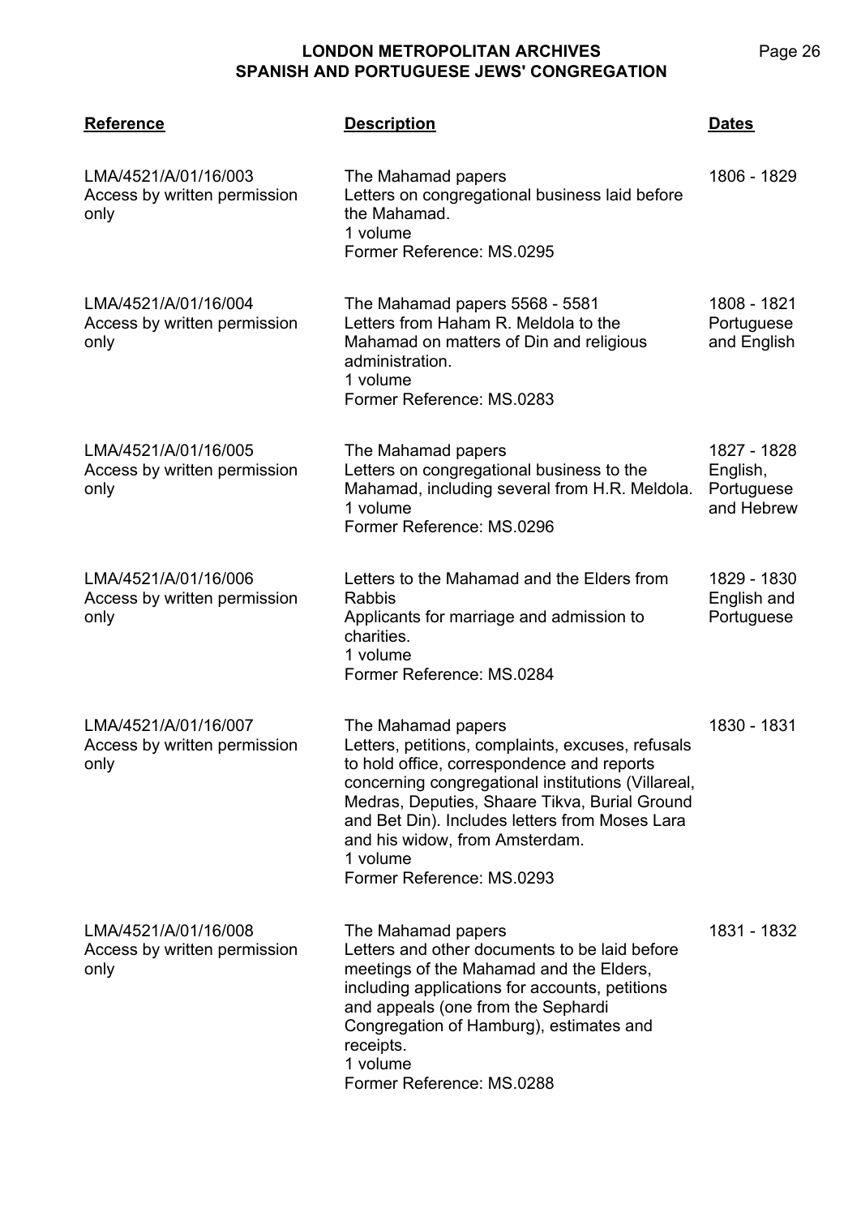| Reference | Description | Dates |
| --- | --- | --- |
| LMA/4521/A/01/16/003<br>Access by written permission only | The Mahamad papers<br>Letters on congregational business laid before the Mahamad.<br>1 volume<br>Former Reference: MS.0295 | 1806 - 1829 |
| LMA/4521/A/01/16/004<br>Access by written permission only | The Mahamad papers 5568 - 5581<br>Letters from Haham R. Meldola to the Mahamad on matters of Din and religious administration.<br>1 volume<br>Former Reference: MS.0283 | 1808 - 1821<br>Portuguese and English |
| LMA/4521/A/01/16/005<br>Access by written permission only | The Mahamad papers<br>Letters on congregational business to the Mahamad, including several from H.R. Meldola.<br>1 volume<br>Former Reference: MS.0296 | 1827 - 1828<br>English, Portuguese and Hebrew |
| LMA/4521/A/01/16/006<br>Access by written permission only | Letters to the Mahamad and the Elders from Rabbis<br>Applicants for marriage and admission to charities.<br>1 volume<br>Former Reference: MS.0284 | 1829 - 1830<br>English and Portuguese |
| LMA/4521/A/01/16/007<br>Access by written permission only | The Mahamad papers<br>Letters, petitions, complaints, excuses, refusals to hold office, correspondence and reports concerning congregational institutions (Villareal, Medras, Deputies, Shaare Tikva, Burial Ground and Bet Din). Includes letters from Moses Lara and his widow, from Amsterdam.<br>1 volume<br>Former Reference: MS.0293 | 1830 - 1831 |
| LMA/4521/A/01/16/008<br>Access by written permission only | The Mahamad papers<br>Letters and other documents to be laid before meetings of the Mahamad and the Elders, including applications for accounts, petitions and appeals (one from the Sephardi Congregation of Hamburg), estimates and receipts.<br>1 volume<br>Former Reference: MS.0288 | 1831 - 1832 |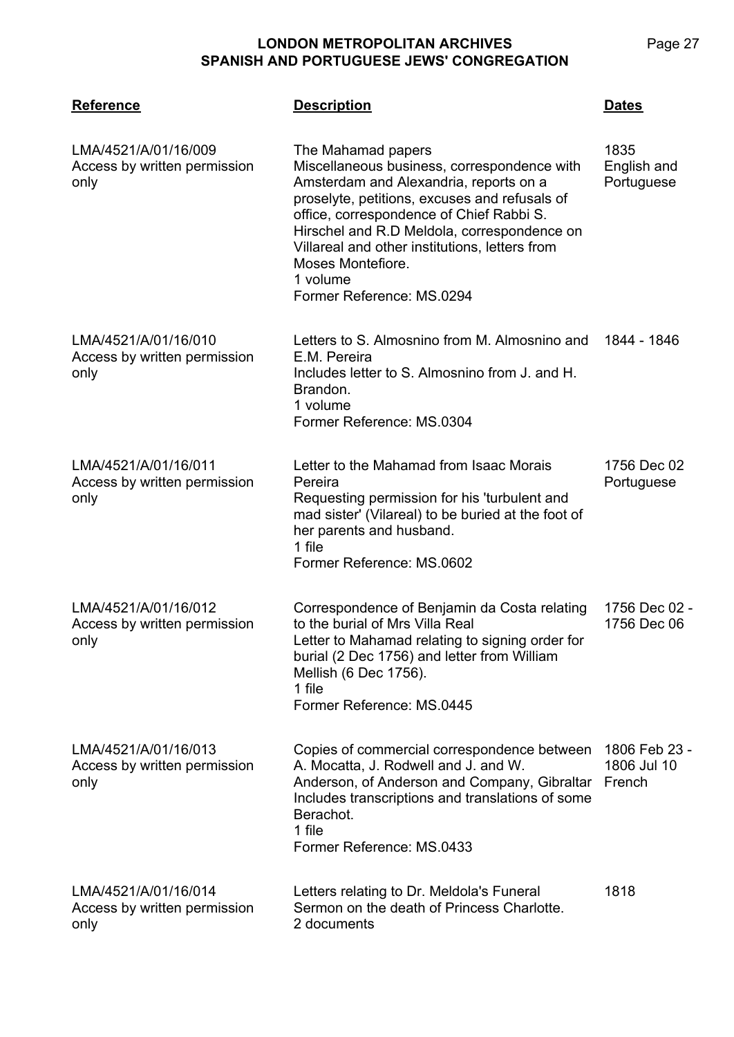| Reference | Description | Dates |
| --- | --- | --- |
| LMA/4521/A/01/16/009<br>Access by written permission only | The Mahamad papers<br>Miscellaneous business, correspondence with Amsterdam and Alexandria, reports on a proselyte, petitions, excuses and refusals of office, correspondence of Chief Rabbi S. Hirschel and R.D Meldola, correspondence on Villareal and other institutions, letters from Moses Montefiore.<br>1 volume<br>Former Reference: MS.0294 | 1835<br>English and Portuguese |
| LMA/4521/A/01/16/010<br>Access by written permission only | Letters to S. Almosnino from M. Almosnino and E.M. Pereira<br>Includes letter to S. Almosnino from J. and H. Brandon.<br>1 volume<br>Former Reference: MS.0304 | 1844 - 1846 |
| LMA/4521/A/01/16/011<br>Access by written permission only | Letter to the Mahamad from Isaac Morais Pereira<br>Requesting permission for his 'turbulent and mad sister' (Vilareal) to be buried at the foot of her parents and husband.<br>1 file<br>Former Reference: MS.0602 | 1756 Dec 02<br>Portuguese |
| LMA/4521/A/01/16/012<br>Access by written permission only | Correspondence of Benjamin da Costa relating to the burial of Mrs Villa Real<br>Letter to Mahamad relating to signing order for burial (2 Dec 1756) and letter from William Mellish (6 Dec 1756).<br>1 file<br>Former Reference: MS.0445 | 1756 Dec 02 - 1756 Dec 06 |
| LMA/4521/A/01/16/013<br>Access by written permission only | Copies of commercial correspondence between A. Mocatta, J. Rodwell and J. and W. Anderson, of Anderson and Company, Gibraltar<br>Includes transcriptions and translations of some Berachot.<br>1 file<br>Former Reference: MS.0433 | 1806 Feb 23 - 1806 Jul 10<br>French |
| LMA/4521/A/01/16/014<br>Access by written permission only | Letters relating to Dr. Meldola's Funeral Sermon on the death of Princess Charlotte.<br>2 documents | 1818 |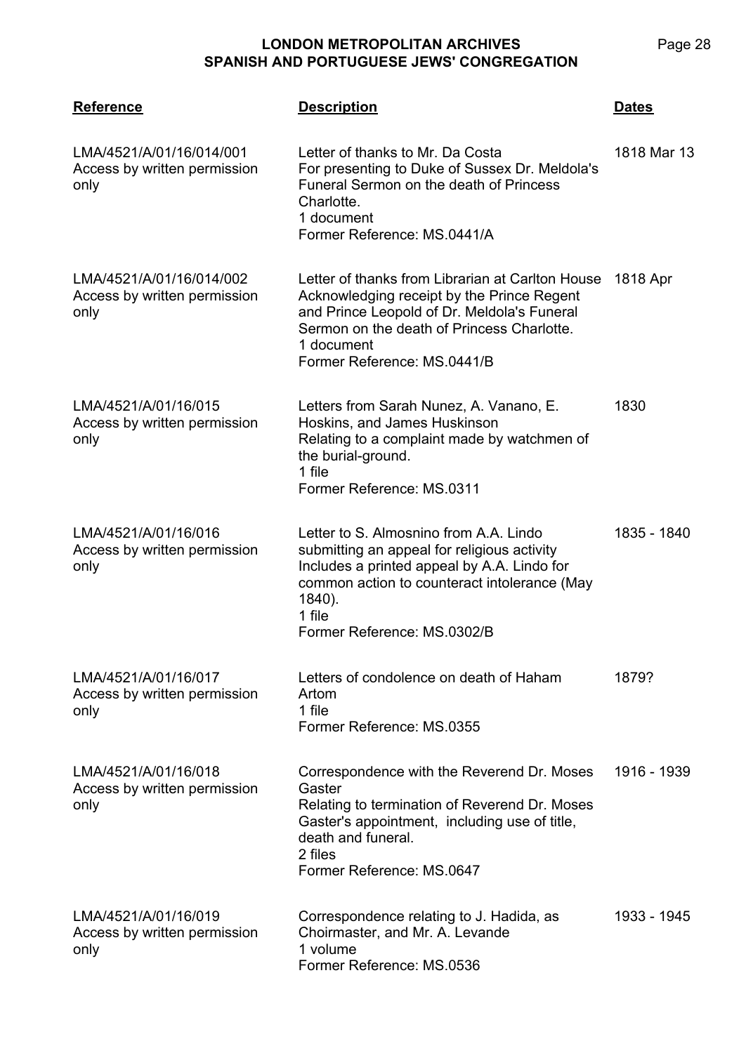| Reference | Description | Dates |
|---|---|---|
| LMA/4521/A/01/16/014/001<br>Access by written permission only | Letter of thanks to Mr. Da Costa<br>For presenting to Duke of Sussex Dr. Meldola's Funeral Sermon on the death of Princess Charlotte.<br>1 document<br>Former Reference: MS.0441/A | 1818 Mar 13 |
| LMA/4521/A/01/16/014/002<br>Access by written permission only | Letter of thanks from Librarian at Carlton House<br>Acknowledging receipt by the Prince Regent and Prince Leopold of Dr. Meldola's Funeral Sermon on the death of Princess Charlotte.<br>1 document<br>Former Reference: MS.0441/B | 1818 Apr |
| LMA/4521/A/01/16/015<br>Access by written permission only | Letters from Sarah Nunez, A. Vanano, E. Hoskins, and James Huskinson<br>Relating to a complaint made by watchmen of the burial-ground.<br>1 file<br>Former Reference: MS.0311 | 1830 |
| LMA/4521/A/01/16/016<br>Access by written permission only | Letter to S. Almosnino from A.A. Lindo submitting an appeal for religious activity<br>Includes a printed appeal by A.A. Lindo for common action to counteract intolerance (May 1840).<br>1 file<br>Former Reference: MS.0302/B | 1835 - 1840 |
| LMA/4521/A/01/16/017<br>Access by written permission only | Letters of condolence on death of Haham Artom<br>1 file<br>Former Reference: MS.0355 | 1879? |
| LMA/4521/A/01/16/018<br>Access by written permission only | Correspondence with the Reverend Dr. Moses Gaster<br>Relating to termination of Reverend Dr. Moses Gaster's appointment, including use of title, death and funeral.<br>2 files<br>Former Reference: MS.0647 | 1916 - 1939 |
| LMA/4521/A/01/16/019<br>Access by written permission only | Correspondence relating to J. Hadida, as Choirmaster, and Mr. A. Levande<br>1 volume<br>Former Reference: MS.0536 | 1933 - 1945 |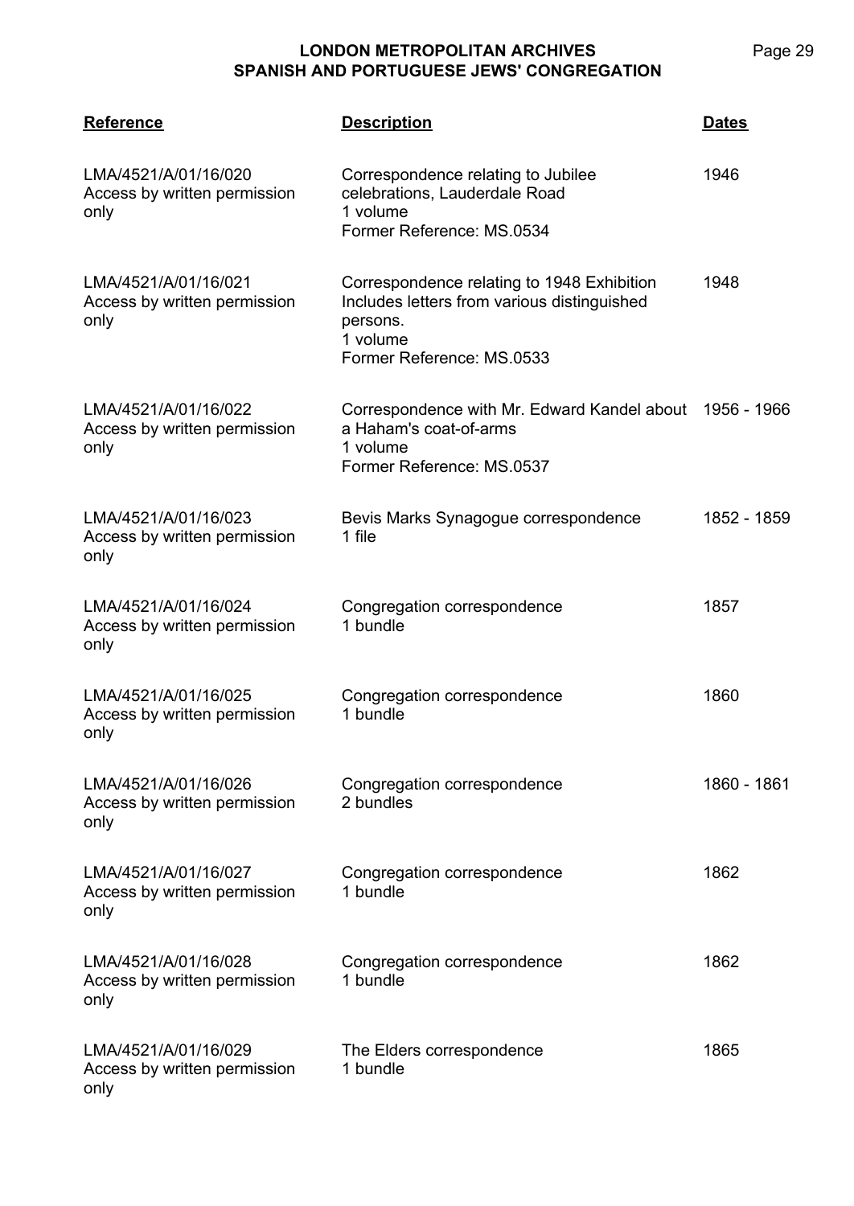| Reference | Description | Dates |
|---|---|---|
| LMA/4521/A/01/16/020<br>Access by written permission only | Correspondence relating to Jubilee celebrations, Lauderdale Road<br>1 volume<br>Former Reference: MS.0534 | 1946 |
| LMA/4521/A/01/16/021<br>Access by written permission only | Correspondence relating to 1948 Exhibition<br>Includes letters from various distinguished persons.<br>1 volume<br>Former Reference: MS.0533 | 1948 |
| LMA/4521/A/01/16/022<br>Access by written permission only | Correspondence with Mr. Edward Kandel about a Haham's coat-of-arms<br>1 volume<br>Former Reference: MS.0537 | 1956 - 1966 |
| LMA/4521/A/01/16/023<br>Access by written permission only | Bevis Marks Synagogue correspondence<br>1 file | 1852 - 1859 |
| LMA/4521/A/01/16/024<br>Access by written permission only | Congregation correspondence<br>1 bundle | 1857 |
| LMA/4521/A/01/16/025<br>Access by written permission only | Congregation correspondence<br>1 bundle | 1860 |
| LMA/4521/A/01/16/026<br>Access by written permission only | Congregation correspondence<br>2 bundles | 1860 - 1861 |
| LMA/4521/A/01/16/027<br>Access by written permission only | Congregation correspondence<br>1 bundle | 1862 |
| LMA/4521/A/01/16/028<br>Access by written permission only | Congregation correspondence<br>1 bundle | 1862 |
| LMA/4521/A/01/16/029<br>Access by written permission only | The Elders correspondence<br>1 bundle | 1865 |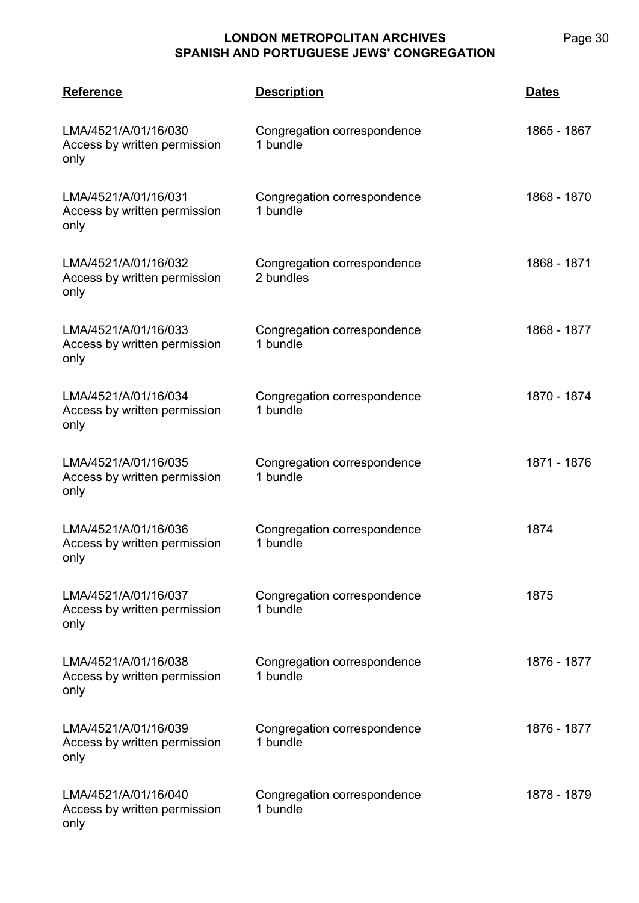| Reference | Description | Dates |
| --- | --- | --- |
| LMA/4521/A/01/16/030<br>Access by written permission only | Congregation correspondence<br>1 bundle | 1865 - 1867 |
| LMA/4521/A/01/16/031<br>Access by written permission only | Congregation correspondence<br>1 bundle | 1868 - 1870 |
| LMA/4521/A/01/16/032<br>Access by written permission only | Congregation correspondence<br>2 bundles | 1868 - 1871 |
| LMA/4521/A/01/16/033<br>Access by written permission only | Congregation correspondence<br>1 bundle | 1868 - 1877 |
| LMA/4521/A/01/16/034<br>Access by written permission only | Congregation correspondence<br>1 bundle | 1870 - 1874 |
| LMA/4521/A/01/16/035<br>Access by written permission only | Congregation correspondence<br>1 bundle | 1871 - 1876 |
| LMA/4521/A/01/16/036<br>Access by written permission only | Congregation correspondence<br>1 bundle | 1874 |
| LMA/4521/A/01/16/037<br>Access by written permission only | Congregation correspondence<br>1 bundle | 1875 |
| LMA/4521/A/01/16/038<br>Access by written permission only | Congregation correspondence<br>1 bundle | 1876 - 1877 |
| LMA/4521/A/01/16/039<br>Access by written permission only | Congregation correspondence<br>1 bundle | 1876 - 1877 |
| LMA/4521/A/01/16/040<br>Access by written permission only | Congregation correspondence<br>1 bundle | 1878 - 1879 |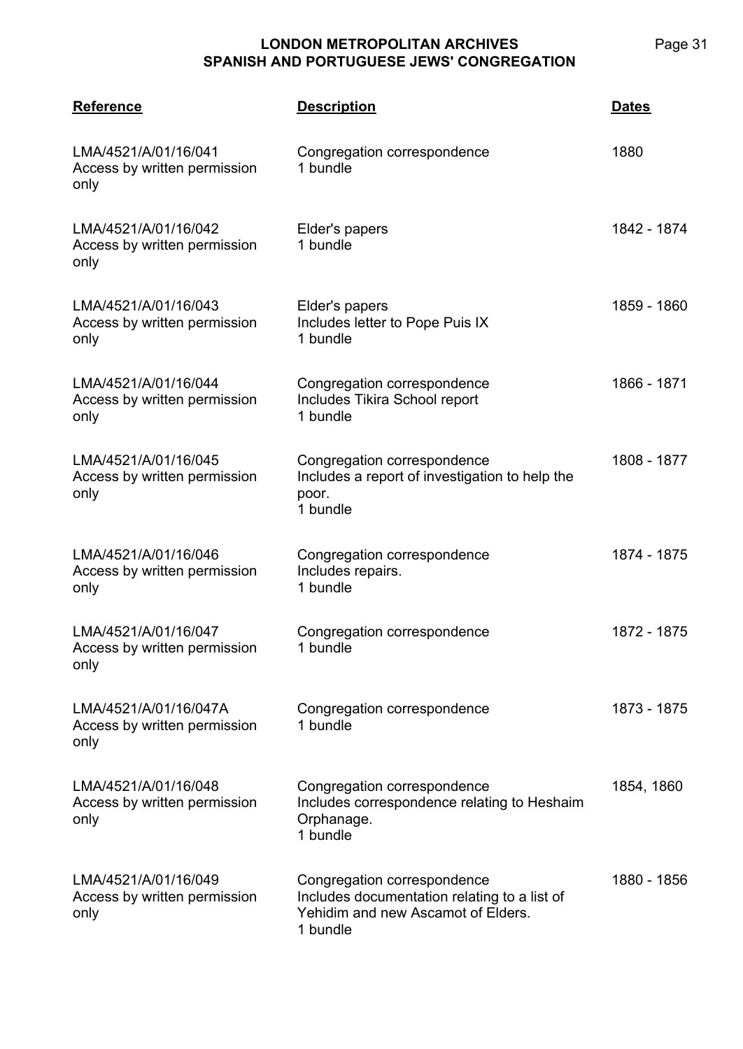| Reference | Description | Dates |
|---|---|---|
| LMA/4521/A/01/16/041<br>Access by written permission only | Congregation correspondence<br>1 bundle | 1880 |
| LMA/4521/A/01/16/042<br>Access by written permission only | Elder's papers<br>1 bundle | 1842 - 1874 |
| LMA/4521/A/01/16/043<br>Access by written permission only | Elder's papers<br>Includes letter to Pope Puis IX<br>1 bundle | 1859 - 1860 |
| LMA/4521/A/01/16/044<br>Access by written permission only | Congregation correspondence<br>Includes Tikira School report<br>1 bundle | 1866 - 1871 |
| LMA/4521/A/01/16/045<br>Access by written permission only | Congregation correspondence<br>Includes a report of investigation to help the poor.<br>1 bundle | 1808 - 1877 |
| LMA/4521/A/01/16/046<br>Access by written permission only | Congregation correspondence<br>Includes repairs.<br>1 bundle | 1874 - 1875 |
| LMA/4521/A/01/16/047<br>Access by written permission only | Congregation correspondence<br>1 bundle | 1872 - 1875 |
| LMA/4521/A/01/16/047A<br>Access by written permission only | Congregation correspondence<br>1 bundle | 1873 - 1875 |
| LMA/4521/A/01/16/048<br>Access by written permission only | Congregation correspondence<br>Includes correspondence relating to Heshaim Orphanage.<br>1 bundle | 1854, 1860 |
| LMA/4521/A/01/16/049<br>Access by written permission only | Congregation correspondence<br>Includes documentation relating to a list of Yehidim and new Ascamot of Elders.<br>1 bundle | 1880 - 1856 |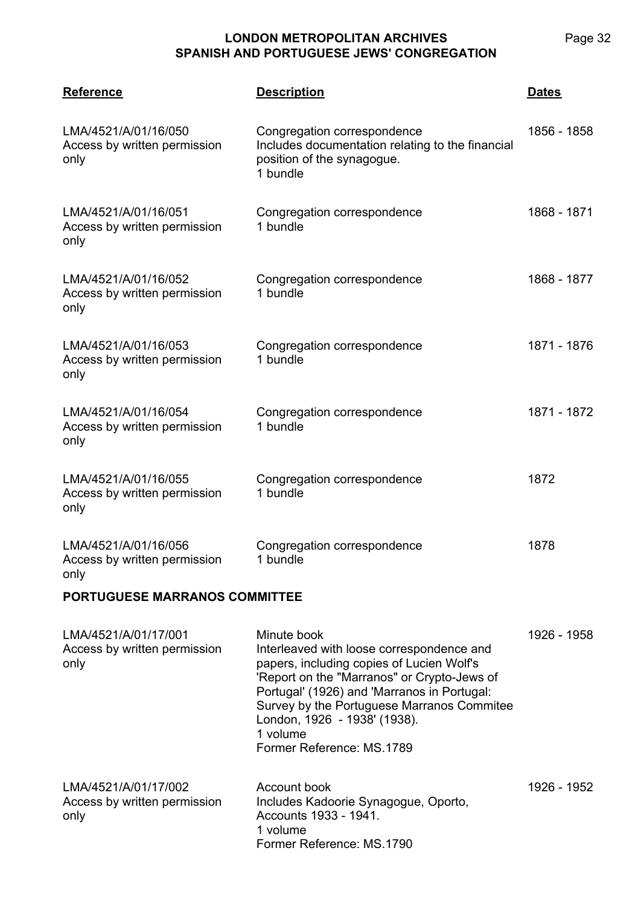| Reference | Description | Dates |
|---|---|---|
| LMA/4521/A/01/16/050<br>Access by written permission only | Congregation correspondence<br>Includes documentation relating to the financial position of the synagogue.<br>1 bundle | 1856 - 1858 |
| LMA/4521/A/01/16/051<br>Access by written permission only | Congregation correspondence<br>1 bundle | 1868 - 1871 |
| LMA/4521/A/01/16/052<br>Access by written permission only | Congregation correspondence<br>1 bundle | 1868 - 1877 |
| LMA/4521/A/01/16/053<br>Access by written permission only | Congregation correspondence<br>1 bundle | 1871 - 1876 |
| LMA/4521/A/01/16/054<br>Access by written permission only | Congregation correspondence<br>1 bundle | 1871 - 1872 |
| LMA/4521/A/01/16/055<br>Access by written permission only | Congregation correspondence<br>1 bundle | 1872 |
| LMA/4521/A/01/16/056<br>Access by written permission only | Congregation correspondence<br>1 bundle | 1878 |

**PORTUGUESE MARRANOS COMMITTEE**

| Reference | Description | Dates |
|---|---|---|
| LMA/4521/A/01/17/001<br>Access by written permission only | Minute book<br>Interleaved with loose correspondence and papers, including copies of Lucien Wolf's 'Report on the "Marranos" or Crypto-Jews of Portugal' (1926) and 'Marranos in Portugal: Survey by the Portuguese Marranos Commitee London, 1926 - 1938' (1938).<br>1 volume<br>Former Reference: MS.1789 | 1926 - 1958 |
| LMA/4521/A/01/17/002<br>Access by written permission only | Account book<br>Includes Kadoorie Synagogue, Oporto, Accounts 1933 - 1941.<br>1 volume<br>Former Reference: MS.1790 | 1926 - 1952 |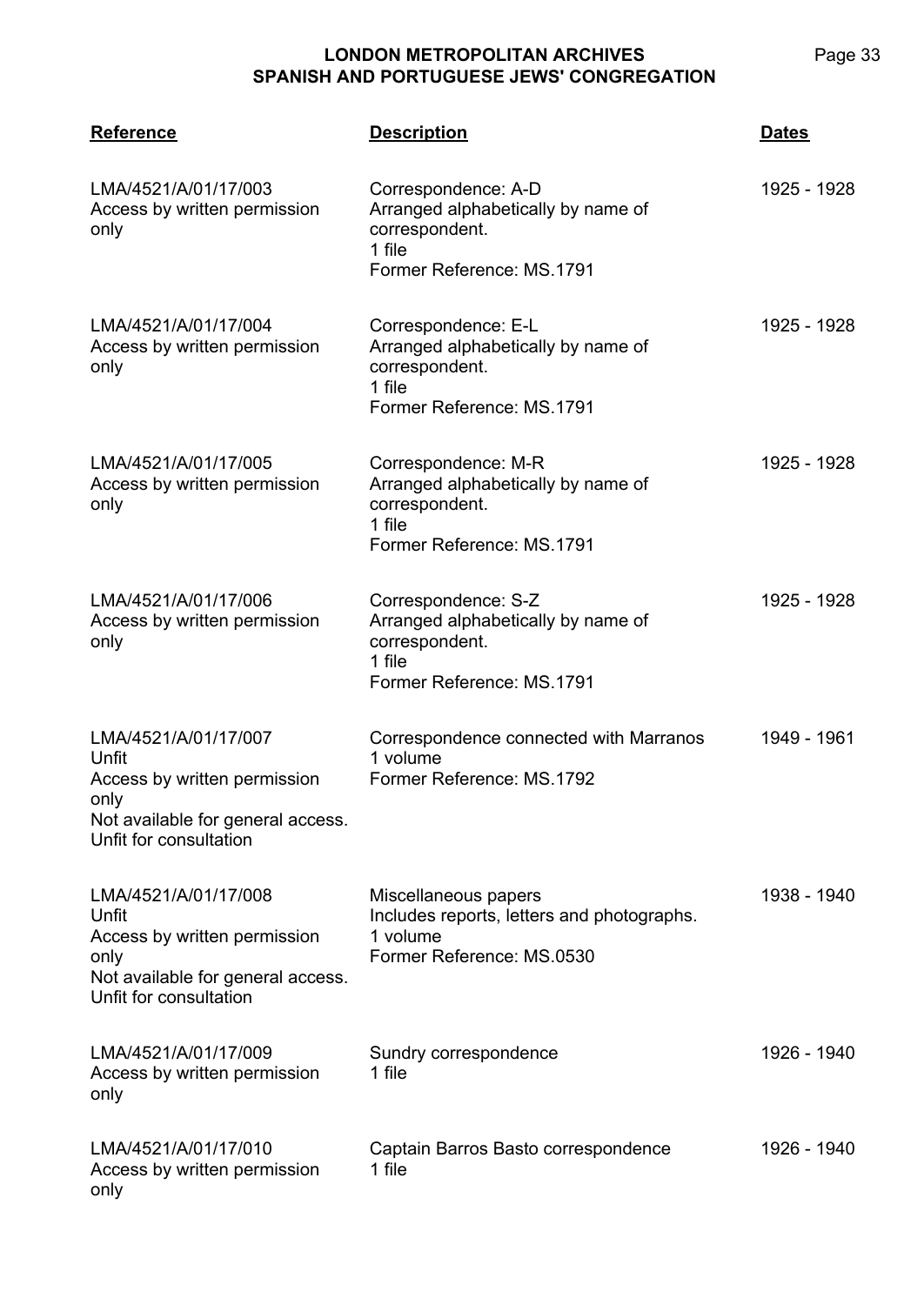| Reference | Description | Dates |
|---|---|---|
| LMA/4521/A/01/17/003<br>Access by written permission only | Correspondence: A-D<br>Arranged alphabetically by name of correspondent.<br>1 file<br>Former Reference: MS.1791 | 1925 - 1928 |
| LMA/4521/A/01/17/004<br>Access by written permission only | Correspondence: E-L<br>Arranged alphabetically by name of correspondent.<br>1 file<br>Former Reference: MS.1791 | 1925 - 1928 |
| LMA/4521/A/01/17/005<br>Access by written permission only | Correspondence: M-R<br>Arranged alphabetically by name of correspondent.<br>1 file<br>Former Reference: MS.1791 | 1925 - 1928 |
| LMA/4521/A/01/17/006<br>Access by written permission only | Correspondence: S-Z<br>Arranged alphabetically by name of correspondent.<br>1 file<br>Former Reference: MS.1791 | 1925 - 1928 |
| LMA/4521/A/01/17/007<br>Unfit<br>Access by written permission only<br>Not available for general access. Unfit for consultation | Correspondence connected with Marranos<br>1 volume<br>Former Reference: MS.1792 | 1949 - 1961 |
| LMA/4521/A/01/17/008<br>Unfit<br>Access by written permission only<br>Not available for general access. Unfit for consultation | Miscellaneous papers<br>Includes reports, letters and photographs.<br>1 volume<br>Former Reference: MS.0530 | 1938 - 1940 |
| LMA/4521/A/01/17/009<br>Access by written permission only | Sundry correspondence<br>1 file | 1926 - 1940 |
| LMA/4521/A/01/17/010<br>Access by written permission only | Captain Barros Basto correspondence<br>1 file | 1926 - 1940 |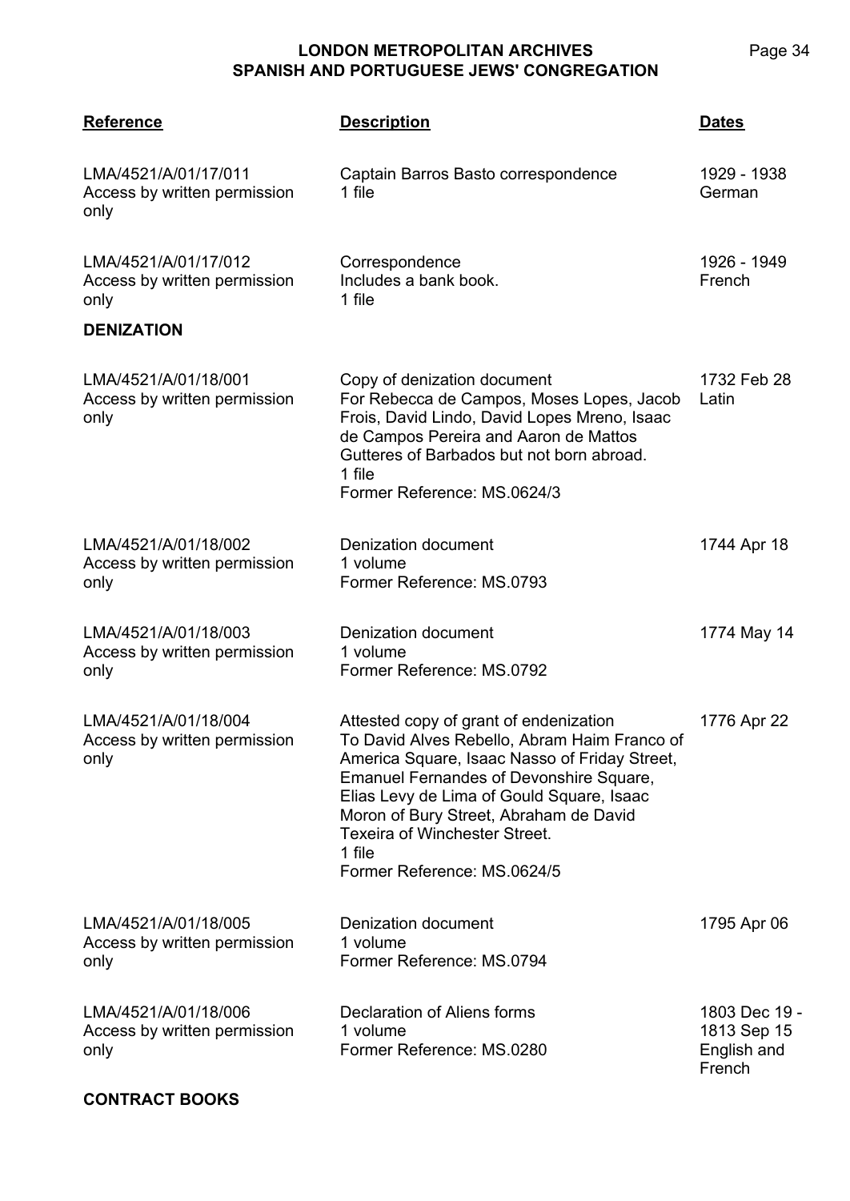| Reference | Description | Dates |
|---|---|---|
| LMA/4521/A/01/17/011<br>Access by written permission only | Captain Barros Basto correspondence<br>1 file | 1929 - 1938<br>German |
| LMA/4521/A/01/17/012<br>Access by written permission only | Correspondence<br>Includes a bank book.<br>1 file | 1926 - 1949<br>French |

**DENIZATION**

| Reference | Description | Dates |
|---|---|---|
| LMA/4521/A/01/18/001<br>Access by written permission only | Copy of denization document<br>For Rebecca de Campos, Moses Lopes, Jacob Frois, David Lindo, David Lopes Mreno, Isaac de Campos Pereira and Aaron de Mattos Gutteres of Barbados but not born abroad.<br>1 file<br>Former Reference: MS.0624/3 | 1732 Feb 28<br>Latin |
| LMA/4521/A/01/18/002<br>Access by written permission only | Denization document<br>1 volume<br>Former Reference: MS.0793 | 1744 Apr 18 |
| LMA/4521/A/01/18/003<br>Access by written permission only | Denization document<br>1 volume<br>Former Reference: MS.0792 | 1774 May 14 |
| LMA/4521/A/01/18/004<br>Access by written permission only | Attested copy of grant of endenization<br>To David Alves Rebello, Abram Haim Franco of America Square, Isaac Nasso of Friday Street, Emanuel Fernandes of Devonshire Square, Elias Levy de Lima of Gould Square, Isaac Moron of Bury Street, Abraham de David Texeira of Winchester Street.<br>1 file<br>Former Reference: MS.0624/5 | 1776 Apr 22 |
| LMA/4521/A/01/18/005<br>Access by written permission only | Denization document<br>1 volume<br>Former Reference: MS.0794 | 1795 Apr 06 |
| LMA/4521/A/01/18/006<br>Access by written permission only | Declaration of Aliens forms<br>1 volume<br>Former Reference: MS.0280 | 1803 Dec 19 - 1813 Sep 15<br>English and French |

**CONTRACT BOOKS**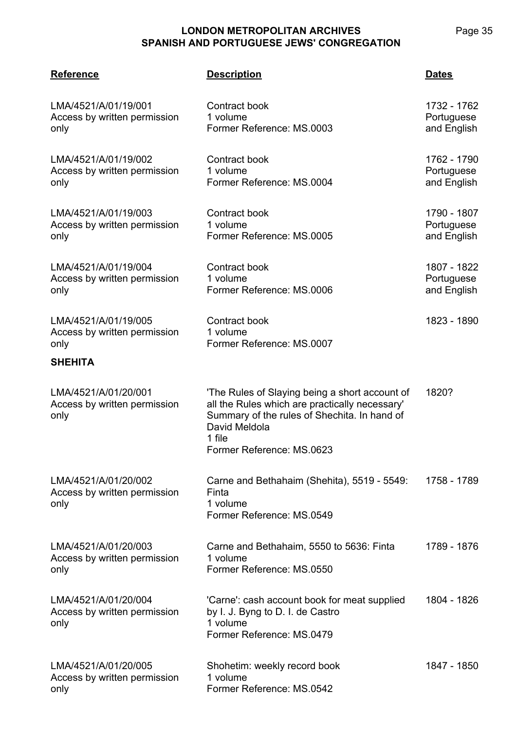| Reference | Description | Dates |
|---|---|---|
| LMA/4521/A/01/19/001<br>Access by written permission only | Contract book<br>1 volume<br>Former Reference: MS.0003 | 1732 - 1762<br>Portuguese and English |
| LMA/4521/A/01/19/002<br>Access by written permission only | Contract book<br>1 volume<br>Former Reference: MS.0004 | 1762 - 1790<br>Portuguese and English |
| LMA/4521/A/01/19/003<br>Access by written permission only | Contract book<br>1 volume<br>Former Reference: MS.0005 | 1790 - 1807<br>Portuguese and English |
| LMA/4521/A/01/19/004<br>Access by written permission only | Contract book<br>1 volume<br>Former Reference: MS.0006 | 1807 - 1822<br>Portuguese and English |
| LMA/4521/A/01/19/005<br>Access by written permission only | Contract book<br>1 volume<br>Former Reference: MS.0007 | 1823 - 1890 |

**SHEHITA**

| Reference | Description | Dates |
|---|---|---|
| LMA/4521/A/01/20/001<br>Access by written permission only | 'The Rules of Slaying being a short account of all the Rules which are practically necessary' Summary of the rules of Shechita. In hand of David Meldola<br>1 file<br>Former Reference: MS.0623 | 1820? |
| LMA/4521/A/01/20/002<br>Access by written permission only | Carne and Bethahaim (Shehita), 5519 - 5549: Finta<br>1 volume<br>Former Reference: MS.0549 | 1758 - 1789 |
| LMA/4521/A/01/20/003<br>Access by written permission only | Carne and Bethahaim, 5550 to 5636: Finta<br>1 volume<br>Former Reference: MS.0550 | 1789 - 1876 |
| LMA/4521/A/01/20/004<br>Access by written permission only | 'Carne': cash account book for meat supplied by I. J. Byng to D. I. de Castro<br>1 volume<br>Former Reference: MS.0479 | 1804 - 1826 |
| LMA/4521/A/01/20/005<br>Access by written permission only | Shohetim: weekly record book<br>1 volume<br>Former Reference: MS.0542 | 1847 - 1850 |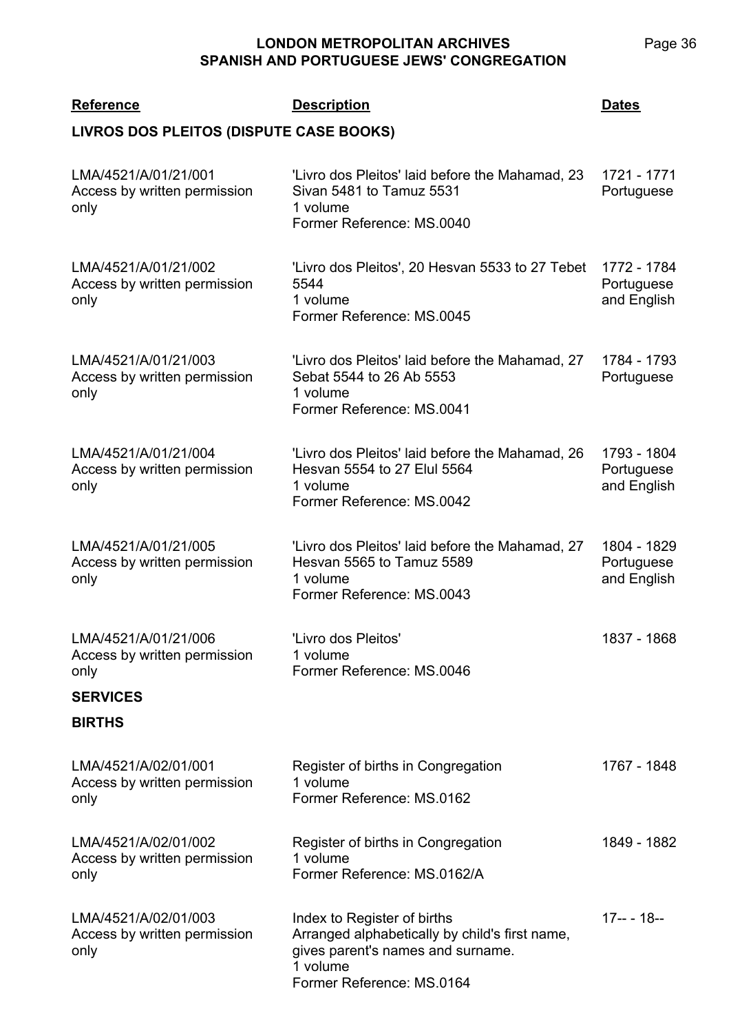| Reference | Description | Dates |
|---|---|---|

## LIVROS DOS PLEITOS (DISPUTE CASE BOOKS)

| Reference | Description | Dates |
|---|---|---|
| LMA/4521/A/01/21/001 Access by written permission only | 'Livro dos Pleitos' laid before the Mahamad, 23 Sivan 5481 to Tamuz 5531 1 volume Former Reference: MS.0040 | 1721 - 1771 Portuguese |
| LMA/4521/A/01/21/002 Access by written permission only | 'Livro dos Pleitos', 20 Hesvan 5533 to 27 Tebet 5544 1 volume Former Reference: MS.0045 | 1772 - 1784 Portuguese and English |
| LMA/4521/A/01/21/003 Access by written permission only | 'Livro dos Pleitos' laid before the Mahamad, 27 Sebat 5544 to 26 Ab 5553 1 volume Former Reference: MS.0041 | 1784 - 1793 Portuguese |
| LMA/4521/A/01/21/004 Access by written permission only | 'Livro dos Pleitos' laid before the Mahamad, 26 Hesvan 5554 to 27 Elul 5564 1 volume Former Reference: MS.0042 | 1793 - 1804 Portuguese and English |
| LMA/4521/A/01/21/005 Access by written permission only | 'Livro dos Pleitos' laid before the Mahamad, 27 Hesvan 5565 to Tamuz 5589 1 volume Former Reference: MS.0043 | 1804 - 1829 Portuguese and English |
| LMA/4521/A/01/21/006 Access by written permission only | 'Livro dos Pleitos' 1 volume Former Reference: MS.0046 | 1837 - 1868 |

## SERVICES

### BIRTHS

| Reference | Description | Dates |
|---|---|---|
| LMA/4521/A/02/01/001 Access by written permission only | Register of births in Congregation 1 volume Former Reference: MS.0162 | 1767 - 1848 |
| LMA/4521/A/02/01/002 Access by written permission only | Register of births in Congregation 1 volume Former Reference: MS.0162/A | 1849 - 1882 |
| LMA/4521/A/02/01/003 Access by written permission only | Index to Register of births Arranged alphabetically by child's first name, gives parent's names and surname. 1 volume Former Reference: MS.0164 | 17-- - 18-- |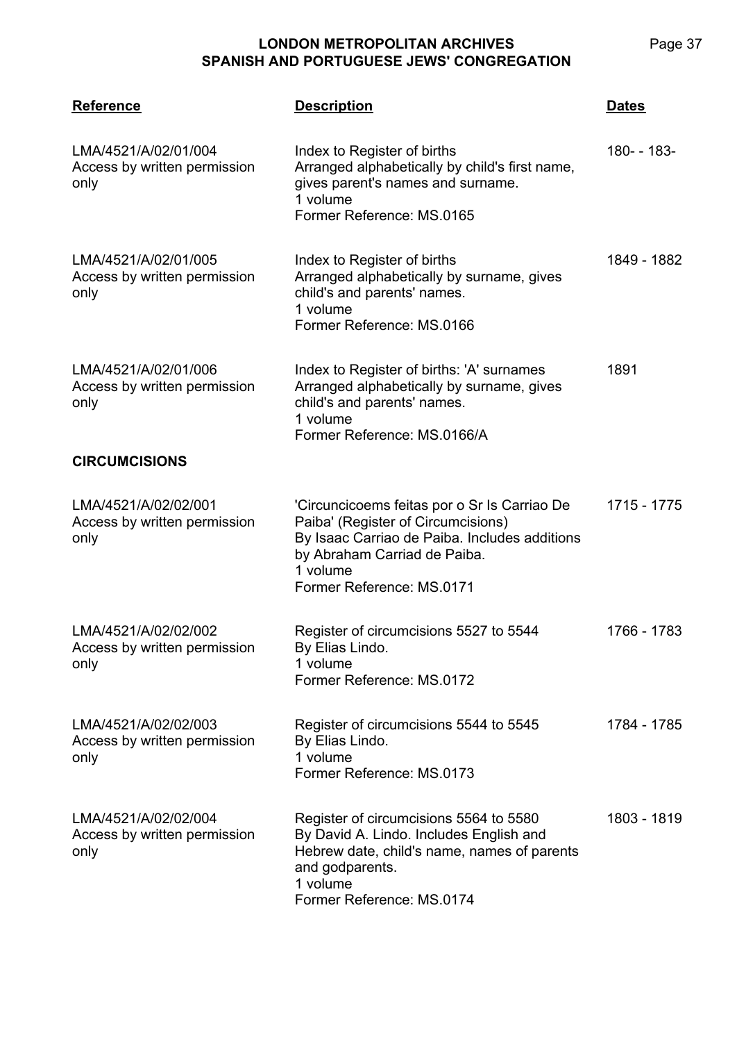| Reference | Description | Dates |
| --- | --- | --- |
| LMA/4521/A/02/01/004<br>Access by written permission only | Index to Register of births<br>Arranged alphabetically by child's first name, gives parent's names and surname.<br>1 volume<br>Former Reference: MS.0165 | 180- - 183- |
| LMA/4521/A/02/01/005<br>Access by written permission only | Index to Register of births<br>Arranged alphabetically by surname, gives child's and parents' names.<br>1 volume<br>Former Reference: MS.0166 | 1849 - 1882 |
| LMA/4521/A/02/01/006<br>Access by written permission only | Index to Register of births: 'A' surnames<br>Arranged alphabetically by surname, gives child's and parents' names.<br>1 volume<br>Former Reference: MS.0166/A | 1891 |
| **CIRCUMCISIONS** | | |
| LMA/4521/A/02/02/001<br>Access by written permission only | 'Circuncicoems feitas por o Sr Is Carriao De Paiba' (Register of Circumcisions)<br>By Isaac Carriao de Paiba. Includes additions by Abraham Carriad de Paiba.<br>1 volume<br>Former Reference: MS.0171 | 1715 - 1775 |
| LMA/4521/A/02/02/002<br>Access by written permission only | Register of circumcisions 5527 to 5544<br>By Elias Lindo.<br>1 volume<br>Former Reference: MS.0172 | 1766 - 1783 |
| LMA/4521/A/02/02/003<br>Access by written permission only | Register of circumcisions 5544 to 5545<br>By Elias Lindo.<br>1 volume<br>Former Reference: MS.0173 | 1784 - 1785 |
| LMA/4521/A/02/02/004<br>Access by written permission only | Register of circumcisions 5564 to 5580<br>By David A. Lindo. Includes English and Hebrew date, child's name, names of parents and godparents.<br>1 volume<br>Former Reference: MS.0174 | 1803 - 1819 |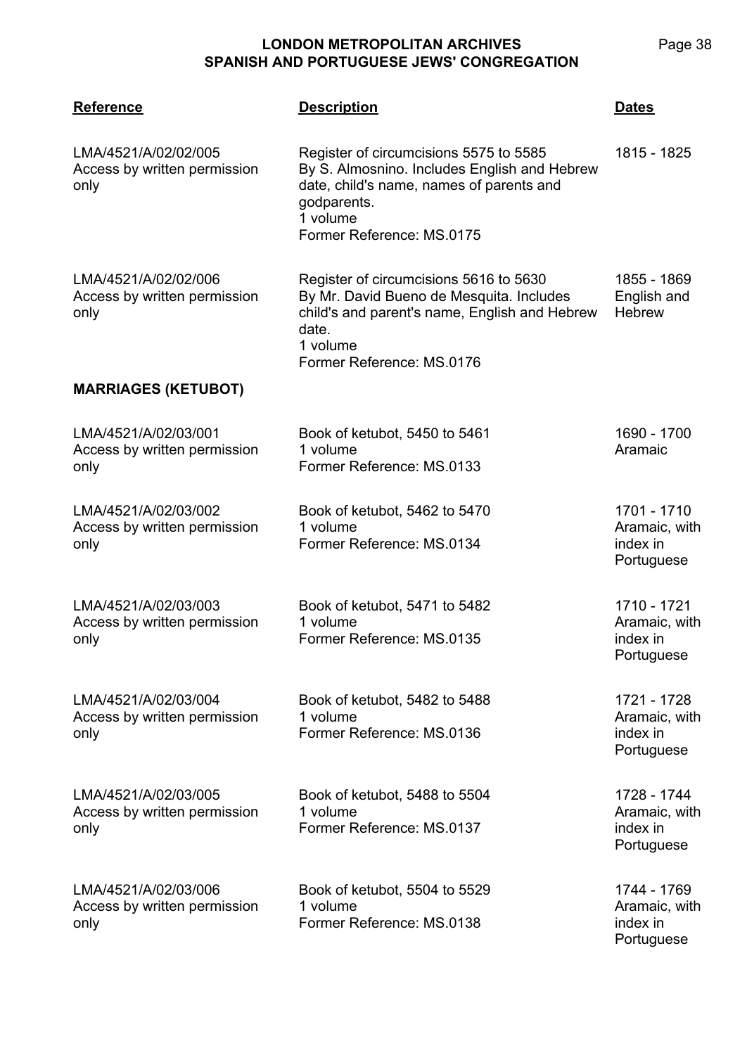| Reference | Description | Dates |
|---|---|---|
| LMA/4521/A/02/02/005<br>Access by written permission only | Register of circumcisions 5575 to 5585<br>By S. Almosnino. Includes English and Hebrew date, child's name, names of parents and godparents.<br>1 volume<br>Former Reference: MS.0175 | 1815 - 1825 |
| LMA/4521/A/02/02/006<br>Access by written permission only | Register of circumcisions 5616 to 5630<br>By Mr. David Bueno de Mesquita. Includes child's and parent's name, English and Hebrew date.<br>1 volume<br>Former Reference: MS.0176 | 1855 - 1869<br>English and Hebrew |

**MARRIAGES (KETUBOT)**

| Reference | Description | Dates |
|---|---|---|
| LMA/4521/A/02/03/001<br>Access by written permission only | Book of ketubot, 5450 to 5461<br>1 volume<br>Former Reference: MS.0133 | 1690 - 1700<br>Aramaic |
| LMA/4521/A/02/03/002<br>Access by written permission only | Book of ketubot, 5462 to 5470<br>1 volume<br>Former Reference: MS.0134 | 1701 - 1710<br>Aramaic, with index in Portuguese |
| LMA/4521/A/02/03/003<br>Access by written permission only | Book of ketubot, 5471 to 5482<br>1 volume<br>Former Reference: MS.0135 | 1710 - 1721<br>Aramaic, with index in Portuguese |
| LMA/4521/A/02/03/004<br>Access by written permission only | Book of ketubot, 5482 to 5488<br>1 volume<br>Former Reference: MS.0136 | 1721 - 1728<br>Aramaic, with index in Portuguese |
| LMA/4521/A/02/03/005<br>Access by written permission only | Book of ketubot, 5488 to 5504<br>1 volume<br>Former Reference: MS.0137 | 1728 - 1744<br>Aramaic, with index in Portuguese |
| LMA/4521/A/02/03/006<br>Access by written permission only | Book of ketubot, 5504 to 5529<br>1 volume<br>Former Reference: MS.0138 | 1744 - 1769<br>Aramaic, with index in Portuguese |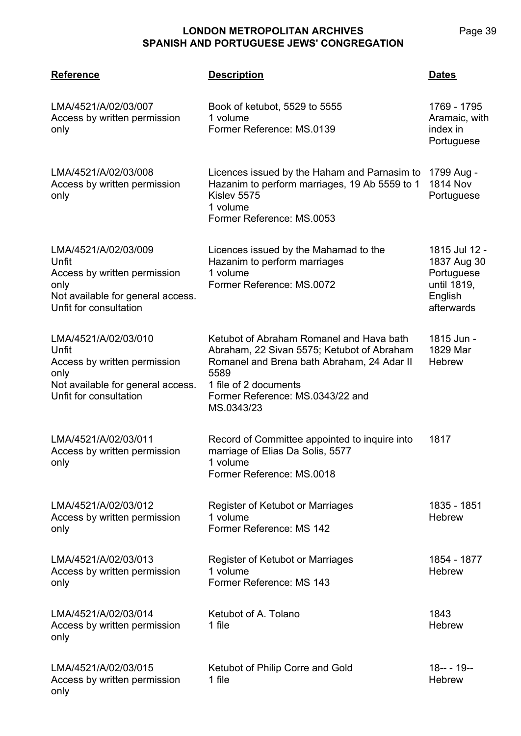| Reference | Description | Dates |
|---|---|---|
| LMA/4521/A/02/03/007<br>Access by written permission only | Book of ketubot, 5529 to 5555<br>1 volume<br>Former Reference: MS.0139 | 1769 - 1795<br>Aramaic, with index in Portuguese |
| LMA/4521/A/02/03/008<br>Access by written permission only | Licences issued by the Haham and Parnasim to Hazanim to perform marriages, 19 Ab 5559 to 1 Kislev 5575<br>1 volume<br>Former Reference: MS.0053 | 1799 Aug - 1814 Nov<br>Portuguese |
| LMA/4521/A/02/03/009<br>Unfit<br>Access by written permission only<br>Not available for general access. Unfit for consultation | Licences issued by the Mahamad to the Hazanim to perform marriages<br>1 volume<br>Former Reference: MS.0072 | 1815 Jul 12 - 1837 Aug 30<br>Portuguese until 1819, English afterwards |
| LMA/4521/A/02/03/010<br>Unfit<br>Access by written permission only<br>Not available for general access. Unfit for consultation | Ketubot of Abraham Romanel and Hava bath Abraham, 22 Sivan 5575; Ketubot of Abraham Romanel and Brena bath Abraham, 24 Adar II 5589<br>1 file of 2 documents<br>Former Reference: MS.0343/22 and MS.0343/23 | 1815 Jun - 1829 Mar<br>Hebrew |
| LMA/4521/A/02/03/011<br>Access by written permission only | Record of Committee appointed to inquire into marriage of Elias Da Solis, 5577<br>1 volume<br>Former Reference: MS.0018 | 1817 |
| LMA/4521/A/02/03/012<br>Access by written permission only | Register of Ketubot or Marriages<br>1 volume<br>Former Reference: MS 142 | 1835 - 1851<br>Hebrew |
| LMA/4521/A/02/03/013<br>Access by written permission only | Register of Ketubot or Marriages<br>1 volume<br>Former Reference: MS 143 | 1854 - 1877<br>Hebrew |
| LMA/4521/A/02/03/014<br>Access by written permission only | Ketubot of A. Tolano<br>1 file | 1843<br>Hebrew |
| LMA/4521/A/02/03/015<br>Access by written permission only | Ketubot of Philip Corre and Gold<br>1 file | 18-- - 19--<br>Hebrew |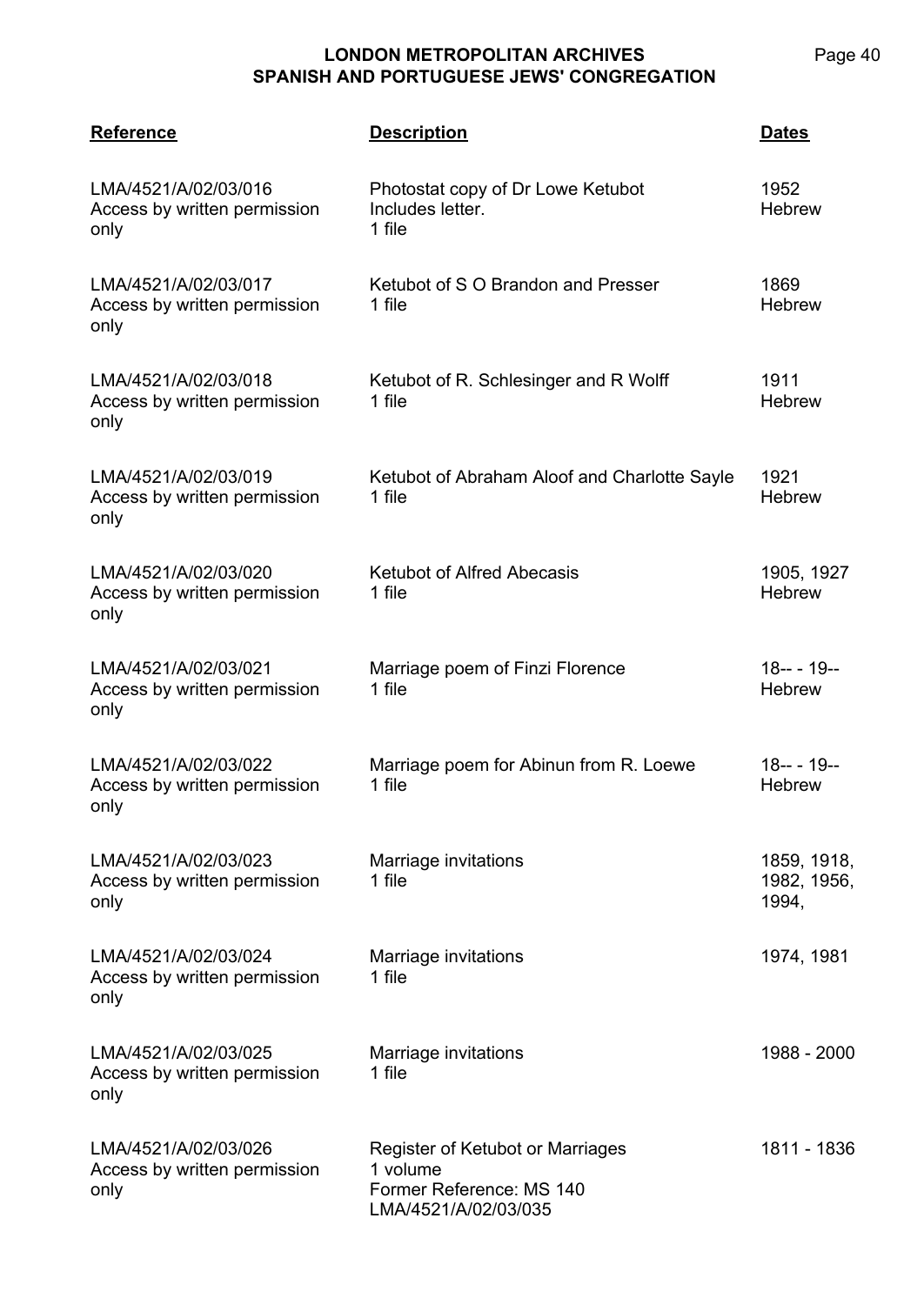| Reference | Description | Dates |
|---|---|---|
| LMA/4521/A/02/03/016<br>Access by written permission only | Photostat copy of Dr Lowe Ketubot<br>Includes letter.<br>1 file | 1952<br>Hebrew |
| LMA/4521/A/02/03/017<br>Access by written permission only | Ketubot of S O Brandon and Presser<br>1 file | 1869<br>Hebrew |
| LMA/4521/A/02/03/018<br>Access by written permission only | Ketubot of R. Schlesinger and R Wolff<br>1 file | 1911<br>Hebrew |
| LMA/4521/A/02/03/019<br>Access by written permission only | Ketubot of Abraham Aloof and Charlotte Sayle<br>1 file | 1921<br>Hebrew |
| LMA/4521/A/02/03/020<br>Access by written permission only | Ketubot of Alfred Abecasis<br>1 file | 1905, 1927<br>Hebrew |
| LMA/4521/A/02/03/021<br>Access by written permission only | Marriage poem of Finzi Florence<br>1 file | 18-- - 19--<br>Hebrew |
| LMA/4521/A/02/03/022<br>Access by written permission only | Marriage poem for Abinun from R. Loewe<br>1 file | 18-- - 19--<br>Hebrew |
| LMA/4521/A/02/03/023<br>Access by written permission only | Marriage invitations<br>1 file | 1859, 1918, 1982, 1956, 1994, |
| LMA/4521/A/02/03/024<br>Access by written permission only | Marriage invitations<br>1 file | 1974, 1981 |
| LMA/4521/A/02/03/025<br>Access by written permission only | Marriage invitations<br>1 file | 1988 - 2000 |
| LMA/4521/A/02/03/026<br>Access by written permission only | Register of Ketubot or Marriages<br>1 volume<br>Former Reference: MS 140<br>LMA/4521/A/02/03/035 | 1811 - 1836 |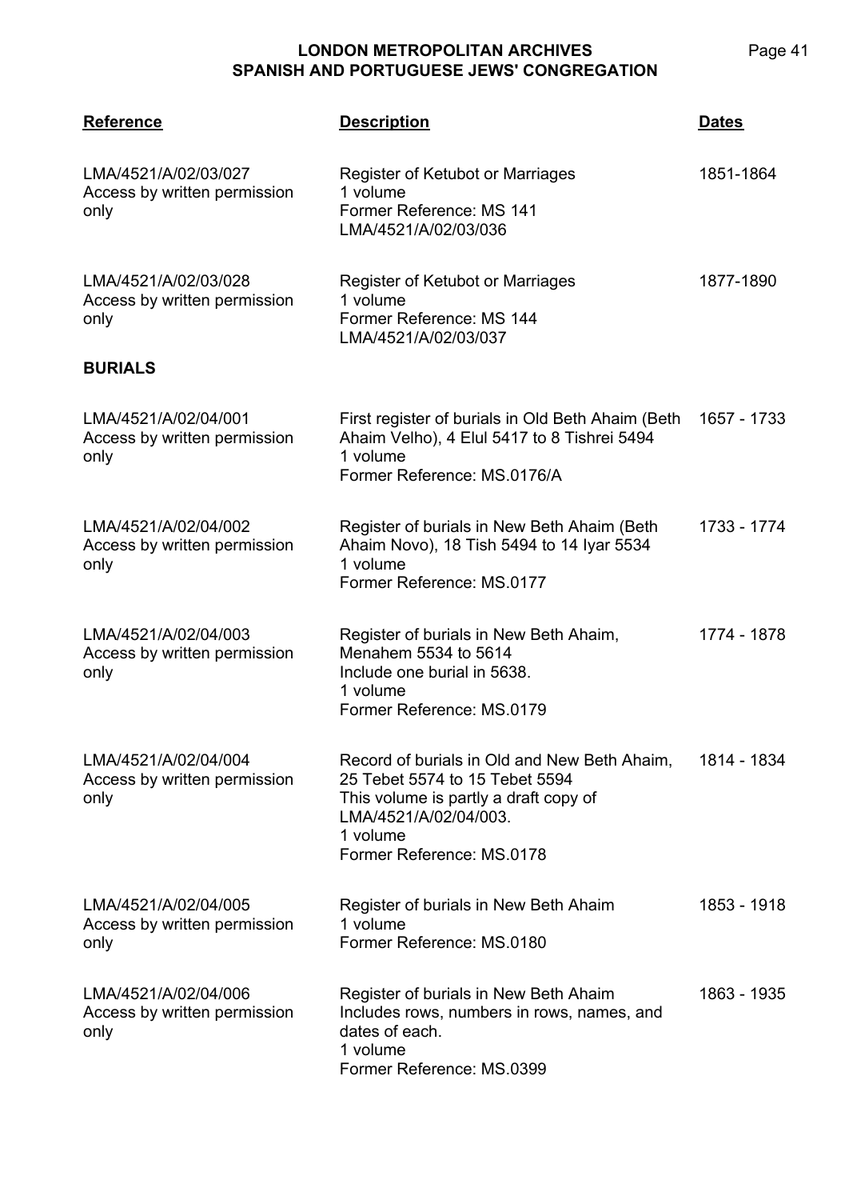| Reference | Description | Dates |
|---|---|---|
| LMA/4521/A/02/03/027<br>Access by written permission only | Register of Ketubot or Marriages<br>1 volume<br>Former Reference: MS 141<br>LMA/4521/A/02/03/036 | 1851-1864 |
| LMA/4521/A/02/03/028<br>Access by written permission only | Register of Ketubot or Marriages<br>1 volume<br>Former Reference: MS 144<br>LMA/4521/A/02/03/037 | 1877-1890 |
| **BURIALS** | | |
| LMA/4521/A/02/04/001<br>Access by written permission only | First register of burials in Old Beth Ahaim (Beth Ahaim Velho), 4 Elul 5417 to 8 Tishrei 5494<br>1 volume<br>Former Reference: MS.0176/A | 1657 - 1733 |
| LMA/4521/A/02/04/002<br>Access by written permission only | Register of burials in New Beth Ahaim (Beth Ahaim Novo), 18 Tish 5494 to 14 Iyar 5534<br>1 volume<br>Former Reference: MS.0177 | 1733 - 1774 |
| LMA/4521/A/02/04/003<br>Access by written permission only | Register of burials in New Beth Ahaim, Menahem 5534 to 5614<br>Include one burial in 5638.<br>1 volume<br>Former Reference: MS.0179 | 1774 - 1878 |
| LMA/4521/A/02/04/004<br>Access by written permission only | Record of burials in Old and New Beth Ahaim, 25 Tebet 5574 to 15 Tebet 5594<br>This volume is partly a draft copy of LMA/4521/A/02/04/003.<br>1 volume<br>Former Reference: MS.0178 | 1814 - 1834 |
| LMA/4521/A/02/04/005<br>Access by written permission only | Register of burials in New Beth Ahaim<br>1 volume<br>Former Reference: MS.0180 | 1853 - 1918 |
| LMA/4521/A/02/04/006<br>Access by written permission only | Register of burials in New Beth Ahaim<br>Includes rows, numbers in rows, names, and dates of each.<br>1 volume<br>Former Reference: MS.0399 | 1863 - 1935 |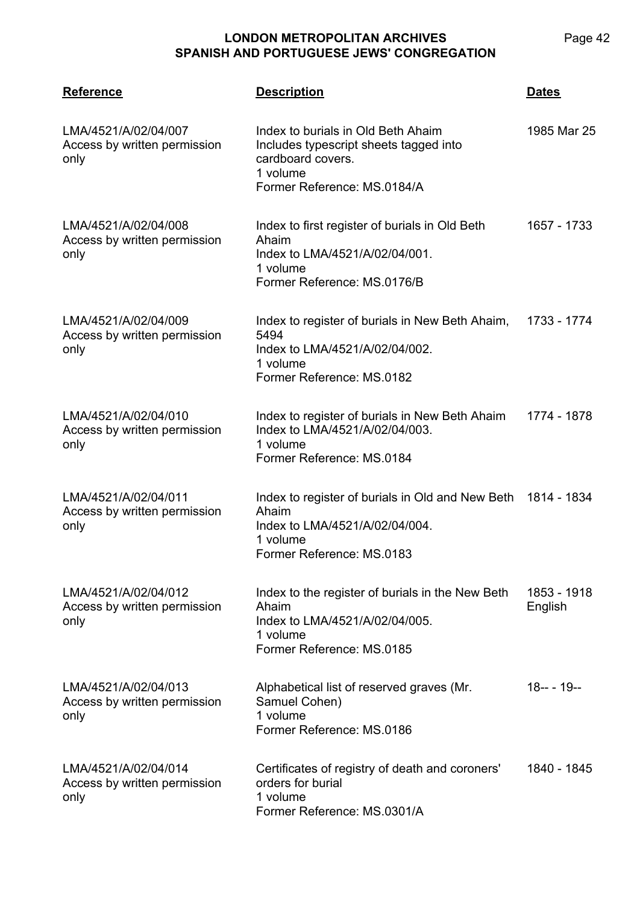| Reference | Description | Dates |
|---|---|---|
| LMA/4521/A/02/04/007<br>Access by written permission only | Index to burials in Old Beth Ahaim<br>Includes typescript sheets tagged into cardboard covers.<br>1 volume<br>Former Reference: MS.0184/A | 1985 Mar 25 |
| LMA/4521/A/02/04/008<br>Access by written permission only | Index to first register of burials in Old Beth Ahaim<br>Index to LMA/4521/A/02/04/001.<br>1 volume<br>Former Reference: MS.0176/B | 1657 - 1733 |
| LMA/4521/A/02/04/009<br>Access by written permission only | Index to register of burials in New Beth Ahaim, 5494<br>Index to LMA/4521/A/02/04/002.<br>1 volume<br>Former Reference: MS.0182 | 1733 - 1774 |
| LMA/4521/A/02/04/010<br>Access by written permission only | Index to register of burials in New Beth Ahaim<br>Index to LMA/4521/A/02/04/003.<br>1 volume<br>Former Reference: MS.0184 | 1774 - 1878 |
| LMA/4521/A/02/04/011<br>Access by written permission only | Index to register of burials in Old and New Beth Ahaim<br>Index to LMA/4521/A/02/04/004.<br>1 volume<br>Former Reference: MS.0183 | 1814 - 1834 |
| LMA/4521/A/02/04/012<br>Access by written permission only | Index to the register of burials in the New Beth Ahaim<br>Index to LMA/4521/A/02/04/005.<br>1 volume<br>Former Reference: MS.0185 | 1853 - 1918<br>English |
| LMA/4521/A/02/04/013<br>Access by written permission only | Alphabetical list of reserved graves (Mr. Samuel Cohen)<br>1 volume<br>Former Reference: MS.0186 | 18-- - 19-- |
| LMA/4521/A/02/04/014<br>Access by written permission only | Certificates of registry of death and coroners' orders for burial<br>1 volume<br>Former Reference: MS.0301/A | 1840 - 1845 |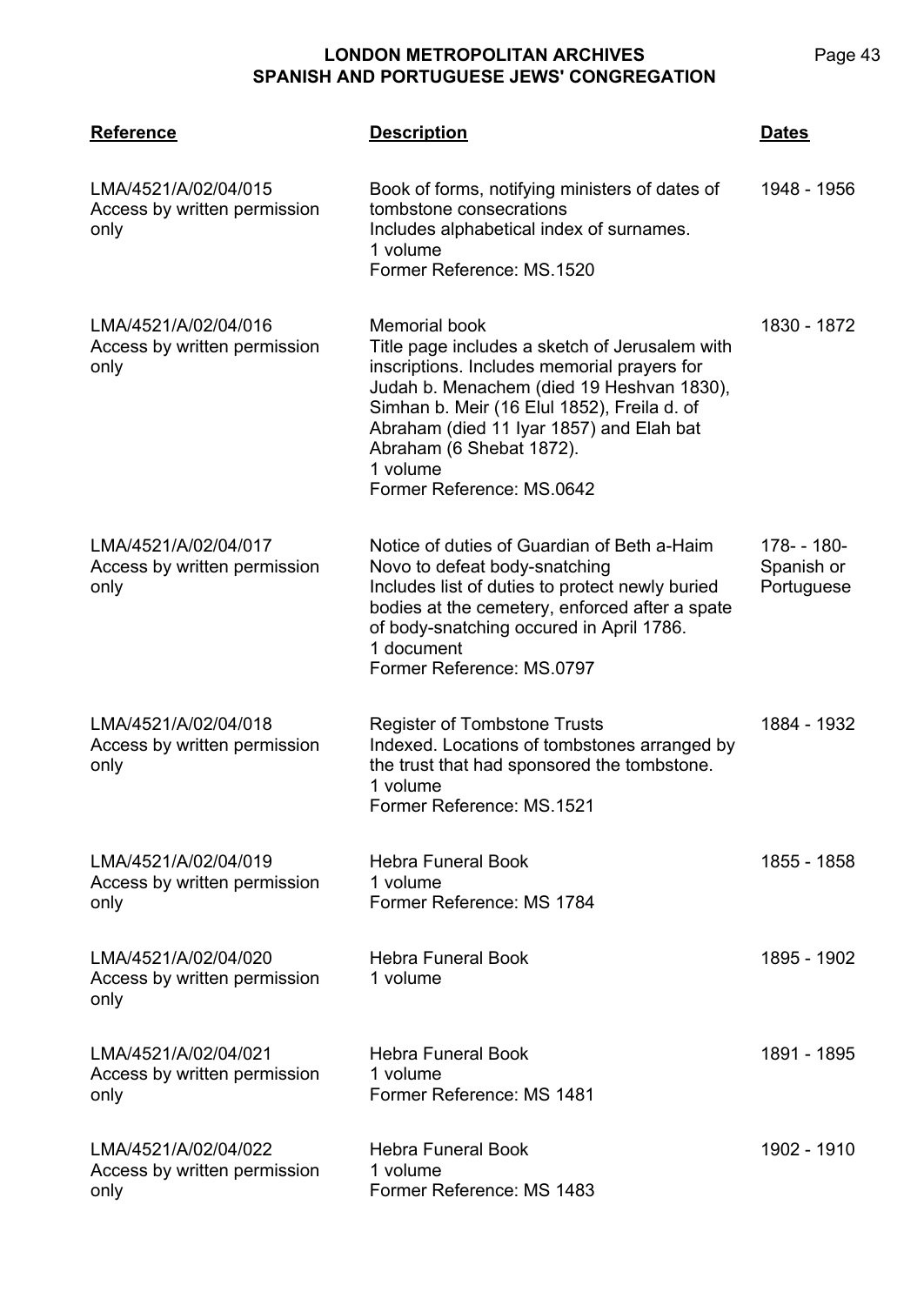| Reference | Description | Dates |
|---|---|---|
| LMA/4521/A/02/04/015<br>Access by written permission only | Book of forms, notifying ministers of dates of tombstone consecrations<br>Includes alphabetical index of surnames.<br>1 volume<br>Former Reference: MS.1520 | 1948 - 1956 |
| LMA/4521/A/02/04/016<br>Access by written permission only | Memorial book<br>Title page includes a sketch of Jerusalem with inscriptions. Includes memorial prayers for Judah b. Menachem (died 19 Heshvan 1830), Simhan b. Meir (16 Elul 1852), Freila d. of Abraham (died 11 Iyar 1857) and Elah bat Abraham (6 Shebat 1872).<br>1 volume<br>Former Reference: MS.0642 | 1830 - 1872 |
| LMA/4521/A/02/04/017<br>Access by written permission only | Notice of duties of Guardian of Beth a-Haim Novo to defeat body-snatching<br>Includes list of duties to protect newly buried bodies at the cemetery, enforced after a spate of body-snatching occured in April 1786.<br>1 document<br>Former Reference: MS.0797 | 178- - 180-<br>Spanish or Portuguese |
| LMA/4521/A/02/04/018<br>Access by written permission only | Register of Tombstone Trusts<br>Indexed. Locations of tombstones arranged by the trust that had sponsored the tombstone.<br>1 volume<br>Former Reference: MS.1521 | 1884 - 1932 |
| LMA/4521/A/02/04/019<br>Access by written permission only | Hebra Funeral Book<br>1 volume<br>Former Reference: MS 1784 | 1855 - 1858 |
| LMA/4521/A/02/04/020<br>Access by written permission only | Hebra Funeral Book<br>1 volume | 1895 - 1902 |
| LMA/4521/A/02/04/021<br>Access by written permission only | Hebra Funeral Book<br>1 volume<br>Former Reference: MS 1481 | 1891 - 1895 |
| LMA/4521/A/02/04/022<br>Access by written permission only | Hebra Funeral Book<br>1 volume<br>Former Reference: MS 1483 | 1902 - 1910 |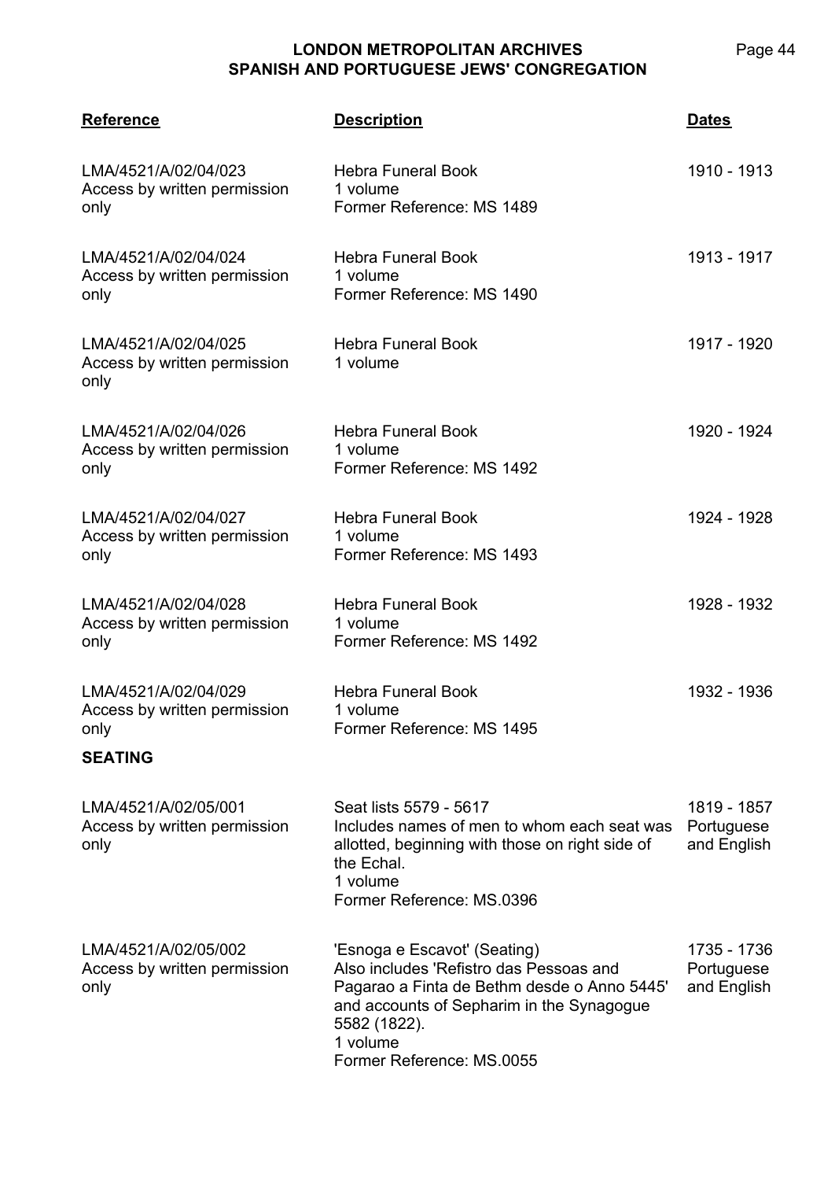| Reference | Description | Dates |
|---|---|---|
| LMA/4521/A/02/04/023<br>Access by written permission only | Hebra Funeral Book<br>1 volume<br>Former Reference: MS 1489 | 1910 - 1913 |
| LMA/4521/A/02/04/024<br>Access by written permission only | Hebra Funeral Book<br>1 volume<br>Former Reference: MS 1490 | 1913 - 1917 |
| LMA/4521/A/02/04/025<br>Access by written permission only | Hebra Funeral Book<br>1 volume | 1917 - 1920 |
| LMA/4521/A/02/04/026<br>Access by written permission only | Hebra Funeral Book<br>1 volume<br>Former Reference: MS 1492 | 1920 - 1924 |
| LMA/4521/A/02/04/027<br>Access by written permission only | Hebra Funeral Book<br>1 volume<br>Former Reference: MS 1493 | 1924 - 1928 |
| LMA/4521/A/02/04/028<br>Access by written permission only | Hebra Funeral Book<br>1 volume<br>Former Reference: MS 1492 | 1928 - 1932 |
| LMA/4521/A/02/04/029<br>Access by written permission only | Hebra Funeral Book<br>1 volume<br>Former Reference: MS 1495 | 1932 - 1936 |

**SEATING**

| Reference | Description | Dates |
|---|---|---|
| LMA/4521/A/02/05/001<br>Access by written permission only | Seat lists 5579 - 5617<br>Includes names of men to whom each seat was allotted, beginning with those on right side of the Echal.<br>1 volume<br>Former Reference: MS.0396 | 1819 - 1857<br>Portuguese and English |
| LMA/4521/A/02/05/002<br>Access by written permission only | 'Esnoga e Escavot' (Seating)<br>Also includes 'Refistro das Pessoas and Pagarao a Finta de Bethm desde o Anno 5445' and accounts of Sepharim in the Synagogue 5582 (1822).<br>1 volume<br>Former Reference: MS.0055 | 1735 - 1736<br>Portuguese and English |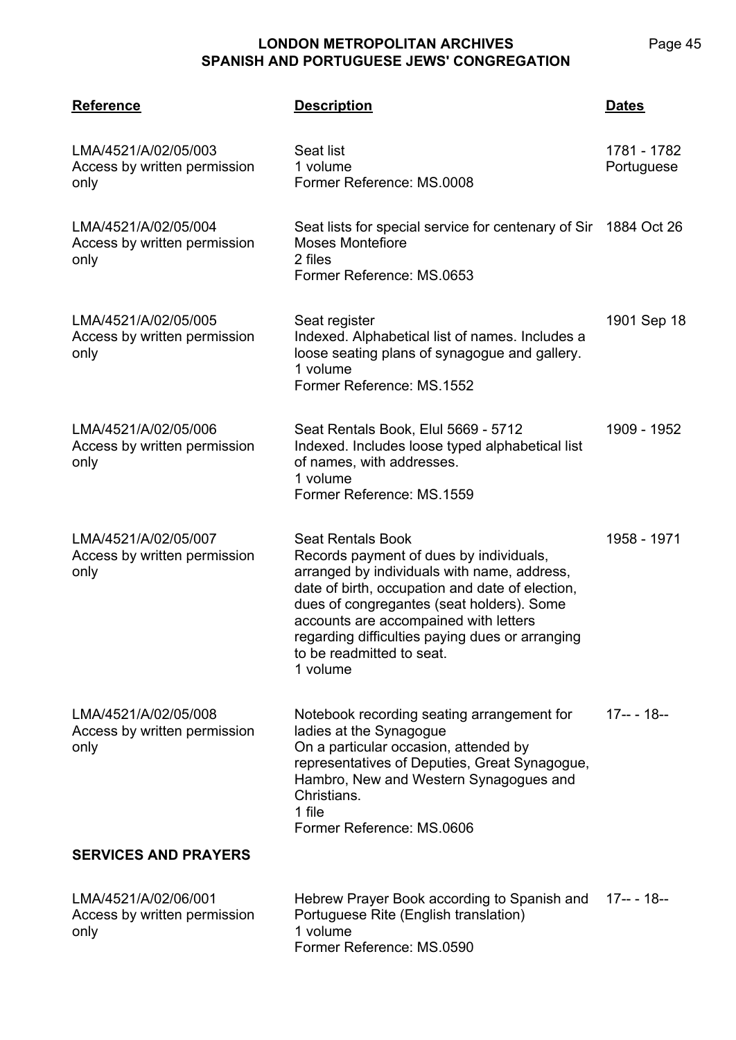| Reference | Description | Dates |
|---|---|---|
| LMA/4521/A/02/05/003<br>Access by written permission only | Seat list<br>1 volume<br>Former Reference: MS.0008 | 1781 - 1782<br>Portuguese |
| LMA/4521/A/02/05/004<br>Access by written permission only | Seat lists for special service for centenary of Sir Moses Montefiore<br>2 files<br>Former Reference: MS.0653 | 1884 Oct 26 |
| LMA/4521/A/02/05/005<br>Access by written permission only | Seat register<br>Indexed. Alphabetical list of names. Includes a loose seating plans of synagogue and gallery.<br>1 volume<br>Former Reference: MS.1552 | 1901 Sep 18 |
| LMA/4521/A/02/05/006<br>Access by written permission only | Seat Rentals Book, Elul 5669 - 5712<br>Indexed. Includes loose typed alphabetical list of names, with addresses.<br>1 volume<br>Former Reference: MS.1559 | 1909 - 1952 |
| LMA/4521/A/02/05/007<br>Access by written permission only | Seat Rentals Book<br>Records payment of dues by individuals, arranged by individuals with name, address, date of birth, occupation and date of election, dues of congregantes (seat holders). Some accounts are accompained with letters regarding difficulties paying dues or arranging to be readmitted to seat.<br>1 volume | 1958 - 1971 |
| LMA/4521/A/02/05/008<br>Access by written permission only | Notebook recording seating arrangement for ladies at the Synagogue<br>On a particular occasion, attended by representatives of Deputies, Great Synagogue, Hambro, New and Western Synagogues and Christians.<br>1 file<br>Former Reference: MS.0606 | 17-- - 18-- |

**SERVICES AND PRAYERS**

| Reference | Description | Dates |
|---|---|---|
| LMA/4521/A/02/06/001<br>Access by written permission only | Hebrew Prayer Book according to Spanish and Portuguese Rite (English translation)<br>1 volume<br>Former Reference: MS.0590 | 17-- - 18-- |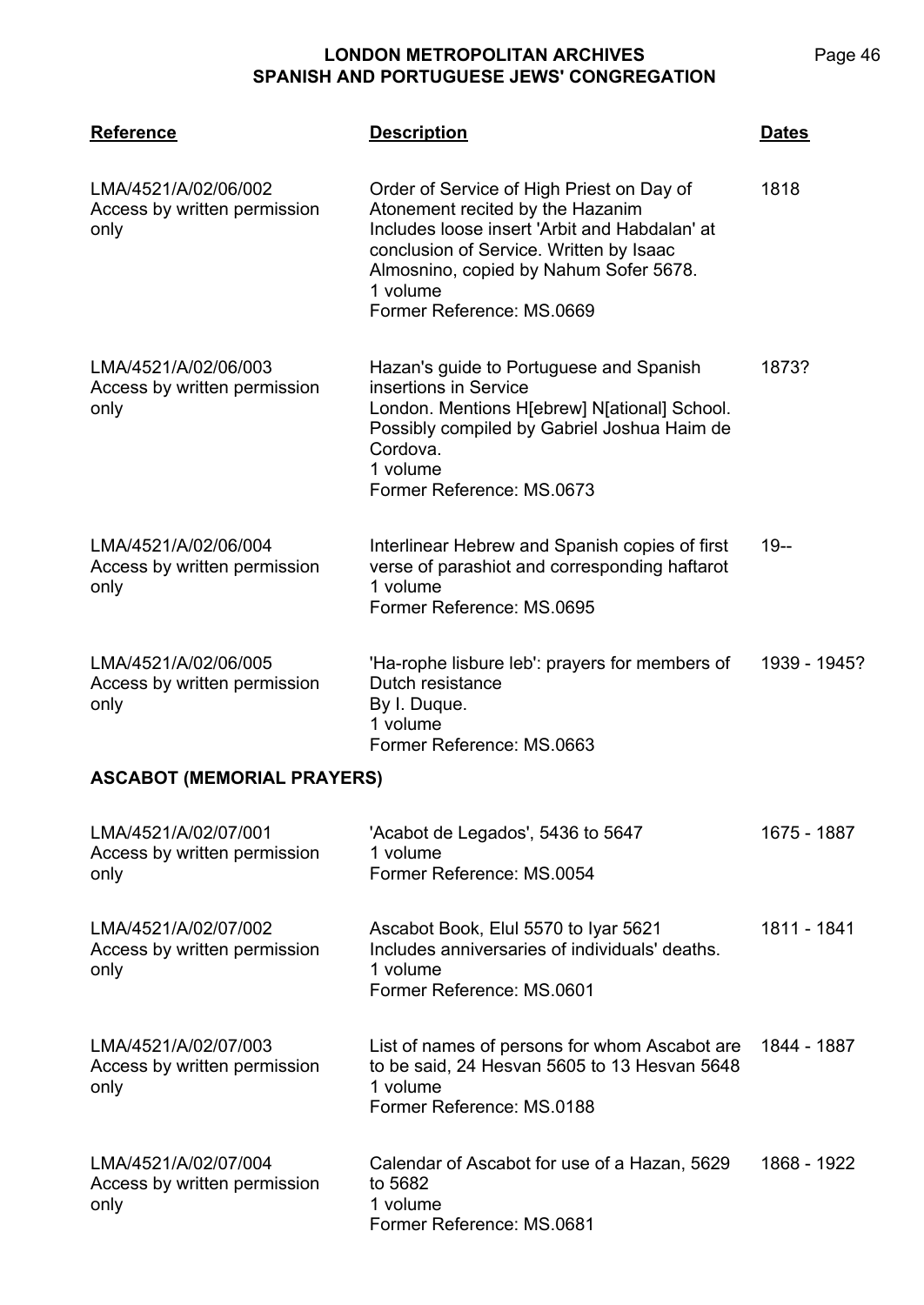| Reference | Description | Dates |
|---|---|---|
| LMA/4521/A/02/06/002<br>Access by written permission only | Order of Service of High Priest on Day of Atonement recited by the Hazanim<br>Includes loose insert 'Arbit and Habdalan' at conclusion of Service. Written by Isaac Almosnino, copied by Nahum Sofer 5678.<br>1 volume<br>Former Reference: MS.0669 | 1818 |
| LMA/4521/A/02/06/003<br>Access by written permission only | Hazan's guide to Portuguese and Spanish insertions in Service<br>London. Mentions H[ebrew] N[ational] School. Possibly compiled by Gabriel Joshua Haim de Cordova.<br>1 volume<br>Former Reference: MS.0673 | 1873? |
| LMA/4521/A/02/06/004<br>Access by written permission only | Interlinear Hebrew and Spanish copies of first verse of parashiot and corresponding haftarot<br>1 volume<br>Former Reference: MS.0695 | 19-- |
| LMA/4521/A/02/06/005<br>Access by written permission only | 'Ha-rophe lisbure leb': prayers for members of Dutch resistance<br>By I. Duque.<br>1 volume<br>Former Reference: MS.0663 | 1939 - 1945? |

## ASCABOT (MEMORIAL PRAYERS)

| Reference | Description | Dates |
|---|---|---|
| LMA/4521/A/02/07/001<br>Access by written permission only | 'Acabot de Legados', 5436 to 5647<br>1 volume<br>Former Reference: MS.0054 | 1675 - 1887 |
| LMA/4521/A/02/07/002<br>Access by written permission only | Ascabot Book, Elul 5570 to Iyar 5621<br>Includes anniversaries of individuals' deaths.<br>1 volume<br>Former Reference: MS.0601 | 1811 - 1841 |
| LMA/4521/A/02/07/003<br>Access by written permission only | List of names of persons for whom Ascabot are to be said, 24 Hesvan 5605 to 13 Hesvan 5648<br>1 volume<br>Former Reference: MS.0188 | 1844 - 1887 |
| LMA/4521/A/02/07/004<br>Access by written permission only | Calendar of Ascabot for use of a Hazan, 5629 to 5682<br>1 volume<br>Former Reference: MS.0681 | 1868 - 1922 |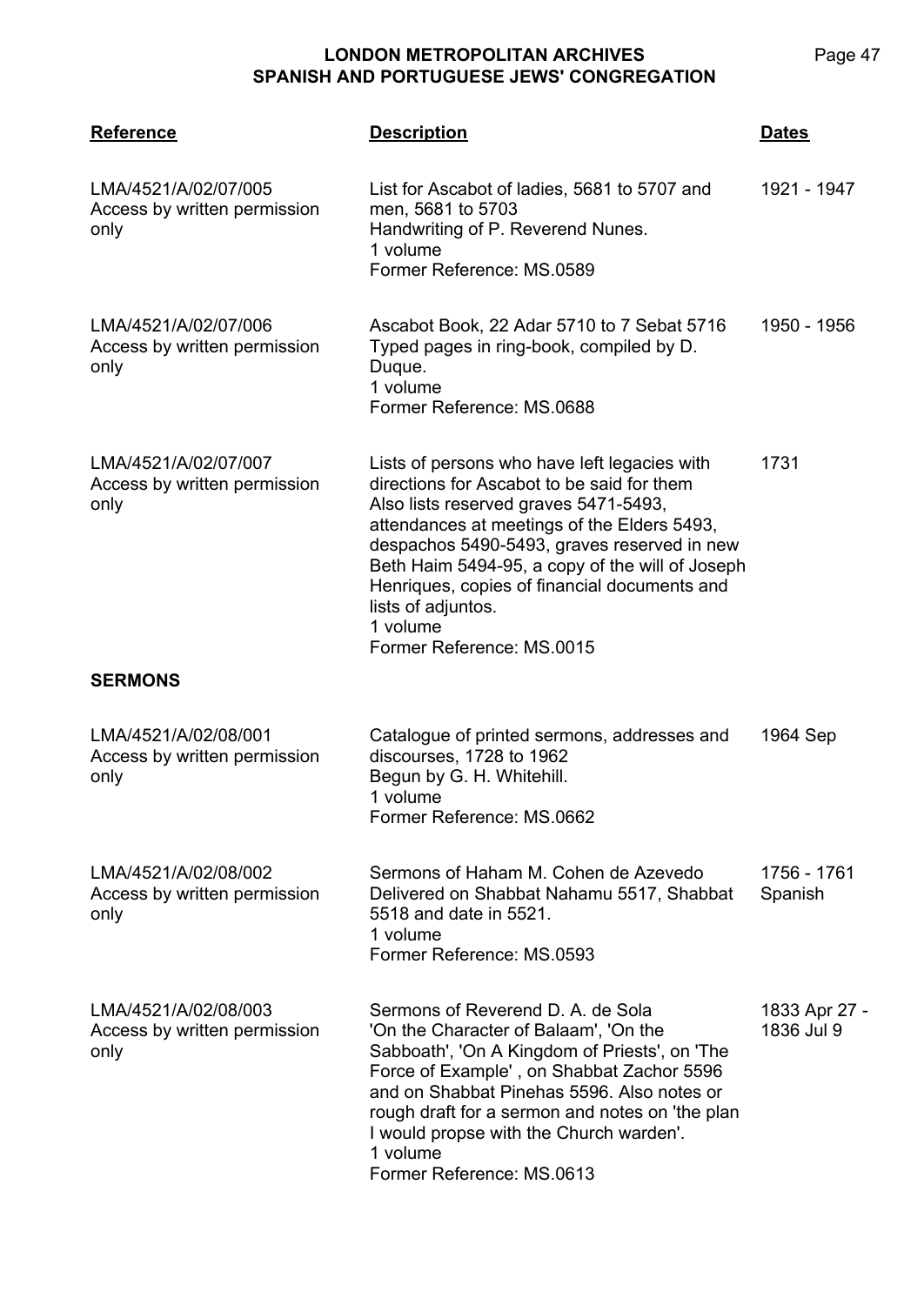| Reference | Description | Dates |
|---|---|---|
| LMA/4521/A/02/07/005<br>Access by written permission only | List for Ascabot of ladies, 5681 to 5707 and men, 5681 to 5703<br>Handwriting of P. Reverend Nunes.<br>1 volume<br>Former Reference: MS.0589 | 1921 - 1947 |
| LMA/4521/A/02/07/006<br>Access by written permission only | Ascabot Book, 22 Adar 5710 to 7 Sebat 5716<br>Typed pages in ring-book, compiled by D. Duque.<br>1 volume<br>Former Reference: MS.0688 | 1950 - 1956 |
| LMA/4521/A/02/07/007<br>Access by written permission only | Lists of persons who have left legacies with directions for Ascabot to be said for them<br>Also lists reserved graves 5471-5493, attendances at meetings of the Elders 5493, despachos 5490-5493, graves reserved in new Beth Haim 5494-95, a copy of the will of Joseph Henriques, copies of financial documents and lists of adjuntos.<br>1 volume<br>Former Reference: MS.0015 | 1731 |

**SERMONS**

| Reference | Description | Dates |
|---|---|---|
| LMA/4521/A/02/08/001<br>Access by written permission only | Catalogue of printed sermons, addresses and discourses, 1728 to 1962<br>Begun by G. H. Whitehill.<br>1 volume<br>Former Reference: MS.0662 | 1964 Sep |
| LMA/4521/A/02/08/002<br>Access by written permission only | Sermons of Haham M. Cohen de Azevedo<br>Delivered on Shabbat Nahamu 5517, Shabbat 5518 and date in 5521.<br>1 volume<br>Former Reference: MS.0593 | 1756 - 1761<br>Spanish |
| LMA/4521/A/02/08/003<br>Access by written permission only | Sermons of Reverend D. A. de Sola<br>'On the Character of Balaam', 'On the Sabboath', 'On A Kingdom of Priests', on 'The Force of Example' , on Shabbat Zachor 5596 and on Shabbat Pinehas 5596. Also notes or rough draft for a sermon and notes on 'the plan I would propse with the Church warden'.<br>1 volume<br>Former Reference: MS.0613 | 1833 Apr 27 - 1836 Jul 9 |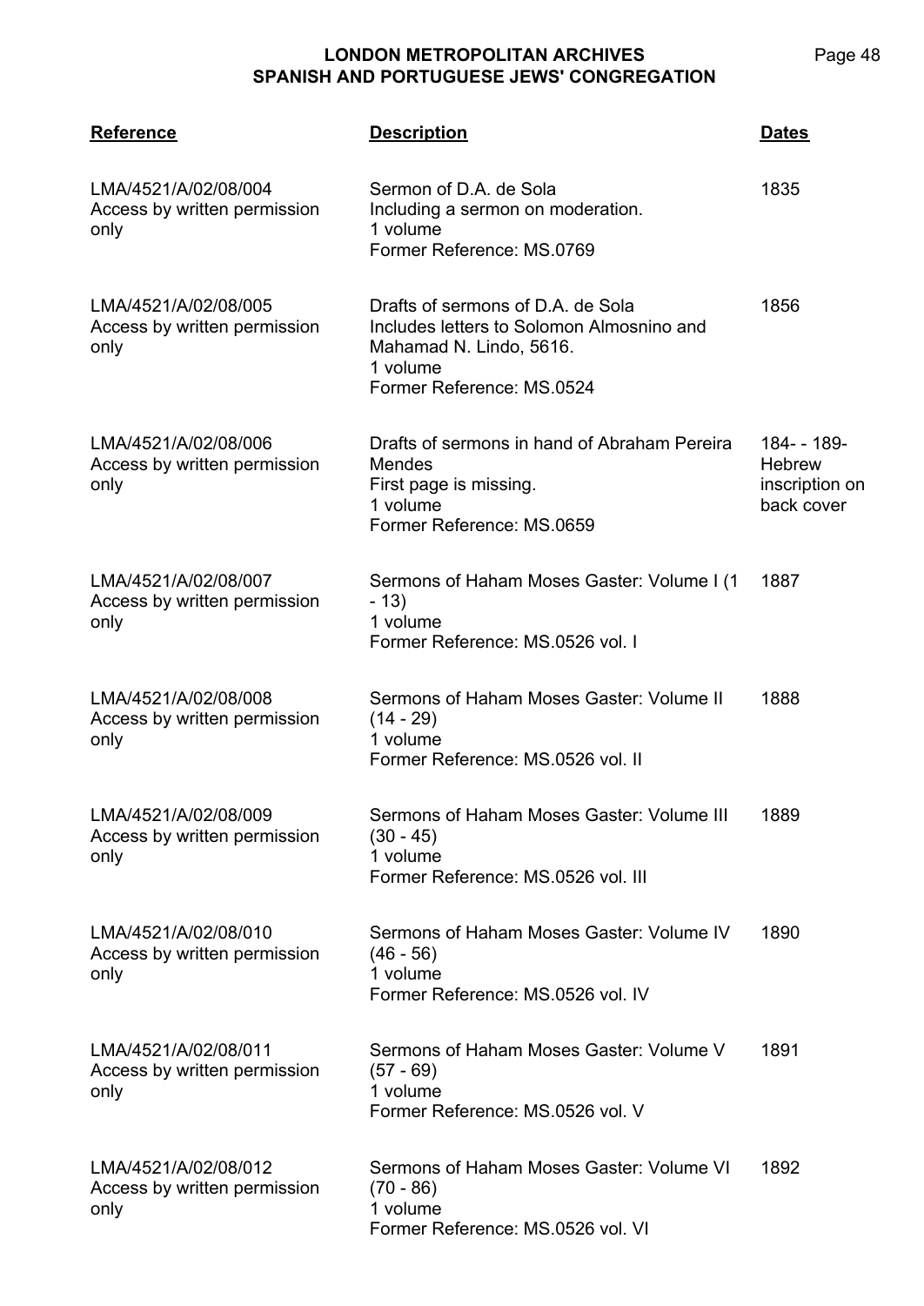| Reference | Description | Dates |
|---|---|---|
| LMA/4521/A/02/08/004<br>Access by written permission only | Sermon of D.A. de Sola<br>Including a sermon on moderation.<br>1 volume<br>Former Reference: MS.0769 | 1835 |
| LMA/4521/A/02/08/005<br>Access by written permission only | Drafts of sermons of D.A. de Sola<br>Includes letters to Solomon Almosnino and Mahamad N. Lindo, 5616.<br>1 volume<br>Former Reference: MS.0524 | 1856 |
| LMA/4521/A/02/08/006<br>Access by written permission only | Drafts of sermons in hand of Abraham Pereira Mendes<br>First page is missing.<br>1 volume<br>Former Reference: MS.0659 | 184- - 189-<br>Hebrew inscription on back cover |
| LMA/4521/A/02/08/007<br>Access by written permission only | Sermons of Haham Moses Gaster: Volume I (1 - 13)<br>1 volume<br>Former Reference: MS.0526 vol. I | 1887 |
| LMA/4521/A/02/08/008<br>Access by written permission only | Sermons of Haham Moses Gaster: Volume II (14 - 29)<br>1 volume<br>Former Reference: MS.0526 vol. II | 1888 |
| LMA/4521/A/02/08/009<br>Access by written permission only | Sermons of Haham Moses Gaster: Volume III (30 - 45)<br>1 volume<br>Former Reference: MS.0526 vol. III | 1889 |
| LMA/4521/A/02/08/010<br>Access by written permission only | Sermons of Haham Moses Gaster: Volume IV (46 - 56)<br>1 volume<br>Former Reference: MS.0526 vol. IV | 1890 |
| LMA/4521/A/02/08/011<br>Access by written permission only | Sermons of Haham Moses Gaster: Volume V (57 - 69)<br>1 volume<br>Former Reference: MS.0526 vol. V | 1891 |
| LMA/4521/A/02/08/012<br>Access by written permission only | Sermons of Haham Moses Gaster: Volume VI (70 - 86)<br>1 volume<br>Former Reference: MS.0526 vol. VI | 1892 |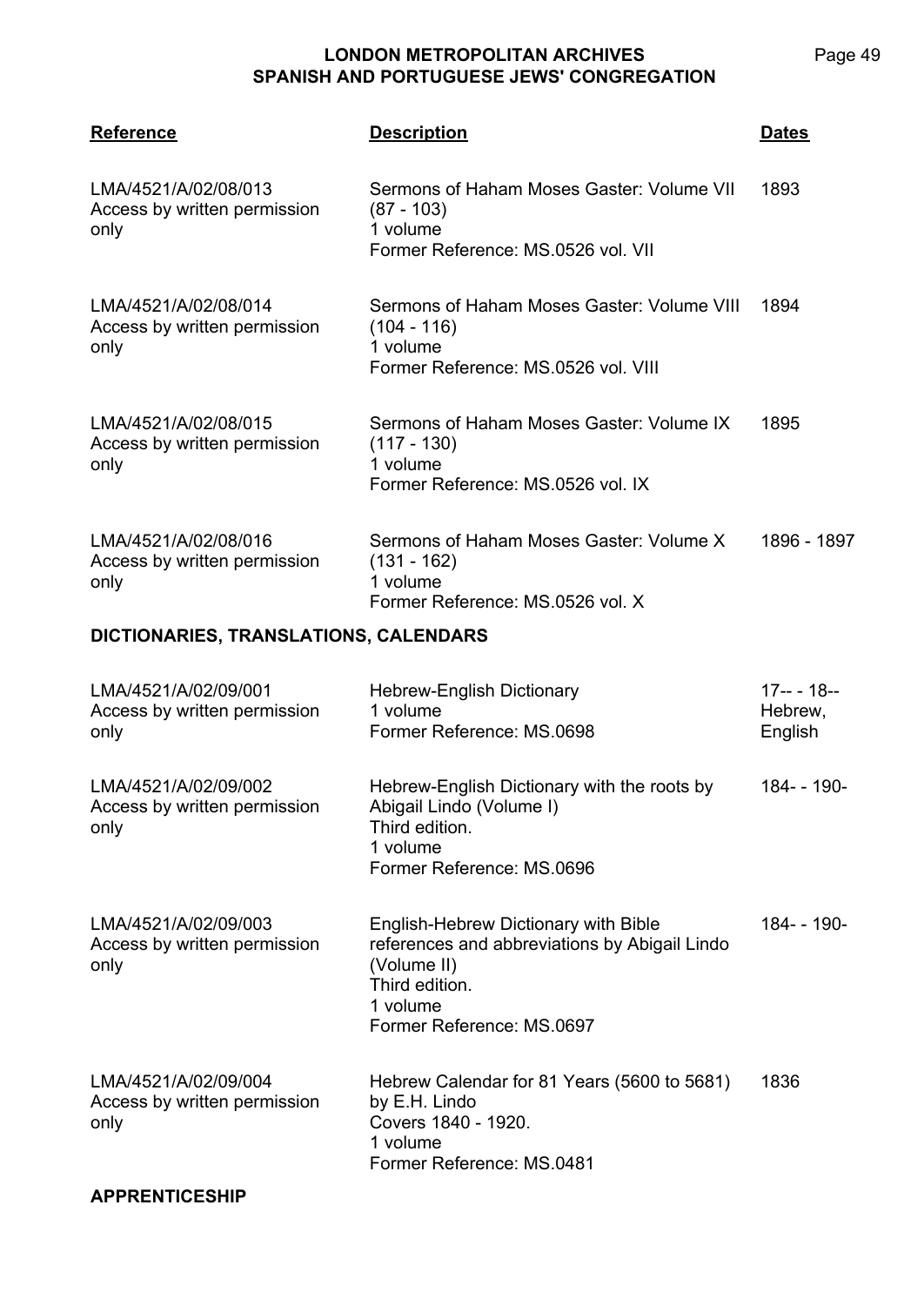| Reference | Description | Dates |
|---|---|---|
| LMA/4521/A/02/08/013<br>Access by written permission only | Sermons of Haham Moses Gaster: Volume VII (87 - 103)<br>1 volume<br>Former Reference: MS.0526 vol. VII | 1893 |
| LMA/4521/A/02/08/014<br>Access by written permission only | Sermons of Haham Moses Gaster: Volume VIII (104 - 116)<br>1 volume<br>Former Reference: MS.0526 vol. VIII | 1894 |
| LMA/4521/A/02/08/015<br>Access by written permission only | Sermons of Haham Moses Gaster: Volume IX (117 - 130)<br>1 volume<br>Former Reference: MS.0526 vol. IX | 1895 |
| LMA/4521/A/02/08/016<br>Access by written permission only | Sermons of Haham Moses Gaster: Volume X (131 - 162)<br>1 volume<br>Former Reference: MS.0526 vol. X | 1896 - 1897 |

## DICTIONARIES, TRANSLATIONS, CALENDARS

| Reference | Description | Dates |
|---|---|---|
| LMA/4521/A/02/09/001<br>Access by written permission only | Hebrew-English Dictionary<br>1 volume<br>Former Reference: MS.0698 | 17-- - 18--<br>Hebrew, English |
| LMA/4521/A/02/09/002<br>Access by written permission only | Hebrew-English Dictionary with the roots by Abigail Lindo (Volume I)<br>Third edition.<br>1 volume<br>Former Reference: MS.0696 | 184- - 190- |
| LMA/4521/A/02/09/003<br>Access by written permission only | English-Hebrew Dictionary with Bible references and abbreviations by Abigail Lindo (Volume II)<br>Third edition.<br>1 volume<br>Former Reference: MS.0697 | 184- - 190- |
| LMA/4521/A/02/09/004<br>Access by written permission only | Hebrew Calendar for 81 Years (5600 to 5681) by E.H. Lindo<br>Covers 1840 - 1920.<br>1 volume<br>Former Reference: MS.0481 | 1836 |

## APPRENTICESHIP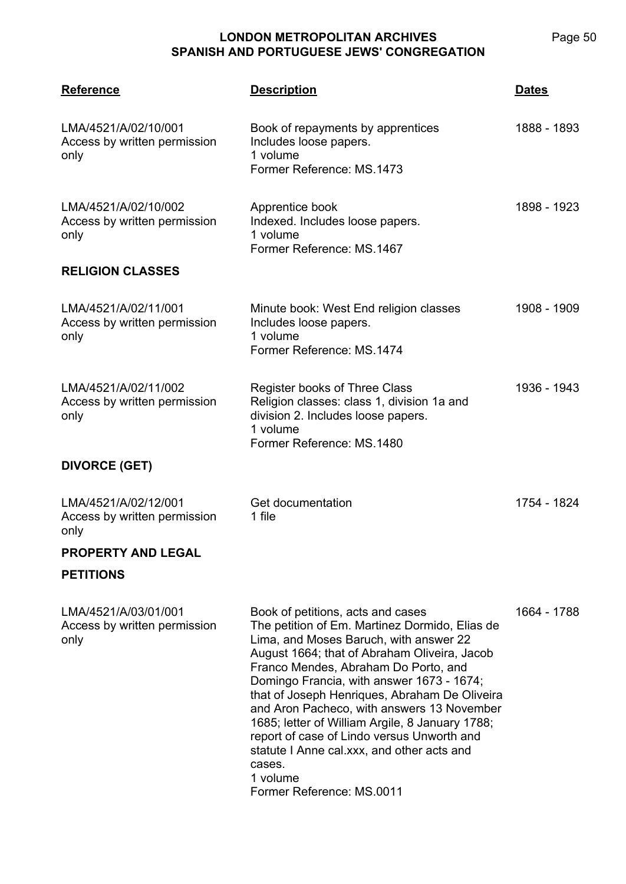| Reference | Description | Dates |
|---|---|---|
| LMA/4521/A/02/10/001<br>Access by written permission only | Book of repayments by apprentices<br>Includes loose papers.<br>1 volume<br>Former Reference: MS.1473 | 1888 - 1893 |
| LMA/4521/A/02/10/002<br>Access by written permission only | Apprentice book<br>Indexed. Includes loose papers.<br>1 volume<br>Former Reference: MS.1467 | 1898 - 1923 |

**RELIGION CLASSES**

| Reference | Description | Dates |
|---|---|---|
| LMA/4521/A/02/11/001<br>Access by written permission only | Minute book: West End religion classes<br>Includes loose papers.<br>1 volume<br>Former Reference: MS.1474 | 1908 - 1909 |
| LMA/4521/A/02/11/002<br>Access by written permission only | Register books of Three Class<br>Religion classes: class 1, division 1a and division 2. Includes loose papers.<br>1 volume<br>Former Reference: MS.1480 | 1936 - 1943 |

**DIVORCE (GET)**

| Reference | Description | Dates |
|---|---|---|
| LMA/4521/A/02/12/001<br>Access by written permission only | Get documentation<br>1 file | 1754 - 1824 |

**PROPERTY AND LEGAL**

**PETITIONS**

| Reference | Description | Dates |
|---|---|---|
| LMA/4521/A/03/01/001<br>Access by written permission only | Book of petitions, acts and cases<br>The petition of Em. Martinez Dormido, Elias de Lima, and Moses Baruch, with answer 22 August 1664; that of Abraham Oliveira, Jacob Franco Mendes, Abraham Do Porto, and Domingo Francia, with answer 1673 - 1674; that of Joseph Henriques, Abraham De Oliveira and Aron Pacheco, with answers 13 November 1685; letter of William Argile, 8 January 1788; report of case of Lindo versus Unworth and statute I Anne cal.xxx, and other acts and cases.<br>1 volume<br>Former Reference: MS.0011 | 1664 - 1788 |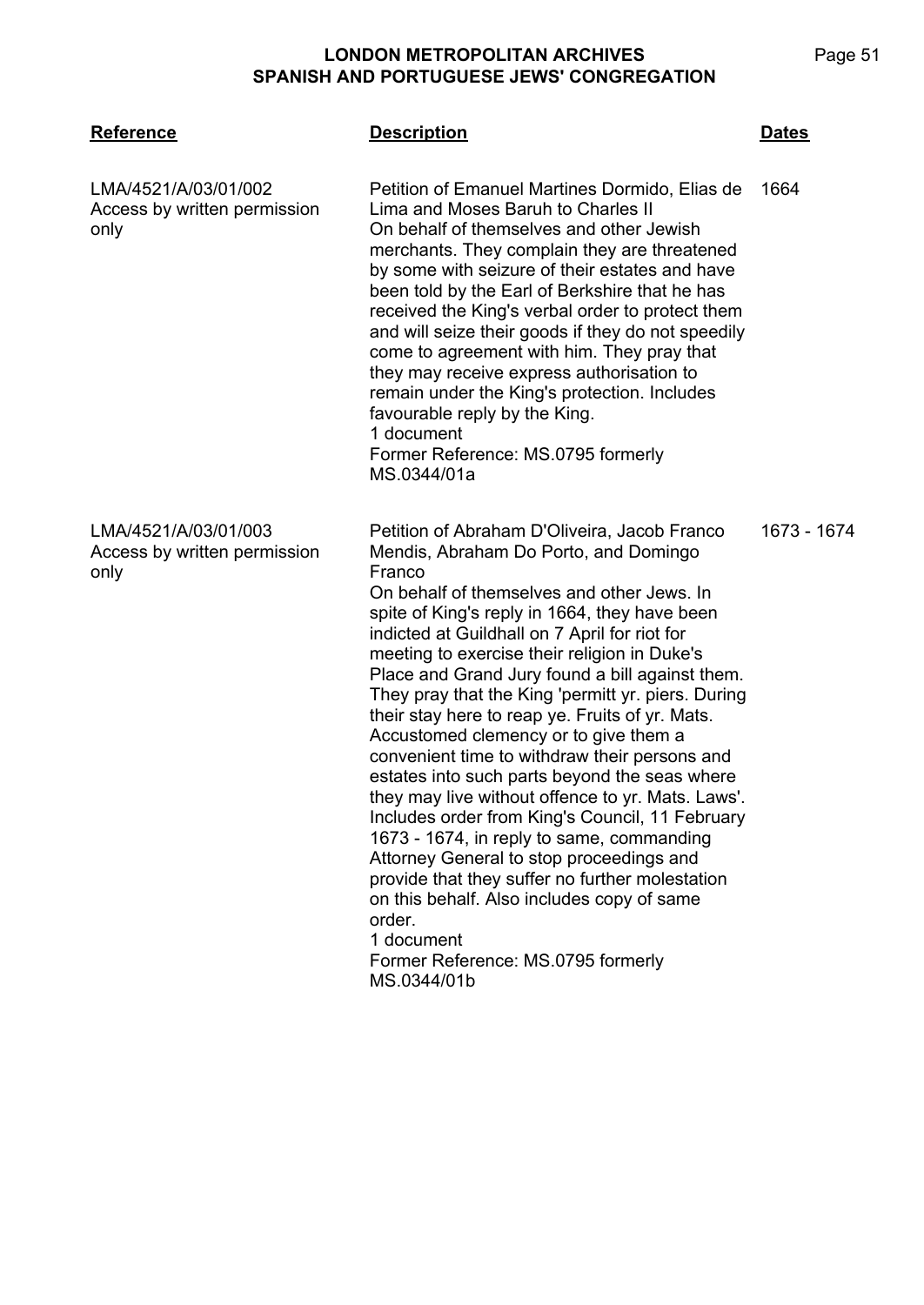| Reference | Description | Dates |
|---|---|---|
| LMA/4521/A/03/01/002<br>Access by written permission only | Petition of Emanuel Martines Dormido, Elias de Lima and Moses Baruh to Charles II<br>On behalf of themselves and other Jewish merchants. They complain they are threatened by some with seizure of their estates and have been told by the Earl of Berkshire that he has received the King's verbal order to protect them and will seize their goods if they do not speedily come to agreement with him. They pray that they may receive express authorisation to remain under the King's protection. Includes favourable reply by the King.<br>1 document<br>Former Reference: MS.0795 formerly MS.0344/01a | 1664 |
| LMA/4521/A/03/01/003<br>Access by written permission only | Petition of Abraham D'Oliveira, Jacob Franco Mendis, Abraham Do Porto, and Domingo Franco<br>On behalf of themselves and other Jews. In spite of King's reply in 1664, they have been indicted at Guildhall on 7 April for riot for meeting to exercise their religion in Duke's Place and Grand Jury found a bill against them. They pray that the King 'permitt yr. piers. During their stay here to reap ye. Fruits of yr. Mats. Accustomed clemency or to give them a convenient time to withdraw their persons and estates into such parts beyond the seas where they may live without offence to yr. Mats. Laws'. Includes order from King's Council, 11 February 1673 - 1674, in reply to same, commanding Attorney General to stop proceedings and provide that they suffer no further molestation on this behalf. Also includes copy of same order.<br>1 document<br>Former Reference: MS.0795 formerly MS.0344/01b | 1673 - 1674 |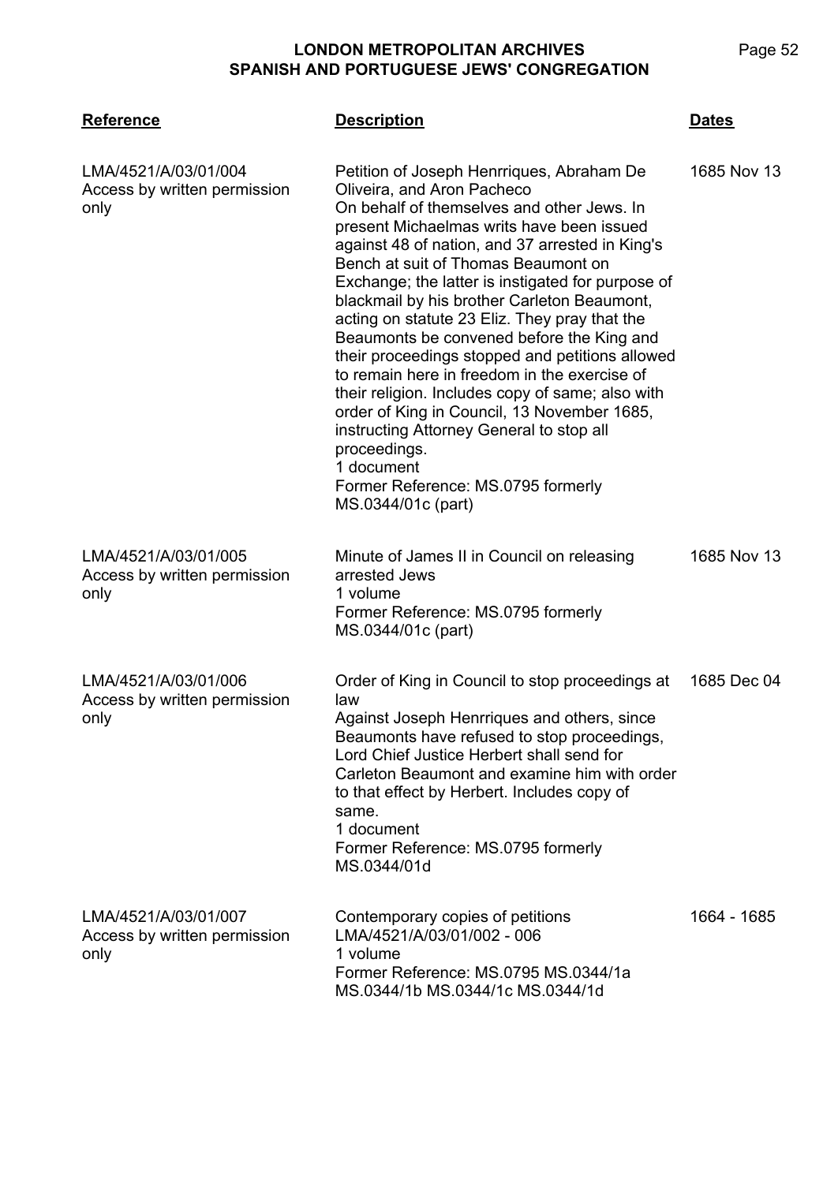| Reference | Description | Dates |
| --- | --- | --- |
| LMA/4521/A/03/01/004<br>Access by written permission only | Petition of Joseph Henrriques, Abraham De Oliveira, and Aron Pacheco<br>On behalf of themselves and other Jews. In present Michaelmas writs have been issued against 48 of nation, and 37 arrested in King's Bench at suit of Thomas Beaumont on Exchange; the latter is instigated for purpose of blackmail by his brother Carleton Beaumont, acting on statute 23 Eliz. They pray that the Beaumonts be convened before the King and their proceedings stopped and petitions allowed to remain here in freedom in the exercise of their religion. Includes copy of same; also with order of King in Council, 13 November 1685, instructing Attorney General to stop all proceedings.<br>1 document<br>Former Reference: MS.0795 formerly MS.0344/01c (part) | 1685 Nov 13 |
| LMA/4521/A/03/01/005<br>Access by written permission only | Minute of James II in Council on releasing arrested Jews<br>1 volume<br>Former Reference: MS.0795 formerly MS.0344/01c (part) | 1685 Nov 13 |
| LMA/4521/A/03/01/006<br>Access by written permission only | Order of King in Council to stop proceedings at law<br>Against Joseph Henrriques and others, since Beaumonts have refused to stop proceedings, Lord Chief Justice Herbert shall send for Carleton Beaumont and examine him with order to that effect by Herbert. Includes copy of same.<br>1 document<br>Former Reference: MS.0795 formerly MS.0344/01d | 1685 Dec 04 |
| LMA/4521/A/03/01/007<br>Access by written permission only | Contemporary copies of petitions<br>LMA/4521/A/03/01/002 - 006<br>1 volume<br>Former Reference: MS.0795 MS.0344/1a MS.0344/1b MS.0344/1c MS.0344/1d | 1664 - 1685 |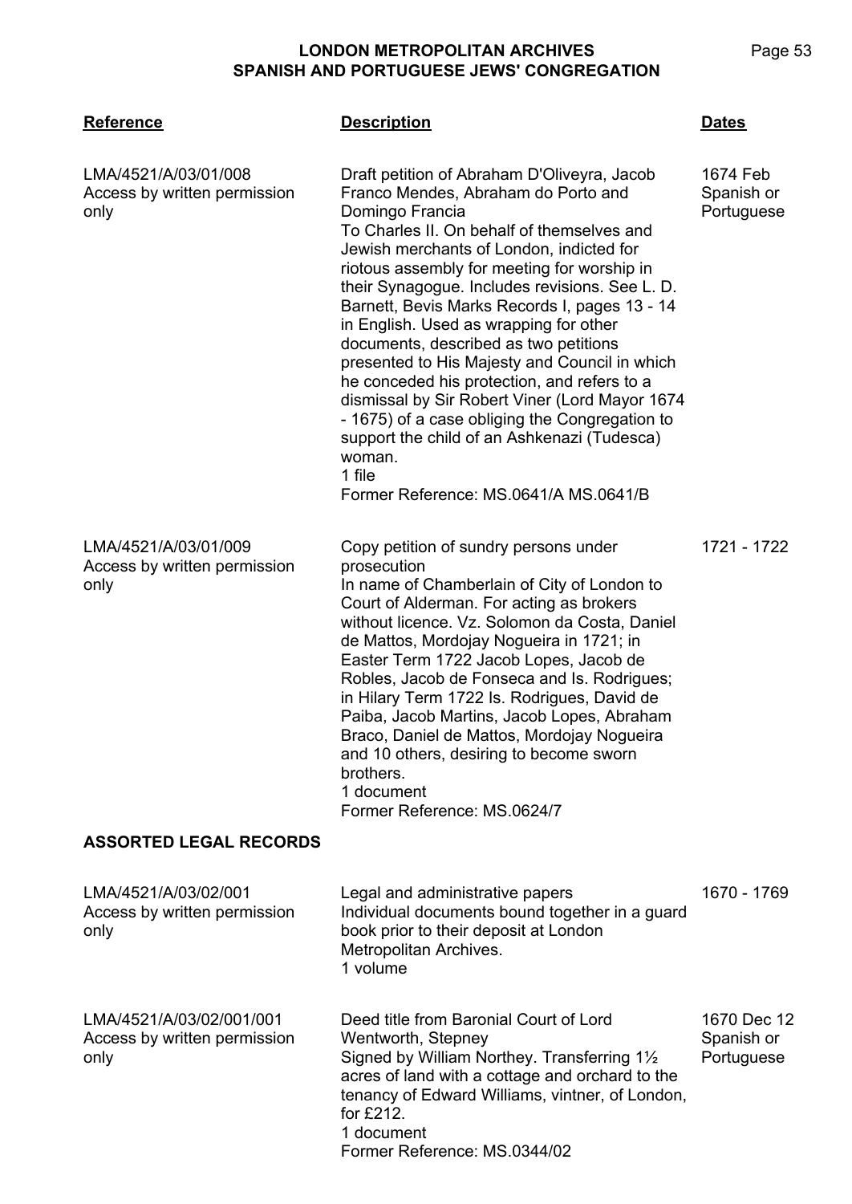| Reference | Description | Dates |
|---|---|---|
| LMA/4521/A/03/01/008<br>Access by written permission only | Draft petition of Abraham D'Oliveyra, Jacob Franco Mendes, Abraham do Porto and Domingo Francia<br>To Charles II. On behalf of themselves and Jewish merchants of London, indicted for riotous assembly for meeting for worship in their Synagogue. Includes revisions. See L. D. Barnett, Bevis Marks Records I, pages 13 - 14 in English. Used as wrapping for other documents, described as two petitions presented to His Majesty and Council in which he conceded his protection, and refers to a dismissal by Sir Robert Viner (Lord Mayor 1674 - 1675) of a case obliging the Congregation to support the child of an Ashkenazi (Tudesca) woman.<br>1 file<br>Former Reference: MS.0641/A MS.0641/B | 1674 Feb<br>Spanish or Portuguese |
| LMA/4521/A/03/01/009<br>Access by written permission only | Copy petition of sundry persons under prosecution<br>In name of Chamberlain of City of London to Court of Alderman. For acting as brokers without licence. Vz. Solomon da Costa, Daniel de Mattos, Mordojay Nogueira in 1721; in Easter Term 1722 Jacob Lopes, Jacob de Robles, Jacob de Fonseca and Is. Rodrigues; in Hilary Term 1722 Is. Rodrigues, David de Paiba, Jacob Martins, Jacob Lopes, Abraham Braco, Daniel de Mattos, Mordojay Nogueira and 10 others, desiring to become sworn brothers.<br>1 document<br>Former Reference: MS.0624/7 | 1721 - 1722 |

## ASSORTED LEGAL RECORDS

| Reference | Description | Dates |
|---|---|---|
| LMA/4521/A/03/02/001<br>Access by written permission only | Legal and administrative papers<br>Individual documents bound together in a guard book prior to their deposit at London Metropolitan Archives.<br>1 volume | 1670 - 1769 |
| LMA/4521/A/03/02/001/001<br>Access by written permission only | Deed title from Baronial Court of Lord Wentworth, Stepney<br>Signed by William Northey. Transferring 1½ acres of land with a cottage and orchard to the tenancy of Edward Williams, vintner, of London, for £212.<br>1 document<br>Former Reference: MS.0344/02 | 1670 Dec 12<br>Spanish or Portuguese |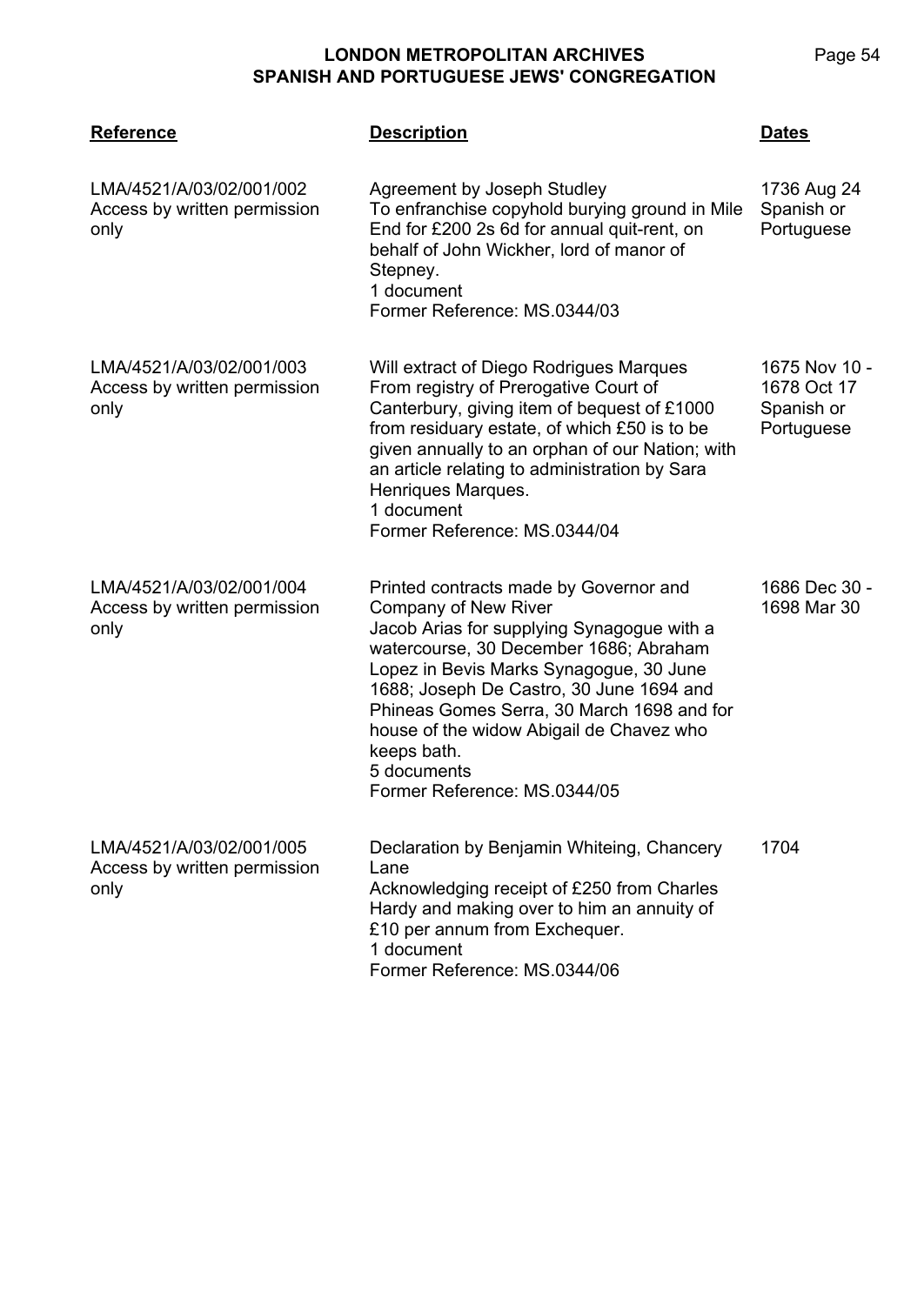| Reference | Description | Dates |
| --- | --- | --- |
| LMA/4521/A/03/02/001/002<br>Access by written permission only | Agreement by Joseph Studley<br>To enfranchise copyhold burying ground in Mile End for £200 2s 6d for annual quit-rent, on behalf of John Wickher, lord of manor of Stepney.<br>1 document<br>Former Reference: MS.0344/03 | 1736 Aug 24<br>Spanish or Portuguese |
| LMA/4521/A/03/02/001/003<br>Access by written permission only | Will extract of Diego Rodrigues Marques<br>From registry of Prerogative Court of Canterbury, giving item of bequest of £1000 from residuary estate, of which £50 is to be given annually to an orphan of our Nation; with an article relating to administration by Sara Henriques Marques.<br>1 document<br>Former Reference: MS.0344/04 | 1675 Nov 10 - 1678 Oct 17<br>Spanish or Portuguese |
| LMA/4521/A/03/02/001/004<br>Access by written permission only | Printed contracts made by Governor and Company of New River<br>Jacob Arias for supplying Synagogue with a watercourse, 30 December 1686; Abraham Lopez in Bevis Marks Synagogue, 30 June 1688; Joseph De Castro, 30 June 1694 and Phineas Gomes Serra, 30 March 1698 and for house of the widow Abigail de Chavez who keeps bath.<br>5 documents<br>Former Reference: MS.0344/05 | 1686 Dec 30 - 1698 Mar 30 |
| LMA/4521/A/03/02/001/005<br>Access by written permission only | Declaration by Benjamin Whiteing, Chancery Lane<br>Acknowledging receipt of £250 from Charles Hardy and making over to him an annuity of £10 per annum from Exchequer.<br>1 document<br>Former Reference: MS.0344/06 | 1704 |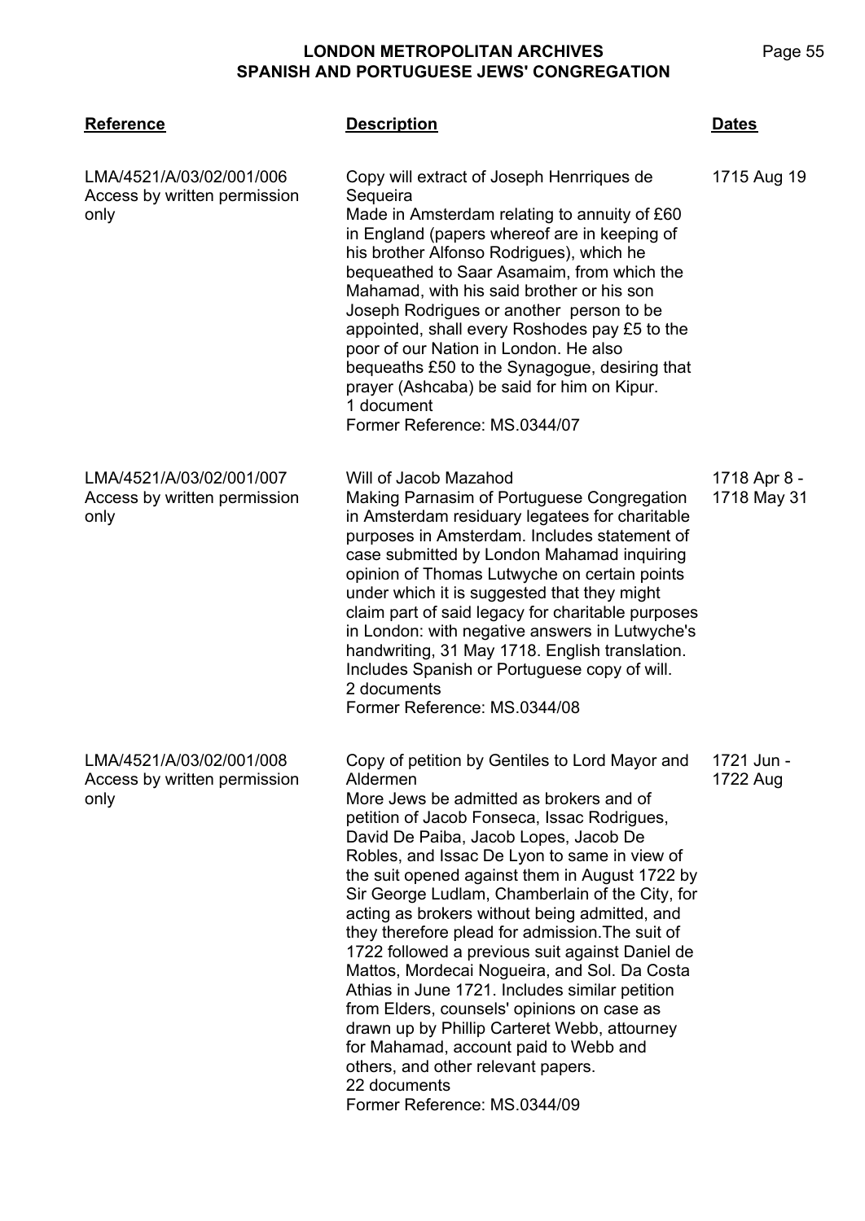| Reference | Description | Dates |
|---|---|---|
| LMA/4521/A/03/02/001/006<br>Access by written permission only | Copy will extract of Joseph Henrriques de Sequeira<br>Made in Amsterdam relating to annuity of £60 in England (papers whereof are in keeping of his brother Alfonso Rodrigues), which he bequeathed to Saar Asamaim, from which the Mahamad, with his said brother or his son Joseph Rodrigues or another person to be appointed, shall every Roshodes pay £5 to the poor of our Nation in London. He also bequeaths £50 to the Synagogue, desiring that prayer (Ashcaba) be said for him on Kipur.<br>1 document<br>Former Reference: MS.0344/07 | 1715 Aug 19 |
| LMA/4521/A/03/02/001/007<br>Access by written permission only | Will of Jacob Mazahod<br>Making Parnasim of Portuguese Congregation in Amsterdam residuary legatees for charitable purposes in Amsterdam. Includes statement of case submitted by London Mahamad inquiring opinion of Thomas Lutwyche on certain points under which it is suggested that they might claim part of said legacy for charitable purposes in London: with negative answers in Lutwyche's handwriting, 31 May 1718. English translation. Includes Spanish or Portuguese copy of will.<br>2 documents<br>Former Reference: MS.0344/08 | 1718 Apr 8 - 1718 May 31 |
| LMA/4521/A/03/02/001/008<br>Access by written permission only | Copy of petition by Gentiles to Lord Mayor and Aldermen<br>More Jews be admitted as brokers and of petition of Jacob Fonseca, Issac Rodrigues, David De Paiba, Jacob Lopes, Jacob De Robles, and Issac De Lyon to same in view of the suit opened against them in August 1722 by Sir George Ludlam, Chamberlain of the City, for acting as brokers without being admitted, and they therefore plead for admission.The suit of 1722 followed a previous suit against Daniel de Mattos, Mordecai Nogueira, and Sol. Da Costa Athias in June 1721. Includes similar petition from Elders, counsels' opinions on case as drawn up by Phillip Carteret Webb, attourney for Mahamad, account paid to Webb and others, and other relevant papers.<br>22 documents<br>Former Reference: MS.0344/09 | 1721 Jun - 1722 Aug |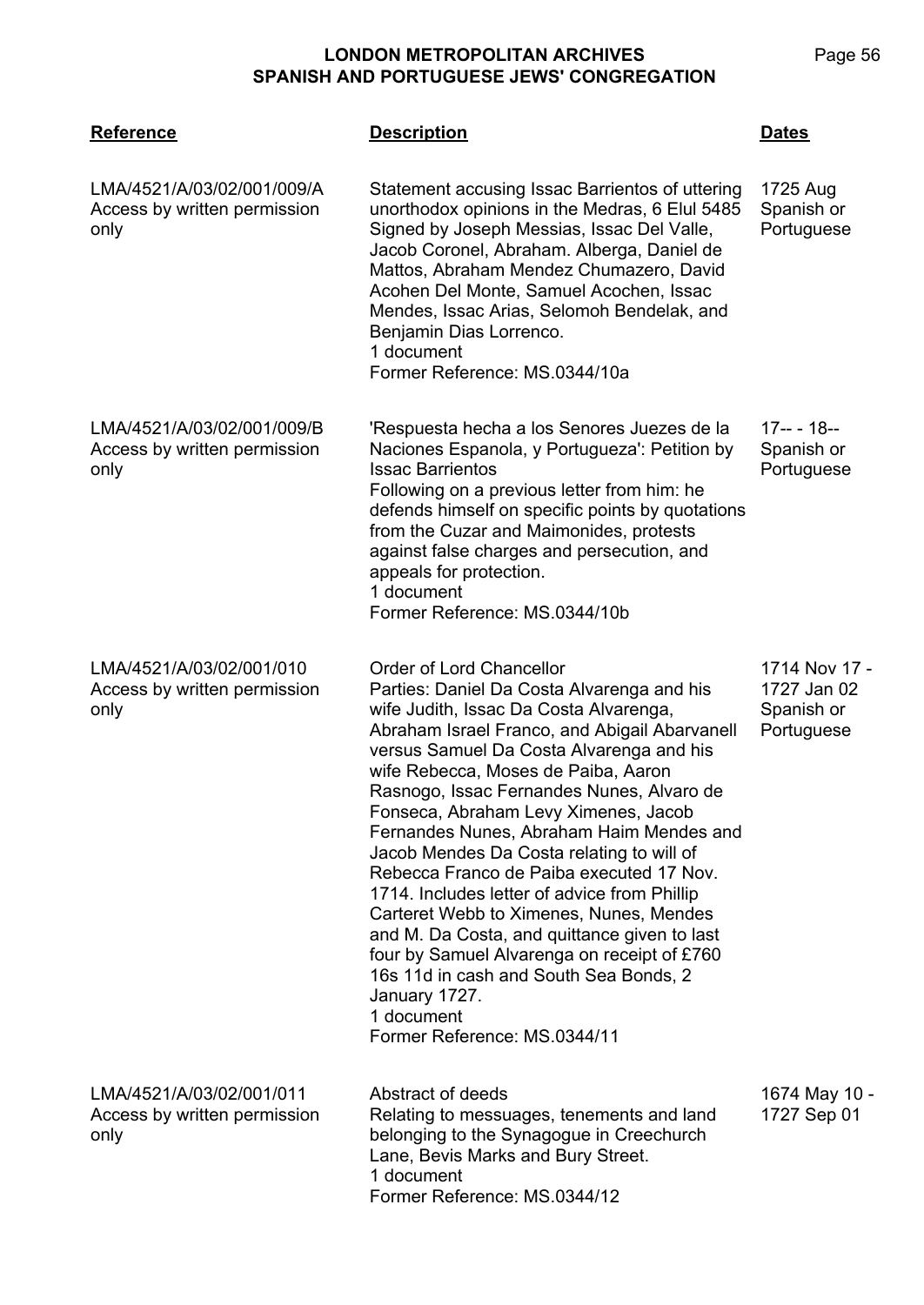| Reference | Description | Dates |
|---|---|---|
| LMA/4521/A/03/02/001/009/A<br>Access by written permission only | Statement accusing Issac Barrientos of uttering unorthodox opinions in the Medras, 6 Elul 5485 Signed by Joseph Messias, Issac Del Valle, Jacob Coronel, Abraham. Alberga, Daniel de Mattos, Abraham Mendez Chumazero, David Acohen Del Monte, Samuel Acochen, Issac Mendes, Issac Arias, Selomoh Bendelak, and Benjamin Dias Lorrenco.<br>1 document<br>Former Reference: MS.0344/10a | 1725 Aug<br>Spanish or Portuguese |
| LMA/4521/A/03/02/001/009/B<br>Access by written permission only | 'Respuesta hecha a los Senores Juezes de la Naciones Espanola, y Portugueza': Petition by Issac Barrientos<br>Following on a previous letter from him: he defends himself on specific points by quotations from the Cuzar and Maimonides, protests against false charges and persecution, and appeals for protection.<br>1 document<br>Former Reference: MS.0344/10b | 17-- - 18--<br>Spanish or Portuguese |
| LMA/4521/A/03/02/001/010<br>Access by written permission only | Order of Lord Chancellor<br>Parties: Daniel Da Costa Alvarenga and his wife Judith, Issac Da Costa Alvarenga, Abraham Israel Franco, and Abigail Abarvanell versus Samuel Da Costa Alvarenga and his wife Rebecca, Moses de Paiba, Aaron Rasnogo, Issac Fernandes Nunes, Alvaro de Fonseca, Abraham Levy Ximenes, Jacob Fernandes Nunes, Abraham Haim Mendes and Jacob Mendes Da Costa relating to will of Rebecca Franco de Paiba executed 17 Nov. 1714. Includes letter of advice from Phillip Carteret Webb to Ximenes, Nunes, Mendes and M. Da Costa, and quittance given to last four by Samuel Alvarenga on receipt of £760 16s 11d in cash and South Sea Bonds, 2 January 1727.<br>1 document<br>Former Reference: MS.0344/11 | 1714 Nov 17 - 1727 Jan 02<br>Spanish or Portuguese |
| LMA/4521/A/03/02/001/011<br>Access by written permission only | Abstract of deeds<br>Relating to messuages, tenements and land belonging to the Synagogue in Creechurch Lane, Bevis Marks and Bury Street.<br>1 document<br>Former Reference: MS.0344/12 | 1674 May 10 - 1727 Sep 01 |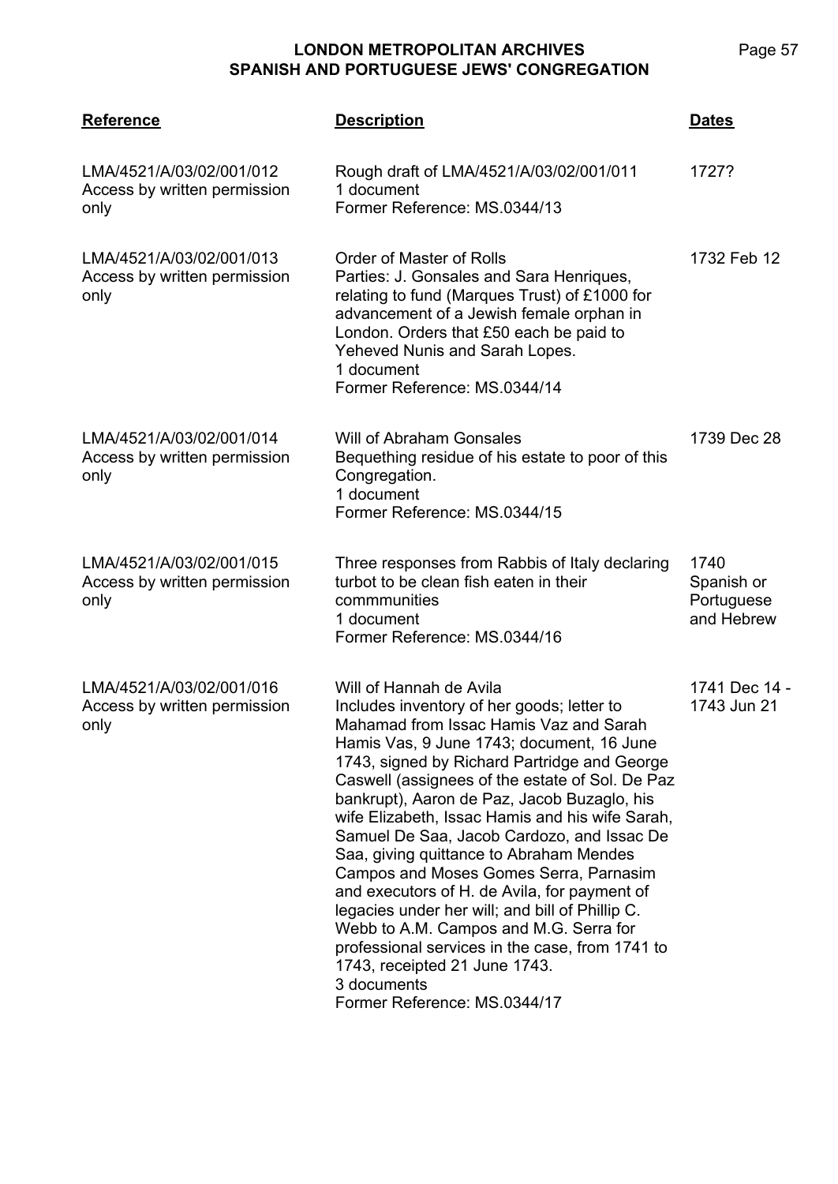| Reference | Description | Dates |
|---|---|---|
| LMA/4521/A/03/02/001/012<br>Access by written permission only | Rough draft of LMA/4521/A/03/02/001/011<br>1 document<br>Former Reference: MS.0344/13 | 1727? |
| LMA/4521/A/03/02/001/013<br>Access by written permission only | Order of Master of Rolls<br>Parties: J. Gonsales and Sara Henriques, relating to fund (Marques Trust) of £1000 for advancement of a Jewish female orphan in London. Orders that £50 each be paid to Yeheved Nunis and Sarah Lopes.<br>1 document<br>Former Reference: MS.0344/14 | 1732 Feb 12 |
| LMA/4521/A/03/02/001/014<br>Access by written permission only | Will of Abraham Gonsales<br>Bequething residue of his estate to poor of this Congregation.<br>1 document<br>Former Reference: MS.0344/15 | 1739 Dec 28 |
| LMA/4521/A/03/02/001/015<br>Access by written permission only | Three responses from Rabbis of Italy declaring turbot to be clean fish eaten in their commmunities<br>1 document<br>Former Reference: MS.0344/16 | 1740<br>Spanish or Portuguese and Hebrew |
| LMA/4521/A/03/02/001/016<br>Access by written permission only | Will of Hannah de Avila<br>Includes inventory of her goods; letter to Mahamad from Issac Hamis Vaz and Sarah Hamis Vas, 9 June 1743; document, 16 June 1743, signed by Richard Partridge and George Caswell (assignees of the estate of Sol. De Paz bankrupt), Aaron de Paz, Jacob Buzaglo, his wife Elizabeth, Issac Hamis and his wife Sarah, Samuel De Saa, Jacob Cardozo, and Issac De Saa, giving quittance to Abraham Mendes Campos and Moses Gomes Serra, Parnasim and executors of H. de Avila, for payment of legacies under her will; and bill of Phillip C. Webb to A.M. Campos and M.G. Serra for professional services in the case, from 1741 to 1743, receipted 21 June 1743.<br>3 documents<br>Former Reference: MS.0344/17 | 1741 Dec 14 - 1743 Jun 21 |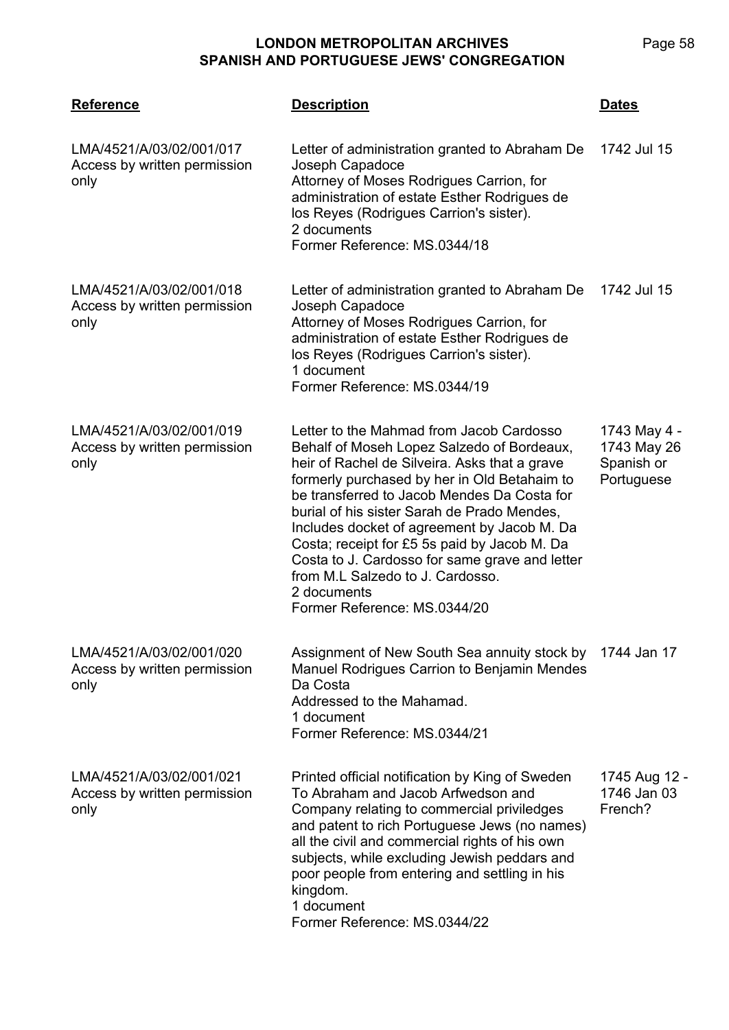| Reference | Description | Dates |
|---|---|---|
| LMA/4521/A/03/02/001/017<br>Access by written permission only | Letter of administration granted to Abraham De Joseph Capadoce<br>Attorney of Moses Rodrigues Carrion, for administration of estate Esther Rodrigues de los Reyes (Rodrigues Carrion's sister).<br>2 documents<br>Former Reference: MS.0344/18 | 1742 Jul 15 |
| LMA/4521/A/03/02/001/018<br>Access by written permission only | Letter of administration granted to Abraham De Joseph Capadoce<br>Attorney of Moses Rodrigues Carrion, for administration of estate Esther Rodrigues de los Reyes (Rodrigues Carrion's sister).<br>1 document<br>Former Reference: MS.0344/19 | 1742 Jul 15 |
| LMA/4521/A/03/02/001/019<br>Access by written permission only | Letter to the Mahmad from Jacob Cardosso<br>Behalf of Moseh Lopez Salzedo of Bordeaux, heir of Rachel de Silveira. Asks that a grave formerly purchased by her in Old Betahaim to be transferred to Jacob Mendes Da Costa for burial of his sister Sarah de Prado Mendes, Includes docket of agreement by Jacob M. Da Costa; receipt for £5 5s paid by Jacob M. Da Costa to J. Cardosso for same grave and letter from M.L Salzedo to J. Cardosso.<br>2 documents<br>Former Reference: MS.0344/20 | 1743 May 4 - 1743 May 26<br>Spanish or Portuguese |
| LMA/4521/A/03/02/001/020<br>Access by written permission only | Assignment of New South Sea annuity stock by Manuel Rodrigues Carrion to Benjamin Mendes Da Costa<br>Addressed to the Mahamad.<br>1 document<br>Former Reference: MS.0344/21 | 1744 Jan 17 |
| LMA/4521/A/03/02/001/021<br>Access by written permission only | Printed official notification by King of Sweden<br>To Abraham and Jacob Arfwedson and Company relating to commercial priviledges and patent to rich Portuguese Jews (no names) all the civil and commercial rights of his own subjects, while excluding Jewish peddars and poor people from entering and settling in his kingdom.<br>1 document<br>Former Reference: MS.0344/22 | 1745 Aug 12 - 1746 Jan 03<br>French? |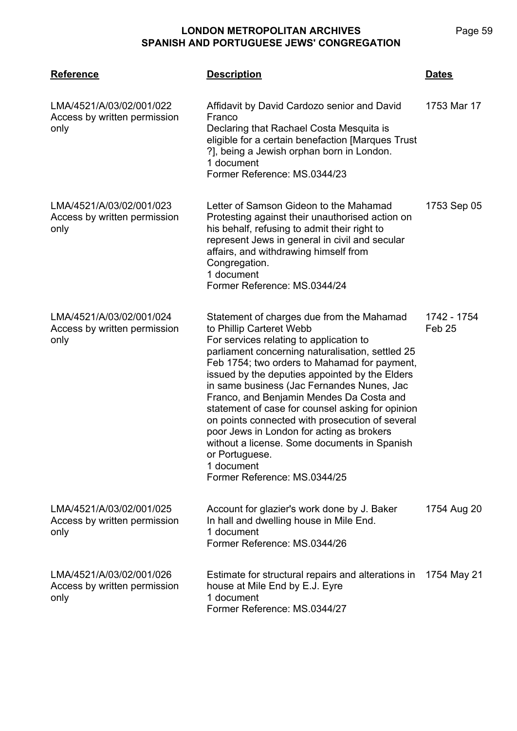| Reference | Description | Dates |
| --- | --- | --- |
| LMA/4521/A/03/02/001/022<br>Access by written permission only | Affidavit by David Cardozo senior and David Franco<br>Declaring that Rachael Costa Mesquita is eligible for a certain benefaction [Marques Trust ?], being a Jewish orphan born in London.<br>1 document<br>Former Reference: MS.0344/23 | 1753 Mar 17 |
| LMA/4521/A/03/02/001/023<br>Access by written permission only | Letter of Samson Gideon to the Mahamad<br>Protesting against their unauthorised action on his behalf, refusing to admit their right to represent Jews in general in civil and secular affairs, and withdrawing himself from Congregation.<br>1 document<br>Former Reference: MS.0344/24 | 1753 Sep 05 |
| LMA/4521/A/03/02/001/024<br>Access by written permission only | Statement of charges due from the Mahamad to Phillip Carteret Webb<br>For services relating to application to parliament concerning naturalisation, settled 25 Feb 1754; two orders to Mahamad for payment, issued by the deputies appointed by the Elders in same business (Jac Fernandes Nunes, Jac Franco, and Benjamin Mendes Da Costa and statement of case for counsel asking for opinion on points connected with prosecution of several poor Jews in London for acting as brokers without a license. Some documents in Spanish or Portuguese.<br>1 document<br>Former Reference: MS.0344/25 | 1742 - 1754 Feb 25 |
| LMA/4521/A/03/02/001/025<br>Access by written permission only | Account for glazier's work done by J. Baker<br>In hall and dwelling house in Mile End.<br>1 document<br>Former Reference: MS.0344/26 | 1754 Aug 20 |
| LMA/4521/A/03/02/001/026<br>Access by written permission only | Estimate for structural repairs and alterations in house at Mile End by E.J. Eyre<br>1 document<br>Former Reference: MS.0344/27 | 1754 May 21 |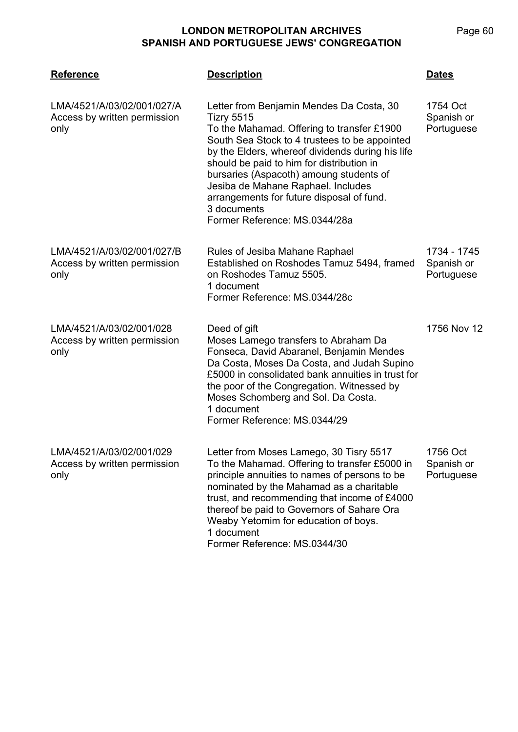| Reference | Description | Dates |
|---|---|---|
| LMA/4521/A/03/02/001/027/A<br>Access by written permission only | Letter from Benjamin Mendes Da Costa, 30 Tizry 5515<br>To the Mahamad. Offering to transfer £1900 South Sea Stock to 4 trustees to be appointed by the Elders, whereof dividends during his life should be paid to him for distribution in bursaries (Aspacoth) amoung students of Jesiba de Mahane Raphael. Includes arrangements for future disposal of fund.<br>3 documents<br>Former Reference: MS.0344/28a | 1754 Oct<br>Spanish or Portuguese |
| LMA/4521/A/03/02/001/027/B<br>Access by written permission only | Rules of Jesiba Mahane Raphael<br>Established on Roshodes Tamuz 5494, framed on Roshodes Tamuz 5505.<br>1 document<br>Former Reference: MS.0344/28c | 1734 - 1745<br>Spanish or Portuguese |
| LMA/4521/A/03/02/001/028<br>Access by written permission only | Deed of gift<br>Moses Lamego transfers to Abraham Da Fonseca, David Abaranel, Benjamin Mendes Da Costa, Moses Da Costa, and Judah Supino £5000 in consolidated bank annuities in trust for the poor of the Congregation. Witnessed by Moses Schomberg and Sol. Da Costa.<br>1 document<br>Former Reference: MS.0344/29 | 1756 Nov 12 |
| LMA/4521/A/03/02/001/029<br>Access by written permission only | Letter from Moses Lamego, 30 Tisry 5517<br>To the Mahamad. Offering to transfer £5000 in principle annuities to names of persons to be nominated by the Mahamad as a charitable trust, and recommending that income of £4000 thereof be paid to Governors of Sahare Ora Weaby Yetomim for education of boys.<br>1 document<br>Former Reference: MS.0344/30 | 1756 Oct<br>Spanish or Portuguese |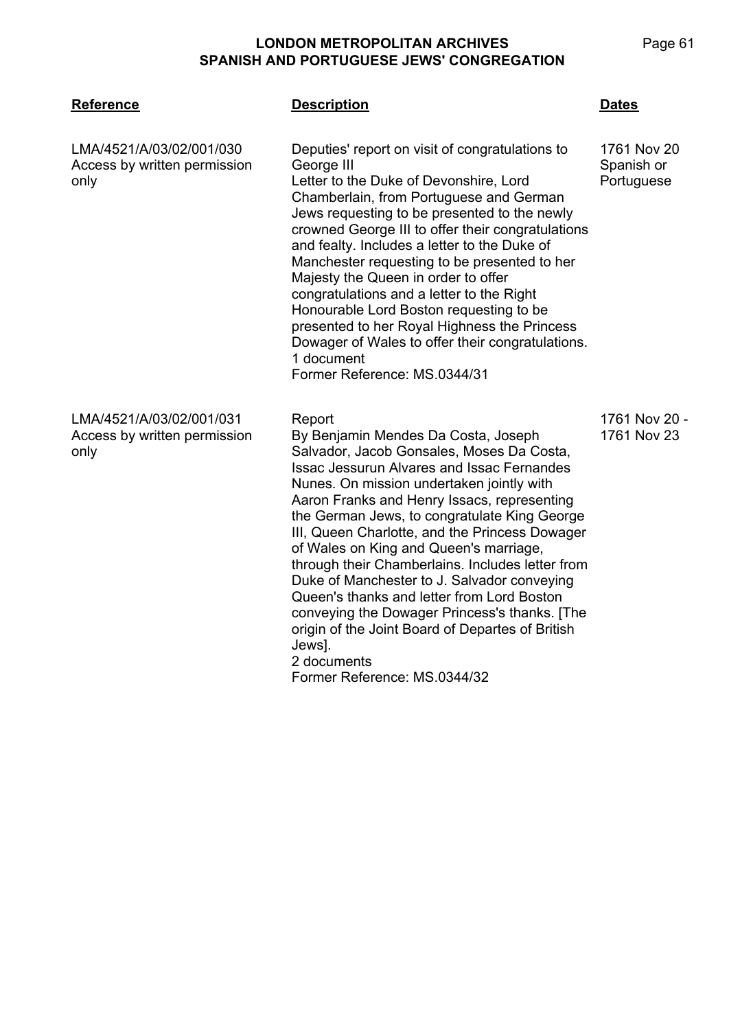| Reference | Description | Dates |
|---|---|---|
| LMA/4521/A/03/02/001/030<br>Access by written permission only | Deputies' report on visit of congratulations to George III<br>Letter to the Duke of Devonshire, Lord Chamberlain, from Portuguese and German Jews requesting to be presented to the newly crowned George III to offer their congratulations and fealty. Includes a letter to the Duke of Manchester requesting to be presented to her Majesty the Queen in order to offer congratulations and a letter to the Right Honourable Lord Boston requesting to be presented to her Royal Highness the Princess Dowager of Wales to offer their congratulations.<br>1 document<br>Former Reference: MS.0344/31 | 1761 Nov 20<br>Spanish or Portuguese |
| LMA/4521/A/03/02/001/031<br>Access by written permission only | Report<br>By Benjamin Mendes Da Costa, Joseph Salvador, Jacob Gonsales, Moses Da Costa, Issac Jessurun Alvares and Issac Fernandes Nunes. On mission undertaken jointly with Aaron Franks and Henry Issacs, representing the German Jews, to congratulate King George III, Queen Charlotte, and the Princess Dowager of Wales on King and Queen's marriage, through their Chamberlains. Includes letter from Duke of Manchester to J. Salvador conveying Queen's thanks and letter from Lord Boston conveying the Dowager Princess's thanks. [The origin of the Joint Board of Departes of British Jews].<br>2 documents<br>Former Reference: MS.0344/32 | 1761 Nov 20 - 1761 Nov 23 |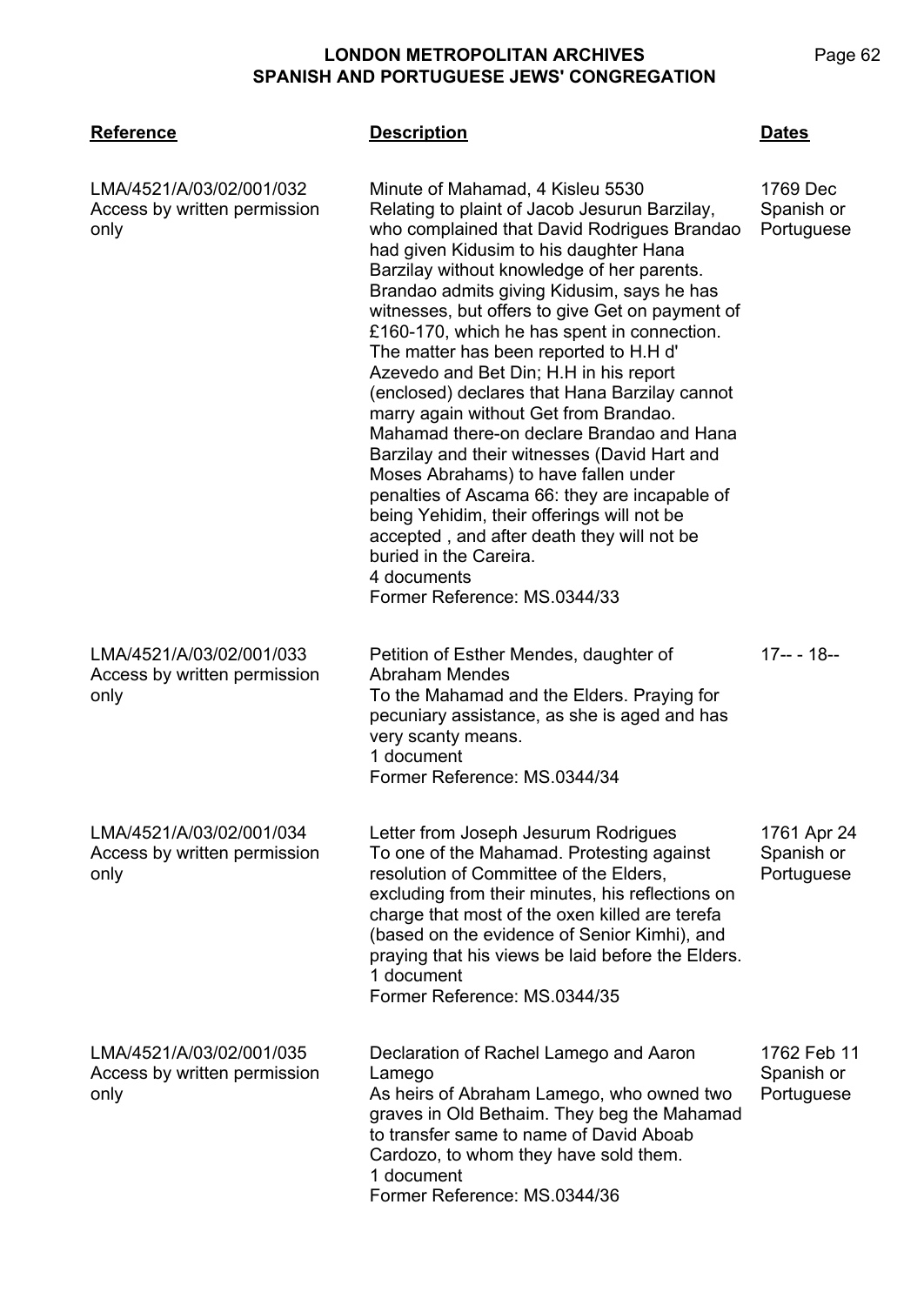| Reference | Description | Dates |
|---|---|---|
| LMA/4521/A/03/02/001/032<br>Access by written permission only | Minute of Mahamad, 4 Kisleu 5530<br>Relating to plaint of Jacob Jesurun Barzilay, who complained that David Rodrigues Brandao had given Kidusim to his daughter Hana Barzilay without knowledge of her parents. Brandao admits giving Kidusim, says he has witnesses, but offers to give Get on payment of £160-170, which he has spent in connection. The matter has been reported to H.H d' Azevedo and Bet Din; H.H in his report (enclosed) declares that Hana Barzilay cannot marry again without Get from Brandao. Mahamad there-on declare Brandao and Hana Barzilay and their witnesses (David Hart and Moses Abrahams) to have fallen under penalties of Ascama 66: they are incapable of being Yehidim, their offerings will not be accepted , and after death they will not be buried in the Careira.<br>4 documents<br>Former Reference: MS.0344/33 | 1769 Dec<br>Spanish or Portuguese |
| LMA/4521/A/03/02/001/033<br>Access by written permission only | Petition of Esther Mendes, daughter of Abraham Mendes<br>To the Mahamad and the Elders. Praying for pecuniary assistance, as she is aged and has very scanty means.<br>1 document<br>Former Reference: MS.0344/34 | 17-- - 18-- |
| LMA/4521/A/03/02/001/034<br>Access by written permission only | Letter from Joseph Jesurum Rodrigues<br>To one of the Mahamad. Protesting against resolution of Committee of the Elders, excluding from their minutes, his reflections on charge that most of the oxen killed are terefa (based on the evidence of Senior Kimhi), and praying that his views be laid before the Elders.<br>1 document<br>Former Reference: MS.0344/35 | 1761 Apr 24<br>Spanish or Portuguese |
| LMA/4521/A/03/02/001/035<br>Access by written permission only | Declaration of Rachel Lamego and Aaron Lamego<br>As heirs of Abraham Lamego, who owned two graves in Old Bethaim. They beg the Mahamad to transfer same to name of David Aboab Cardozo, to whom they have sold them.<br>1 document<br>Former Reference: MS.0344/36 | 1762 Feb 11<br>Spanish or Portuguese |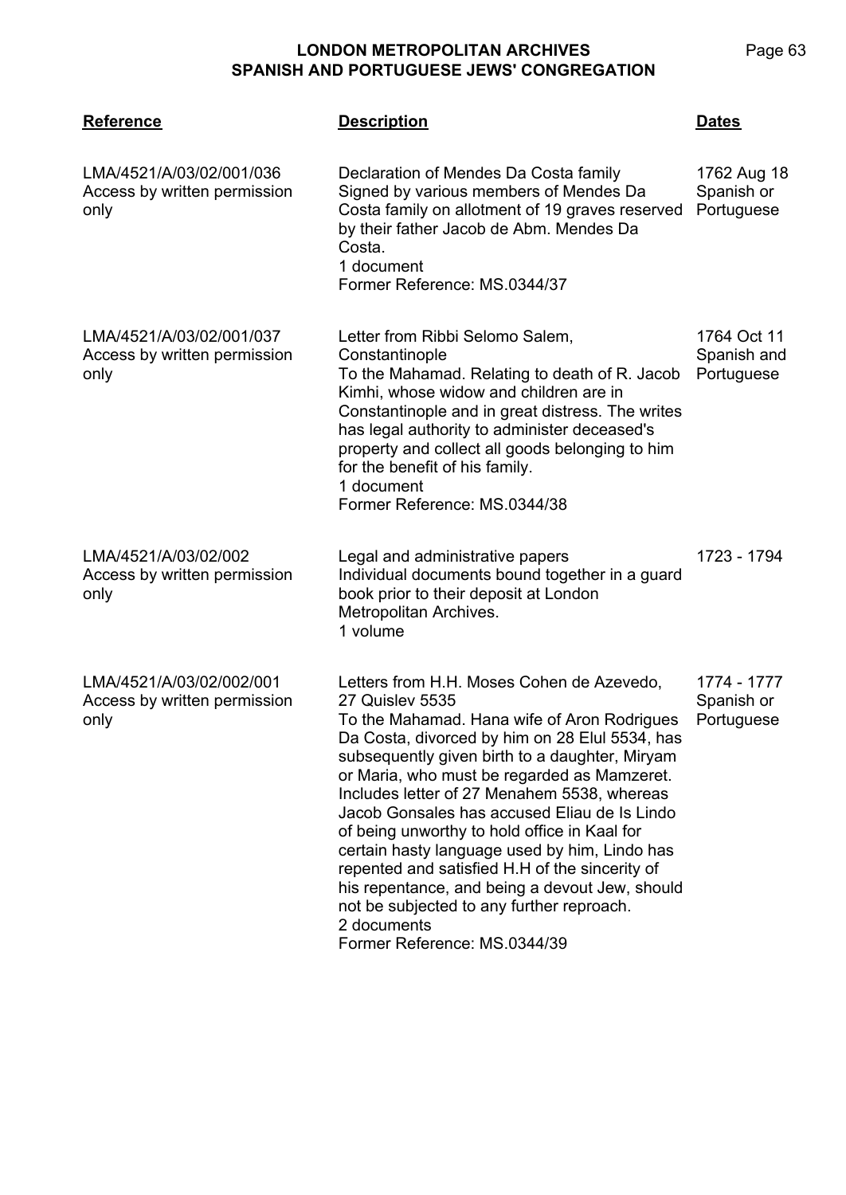| Reference | Description | Dates |
| --- | --- | --- |
| LMA/4521/A/03/02/001/036<br>Access by written permission only | Declaration of Mendes Da Costa family<br>Signed by various members of Mendes Da Costa family on allotment of 19 graves reserved by their father Jacob de Abm. Mendes Da Costa.<br>1 document<br>Former Reference: MS.0344/37 | 1762 Aug 18<br>Spanish or Portuguese |
| LMA/4521/A/03/02/001/037<br>Access by written permission only | Letter from Ribbi Selomo Salem, Constantinople<br>To the Mahamad. Relating to death of R. Jacob Kimhi, whose widow and children are in Constantinople and in great distress. The writes has legal authority to administer deceased's property and collect all goods belonging to him for the benefit of his family.<br>1 document<br>Former Reference: MS.0344/38 | 1764 Oct 11<br>Spanish and Portuguese |
| LMA/4521/A/03/02/002<br>Access by written permission only | Legal and administrative papers<br>Individual documents bound together in a guard book prior to their deposit at London Metropolitan Archives.<br>1 volume | 1723 - 1794 |
| LMA/4521/A/03/02/002/001<br>Access by written permission only | Letters from H.H. Moses Cohen de Azevedo, 27 Quislev 5535<br>To the Mahamad. Hana wife of Aron Rodrigues Da Costa, divorced by him on 28 Elul 5534, has subsequently given birth to a daughter, Miryam or Maria, who must be regarded as Mamzeret. Includes letter of 27 Menahem 5538, whereas Jacob Gonsales has accused Eliau de Is Lindo of being unworthy to hold office in Kaal for certain hasty language used by him, Lindo has repented and satisfied H.H of the sincerity of his repentance, and being a devout Jew, should not be subjected to any further reproach.<br>2 documents<br>Former Reference: MS.0344/39 | 1774 - 1777<br>Spanish or Portuguese |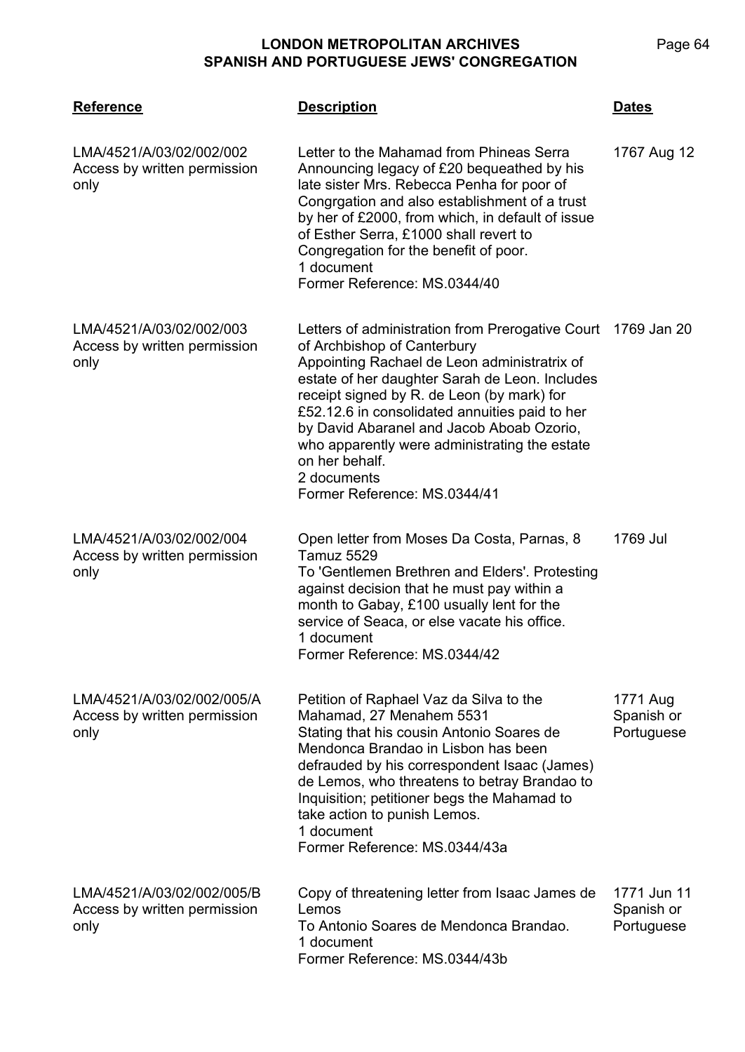| Reference | Description | Dates |
|---|---|---|
| LMA/4521/A/03/02/002/002 Access by written permission only | Letter to the Mahamad from Phineas Serra Announcing legacy of £20 bequeathed by his late sister Mrs. Rebecca Penha for poor of Congrgation and also establishment of a trust by her of £2000, from which, in default of issue of Esther Serra, £1000 shall revert to Congregation for the benefit of poor. 1 document Former Reference: MS.0344/40 | 1767 Aug 12 |
| LMA/4521/A/03/02/002/003 Access by written permission only | Letters of administration from Prerogative Court of Archbishop of Canterbury Appointing Rachael de Leon administratrix of estate of her daughter Sarah de Leon. Includes receipt signed by R. de Leon (by mark) for £52.12.6 in consolidated annuities paid to her by David Abaranel and Jacob Aboab Ozorio, who apparently were administrating the estate on her behalf. 2 documents Former Reference: MS.0344/41 | 1769 Jan 20 |
| LMA/4521/A/03/02/002/004 Access by written permission only | Open letter from Moses Da Costa, Parnas, 8 Tamuz 5529 To 'Gentlemen Brethren and Elders'. Protesting against decision that he must pay within a month to Gabay, £100 usually lent for the service of Seaca, or else vacate his office. 1 document Former Reference: MS.0344/42 | 1769 Jul |
| LMA/4521/A/03/02/002/005/A Access by written permission only | Petition of Raphael Vaz da Silva to the Mahamad, 27 Menahem 5531 Stating that his cousin Antonio Soares de Mendonca Brandao in Lisbon has been defrauded by his correspondent Isaac (James) de Lemos, who threatens to betray Brandao to Inquisition; petitioner begs the Mahamad to take action to punish Lemos. 1 document Former Reference: MS.0344/43a | 1771 Aug Spanish or Portuguese |
| LMA/4521/A/03/02/002/005/B Access by written permission only | Copy of threatening letter from Isaac James de Lemos To Antonio Soares de Mendonca Brandao. 1 document Former Reference: MS.0344/43b | 1771 Jun 11 Spanish or Portuguese |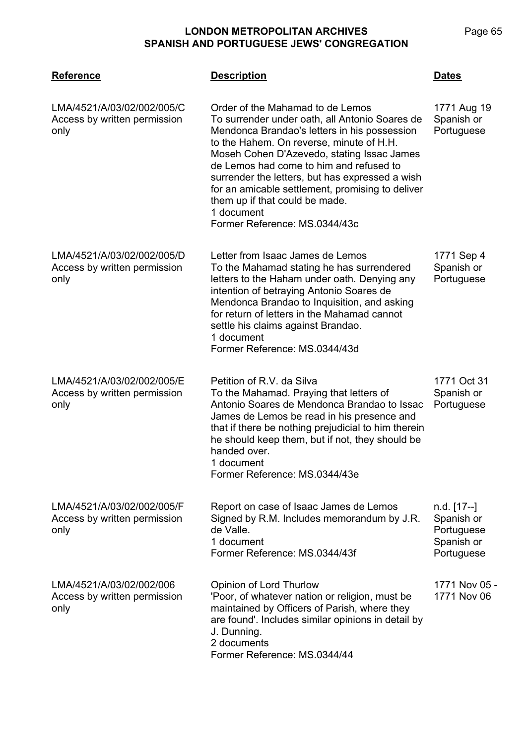| Reference | Description | Dates |
| --- | --- | --- |
| LMA/4521/A/03/02/002/005/C<br>Access by written permission only | Order of the Mahamad to de Lemos<br>To surrender under oath, all Antonio Soares de Mendonca Brandao's letters in his possession to the Hahem. On reverse, minute of H.H. Moseh Cohen D'Azevedo, stating Issac James de Lemos had come to him and refused to surrender the letters, but has expressed a wish for an amicable settlement, promising to deliver them up if that could be made.<br>1 document<br>Former Reference: MS.0344/43c | 1771 Aug 19<br>Spanish or Portuguese |
| LMA/4521/A/03/02/002/005/D<br>Access by written permission only | Letter from Isaac James de Lemos<br>To the Mahamad stating he has surrendered letters to the Haham under oath. Denying any intention of betraying Antonio Soares de Mendonca Brandao to Inquisition, and asking for return of letters in the Mahamad cannot settle his claims against Brandao.<br>1 document<br>Former Reference: MS.0344/43d | 1771 Sep 4<br>Spanish or Portuguese |
| LMA/4521/A/03/02/002/005/E<br>Access by written permission only | Petition of R.V. da Silva<br>To the Mahamad. Praying that letters of Antonio Soares de Mendonca Brandao to Issac James de Lemos be read in his presence and that if there be nothing prejudicial to him therein he should keep them, but if not, they should be handed over.<br>1 document<br>Former Reference: MS.0344/43e | 1771 Oct 31<br>Spanish or Portuguese |
| LMA/4521/A/03/02/002/005/F<br>Access by written permission only | Report on case of Isaac James de Lemos<br>Signed by R.M. Includes memorandum by J.R. de Valle.<br>1 document<br>Former Reference: MS.0344/43f | n.d. [17--]<br>Spanish or Portuguese<br>Spanish or Portuguese |
| LMA/4521/A/03/02/002/006<br>Access by written permission only | Opinion of Lord Thurlow<br>'Poor, of whatever nation or religion, must be maintained by Officers of Parish, where they are found'. Includes similar opinions in detail by J. Dunning.<br>2 documents<br>Former Reference: MS.0344/44 | 1771 Nov 05 - 1771 Nov 06 |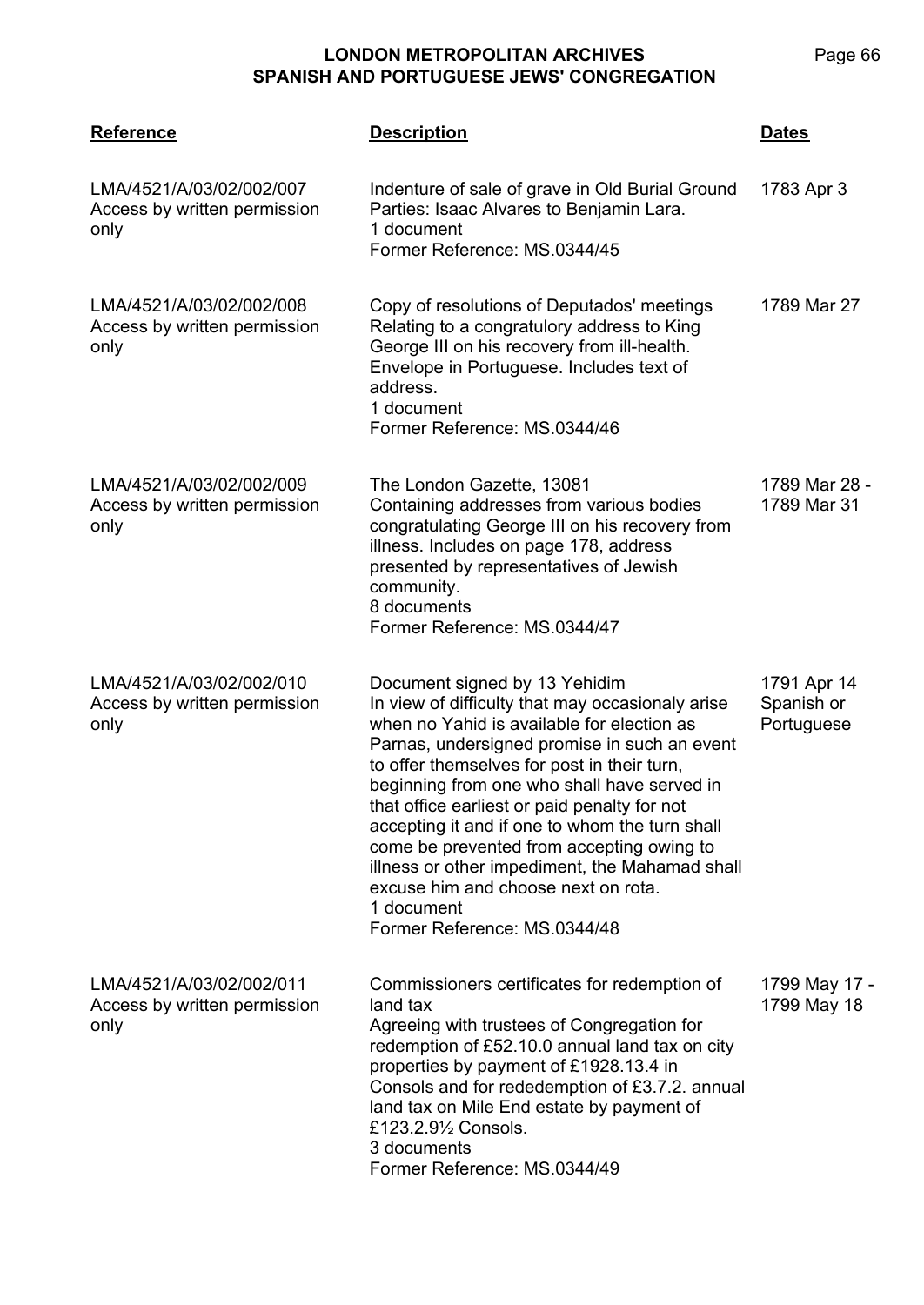| Reference | Description | Dates |
|---|---|---|
| LMA/4521/A/03/02/002/007<br>Access by written permission only | Indenture of sale of grave in Old Burial Ground<br>Parties: Isaac Alvares to Benjamin Lara.<br>1 document<br>Former Reference: MS.0344/45 | 1783 Apr 3 |
| LMA/4521/A/03/02/002/008<br>Access by written permission only | Copy of resolutions of Deputados' meetings<br>Relating to a congratulory address to King George III on his recovery from ill-health. Envelope in Portuguese. Includes text of address.<br>1 document<br>Former Reference: MS.0344/46 | 1789 Mar 27 |
| LMA/4521/A/03/02/002/009<br>Access by written permission only | The London Gazette, 13081<br>Containing addresses from various bodies congratulating George III on his recovery from illness. Includes on page 178, address presented by representatives of Jewish community.<br>8 documents<br>Former Reference: MS.0344/47 | 1789 Mar 28 - 1789 Mar 31 |
| LMA/4521/A/03/02/002/010<br>Access by written permission only | Document signed by 13 Yehidim<br>In view of difficulty that may occasionaly arise when no Yahid is available for election as Parnas, undersigned promise in such an event to offer themselves for post in their turn, beginning from one who shall have served in that office earliest or paid penalty for not accepting it and if one to whom the turn shall come be prevented from accepting owing to illness or other impediment, the Mahamad shall excuse him and choose next on rota.<br>1 document<br>Former Reference: MS.0344/48 | 1791 Apr 14<br>Spanish or Portuguese |
| LMA/4521/A/03/02/002/011<br>Access by written permission only | Commissioners certificates for redemption of land tax<br>Agreeing with trustees of Congregation for redemption of £52.10.0 annual land tax on city properties by payment of £1928.13.4 in Consols and for rededemption of £3.7.2. annual land tax on Mile End estate by payment of £123.2.9½ Consols.<br>3 documents<br>Former Reference: MS.0344/49 | 1799 May 17 - 1799 May 18 |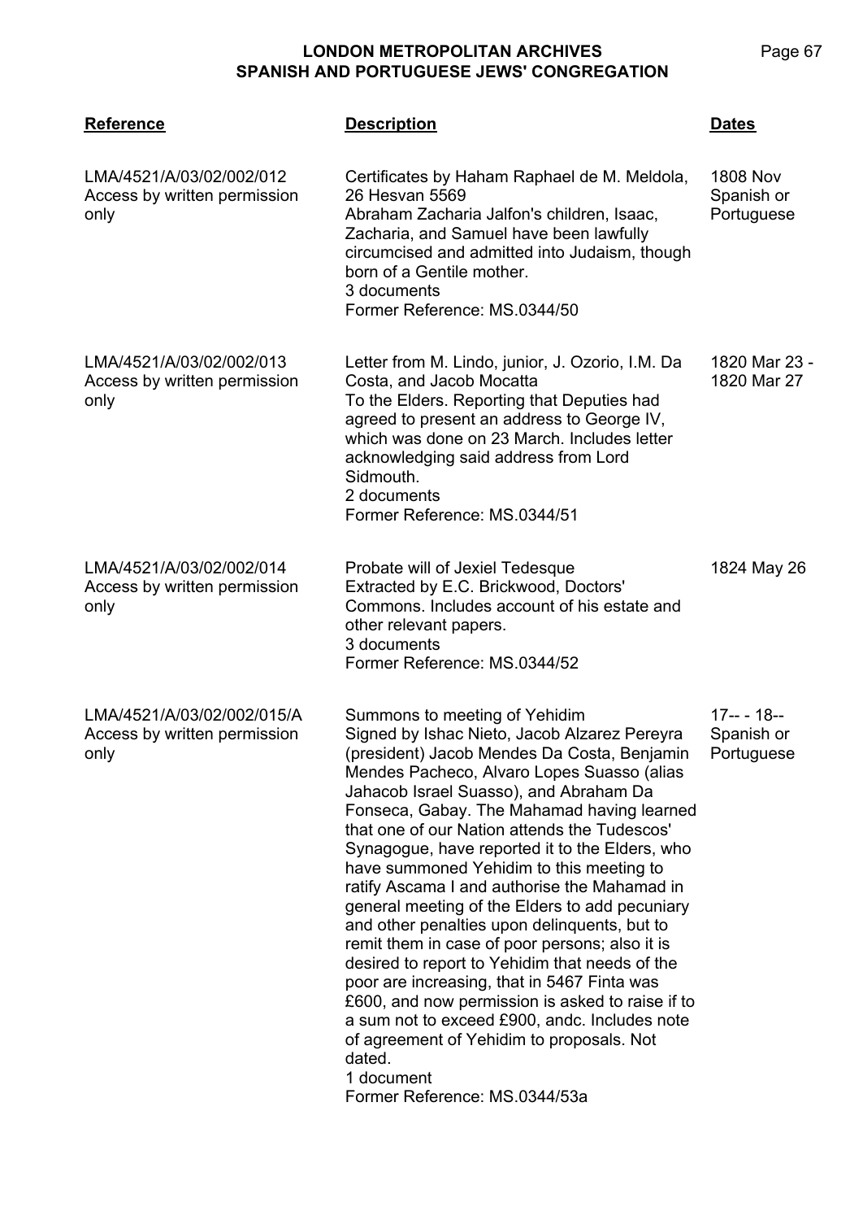| Reference | Description | Dates |
|---|---|---|
| LMA/4521/A/03/02/002/012<br>Access by written permission only | Certificates by Haham Raphael de M. Meldola, 26 Hesvan 5569<br>Abraham Zacharia Jalfon's children, Isaac, Zacharia, and Samuel have been lawfully circumcised and admitted into Judaism, though born of a Gentile mother.<br>3 documents<br>Former Reference: MS.0344/50 | 1808 Nov<br>Spanish or Portuguese |
| LMA/4521/A/03/02/002/013<br>Access by written permission only | Letter from M. Lindo, junior, J. Ozorio, I.M. Da Costa, and Jacob Mocatta<br>To the Elders. Reporting that Deputies had agreed to present an address to George IV, which was done on 23 March. Includes letter acknowledging said address from Lord Sidmouth.<br>2 documents<br>Former Reference: MS.0344/51 | 1820 Mar 23 - 1820 Mar 27 |
| LMA/4521/A/03/02/002/014<br>Access by written permission only | Probate will of Jexiel Tedesque<br>Extracted by E.C. Brickwood, Doctors' Commons. Includes account of his estate and other relevant papers.<br>3 documents<br>Former Reference: MS.0344/52 | 1824 May 26 |
| LMA/4521/A/03/02/002/015/A<br>Access by written permission only | Summons to meeting of Yehidim<br>Signed by Ishac Nieto, Jacob Alzarez Pereyra (president) Jacob Mendes Da Costa, Benjamin Mendes Pacheco, Alvaro Lopes Suasso (alias Jahacob Israel Suasso), and Abraham Da Fonseca, Gabay. The Mahamad having learned that one of our Nation attends the Tudescos' Synagogue, have reported it to the Elders, who have summoned Yehidim to this meeting to ratify Ascama I and authorise the Mahamad in general meeting of the Elders to add pecuniary and other penalties upon delinquents, but to remit them in case of poor persons; also it is desired to report to Yehidim that needs of the poor are increasing, that in 5467 Finta was £600, and now permission is asked to raise if to a sum not to exceed £900, andc. Includes note of agreement of Yehidim to proposals. Not dated.<br>1 document<br>Former Reference: MS.0344/53a | 17-- - 18--<br>Spanish or Portuguese |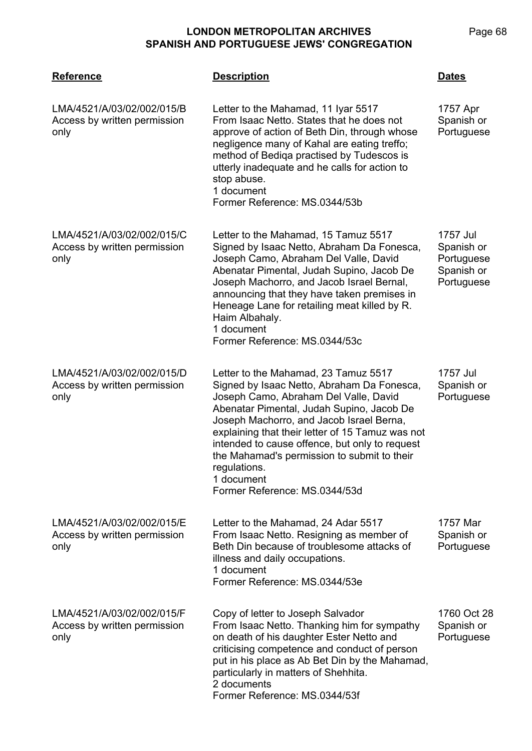| Reference | Description | Dates |
|---|---|---|
| LMA/4521/A/03/02/002/015/B<br>Access by written permission only | Letter to the Mahamad, 11 Iyar 5517<br>From Isaac Netto. States that he does not approve of action of Beth Din, through whose negligence many of Kahal are eating treffo; method of Bediqa practised by Tudescos is utterly inadequate and he calls for action to stop abuse.<br>1 document<br>Former Reference: MS.0344/53b | 1757 Apr<br>Spanish or Portuguese |
| LMA/4521/A/03/02/002/015/C<br>Access by written permission only | Letter to the Mahamad, 15 Tamuz 5517<br>Signed by Isaac Netto, Abraham Da Fonesca, Joseph Camo, Abraham Del Valle, David Abenatar Pimental, Judah Supino, Jacob De Joseph Machorro, and Jacob Israel Bernal, announcing that they have taken premises in Heneage Lane for retailing meat killed by R. Haim Albahaly.<br>1 document<br>Former Reference: MS.0344/53c | 1757 Jul<br>Spanish or Portuguese<br>Spanish or Portuguese |
| LMA/4521/A/03/02/002/015/D<br>Access by written permission only | Letter to the Mahamad, 23 Tamuz 5517<br>Signed by Isaac Netto, Abraham Da Fonesca, Joseph Camo, Abraham Del Valle, David Abenatar Pimental, Judah Supino, Jacob De Joseph Machorro, and Jacob Israel Berna, explaining that their letter of 15 Tamuz was not intended to cause offence, but only to request the Mahamad's permission to submit to their regulations.<br>1 document<br>Former Reference: MS.0344/53d | 1757 Jul<br>Spanish or Portuguese |
| LMA/4521/A/03/02/002/015/E<br>Access by written permission only | Letter to the Mahamad, 24 Adar 5517<br>From Isaac Netto. Resigning as member of Beth Din because of troublesome attacks of illness and daily occupations.<br>1 document<br>Former Reference: MS.0344/53e | 1757 Mar<br>Spanish or Portuguese |
| LMA/4521/A/03/02/002/015/F<br>Access by written permission only | Copy of letter to Joseph Salvador<br>From Isaac Netto. Thanking him for sympathy on death of his daughter Ester Netto and criticising competence and conduct of person put in his place as Ab Bet Din by the Mahamad, particularly in matters of Shehhita.<br>2 documents<br>Former Reference: MS.0344/53f | 1760 Oct 28<br>Spanish or Portuguese |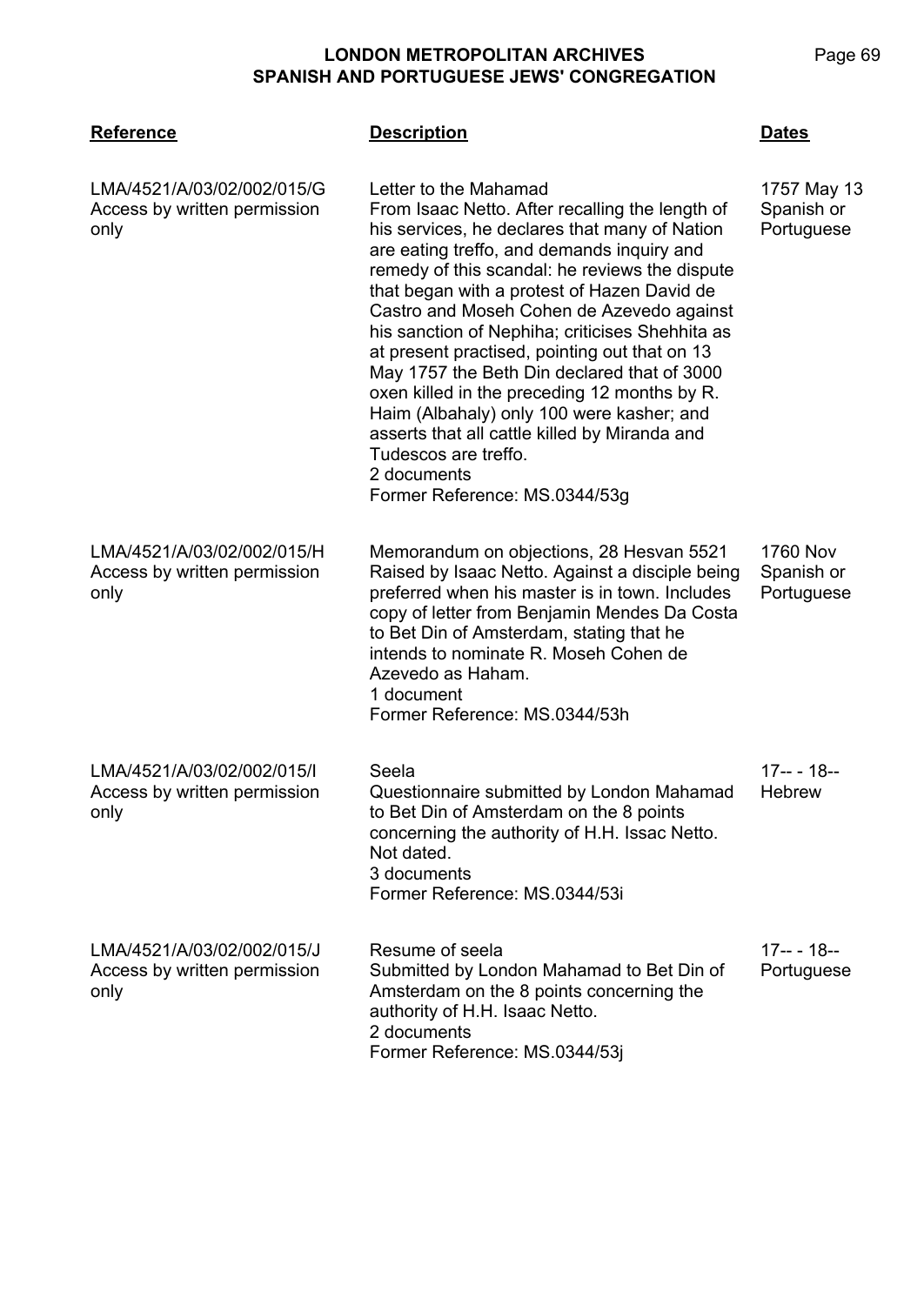| **Reference** | **Description** | **Dates** |
|---|---|---|
| LMA/4521/A/03/02/002/015/G<br>Access by written permission only | Letter to the Mahamad<br>From Isaac Netto. After recalling the length of his services, he declares that many of Nation are eating treffo, and demands inquiry and remedy of this scandal: he reviews the dispute that began with a protest of Hazen David de Castro and Moseh Cohen de Azevedo against his sanction of Nephiha; criticises Shehhita as at present practised, pointing out that on 13 May 1757 the Beth Din declared that of 3000 oxen killed in the preceding 12 months by R. Haim (Albahaly) only 100 were kasher; and asserts that all cattle killed by Miranda and Tudescos are treffo.<br>2 documents<br>Former Reference: MS.0344/53g | 1757 May 13<br>Spanish or Portuguese |
| LMA/4521/A/03/02/002/015/H<br>Access by written permission only | Memorandum on objections, 28 Hesvan 5521<br>Raised by Isaac Netto. Against a disciple being preferred when his master is in town. Includes copy of letter from Benjamin Mendes Da Costa to Bet Din of Amsterdam, stating that he intends to nominate R. Moseh Cohen de Azevedo as Haham.<br>1 document<br>Former Reference: MS.0344/53h | 1760 Nov<br>Spanish or Portuguese |
| LMA/4521/A/03/02/002/015/I<br>Access by written permission only | Seela<br>Questionnaire submitted by London Mahamad to Bet Din of Amsterdam on the 8 points concerning the authority of H.H. Issac Netto. Not dated.<br>3 documents<br>Former Reference: MS.0344/53i | 17-- - 18--<br>Hebrew |
| LMA/4521/A/03/02/002/015/J<br>Access by written permission only | Resume of seela<br>Submitted by London Mahamad to Bet Din of Amsterdam on the 8 points concerning the authority of H.H. Isaac Netto.<br>2 documents<br>Former Reference: MS.0344/53j | 17-- - 18--<br>Portuguese |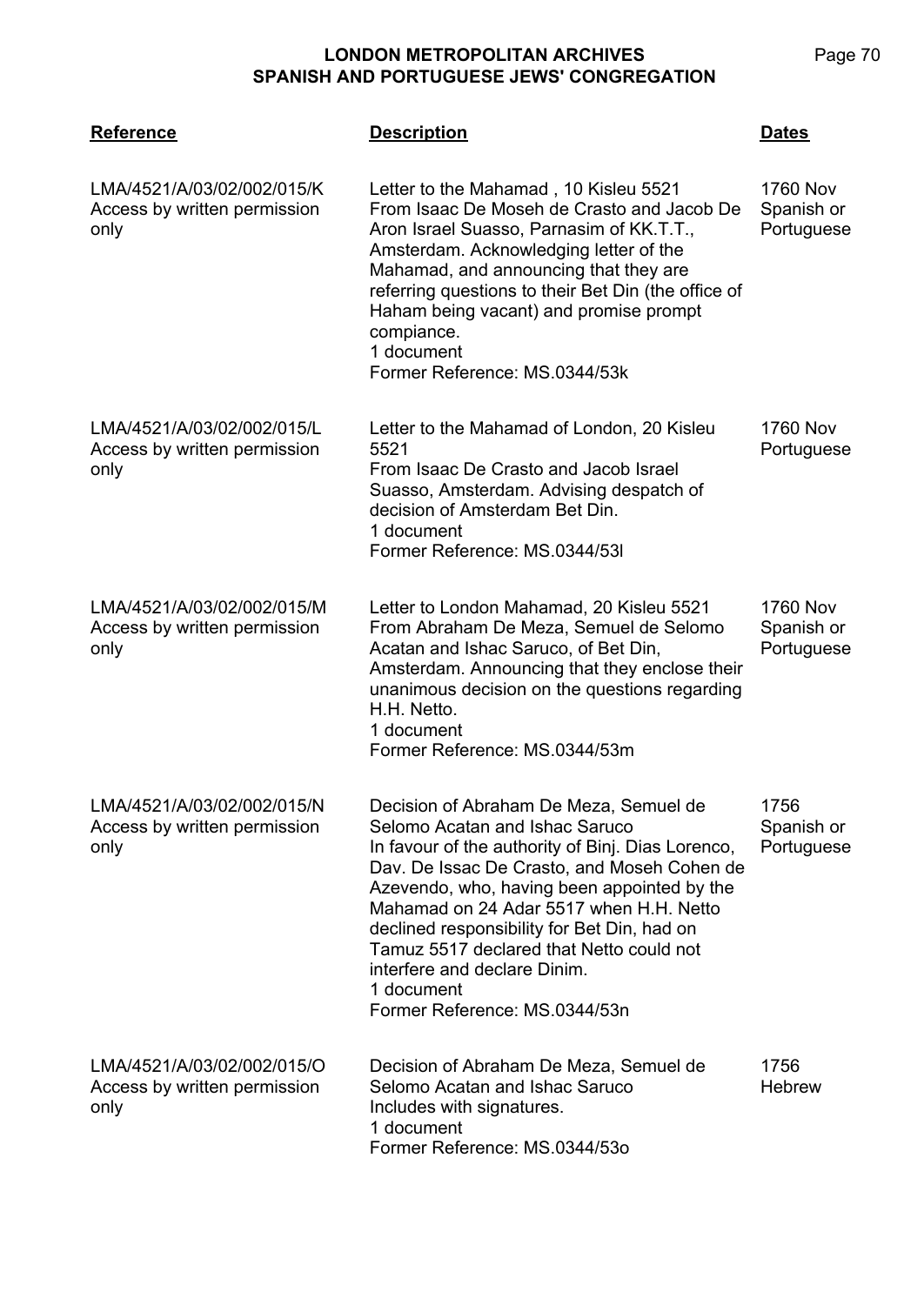| Reference | Description | Dates |
|---|---|---|
| LMA/4521/A/03/02/002/015/K<br>Access by written permission only | Letter to the Mahamad , 10 Kisleu 5521<br>From Isaac De Moseh de Crasto and Jacob De Aron Israel Suasso, Parnasim of KK.T.T., Amsterdam. Acknowledging letter of the Mahamad, and announcing that they are referring questions to their Bet Din (the office of Haham being vacant) and promise prompt compiance.<br>1 document<br>Former Reference: MS.0344/53k | 1760 Nov<br>Spanish or Portuguese |
| LMA/4521/A/03/02/002/015/L<br>Access by written permission only | Letter to the Mahamad of London, 20 Kisleu 5521<br>From Isaac De Crasto and Jacob Israel Suasso, Amsterdam. Advising despatch of decision of Amsterdam Bet Din.<br>1 document<br>Former Reference: MS.0344/53l | 1760 Nov<br>Portuguese |
| LMA/4521/A/03/02/002/015/M<br>Access by written permission only | Letter to London Mahamad, 20 Kisleu 5521<br>From Abraham De Meza, Semuel de Selomo Acatan and Ishac Saruco, of Bet Din, Amsterdam. Announcing that they enclose their unanimous decision on the questions regarding H.H. Netto.<br>1 document<br>Former Reference: MS.0344/53m | 1760 Nov<br>Spanish or Portuguese |
| LMA/4521/A/03/02/002/015/N<br>Access by written permission only | Decision of Abraham De Meza, Semuel de Selomo Acatan and Ishac Saruco<br>In favour of the authority of Binj. Dias Lorenco, Dav. De Issac De Crasto, and Moseh Cohen de Azevendo, who, having been appointed by the Mahamad on 24 Adar 5517 when H.H. Netto declined responsibility for Bet Din, had on Tamuz 5517 declared that Netto could not interfere and declare Dinim.<br>1 document<br>Former Reference: MS.0344/53n | 1756<br>Spanish or Portuguese |
| LMA/4521/A/03/02/002/015/O<br>Access by written permission only | Decision of Abraham De Meza, Semuel de Selomo Acatan and Ishac Saruco<br>Includes with signatures.<br>1 document<br>Former Reference: MS.0344/53o | 1756<br>Hebrew |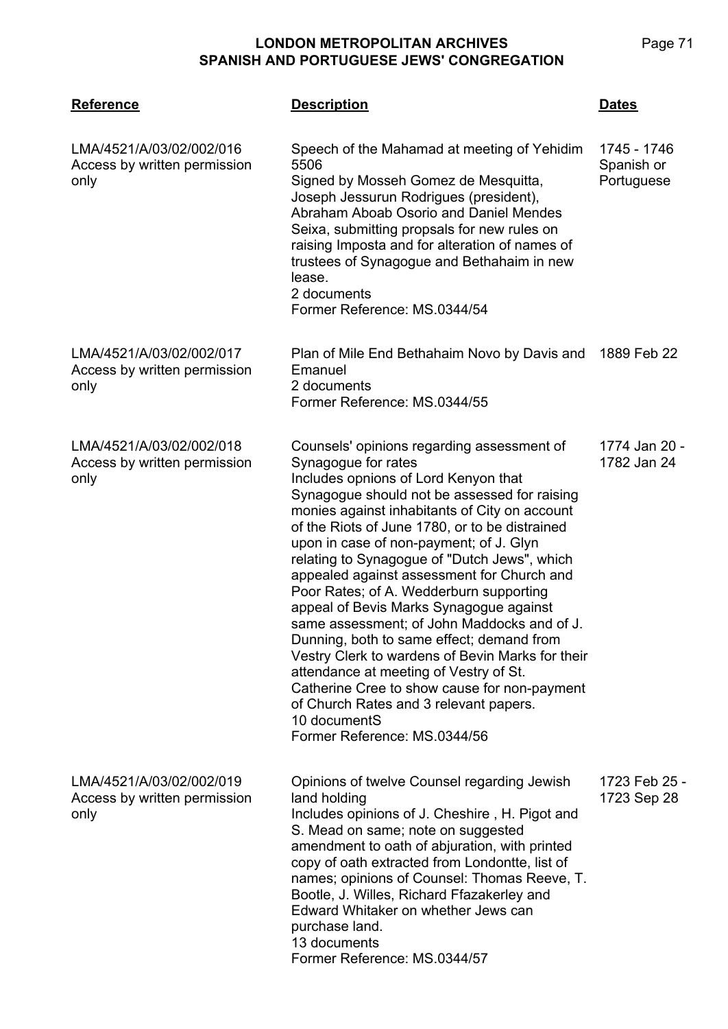| Reference | Description | Dates |
|---|---|---|
| LMA/4521/A/03/02/002/016<br>Access by written permission only | Speech of the Mahamad at meeting of Yehidim 5506<br>Signed by Mosseh Gomez de Mesquitta, Joseph Jessurun Rodrigues (president), Abraham Aboab Osorio and Daniel Mendes Seixa, submitting propsals for new rules on raising Imposta and for alteration of names of trustees of Synagogue and Bethahaim in new lease.<br>2 documents<br>Former Reference: MS.0344/54 | 1745 - 1746<br>Spanish or Portuguese |
| LMA/4521/A/03/02/002/017<br>Access by written permission only | Plan of Mile End Bethahaim Novo by Davis and Emanuel<br>2 documents<br>Former Reference: MS.0344/55 | 1889 Feb 22 |
| LMA/4521/A/03/02/002/018<br>Access by written permission only | Counsels' opinions regarding assessment of Synagogue for rates<br>Includes opnions of Lord Kenyon that Synagogue should not be assessed for raising monies against inhabitants of City on account of the Riots of June 1780, or to be distrained upon in case of non-payment; of J. Glyn relating to Synagogue of "Dutch Jews", which appealed against assessment for Church and Poor Rates; of A. Wedderburn supporting appeal of Bevis Marks Synagogue against same assessment; of John Maddocks and of J. Dunning, both to same effect; demand from Vestry Clerk to wardens of Bevin Marks for their attendance at meeting of Vestry of St. Catherine Cree to show cause for non-payment of Church Rates and 3 relevant papers.<br>10 documentS<br>Former Reference: MS.0344/56 | 1774 Jan 20 - 1782 Jan 24 |
| LMA/4521/A/03/02/002/019<br>Access by written permission only | Opinions of twelve Counsel regarding Jewish land holding<br>Includes opinions of J. Cheshire , H. Pigot and S. Mead on same; note on suggested amendment to oath of abjuration, with printed copy of oath extracted from Londontte, list of names; opinions of Counsel: Thomas Reeve, T. Bootle, J. Willes, Richard Ffazakerley and Edward Whitaker on whether Jews can purchase land.<br>13 documents<br>Former Reference: MS.0344/57 | 1723 Feb 25 - 1723 Sep 28 |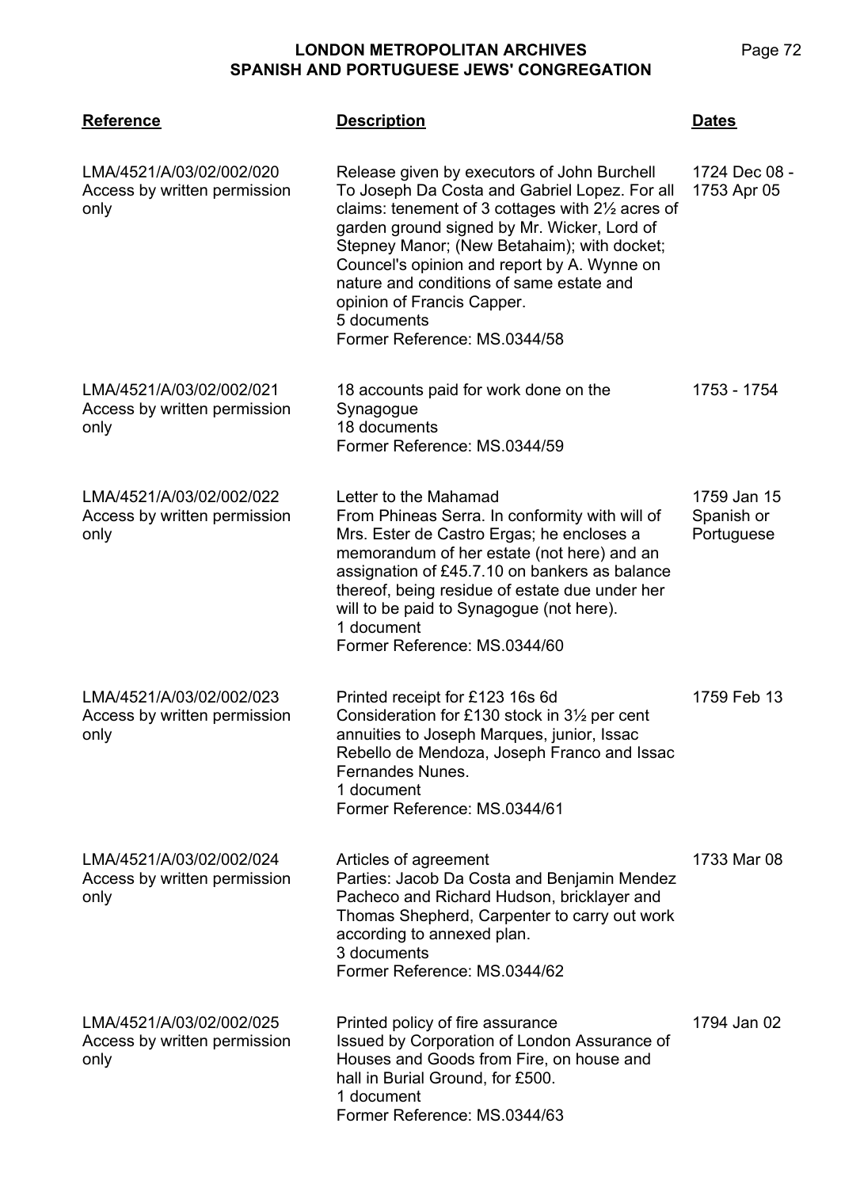| Reference | Description | Dates |
|---|---|---|
| LMA/4521/A/03/02/002/020<br>Access by written permission only | Release given by executors of John Burchell To Joseph Da Costa and Gabriel Lopez. For all claims: tenement of 3 cottages with 2½ acres of garden ground signed by Mr. Wicker, Lord of Stepney Manor; (New Betahaim); with docket; Councel's opinion and report by A. Wynne on nature and conditions of same estate and opinion of Francis Capper.<br>5 documents<br>Former Reference: MS.0344/58 | 1724 Dec 08 - 1753 Apr 05 |
| LMA/4521/A/03/02/002/021<br>Access by written permission only | 18 accounts paid for work done on the Synagogue<br>18 documents<br>Former Reference: MS.0344/59 | 1753 - 1754 |
| LMA/4521/A/03/02/002/022<br>Access by written permission only | Letter to the Mahamad<br>From Phineas Serra. In conformity with will of Mrs. Ester de Castro Ergas; he encloses a memorandum of her estate (not here) and an assignation of £45.7.10 on bankers as balance thereof, being residue of estate due under her will to be paid to Synagogue (not here).<br>1 document<br>Former Reference: MS.0344/60 | 1759 Jan 15<br>Spanish or Portuguese |
| LMA/4521/A/03/02/002/023<br>Access by written permission only | Printed receipt for £123 16s 6d<br>Consideration for £130 stock in 3½ per cent annuities to Joseph Marques, junior, Issac Rebello de Mendoza, Joseph Franco and Issac Fernandes Nunes.<br>1 document<br>Former Reference: MS.0344/61 | 1759 Feb 13 |
| LMA/4521/A/03/02/002/024<br>Access by written permission only | Articles of agreement<br>Parties: Jacob Da Costa and Benjamin Mendez Pacheco and Richard Hudson, bricklayer and Thomas Shepherd, Carpenter to carry out work according to annexed plan.<br>3 documents<br>Former Reference: MS.0344/62 | 1733 Mar 08 |
| LMA/4521/A/03/02/002/025<br>Access by written permission only | Printed policy of fire assurance<br>Issued by Corporation of London Assurance of Houses and Goods from Fire, on house and hall in Burial Ground, for £500.<br>1 document<br>Former Reference: MS.0344/63 | 1794 Jan 02 |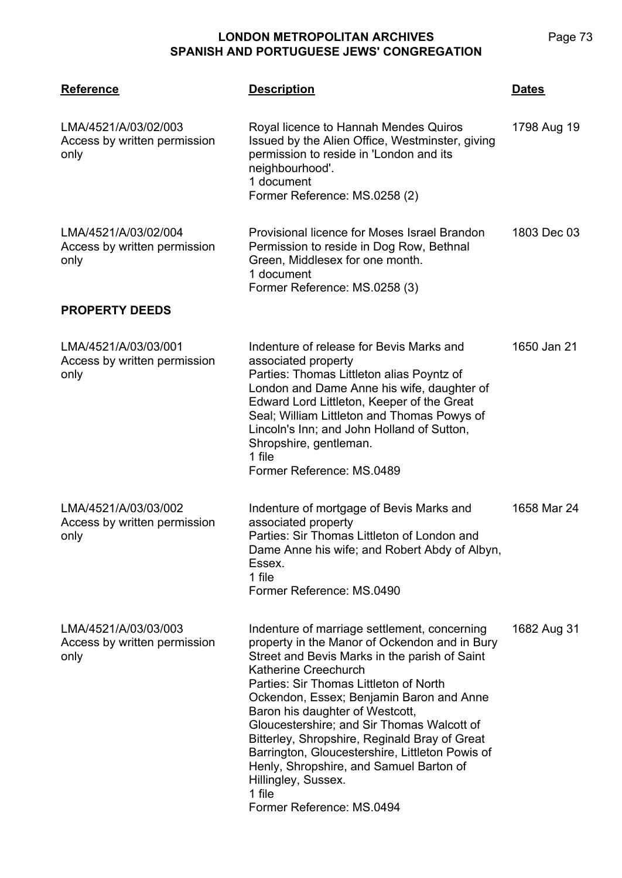| Reference | Description | Dates |
|---|---|---|
| LMA/4521/A/03/02/003<br>Access by written permission only | Royal licence to Hannah Mendes Quiros<br>Issued by the Alien Office, Westminster, giving permission to reside in 'London and its neighbourhood'.<br>1 document<br>Former Reference: MS.0258 (2) | 1798 Aug 19 |
| LMA/4521/A/03/02/004<br>Access by written permission only | Provisional licence for Moses Israel Brandon<br>Permission to reside in Dog Row, Bethnal Green, Middlesex for one month.<br>1 document<br>Former Reference: MS.0258 (3) | 1803 Dec 03 |
| **PROPERTY DEEDS** | | |
| LMA/4521/A/03/03/001<br>Access by written permission only | Indenture of release for Bevis Marks and associated property<br>Parties: Thomas Littleton alias Poyntz of London and Dame Anne his wife, daughter of Edward Lord Littleton, Keeper of the Great Seal; William Littleton and Thomas Powys of Lincoln's Inn; and John Holland of Sutton, Shropshire, gentleman.<br>1 file<br>Former Reference: MS.0489 | 1650 Jan 21 |
| LMA/4521/A/03/03/002<br>Access by written permission only | Indenture of mortgage of Bevis Marks and associated property<br>Parties: Sir Thomas Littleton of London and Dame Anne his wife; and Robert Abdy of Albyn, Essex.<br>1 file<br>Former Reference: MS.0490 | 1658 Mar 24 |
| LMA/4521/A/03/03/003<br>Access by written permission only | Indenture of marriage settlement, concerning property in the Manor of Ockendon and in Bury Street and Bevis Marks in the parish of Saint Katherine Creechurch<br>Parties: Sir Thomas Littleton of North Ockendon, Essex; Benjamin Baron and Anne Baron his daughter of Westcott, Gloucestershire; and Sir Thomas Walcott of Bitterley, Shropshire, Reginald Bray of Great Barrington, Gloucestershire, Littleton Powis of Henly, Shropshire, and Samuel Barton of Hillingley, Sussex.<br>1 file<br>Former Reference: MS.0494 | 1682 Aug 31 |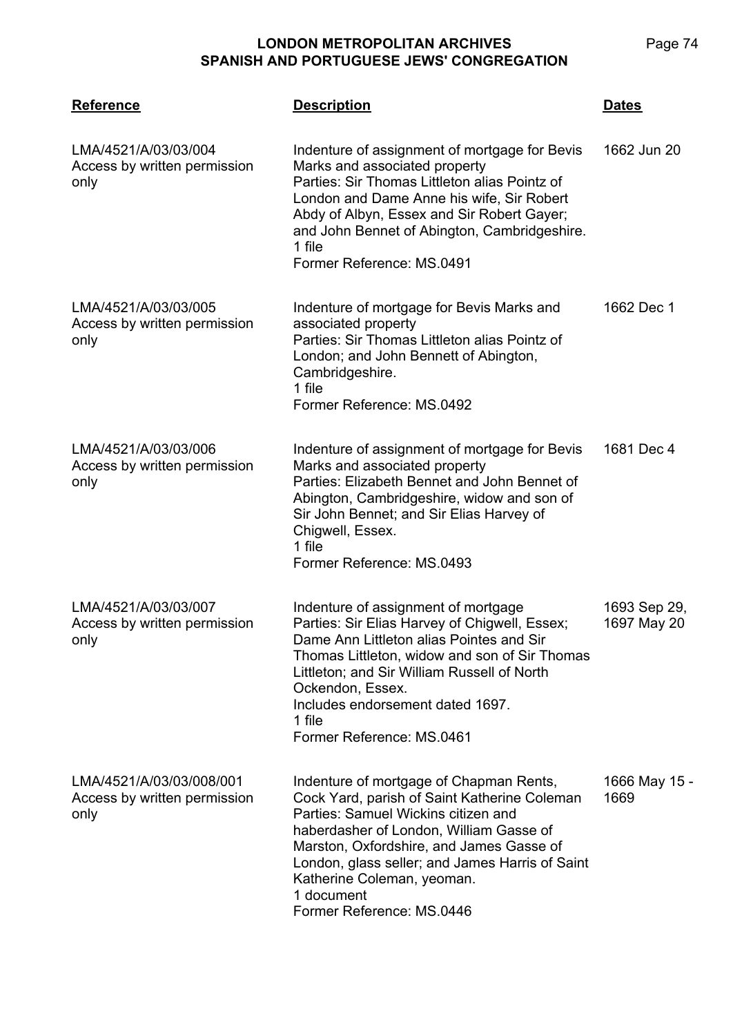| Reference | Description | Dates |
|---|---|---|
| LMA/4521/A/03/03/004<br>Access by written permission only | Indenture of assignment of mortgage for Bevis Marks and associated property<br>Parties: Sir Thomas Littleton alias Pointz of London and Dame Anne his wife, Sir Robert Abdy of Albyn, Essex and Sir Robert Gayer; and John Bennet of Abington, Cambridgeshire.<br>1 file<br>Former Reference: MS.0491 | 1662 Jun 20 |
| LMA/4521/A/03/03/005<br>Access by written permission only | Indenture of mortgage for Bevis Marks and associated property<br>Parties: Sir Thomas Littleton alias Pointz of London; and John Bennett of Abington, Cambridgeshire.<br>1 file<br>Former Reference: MS.0492 | 1662 Dec 1 |
| LMA/4521/A/03/03/006<br>Access by written permission only | Indenture of assignment of mortgage for Bevis Marks and associated property<br>Parties: Elizabeth Bennet and John Bennet of Abington, Cambridgeshire, widow and son of Sir John Bennet; and Sir Elias Harvey of Chigwell, Essex.<br>1 file<br>Former Reference: MS.0493 | 1681 Dec 4 |
| LMA/4521/A/03/03/007<br>Access by written permission only | Indenture of assignment of mortgage<br>Parties: Sir Elias Harvey of Chigwell, Essex; Dame Ann Littleton alias Pointes and Sir Thomas Littleton, widow and son of Sir Thomas Littleton; and Sir William Russell of North Ockendon, Essex.<br>Includes endorsement dated 1697.<br>1 file<br>Former Reference: MS.0461 | 1693 Sep 29, 1697 May 20 |
| LMA/4521/A/03/03/008/001<br>Access by written permission only | Indenture of mortgage of Chapman Rents, Cock Yard, parish of Saint Katherine Coleman<br>Parties: Samuel Wickins citizen and haberdasher of London, William Gasse of Marston, Oxfordshire, and James Gasse of London, glass seller; and James Harris of Saint Katherine Coleman, yeoman.<br>1 document<br>Former Reference: MS.0446 | 1666 May 15 - 1669 |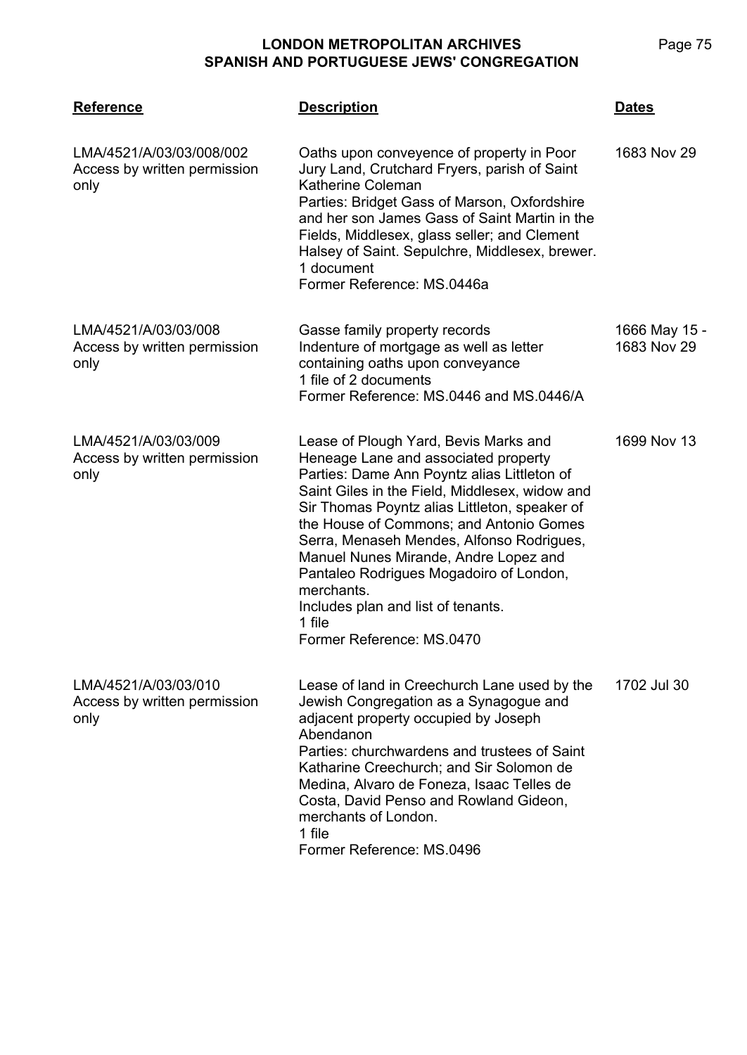| Reference | Description | Dates |
|---|---|---|
| LMA/4521/A/03/03/008/002<br>Access by written permission only | Oaths upon conveyence of property in Poor Jury Land, Crutchard Fryers, parish of Saint Katherine Coleman<br>Parties: Bridget Gass of Marson, Oxfordshire and her son James Gass of Saint Martin in the Fields, Middlesex, glass seller; and Clement Halsey of Saint. Sepulchre, Middlesex, brewer.<br>1 document<br>Former Reference: MS.0446a | 1683 Nov 29 |
| LMA/4521/A/03/03/008<br>Access by written permission only | Gasse family property records<br>Indenture of mortgage as well as letter containing oaths upon conveyance<br>1 file of 2 documents<br>Former Reference: MS.0446 and MS.0446/A | 1666 May 15 - 1683 Nov 29 |
| LMA/4521/A/03/03/009<br>Access by written permission only | Lease of Plough Yard, Bevis Marks and Heneage Lane and associated property<br>Parties: Dame Ann Poyntz alias Littleton of Saint Giles in the Field, Middlesex, widow and Sir Thomas Poyntz alias Littleton, speaker of the House of Commons; and Antonio Gomes Serra, Menaseh Mendes, Alfonso Rodrigues, Manuel Nunes Mirande, Andre Lopez and Pantaleo Rodrigues Mogadoiro of London, merchants.<br>Includes plan and list of tenants.<br>1 file<br>Former Reference: MS.0470 | 1699 Nov 13 |
| LMA/4521/A/03/03/010<br>Access by written permission only | Lease of land in Creechurch Lane used by the Jewish Congregation as a Synagogue and adjacent property occupied by Joseph Abendanon<br>Parties: churchwardens and trustees of Saint Katharine Creechurch; and Sir Solomon de Medina, Alvaro de Foneza, Isaac Telles de Costa, David Penso and Rowland Gideon, merchants of London.<br>1 file<br>Former Reference: MS.0496 | 1702 Jul 30 |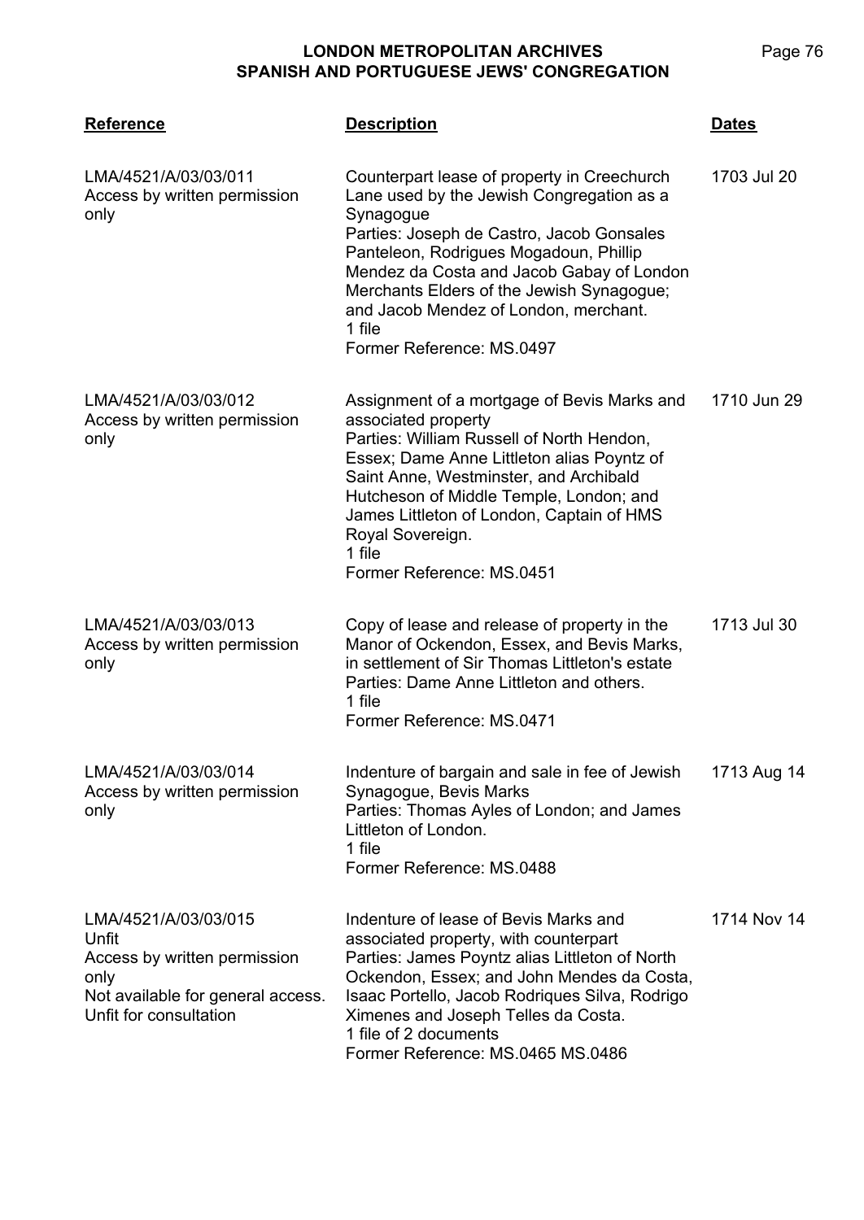| Reference | Description | Dates |
|---|---|---|
| LMA/4521/A/03/03/011<br>Access by written permission only | Counterpart lease of property in Creechurch Lane used by the Jewish Congregation as a Synagogue<br>Parties: Joseph de Castro, Jacob Gonsales Panteleon, Rodrigues Mogadoun, Phillip Mendez da Costa and Jacob Gabay of London Merchants Elders of the Jewish Synagogue; and Jacob Mendez of London, merchant.<br>1 file<br>Former Reference: MS.0497 | 1703 Jul 20 |
| LMA/4521/A/03/03/012<br>Access by written permission only | Assignment of a mortgage of Bevis Marks and associated property<br>Parties: William Russell of North Hendon, Essex; Dame Anne Littleton alias Poyntz of Saint Anne, Westminster, and Archibald Hutcheson of Middle Temple, London; and James Littleton of London, Captain of HMS Royal Sovereign.<br>1 file<br>Former Reference: MS.0451 | 1710 Jun 29 |
| LMA/4521/A/03/03/013<br>Access by written permission only | Copy of lease and release of property in the Manor of Ockendon, Essex, and Bevis Marks, in settlement of Sir Thomas Littleton's estate<br>Parties: Dame Anne Littleton and others.<br>1 file<br>Former Reference: MS.0471 | 1713 Jul 30 |
| LMA/4521/A/03/03/014<br>Access by written permission only | Indenture of bargain and sale in fee of Jewish Synagogue, Bevis Marks<br>Parties: Thomas Ayles of London; and James Littleton of London.<br>1 file<br>Former Reference: MS.0488 | 1713 Aug 14 |
| LMA/4521/A/03/03/015<br>Unfit<br>Access by written permission only<br>Not available for general access. Unfit for consultation | Indenture of lease of Bevis Marks and associated property, with counterpart<br>Parties: James Poyntz alias Littleton of North Ockendon, Essex; and John Mendes da Costa, Isaac Portello, Jacob Rodriques Silva, Rodrigo Ximenes and Joseph Telles da Costa.<br>1 file of 2 documents<br>Former Reference: MS.0465 MS.0486 | 1714 Nov 14 |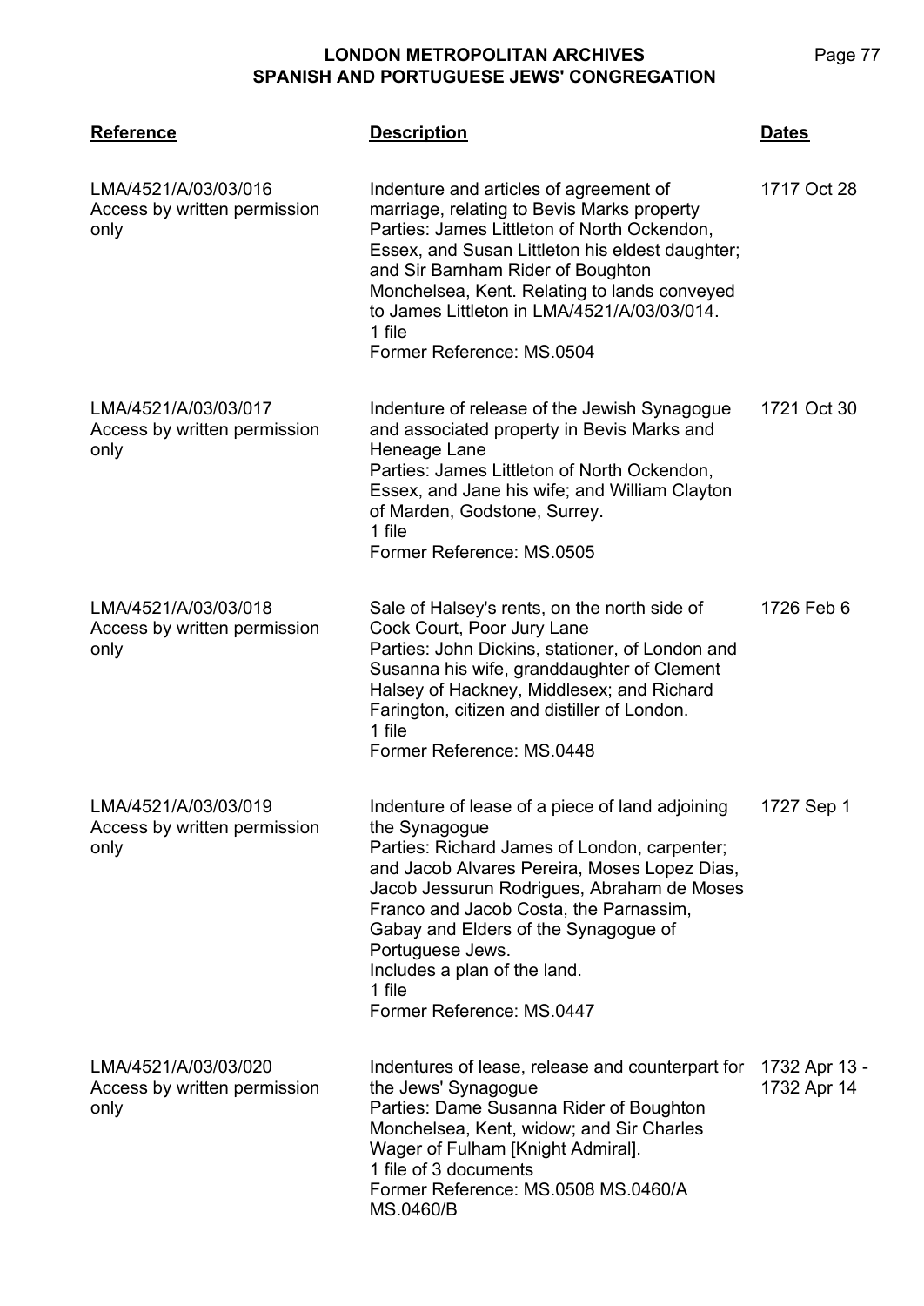| Reference | Description | Dates |
|---|---|---|
| LMA/4521/A/03/03/016<br>Access by written permission only | Indenture and articles of agreement of marriage, relating to Bevis Marks property<br>Parties: James Littleton of North Ockendon, Essex, and Susan Littleton his eldest daughter; and Sir Barnham Rider of Boughton Monchelsea, Kent. Relating to lands conveyed to James Littleton in LMA/4521/A/03/03/014.<br>1 file<br>Former Reference: MS.0504 | 1717 Oct 28 |
| LMA/4521/A/03/03/017<br>Access by written permission only | Indenture of release of the Jewish Synagogue and associated property in Bevis Marks and Heneage Lane<br>Parties: James Littleton of North Ockendon, Essex, and Jane his wife; and William Clayton of Marden, Godstone, Surrey.<br>1 file<br>Former Reference: MS.0505 | 1721 Oct 30 |
| LMA/4521/A/03/03/018<br>Access by written permission only | Sale of Halsey's rents, on the north side of Cock Court, Poor Jury Lane<br>Parties: John Dickins, stationer, of London and Susanna his wife, granddaughter of Clement Halsey of Hackney, Middlesex; and Richard Farington, citizen and distiller of London.<br>1 file<br>Former Reference: MS.0448 | 1726 Feb 6 |
| LMA/4521/A/03/03/019<br>Access by written permission only | Indenture of lease of a piece of land adjoining the Synagogue<br>Parties: Richard James of London, carpenter; and Jacob Alvares Pereira, Moses Lopez Dias, Jacob Jessurun Rodrigues, Abraham de Moses Franco and Jacob Costa, the Parnassim, Gabay and Elders of the Synagogue of Portuguese Jews.<br>Includes a plan of the land.<br>1 file<br>Former Reference: MS.0447 | 1727 Sep 1 |
| LMA/4521/A/03/03/020<br>Access by written permission only | Indentures of lease, release and counterpart for the Jews' Synagogue<br>Parties: Dame Susanna Rider of Boughton Monchelsea, Kent, widow; and Sir Charles Wager of Fulham [Knight Admiral].<br>1 file of 3 documents<br>Former Reference: MS.0508 MS.0460/A MS.0460/B | 1732 Apr 13 - 1732 Apr 14 |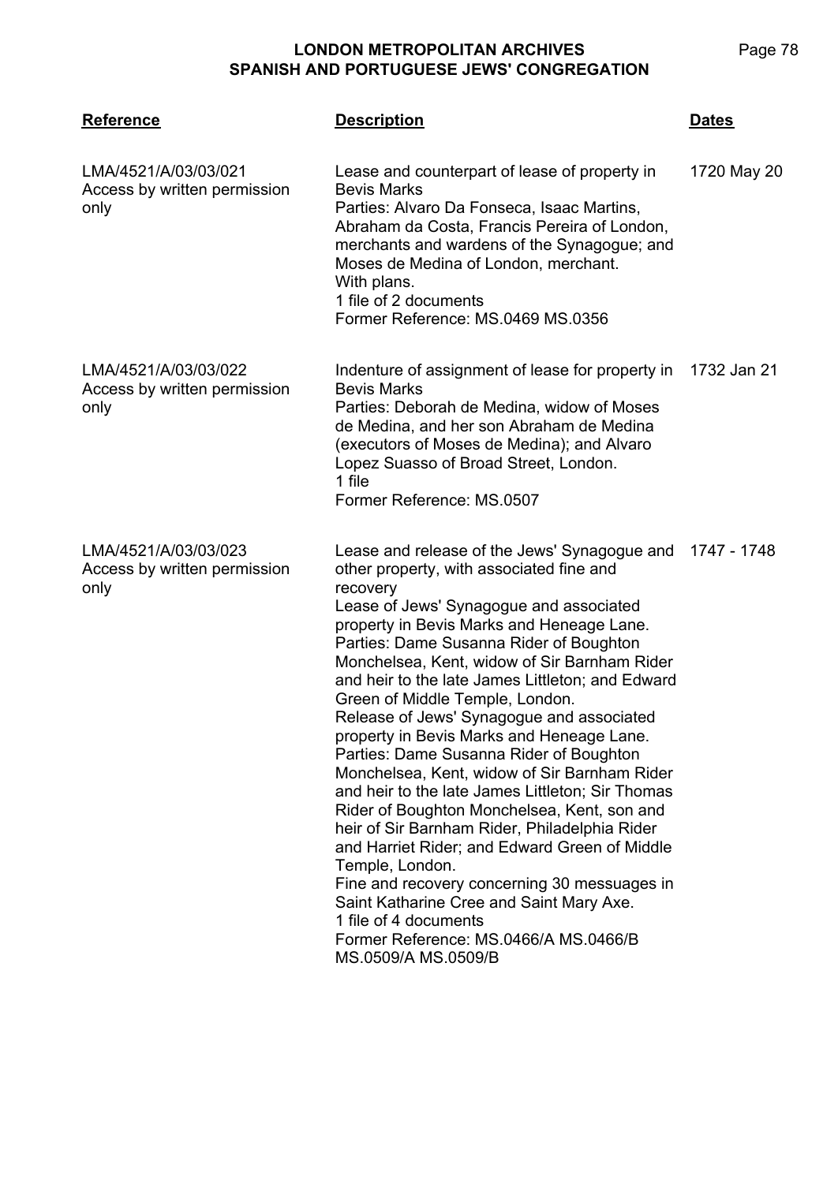| Reference | Description | Dates |
| --- | --- | --- |
| LMA/4521/A/03/03/021<br>Access by written permission only | Lease and counterpart of lease of property in Bevis Marks<br>Parties: Alvaro Da Fonseca, Isaac Martins, Abraham da Costa, Francis Pereira of London, merchants and wardens of the Synagogue; and Moses de Medina of London, merchant.<br>With plans.<br>1 file of 2 documents<br>Former Reference: MS.0469 MS.0356 | 1720 May 20 |
| LMA/4521/A/03/03/022<br>Access by written permission only | Indenture of assignment of lease for property in Bevis Marks<br>Parties: Deborah de Medina, widow of Moses de Medina, and her son Abraham de Medina (executors of Moses de Medina); and Alvaro Lopez Suasso of Broad Street, London.<br>1 file<br>Former Reference: MS.0507 | 1732 Jan 21 |
| LMA/4521/A/03/03/023<br>Access by written permission only | Lease and release of the Jews' Synagogue and other property, with associated fine and recovery<br>Lease of Jews' Synagogue and associated property in Bevis Marks and Heneage Lane.<br>Parties: Dame Susanna Rider of Boughton Monchelsea, Kent, widow of Sir Barnham Rider and heir to the late James Littleton; and Edward Green of Middle Temple, London.<br>Release of Jews' Synagogue and associated property in Bevis Marks and Heneage Lane.<br>Parties: Dame Susanna Rider of Boughton Monchelsea, Kent, widow of Sir Barnham Rider and heir to the late James Littleton; Sir Thomas Rider of Boughton Monchelsea, Kent, son and heir of Sir Barnham Rider, Philadelphia Rider and Harriet Rider; and Edward Green of Middle Temple, London.<br>Fine and recovery concerning 30 messuages in Saint Katharine Cree and Saint Mary Axe.<br>1 file of 4 documents<br>Former Reference: MS.0466/A MS.0466/B MS.0509/A MS.0509/B | 1747 - 1748 |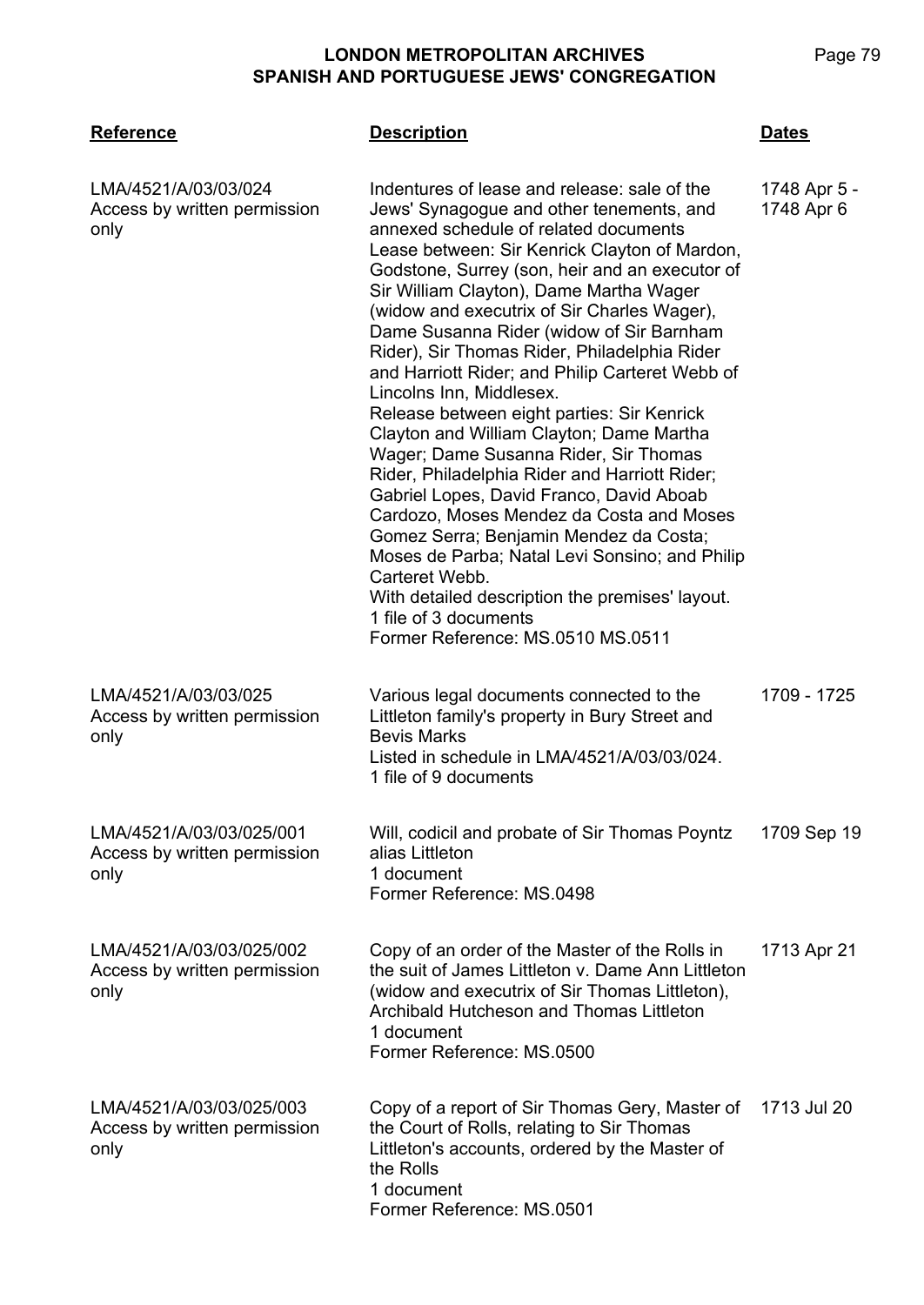| Reference | Description | Dates |
|---|---|---|
| LMA/4521/A/03/03/024<br>Access by written permission only | Indentures of lease and release: sale of the Jews' Synagogue and other tenements, and annexed schedule of related documents<br>Lease between: Sir Kenrick Clayton of Mardon, Godstone, Surrey (son, heir and an executor of Sir William Clayton), Dame Martha Wager (widow and executrix of Sir Charles Wager), Dame Susanna Rider (widow of Sir Barnham Rider), Sir Thomas Rider, Philadelphia Rider and Harriott Rider; and Philip Carteret Webb of Lincolns Inn, Middlesex.<br>Release between eight parties: Sir Kenrick Clayton and William Clayton; Dame Martha Wager; Dame Susanna Rider, Sir Thomas Rider, Philadelphia Rider and Harriott Rider; Gabriel Lopes, David Franco, David Aboab Cardozo, Moses Mendez da Costa and Moses Gomez Serra; Benjamin Mendez da Costa; Moses de Parba; Natal Levi Sonsino; and Philip Carteret Webb.<br>With detailed description the premises' layout.<br>1 file of 3 documents<br>Former Reference: MS.0510 MS.0511 | 1748 Apr 5 - 1748 Apr 6 |
| LMA/4521/A/03/03/025<br>Access by written permission only | Various legal documents connected to the Littleton family's property in Bury Street and Bevis Marks<br>Listed in schedule in LMA/4521/A/03/03/024.<br>1 file of 9 documents | 1709 - 1725 |
| LMA/4521/A/03/03/025/001<br>Access by written permission only | Will, codicil and probate of Sir Thomas Poyntz alias Littleton<br>1 document<br>Former Reference: MS.0498 | 1709 Sep 19 |
| LMA/4521/A/03/03/025/002<br>Access by written permission only | Copy of an order of the Master of the Rolls in the suit of James Littleton v. Dame Ann Littleton (widow and executrix of Sir Thomas Littleton), Archibald Hutcheson and Thomas Littleton<br>1 document<br>Former Reference: MS.0500 | 1713 Apr 21 |
| LMA/4521/A/03/03/025/003<br>Access by written permission only | Copy of a report of Sir Thomas Gery, Master of the Court of Rolls, relating to Sir Thomas Littleton's accounts, ordered by the Master of the Rolls<br>1 document<br>Former Reference: MS.0501 | 1713 Jul 20 |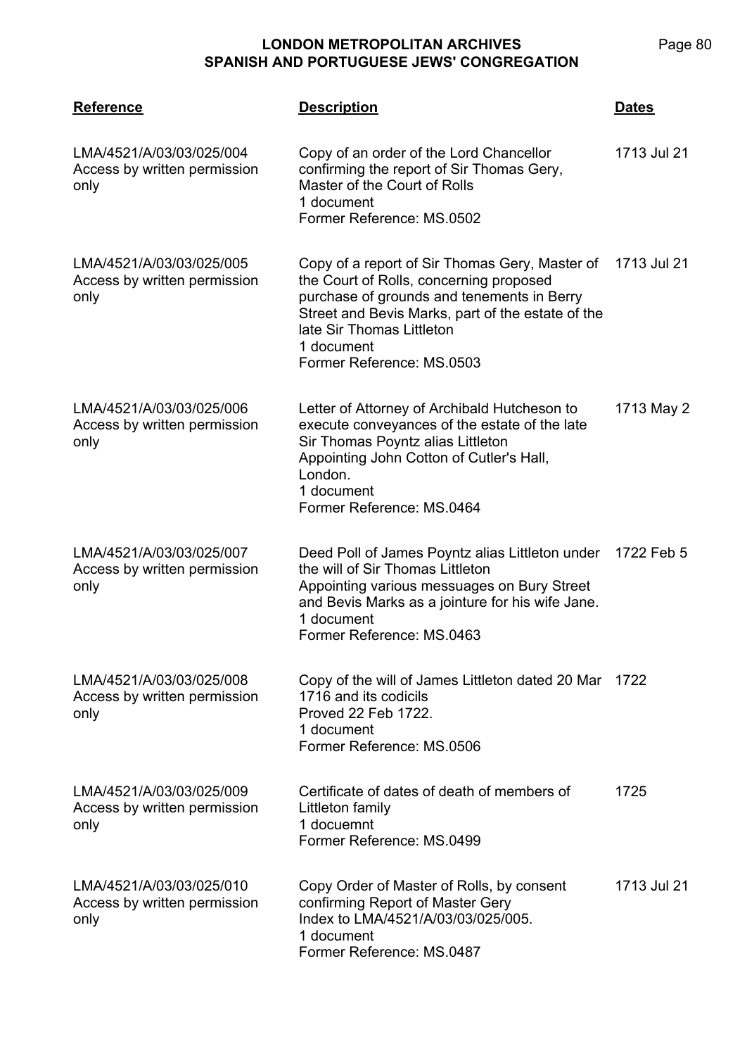| Reference | Description | Dates |
|---|---|---|
| LMA/4521/A/03/03/025/004<br>Access by written permission only | Copy of an order of the Lord Chancellor confirming the report of Sir Thomas Gery, Master of the Court of Rolls<br>1 document<br>Former Reference: MS.0502 | 1713 Jul 21 |
| LMA/4521/A/03/03/025/005<br>Access by written permission only | Copy of a report of Sir Thomas Gery, Master of the Court of Rolls, concerning proposed purchase of grounds and tenements in Berry Street and Bevis Marks, part of the estate of the late Sir Thomas Littleton<br>1 document<br>Former Reference: MS.0503 | 1713 Jul 21 |
| LMA/4521/A/03/03/025/006<br>Access by written permission only | Letter of Attorney of Archibald Hutcheson to execute conveyances of the estate of the late Sir Thomas Poyntz alias Littleton<br>Appointing John Cotton of Cutler's Hall, London.<br>1 document<br>Former Reference: MS.0464 | 1713 May 2 |
| LMA/4521/A/03/03/025/007<br>Access by written permission only | Deed Poll of James Poyntz alias Littleton under the will of Sir Thomas Littleton<br>Appointing various messuages on Bury Street and Bevis Marks as a jointure for his wife Jane.<br>1 document<br>Former Reference: MS.0463 | 1722 Feb 5 |
| LMA/4521/A/03/03/025/008<br>Access by written permission only | Copy of the will of James Littleton dated 20 Mar 1716 and its codicils<br>Proved 22 Feb 1722.<br>1 document<br>Former Reference: MS.0506 | 1722 |
| LMA/4521/A/03/03/025/009<br>Access by written permission only | Certificate of dates of death of members of Littleton family<br>1 docuemnt<br>Former Reference: MS.0499 | 1725 |
| LMA/4521/A/03/03/025/010<br>Access by written permission only | Copy Order of Master of Rolls, by consent confirming Report of Master Gery<br>Index to LMA/4521/A/03/03/025/005.<br>1 document<br>Former Reference: MS.0487 | 1713 Jul 21 |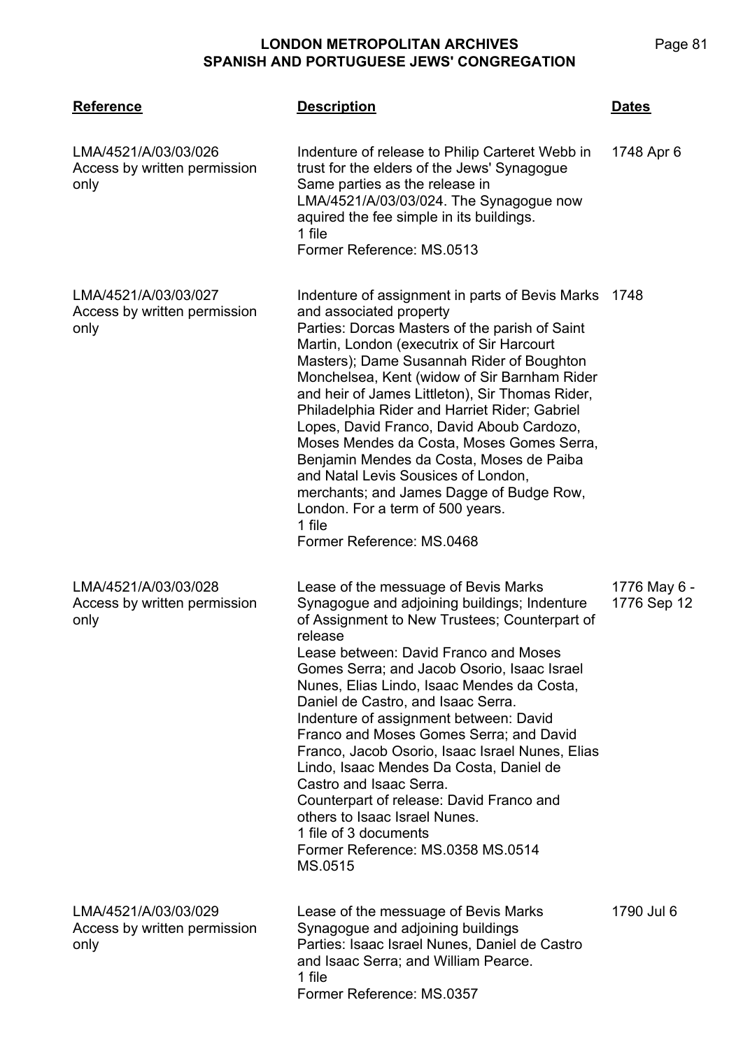| Reference | Description | Dates |
|---|---|---|
| LMA/4521/A/03/03/026<br>Access by written permission only | Indenture of release to Philip Carteret Webb in trust for the elders of the Jews' Synagogue<br>Same parties as the release in LMA/4521/A/03/03/024. The Synagogue now aquired the fee simple in its buildings.<br>1 file<br>Former Reference: MS.0513 | 1748 Apr 6 |
| LMA/4521/A/03/03/027<br>Access by written permission only | Indenture of assignment in parts of Bevis Marks and associated property<br>Parties: Dorcas Masters of the parish of Saint Martin, London (executrix of Sir Harcourt Masters); Dame Susannah Rider of Boughton Monchelsea, Kent (widow of Sir Barnham Rider and heir of James Littleton), Sir Thomas Rider, Philadelphia Rider and Harriet Rider; Gabriel Lopes, David Franco, David Aboub Cardozo, Moses Mendes da Costa, Moses Gomes Serra, Benjamin Mendes da Costa, Moses de Paiba and Natal Levis Sousices of London, merchants; and James Dagge of Budge Row, London. For a term of 500 years.<br>1 file<br>Former Reference: MS.0468 | 1748 |
| LMA/4521/A/03/03/028<br>Access by written permission only | Lease of the messuage of Bevis Marks Synagogue and adjoining buildings; Indenture of Assignment to New Trustees; Counterpart of release<br>Lease between: David Franco and Moses Gomes Serra; and Jacob Osorio, Isaac Israel Nunes, Elias Lindo, Isaac Mendes da Costa, Daniel de Castro, and Isaac Serra.<br>Indenture of assignment between: David Franco and Moses Gomes Serra; and David Franco, Jacob Osorio, Isaac Israel Nunes, Elias Lindo, Isaac Mendes Da Costa, Daniel de Castro and Isaac Serra.<br>Counterpart of release: David Franco and others to Isaac Israel Nunes.<br>1 file of 3 documents<br>Former Reference: MS.0358 MS.0514 MS.0515 | 1776 May 6 - 1776 Sep 12 |
| LMA/4521/A/03/03/029<br>Access by written permission only | Lease of the messuage of Bevis Marks Synagogue and adjoining buildings<br>Parties: Isaac Israel Nunes, Daniel de Castro and Isaac Serra; and William Pearce.<br>1 file<br>Former Reference: MS.0357 | 1790 Jul 6 |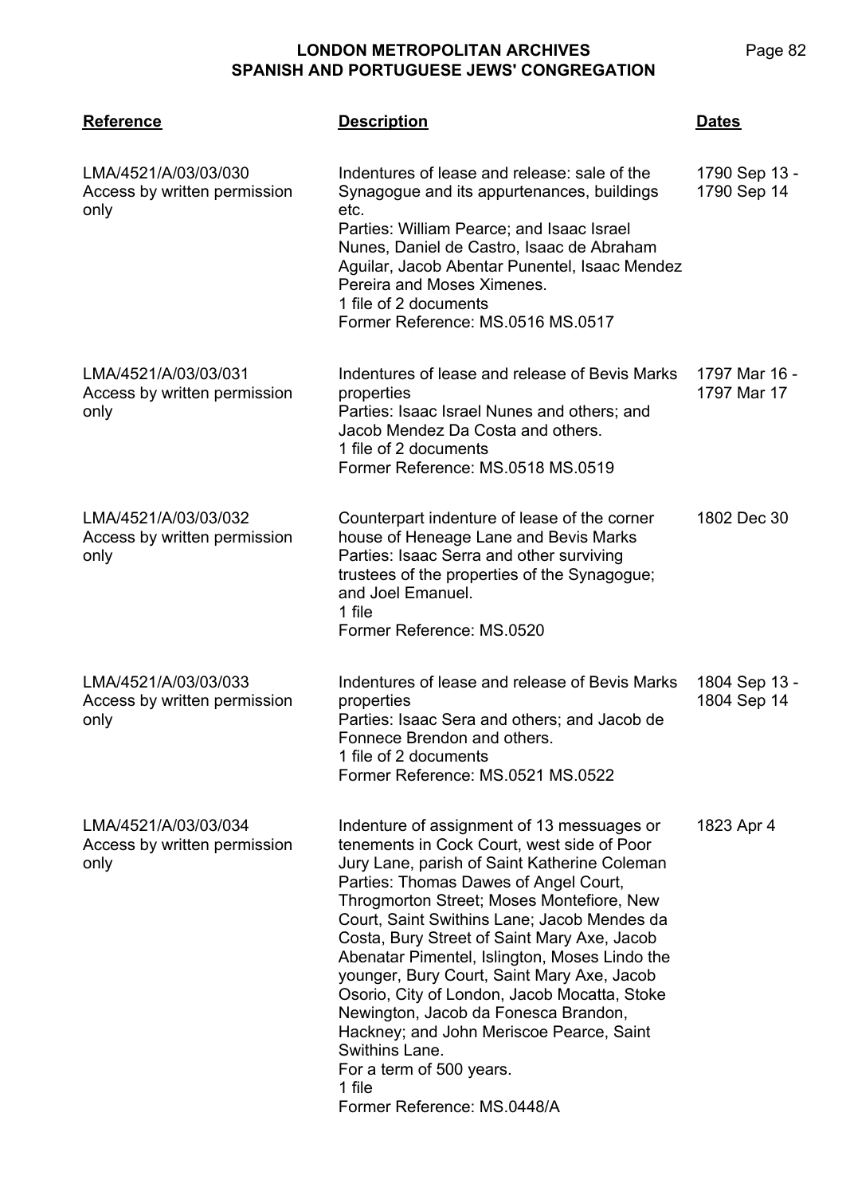| Reference | Description | Dates |
|---|---|---|
| LMA/4521/A/03/03/030<br>Access by written permission only | Indentures of lease and release: sale of the Synagogue and its appurtenances, buildings etc.<br>Parties: William Pearce; and Isaac Israel Nunes, Daniel de Castro, Isaac de Abraham Aguilar, Jacob Abentar Punentel, Isaac Mendez Pereira and Moses Ximenes.<br>1 file of 2 documents<br>Former Reference: MS.0516 MS.0517 | 1790 Sep 13 - 1790 Sep 14 |
| LMA/4521/A/03/03/031<br>Access by written permission only | Indentures of lease and release of Bevis Marks properties<br>Parties: Isaac Israel Nunes and others; and Jacob Mendez Da Costa and others.<br>1 file of 2 documents<br>Former Reference: MS.0518 MS.0519 | 1797 Mar 16 - 1797 Mar 17 |
| LMA/4521/A/03/03/032<br>Access by written permission only | Counterpart indenture of lease of the corner house of Heneage Lane and Bevis Marks<br>Parties: Isaac Serra and other surviving trustees of the properties of the Synagogue; and Joel Emanuel.<br>1 file<br>Former Reference: MS.0520 | 1802 Dec 30 |
| LMA/4521/A/03/03/033<br>Access by written permission only | Indentures of lease and release of Bevis Marks properties<br>Parties: Isaac Sera and others; and Jacob de Fonnece Brendon and others.<br>1 file of 2 documents<br>Former Reference: MS.0521 MS.0522 | 1804 Sep 13 - 1804 Sep 14 |
| LMA/4521/A/03/03/034<br>Access by written permission only | Indenture of assignment of 13 messuages or tenements in Cock Court, west side of Poor Jury Lane, parish of Saint Katherine Coleman<br>Parties: Thomas Dawes of Angel Court, Throgmorton Street; Moses Montefiore, New Court, Saint Swithins Lane; Jacob Mendes da Costa, Bury Street of Saint Mary Axe, Jacob Abenatar Pimentel, Islington, Moses Lindo the younger, Bury Court, Saint Mary Axe, Jacob Osorio, City of London, Jacob Mocatta, Stoke Newington, Jacob da Fonesca Brandon, Hackney; and John Meriscoe Pearce, Saint Swithins Lane.<br>For a term of 500 years.<br>1 file<br>Former Reference: MS.0448/A | 1823 Apr 4 |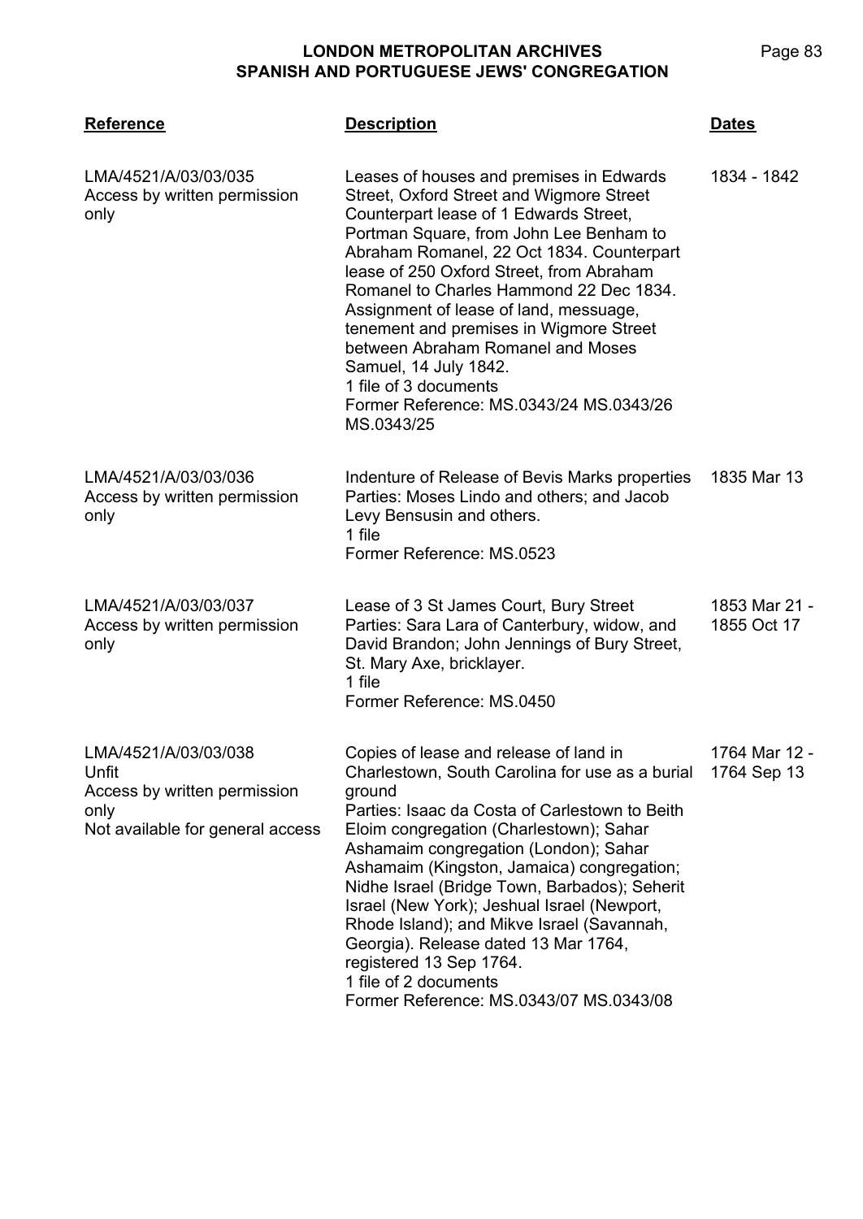| Reference | Description | Dates |
|---|---|---|
| LMA/4521/A/03/03/035<br>Access by written permission only | Leases of houses and premises in Edwards Street, Oxford Street and Wigmore Street<br>Counterpart lease of 1 Edwards Street, Portman Square, from John Lee Benham to Abraham Romanel, 22 Oct 1834. Counterpart lease of 250 Oxford Street, from Abraham Romanel to Charles Hammond 22 Dec 1834. Assignment of lease of land, messuage, tenement and premises in Wigmore Street between Abraham Romanel and Moses Samuel, 14 July 1842.<br>1 file of 3 documents<br>Former Reference: MS.0343/24 MS.0343/26 MS.0343/25 | 1834 - 1842 |
| LMA/4521/A/03/03/036<br>Access by written permission only | Indenture of Release of Bevis Marks properties<br>Parties: Moses Lindo and others; and Jacob Levy Bensusin and others.<br>1 file<br>Former Reference: MS.0523 | 1835 Mar 13 |
| LMA/4521/A/03/03/037<br>Access by written permission only | Lease of 3 St James Court, Bury Street<br>Parties: Sara Lara of Canterbury, widow, and David Brandon; John Jennings of Bury Street, St. Mary Axe, bricklayer.<br>1 file<br>Former Reference: MS.0450 | 1853 Mar 21 - 1855 Oct 17 |
| LMA/4521/A/03/03/038<br>Unfit<br>Access by written permission only<br>Not available for general access | Copies of lease and release of land in Charlestown, South Carolina for use as a burial ground<br>Parties: Isaac da Costa of Carlestown to Beith Eloim congregation (Charlestown); Sahar Ashamaim congregation (London); Sahar Ashamaim (Kingston, Jamaica) congregation; Nidhe Israel (Bridge Town, Barbados); Seherit Israel (New York); Jeshual Israel (Newport, Rhode Island); and Mikve Israel (Savannah, Georgia). Release dated 13 Mar 1764, registered 13 Sep 1764.<br>1 file of 2 documents<br>Former Reference: MS.0343/07 MS.0343/08 | 1764 Mar 12 - 1764 Sep 13 |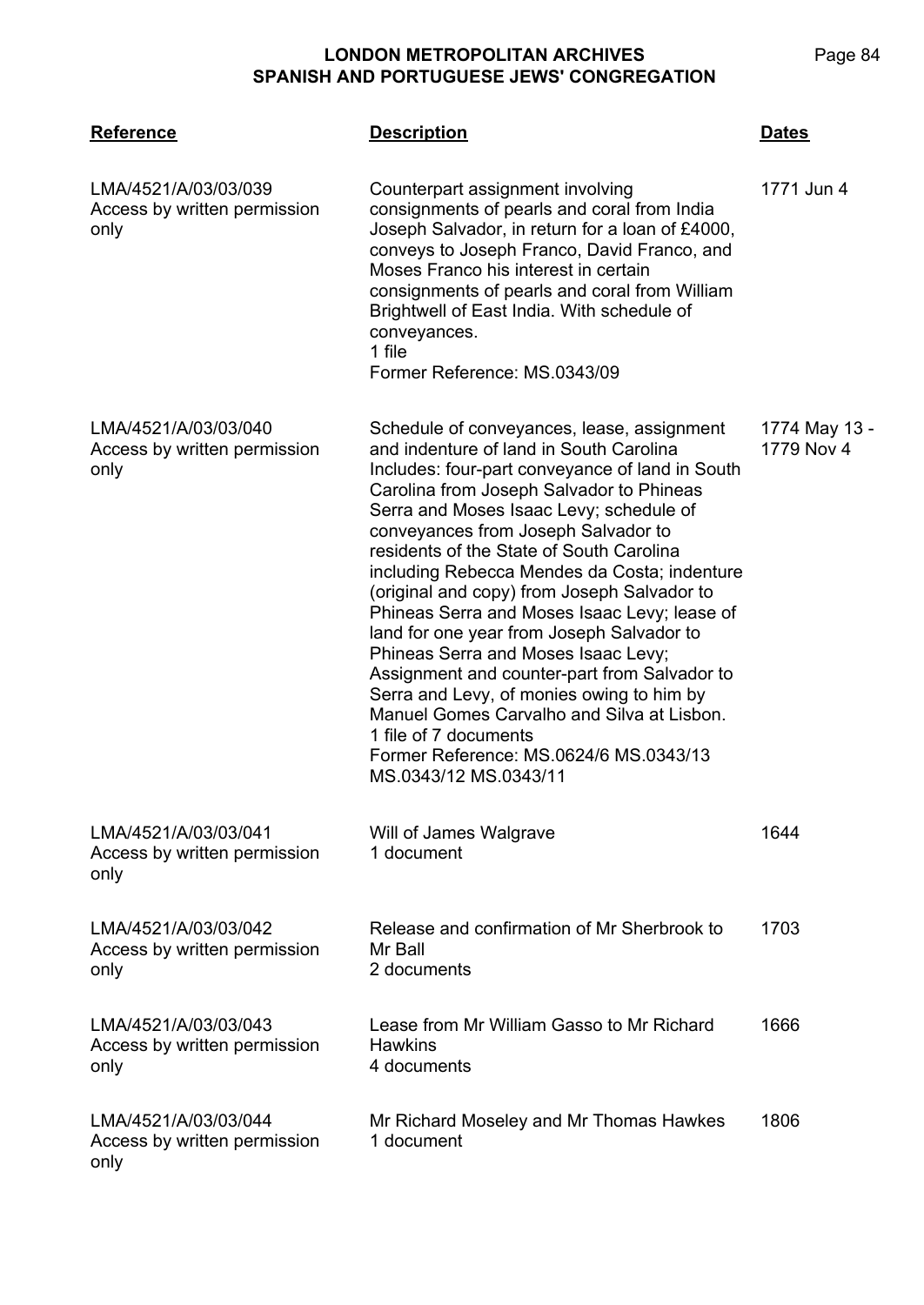| Reference | Description | Dates |
|---|---|---|
| LMA/4521/A/03/03/039<br>Access by written permission only | Counterpart assignment involving consignments of pearls and coral from India<br>Joseph Salvador, in return for a loan of £4000, conveys to Joseph Franco, David Franco, and Moses Franco his interest in certain consignments of pearls and coral from William Brightwell of East India. With schedule of conveyances.<br>1 file<br>Former Reference: MS.0343/09 | 1771 Jun 4 |
| LMA/4521/A/03/03/040<br>Access by written permission only | Schedule of conveyances, lease, assignment and indenture of land in South Carolina<br>Includes: four-part conveyance of land in South Carolina from Joseph Salvador to Phineas Serra and Moses Isaac Levy; schedule of conveyances from Joseph Salvador to residents of the State of South Carolina including Rebecca Mendes da Costa; indenture (original and copy) from Joseph Salvador to Phineas Serra and Moses Isaac Levy; lease of land for one year from Joseph Salvador to Phineas Serra and Moses Isaac Levy; Assignment and counter-part from Salvador to Serra and Levy, of monies owing to him by Manuel Gomes Carvalho and Silva at Lisbon.<br>1 file of 7 documents<br>Former Reference: MS.0624/6 MS.0343/13 MS.0343/12 MS.0343/11 | 1774 May 13 - 1779 Nov 4 |
| LMA/4521/A/03/03/041<br>Access by written permission only | Will of James Walgrave<br>1 document | 1644 |
| LMA/4521/A/03/03/042<br>Access by written permission only | Release and confirmation of Mr Sherbrook to Mr Ball<br>2 documents | 1703 |
| LMA/4521/A/03/03/043<br>Access by written permission only | Lease from Mr William Gasso to Mr Richard Hawkins<br>4 documents | 1666 |
| LMA/4521/A/03/03/044<br>Access by written permission only | Mr Richard Moseley and Mr Thomas Hawkes<br>1 document | 1806 |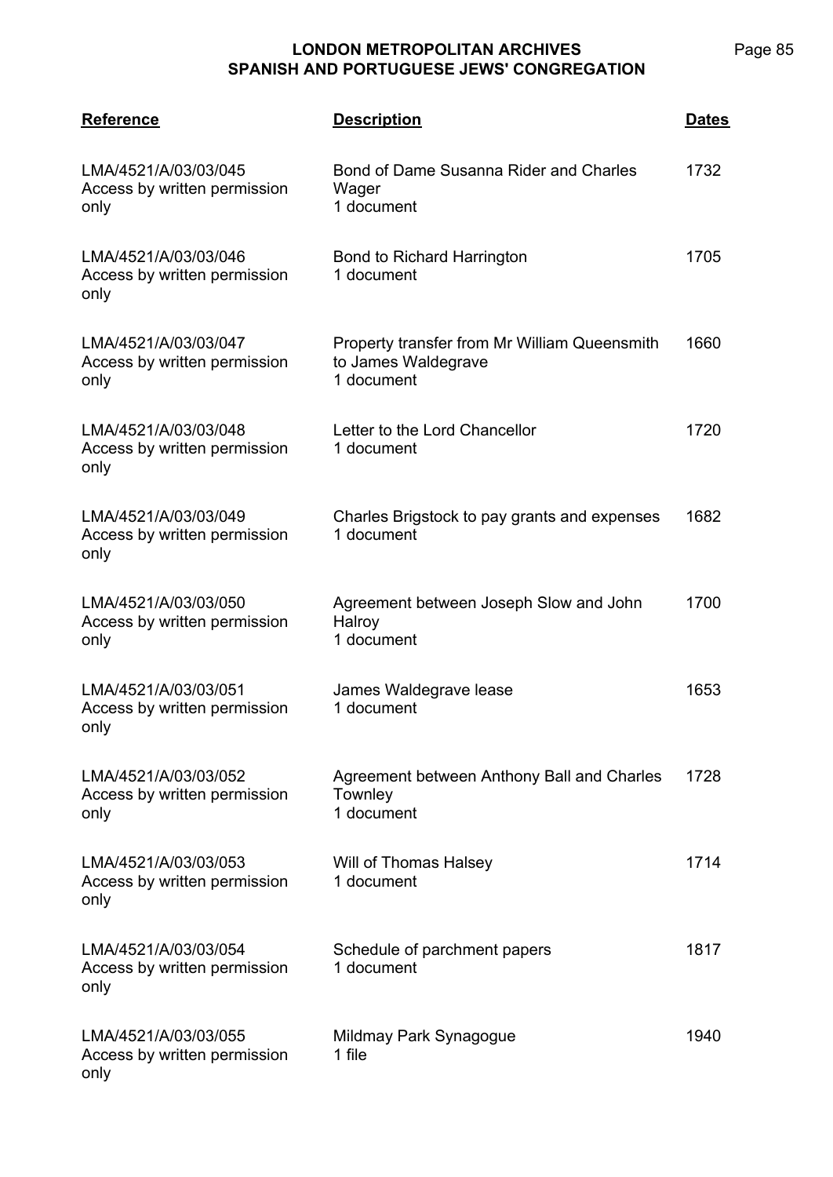| Reference | Description | Dates |
| --- | --- | --- |
| LMA/4521/A/03/03/045<br>Access by written permission only | Bond of Dame Susanna Rider and Charles Wager<br>1 document | 1732 |
| LMA/4521/A/03/03/046<br>Access by written permission only | Bond to Richard Harrington<br>1 document | 1705 |
| LMA/4521/A/03/03/047<br>Access by written permission only | Property transfer from Mr William Queensmith to James Waldegrave<br>1 document | 1660 |
| LMA/4521/A/03/03/048<br>Access by written permission only | Letter to the Lord Chancellor<br>1 document | 1720 |
| LMA/4521/A/03/03/049<br>Access by written permission only | Charles Brigstock to pay grants and expenses<br>1 document | 1682 |
| LMA/4521/A/03/03/050<br>Access by written permission only | Agreement between Joseph Slow and John Halroy<br>1 document | 1700 |
| LMA/4521/A/03/03/051<br>Access by written permission only | James Waldegrave lease<br>1 document | 1653 |
| LMA/4521/A/03/03/052<br>Access by written permission only | Agreement between Anthony Ball and Charles Townley<br>1 document | 1728 |
| LMA/4521/A/03/03/053<br>Access by written permission only | Will of Thomas Halsey<br>1 document | 1714 |
| LMA/4521/A/03/03/054<br>Access by written permission only | Schedule of parchment papers<br>1 document | 1817 |
| LMA/4521/A/03/03/055<br>Access by written permission only | Mildmay Park Synagogue<br>1 file | 1940 |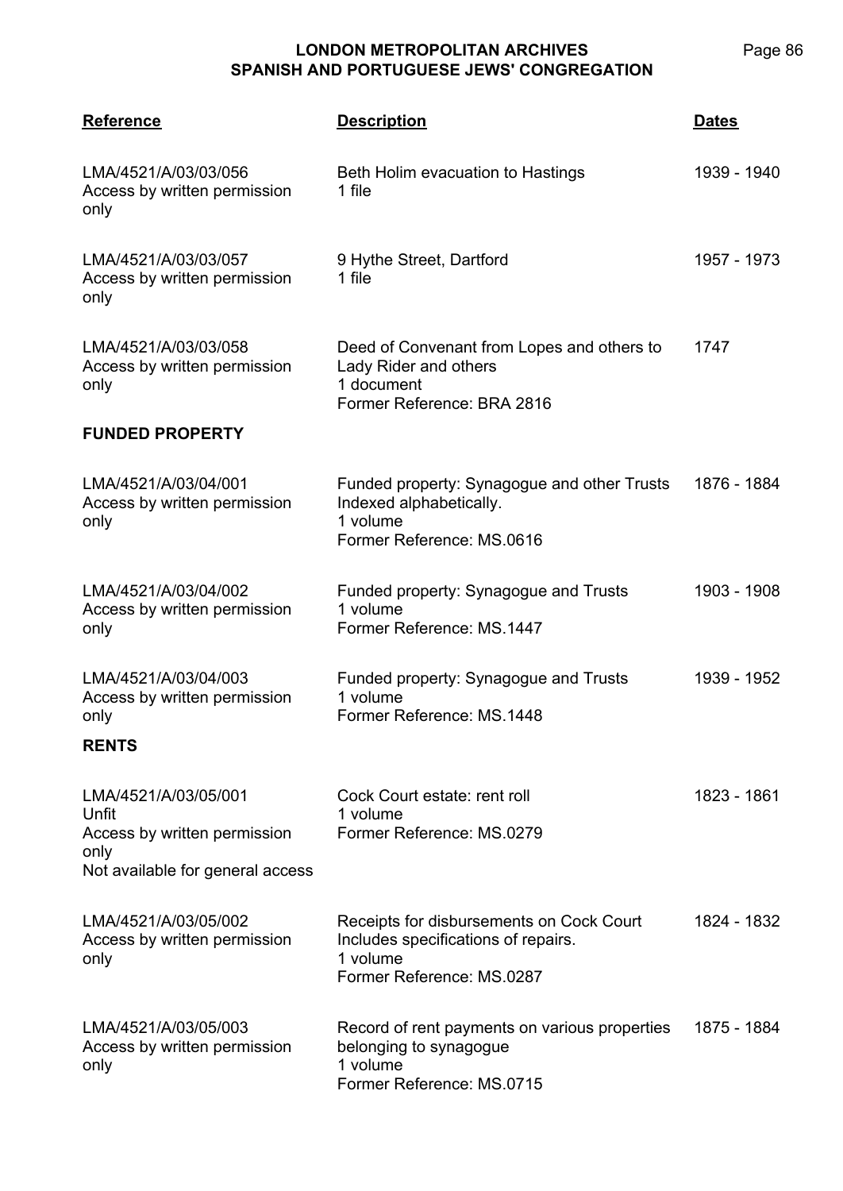| Reference | Description | Dates |
|---|---|---|
| LMA/4521/A/03/03/056<br>Access by written permission only | Beth Holim evacuation to Hastings<br>1 file | 1939 - 1940 |
| LMA/4521/A/03/03/057<br>Access by written permission only | 9 Hythe Street, Dartford<br>1 file | 1957 - 1973 |
| LMA/4521/A/03/03/058<br>Access by written permission only | Deed of Convenant from Lopes and others to Lady Rider and others<br>1 document<br>Former Reference: BRA 2816 | 1747 |

**FUNDED PROPERTY**

| Reference | Description | Dates |
|---|---|---|
| LMA/4521/A/03/04/001<br>Access by written permission only | Funded property: Synagogue and other Trusts<br>Indexed alphabetically.<br>1 volume<br>Former Reference: MS.0616 | 1876 - 1884 |
| LMA/4521/A/03/04/002<br>Access by written permission only | Funded property: Synagogue and Trusts<br>1 volume<br>Former Reference: MS.1447 | 1903 - 1908 |
| LMA/4521/A/03/04/003<br>Access by written permission only | Funded property: Synagogue and Trusts<br>1 volume<br>Former Reference: MS.1448 | 1939 - 1952 |

**RENTS**

| Reference | Description | Dates |
|---|---|---|
| LMA/4521/A/03/05/001<br>Unfit<br>Access by written permission only<br>Not available for general access | Cock Court estate: rent roll<br>1 volume<br>Former Reference: MS.0279 | 1823 - 1861 |
| LMA/4521/A/03/05/002<br>Access by written permission only | Receipts for disbursements on Cock Court<br>Includes specifications of repairs.<br>1 volume<br>Former Reference: MS.0287 | 1824 - 1832 |
| LMA/4521/A/03/05/003<br>Access by written permission only | Record of rent payments on various properties belonging to synagogue<br>1 volume<br>Former Reference: MS.0715 | 1875 - 1884 |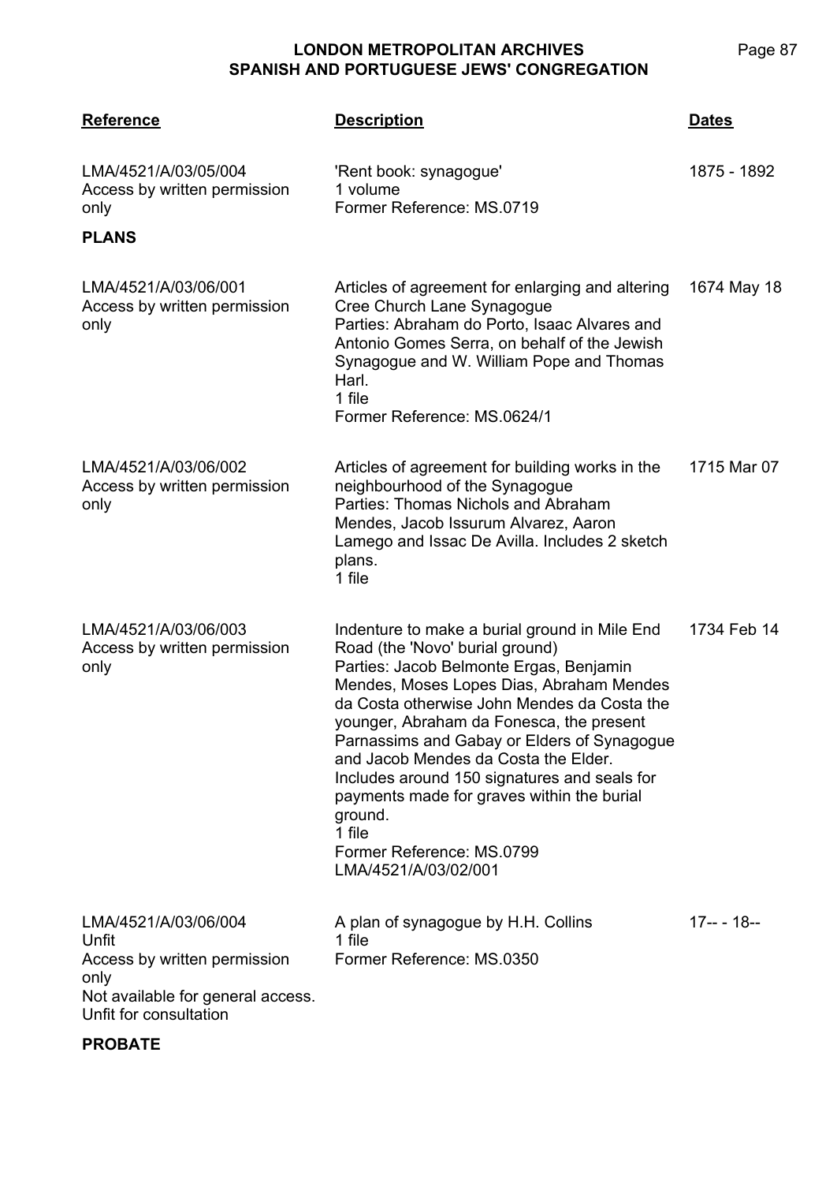| Reference | Description | Dates |
|---|---|---|
| LMA/4521/A/03/05/004<br>Access by written permission only | 'Rent book: synagogue'<br>1 volume<br>Former Reference: MS.0719 | 1875 - 1892 |

**PLANS**

| Reference | Description | Dates |
|---|---|---|
| LMA/4521/A/03/06/001<br>Access by written permission only | Articles of agreement for enlarging and altering Cree Church Lane Synagogue<br>Parties: Abraham do Porto, Isaac Alvares and Antonio Gomes Serra, on behalf of the Jewish Synagogue and W. William Pope and Thomas Harl.<br>1 file<br>Former Reference: MS.0624/1 | 1674 May 18 |
| LMA/4521/A/03/06/002<br>Access by written permission only | Articles of agreement for building works in the neighbourhood of the Synagogue<br>Parties: Thomas Nichols and Abraham Mendes, Jacob Issurum Alvarez, Aaron Lamego and Issac De Avilla. Includes 2 sketch plans.<br>1 file | 1715 Mar 07 |
| LMA/4521/A/03/06/003<br>Access by written permission only | Indenture to make a burial ground in Mile End Road (the 'Novo' burial ground)<br>Parties: Jacob Belmonte Ergas, Benjamin Mendes, Moses Lopes Dias, Abraham Mendes da Costa otherwise John Mendes da Costa the younger, Abraham da Fonesca, the present Parnassims and Gabay or Elders of Synagogue and Jacob Mendes da Costa the Elder. Includes around 150 signatures and seals for payments made for graves within the burial ground.<br>1 file<br>Former Reference: MS.0799<br>LMA/4521/A/03/02/001 | 1734 Feb 14 |
| LMA/4521/A/03/06/004<br>Unfit<br>Access by written permission only<br>Not available for general access. Unfit for consultation | A plan of synagogue by H.H. Collins<br>1 file<br>Former Reference: MS.0350 | 17-- - 18-- |

**PROBATE**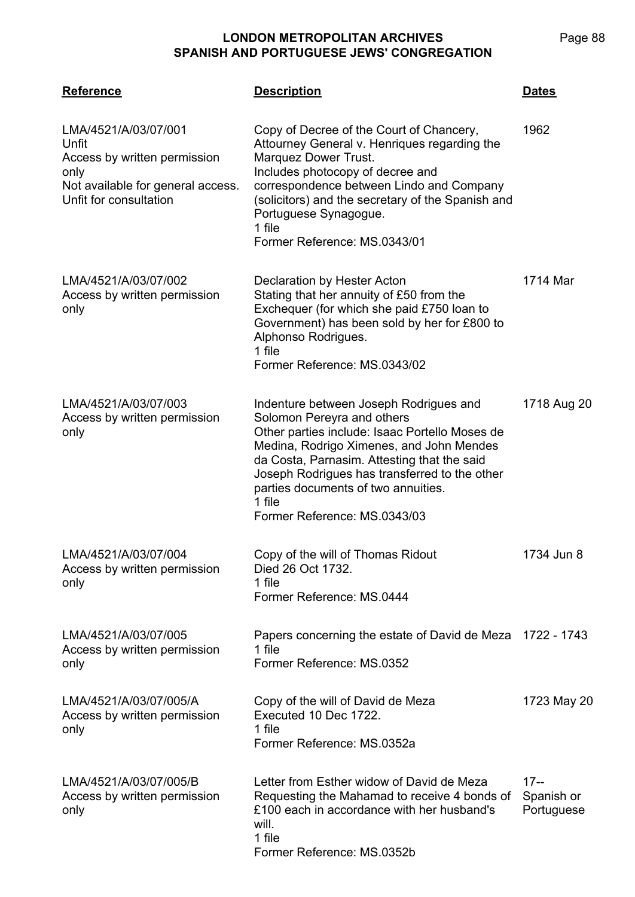| Reference | Description | Dates |
| --- | --- | --- |
| LMA/4521/A/03/07/001<br>Unfit<br>Access by written permission only<br>Not available for general access. Unfit for consultation | Copy of Decree of the Court of Chancery, Attourney General v. Henriques regarding the Marquez Dower Trust.<br>Includes photocopy of decree and correspondence between Lindo and Company (solicitors) and the secretary of the Spanish and Portuguese Synagogue.<br>1 file<br>Former Reference: MS.0343/01 | 1962 |
| LMA/4521/A/03/07/002<br>Access by written permission only | Declaration by Hester Acton<br>Stating that her annuity of £50 from the Exchequer (for which she paid £750 loan to Government) has been sold by her for £800 to Alphonso Rodrigues.<br>1 file<br>Former Reference: MS.0343/02 | 1714 Mar |
| LMA/4521/A/03/07/003<br>Access by written permission only | Indenture between Joseph Rodrigues and Solomon Pereyra and others<br>Other parties include: Isaac Portello Moses de Medina, Rodrigo Ximenes, and John Mendes da Costa, Parnasim. Attesting that the said Joseph Rodrigues has transferred to the other parties documents of two annuities.<br>1 file<br>Former Reference: MS.0343/03 | 1718 Aug 20 |
| LMA/4521/A/03/07/004<br>Access by written permission only | Copy of the will of Thomas Ridout<br>Died 26 Oct 1732.<br>1 file<br>Former Reference: MS.0444 | 1734 Jun 8 |
| LMA/4521/A/03/07/005<br>Access by written permission only | Papers concerning the estate of David de Meza<br>1 file<br>Former Reference: MS.0352 | 1722 - 1743 |
| LMA/4521/A/03/07/005/A<br>Access by written permission only | Copy of the will of David de Meza<br>Executed 10 Dec 1722.<br>1 file<br>Former Reference: MS.0352a | 1723 May 20 |
| LMA/4521/A/03/07/005/B<br>Access by written permission only | Letter from Esther widow of David de Meza<br>Requesting the Mahamad to receive 4 bonds of £100 each in accordance with her husband's will.<br>1 file<br>Former Reference: MS.0352b | 17--<br>Spanish or Portuguese |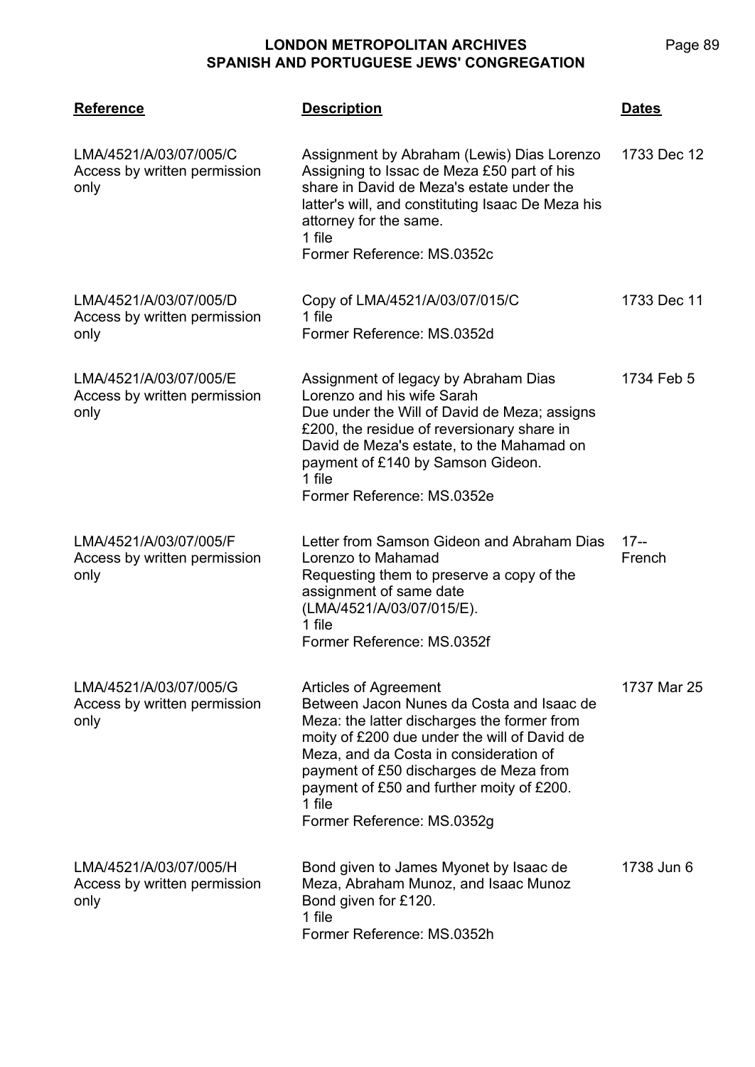| Reference | Description | Dates |
|---|---|---|
| LMA/4521/A/03/07/005/C<br>Access by written permission only | Assignment by Abraham (Lewis) Dias Lorenzo<br>Assigning to Issac de Meza £50 part of his share in David de Meza's estate under the latter's will, and constituting Isaac De Meza his attorney for the same.<br>1 file<br>Former Reference: MS.0352c | 1733 Dec 12 |
| LMA/4521/A/03/07/005/D<br>Access by written permission only | Copy of LMA/4521/A/03/07/015/C<br>1 file<br>Former Reference: MS.0352d | 1733 Dec 11 |
| LMA/4521/A/03/07/005/E<br>Access by written permission only | Assignment of legacy by Abraham Dias Lorenzo and his wife Sarah<br>Due under the Will of David de Meza; assigns £200, the residue of reversionary share in David de Meza's estate, to the Mahamad on payment of £140 by Samson Gideon.<br>1 file<br>Former Reference: MS.0352e | 1734 Feb 5 |
| LMA/4521/A/03/07/005/F<br>Access by written permission only | Letter from Samson Gideon and Abraham Dias Lorenzo to Mahamad<br>Requesting them to preserve a copy of the assignment of same date (LMA/4521/A/03/07/015/E).<br>1 file<br>Former Reference: MS.0352f | 17--<br>French |
| LMA/4521/A/03/07/005/G<br>Access by written permission only | Articles of Agreement<br>Between Jacon Nunes da Costa and Isaac de Meza: the latter discharges the former from moity of £200 due under the will of David de Meza, and da Costa in consideration of payment of £50 discharges de Meza from payment of £50 and further moity of £200.<br>1 file<br>Former Reference: MS.0352g | 1737 Mar 25 |
| LMA/4521/A/03/07/005/H<br>Access by written permission only | Bond given to James Myonet by Isaac de Meza, Abraham Munoz, and Isaac Munoz<br>Bond given for £120.<br>1 file<br>Former Reference: MS.0352h | 1738 Jun 6 |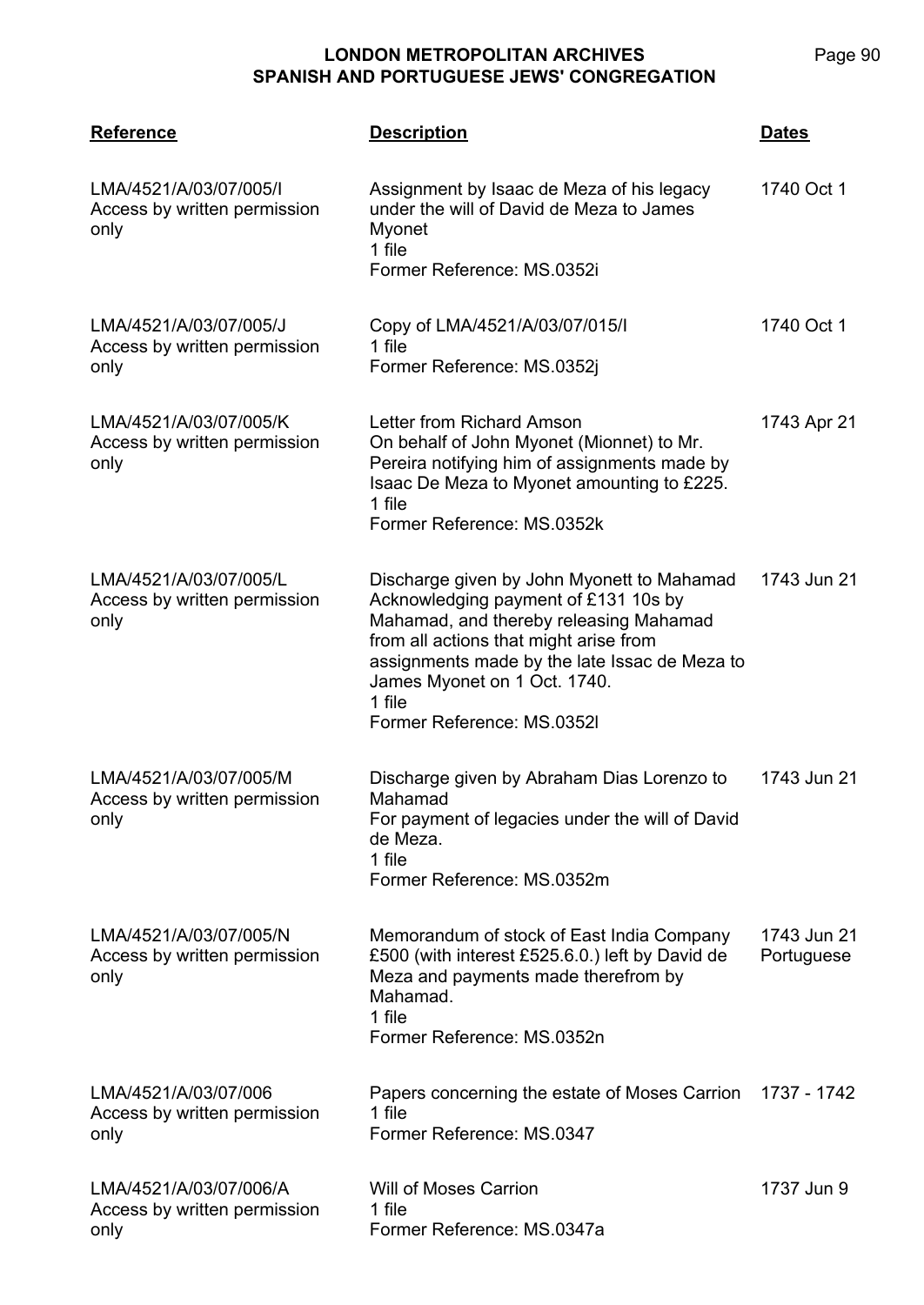| Reference | Description | Dates |
| --- | --- | --- |
| LMA/4521/A/03/07/005/I<br>Access by written permission only | Assignment by Isaac de Meza of his legacy under the will of David de Meza to James Myonet<br>1 file<br>Former Reference: MS.0352i | 1740 Oct 1 |
| LMA/4521/A/03/07/005/J<br>Access by written permission only | Copy of LMA/4521/A/03/07/015/I<br>1 file<br>Former Reference: MS.0352j | 1740 Oct 1 |
| LMA/4521/A/03/07/005/K<br>Access by written permission only | Letter from Richard Amson<br>On behalf of John Myonet (Mionnet) to Mr. Pereira notifying him of assignments made by Isaac De Meza to Myonet amounting to £225.<br>1 file<br>Former Reference: MS.0352k | 1743 Apr 21 |
| LMA/4521/A/03/07/005/L<br>Access by written permission only | Discharge given by John Myonett to Mahamad<br>Acknowledging payment of £131 10s by Mahamad, and thereby releasing Mahamad from all actions that might arise from assignments made by the late Issac de Meza to James Myonet on 1 Oct. 1740.<br>1 file<br>Former Reference: MS.0352l | 1743 Jun 21 |
| LMA/4521/A/03/07/005/M<br>Access by written permission only | Discharge given by Abraham Dias Lorenzo to Mahamad<br>For payment of legacies under the will of David de Meza.<br>1 file<br>Former Reference: MS.0352m | 1743 Jun 21 |
| LMA/4521/A/03/07/005/N<br>Access by written permission only | Memorandum of stock of East India Company £500 (with interest £525.6.0.) left by David de Meza and payments made therefrom by Mahamad.<br>1 file<br>Former Reference: MS.0352n | 1743 Jun 21<br>Portuguese |
| LMA/4521/A/03/07/006<br>Access by written permission only | Papers concerning the estate of Moses Carrion<br>1 file<br>Former Reference: MS.0347 | 1737 - 1742 |
| LMA/4521/A/03/07/006/A<br>Access by written permission only | Will of Moses Carrion<br>1 file<br>Former Reference: MS.0347a | 1737 Jun 9 |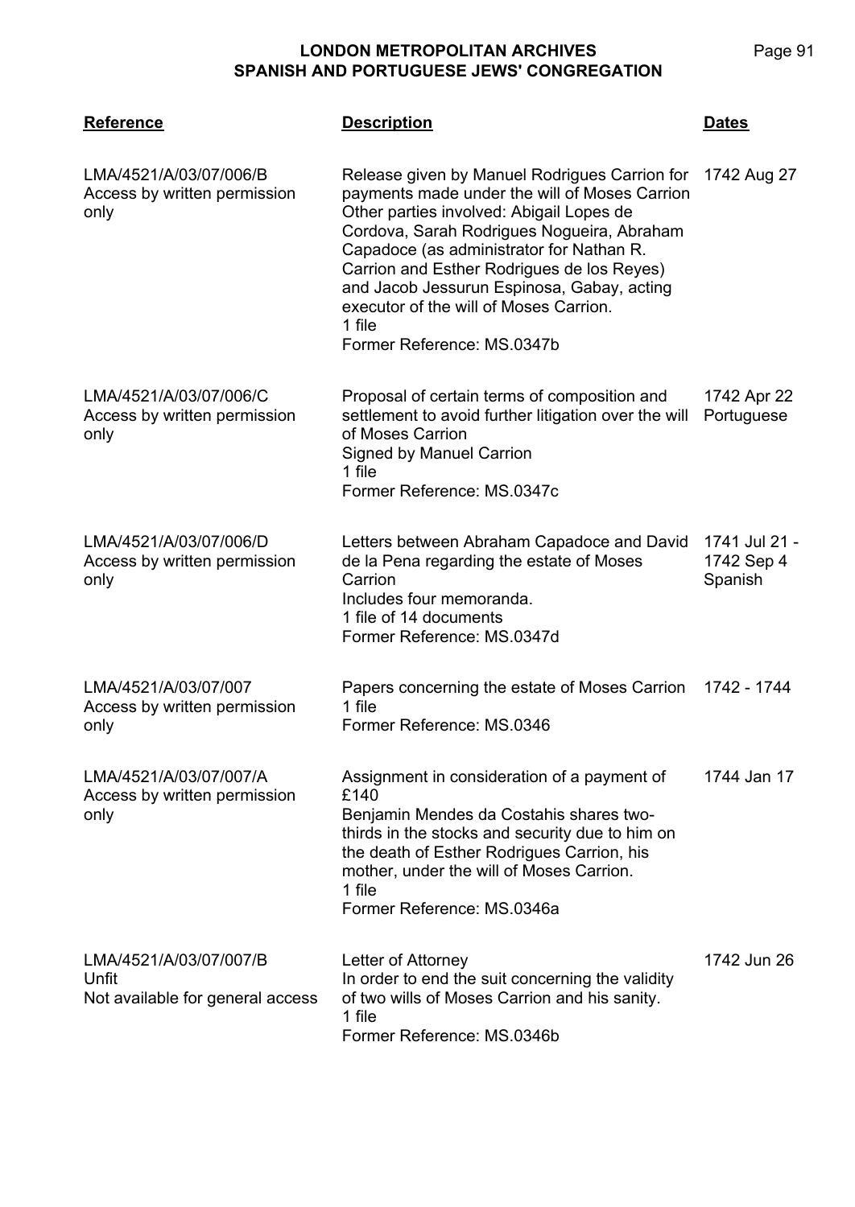| Reference | Description | Dates |
|---|---|---|
| LMA/4521/A/03/07/006/B<br>Access by written permission only | Release given by Manuel Rodrigues Carrion for payments made under the will of Moses Carrion<br>Other parties involved: Abigail Lopes de Cordova, Sarah Rodrigues Nogueira, Abraham Capadoce (as administrator for Nathan R. Carrion and Esther Rodrigues de los Reyes) and Jacob Jessurun Espinosa, Gabay, acting executor of the will of Moses Carrion.<br>1 file<br>Former Reference: MS.0347b | 1742 Aug 27 |
| LMA/4521/A/03/07/006/C<br>Access by written permission only | Proposal of certain terms of composition and settlement to avoid further litigation over the will of Moses Carrion<br>Signed by Manuel Carrion<br>1 file<br>Former Reference: MS.0347c | 1742 Apr 22<br>Portuguese |
| LMA/4521/A/03/07/006/D<br>Access by written permission only | Letters between Abraham Capadoce and David de la Pena regarding the estate of Moses Carrion<br>Includes four memoranda.<br>1 file of 14 documents<br>Former Reference: MS.0347d | 1741 Jul 21 - 1742 Sep 4<br>Spanish |
| LMA/4521/A/03/07/007<br>Access by written permission only | Papers concerning the estate of Moses Carrion<br>1 file<br>Former Reference: MS.0346 | 1742 - 1744 |
| LMA/4521/A/03/07/007/A<br>Access by written permission only | Assignment in consideration of a payment of £140<br>Benjamin Mendes da Costahis shares two-thirds in the stocks and security due to him on the death of Esther Rodrigues Carrion, his mother, under the will of Moses Carrion.<br>1 file<br>Former Reference: MS.0346a | 1744 Jan 17 |
| LMA/4521/A/03/07/007/B<br>Unfit<br>Not available for general access | Letter of Attorney<br>In order to end the suit concerning the validity of two wills of Moses Carrion and his sanity.<br>1 file<br>Former Reference: MS.0346b | 1742 Jun 26 |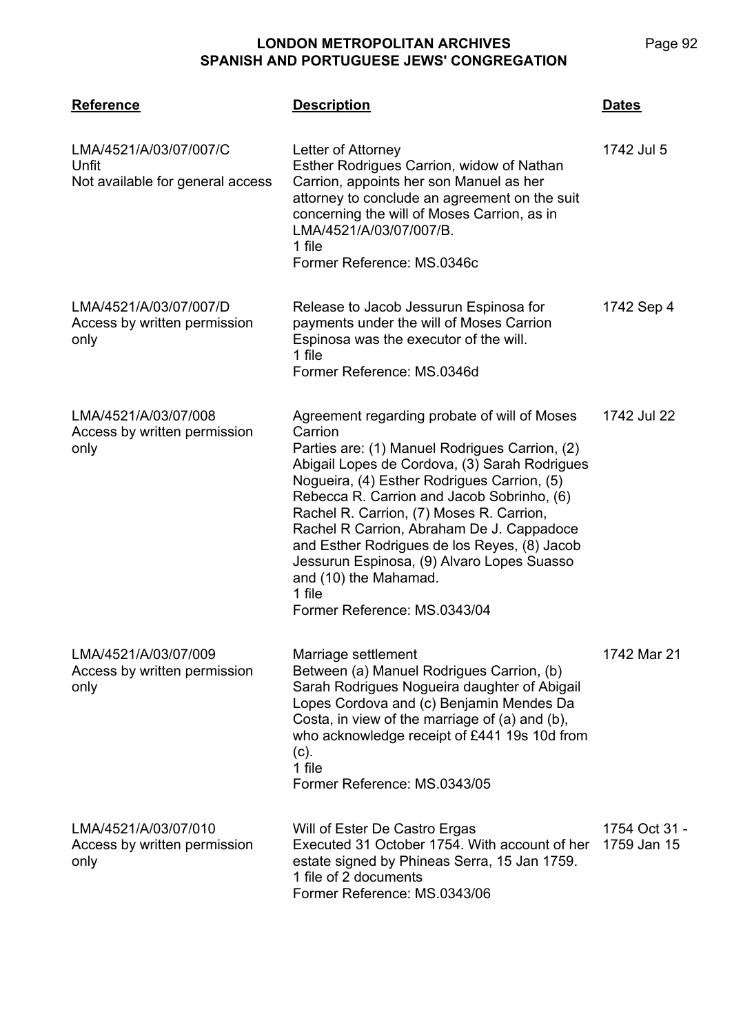| Reference | Description | Dates |
| --- | --- | --- |
| LMA/4521/A/03/07/007/C<br>Unfit<br>Not available for general access | Letter of Attorney<br>Esther Rodrigues Carrion, widow of Nathan Carrion, appoints her son Manuel as her attorney to conclude an agreement on the suit concerning the will of Moses Carrion, as in LMA/4521/A/03/07/007/B.<br>1 file<br>Former Reference: MS.0346c | 1742 Jul 5 |
| LMA/4521/A/03/07/007/D<br>Access by written permission only | Release to Jacob Jessurun Espinosa for payments under the will of Moses Carrion<br>Espinosa was the executor of the will.<br>1 file<br>Former Reference: MS.0346d | 1742 Sep 4 |
| LMA/4521/A/03/07/008<br>Access by written permission only | Agreement regarding probate of will of Moses Carrion<br>Parties are: (1) Manuel Rodrigues Carrion, (2) Abigail Lopes de Cordova, (3) Sarah Rodrigues Nogueira, (4) Esther Rodrigues Carrion, (5) Rebecca R. Carrion and Jacob Sobrinho, (6) Rachel R. Carrion, (7) Moses R. Carrion, Rachel R Carrion, Abraham De J. Cappadoce and Esther Rodrigues de los Reyes, (8) Jacob Jessurun Espinosa, (9) Alvaro Lopes Suasso and (10) the Mahamad.<br>1 file<br>Former Reference: MS.0343/04 | 1742 Jul 22 |
| LMA/4521/A/03/07/009<br>Access by written permission only | Marriage settlement<br>Between (a) Manuel Rodrigues Carrion, (b) Sarah Rodrigues Nogueira daughter of Abigail Lopes Cordova and (c) Benjamin Mendes Da Costa, in view of the marriage of (a) and (b), who acknowledge receipt of £441 19s 10d from (c).<br>1 file<br>Former Reference: MS.0343/05 | 1742 Mar 21 |
| LMA/4521/A/03/07/010<br>Access by written permission only | Will of Ester De Castro Ergas<br>Executed 31 October 1754. With account of her estate signed by Phineas Serra, 15 Jan 1759.<br>1 file of 2 documents<br>Former Reference: MS.0343/06 | 1754 Oct 31 - 1759 Jan 15 |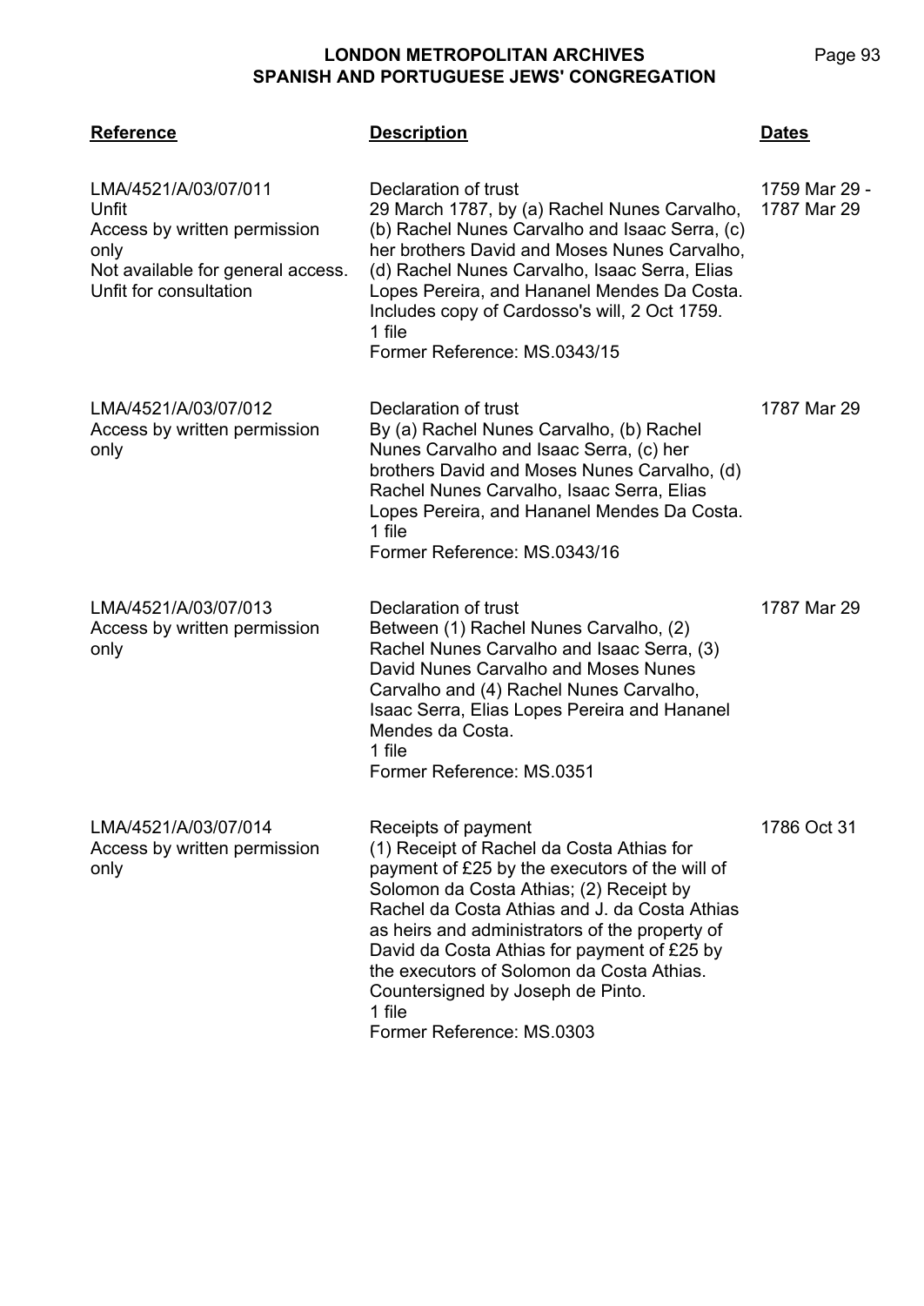| Reference | Description | Dates |
|---|---|---|
| LMA/4521/A/03/07/011<br>Unfit<br>Access by written permission only<br>Not available for general access. Unfit for consultation | Declaration of trust<br>29 March 1787, by (a) Rachel Nunes Carvalho, (b) Rachel Nunes Carvalho and Isaac Serra, (c) her brothers David and Moses Nunes Carvalho, (d) Rachel Nunes Carvalho, Isaac Serra, Elias Lopes Pereira, and Hananel Mendes Da Costa. Includes copy of Cardosso's will, 2 Oct 1759.<br>1 file<br>Former Reference: MS.0343/15 | 1759 Mar 29 - 1787 Mar 29 |
| LMA/4521/A/03/07/012<br>Access by written permission only | Declaration of trust<br>By (a) Rachel Nunes Carvalho, (b) Rachel Nunes Carvalho and Isaac Serra, (c) her brothers David and Moses Nunes Carvalho, (d) Rachel Nunes Carvalho, Isaac Serra, Elias Lopes Pereira, and Hananel Mendes Da Costa.<br>1 file<br>Former Reference: MS.0343/16 | 1787 Mar 29 |
| LMA/4521/A/03/07/013<br>Access by written permission only | Declaration of trust<br>Between (1) Rachel Nunes Carvalho, (2) Rachel Nunes Carvalho and Isaac Serra, (3) David Nunes Carvalho and Moses Nunes Carvalho and (4) Rachel Nunes Carvalho, Isaac Serra, Elias Lopes Pereira and Hananel Mendes da Costa.<br>1 file<br>Former Reference: MS.0351 | 1787 Mar 29 |
| LMA/4521/A/03/07/014<br>Access by written permission only | Receipts of payment<br>(1) Receipt of Rachel da Costa Athias for payment of £25 by the executors of the will of Solomon da Costa Athias; (2) Receipt by Rachel da Costa Athias and J. da Costa Athias as heirs and administrators of the property of David da Costa Athias for payment of £25 by the executors of Solomon da Costa Athias. Countersigned by Joseph de Pinto.<br>1 file<br>Former Reference: MS.0303 | 1786 Oct 31 |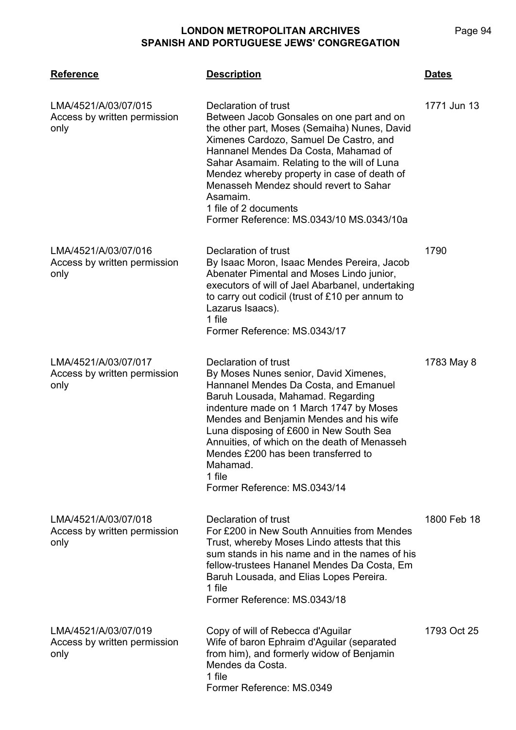| Reference | Description | Dates |
| --- | --- | --- |
| LMA/4521/A/03/07/015<br>Access by written permission only | Declaration of trust<br>Between Jacob Gonsales on one part and on the other part, Moses (Semaiha) Nunes, David Ximenes Cardozo, Samuel De Castro, and Hannanel Mendes Da Costa, Mahamad of Sahar Asamaim. Relating to the will of Luna Mendez whereby property in case of death of Menasseh Mendez should revert to Sahar Asamaim.<br>1 file of 2 documents<br>Former Reference: MS.0343/10 MS.0343/10a | 1771 Jun 13 |
| LMA/4521/A/03/07/016<br>Access by written permission only | Declaration of trust<br>By Isaac Moron, Isaac Mendes Pereira, Jacob Abenater Pimental and Moses Lindo junior, executors of will of Jael Abarbanel, undertaking to carry out codicil (trust of £10 per annum to Lazarus Isaacs).<br>1 file<br>Former Reference: MS.0343/17 | 1790 |
| LMA/4521/A/03/07/017<br>Access by written permission only | Declaration of trust<br>By Moses Nunes senior, David Ximenes, Hannanel Mendes Da Costa, and Emanuel Baruh Lousada, Mahamad. Regarding indenture made on 1 March 1747 by Moses Mendes and Benjamin Mendes and his wife Luna disposing of £600 in New South Sea Annuities, of which on the death of Menasseh Mendes £200 has been transferred to Mahamad.<br>1 file<br>Former Reference: MS.0343/14 | 1783 May 8 |
| LMA/4521/A/03/07/018<br>Access by written permission only | Declaration of trust<br>For £200 in New South Annuities from Mendes Trust, whereby Moses Lindo attests that this sum stands in his name and in the names of his fellow-trustees Hananel Mendes Da Costa, Em Baruh Lousada, and Elias Lopes Pereira.<br>1 file<br>Former Reference: MS.0343/18 | 1800 Feb 18 |
| LMA/4521/A/03/07/019<br>Access by written permission only | Copy of will of Rebecca d'Aguilar<br>Wife of baron Ephraim d'Aguilar (separated from him), and formerly widow of Benjamin Mendes da Costa.<br>1 file<br>Former Reference: MS.0349 | 1793 Oct 25 |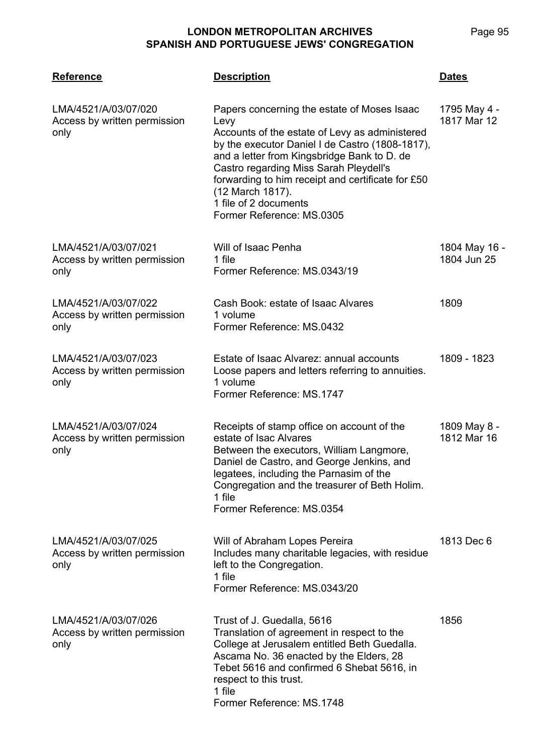| Reference | Description | Dates |
|---|---|---|
| LMA/4521/A/03/07/020<br>Access by written permission only | Papers concerning the estate of Moses Isaac Levy<br>Accounts of the estate of Levy as administered by the executor Daniel I de Castro (1808-1817), and a letter from Kingsbridge Bank to D. de Castro regarding Miss Sarah Pleydell's forwarding to him receipt and certificate for £50 (12 March 1817).<br>1 file of 2 documents<br>Former Reference: MS.0305 | 1795 May 4 - 1817 Mar 12 |
| LMA/4521/A/03/07/021<br>Access by written permission only | Will of Isaac Penha<br>1 file<br>Former Reference: MS.0343/19 | 1804 May 16 - 1804 Jun 25 |
| LMA/4521/A/03/07/022<br>Access by written permission only | Cash Book: estate of Isaac Alvares<br>1 volume<br>Former Reference: MS.0432 | 1809 |
| LMA/4521/A/03/07/023<br>Access by written permission only | Estate of Isaac Alvarez: annual accounts<br>Loose papers and letters referring to annuities.<br>1 volume<br>Former Reference: MS.1747 | 1809 - 1823 |
| LMA/4521/A/03/07/024<br>Access by written permission only | Receipts of stamp office on account of the estate of Isac Alvares<br>Between the executors, William Langmore, Daniel de Castro, and George Jenkins, and legatees, including the Parnasim of the Congregation and the treasurer of Beth Holim.<br>1 file<br>Former Reference: MS.0354 | 1809 May 8 - 1812 Mar 16 |
| LMA/4521/A/03/07/025<br>Access by written permission only | Will of Abraham Lopes Pereira<br>Includes many charitable legacies, with residue left to the Congregation.<br>1 file<br>Former Reference: MS.0343/20 | 1813 Dec 6 |
| LMA/4521/A/03/07/026<br>Access by written permission only | Trust of J. Guedalla, 5616<br>Translation of agreement in respect to the College at Jerusalem entitled Beth Guedalla. Ascama No. 36 enacted by the Elders, 28 Tebet 5616 and confirmed 6 Shebat 5616, in respect to this trust.<br>1 file<br>Former Reference: MS.1748 | 1856 |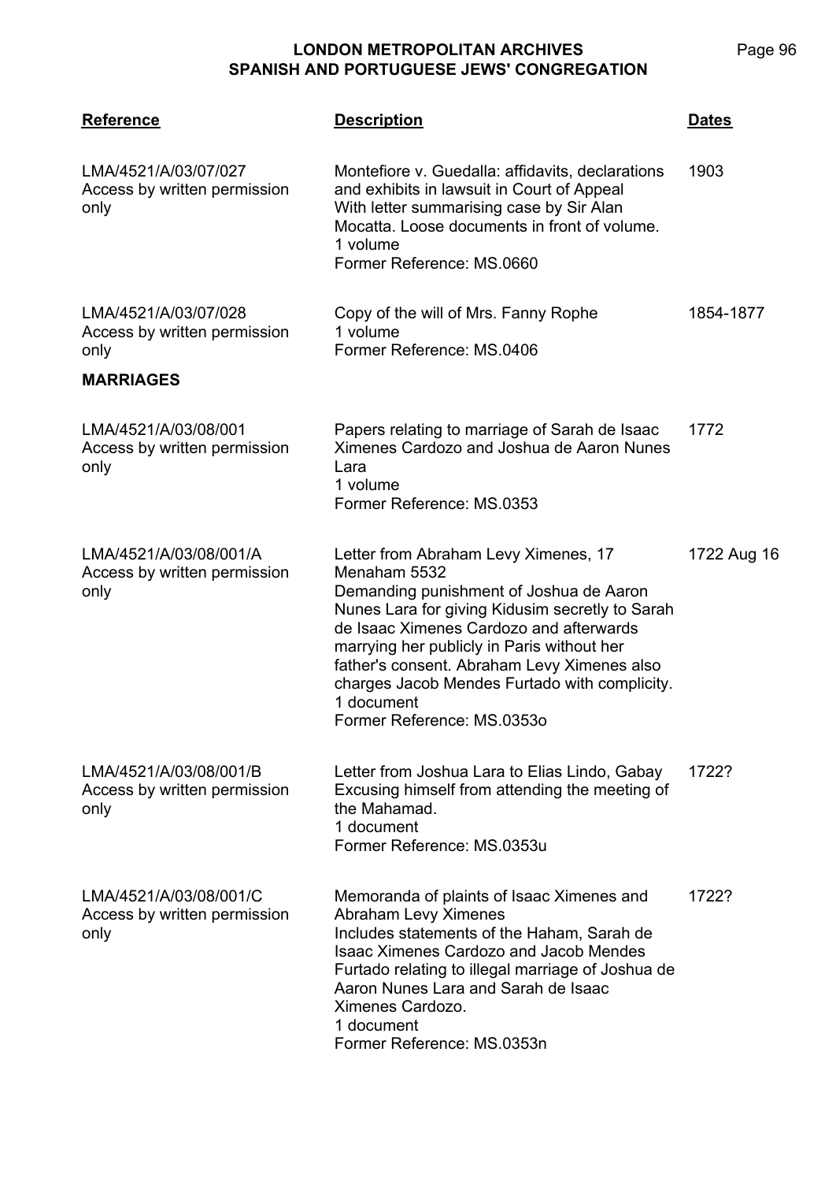| Reference | Description | Dates |
|---|---|---|
| LMA/4521/A/03/07/027<br>Access by written permission only | Montefiore v. Guedalla: affidavits, declarations and exhibits in lawsuit in Court of Appeal<br>With letter summarising case by Sir Alan Mocatta. Loose documents in front of volume.<br>1 volume<br>Former Reference: MS.0660 | 1903 |
| LMA/4521/A/03/07/028<br>Access by written permission only | Copy of the will of Mrs. Fanny Rophe<br>1 volume<br>Former Reference: MS.0406 | 1854-1877 |
| **MARRIAGES** | | |
| LMA/4521/A/03/08/001<br>Access by written permission only | Papers relating to marriage of Sarah de Isaac Ximenes Cardozo and Joshua de Aaron Nunes Lara<br>1 volume<br>Former Reference: MS.0353 | 1772 |
| LMA/4521/A/03/08/001/A<br>Access by written permission only | Letter from Abraham Levy Ximenes, 17 Menaham 5532<br>Demanding punishment of Joshua de Aaron Nunes Lara for giving Kidusim secretly to Sarah de Isaac Ximenes Cardozo and afterwards marrying her publicly in Paris without her father's consent. Abraham Levy Ximenes also charges Jacob Mendes Furtado with complicity.<br>1 document<br>Former Reference: MS.0353o | 1722 Aug 16 |
| LMA/4521/A/03/08/001/B<br>Access by written permission only | Letter from Joshua Lara to Elias Lindo, Gabay<br>Excusing himself from attending the meeting of the Mahamad.<br>1 document<br>Former Reference: MS.0353u | 1722? |
| LMA/4521/A/03/08/001/C<br>Access by written permission only | Memoranda of plaints of Isaac Ximenes and Abraham Levy Ximenes<br>Includes statements of the Haham, Sarah de Isaac Ximenes Cardozo and Jacob Mendes Furtado relating to illegal marriage of Joshua de Aaron Nunes Lara and Sarah de Isaac Ximenes Cardozo.<br>1 document<br>Former Reference: MS.0353n | 1722? |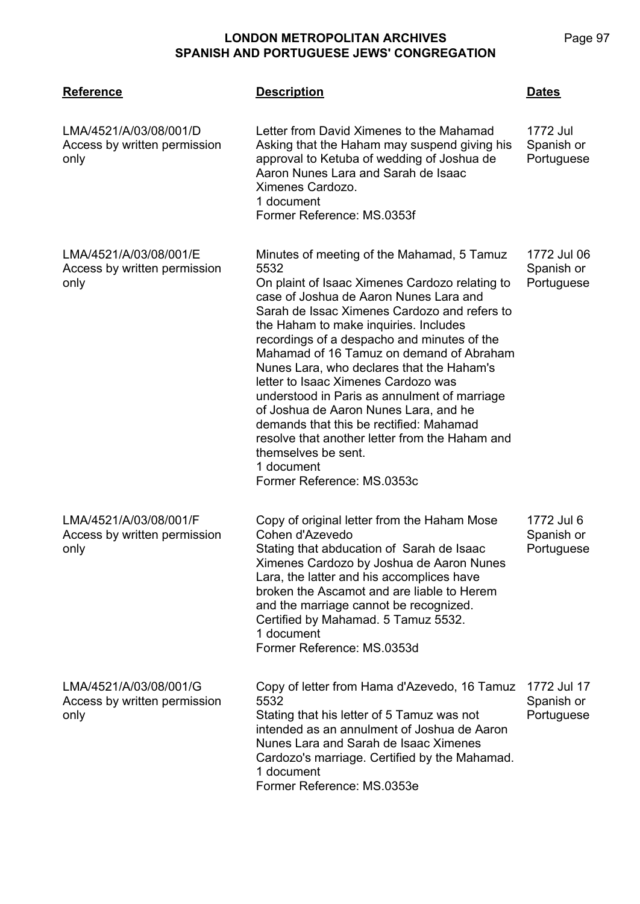| Reference | Description | Dates |
|---|---|---|
| LMA/4521/A/03/08/001/D<br>Access by written permission only | Letter from David Ximenes to the Mahamad<br>Asking that the Haham may suspend giving his approval to Ketuba of wedding of Joshua de Aaron Nunes Lara and Sarah de Isaac Ximenes Cardozo.<br>1 document<br>Former Reference: MS.0353f | 1772 Jul<br>Spanish or Portuguese |
| LMA/4521/A/03/08/001/E<br>Access by written permission only | Minutes of meeting of the Mahamad, 5 Tamuz 5532<br>On plaint of Isaac Ximenes Cardozo relating to case of Joshua de Aaron Nunes Lara and Sarah de Issac Ximenes Cardozo and refers to the Haham to make inquiries. Includes recordings of a despacho and minutes of the Mahamad of 16 Tamuz on demand of Abraham Nunes Lara, who declares that the Haham's letter to Isaac Ximenes Cardozo was understood in Paris as annulment of marriage of Joshua de Aaron Nunes Lara, and he demands that this be rectified: Mahamad resolve that another letter from the Haham and themselves be sent.<br>1 document<br>Former Reference: MS.0353c | 1772 Jul 06<br>Spanish or Portuguese |
| LMA/4521/A/03/08/001/F<br>Access by written permission only | Copy of original letter from the Haham Mose Cohen d'Azevedo<br>Stating that abducation of Sarah de Isaac Ximenes Cardozo by Joshua de Aaron Nunes Lara, the latter and his accomplices have broken the Ascamot and are liable to Herem and the marriage cannot be recognized. Certified by Mahamad. 5 Tamuz 5532.<br>1 document<br>Former Reference: MS.0353d | 1772 Jul 6<br>Spanish or Portuguese |
| LMA/4521/A/03/08/001/G<br>Access by written permission only | Copy of letter from Hama d'Azevedo, 16 Tamuz 5532<br>Stating that his letter of 5 Tamuz was not intended as an annulment of Joshua de Aaron Nunes Lara and Sarah de Isaac Ximenes Cardozo's marriage. Certified by the Mahamad.<br>1 document<br>Former Reference: MS.0353e | 1772 Jul 17<br>Spanish or Portuguese |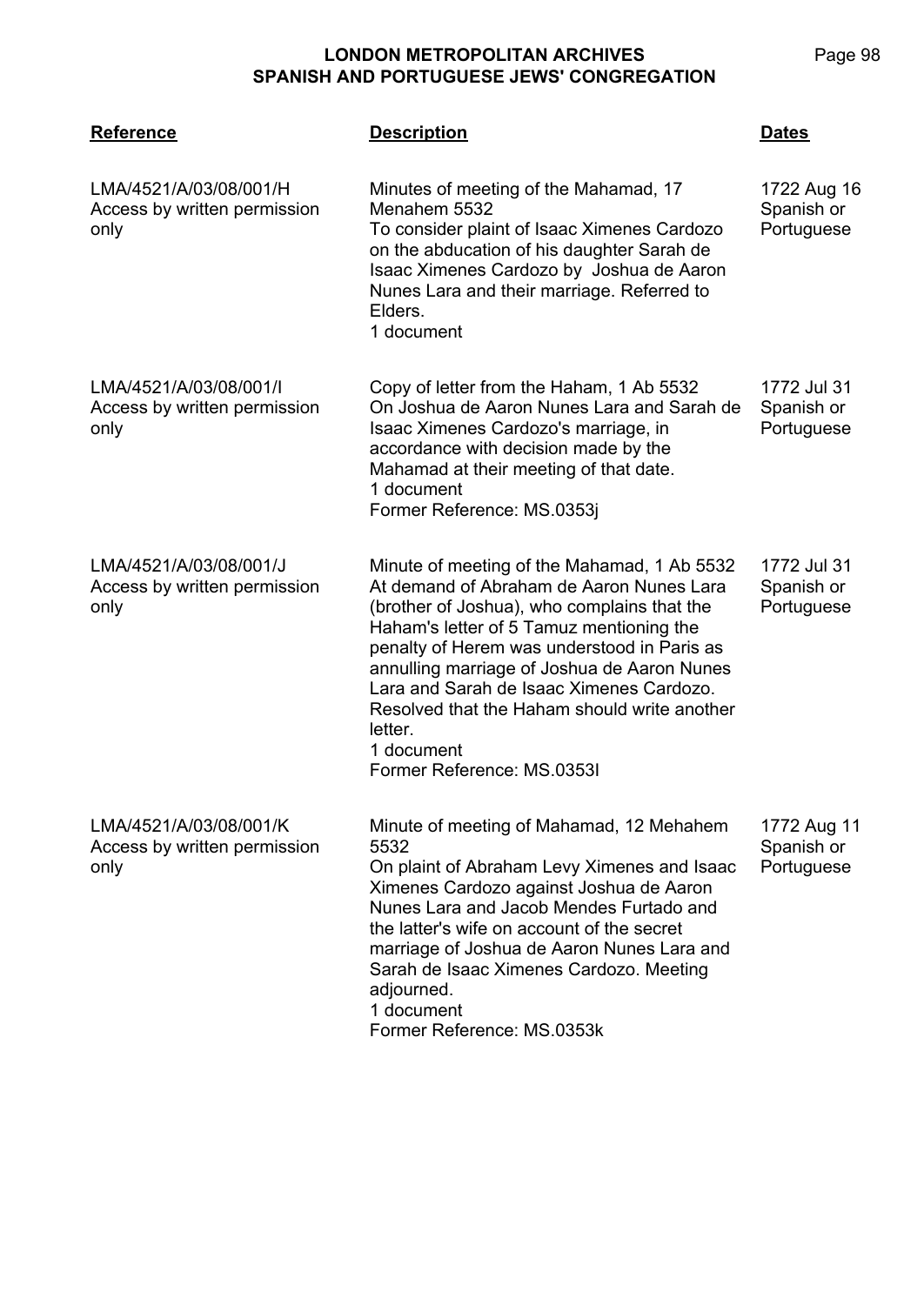| Reference | Description | Dates |
|---|---|---|
| LMA/4521/A/03/08/001/H<br>Access by written permission only | Minutes of meeting of the Mahamad, 17 Menahem 5532<br>To consider plaint of Isaac Ximenes Cardozo on the abducation of his daughter Sarah de Isaac Ximenes Cardozo by Joshua de Aaron Nunes Lara and their marriage. Referred to Elders.<br>1 document | 1722 Aug 16<br>Spanish or Portuguese |
| LMA/4521/A/03/08/001/I<br>Access by written permission only | Copy of letter from the Haham, 1 Ab 5532<br>On Joshua de Aaron Nunes Lara and Sarah de Isaac Ximenes Cardozo's marriage, in accordance with decision made by the Mahamad at their meeting of that date.<br>1 document<br>Former Reference: MS.0353j | 1772 Jul 31<br>Spanish or Portuguese |
| LMA/4521/A/03/08/001/J<br>Access by written permission only | Minute of meeting of the Mahamad, 1 Ab 5532<br>At demand of Abraham de Aaron Nunes Lara (brother of Joshua), who complains that the Haham's letter of 5 Tamuz mentioning the penalty of Herem was understood in Paris as annulling marriage of Joshua de Aaron Nunes Lara and Sarah de Isaac Ximenes Cardozo. Resolved that the Haham should write another letter.<br>1 document<br>Former Reference: MS.0353l | 1772 Jul 31<br>Spanish or Portuguese |
| LMA/4521/A/03/08/001/K<br>Access by written permission only | Minute of meeting of Mahamad, 12 Mehahem 5532<br>On plaint of Abraham Levy Ximenes and Isaac Ximenes Cardozo against Joshua de Aaron Nunes Lara and Jacob Mendes Furtado and the latter's wife on account of the secret marriage of Joshua de Aaron Nunes Lara and Sarah de Isaac Ximenes Cardozo. Meeting adjourned.<br>1 document<br>Former Reference: MS.0353k | 1772 Aug 11<br>Spanish or Portuguese |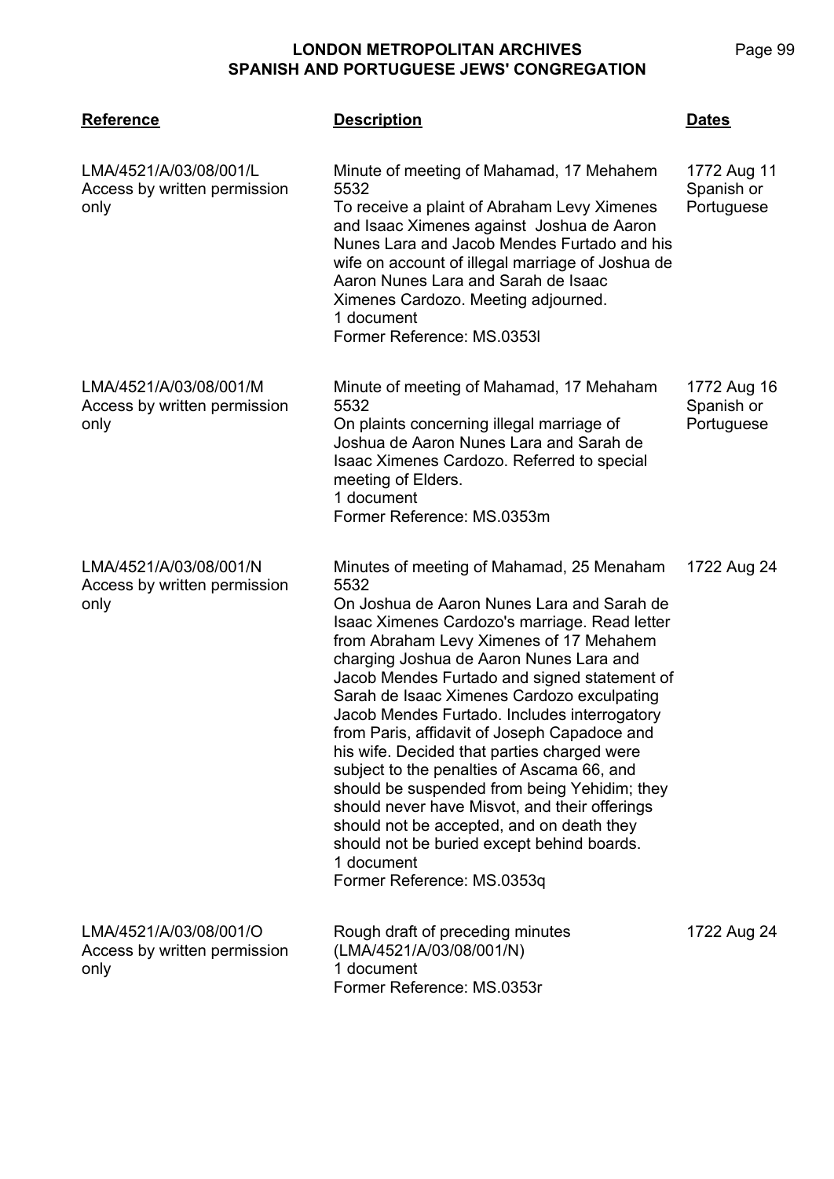| Reference | Description | Dates |
|---|---|---|
| LMA/4521/A/03/08/001/L<br>Access by written permission only | Minute of meeting of Mahamad, 17 Mehahem 5532<br>To receive a plaint of Abraham Levy Ximenes and Isaac Ximenes against Joshua de Aaron Nunes Lara and Jacob Mendes Furtado and his wife on account of illegal marriage of Joshua de Aaron Nunes Lara and Sarah de Isaac Ximenes Cardozo. Meeting adjourned.<br>1 document<br>Former Reference: MS.0353l | 1772 Aug 11<br>Spanish or Portuguese |
| LMA/4521/A/03/08/001/M<br>Access by written permission only | Minute of meeting of Mahamad, 17 Mehaham 5532<br>On plaints concerning illegal marriage of Joshua de Aaron Nunes Lara and Sarah de Isaac Ximenes Cardozo. Referred to special meeting of Elders.<br>1 document<br>Former Reference: MS.0353m | 1772 Aug 16<br>Spanish or Portuguese |
| LMA/4521/A/03/08/001/N<br>Access by written permission only | Minutes of meeting of Mahamad, 25 Menaham 5532<br>On Joshua de Aaron Nunes Lara and Sarah de Isaac Ximenes Cardozo's marriage. Read letter from Abraham Levy Ximenes of 17 Mehahem charging Joshua de Aaron Nunes Lara and Jacob Mendes Furtado and signed statement of Sarah de Isaac Ximenes Cardozo exculpating Jacob Mendes Furtado. Includes interrogatory from Paris, affidavit of Joseph Capadoce and his wife. Decided that parties charged were subject to the penalties of Ascama 66, and should be suspended from being Yehidim; they should never have Misvot, and their offerings should not be accepted, and on death they should not be buried except behind boards.<br>1 document<br>Former Reference: MS.0353q | 1722 Aug 24 |
| LMA/4521/A/03/08/001/O<br>Access by written permission only | Rough draft of preceding minutes (LMA/4521/A/03/08/001/N)<br>1 document<br>Former Reference: MS.0353r | 1722 Aug 24 |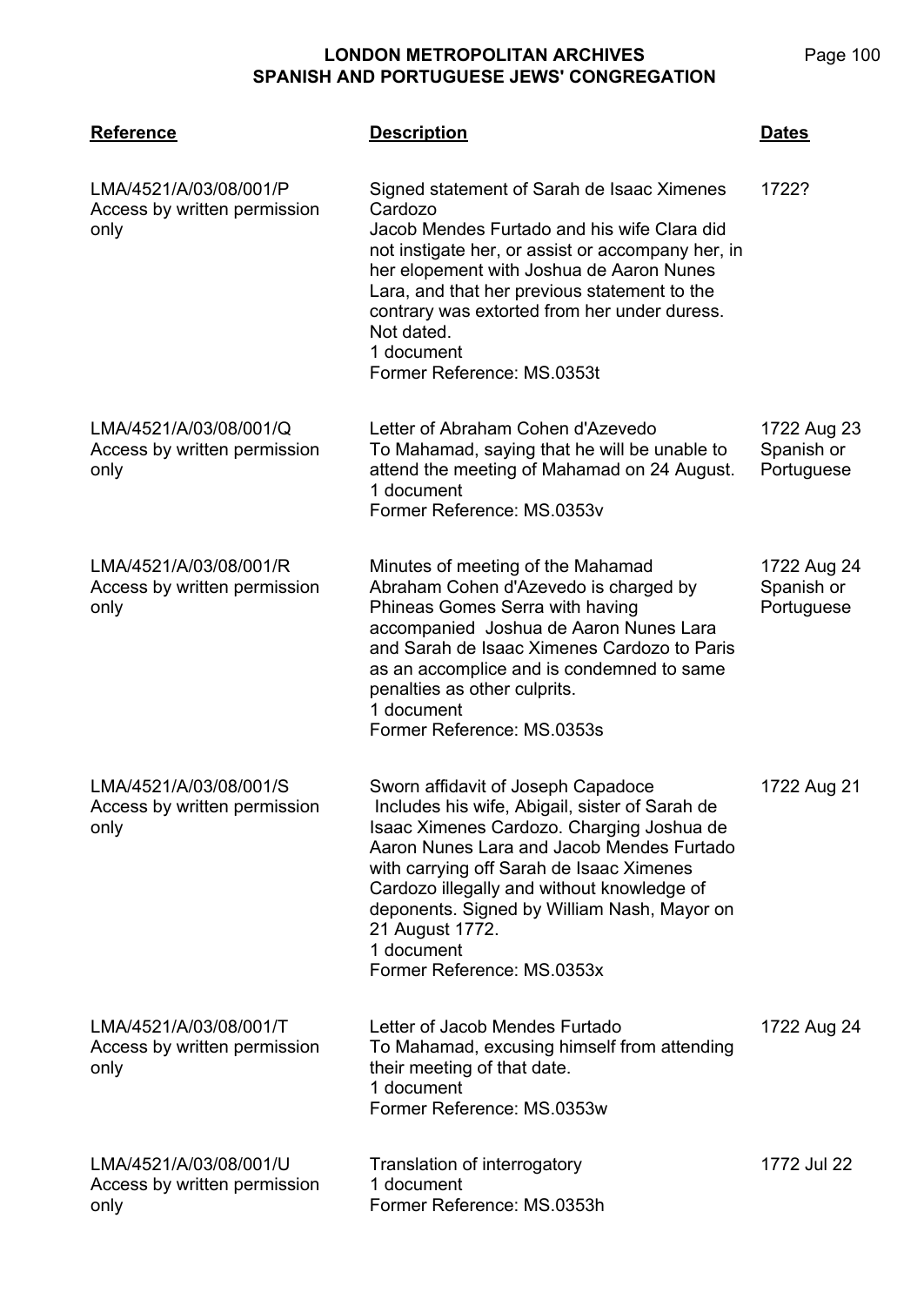| Reference | Description | Dates |
|---|---|---|
| LMA/4521/A/03/08/001/P<br>Access by written permission only | Signed statement of Sarah de Isaac Ximenes Cardozo<br>Jacob Mendes Furtado and his wife Clara did not instigate her, or assist or accompany her, in her elopement with Joshua de Aaron Nunes Lara, and that her previous statement to the contrary was extorted from her under duress. Not dated.<br>1 document<br>Former Reference: MS.0353t | 1722? |
| LMA/4521/A/03/08/001/Q<br>Access by written permission only | Letter of Abraham Cohen d'Azevedo<br>To Mahamad, saying that he will be unable to attend the meeting of Mahamad on 24 August.<br>1 document<br>Former Reference: MS.0353v | 1722 Aug 23<br>Spanish or Portuguese |
| LMA/4521/A/03/08/001/R<br>Access by written permission only | Minutes of meeting of the Mahamad<br>Abraham Cohen d'Azevedo is charged by Phineas Gomes Serra with having accompanied Joshua de Aaron Nunes Lara and Sarah de Isaac Ximenes Cardozo to Paris as an accomplice and is condemned to same penalties as other culprits.<br>1 document<br>Former Reference: MS.0353s | 1722 Aug 24<br>Spanish or Portuguese |
| LMA/4521/A/03/08/001/S<br>Access by written permission only | Sworn affidavit of Joseph Capadoce<br>Includes his wife, Abigail, sister of Sarah de Isaac Ximenes Cardozo. Charging Joshua de Aaron Nunes Lara and Jacob Mendes Furtado with carrying off Sarah de Isaac Ximenes Cardozo illegally and without knowledge of deponents. Signed by William Nash, Mayor on 21 August 1772.<br>1 document<br>Former Reference: MS.0353x | 1722 Aug 21 |
| LMA/4521/A/03/08/001/T<br>Access by written permission only | Letter of Jacob Mendes Furtado<br>To Mahamad, excusing himself from attending their meeting of that date.<br>1 document<br>Former Reference: MS.0353w | 1722 Aug 24 |
| LMA/4521/A/03/08/001/U<br>Access by written permission only | Translation of interrogatory<br>1 document<br>Former Reference: MS.0353h | 1772 Jul 22 |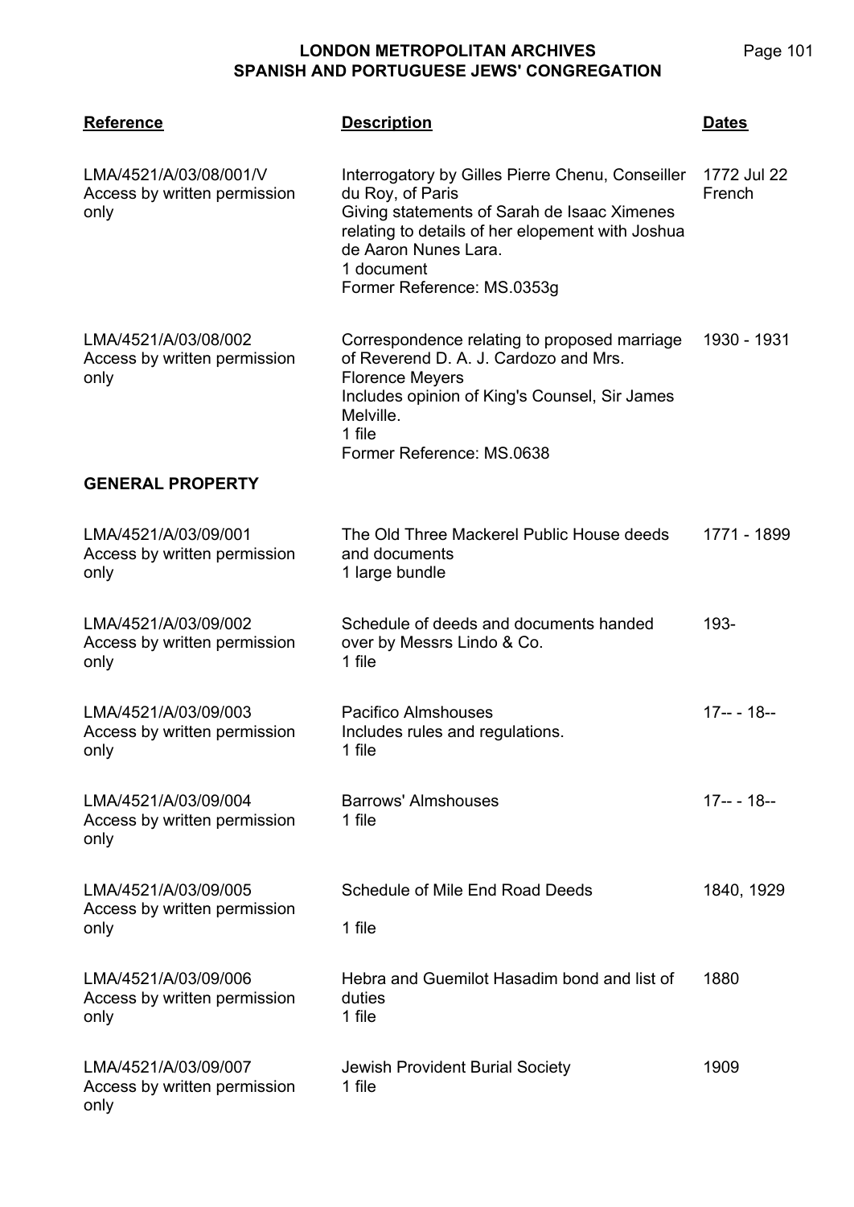| Reference | Description | Dates |
|---|---|---|
| LMA/4521/A/03/08/001/V<br>Access by written permission only | Interrogatory by Gilles Pierre Chenu, Conseiller du Roy, of Paris<br>Giving statements of Sarah de Isaac Ximenes relating to details of her elopement with Joshua de Aaron Nunes Lara.<br>1 document<br>Former Reference: MS.0353g | 1772 Jul 22<br>French |
| LMA/4521/A/03/08/002<br>Access by written permission only | Correspondence relating to proposed marriage of Reverend D. A. J. Cardozo and Mrs. Florence Meyers<br>Includes opinion of King's Counsel, Sir James Melville.<br>1 file<br>Former Reference: MS.0638 | 1930 - 1931 |

**GENERAL PROPERTY**

| Reference | Description | Dates |
|---|---|---|
| LMA/4521/A/03/09/001<br>Access by written permission only | The Old Three Mackerel Public House deeds and documents<br>1 large bundle | 1771 - 1899 |
| LMA/4521/A/03/09/002<br>Access by written permission only | Schedule of deeds and documents handed over by Messrs Lindo & Co.<br>1 file | 193- |
| LMA/4521/A/03/09/003<br>Access by written permission only | Pacifico Almshouses<br>Includes rules and regulations.<br>1 file | 17-- - 18-- |
| LMA/4521/A/03/09/004<br>Access by written permission only | Barrows' Almshouses<br>1 file | 17-- - 18-- |
| LMA/4521/A/03/09/005<br>Access by written permission only | Schedule of Mile End Road Deeds<br>1 file | 1840, 1929 |
| LMA/4521/A/03/09/006<br>Access by written permission only | Hebra and Guemilot Hasadim bond and list of duties<br>1 file | 1880 |
| LMA/4521/A/03/09/007<br>Access by written permission only | Jewish Provident Burial Society<br>1 file | 1909 |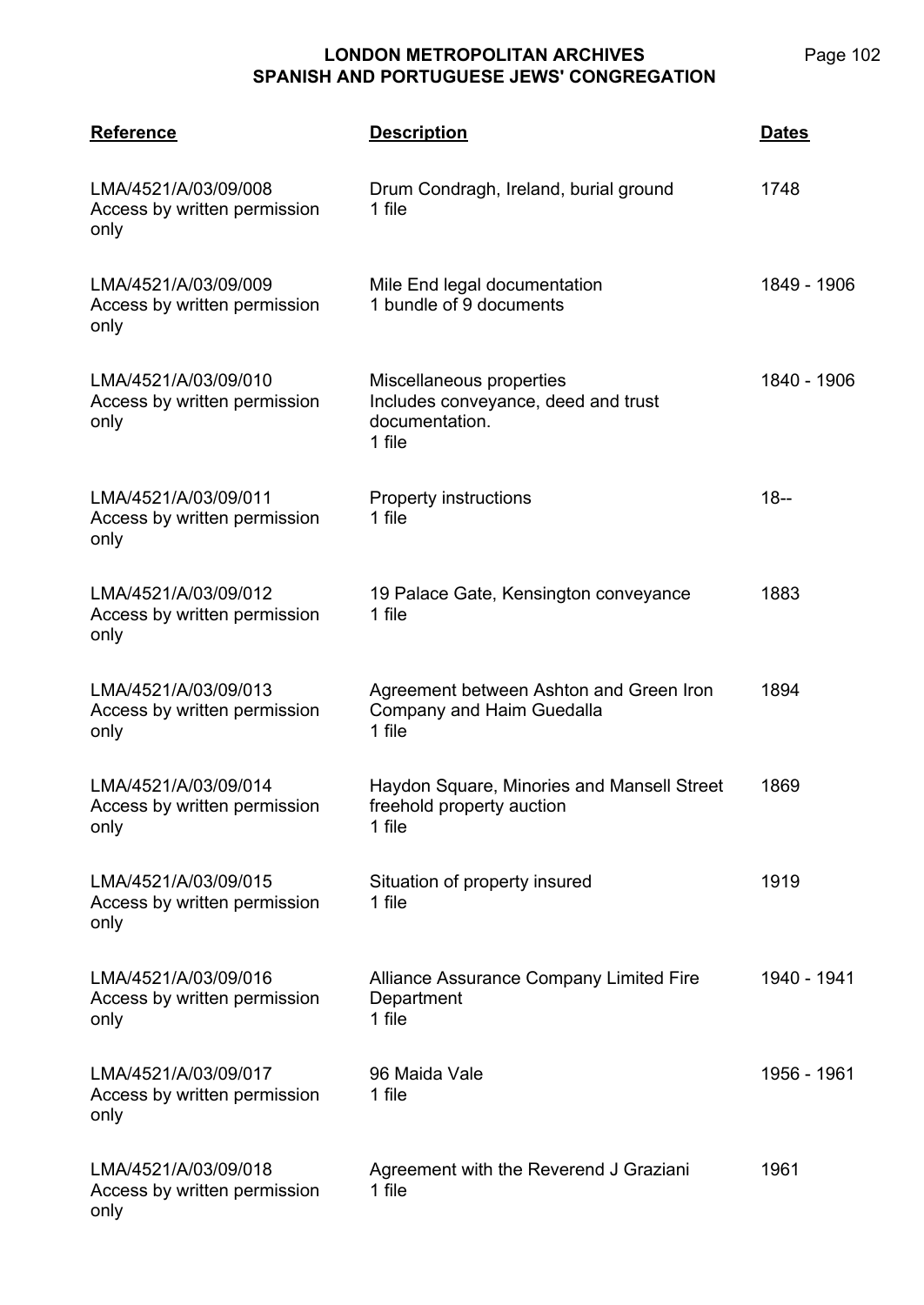| Reference | Description | Dates |
|---|---|---|
| LMA/4521/A/03/09/008<br>Access by written permission only | Drum Condragh, Ireland, burial ground<br>1 file | 1748 |
| LMA/4521/A/03/09/009<br>Access by written permission only | Mile End legal documentation<br>1 bundle of 9 documents | 1849 - 1906 |
| LMA/4521/A/03/09/010<br>Access by written permission only | Miscellaneous properties<br>Includes conveyance, deed and trust documentation.<br>1 file | 1840 - 1906 |
| LMA/4521/A/03/09/011<br>Access by written permission only | Property instructions<br>1 file | 18-- |
| LMA/4521/A/03/09/012<br>Access by written permission only | 19 Palace Gate, Kensington conveyance<br>1 file | 1883 |
| LMA/4521/A/03/09/013<br>Access by written permission only | Agreement between Ashton and Green Iron Company and Haim Guedalla<br>1 file | 1894 |
| LMA/4521/A/03/09/014<br>Access by written permission only | Haydon Square, Minories and Mansell Street freehold property auction<br>1 file | 1869 |
| LMA/4521/A/03/09/015<br>Access by written permission only | Situation of property insured<br>1 file | 1919 |
| LMA/4521/A/03/09/016<br>Access by written permission only | Alliance Assurance Company Limited Fire Department<br>1 file | 1940 - 1941 |
| LMA/4521/A/03/09/017<br>Access by written permission only | 96 Maida Vale<br>1 file | 1956 - 1961 |
| LMA/4521/A/03/09/018<br>Access by written permission only | Agreement with the Reverend J Graziani<br>1 file | 1961 |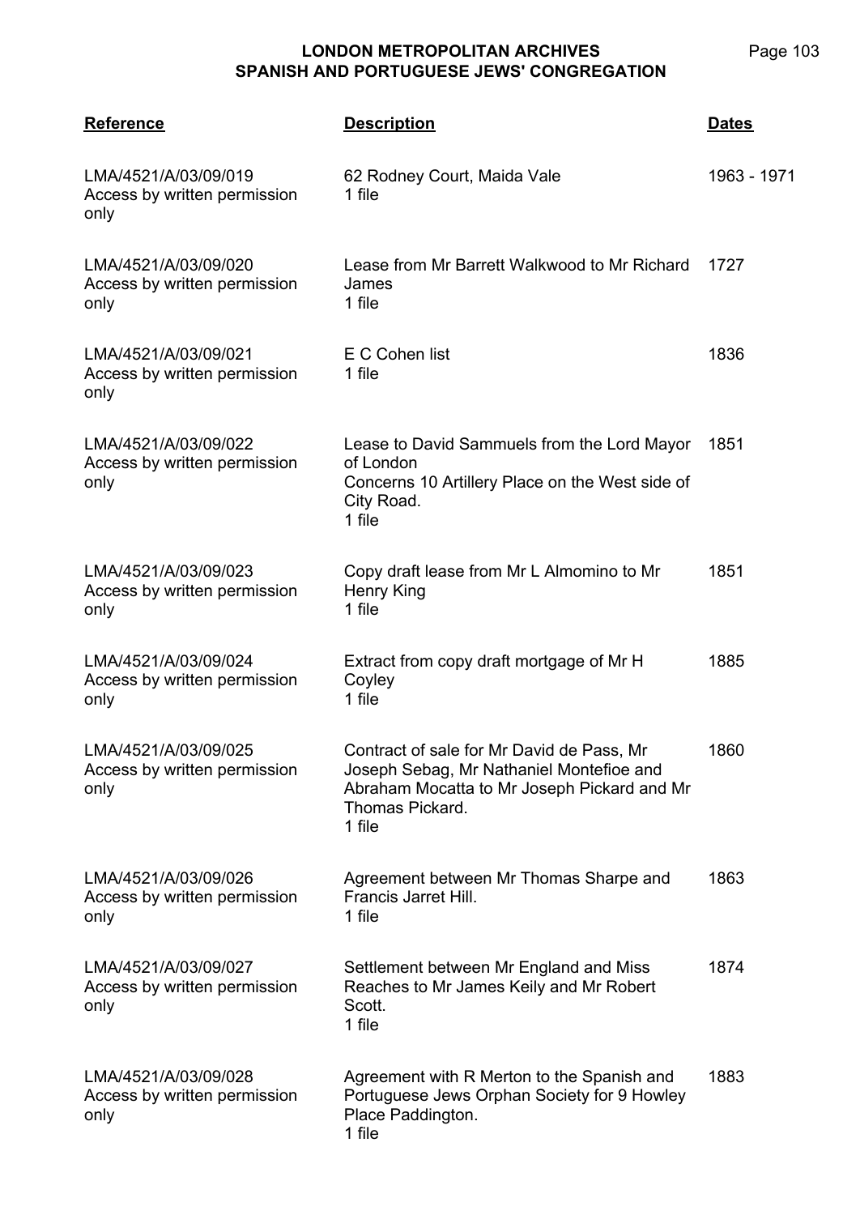| Reference | Description | Dates |
|---|---|---|
| LMA/4521/A/03/09/019<br>Access by written permission only | 62 Rodney Court, Maida Vale<br>1 file | 1963 - 1971 |
| LMA/4521/A/03/09/020<br>Access by written permission only | Lease from Mr Barrett Walkwood to Mr Richard James<br>1 file | 1727 |
| LMA/4521/A/03/09/021<br>Access by written permission only | E C Cohen list<br>1 file | 1836 |
| LMA/4521/A/03/09/022<br>Access by written permission only | Lease to David Sammuels from the Lord Mayor of London<br>Concerns 10 Artillery Place on the West side of City Road.<br>1 file | 1851 |
| LMA/4521/A/03/09/023<br>Access by written permission only | Copy draft lease from Mr L Almomino to Mr Henry King<br>1 file | 1851 |
| LMA/4521/A/03/09/024<br>Access by written permission only | Extract from copy draft mortgage of Mr H Coyley<br>1 file | 1885 |
| LMA/4521/A/03/09/025<br>Access by written permission only | Contract of sale for Mr David de Pass, Mr Joseph Sebag, Mr Nathaniel Montefioe and Abraham Mocatta to Mr Joseph Pickard and Mr Thomas Pickard.<br>1 file | 1860 |
| LMA/4521/A/03/09/026<br>Access by written permission only | Agreement between Mr Thomas Sharpe and Francis Jarret Hill.<br>1 file | 1863 |
| LMA/4521/A/03/09/027<br>Access by written permission only | Settlement between Mr England and Miss Reaches to Mr James Keily and Mr Robert Scott.<br>1 file | 1874 |
| LMA/4521/A/03/09/028<br>Access by written permission only | Agreement with R Merton to the Spanish and Portuguese Jews Orphan Society for 9 Howley Place Paddington.<br>1 file | 1883 |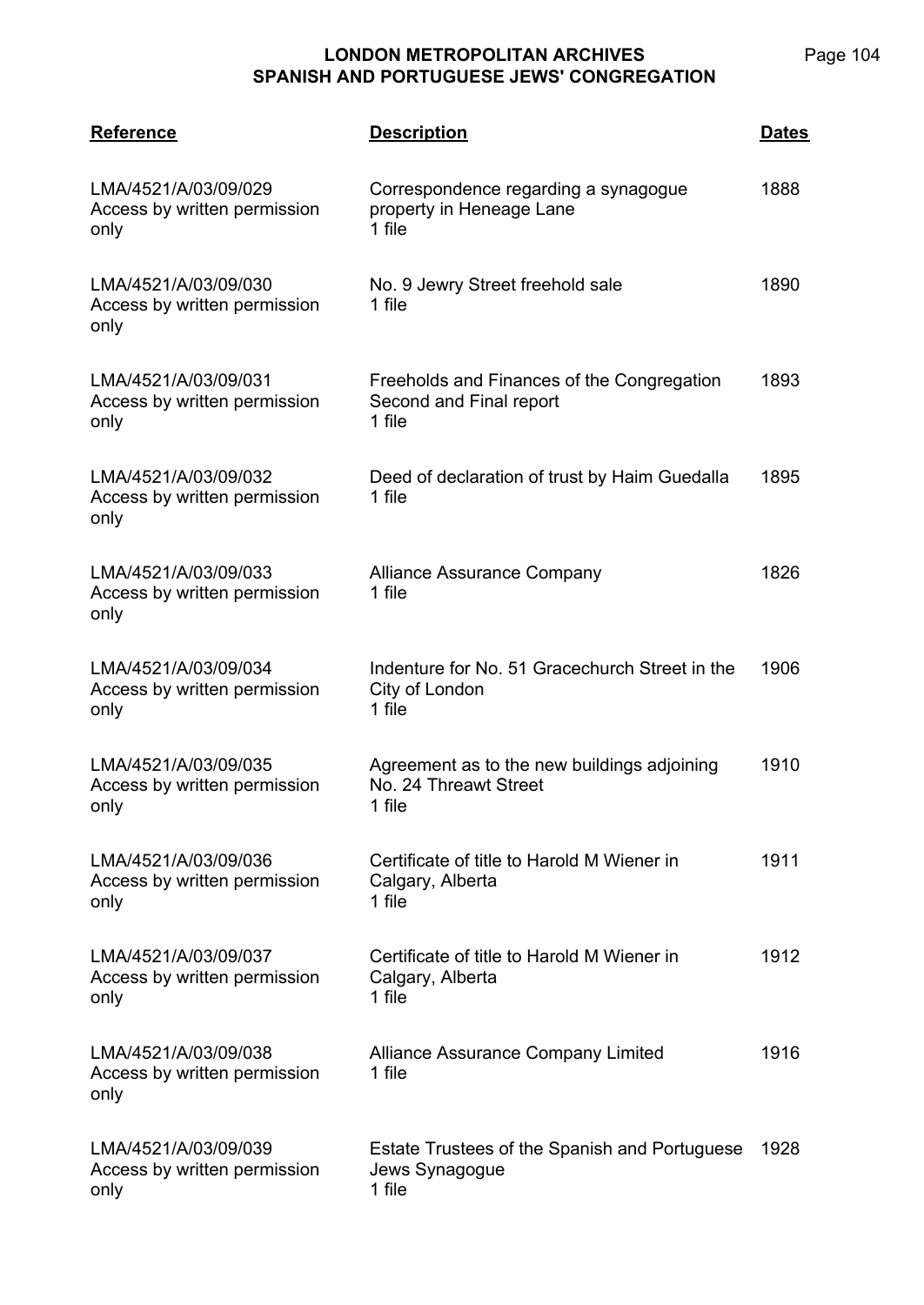| Reference | Description | Dates |
|---|---|---|
| LMA/4521/A/03/09/029<br>Access by written permission only | Correspondence regarding a synagogue property in Heneage Lane<br>1 file | 1888 |
| LMA/4521/A/03/09/030<br>Access by written permission only | No. 9 Jewry Street freehold sale<br>1 file | 1890 |
| LMA/4521/A/03/09/031<br>Access by written permission only | Freeholds and Finances of the Congregation Second and Final report<br>1 file | 1893 |
| LMA/4521/A/03/09/032<br>Access by written permission only | Deed of declaration of trust by Haim Guedalla<br>1 file | 1895 |
| LMA/4521/A/03/09/033<br>Access by written permission only | Alliance Assurance Company<br>1 file | 1826 |
| LMA/4521/A/03/09/034<br>Access by written permission only | Indenture for No. 51 Gracechurch Street in the City of London<br>1 file | 1906 |
| LMA/4521/A/03/09/035<br>Access by written permission only | Agreement as to the new buildings adjoining No. 24 Threawt Street<br>1 file | 1910 |
| LMA/4521/A/03/09/036<br>Access by written permission only | Certificate of title to Harold M Wiener in Calgary, Alberta<br>1 file | 1911 |
| LMA/4521/A/03/09/037<br>Access by written permission only | Certificate of title to Harold M Wiener in Calgary, Alberta<br>1 file | 1912 |
| LMA/4521/A/03/09/038<br>Access by written permission only | Alliance Assurance Company Limited<br>1 file | 1916 |
| LMA/4521/A/03/09/039<br>Access by written permission only | Estate Trustees of the Spanish and Portuguese Jews Synagogue<br>1 file | 1928 |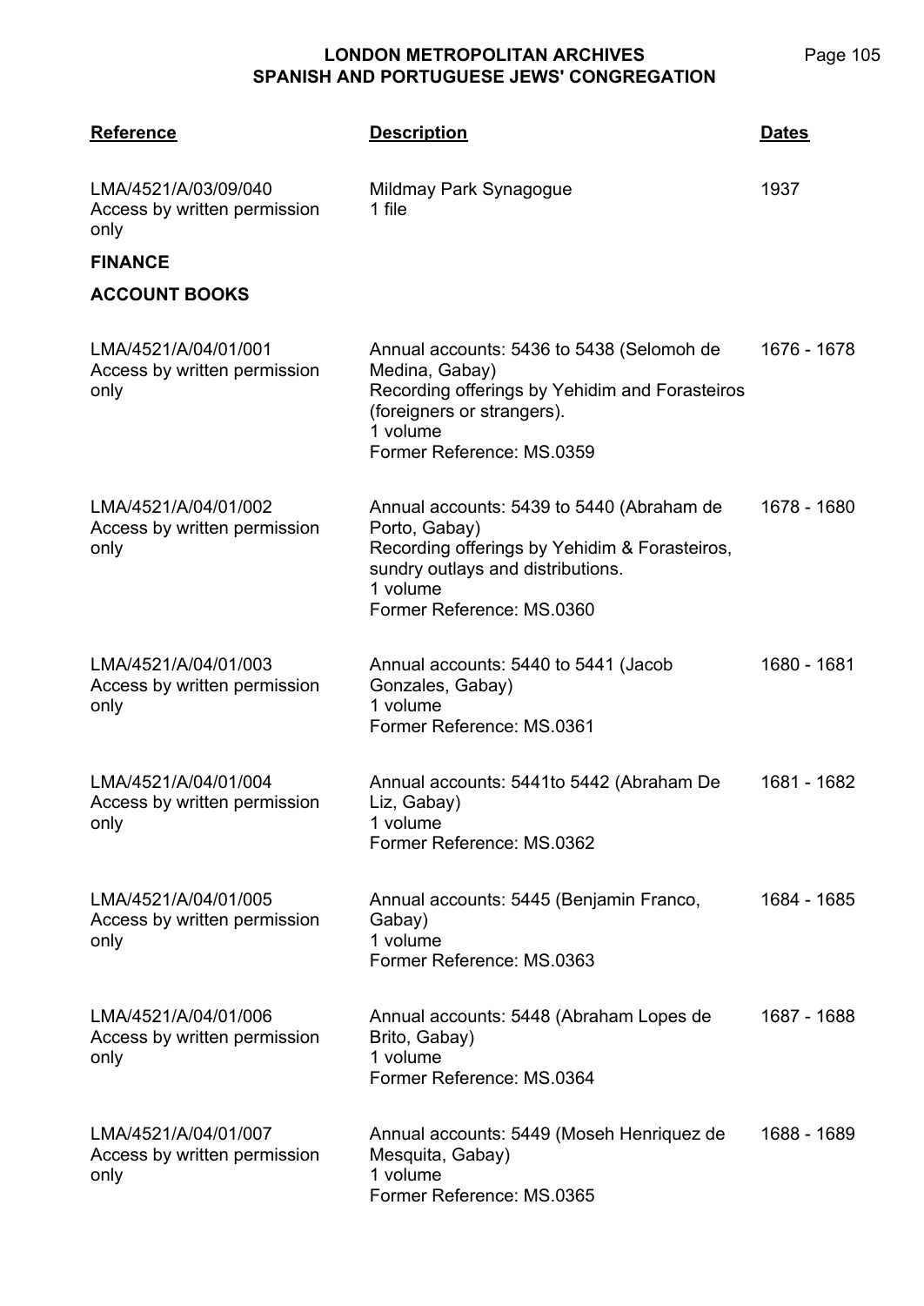| Reference | Description | Dates |
|---|---|---|
| LMA/4521/A/03/09/040<br>Access by written permission only | Mildmay Park Synagogue<br>1 file | 1937 |

**FINANCE**

**ACCOUNT BOOKS**

| Reference | Description | Dates |
|---|---|---|
| LMA/4521/A/04/01/001<br>Access by written permission only | Annual accounts: 5436 to 5438 (Selomoh de Medina, Gabay)<br>Recording offerings by Yehidim and Forasteiros (foreigners or strangers).<br>1 volume<br>Former Reference: MS.0359 | 1676 - 1678 |
| LMA/4521/A/04/01/002<br>Access by written permission only | Annual accounts: 5439 to 5440 (Abraham de Porto, Gabay)<br>Recording offerings by Yehidim & Forasteiros, sundry outlays and distributions.<br>1 volume<br>Former Reference: MS.0360 | 1678 - 1680 |
| LMA/4521/A/04/01/003<br>Access by written permission only | Annual accounts: 5440 to 5441 (Jacob Gonzales, Gabay)<br>1 volume<br>Former Reference: MS.0361 | 1680 - 1681 |
| LMA/4521/A/04/01/004<br>Access by written permission only | Annual accounts: 5441to 5442 (Abraham De Liz, Gabay)<br>1 volume<br>Former Reference: MS.0362 | 1681 - 1682 |
| LMA/4521/A/04/01/005<br>Access by written permission only | Annual accounts: 5445 (Benjamin Franco, Gabay)<br>1 volume<br>Former Reference: MS.0363 | 1684 - 1685 |
| LMA/4521/A/04/01/006<br>Access by written permission only | Annual accounts: 5448 (Abraham Lopes de Brito, Gabay)<br>1 volume<br>Former Reference: MS.0364 | 1687 - 1688 |
| LMA/4521/A/04/01/007<br>Access by written permission only | Annual accounts: 5449 (Moseh Henriquez de Mesquita, Gabay)<br>1 volume<br>Former Reference: MS.0365 | 1688 - 1689 |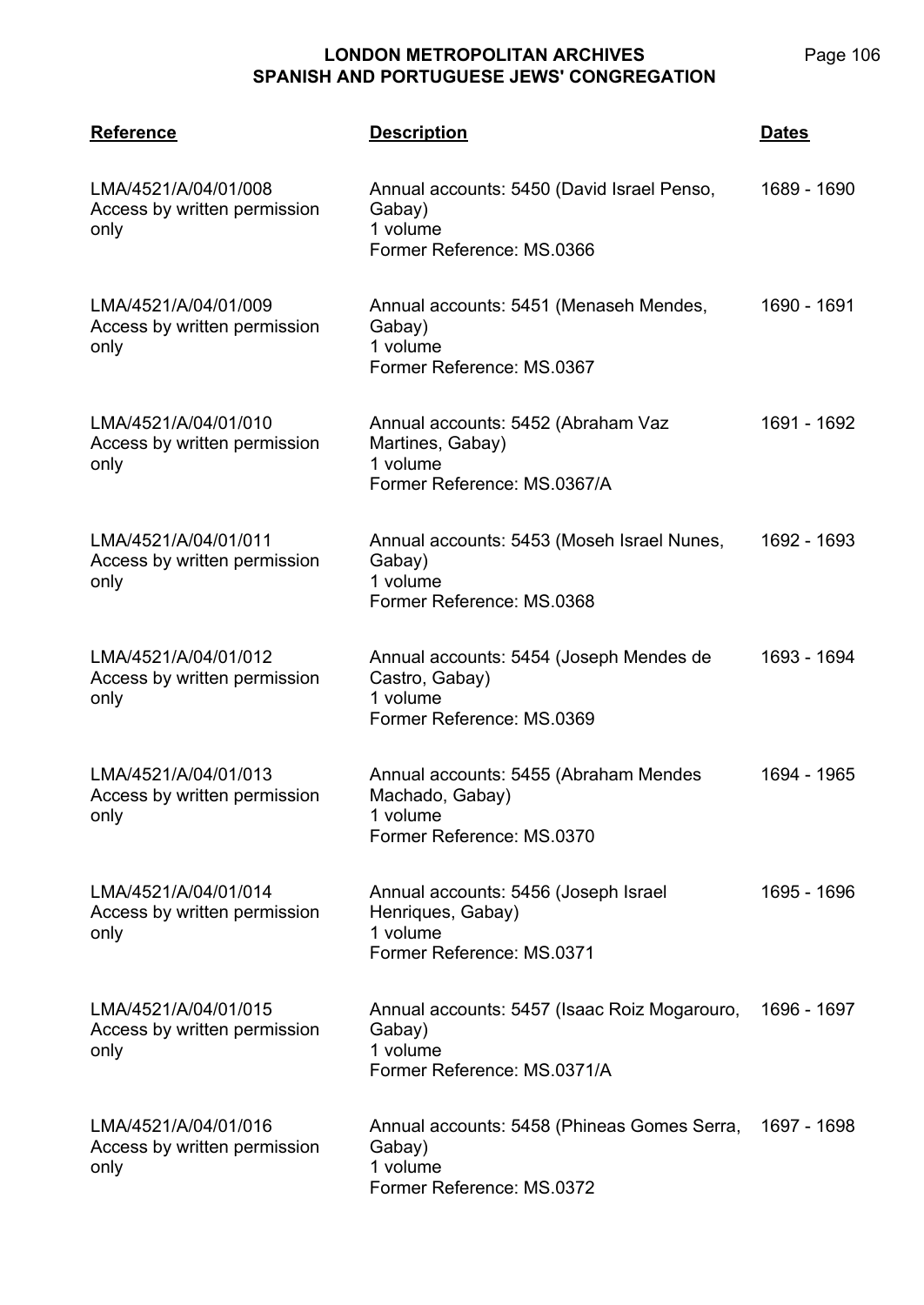| Reference | Description | Dates |
|---|---|---|
| LMA/4521/A/04/01/008<br>Access by written permission only | Annual accounts: 5450 (David Israel Penso, Gabay)<br>1 volume<br>Former Reference: MS.0366 | 1689 - 1690 |
| LMA/4521/A/04/01/009<br>Access by written permission only | Annual accounts: 5451 (Menaseh Mendes, Gabay)<br>1 volume<br>Former Reference: MS.0367 | 1690 - 1691 |
| LMA/4521/A/04/01/010<br>Access by written permission only | Annual accounts: 5452 (Abraham Vaz Martines, Gabay)<br>1 volume<br>Former Reference: MS.0367/A | 1691 - 1692 |
| LMA/4521/A/04/01/011<br>Access by written permission only | Annual accounts: 5453 (Moseh Israel Nunes, Gabay)<br>1 volume<br>Former Reference: MS.0368 | 1692 - 1693 |
| LMA/4521/A/04/01/012<br>Access by written permission only | Annual accounts: 5454 (Joseph Mendes de Castro, Gabay)<br>1 volume<br>Former Reference: MS.0369 | 1693 - 1694 |
| LMA/4521/A/04/01/013<br>Access by written permission only | Annual accounts: 5455 (Abraham Mendes Machado, Gabay)<br>1 volume<br>Former Reference: MS.0370 | 1694 - 1965 |
| LMA/4521/A/04/01/014<br>Access by written permission only | Annual accounts: 5456 (Joseph Israel Henriques, Gabay)<br>1 volume<br>Former Reference: MS.0371 | 1695 - 1696 |
| LMA/4521/A/04/01/015<br>Access by written permission only | Annual accounts: 5457 (Isaac Roiz Mogarouro, Gabay)<br>1 volume<br>Former Reference: MS.0371/A | 1696 - 1697 |
| LMA/4521/A/04/01/016<br>Access by written permission only | Annual accounts: 5458 (Phineas Gomes Serra, Gabay)<br>1 volume<br>Former Reference: MS.0372 | 1697 - 1698 |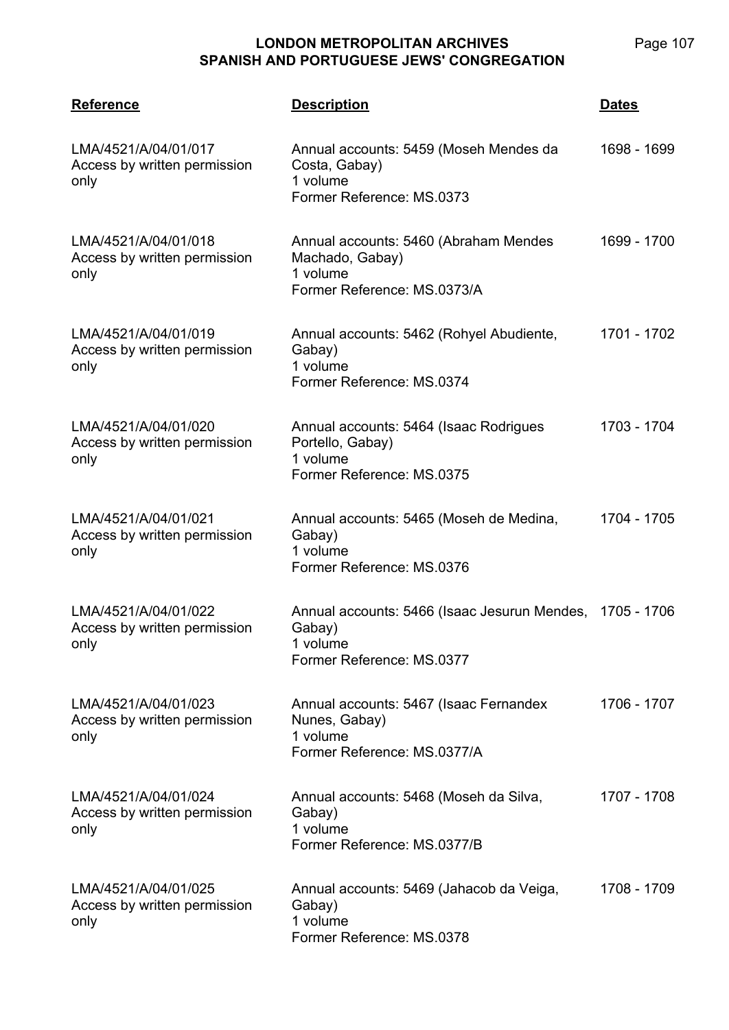| Reference | Description | Dates |
|---|---|---|
| LMA/4521/A/04/01/017<br>Access by written permission only | Annual accounts: 5459 (Moseh Mendes da Costa, Gabay)<br>1 volume<br>Former Reference: MS.0373 | 1698 - 1699 |
| LMA/4521/A/04/01/018<br>Access by written permission only | Annual accounts: 5460 (Abraham Mendes Machado, Gabay)<br>1 volume<br>Former Reference: MS.0373/A | 1699 - 1700 |
| LMA/4521/A/04/01/019<br>Access by written permission only | Annual accounts: 5462 (Rohyel Abudiente, Gabay)<br>1 volume<br>Former Reference: MS.0374 | 1701 - 1702 |
| LMA/4521/A/04/01/020<br>Access by written permission only | Annual accounts: 5464 (Isaac Rodrigues Portello, Gabay)<br>1 volume<br>Former Reference: MS.0375 | 1703 - 1704 |
| LMA/4521/A/04/01/021<br>Access by written permission only | Annual accounts: 5465 (Moseh de Medina, Gabay)<br>1 volume<br>Former Reference: MS.0376 | 1704 - 1705 |
| LMA/4521/A/04/01/022<br>Access by written permission only | Annual accounts: 5466 (Isaac Jesurun Mendes, Gabay)<br>1 volume<br>Former Reference: MS.0377 | 1705 - 1706 |
| LMA/4521/A/04/01/023<br>Access by written permission only | Annual accounts: 5467 (Isaac Fernandex Nunes, Gabay)<br>1 volume<br>Former Reference: MS.0377/A | 1706 - 1707 |
| LMA/4521/A/04/01/024<br>Access by written permission only | Annual accounts: 5468 (Moseh da Silva, Gabay)<br>1 volume<br>Former Reference: MS.0377/B | 1707 - 1708 |
| LMA/4521/A/04/01/025<br>Access by written permission only | Annual accounts: 5469 (Jahacob da Veiga, Gabay)<br>1 volume<br>Former Reference: MS.0378 | 1708 - 1709 |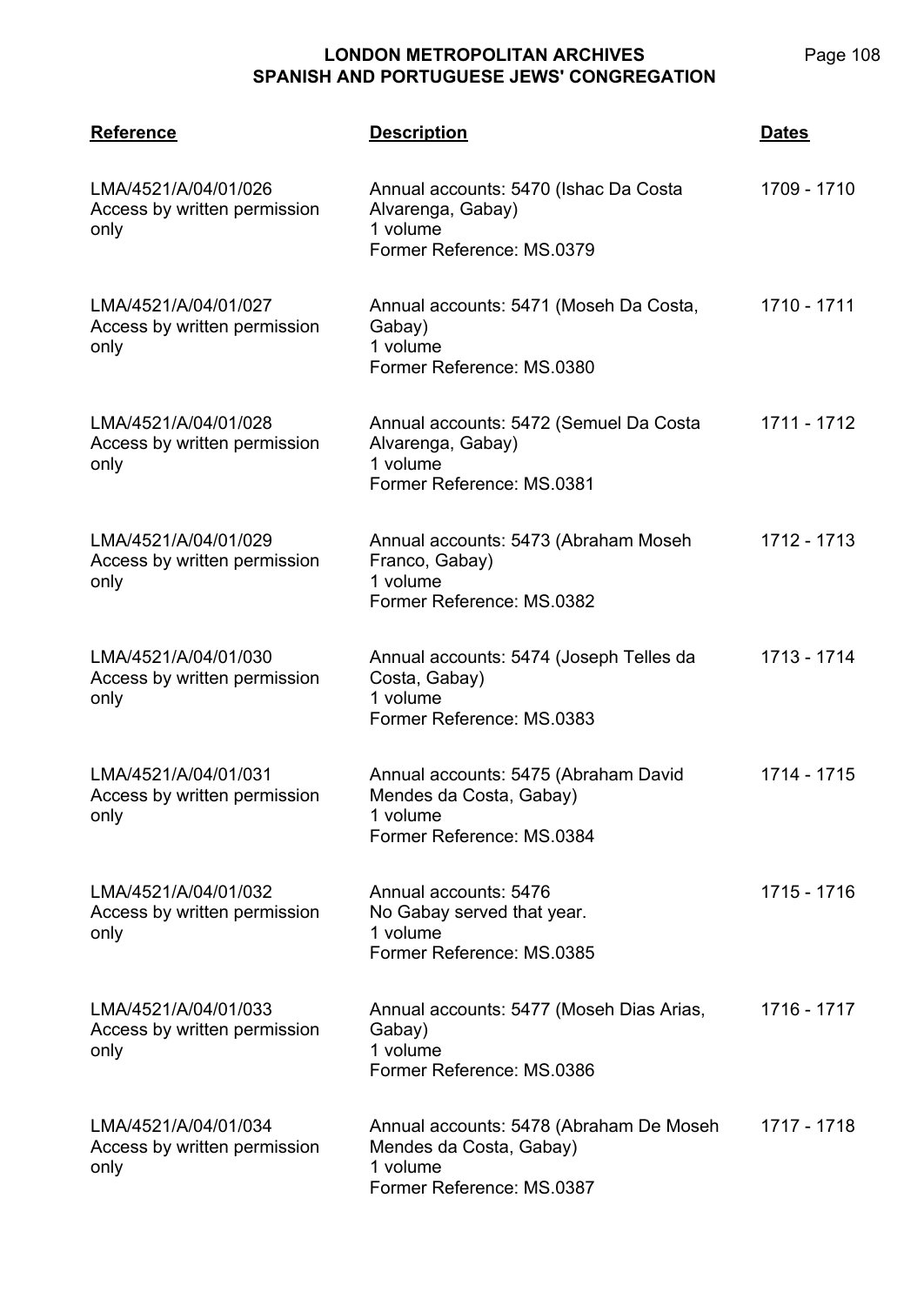| Reference | Description | Dates |
|---|---|---|
| LMA/4521/A/04/01/026<br>Access by written permission only | Annual accounts: 5470 (Ishac Da Costa Alvarenga, Gabay)<br>1 volume<br>Former Reference: MS.0379 | 1709 - 1710 |
| LMA/4521/A/04/01/027<br>Access by written permission only | Annual accounts: 5471 (Moseh Da Costa, Gabay)<br>1 volume<br>Former Reference: MS.0380 | 1710 - 1711 |
| LMA/4521/A/04/01/028<br>Access by written permission only | Annual accounts: 5472 (Semuel Da Costa Alvarenga, Gabay)<br>1 volume<br>Former Reference: MS.0381 | 1711 - 1712 |
| LMA/4521/A/04/01/029<br>Access by written permission only | Annual accounts: 5473 (Abraham Moseh Franco, Gabay)<br>1 volume<br>Former Reference: MS.0382 | 1712 - 1713 |
| LMA/4521/A/04/01/030<br>Access by written permission only | Annual accounts: 5474 (Joseph Telles da Costa, Gabay)<br>1 volume<br>Former Reference: MS.0383 | 1713 - 1714 |
| LMA/4521/A/04/01/031<br>Access by written permission only | Annual accounts: 5475 (Abraham David Mendes da Costa, Gabay)<br>1 volume<br>Former Reference: MS.0384 | 1714 - 1715 |
| LMA/4521/A/04/01/032<br>Access by written permission only | Annual accounts: 5476<br>No Gabay served that year.<br>1 volume<br>Former Reference: MS.0385 | 1715 - 1716 |
| LMA/4521/A/04/01/033<br>Access by written permission only | Annual accounts: 5477 (Moseh Dias Arias, Gabay)<br>1 volume<br>Former Reference: MS.0386 | 1716 - 1717 |
| LMA/4521/A/04/01/034<br>Access by written permission only | Annual accounts: 5478 (Abraham De Moseh Mendes da Costa, Gabay)<br>1 volume<br>Former Reference: MS.0387 | 1717 - 1718 |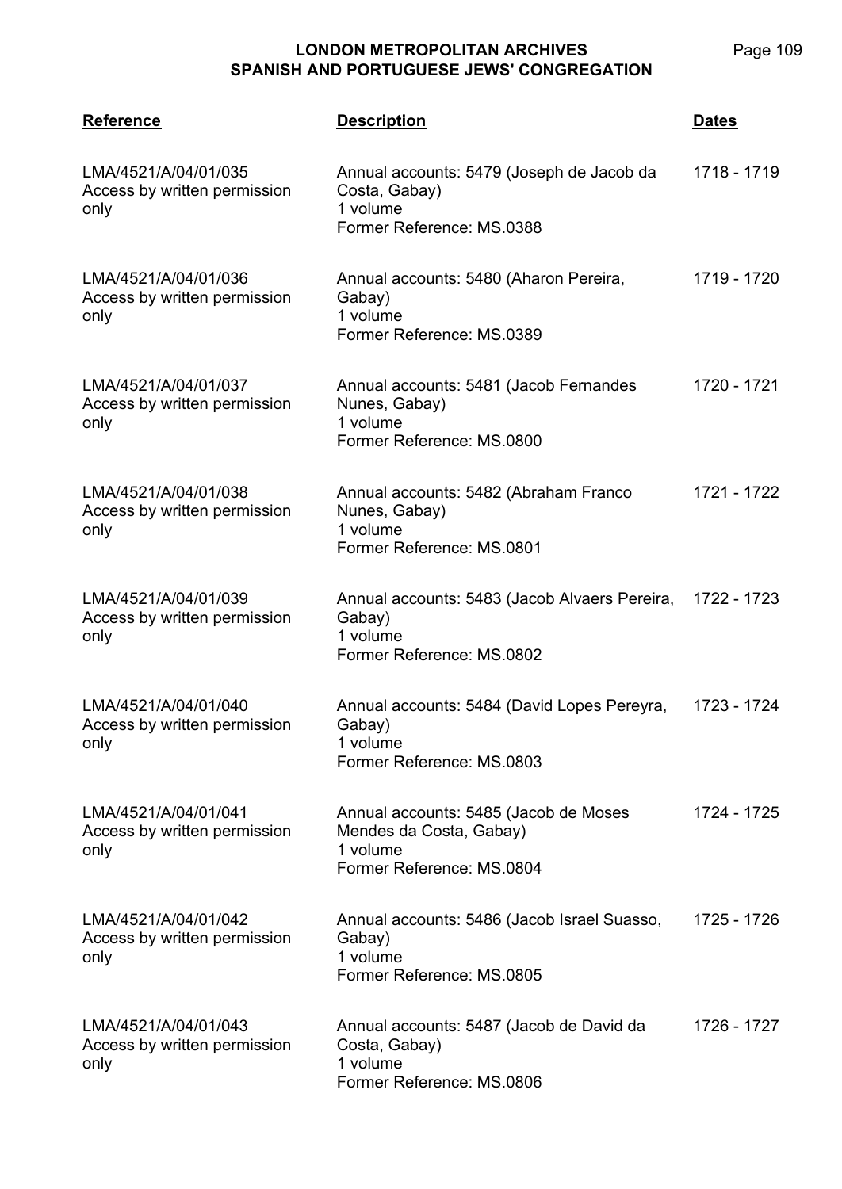| Reference | Description | Dates |
| --- | --- | --- |
| LMA/4521/A/04/01/035<br>Access by written permission only | Annual accounts: 5479 (Joseph de Jacob da Costa, Gabay)<br>1 volume<br>Former Reference: MS.0388 | 1718 - 1719 |
| LMA/4521/A/04/01/036<br>Access by written permission only | Annual accounts: 5480 (Aharon Pereira, Gabay)<br>1 volume<br>Former Reference: MS.0389 | 1719 - 1720 |
| LMA/4521/A/04/01/037<br>Access by written permission only | Annual accounts: 5481 (Jacob Fernandes Nunes, Gabay)<br>1 volume<br>Former Reference: MS.0800 | 1720 - 1721 |
| LMA/4521/A/04/01/038<br>Access by written permission only | Annual accounts: 5482 (Abraham Franco Nunes, Gabay)<br>1 volume<br>Former Reference: MS.0801 | 1721 - 1722 |
| LMA/4521/A/04/01/039<br>Access by written permission only | Annual accounts: 5483 (Jacob Alvaers Pereira, Gabay)<br>1 volume<br>Former Reference: MS.0802 | 1722 - 1723 |
| LMA/4521/A/04/01/040<br>Access by written permission only | Annual accounts: 5484 (David Lopes Pereyra, Gabay)<br>1 volume<br>Former Reference: MS.0803 | 1723 - 1724 |
| LMA/4521/A/04/01/041<br>Access by written permission only | Annual accounts: 5485 (Jacob de Moses Mendes da Costa, Gabay)<br>1 volume<br>Former Reference: MS.0804 | 1724 - 1725 |
| LMA/4521/A/04/01/042<br>Access by written permission only | Annual accounts: 5486 (Jacob Israel Suasso, Gabay)<br>1 volume<br>Former Reference: MS.0805 | 1725 - 1726 |
| LMA/4521/A/04/01/043<br>Access by written permission only | Annual accounts: 5487 (Jacob de David da Costa, Gabay)<br>1 volume<br>Former Reference: MS.0806 | 1726 - 1727 |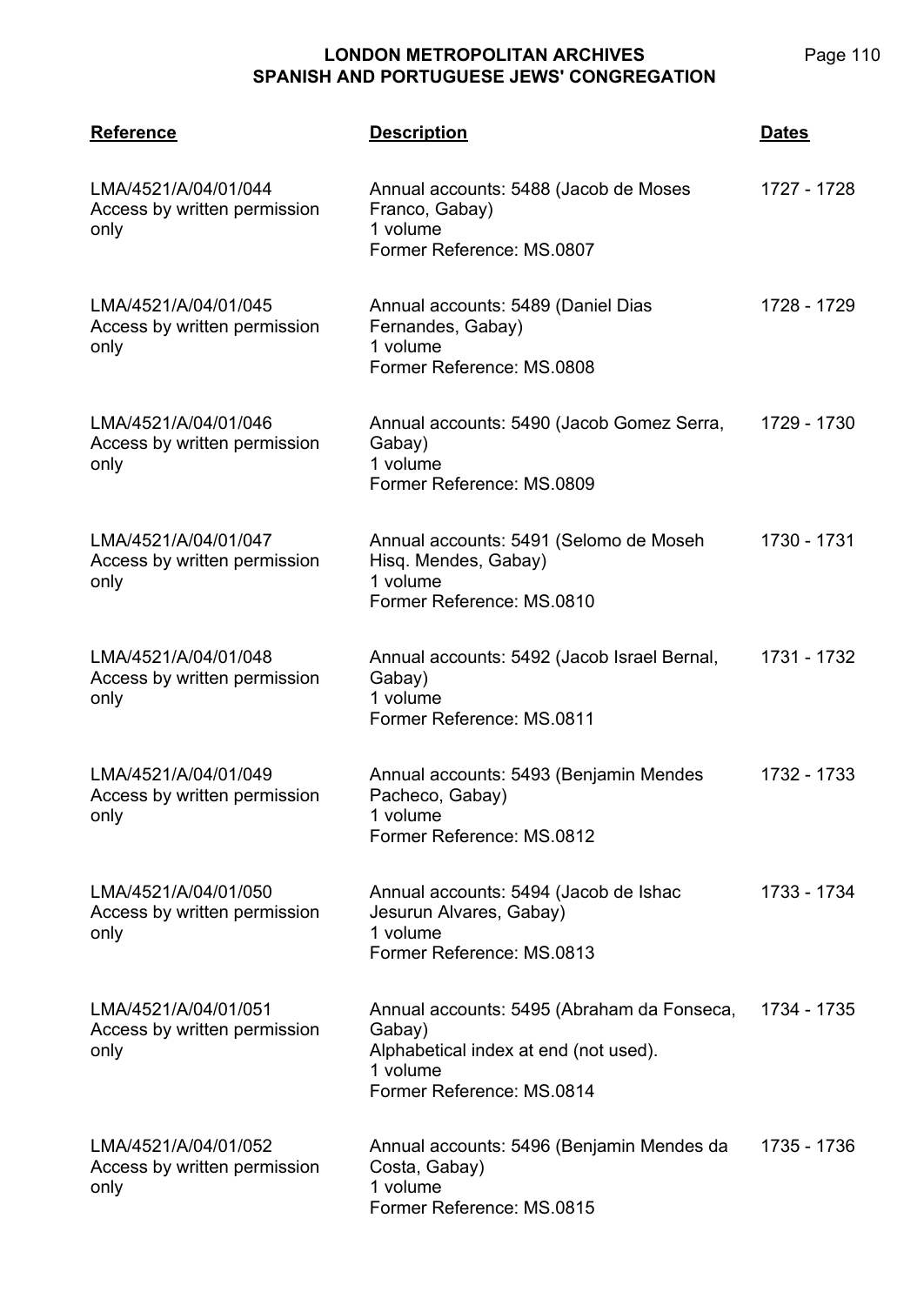| Reference | Description | Dates |
|---|---|---|
| LMA/4521/A/04/01/044<br>Access by written permission only | Annual accounts: 5488 (Jacob de Moses Franco, Gabay)<br>1 volume<br>Former Reference: MS.0807 | 1727 - 1728 |
| LMA/4521/A/04/01/045<br>Access by written permission only | Annual accounts: 5489 (Daniel Dias Fernandes, Gabay)<br>1 volume<br>Former Reference: MS.0808 | 1728 - 1729 |
| LMA/4521/A/04/01/046<br>Access by written permission only | Annual accounts: 5490 (Jacob Gomez Serra, Gabay)<br>1 volume<br>Former Reference: MS.0809 | 1729 - 1730 |
| LMA/4521/A/04/01/047<br>Access by written permission only | Annual accounts: 5491 (Selomo de Moseh Hisq. Mendes, Gabay)<br>1 volume<br>Former Reference: MS.0810 | 1730 - 1731 |
| LMA/4521/A/04/01/048<br>Access by written permission only | Annual accounts: 5492 (Jacob Israel Bernal, Gabay)<br>1 volume<br>Former Reference: MS.0811 | 1731 - 1732 |
| LMA/4521/A/04/01/049<br>Access by written permission only | Annual accounts: 5493 (Benjamin Mendes Pacheco, Gabay)<br>1 volume<br>Former Reference: MS.0812 | 1732 - 1733 |
| LMA/4521/A/04/01/050<br>Access by written permission only | Annual accounts: 5494 (Jacob de Ishac Jesurun Alvares, Gabay)<br>1 volume<br>Former Reference: MS.0813 | 1733 - 1734 |
| LMA/4521/A/04/01/051<br>Access by written permission only | Annual accounts: 5495 (Abraham da Fonseca, Gabay)<br>Alphabetical index at end (not used).<br>1 volume<br>Former Reference: MS.0814 | 1734 - 1735 |
| LMA/4521/A/04/01/052<br>Access by written permission only | Annual accounts: 5496 (Benjamin Mendes da Costa, Gabay)<br>1 volume<br>Former Reference: MS.0815 | 1735 - 1736 |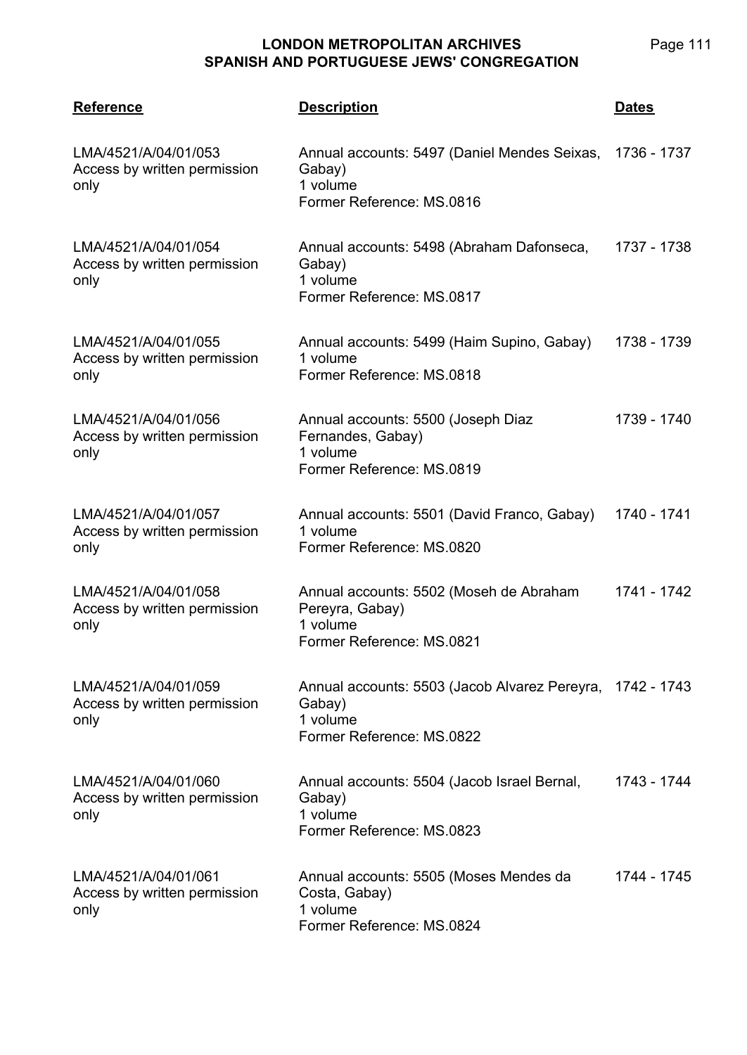| Reference | Description | Dates |
|---|---|---|
| LMA/4521/A/04/01/053<br>Access by written permission only | Annual accounts: 5497 (Daniel Mendes Seixas, Gabay)<br>1 volume<br>Former Reference: MS.0816 | 1736 - 1737 |
| LMA/4521/A/04/01/054<br>Access by written permission only | Annual accounts: 5498 (Abraham Dafonseca, Gabay)<br>1 volume<br>Former Reference: MS.0817 | 1737 - 1738 |
| LMA/4521/A/04/01/055<br>Access by written permission only | Annual accounts: 5499 (Haim Supino, Gabay)<br>1 volume<br>Former Reference: MS.0818 | 1738 - 1739 |
| LMA/4521/A/04/01/056<br>Access by written permission only | Annual accounts: 5500 (Joseph Diaz Fernandes, Gabay)<br>1 volume<br>Former Reference: MS.0819 | 1739 - 1740 |
| LMA/4521/A/04/01/057<br>Access by written permission only | Annual accounts: 5501 (David Franco, Gabay)<br>1 volume<br>Former Reference: MS.0820 | 1740 - 1741 |
| LMA/4521/A/04/01/058<br>Access by written permission only | Annual accounts: 5502 (Moseh de Abraham Pereyra, Gabay)<br>1 volume<br>Former Reference: MS.0821 | 1741 - 1742 |
| LMA/4521/A/04/01/059<br>Access by written permission only | Annual accounts: 5503 (Jacob Alvarez Pereyra, Gabay)<br>1 volume<br>Former Reference: MS.0822 | 1742 - 1743 |
| LMA/4521/A/04/01/060<br>Access by written permission only | Annual accounts: 5504 (Jacob Israel Bernal, Gabay)<br>1 volume<br>Former Reference: MS.0823 | 1743 - 1744 |
| LMA/4521/A/04/01/061<br>Access by written permission only | Annual accounts: 5505 (Moses Mendes da Costa, Gabay)<br>1 volume<br>Former Reference: MS.0824 | 1744 - 1745 |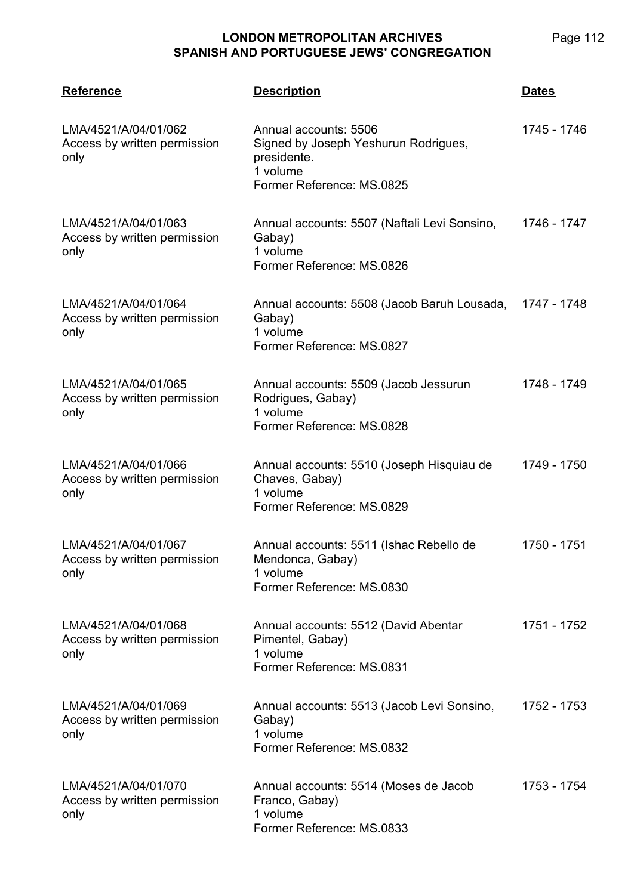| Reference | Description | Dates |
|---|---|---|
| LMA/4521/A/04/01/062<br>Access by written permission only | Annual accounts: 5506<br>Signed by Joseph Yeshurun Rodrigues, presidente.<br>1 volume<br>Former Reference: MS.0825 | 1745 - 1746 |
| LMA/4521/A/04/01/063<br>Access by written permission only | Annual accounts: 5507 (Naftali Levi Sonsino, Gabay)<br>1 volume<br>Former Reference: MS.0826 | 1746 - 1747 |
| LMA/4521/A/04/01/064<br>Access by written permission only | Annual accounts: 5508 (Jacob Baruh Lousada, Gabay)<br>1 volume<br>Former Reference: MS.0827 | 1747 - 1748 |
| LMA/4521/A/04/01/065<br>Access by written permission only | Annual accounts: 5509 (Jacob Jessurun Rodrigues, Gabay)<br>1 volume<br>Former Reference: MS.0828 | 1748 - 1749 |
| LMA/4521/A/04/01/066<br>Access by written permission only | Annual accounts: 5510 (Joseph Hisquiau de Chaves, Gabay)<br>1 volume<br>Former Reference: MS.0829 | 1749 - 1750 |
| LMA/4521/A/04/01/067<br>Access by written permission only | Annual accounts: 5511 (Ishac Rebello de Mendonca, Gabay)<br>1 volume<br>Former Reference: MS.0830 | 1750 - 1751 |
| LMA/4521/A/04/01/068<br>Access by written permission only | Annual accounts: 5512 (David Abentar Pimentel, Gabay)<br>1 volume<br>Former Reference: MS.0831 | 1751 - 1752 |
| LMA/4521/A/04/01/069<br>Access by written permission only | Annual accounts: 5513 (Jacob Levi Sonsino, Gabay)<br>1 volume<br>Former Reference: MS.0832 | 1752 - 1753 |
| LMA/4521/A/04/01/070<br>Access by written permission only | Annual accounts: 5514 (Moses de Jacob Franco, Gabay)<br>1 volume<br>Former Reference: MS.0833 | 1753 - 1754 |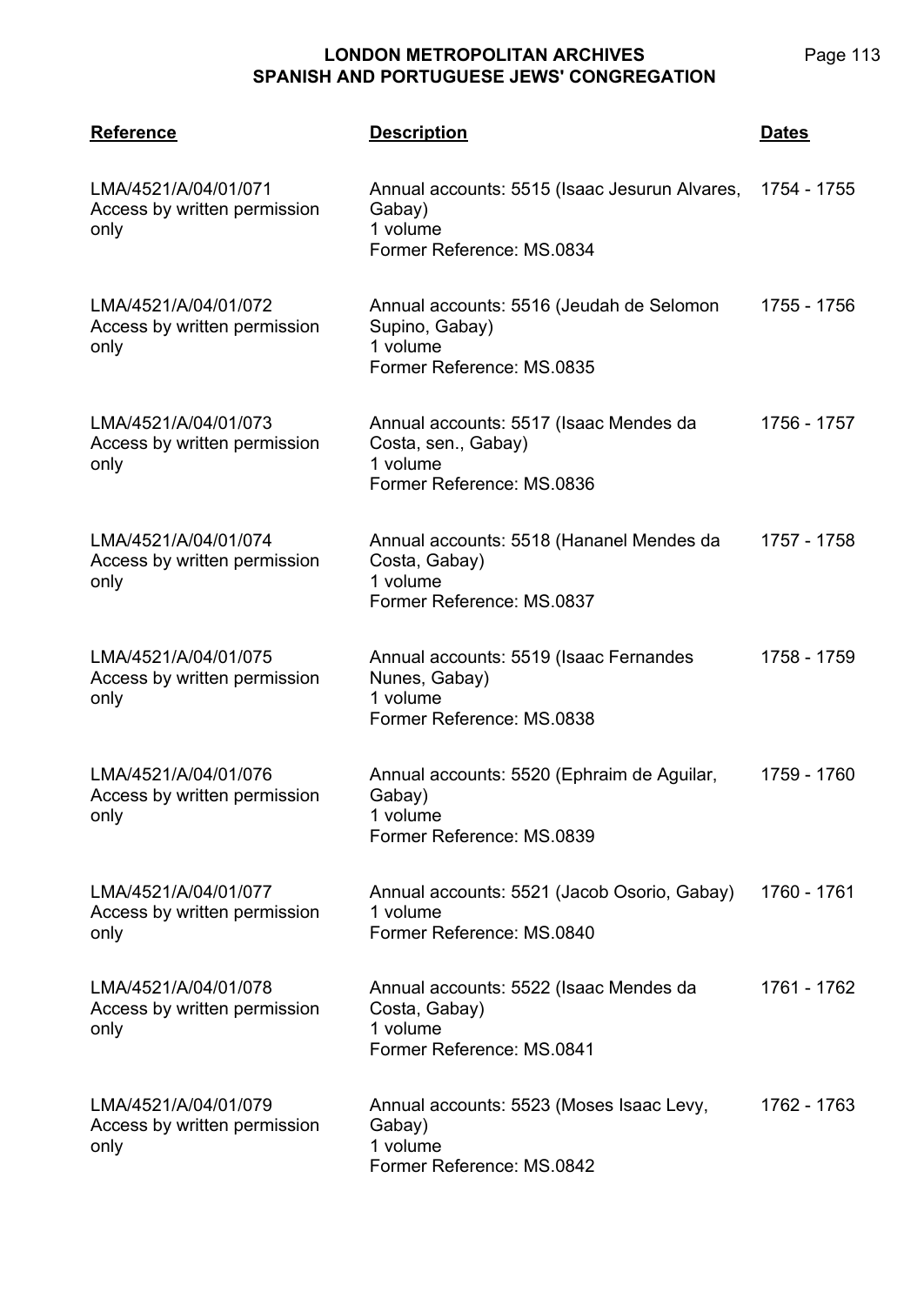| Reference | Description | Dates |
| --- | --- | --- |
| LMA/4521/A/04/01/071 Access by written permission only | Annual accounts: 5515 (Isaac Jesurun Alvares, Gabay) 1 volume Former Reference: MS.0834 | 1754 - 1755 |
| LMA/4521/A/04/01/072 Access by written permission only | Annual accounts: 5516 (Jeudah de Selomon Supino, Gabay) 1 volume Former Reference: MS.0835 | 1755 - 1756 |
| LMA/4521/A/04/01/073 Access by written permission only | Annual accounts: 5517 (Isaac Mendes da Costa, sen., Gabay) 1 volume Former Reference: MS.0836 | 1756 - 1757 |
| LMA/4521/A/04/01/074 Access by written permission only | Annual accounts: 5518 (Hananel Mendes da Costa, Gabay) 1 volume Former Reference: MS.0837 | 1757 - 1758 |
| LMA/4521/A/04/01/075 Access by written permission only | Annual accounts: 5519 (Isaac Fernandes Nunes, Gabay) 1 volume Former Reference: MS.0838 | 1758 - 1759 |
| LMA/4521/A/04/01/076 Access by written permission only | Annual accounts: 5520 (Ephraim de Aguilar, Gabay) 1 volume Former Reference: MS.0839 | 1759 - 1760 |
| LMA/4521/A/04/01/077 Access by written permission only | Annual accounts: 5521 (Jacob Osorio, Gabay) 1 volume Former Reference: MS.0840 | 1760 - 1761 |
| LMA/4521/A/04/01/078 Access by written permission only | Annual accounts: 5522 (Isaac Mendes da Costa, Gabay) 1 volume Former Reference: MS.0841 | 1761 - 1762 |
| LMA/4521/A/04/01/079 Access by written permission only | Annual accounts: 5523 (Moses Isaac Levy, Gabay) 1 volume Former Reference: MS.0842 | 1762 - 1763 |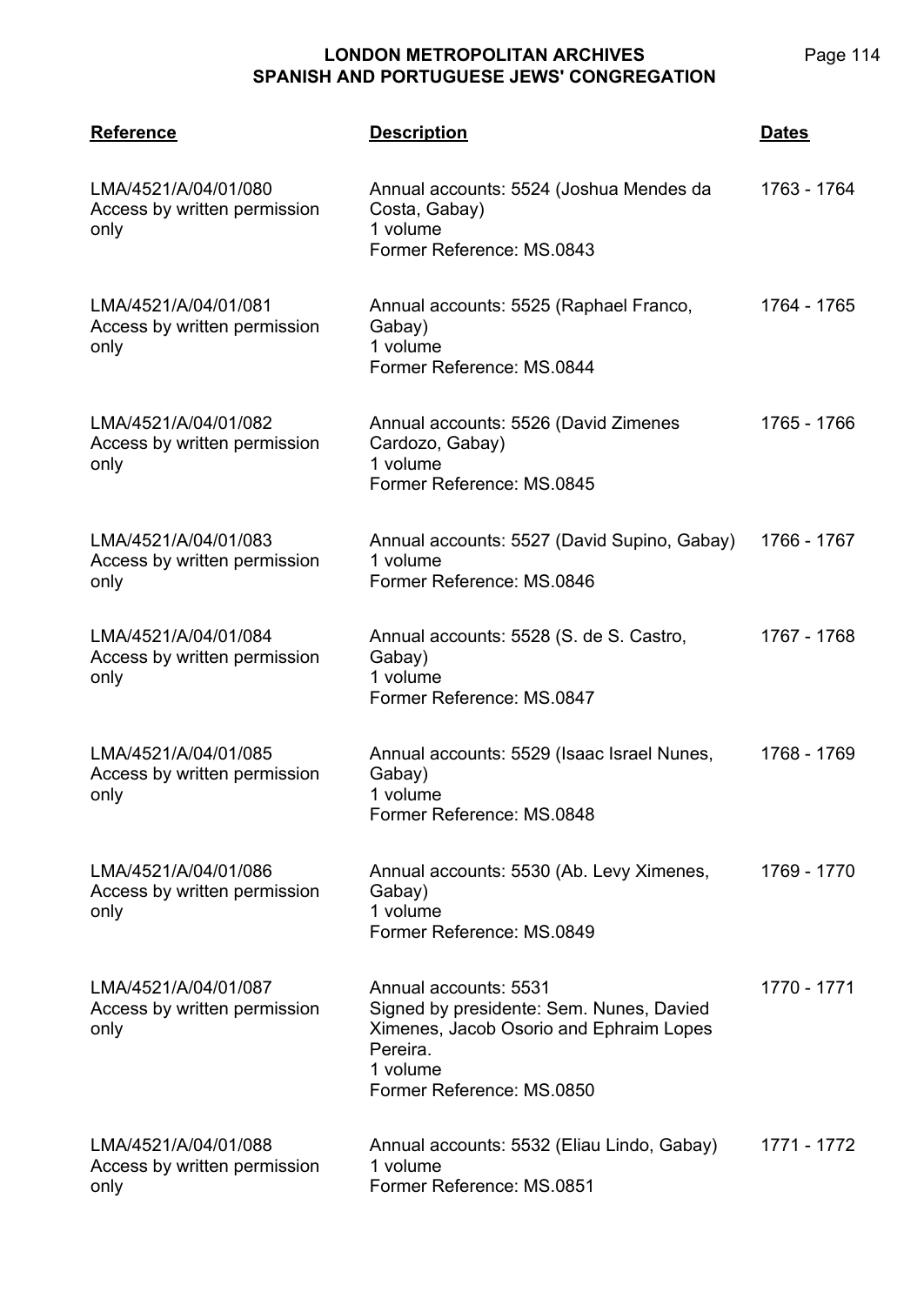| Reference | Description | Dates |
|---|---|---|
| LMA/4521/A/04/01/080<br>Access by written permission only | Annual accounts: 5524 (Joshua Mendes da Costa, Gabay)<br>1 volume<br>Former Reference: MS.0843 | 1763 - 1764 |
| LMA/4521/A/04/01/081<br>Access by written permission only | Annual accounts: 5525 (Raphael Franco, Gabay)<br>1 volume<br>Former Reference: MS.0844 | 1764 - 1765 |
| LMA/4521/A/04/01/082<br>Access by written permission only | Annual accounts: 5526 (David Zimenes Cardozo, Gabay)<br>1 volume<br>Former Reference: MS.0845 | 1765 - 1766 |
| LMA/4521/A/04/01/083<br>Access by written permission only | Annual accounts: 5527 (David Supino, Gabay)<br>1 volume<br>Former Reference: MS.0846 | 1766 - 1767 |
| LMA/4521/A/04/01/084<br>Access by written permission only | Annual accounts: 5528 (S. de S. Castro, Gabay)<br>1 volume<br>Former Reference: MS.0847 | 1767 - 1768 |
| LMA/4521/A/04/01/085<br>Access by written permission only | Annual accounts: 5529 (Isaac Israel Nunes, Gabay)<br>1 volume<br>Former Reference: MS.0848 | 1768 - 1769 |
| LMA/4521/A/04/01/086<br>Access by written permission only | Annual accounts: 5530 (Ab. Levy Ximenes, Gabay)<br>1 volume<br>Former Reference: MS.0849 | 1769 - 1770 |
| LMA/4521/A/04/01/087<br>Access by written permission only | Annual accounts: 5531<br>Signed by presidente: Sem. Nunes, Davied Ximenes, Jacob Osorio and Ephraim Lopes Pereira.<br>1 volume<br>Former Reference: MS.0850 | 1770 - 1771 |
| LMA/4521/A/04/01/088<br>Access by written permission only | Annual accounts: 5532 (Eliau Lindo, Gabay)<br>1 volume<br>Former Reference: MS.0851 | 1771 - 1772 |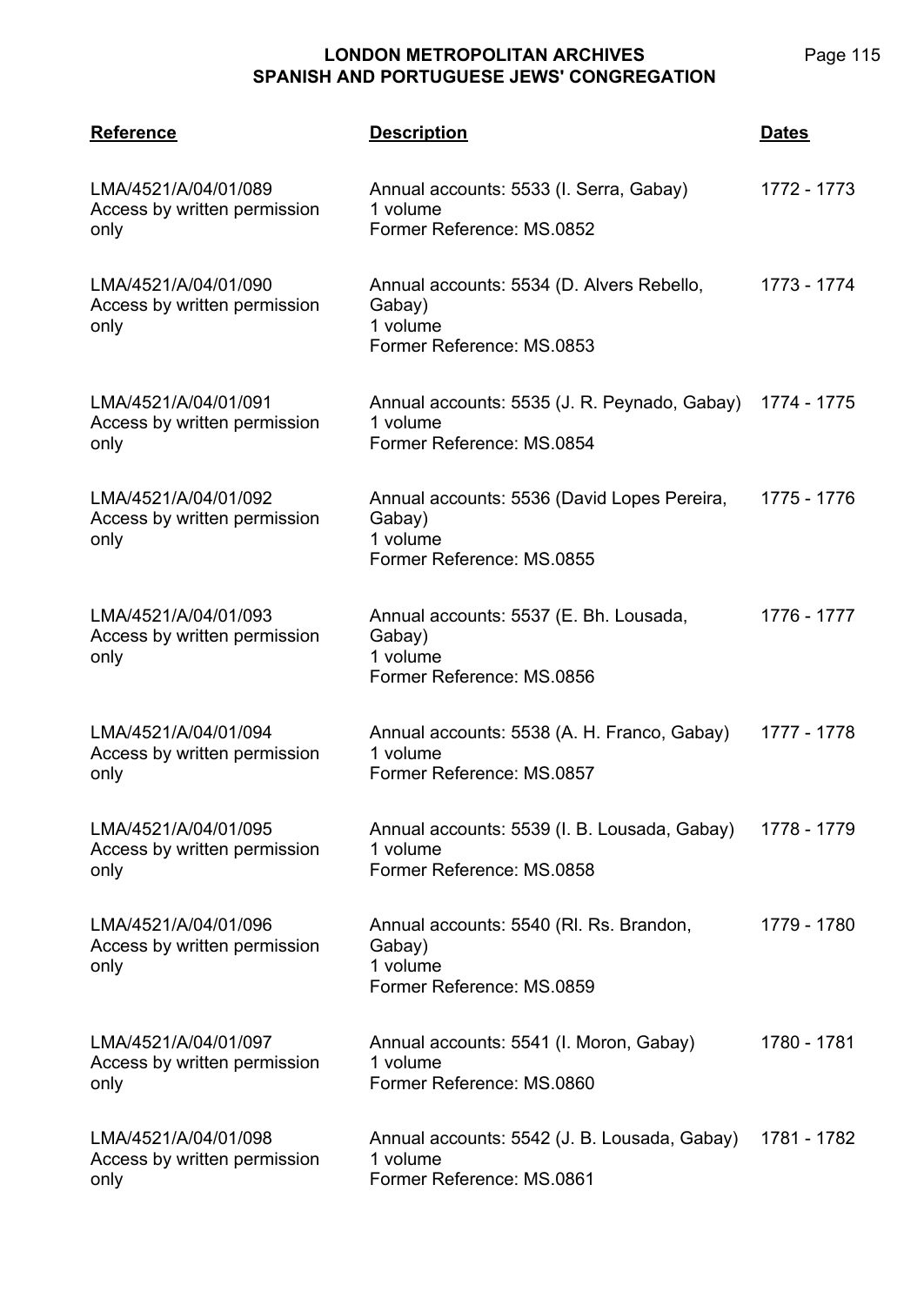| Reference | Description | Dates |
|---|---|---|
| LMA/4521/A/04/01/089<br>Access by written permission only | Annual accounts: 5533 (I. Serra, Gabay)<br>1 volume<br>Former Reference: MS.0852 | 1772 - 1773 |
| LMA/4521/A/04/01/090<br>Access by written permission only | Annual accounts: 5534 (D. Alvers Rebello, Gabay)<br>1 volume<br>Former Reference: MS.0853 | 1773 - 1774 |
| LMA/4521/A/04/01/091<br>Access by written permission only | Annual accounts: 5535 (J. R. Peynado, Gabay)<br>1 volume<br>Former Reference: MS.0854 | 1774 - 1775 |
| LMA/4521/A/04/01/092<br>Access by written permission only | Annual accounts: 5536 (David Lopes Pereira, Gabay)<br>1 volume<br>Former Reference: MS.0855 | 1775 - 1776 |
| LMA/4521/A/04/01/093<br>Access by written permission only | Annual accounts: 5537 (E. Bh. Lousada, Gabay)<br>1 volume<br>Former Reference: MS.0856 | 1776 - 1777 |
| LMA/4521/A/04/01/094<br>Access by written permission only | Annual accounts: 5538 (A. H. Franco, Gabay)<br>1 volume<br>Former Reference: MS.0857 | 1777 - 1778 |
| LMA/4521/A/04/01/095<br>Access by written permission only | Annual accounts: 5539 (I. B. Lousada, Gabay)<br>1 volume<br>Former Reference: MS.0858 | 1778 - 1779 |
| LMA/4521/A/04/01/096<br>Access by written permission only | Annual accounts: 5540 (Rl. Rs. Brandon, Gabay)<br>1 volume<br>Former Reference: MS.0859 | 1779 - 1780 |
| LMA/4521/A/04/01/097<br>Access by written permission only | Annual accounts: 5541 (I. Moron, Gabay)<br>1 volume<br>Former Reference: MS.0860 | 1780 - 1781 |
| LMA/4521/A/04/01/098<br>Access by written permission only | Annual accounts: 5542 (J. B. Lousada, Gabay)<br>1 volume<br>Former Reference: MS.0861 | 1781 - 1782 |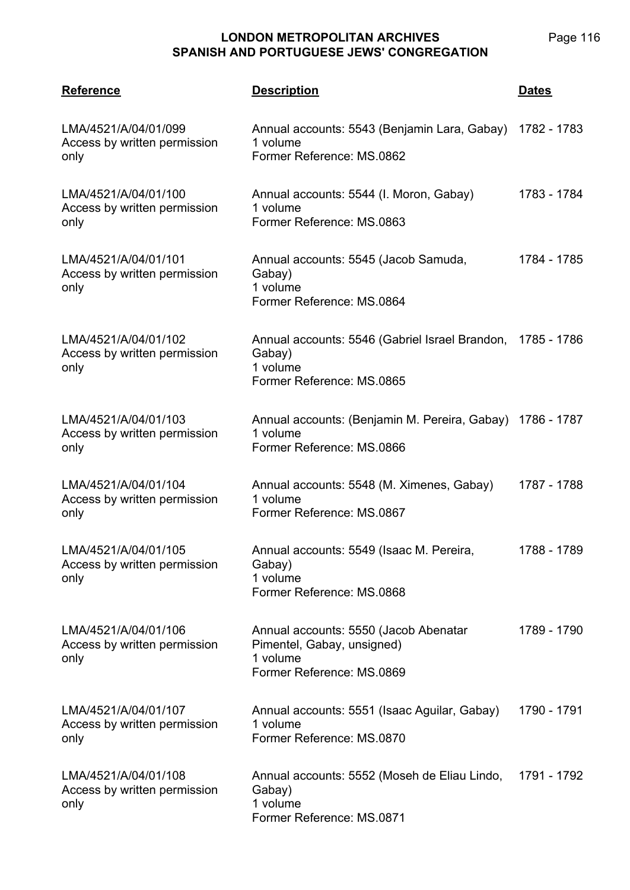| Reference | Description | Dates |
| --- | --- | --- |
| LMA/4521/A/04/01/099<br>Access by written permission only | Annual accounts: 5543 (Benjamin Lara, Gabay)<br>1 volume<br>Former Reference: MS.0862 | 1782 - 1783 |
| LMA/4521/A/04/01/100<br>Access by written permission only | Annual accounts: 5544 (I. Moron, Gabay)<br>1 volume<br>Former Reference: MS.0863 | 1783 - 1784 |
| LMA/4521/A/04/01/101<br>Access by written permission only | Annual accounts: 5545 (Jacob Samuda, Gabay)<br>1 volume<br>Former Reference: MS.0864 | 1784 - 1785 |
| LMA/4521/A/04/01/102<br>Access by written permission only | Annual accounts: 5546 (Gabriel Israel Brandon, Gabay)<br>1 volume<br>Former Reference: MS.0865 | 1785 - 1786 |
| LMA/4521/A/04/01/103<br>Access by written permission only | Annual accounts: (Benjamin M. Pereira, Gabay)<br>1 volume<br>Former Reference: MS.0866 | 1786 - 1787 |
| LMA/4521/A/04/01/104<br>Access by written permission only | Annual accounts: 5548 (M. Ximenes, Gabay)<br>1 volume<br>Former Reference: MS.0867 | 1787 - 1788 |
| LMA/4521/A/04/01/105<br>Access by written permission only | Annual accounts: 5549 (Isaac M. Pereira, Gabay)<br>1 volume<br>Former Reference: MS.0868 | 1788 - 1789 |
| LMA/4521/A/04/01/106<br>Access by written permission only | Annual accounts: 5550 (Jacob Abenatar Pimentel, Gabay, unsigned)<br>1 volume<br>Former Reference: MS.0869 | 1789 - 1790 |
| LMA/4521/A/04/01/107<br>Access by written permission only | Annual accounts: 5551 (Isaac Aguilar, Gabay)<br>1 volume<br>Former Reference: MS.0870 | 1790 - 1791 |
| LMA/4521/A/04/01/108<br>Access by written permission only | Annual accounts: 5552 (Moseh de Eliau Lindo, Gabay)<br>1 volume<br>Former Reference: MS.0871 | 1791 - 1792 |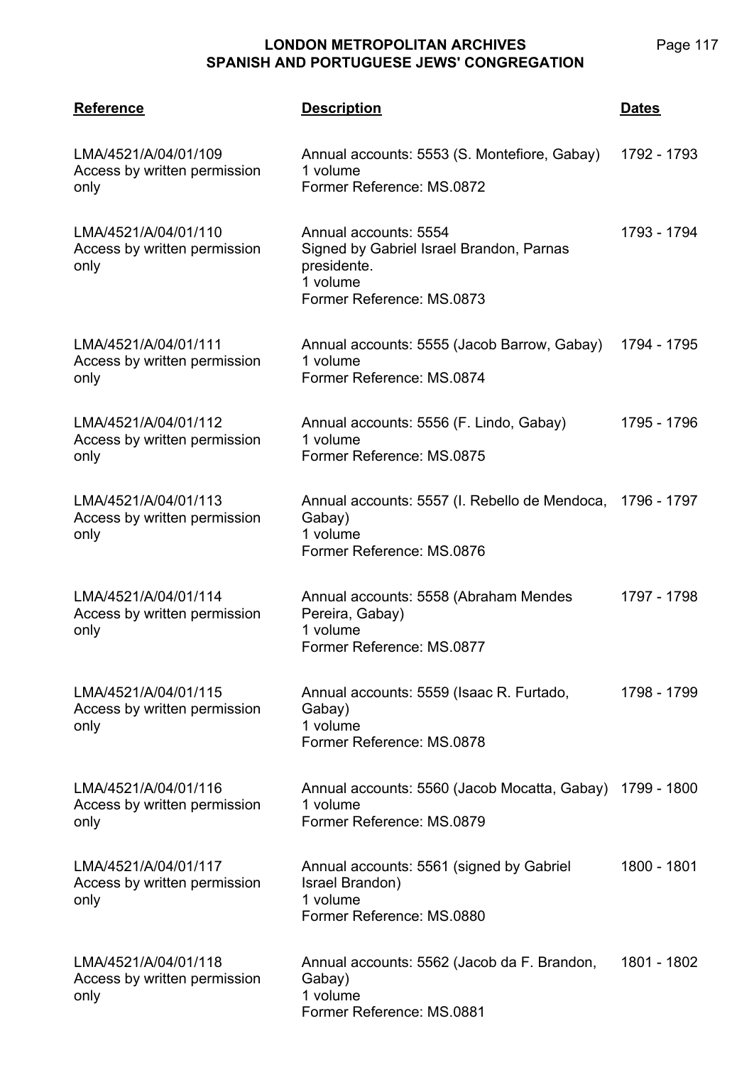| Reference | Description | Dates |
|---|---|---|
| LMA/4521/A/04/01/109<br>Access by written permission only | Annual accounts: 5553 (S. Montefiore, Gabay)<br>1 volume<br>Former Reference: MS.0872 | 1792 - 1793 |
| LMA/4521/A/04/01/110<br>Access by written permission only | Annual accounts: 5554<br>Signed by Gabriel Israel Brandon, Parnas presidente.<br>1 volume<br>Former Reference: MS.0873 | 1793 - 1794 |
| LMA/4521/A/04/01/111<br>Access by written permission only | Annual accounts: 5555 (Jacob Barrow, Gabay)<br>1 volume<br>Former Reference: MS.0874 | 1794 - 1795 |
| LMA/4521/A/04/01/112<br>Access by written permission only | Annual accounts: 5556 (F. Lindo, Gabay)<br>1 volume<br>Former Reference: MS.0875 | 1795 - 1796 |
| LMA/4521/A/04/01/113<br>Access by written permission only | Annual accounts: 5557 (I. Rebello de Mendoca, Gabay)<br>1 volume<br>Former Reference: MS.0876 | 1796 - 1797 |
| LMA/4521/A/04/01/114<br>Access by written permission only | Annual accounts: 5558 (Abraham Mendes Pereira, Gabay)<br>1 volume<br>Former Reference: MS.0877 | 1797 - 1798 |
| LMA/4521/A/04/01/115<br>Access by written permission only | Annual accounts: 5559 (Isaac R. Furtado, Gabay)<br>1 volume<br>Former Reference: MS.0878 | 1798 - 1799 |
| LMA/4521/A/04/01/116<br>Access by written permission only | Annual accounts: 5560 (Jacob Mocatta, Gabay)<br>1 volume<br>Former Reference: MS.0879 | 1799 - 1800 |
| LMA/4521/A/04/01/117<br>Access by written permission only | Annual accounts: 5561 (signed by Gabriel Israel Brandon)<br>1 volume<br>Former Reference: MS.0880 | 1800 - 1801 |
| LMA/4521/A/04/01/118<br>Access by written permission only | Annual accounts: 5562 (Jacob da F. Brandon, Gabay)<br>1 volume<br>Former Reference: MS.0881 | 1801 - 1802 |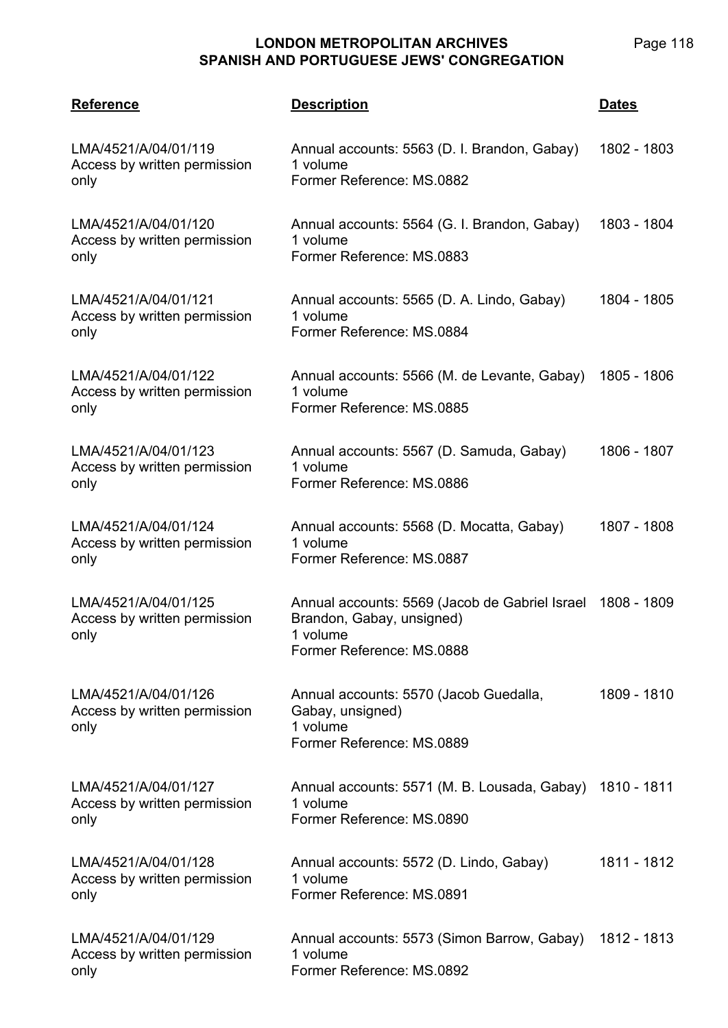| Reference | Description | Dates |
|---|---|---|
| LMA/4521/A/04/01/119<br>Access by written permission only | Annual accounts: 5563 (D. I. Brandon, Gabay)<br>1 volume<br>Former Reference: MS.0882 | 1802 - 1803 |
| LMA/4521/A/04/01/120<br>Access by written permission only | Annual accounts: 5564 (G. I. Brandon, Gabay)<br>1 volume<br>Former Reference: MS.0883 | 1803 - 1804 |
| LMA/4521/A/04/01/121<br>Access by written permission only | Annual accounts: 5565 (D. A. Lindo, Gabay)<br>1 volume<br>Former Reference: MS.0884 | 1804 - 1805 |
| LMA/4521/A/04/01/122<br>Access by written permission only | Annual accounts: 5566 (M. de Levante, Gabay)<br>1 volume<br>Former Reference: MS.0885 | 1805 - 1806 |
| LMA/4521/A/04/01/123<br>Access by written permission only | Annual accounts: 5567 (D. Samuda, Gabay)<br>1 volume<br>Former Reference: MS.0886 | 1806 - 1807 |
| LMA/4521/A/04/01/124<br>Access by written permission only | Annual accounts: 5568 (D. Mocatta, Gabay)<br>1 volume<br>Former Reference: MS.0887 | 1807 - 1808 |
| LMA/4521/A/04/01/125<br>Access by written permission only | Annual accounts: 5569 (Jacob de Gabriel Israel Brandon, Gabay, unsigned)<br>1 volume<br>Former Reference: MS.0888 | 1808 - 1809 |
| LMA/4521/A/04/01/126<br>Access by written permission only | Annual accounts: 5570 (Jacob Guedalla, Gabay, unsigned)<br>1 volume<br>Former Reference: MS.0889 | 1809 - 1810 |
| LMA/4521/A/04/01/127<br>Access by written permission only | Annual accounts: 5571 (M. B. Lousada, Gabay)<br>1 volume<br>Former Reference: MS.0890 | 1810 - 1811 |
| LMA/4521/A/04/01/128<br>Access by written permission only | Annual accounts: 5572 (D. Lindo, Gabay)<br>1 volume<br>Former Reference: MS.0891 | 1811 - 1812 |
| LMA/4521/A/04/01/129<br>Access by written permission only | Annual accounts: 5573 (Simon Barrow, Gabay)<br>1 volume<br>Former Reference: MS.0892 | 1812 - 1813 |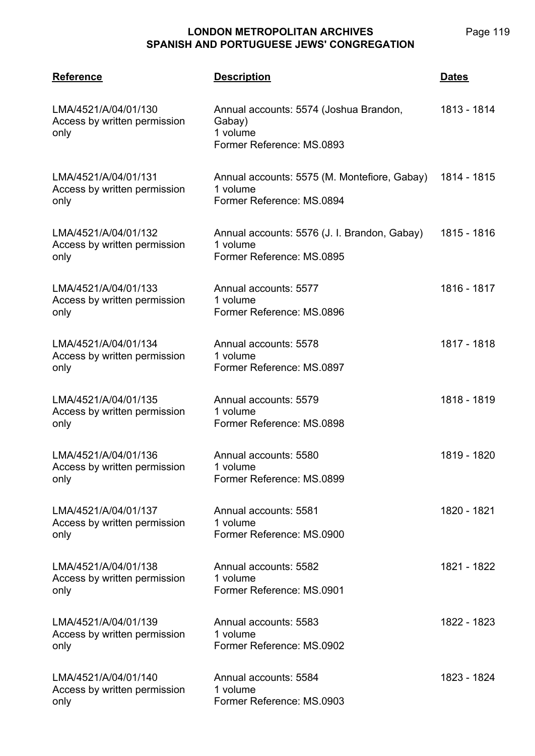| Reference | Description | Dates |
|---|---|---|
| LMA/4521/A/04/01/130<br>Access by written permission only | Annual accounts: 5574 (Joshua Brandon, Gabay)<br>1 volume<br>Former Reference: MS.0893 | 1813 - 1814 |
| LMA/4521/A/04/01/131<br>Access by written permission only | Annual accounts: 5575 (M. Montefiore, Gabay)<br>1 volume<br>Former Reference: MS.0894 | 1814 - 1815 |
| LMA/4521/A/04/01/132<br>Access by written permission only | Annual accounts: 5576 (J. I. Brandon, Gabay)<br>1 volume<br>Former Reference: MS.0895 | 1815 - 1816 |
| LMA/4521/A/04/01/133<br>Access by written permission only | Annual accounts: 5577<br>1 volume<br>Former Reference: MS.0896 | 1816 - 1817 |
| LMA/4521/A/04/01/134<br>Access by written permission only | Annual accounts: 5578<br>1 volume<br>Former Reference: MS.0897 | 1817 - 1818 |
| LMA/4521/A/04/01/135<br>Access by written permission only | Annual accounts: 5579<br>1 volume<br>Former Reference: MS.0898 | 1818 - 1819 |
| LMA/4521/A/04/01/136<br>Access by written permission only | Annual accounts: 5580<br>1 volume<br>Former Reference: MS.0899 | 1819 - 1820 |
| LMA/4521/A/04/01/137<br>Access by written permission only | Annual accounts: 5581<br>1 volume<br>Former Reference: MS.0900 | 1820 - 1821 |
| LMA/4521/A/04/01/138<br>Access by written permission only | Annual accounts: 5582<br>1 volume<br>Former Reference: MS.0901 | 1821 - 1822 |
| LMA/4521/A/04/01/139<br>Access by written permission only | Annual accounts: 5583<br>1 volume<br>Former Reference: MS.0902 | 1822 - 1823 |
| LMA/4521/A/04/01/140<br>Access by written permission only | Annual accounts: 5584<br>1 volume<br>Former Reference: MS.0903 | 1823 - 1824 |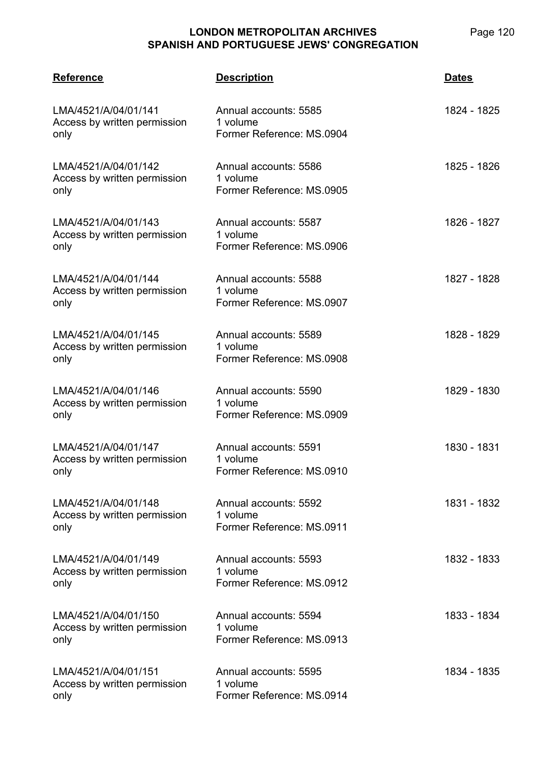| Reference | Description | Dates |
|---|---|---|
| LMA/4521/A/04/01/141<br>Access by written permission only | Annual accounts: 5585<br>1 volume<br>Former Reference: MS.0904 | 1824 - 1825 |
| LMA/4521/A/04/01/142<br>Access by written permission only | Annual accounts: 5586<br>1 volume<br>Former Reference: MS.0905 | 1825 - 1826 |
| LMA/4521/A/04/01/143<br>Access by written permission only | Annual accounts: 5587<br>1 volume<br>Former Reference: MS.0906 | 1826 - 1827 |
| LMA/4521/A/04/01/144<br>Access by written permission only | Annual accounts: 5588<br>1 volume<br>Former Reference: MS.0907 | 1827 - 1828 |
| LMA/4521/A/04/01/145<br>Access by written permission only | Annual accounts: 5589<br>1 volume<br>Former Reference: MS.0908 | 1828 - 1829 |
| LMA/4521/A/04/01/146<br>Access by written permission only | Annual accounts: 5590<br>1 volume<br>Former Reference: MS.0909 | 1829 - 1830 |
| LMA/4521/A/04/01/147<br>Access by written permission only | Annual accounts: 5591<br>1 volume<br>Former Reference: MS.0910 | 1830 - 1831 |
| LMA/4521/A/04/01/148<br>Access by written permission only | Annual accounts: 5592<br>1 volume<br>Former Reference: MS.0911 | 1831 - 1832 |
| LMA/4521/A/04/01/149<br>Access by written permission only | Annual accounts: 5593<br>1 volume<br>Former Reference: MS.0912 | 1832 - 1833 |
| LMA/4521/A/04/01/150<br>Access by written permission only | Annual accounts: 5594<br>1 volume<br>Former Reference: MS.0913 | 1833 - 1834 |
| LMA/4521/A/04/01/151<br>Access by written permission only | Annual accounts: 5595<br>1 volume<br>Former Reference: MS.0914 | 1834 - 1835 |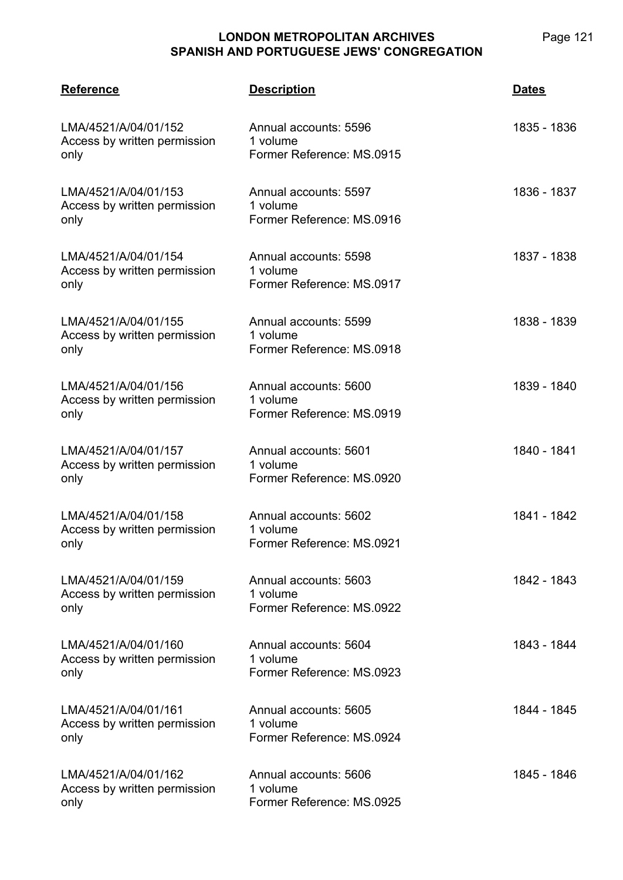| Reference | Description | Dates |
|---|---|---|
| LMA/4521/A/04/01/152<br>Access by written permission only | Annual accounts: 5596<br>1 volume<br>Former Reference: MS.0915 | 1835 - 1836 |
| LMA/4521/A/04/01/153<br>Access by written permission only | Annual accounts: 5597<br>1 volume<br>Former Reference: MS.0916 | 1836 - 1837 |
| LMA/4521/A/04/01/154<br>Access by written permission only | Annual accounts: 5598<br>1 volume<br>Former Reference: MS.0917 | 1837 - 1838 |
| LMA/4521/A/04/01/155<br>Access by written permission only | Annual accounts: 5599<br>1 volume<br>Former Reference: MS.0918 | 1838 - 1839 |
| LMA/4521/A/04/01/156<br>Access by written permission only | Annual accounts: 5600<br>1 volume<br>Former Reference: MS.0919 | 1839 - 1840 |
| LMA/4521/A/04/01/157<br>Access by written permission only | Annual accounts: 5601<br>1 volume<br>Former Reference: MS.0920 | 1840 - 1841 |
| LMA/4521/A/04/01/158<br>Access by written permission only | Annual accounts: 5602<br>1 volume<br>Former Reference: MS.0921 | 1841 - 1842 |
| LMA/4521/A/04/01/159<br>Access by written permission only | Annual accounts: 5603<br>1 volume<br>Former Reference: MS.0922 | 1842 - 1843 |
| LMA/4521/A/04/01/160<br>Access by written permission only | Annual accounts: 5604<br>1 volume<br>Former Reference: MS.0923 | 1843 - 1844 |
| LMA/4521/A/04/01/161<br>Access by written permission only | Annual accounts: 5605<br>1 volume<br>Former Reference: MS.0924 | 1844 - 1845 |
| LMA/4521/A/04/01/162<br>Access by written permission only | Annual accounts: 5606<br>1 volume<br>Former Reference: MS.0925 | 1845 - 1846 |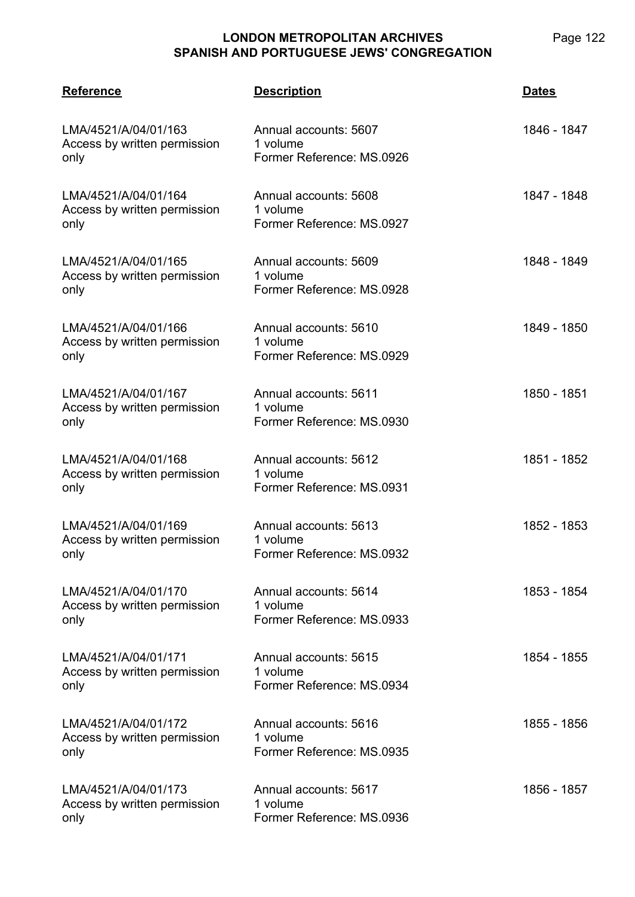| Reference | Description | Dates |
| --- | --- | --- |
| LMA/4521/A/04/01/163<br>Access by written permission only | Annual accounts: 5607<br>1 volume<br>Former Reference: MS.0926 | 1846 - 1847 |
| LMA/4521/A/04/01/164<br>Access by written permission only | Annual accounts: 5608<br>1 volume<br>Former Reference: MS.0927 | 1847 - 1848 |
| LMA/4521/A/04/01/165<br>Access by written permission only | Annual accounts: 5609<br>1 volume<br>Former Reference: MS.0928 | 1848 - 1849 |
| LMA/4521/A/04/01/166<br>Access by written permission only | Annual accounts: 5610<br>1 volume<br>Former Reference: MS.0929 | 1849 - 1850 |
| LMA/4521/A/04/01/167<br>Access by written permission only | Annual accounts: 5611<br>1 volume<br>Former Reference: MS.0930 | 1850 - 1851 |
| LMA/4521/A/04/01/168<br>Access by written permission only | Annual accounts: 5612<br>1 volume<br>Former Reference: MS.0931 | 1851 - 1852 |
| LMA/4521/A/04/01/169<br>Access by written permission only | Annual accounts: 5613<br>1 volume<br>Former Reference: MS.0932 | 1852 - 1853 |
| LMA/4521/A/04/01/170<br>Access by written permission only | Annual accounts: 5614<br>1 volume<br>Former Reference: MS.0933 | 1853 - 1854 |
| LMA/4521/A/04/01/171<br>Access by written permission only | Annual accounts: 5615<br>1 volume<br>Former Reference: MS.0934 | 1854 - 1855 |
| LMA/4521/A/04/01/172<br>Access by written permission only | Annual accounts: 5616<br>1 volume<br>Former Reference: MS.0935 | 1855 - 1856 |
| LMA/4521/A/04/01/173<br>Access by written permission only | Annual accounts: 5617<br>1 volume<br>Former Reference: MS.0936 | 1856 - 1857 |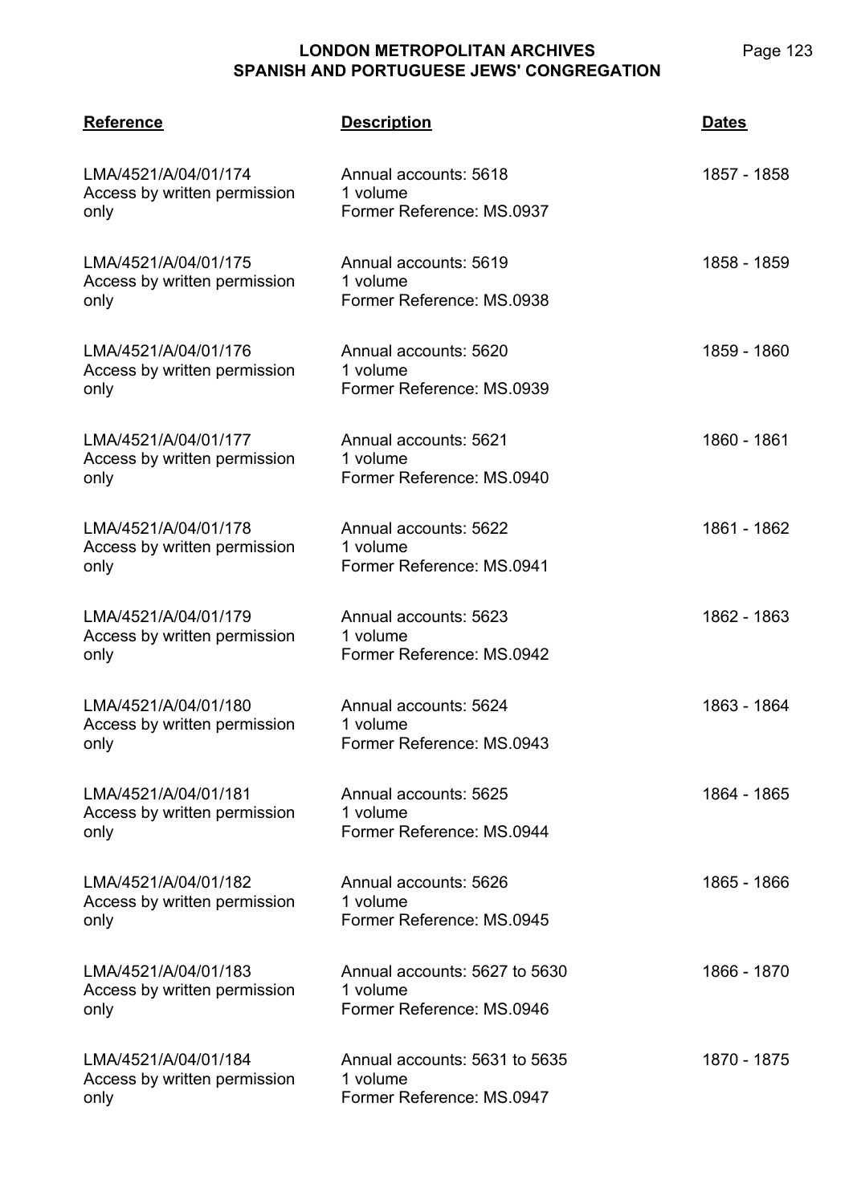| Reference | Description | Dates |
|---|---|---|
| LMA/4521/A/04/01/174<br>Access by written permission only | Annual accounts: 5618<br>1 volume<br>Former Reference: MS.0937 | 1857 - 1858 |
| LMA/4521/A/04/01/175<br>Access by written permission only | Annual accounts: 5619<br>1 volume<br>Former Reference: MS.0938 | 1858 - 1859 |
| LMA/4521/A/04/01/176<br>Access by written permission only | Annual accounts: 5620<br>1 volume<br>Former Reference: MS.0939 | 1859 - 1860 |
| LMA/4521/A/04/01/177<br>Access by written permission only | Annual accounts: 5621<br>1 volume<br>Former Reference: MS.0940 | 1860 - 1861 |
| LMA/4521/A/04/01/178<br>Access by written permission only | Annual accounts: 5622<br>1 volume<br>Former Reference: MS.0941 | 1861 - 1862 |
| LMA/4521/A/04/01/179<br>Access by written permission only | Annual accounts: 5623<br>1 volume<br>Former Reference: MS.0942 | 1862 - 1863 |
| LMA/4521/A/04/01/180<br>Access by written permission only | Annual accounts: 5624<br>1 volume<br>Former Reference: MS.0943 | 1863 - 1864 |
| LMA/4521/A/04/01/181<br>Access by written permission only | Annual accounts: 5625<br>1 volume<br>Former Reference: MS.0944 | 1864 - 1865 |
| LMA/4521/A/04/01/182<br>Access by written permission only | Annual accounts: 5626<br>1 volume<br>Former Reference: MS.0945 | 1865 - 1866 |
| LMA/4521/A/04/01/183<br>Access by written permission only | Annual accounts: 5627 to 5630<br>1 volume<br>Former Reference: MS.0946 | 1866 - 1870 |
| LMA/4521/A/04/01/184<br>Access by written permission only | Annual accounts: 5631 to 5635<br>1 volume<br>Former Reference: MS.0947 | 1870 - 1875 |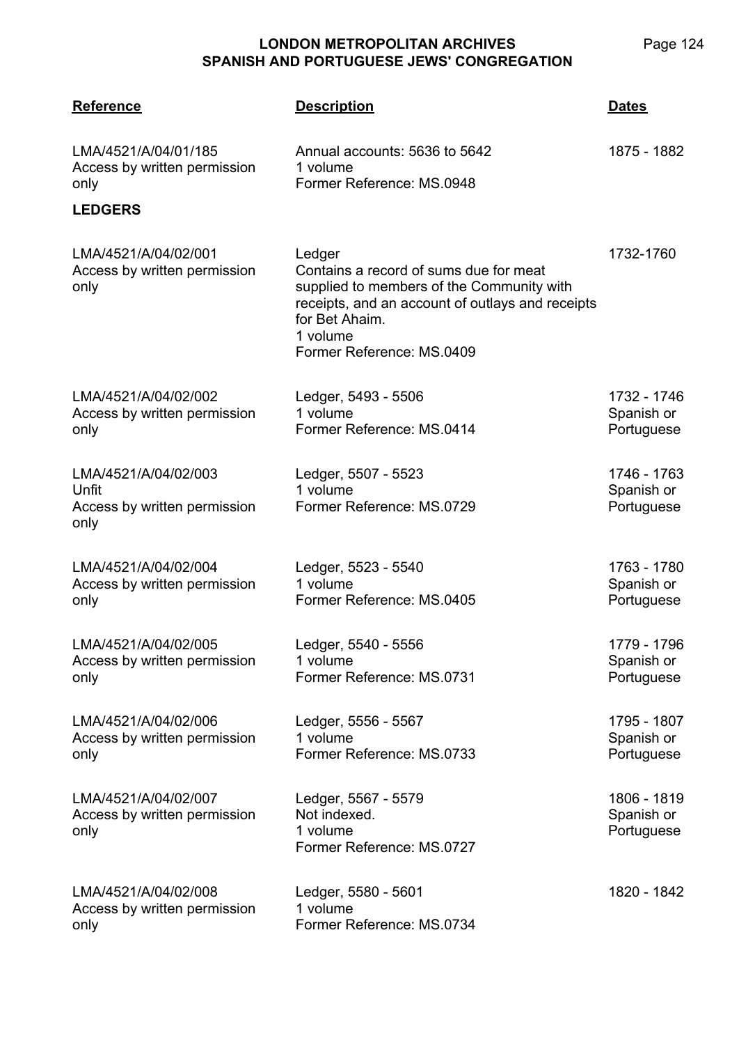| Reference | Description | Dates |
|---|---|---|
| LMA/4521/A/04/01/185<br>Access by written permission only | Annual accounts: 5636 to 5642<br>1 volume<br>Former Reference: MS.0948 | 1875 - 1882 |

**LEDGERS**

| Reference | Description | Dates |
|---|---|---|
| LMA/4521/A/04/02/001<br>Access by written permission only | Ledger<br>Contains a record of sums due for meat supplied to members of the Community with receipts, and an account of outlays and receipts for Bet Ahaim.<br>1 volume<br>Former Reference: MS.0409 | 1732-1760 |
| LMA/4521/A/04/02/002<br>Access by written permission only | Ledger, 5493 - 5506<br>1 volume<br>Former Reference: MS.0414 | 1732 - 1746<br>Spanish or Portuguese |
| LMA/4521/A/04/02/003<br>Unfit<br>Access by written permission only | Ledger, 5507 - 5523<br>1 volume<br>Former Reference: MS.0729 | 1746 - 1763<br>Spanish or Portuguese |
| LMA/4521/A/04/02/004<br>Access by written permission only | Ledger, 5523 - 5540<br>1 volume<br>Former Reference: MS.0405 | 1763 - 1780<br>Spanish or Portuguese |
| LMA/4521/A/04/02/005<br>Access by written permission only | Ledger, 5540 - 5556<br>1 volume<br>Former Reference: MS.0731 | 1779 - 1796<br>Spanish or Portuguese |
| LMA/4521/A/04/02/006<br>Access by written permission only | Ledger, 5556 - 5567<br>1 volume<br>Former Reference: MS.0733 | 1795 - 1807<br>Spanish or Portuguese |
| LMA/4521/A/04/02/007<br>Access by written permission only | Ledger, 5567 - 5579<br>Not indexed.<br>1 volume<br>Former Reference: MS.0727 | 1806 - 1819<br>Spanish or Portuguese |
| LMA/4521/A/04/02/008<br>Access by written permission only | Ledger, 5580 - 5601<br>1 volume<br>Former Reference: MS.0734 | 1820 - 1842 |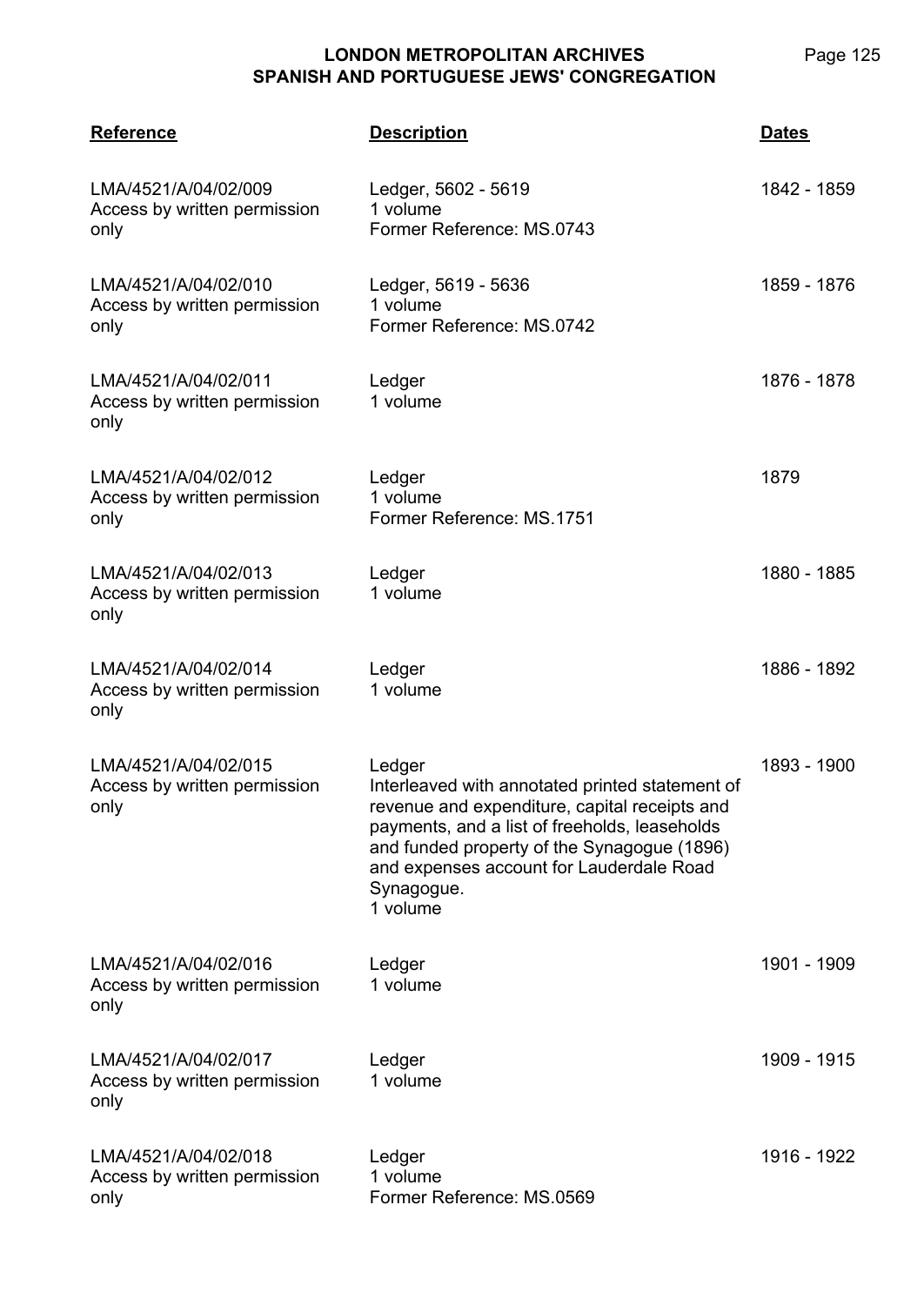| Reference | Description | Dates |
|---|---|---|
| LMA/4521/A/04/02/009<br>Access by written permission only | Ledger, 5602 - 5619<br>1 volume<br>Former Reference: MS.0743 | 1842 - 1859 |
| LMA/4521/A/04/02/010<br>Access by written permission only | Ledger, 5619 - 5636<br>1 volume<br>Former Reference: MS.0742 | 1859 - 1876 |
| LMA/4521/A/04/02/011<br>Access by written permission only | Ledger<br>1 volume | 1876 - 1878 |
| LMA/4521/A/04/02/012<br>Access by written permission only | Ledger<br>1 volume<br>Former Reference: MS.1751 | 1879 |
| LMA/4521/A/04/02/013<br>Access by written permission only | Ledger<br>1 volume | 1880 - 1885 |
| LMA/4521/A/04/02/014<br>Access by written permission only | Ledger<br>1 volume | 1886 - 1892 |
| LMA/4521/A/04/02/015<br>Access by written permission only | Ledger<br>Interleaved with annotated printed statement of revenue and expenditure, capital receipts and payments, and a list of freeholds, leaseholds and funded property of the Synagogue (1896) and expenses account for Lauderdale Road Synagogue.<br>1 volume | 1893 - 1900 |
| LMA/4521/A/04/02/016<br>Access by written permission only | Ledger<br>1 volume | 1901 - 1909 |
| LMA/4521/A/04/02/017<br>Access by written permission only | Ledger<br>1 volume | 1909 - 1915 |
| LMA/4521/A/04/02/018<br>Access by written permission only | Ledger<br>1 volume<br>Former Reference: MS.0569 | 1916 - 1922 |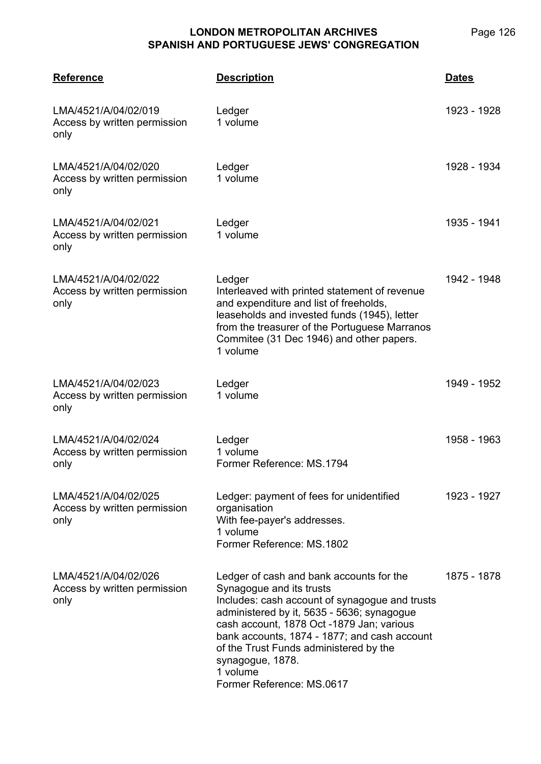| Reference | Description | Dates |
|---|---|---|
| LMA/4521/A/04/02/019<br>Access by written permission only | Ledger<br>1 volume | 1923 - 1928 |
| LMA/4521/A/04/02/020<br>Access by written permission only | Ledger<br>1 volume | 1928 - 1934 |
| LMA/4521/A/04/02/021<br>Access by written permission only | Ledger<br>1 volume | 1935 - 1941 |
| LMA/4521/A/04/02/022<br>Access by written permission only | Ledger<br>Interleaved with printed statement of revenue and expenditure and list of freeholds, leaseholds and invested funds (1945), letter from the treasurer of the Portuguese Marranos Commitee (31 Dec 1946) and other papers.<br>1 volume | 1942 - 1948 |
| LMA/4521/A/04/02/023<br>Access by written permission only | Ledger<br>1 volume | 1949 - 1952 |
| LMA/4521/A/04/02/024<br>Access by written permission only | Ledger<br>1 volume<br>Former Reference: MS.1794 | 1958 - 1963 |
| LMA/4521/A/04/02/025<br>Access by written permission only | Ledger: payment of fees for unidentified organisation<br>With fee-payer's addresses.<br>1 volume<br>Former Reference: MS.1802 | 1923 - 1927 |
| LMA/4521/A/04/02/026<br>Access by written permission only | Ledger of cash and bank accounts for the Synagogue and its trusts<br>Includes: cash account of synagogue and trusts administered by it, 5635 - 5636; synagogue cash account, 1878 Oct -1879 Jan; various bank accounts, 1874 - 1877; and cash account of the Trust Funds administered by the synagogue, 1878.<br>1 volume<br>Former Reference: MS.0617 | 1875 - 1878 |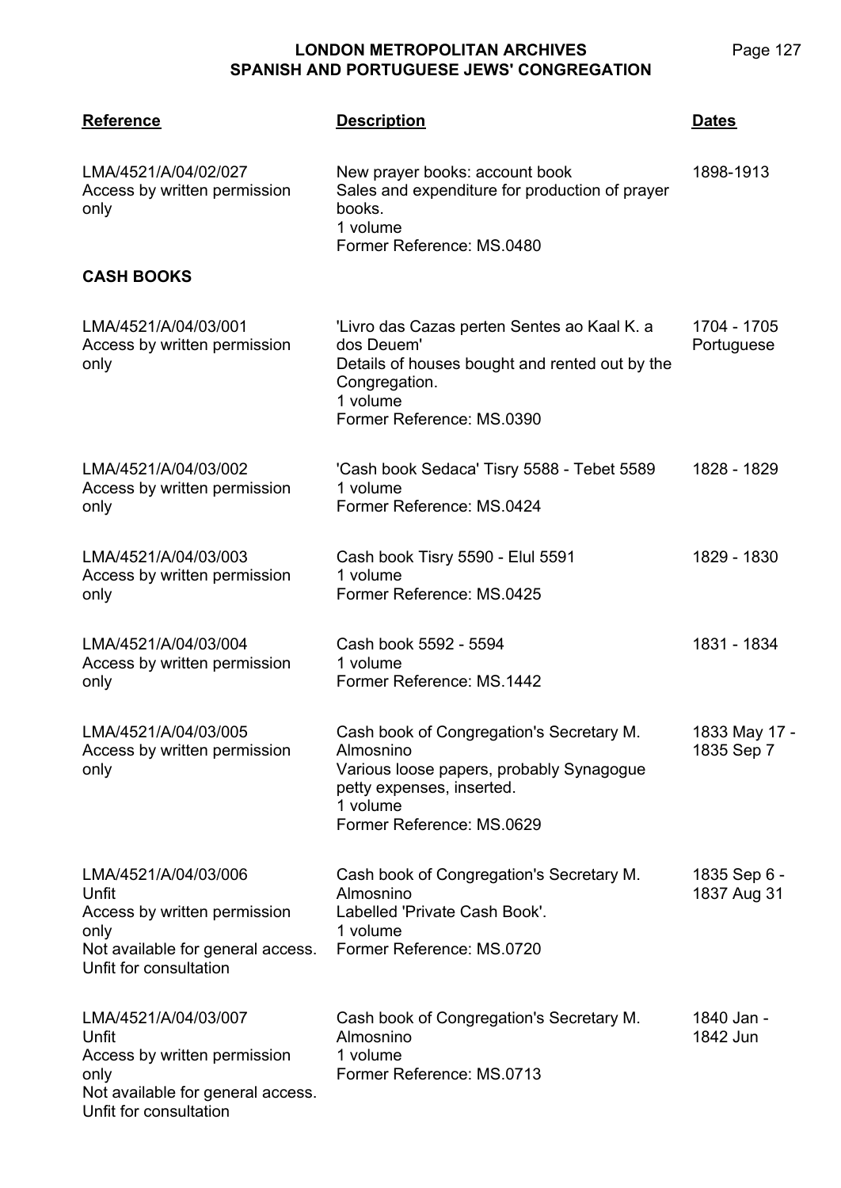| Reference | Description | Dates |
|---|---|---|
| LMA/4521/A/04/02/027<br>Access by written permission only | New prayer books: account book<br>Sales and expenditure for production of prayer books.<br>1 volume<br>Former Reference: MS.0480 | 1898-1913 |

**CASH BOOKS**

| Reference | Description | Dates |
|---|---|---|
| LMA/4521/A/04/03/001<br>Access by written permission only | 'Livro das Cazas perten Sentes ao Kaal K. a dos Deuem'<br>Details of houses bought and rented out by the Congregation.<br>1 volume<br>Former Reference: MS.0390 | 1704 - 1705<br>Portuguese |
| LMA/4521/A/04/03/002<br>Access by written permission only | 'Cash book Sedaca' Tisry 5588 - Tebet 5589<br>1 volume<br>Former Reference: MS.0424 | 1828 - 1829 |
| LMA/4521/A/04/03/003<br>Access by written permission only | Cash book Tisry 5590 - Elul 5591<br>1 volume<br>Former Reference: MS.0425 | 1829 - 1830 |
| LMA/4521/A/04/03/004<br>Access by written permission only | Cash book 5592 - 5594<br>1 volume<br>Former Reference: MS.1442 | 1831 - 1834 |
| LMA/4521/A/04/03/005<br>Access by written permission only | Cash book of Congregation's Secretary M. Almosnino<br>Various loose papers, probably Synagogue petty expenses, inserted.<br>1 volume<br>Former Reference: MS.0629 | 1833 May 17 - 1835 Sep 7 |
| LMA/4521/A/04/03/006<br>Unfit<br>Access by written permission only<br>Not available for general access. Unfit for consultation | Cash book of Congregation's Secretary M. Almosnino<br>Labelled 'Private Cash Book'.<br>1 volume<br>Former Reference: MS.0720 | 1835 Sep 6 - 1837 Aug 31 |
| LMA/4521/A/04/03/007<br>Unfit<br>Access by written permission only<br>Not available for general access. Unfit for consultation | Cash book of Congregation's Secretary M. Almosnino<br>1 volume<br>Former Reference: MS.0713 | 1840 Jan - 1842 Jun |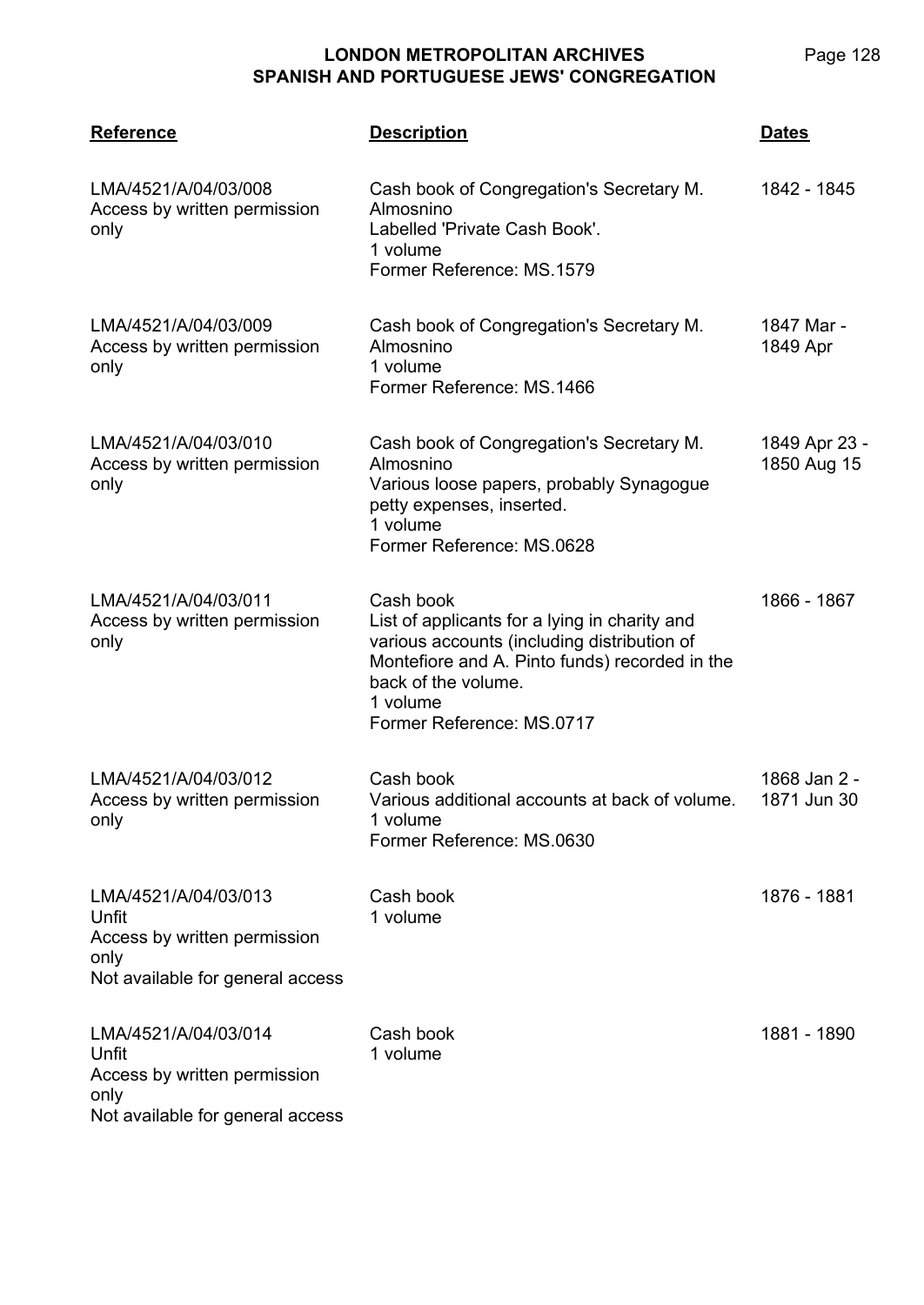| Reference | Description | Dates |
| --- | --- | --- |
| LMA/4521/A/04/03/008<br>Access by written permission only | Cash book of Congregation's Secretary M. Almosnino<br>Labelled 'Private Cash Book'.<br>1 volume<br>Former Reference: MS.1579 | 1842 - 1845 |
| LMA/4521/A/04/03/009<br>Access by written permission only | Cash book of Congregation's Secretary M. Almosnino<br>1 volume<br>Former Reference: MS.1466 | 1847 Mar - 1849 Apr |
| LMA/4521/A/04/03/010<br>Access by written permission only | Cash book of Congregation's Secretary M. Almosnino<br>Various loose papers, probably Synagogue petty expenses, inserted.<br>1 volume<br>Former Reference: MS.0628 | 1849 Apr 23 - 1850 Aug 15 |
| LMA/4521/A/04/03/011<br>Access by written permission only | Cash book<br>List of applicants for a lying in charity and various accounts (including distribution of Montefiore and A. Pinto funds) recorded in the back of the volume.<br>1 volume<br>Former Reference: MS.0717 | 1866 - 1867 |
| LMA/4521/A/04/03/012<br>Access by written permission only | Cash book<br>Various additional accounts at back of volume.<br>1 volume<br>Former Reference: MS.0630 | 1868 Jan 2 - 1871 Jun 30 |
| LMA/4521/A/04/03/013<br>Unfit<br>Access by written permission only<br>Not available for general access | Cash book<br>1 volume | 1876 - 1881 |
| LMA/4521/A/04/03/014<br>Unfit<br>Access by written permission only<br>Not available for general access | Cash book<br>1 volume | 1881 - 1890 |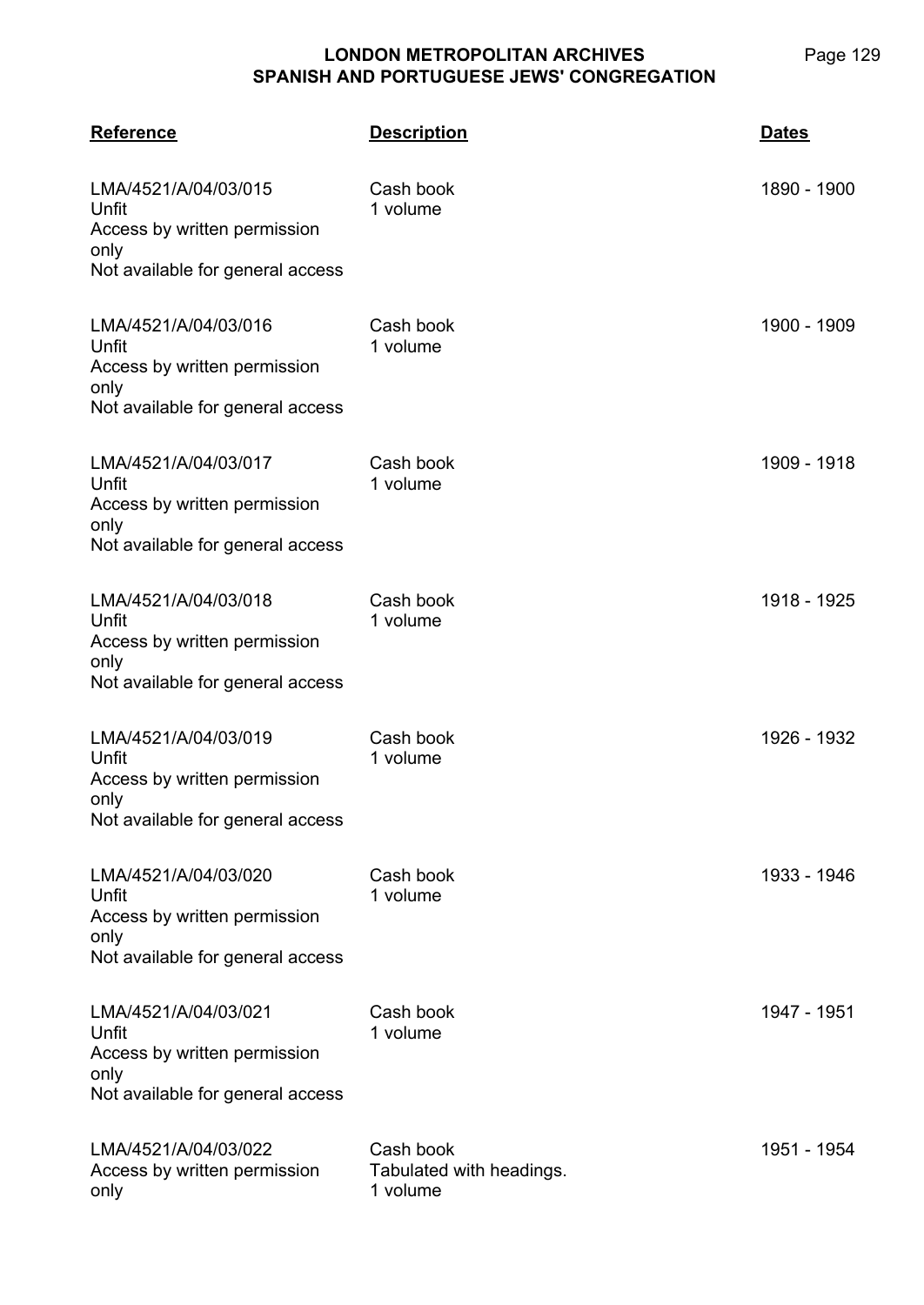| Reference | Description | Dates |
| --- | --- | --- |
| LMA/4521/A/04/03/015<br>Unfit<br>Access by written permission only<br>Not available for general access | Cash book<br>1 volume | 1890 - 1900 |
| LMA/4521/A/04/03/016<br>Unfit<br>Access by written permission only<br>Not available for general access | Cash book<br>1 volume | 1900 - 1909 |
| LMA/4521/A/04/03/017<br>Unfit<br>Access by written permission only<br>Not available for general access | Cash book<br>1 volume | 1909 - 1918 |
| LMA/4521/A/04/03/018<br>Unfit<br>Access by written permission only<br>Not available for general access | Cash book<br>1 volume | 1918 - 1925 |
| LMA/4521/A/04/03/019<br>Unfit<br>Access by written permission only<br>Not available for general access | Cash book<br>1 volume | 1926 - 1932 |
| LMA/4521/A/04/03/020<br>Unfit<br>Access by written permission only<br>Not available for general access | Cash book<br>1 volume | 1933 - 1946 |
| LMA/4521/A/04/03/021<br>Unfit<br>Access by written permission only<br>Not available for general access | Cash book<br>1 volume | 1947 - 1951 |
| LMA/4521/A/04/03/022<br>Access by written permission only | Cash book<br>Tabulated with headings.<br>1 volume | 1951 - 1954 |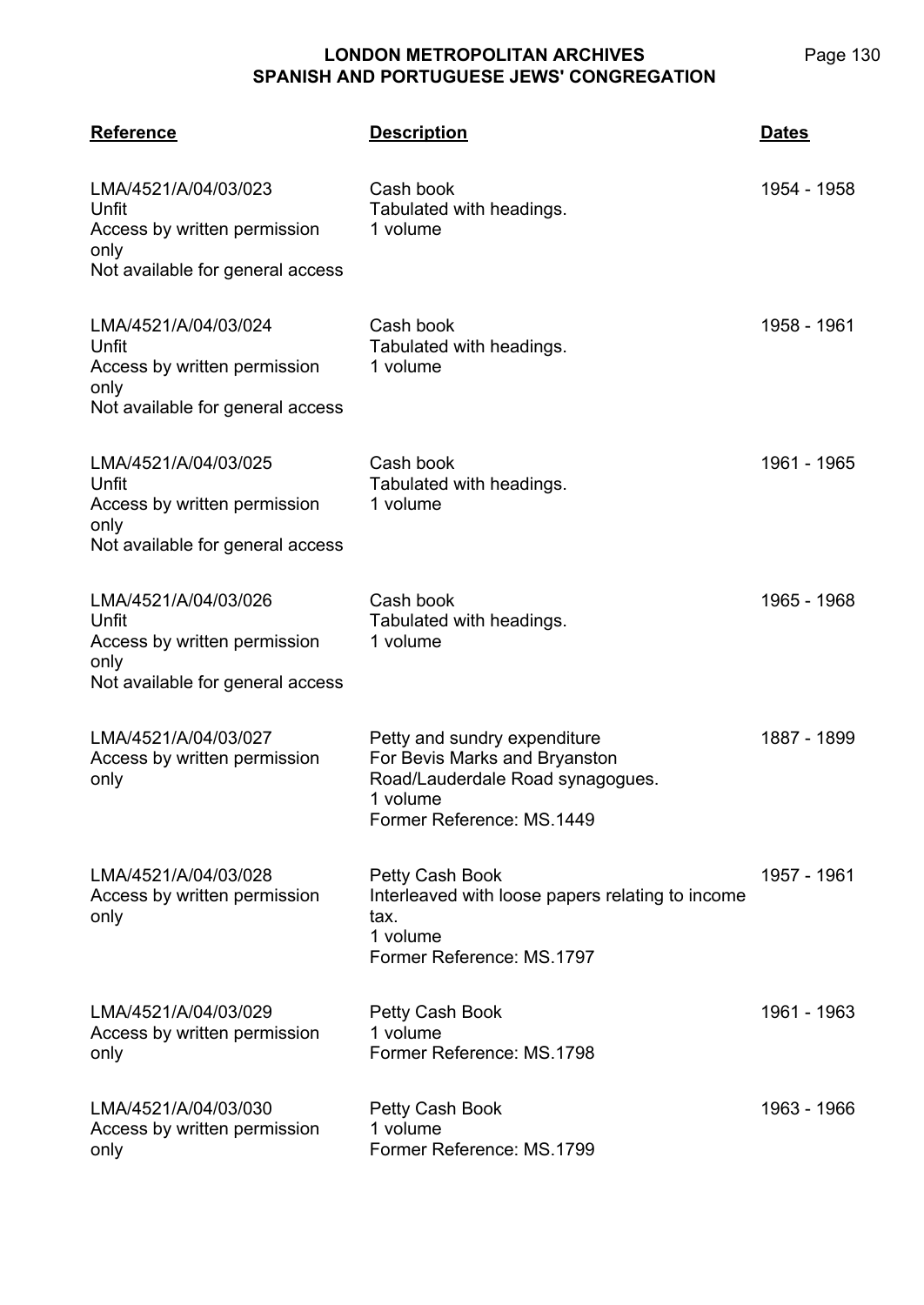| Reference | Description | Dates |
| --- | --- | --- |
| LMA/4521/A/04/03/023<br>Unfit<br>Access by written permission only<br>Not available for general access | Cash book<br>Tabulated with headings.<br>1 volume | 1954 - 1958 |
| LMA/4521/A/04/03/024<br>Unfit<br>Access by written permission only<br>Not available for general access | Cash book<br>Tabulated with headings.<br>1 volume | 1958 - 1961 |
| LMA/4521/A/04/03/025<br>Unfit<br>Access by written permission only<br>Not available for general access | Cash book<br>Tabulated with headings.<br>1 volume | 1961 - 1965 |
| LMA/4521/A/04/03/026<br>Unfit<br>Access by written permission only<br>Not available for general access | Cash book<br>Tabulated with headings.<br>1 volume | 1965 - 1968 |
| LMA/4521/A/04/03/027<br>Access by written permission only | Petty and sundry expenditure<br>For Bevis Marks and Bryanston Road/Lauderdale Road synagogues.<br>1 volume<br>Former Reference: MS.1449 | 1887 - 1899 |
| LMA/4521/A/04/03/028<br>Access by written permission only | Petty Cash Book<br>Interleaved with loose papers relating to income tax.<br>1 volume<br>Former Reference: MS.1797 | 1957 - 1961 |
| LMA/4521/A/04/03/029<br>Access by written permission only | Petty Cash Book<br>1 volume<br>Former Reference: MS.1798 | 1961 - 1963 |
| LMA/4521/A/04/03/030<br>Access by written permission only | Petty Cash Book<br>1 volume<br>Former Reference: MS.1799 | 1963 - 1966 |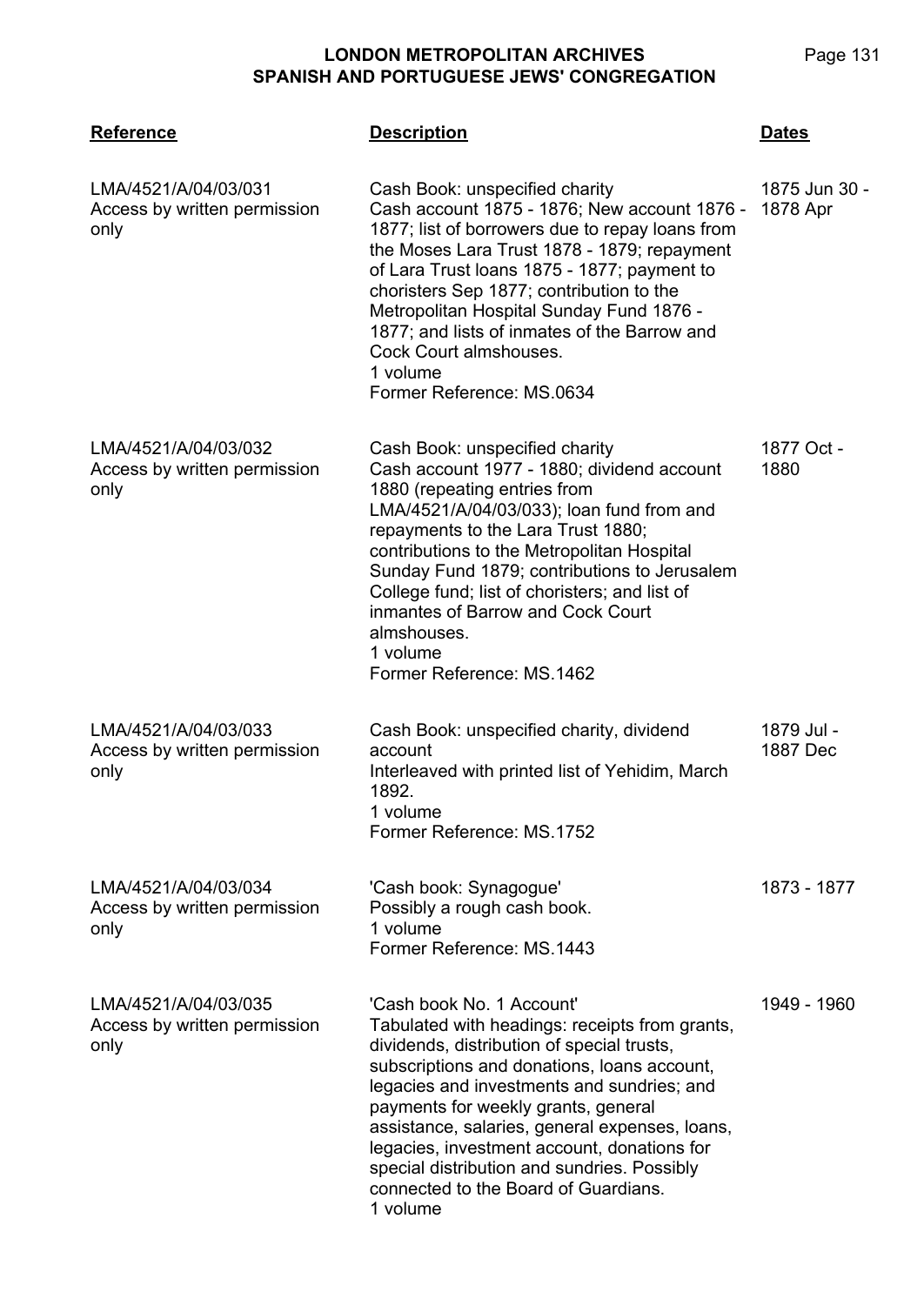| Reference | Description | Dates |
|---|---|---|
| LMA/4521/A/04/03/031<br>Access by written permission only | Cash Book: unspecified charity<br>Cash account 1875 - 1876; New account 1876 - 1877; list of borrowers due to repay loans from the Moses Lara Trust 1878 - 1879; repayment of Lara Trust loans 1875 - 1877; payment to choristers Sep 1877; contribution to the Metropolitan Hospital Sunday Fund 1876 - 1877; and lists of inmates of the Barrow and Cock Court almshouses.<br>1 volume<br>Former Reference: MS.0634 | 1875 Jun 30 - 1878 Apr |
| LMA/4521/A/04/03/032<br>Access by written permission only | Cash Book: unspecified charity<br>Cash account 1977 - 1880; dividend account 1880 (repeating entries from LMA/4521/A/04/03/033); loan fund from and repayments to the Lara Trust 1880; contributions to the Metropolitan Hospital Sunday Fund 1879; contributions to Jerusalem College fund; list of choristers; and list of inmantes of Barrow and Cock Court almshouses.<br>1 volume<br>Former Reference: MS.1462 | 1877 Oct - 1880 |
| LMA/4521/A/04/03/033<br>Access by written permission only | Cash Book: unspecified charity, dividend account<br>Interleaved with printed list of Yehidim, March 1892.<br>1 volume<br>Former Reference: MS.1752 | 1879 Jul - 1887 Dec |
| LMA/4521/A/04/03/034<br>Access by written permission only | 'Cash book: Synagogue'<br>Possibly a rough cash book.<br>1 volume<br>Former Reference: MS.1443 | 1873 - 1877 |
| LMA/4521/A/04/03/035<br>Access by written permission only | 'Cash book No. 1 Account'<br>Tabulated with headings: receipts from grants, dividends, distribution of special trusts, subscriptions and donations, loans account, legacies and investments and sundries; and payments for weekly grants, general assistance, salaries, general expenses, loans, legacies, investment account, donations for special distribution and sundries. Possibly connected to the Board of Guardians.<br>1 volume | 1949 - 1960 |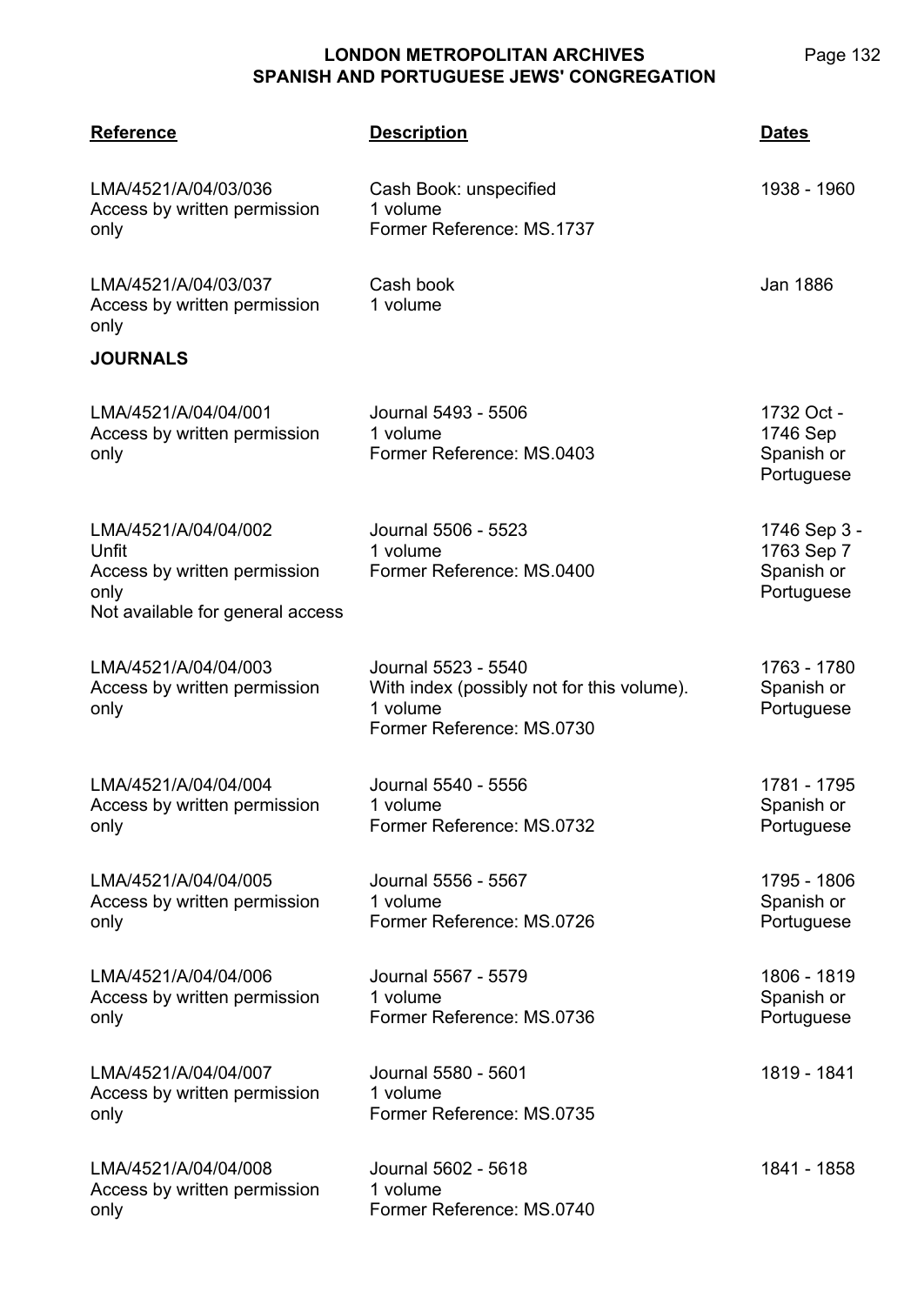| Reference | Description | Dates |
|---|---|---|
| LMA/4521/A/04/03/036<br>Access by written permission only | Cash Book: unspecified<br>1 volume<br>Former Reference: MS.1737 | 1938 - 1960 |
| LMA/4521/A/04/03/037<br>Access by written permission only | Cash book<br>1 volume | Jan 1886 |

**JOURNALS**

| Reference | Description | Dates |
|---|---|---|
| LMA/4521/A/04/04/001<br>Access by written permission only | Journal 5493 - 5506<br>1 volume<br>Former Reference: MS.0403 | 1732 Oct - 1746 Sep<br>Spanish or Portuguese |
| LMA/4521/A/04/04/002<br>Unfit<br>Access by written permission only<br>Not available for general access | Journal 5506 - 5523<br>1 volume<br>Former Reference: MS.0400 | 1746 Sep 3 - 1763 Sep 7<br>Spanish or Portuguese |
| LMA/4521/A/04/04/003<br>Access by written permission only | Journal 5523 - 5540<br>With index (possibly not for this volume).<br>1 volume<br>Former Reference: MS.0730 | 1763 - 1780<br>Spanish or Portuguese |
| LMA/4521/A/04/04/004<br>Access by written permission only | Journal 5540 - 5556<br>1 volume<br>Former Reference: MS.0732 | 1781 - 1795<br>Spanish or Portuguese |
| LMA/4521/A/04/04/005<br>Access by written permission only | Journal 5556 - 5567<br>1 volume<br>Former Reference: MS.0726 | 1795 - 1806<br>Spanish or Portuguese |
| LMA/4521/A/04/04/006<br>Access by written permission only | Journal 5567 - 5579<br>1 volume<br>Former Reference: MS.0736 | 1806 - 1819<br>Spanish or Portuguese |
| LMA/4521/A/04/04/007<br>Access by written permission only | Journal 5580 - 5601<br>1 volume<br>Former Reference: MS.0735 | 1819 - 1841 |
| LMA/4521/A/04/04/008<br>Access by written permission only | Journal 5602 - 5618<br>1 volume<br>Former Reference: MS.0740 | 1841 - 1858 |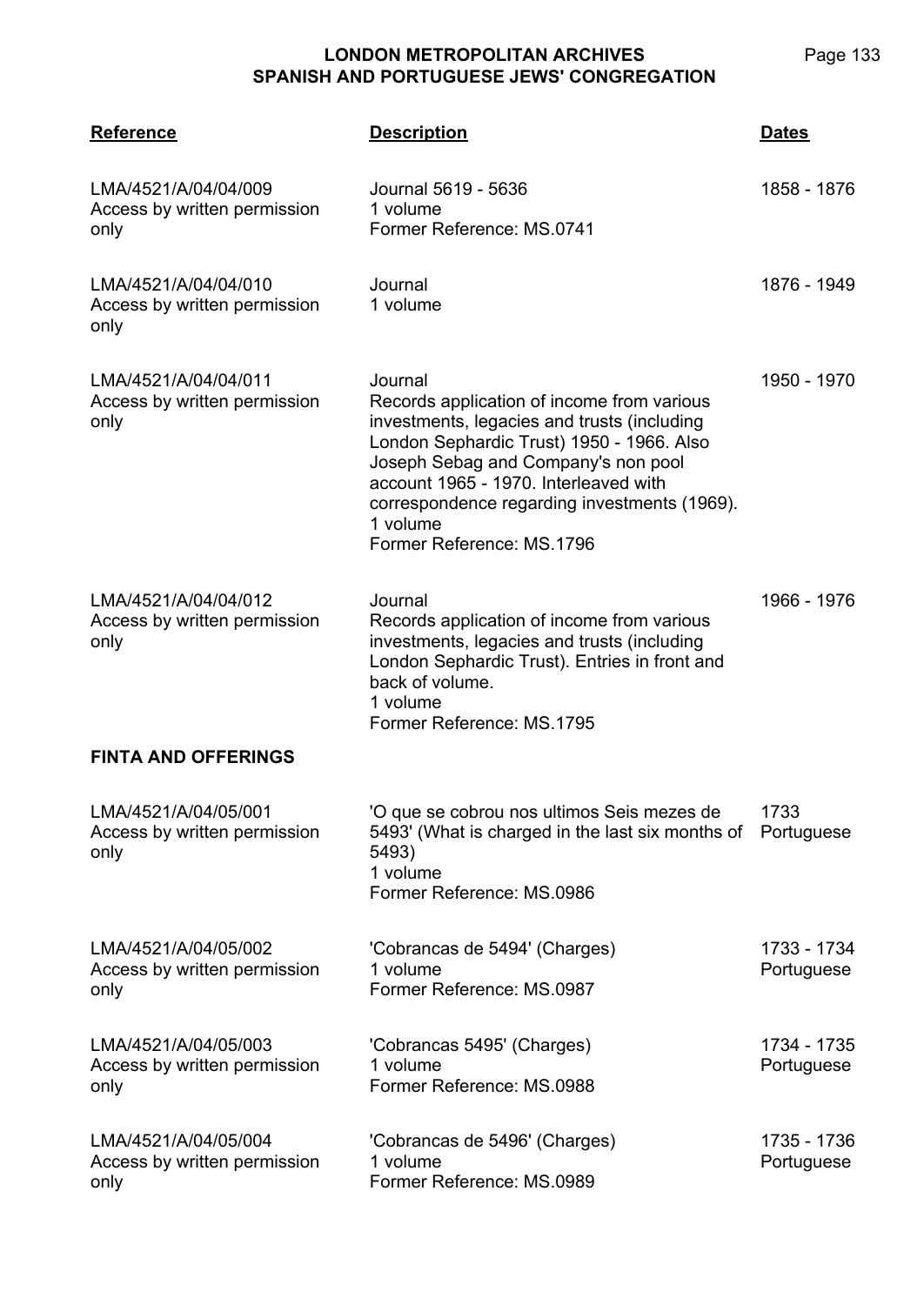| Reference | Description | Dates |
|---|---|---|
| LMA/4521/A/04/04/009<br>Access by written permission only | Journal 5619 - 5636<br>1 volume<br>Former Reference: MS.0741 | 1858 - 1876 |
| LMA/4521/A/04/04/010<br>Access by written permission only | Journal<br>1 volume | 1876 - 1949 |
| LMA/4521/A/04/04/011<br>Access by written permission only | Journal<br>Records application of income from various investments, legacies and trusts (including London Sephardic Trust) 1950 - 1966. Also Joseph Sebag and Company's non pool account 1965 - 1970. Interleaved with correspondence regarding investments (1969).<br>1 volume<br>Former Reference: MS.1796 | 1950 - 1970 |
| LMA/4521/A/04/04/012<br>Access by written permission only | Journal<br>Records application of income from various investments, legacies and trusts (including London Sephardic Trust). Entries in front and back of volume.<br>1 volume<br>Former Reference: MS.1795 | 1966 - 1976 |

**FINTA AND OFFERINGS**

| Reference | Description | Dates |
|---|---|---|
| LMA/4521/A/04/05/001<br>Access by written permission only | 'O que se cobrou nos ultimos Seis mezes de 5493' (What is charged in the last six months of 5493)<br>1 volume<br>Former Reference: MS.0986 | 1733<br>Portuguese |
| LMA/4521/A/04/05/002<br>Access by written permission only | 'Cobrancas de 5494' (Charges)<br>1 volume<br>Former Reference: MS.0987 | 1733 - 1734<br>Portuguese |
| LMA/4521/A/04/05/003<br>Access by written permission only | 'Cobrancas 5495' (Charges)<br>1 volume<br>Former Reference: MS.0988 | 1734 - 1735<br>Portuguese |
| LMA/4521/A/04/05/004<br>Access by written permission only | 'Cobrancas de 5496' (Charges)<br>1 volume<br>Former Reference: MS.0989 | 1735 - 1736<br>Portuguese |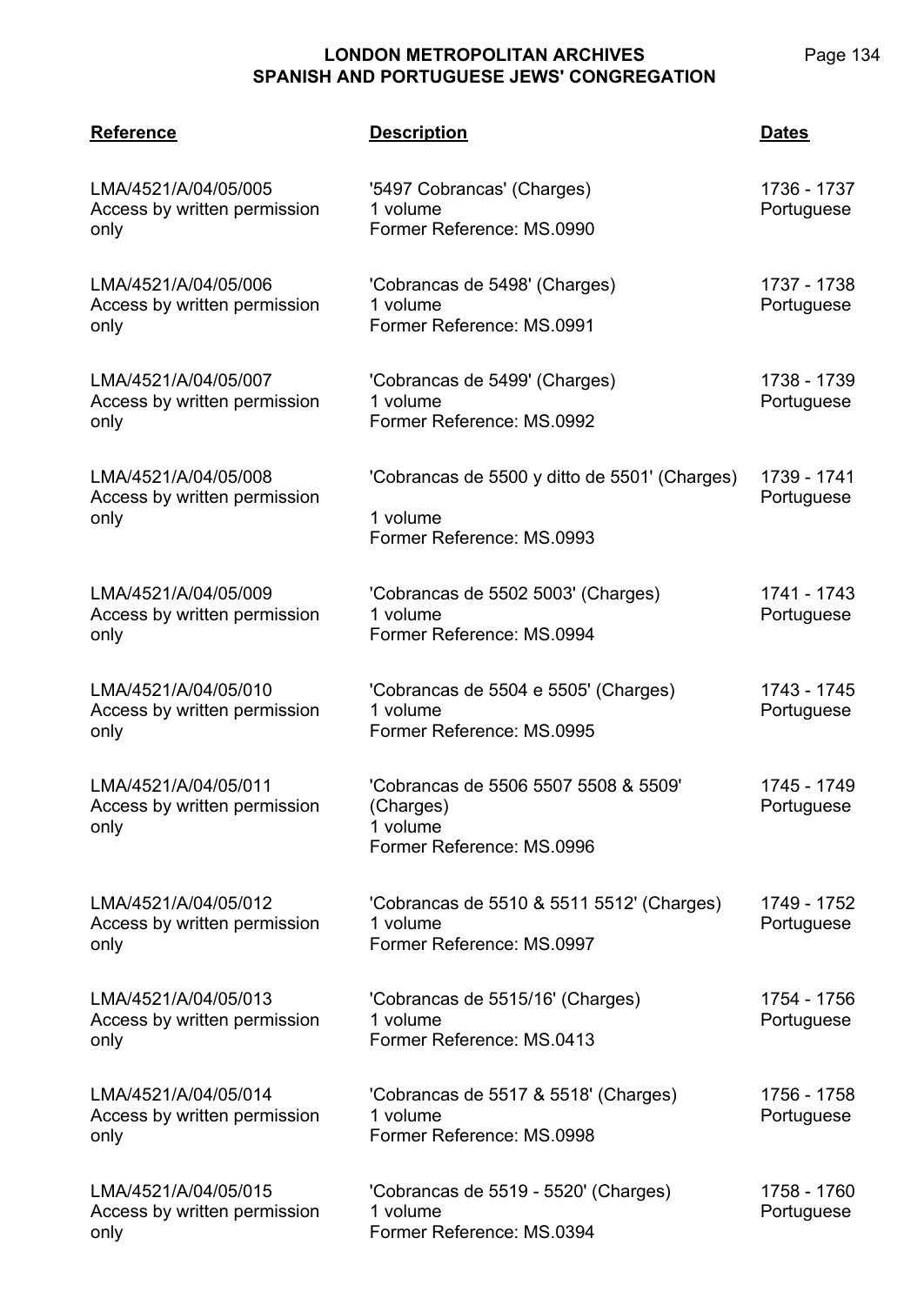| Reference | Description | Dates |
|---|---|---|
| LMA/4521/A/04/05/005<br>Access by written permission only | '5497 Cobrancas' (Charges)<br>1 volume<br>Former Reference: MS.0990 | 1736 - 1737<br>Portuguese |
| LMA/4521/A/04/05/006<br>Access by written permission only | 'Cobrancas de 5498' (Charges)<br>1 volume<br>Former Reference: MS.0991 | 1737 - 1738<br>Portuguese |
| LMA/4521/A/04/05/007<br>Access by written permission only | 'Cobrancas de 5499' (Charges)<br>1 volume<br>Former Reference: MS.0992 | 1738 - 1739<br>Portuguese |
| LMA/4521/A/04/05/008<br>Access by written permission only | 'Cobrancas de 5500 y ditto de 5501' (Charges)<br>1 volume<br>Former Reference: MS.0993 | 1739 - 1741<br>Portuguese |
| LMA/4521/A/04/05/009<br>Access by written permission only | 'Cobrancas de 5502 5003' (Charges)<br>1 volume<br>Former Reference: MS.0994 | 1741 - 1743<br>Portuguese |
| LMA/4521/A/04/05/010<br>Access by written permission only | 'Cobrancas de 5504 e 5505' (Charges)<br>1 volume<br>Former Reference: MS.0995 | 1743 - 1745<br>Portuguese |
| LMA/4521/A/04/05/011<br>Access by written permission only | 'Cobrancas de 5506 5507 5508 & 5509' (Charges)<br>1 volume<br>Former Reference: MS.0996 | 1745 - 1749<br>Portuguese |
| LMA/4521/A/04/05/012<br>Access by written permission only | 'Cobrancas de 5510 & 5511 5512' (Charges)<br>1 volume<br>Former Reference: MS.0997 | 1749 - 1752<br>Portuguese |
| LMA/4521/A/04/05/013<br>Access by written permission only | 'Cobrancas de 5515/16' (Charges)<br>1 volume<br>Former Reference: MS.0413 | 1754 - 1756<br>Portuguese |
| LMA/4521/A/04/05/014<br>Access by written permission only | 'Cobrancas de 5517 & 5518' (Charges)<br>1 volume<br>Former Reference: MS.0998 | 1756 - 1758<br>Portuguese |
| LMA/4521/A/04/05/015<br>Access by written permission only | 'Cobrancas de 5519 - 5520' (Charges)<br>1 volume<br>Former Reference: MS.0394 | 1758 - 1760<br>Portuguese |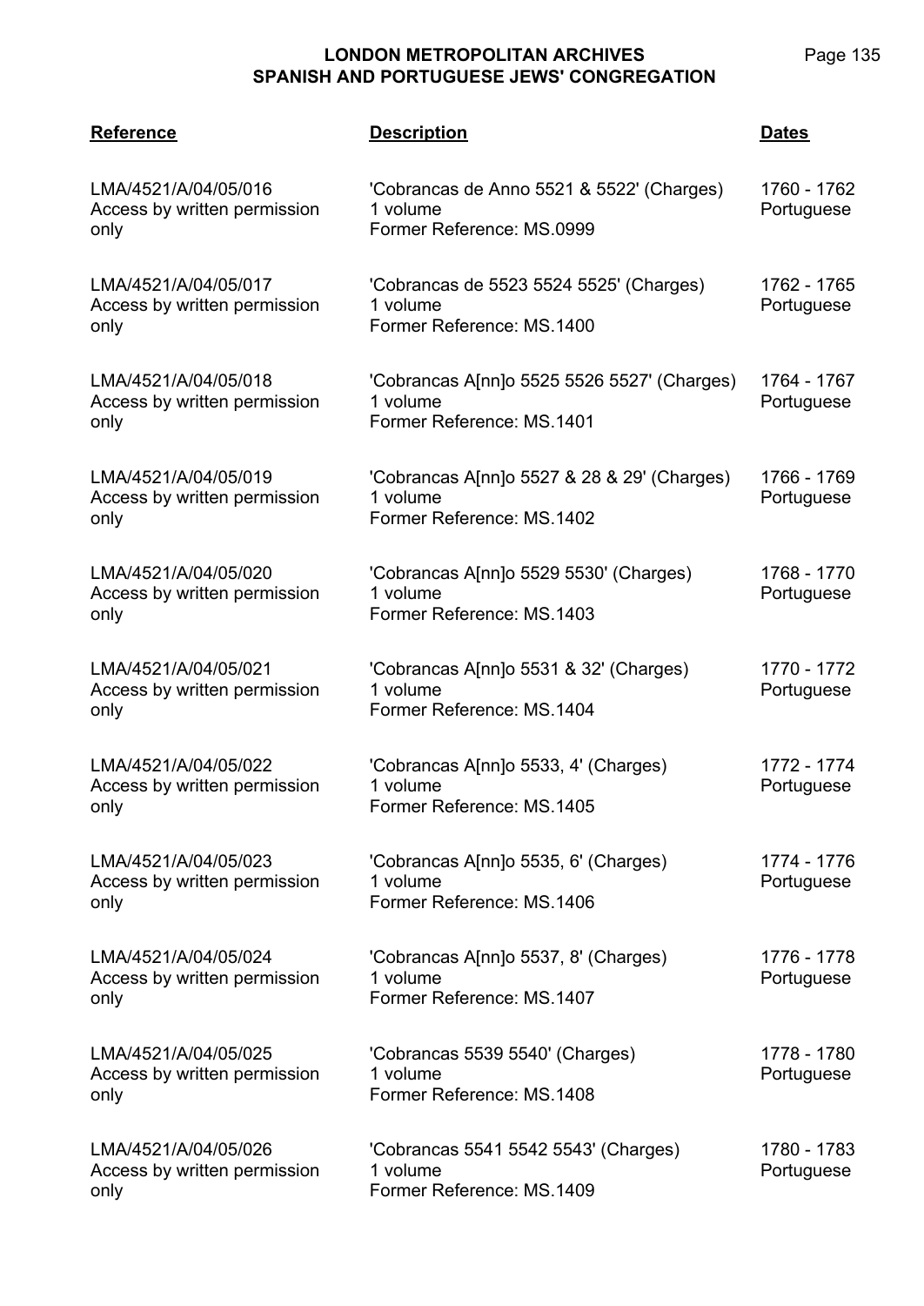| Reference | Description | Dates |
| --- | --- | --- |
| LMA/4521/A/04/05/016<br>Access by written permission only | 'Cobrancas de Anno 5521 & 5522' (Charges)<br>1 volume<br>Former Reference: MS.0999 | 1760 - 1762<br>Portuguese |
| LMA/4521/A/04/05/017<br>Access by written permission only | 'Cobrancas de 5523 5524 5525' (Charges)<br>1 volume<br>Former Reference: MS.1400 | 1762 - 1765<br>Portuguese |
| LMA/4521/A/04/05/018<br>Access by written permission only | 'Cobrancas A[nn]o 5525 5526 5527' (Charges)<br>1 volume<br>Former Reference: MS.1401 | 1764 - 1767<br>Portuguese |
| LMA/4521/A/04/05/019<br>Access by written permission only | 'Cobrancas A[nn]o 5527 & 28 & 29' (Charges)<br>1 volume<br>Former Reference: MS.1402 | 1766 - 1769<br>Portuguese |
| LMA/4521/A/04/05/020<br>Access by written permission only | 'Cobrancas A[nn]o 5529 5530' (Charges)<br>1 volume<br>Former Reference: MS.1403 | 1768 - 1770<br>Portuguese |
| LMA/4521/A/04/05/021<br>Access by written permission only | 'Cobrancas A[nn]o 5531 & 32' (Charges)<br>1 volume<br>Former Reference: MS.1404 | 1770 - 1772<br>Portuguese |
| LMA/4521/A/04/05/022<br>Access by written permission only | 'Cobrancas A[nn]o 5533, 4' (Charges)<br>1 volume<br>Former Reference: MS.1405 | 1772 - 1774<br>Portuguese |
| LMA/4521/A/04/05/023<br>Access by written permission only | 'Cobrancas A[nn]o 5535, 6' (Charges)<br>1 volume<br>Former Reference: MS.1406 | 1774 - 1776<br>Portuguese |
| LMA/4521/A/04/05/024<br>Access by written permission only | 'Cobrancas A[nn]o 5537, 8' (Charges)<br>1 volume<br>Former Reference: MS.1407 | 1776 - 1778<br>Portuguese |
| LMA/4521/A/04/05/025<br>Access by written permission only | 'Cobrancas 5539 5540' (Charges)<br>1 volume<br>Former Reference: MS.1408 | 1778 - 1780<br>Portuguese |
| LMA/4521/A/04/05/026<br>Access by written permission only | 'Cobrancas 5541 5542 5543' (Charges)<br>1 volume<br>Former Reference: MS.1409 | 1780 - 1783<br>Portuguese |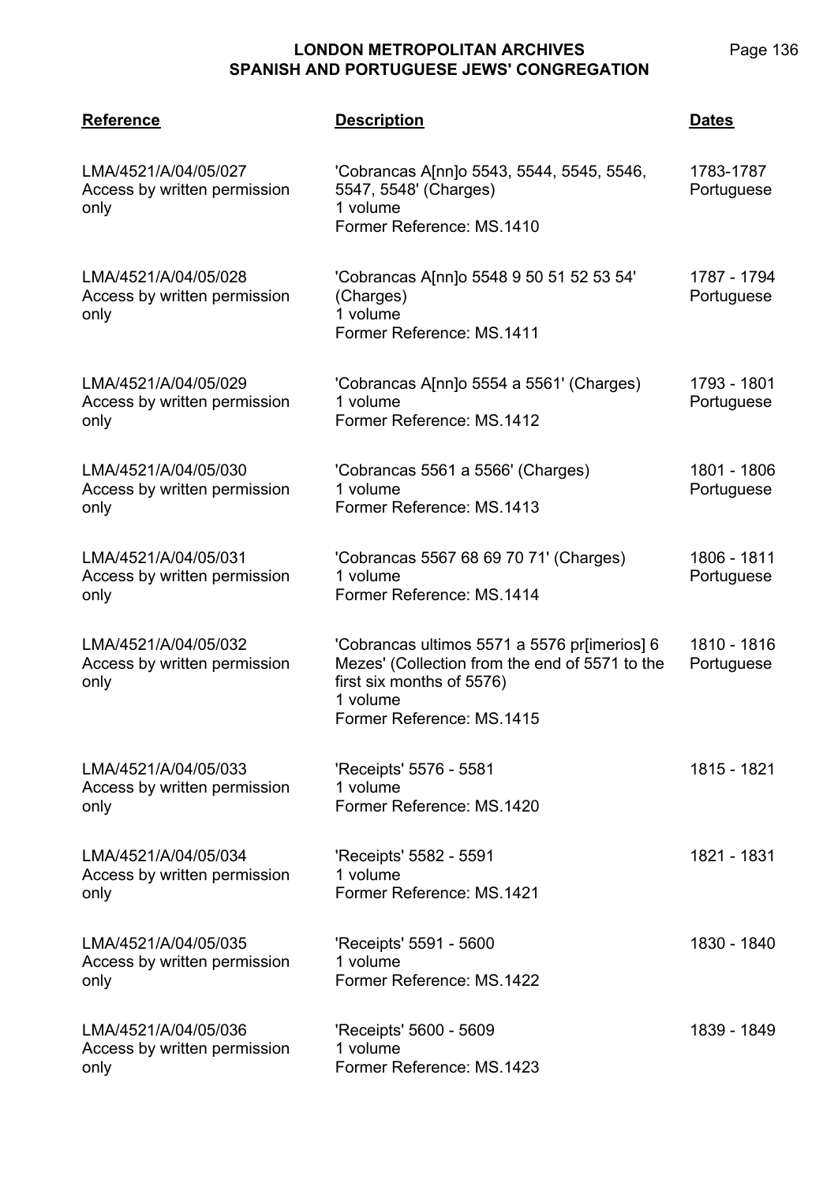| Reference | Description | Dates |
|---|---|---|
| LMA/4521/A/04/05/027<br>Access by written permission only | 'Cobrancas A[nn]o 5543, 5544, 5545, 5546, 5547, 5548' (Charges)<br>1 volume<br>Former Reference: MS.1410 | 1783-1787<br>Portuguese |
| LMA/4521/A/04/05/028<br>Access by written permission only | 'Cobrancas A[nn]o 5548 9 50 51 52 53 54' (Charges)<br>1 volume<br>Former Reference: MS.1411 | 1787 - 1794<br>Portuguese |
| LMA/4521/A/04/05/029<br>Access by written permission only | 'Cobrancas A[nn]o 5554 a 5561' (Charges)<br>1 volume<br>Former Reference: MS.1412 | 1793 - 1801<br>Portuguese |
| LMA/4521/A/04/05/030<br>Access by written permission only | 'Cobrancas 5561 a 5566' (Charges)<br>1 volume<br>Former Reference: MS.1413 | 1801 - 1806<br>Portuguese |
| LMA/4521/A/04/05/031<br>Access by written permission only | 'Cobrancas 5567 68 69 70 71' (Charges)<br>1 volume<br>Former Reference: MS.1414 | 1806 - 1811<br>Portuguese |
| LMA/4521/A/04/05/032<br>Access by written permission only | 'Cobrancas ultimos 5571 a 5576 pr[imerios] 6 Mezes' (Collection from the end of 5571 to the first six months of 5576)<br>1 volume<br>Former Reference: MS.1415 | 1810 - 1816<br>Portuguese |
| LMA/4521/A/04/05/033<br>Access by written permission only | 'Receipts' 5576 - 5581<br>1 volume<br>Former Reference: MS.1420 | 1815 - 1821 |
| LMA/4521/A/04/05/034<br>Access by written permission only | 'Receipts' 5582 - 5591<br>1 volume<br>Former Reference: MS.1421 | 1821 - 1831 |
| LMA/4521/A/04/05/035<br>Access by written permission only | 'Receipts' 5591 - 5600<br>1 volume<br>Former Reference: MS.1422 | 1830 - 1840 |
| LMA/4521/A/04/05/036<br>Access by written permission only | 'Receipts' 5600 - 5609<br>1 volume<br>Former Reference: MS.1423 | 1839 - 1849 |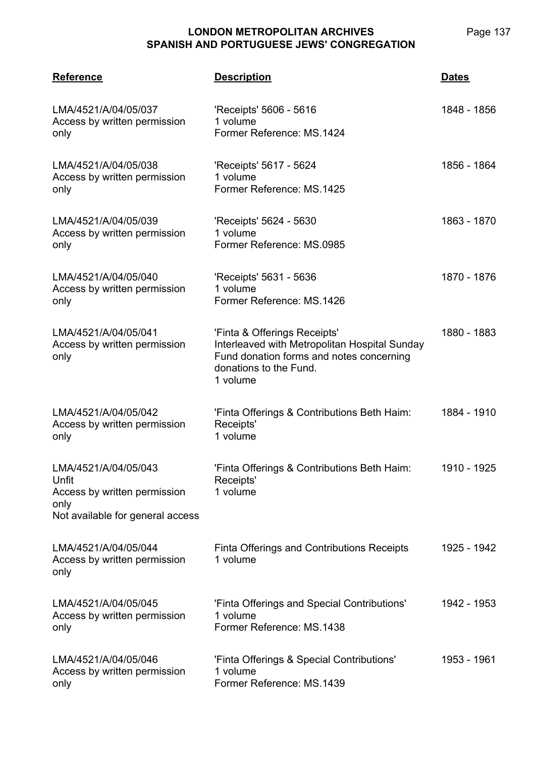| Reference | Description | Dates |
|---|---|---|
| LMA/4521/A/04/05/037<br>Access by written permission only | 'Receipts' 5606 - 5616<br>1 volume<br>Former Reference: MS.1424 | 1848 - 1856 |
| LMA/4521/A/04/05/038<br>Access by written permission only | 'Receipts' 5617 - 5624<br>1 volume<br>Former Reference: MS.1425 | 1856 - 1864 |
| LMA/4521/A/04/05/039<br>Access by written permission only | 'Receipts' 5624 - 5630<br>1 volume<br>Former Reference: MS.0985 | 1863 - 1870 |
| LMA/4521/A/04/05/040<br>Access by written permission only | 'Receipts' 5631 - 5636<br>1 volume<br>Former Reference: MS.1426 | 1870 - 1876 |
| LMA/4521/A/04/05/041<br>Access by written permission only | 'Finta & Offerings Receipts'<br>Interleaved with Metropolitan Hospital Sunday Fund donation forms and notes concerning donations to the Fund.<br>1 volume | 1880 - 1883 |
| LMA/4521/A/04/05/042<br>Access by written permission only | 'Finta Offerings & Contributions Beth Haim: Receipts'<br>1 volume | 1884 - 1910 |
| LMA/4521/A/04/05/043<br>Unfit<br>Access by written permission only<br>Not available for general access | 'Finta Offerings & Contributions Beth Haim: Receipts'<br>1 volume | 1910 - 1925 |
| LMA/4521/A/04/05/044<br>Access by written permission only | Finta Offerings and Contributions Receipts<br>1 volume | 1925 - 1942 |
| LMA/4521/A/04/05/045<br>Access by written permission only | 'Finta Offerings and Special Contributions'<br>1 volume<br>Former Reference: MS.1438 | 1942 - 1953 |
| LMA/4521/A/04/05/046<br>Access by written permission only | 'Finta Offerings & Special Contributions'<br>1 volume<br>Former Reference: MS.1439 | 1953 - 1961 |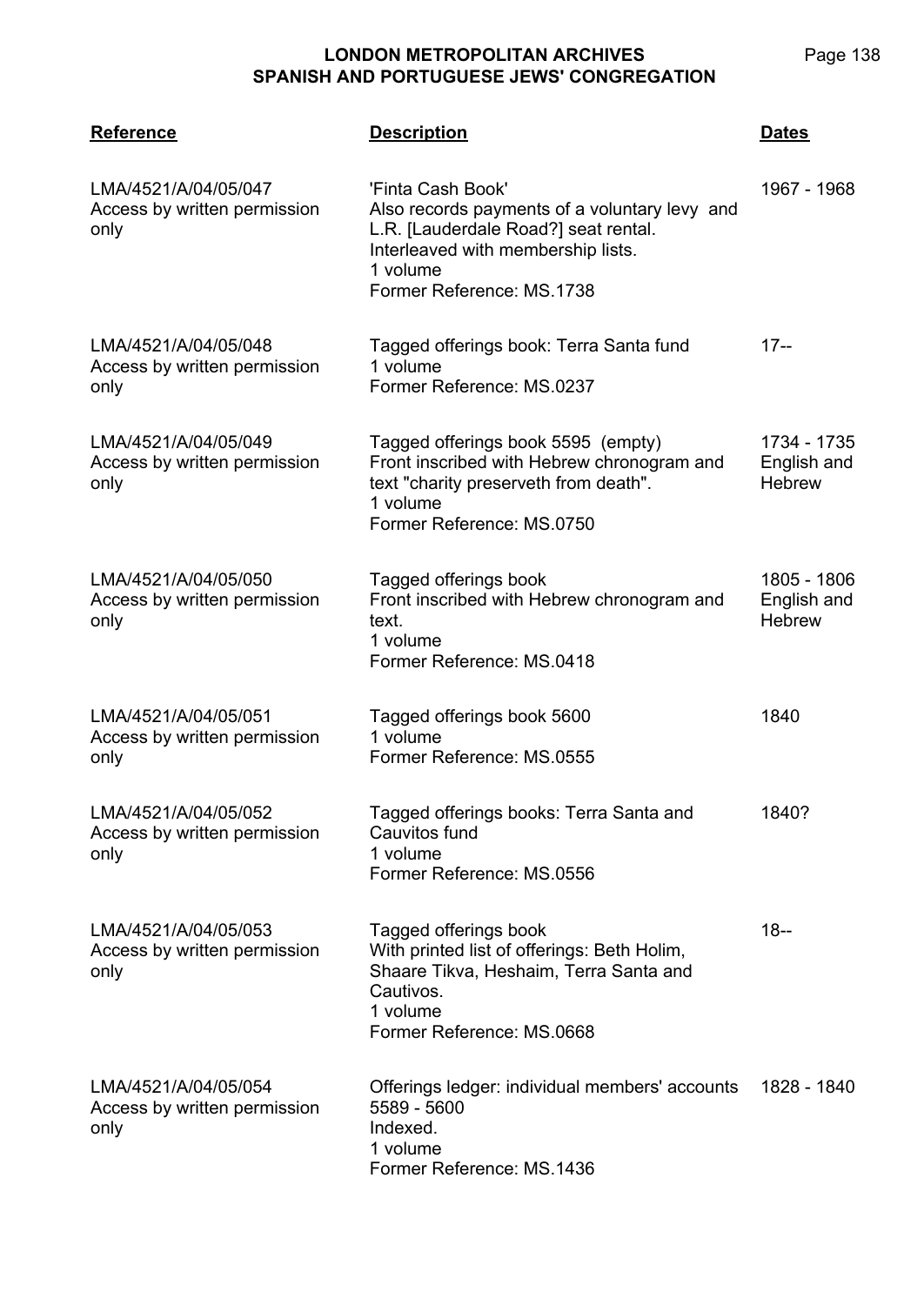| Reference | Description | Dates |
| --- | --- | --- |
| LMA/4521/A/04/05/047<br>Access by written permission only | 'Finta Cash Book'<br>Also records payments of a voluntary levy and L.R. [Lauderdale Road?] seat rental.<br>Interleaved with membership lists.<br>1 volume<br>Former Reference: MS.1738 | 1967 - 1968 |
| LMA/4521/A/04/05/048<br>Access by written permission only | Tagged offerings book: Terra Santa fund<br>1 volume<br>Former Reference: MS.0237 | 17-- |
| LMA/4521/A/04/05/049<br>Access by written permission only | Tagged offerings book 5595 (empty)<br>Front inscribed with Hebrew chronogram and text "charity preserveth from death".<br>1 volume<br>Former Reference: MS.0750 | 1734 - 1735<br>English and Hebrew |
| LMA/4521/A/04/05/050<br>Access by written permission only | Tagged offerings book<br>Front inscribed with Hebrew chronogram and text.<br>1 volume<br>Former Reference: MS.0418 | 1805 - 1806<br>English and Hebrew |
| LMA/4521/A/04/05/051<br>Access by written permission only | Tagged offerings book 5600<br>1 volume<br>Former Reference: MS.0555 | 1840 |
| LMA/4521/A/04/05/052<br>Access by written permission only | Tagged offerings books: Terra Santa and Cauvitos fund<br>1 volume<br>Former Reference: MS.0556 | 1840? |
| LMA/4521/A/04/05/053<br>Access by written permission only | Tagged offerings book<br>With printed list of offerings: Beth Holim, Shaare Tikva, Heshaim, Terra Santa and Cautivos.<br>1 volume<br>Former Reference: MS.0668 | 18-- |
| LMA/4521/A/04/05/054<br>Access by written permission only | Offerings ledger: individual members' accounts 5589 - 5600<br>Indexed.<br>1 volume<br>Former Reference: MS.1436 | 1828 - 1840 |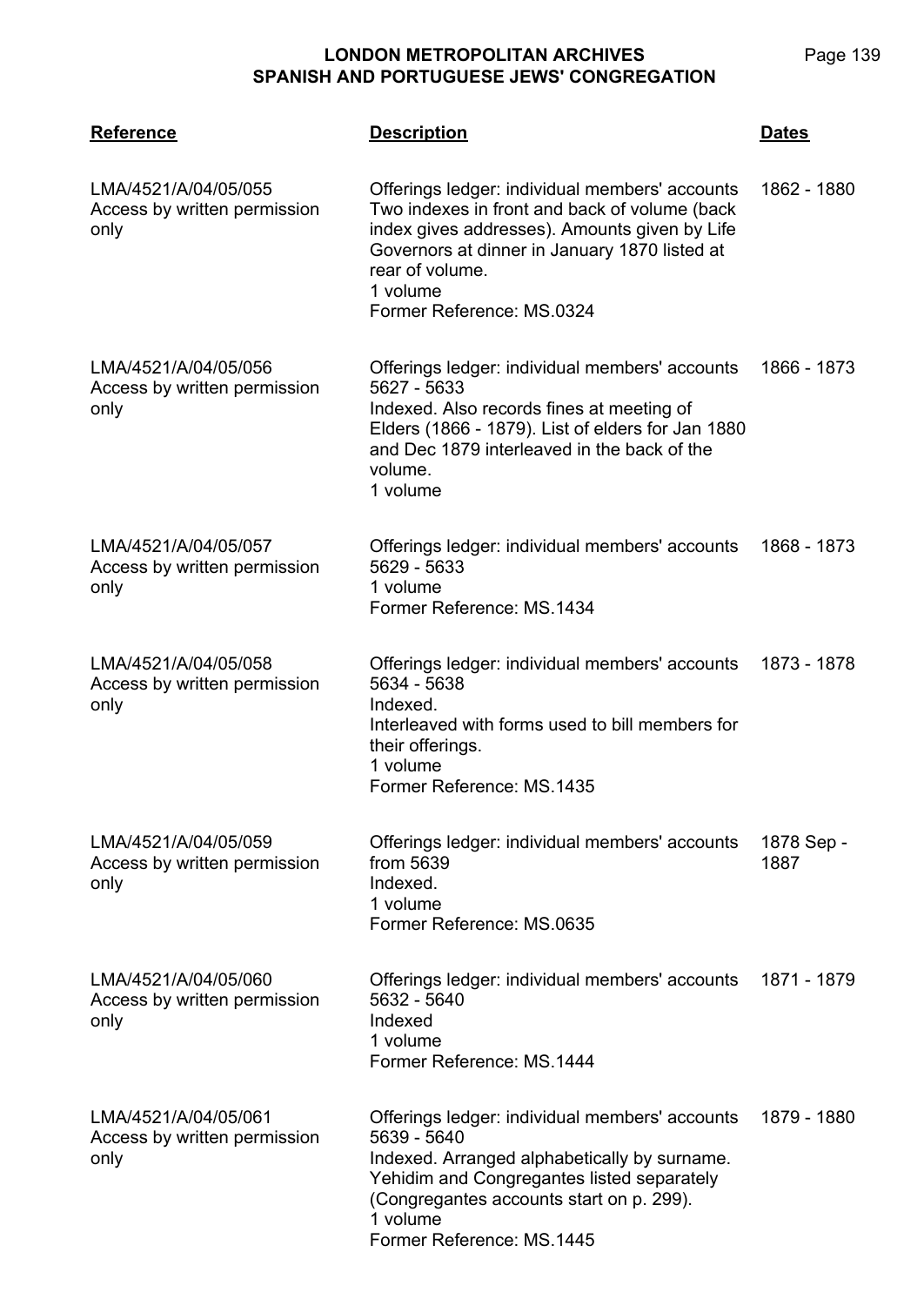| Reference | Description | Dates |
|---|---|---|
| LMA/4521/A/04/05/055<br>Access by written permission only | Offerings ledger: individual members' accounts<br>Two indexes in front and back of volume (back index gives addresses). Amounts given by Life Governors at dinner in January 1870 listed at rear of volume.<br>1 volume<br>Former Reference: MS.0324 | 1862 - 1880 |
| LMA/4521/A/04/05/056<br>Access by written permission only | Offerings ledger: individual members' accounts 5627 - 5633<br>Indexed. Also records fines at meeting of Elders (1866 - 1879). List of elders for Jan 1880 and Dec 1879 interleaved in the back of the volume.<br>1 volume | 1866 - 1873 |
| LMA/4521/A/04/05/057<br>Access by written permission only | Offerings ledger: individual members' accounts 5629 - 5633<br>1 volume<br>Former Reference: MS.1434 | 1868 - 1873 |
| LMA/4521/A/04/05/058<br>Access by written permission only | Offerings ledger: individual members' accounts 5634 - 5638<br>Indexed.<br>Interleaved with forms used to bill members for their offerings.<br>1 volume<br>Former Reference: MS.1435 | 1873 - 1878 |
| LMA/4521/A/04/05/059<br>Access by written permission only | Offerings ledger: individual members' accounts from 5639<br>Indexed.<br>1 volume<br>Former Reference: MS.0635 | 1878 Sep - 1887 |
| LMA/4521/A/04/05/060<br>Access by written permission only | Offerings ledger: individual members' accounts 5632 - 5640<br>Indexed<br>1 volume<br>Former Reference: MS.1444 | 1871 - 1879 |
| LMA/4521/A/04/05/061<br>Access by written permission only | Offerings ledger: individual members' accounts 5639 - 5640<br>Indexed. Arranged alphabetically by surname. Yehidim and Congregantes listed separately (Congregantes accounts start on p. 299).<br>1 volume<br>Former Reference: MS.1445 | 1879 - 1880 |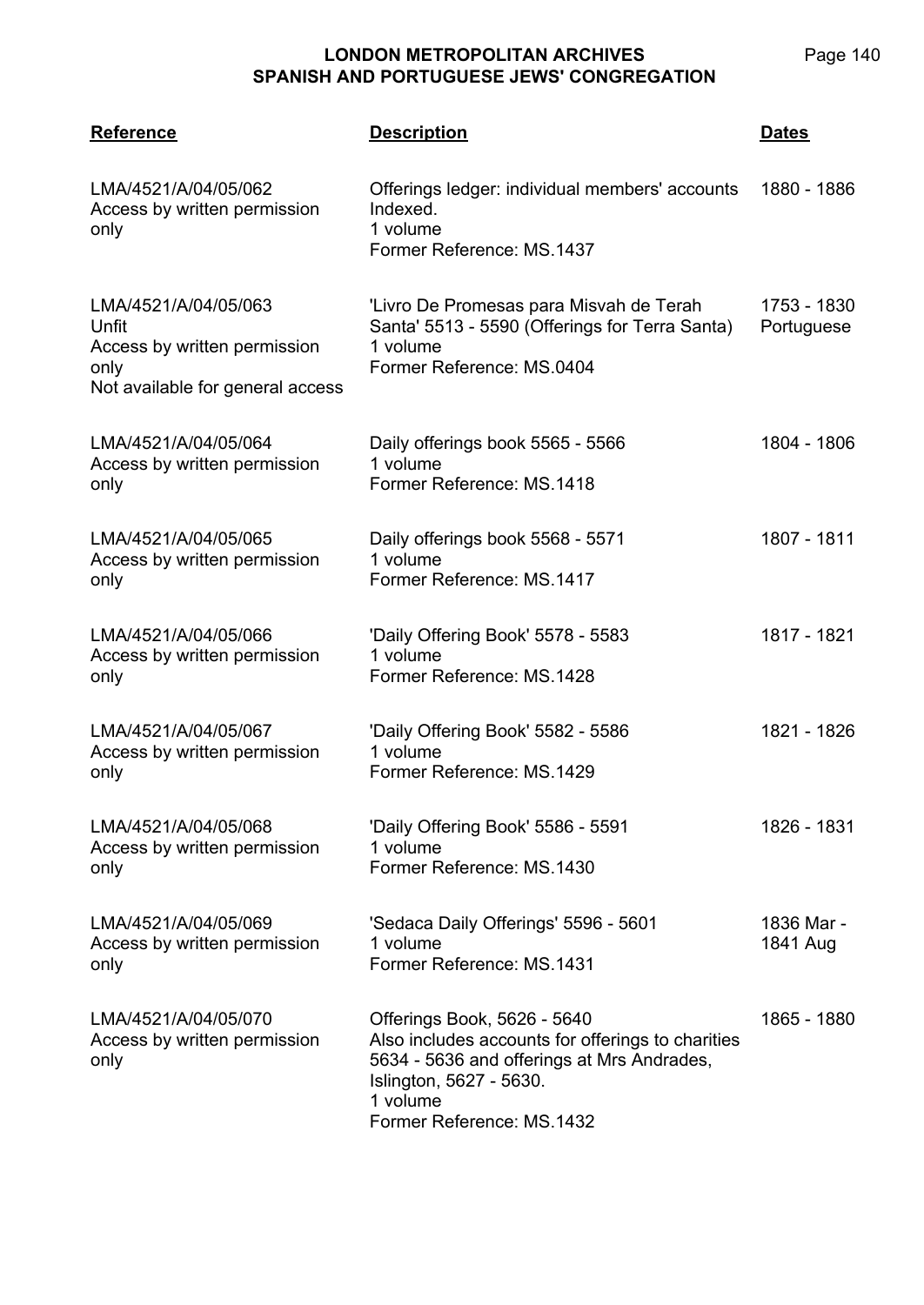| Reference | Description | Dates |
|---|---|---|
| LMA/4521/A/04/05/062<br>Access by written permission only | Offerings ledger: individual members' accounts Indexed.<br>1 volume<br>Former Reference: MS.1437 | 1880 - 1886 |
| LMA/4521/A/04/05/063<br>Unfit<br>Access by written permission only<br>Not available for general access | 'Livro De Promesas para Misvah de Terah Santa' 5513 - 5590 (Offerings for Terra Santa)<br>1 volume<br>Former Reference: MS.0404 | 1753 - 1830<br>Portuguese |
| LMA/4521/A/04/05/064<br>Access by written permission only | Daily offerings book 5565 - 5566<br>1 volume<br>Former Reference: MS.1418 | 1804 - 1806 |
| LMA/4521/A/04/05/065<br>Access by written permission only | Daily offerings book 5568 - 5571<br>1 volume<br>Former Reference: MS.1417 | 1807 - 1811 |
| LMA/4521/A/04/05/066<br>Access by written permission only | 'Daily Offering Book' 5578 - 5583<br>1 volume<br>Former Reference: MS.1428 | 1817 - 1821 |
| LMA/4521/A/04/05/067<br>Access by written permission only | 'Daily Offering Book' 5582 - 5586<br>1 volume<br>Former Reference: MS.1429 | 1821 - 1826 |
| LMA/4521/A/04/05/068<br>Access by written permission only | 'Daily Offering Book' 5586 - 5591<br>1 volume<br>Former Reference: MS.1430 | 1826 - 1831 |
| LMA/4521/A/04/05/069<br>Access by written permission only | 'Sedaca Daily Offerings' 5596 - 5601<br>1 volume<br>Former Reference: MS.1431 | 1836 Mar - 1841 Aug |
| LMA/4521/A/04/05/070<br>Access by written permission only | Offerings Book, 5626 - 5640<br>Also includes accounts for offerings to charities 5634 - 5636 and offerings at Mrs Andrades, Islington, 5627 - 5630.<br>1 volume<br>Former Reference: MS.1432 | 1865 - 1880 |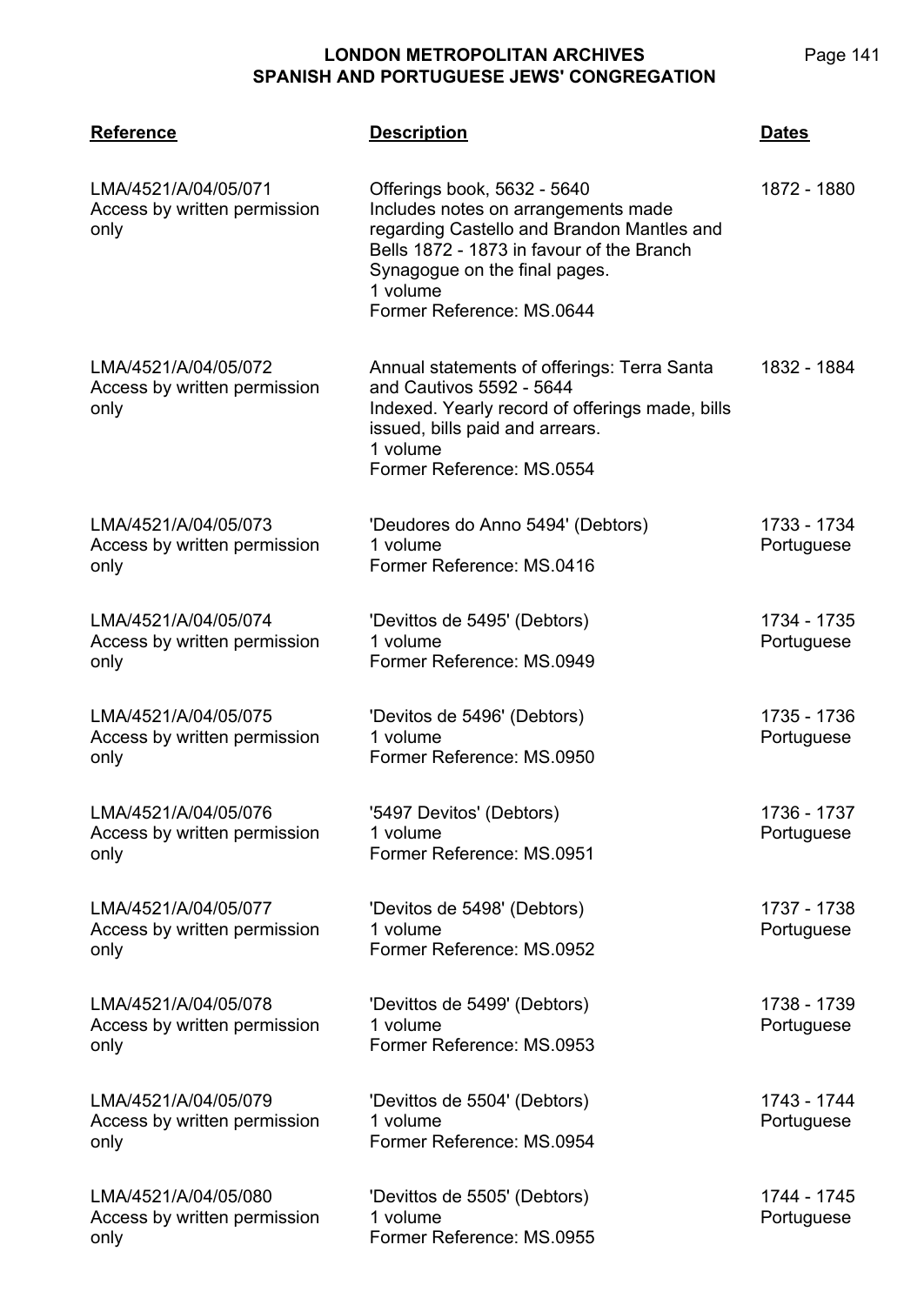| Reference | Description | Dates |
| --- | --- | --- |
| LMA/4521/A/04/05/071<br>Access by written permission only | Offerings book, 5632 - 5640<br>Includes notes on arrangements made regarding Castello and Brandon Mantles and Bells 1872 - 1873 in favour of the Branch Synagogue on the final pages.<br>1 volume<br>Former Reference: MS.0644 | 1872 - 1880 |
| LMA/4521/A/04/05/072<br>Access by written permission only | Annual statements of offerings: Terra Santa and Cautivos 5592 - 5644<br>Indexed. Yearly record of offerings made, bills issued, bills paid and arrears.<br>1 volume<br>Former Reference: MS.0554 | 1832 - 1884 |
| LMA/4521/A/04/05/073<br>Access by written permission only | 'Deudores do Anno 5494' (Debtors)<br>1 volume<br>Former Reference: MS.0416 | 1733 - 1734<br>Portuguese |
| LMA/4521/A/04/05/074<br>Access by written permission only | 'Devittos de 5495' (Debtors)<br>1 volume<br>Former Reference: MS.0949 | 1734 - 1735<br>Portuguese |
| LMA/4521/A/04/05/075<br>Access by written permission only | 'Devitos de 5496' (Debtors)<br>1 volume<br>Former Reference: MS.0950 | 1735 - 1736<br>Portuguese |
| LMA/4521/A/04/05/076<br>Access by written permission only | '5497 Devitos' (Debtors)<br>1 volume<br>Former Reference: MS.0951 | 1736 - 1737<br>Portuguese |
| LMA/4521/A/04/05/077<br>Access by written permission only | 'Devitos de 5498' (Debtors)<br>1 volume<br>Former Reference: MS.0952 | 1737 - 1738<br>Portuguese |
| LMA/4521/A/04/05/078<br>Access by written permission only | 'Devittos de 5499' (Debtors)<br>1 volume<br>Former Reference: MS.0953 | 1738 - 1739<br>Portuguese |
| LMA/4521/A/04/05/079<br>Access by written permission only | 'Devittos de 5504' (Debtors)<br>1 volume<br>Former Reference: MS.0954 | 1743 - 1744<br>Portuguese |
| LMA/4521/A/04/05/080<br>Access by written permission only | 'Devittos de 5505' (Debtors)<br>1 volume<br>Former Reference: MS.0955 | 1744 - 1745<br>Portuguese |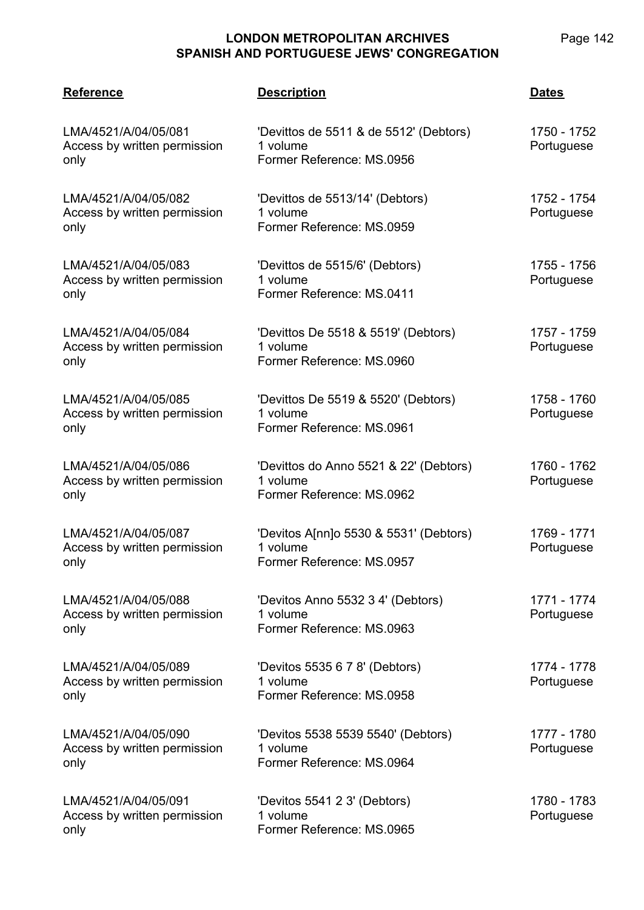| Reference | Description | Dates |
|---|---|---|
| LMA/4521/A/04/05/081<br>Access by written permission only | 'Devittos de 5511 & de 5512' (Debtors)<br>1 volume<br>Former Reference: MS.0956 | 1750 - 1752<br>Portuguese |
| LMA/4521/A/04/05/082<br>Access by written permission only | 'Devittos de 5513/14' (Debtors)<br>1 volume<br>Former Reference: MS.0959 | 1752 - 1754<br>Portuguese |
| LMA/4521/A/04/05/083<br>Access by written permission only | 'Devittos de 5515/6' (Debtors)<br>1 volume<br>Former Reference: MS.0411 | 1755 - 1756<br>Portuguese |
| LMA/4521/A/04/05/084<br>Access by written permission only | 'Devittos De 5518 & 5519' (Debtors)<br>1 volume<br>Former Reference: MS.0960 | 1757 - 1759<br>Portuguese |
| LMA/4521/A/04/05/085<br>Access by written permission only | 'Devittos De 5519 & 5520' (Debtors)<br>1 volume<br>Former Reference: MS.0961 | 1758 - 1760<br>Portuguese |
| LMA/4521/A/04/05/086<br>Access by written permission only | 'Devittos do Anno 5521 & 22' (Debtors)<br>1 volume<br>Former Reference: MS.0962 | 1760 - 1762<br>Portuguese |
| LMA/4521/A/04/05/087<br>Access by written permission only | 'Devitos A[nn]o 5530 & 5531' (Debtors)<br>1 volume<br>Former Reference: MS.0957 | 1769 - 1771<br>Portuguese |
| LMA/4521/A/04/05/088<br>Access by written permission only | 'Devitos Anno 5532 3 4' (Debtors)<br>1 volume<br>Former Reference: MS.0963 | 1771 - 1774<br>Portuguese |
| LMA/4521/A/04/05/089<br>Access by written permission only | 'Devitos 5535 6 7 8' (Debtors)<br>1 volume<br>Former Reference: MS.0958 | 1774 - 1778<br>Portuguese |
| LMA/4521/A/04/05/090<br>Access by written permission only | 'Devitos 5538 5539 5540' (Debtors)<br>1 volume<br>Former Reference: MS.0964 | 1777 - 1780<br>Portuguese |
| LMA/4521/A/04/05/091<br>Access by written permission only | 'Devitos 5541 2 3' (Debtors)<br>1 volume<br>Former Reference: MS.0965 | 1780 - 1783<br>Portuguese |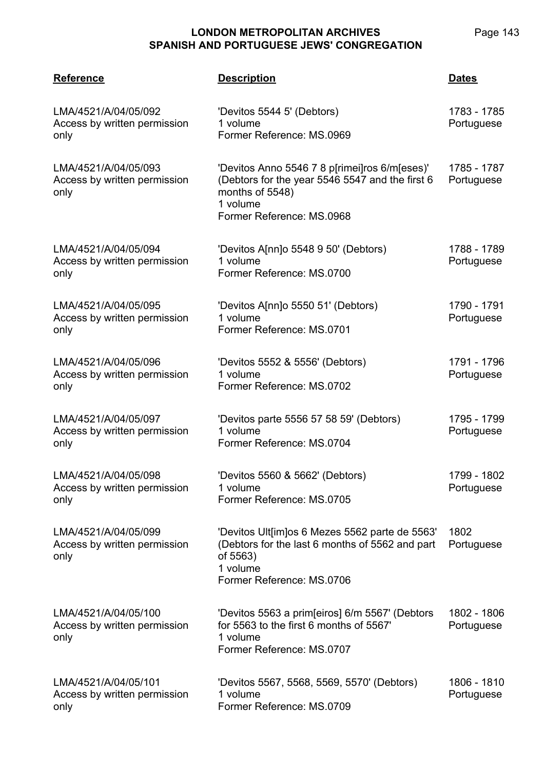| Reference | Description | Dates |
|---|---|---|
| LMA/4521/A/04/05/092<br>Access by written permission only | 'Devitos 5544 5' (Debtors)<br>1 volume<br>Former Reference: MS.0969 | 1783 - 1785<br>Portuguese |
| LMA/4521/A/04/05/093<br>Access by written permission only | 'Devitos Anno 5546 7 8 p[rimei]ros 6/m[eses)' (Debtors for the year 5546 5547 and the first 6 months of 5548)<br>1 volume<br>Former Reference: MS.0968 | 1785 - 1787<br>Portuguese |
| LMA/4521/A/04/05/094<br>Access by written permission only | 'Devitos A[nn]o 5548 9 50' (Debtors)<br>1 volume<br>Former Reference: MS.0700 | 1788 - 1789<br>Portuguese |
| LMA/4521/A/04/05/095<br>Access by written permission only | 'Devitos A[nn]o 5550 51' (Debtors)<br>1 volume<br>Former Reference: MS.0701 | 1790 - 1791<br>Portuguese |
| LMA/4521/A/04/05/096<br>Access by written permission only | 'Devitos 5552 & 5556' (Debtors)<br>1 volume<br>Former Reference: MS.0702 | 1791 - 1796<br>Portuguese |
| LMA/4521/A/04/05/097<br>Access by written permission only | 'Devitos parte 5556 57 58 59' (Debtors)<br>1 volume<br>Former Reference: MS.0704 | 1795 - 1799<br>Portuguese |
| LMA/4521/A/04/05/098<br>Access by written permission only | 'Devitos 5560 & 5662' (Debtors)<br>1 volume<br>Former Reference: MS.0705 | 1799 - 1802<br>Portuguese |
| LMA/4521/A/04/05/099<br>Access by written permission only | 'Devitos Ult[im]os 6 Mezes 5562 parte de 5563' (Debtors for the last 6 months of 5562 and part of 5563)<br>1 volume<br>Former Reference: MS.0706 | 1802<br>Portuguese |
| LMA/4521/A/04/05/100<br>Access by written permission only | 'Devitos 5563 a prim[eiros] 6/m 5567' (Debtors for 5563 to the first 6 months of 5567'<br>1 volume<br>Former Reference: MS.0707 | 1802 - 1806<br>Portuguese |
| LMA/4521/A/04/05/101<br>Access by written permission only | 'Devitos 5567, 5568, 5569, 5570' (Debtors)<br>1 volume<br>Former Reference: MS.0709 | 1806 - 1810<br>Portuguese |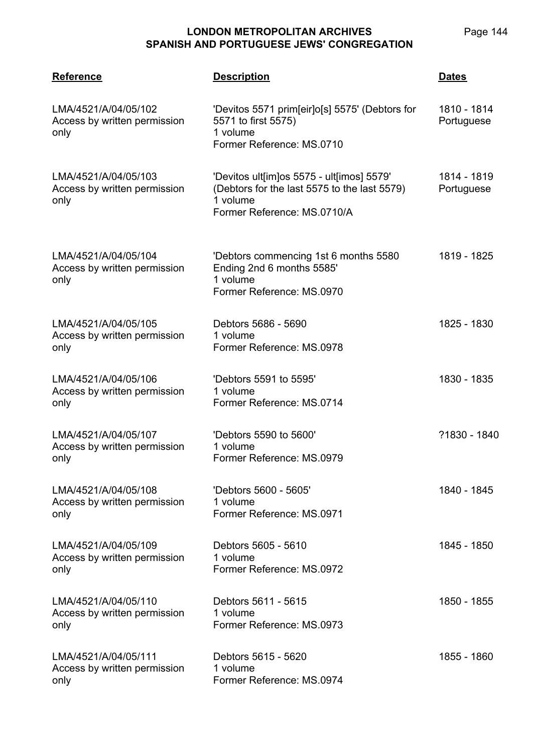| Reference | Description | Dates |
| --- | --- | --- |
| LMA/4521/A/04/05/102<br>Access by written permission only | 'Devitos 5571 prim[eir]o[s] 5575' (Debtors for 5571 to first 5575)<br>1 volume<br>Former Reference: MS.0710 | 1810 - 1814<br>Portuguese |
| LMA/4521/A/04/05/103<br>Access by written permission only | 'Devitos ult[im]os 5575 - ult[imos] 5579' (Debtors for the last 5575 to the last 5579)<br>1 volume<br>Former Reference: MS.0710/A | 1814 - 1819<br>Portuguese |
| LMA/4521/A/04/05/104<br>Access by written permission only | 'Debtors commencing 1st 6 months 5580 Ending 2nd 6 months 5585'<br>1 volume<br>Former Reference: MS.0970 | 1819 - 1825 |
| LMA/4521/A/04/05/105<br>Access by written permission only | Debtors 5686 - 5690<br>1 volume<br>Former Reference: MS.0978 | 1825 - 1830 |
| LMA/4521/A/04/05/106<br>Access by written permission only | 'Debtors 5591 to 5595'<br>1 volume<br>Former Reference: MS.0714 | 1830 - 1835 |
| LMA/4521/A/04/05/107<br>Access by written permission only | 'Debtors 5590 to 5600'<br>1 volume<br>Former Reference: MS.0979 | ?1830 - 1840 |
| LMA/4521/A/04/05/108<br>Access by written permission only | 'Debtors 5600 - 5605'<br>1 volume<br>Former Reference: MS.0971 | 1840 - 1845 |
| LMA/4521/A/04/05/109<br>Access by written permission only | Debtors 5605 - 5610<br>1 volume<br>Former Reference: MS.0972 | 1845 - 1850 |
| LMA/4521/A/04/05/110<br>Access by written permission only | Debtors 5611 - 5615<br>1 volume<br>Former Reference: MS.0973 | 1850 - 1855 |
| LMA/4521/A/04/05/111<br>Access by written permission only | Debtors 5615 - 5620<br>1 volume<br>Former Reference: MS.0974 | 1855 - 1860 |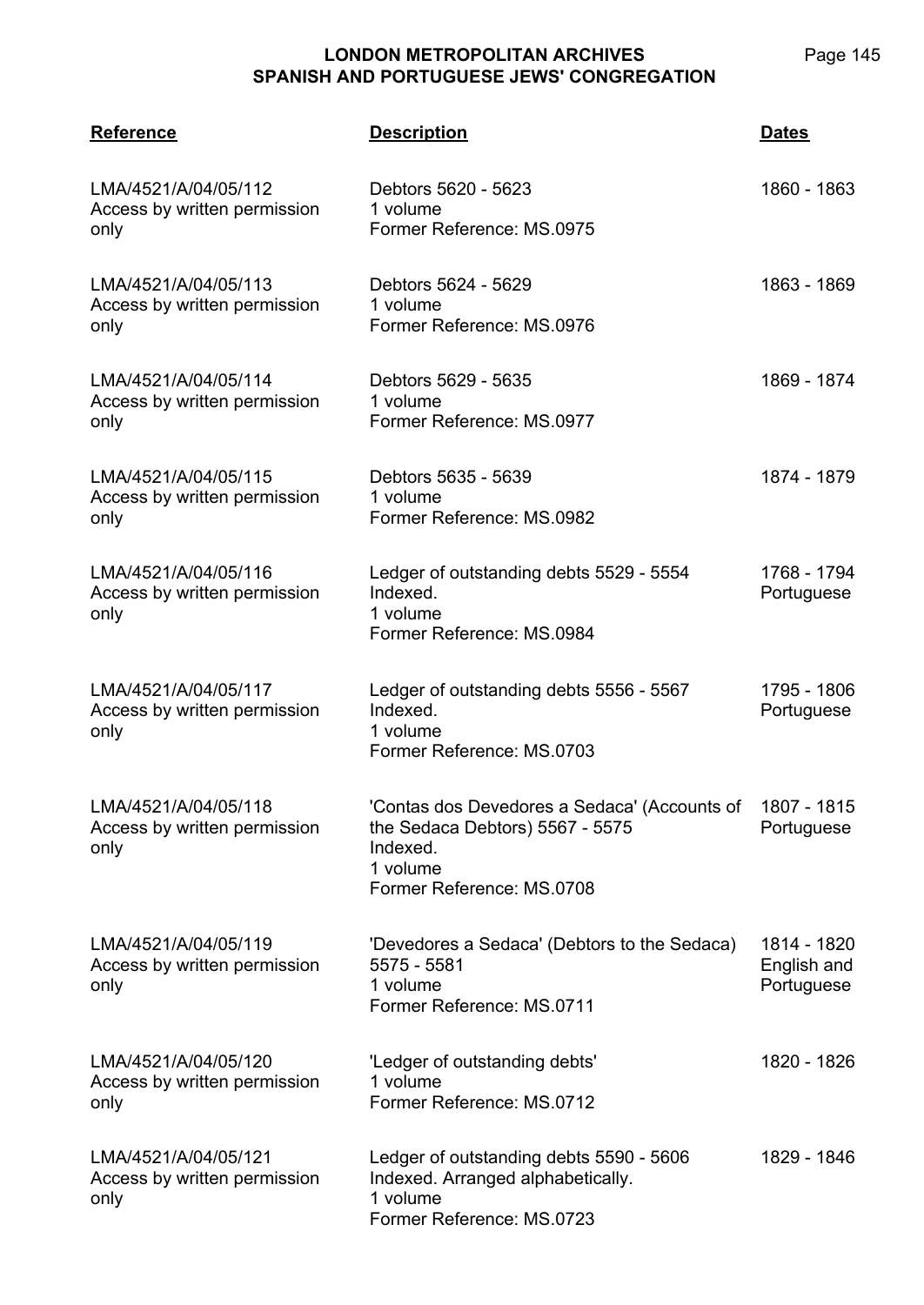| Reference | Description | Dates |
|---|---|---|
| LMA/4521/A/04/05/112<br>Access by written permission only | Debtors 5620 - 5623<br>1 volume<br>Former Reference: MS.0975 | 1860 - 1863 |
| LMA/4521/A/04/05/113<br>Access by written permission only | Debtors 5624 - 5629<br>1 volume<br>Former Reference: MS.0976 | 1863 - 1869 |
| LMA/4521/A/04/05/114<br>Access by written permission only | Debtors 5629 - 5635<br>1 volume<br>Former Reference: MS.0977 | 1869 - 1874 |
| LMA/4521/A/04/05/115<br>Access by written permission only | Debtors 5635 - 5639<br>1 volume<br>Former Reference: MS.0982 | 1874 - 1879 |
| LMA/4521/A/04/05/116<br>Access by written permission only | Ledger of outstanding debts 5529 - 5554<br>Indexed.<br>1 volume<br>Former Reference: MS.0984 | 1768 - 1794<br>Portuguese |
| LMA/4521/A/04/05/117<br>Access by written permission only | Ledger of outstanding debts 5556 - 5567<br>Indexed.<br>1 volume<br>Former Reference: MS.0703 | 1795 - 1806<br>Portuguese |
| LMA/4521/A/04/05/118<br>Access by written permission only | 'Contas dos Devedores a Sedaca' (Accounts of the Sedaca Debtors) 5567 - 5575<br>Indexed.<br>1 volume<br>Former Reference: MS.0708 | 1807 - 1815<br>Portuguese |
| LMA/4521/A/04/05/119<br>Access by written permission only | 'Devedores a Sedaca' (Debtors to the Sedaca) 5575 - 5581<br>1 volume<br>Former Reference: MS.0711 | 1814 - 1820<br>English and Portuguese |
| LMA/4521/A/04/05/120<br>Access by written permission only | 'Ledger of outstanding debts'<br>1 volume<br>Former Reference: MS.0712 | 1820 - 1826 |
| LMA/4521/A/04/05/121<br>Access by written permission only | Ledger of outstanding debts 5590 - 5606<br>Indexed. Arranged alphabetically.<br>1 volume<br>Former Reference: MS.0723 | 1829 - 1846 |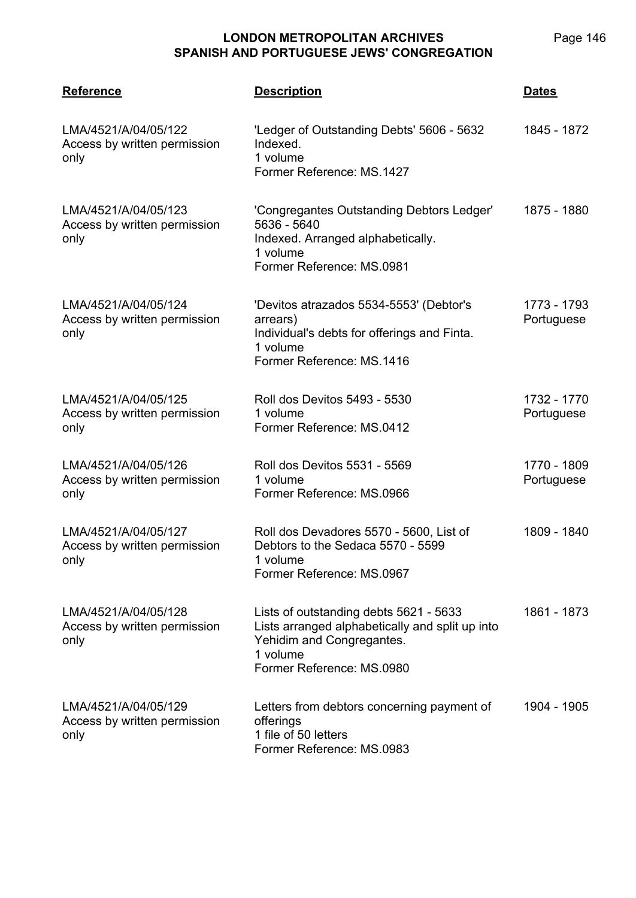| Reference | Description | Dates |
|---|---|---|
| LMA/4521/A/04/05/122<br>Access by written permission only | 'Ledger of Outstanding Debts' 5606 - 5632<br>Indexed.<br>1 volume<br>Former Reference: MS.1427 | 1845 - 1872 |
| LMA/4521/A/04/05/123<br>Access by written permission only | 'Congregantes Outstanding Debtors Ledger' 5636 - 5640<br>Indexed. Arranged alphabetically.<br>1 volume<br>Former Reference: MS.0981 | 1875 - 1880 |
| LMA/4521/A/04/05/124<br>Access by written permission only | 'Devitos atrazados 5534-5553' (Debtor's arrears)<br>Individual's debts for offerings and Finta.<br>1 volume<br>Former Reference: MS.1416 | 1773 - 1793<br>Portuguese |
| LMA/4521/A/04/05/125<br>Access by written permission only | Roll dos Devitos 5493 - 5530<br>1 volume<br>Former Reference: MS.0412 | 1732 - 1770<br>Portuguese |
| LMA/4521/A/04/05/126<br>Access by written permission only | Roll dos Devitos 5531 - 5569<br>1 volume<br>Former Reference: MS.0966 | 1770 - 1809<br>Portuguese |
| LMA/4521/A/04/05/127<br>Access by written permission only | Roll dos Devadores 5570 - 5600, List of Debtors to the Sedaca 5570 - 5599<br>1 volume<br>Former Reference: MS.0967 | 1809 - 1840 |
| LMA/4521/A/04/05/128<br>Access by written permission only | Lists of outstanding debts 5621 - 5633<br>Lists arranged alphabetically and split up into Yehidim and Congregantes.<br>1 volume<br>Former Reference: MS.0980 | 1861 - 1873 |
| LMA/4521/A/04/05/129<br>Access by written permission only | Letters from debtors concerning payment of offerings<br>1 file of 50 letters<br>Former Reference: MS.0983 | 1904 - 1905 |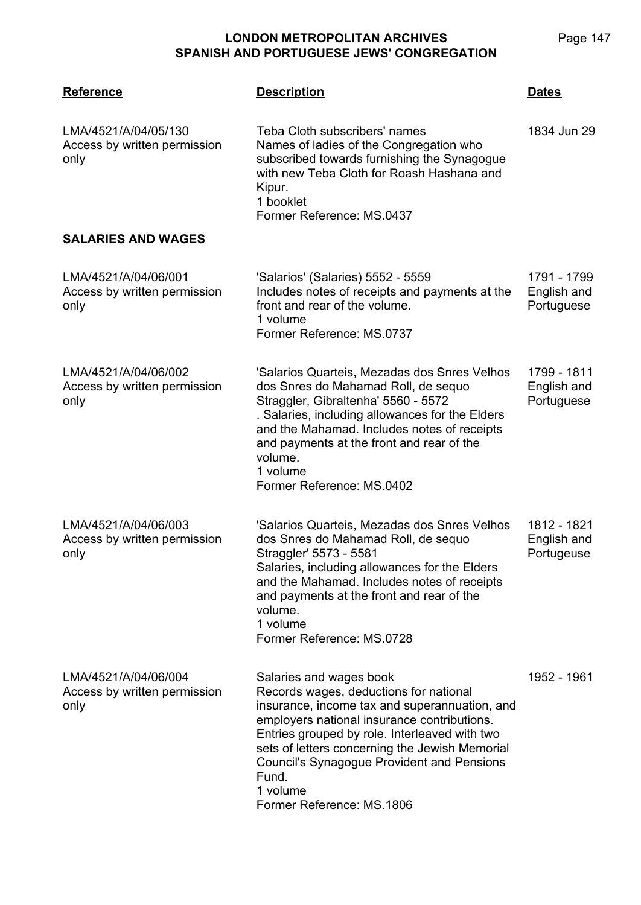| Reference | Description | Dates |
|---|---|---|
| LMA/4521/A/04/05/130<br>Access by written permission only | Teba Cloth subscribers' names<br>Names of ladies of the Congregation who subscribed towards furnishing the Synagogue with new Teba Cloth for Roash Hashana and Kipur.<br>1 booklet<br>Former Reference: MS.0437 | 1834 Jun 29 |

**SALARIES AND WAGES**

| Reference | Description | Dates |
|---|---|---|
| LMA/4521/A/04/06/001<br>Access by written permission only | 'Salarios' (Salaries) 5552 - 5559<br>Includes notes of receipts and payments at the front and rear of the volume.<br>1 volume<br>Former Reference: MS.0737 | 1791 - 1799<br>English and Portuguese |
| LMA/4521/A/04/06/002<br>Access by written permission only | 'Salarios Quarteis, Mezadas dos Snres Velhos dos Snres do Mahamad Roll, de sequo Straggler, Gibraltenha' 5560 - 5572<br>. Salaries, including allowances for the Elders and the Mahamad. Includes notes of receipts and payments at the front and rear of the volume.<br>1 volume<br>Former Reference: MS.0402 | 1799 - 1811<br>English and Portuguese |
| LMA/4521/A/04/06/003<br>Access by written permission only | 'Salarios Quarteis, Mezadas dos Snres Velhos dos Snres do Mahamad Roll, de sequo Straggler' 5573 - 5581<br>Salaries, including allowances for the Elders and the Mahamad. Includes notes of receipts and payments at the front and rear of the volume.<br>1 volume<br>Former Reference: MS.0728 | 1812 - 1821<br>English and Portugeuse |
| LMA/4521/A/04/06/004<br>Access by written permission only | Salaries and wages book<br>Records wages, deductions for national insurance, income tax and superannuation, and employers national insurance contributions. Entries grouped by role. Interleaved with two sets of letters concerning the Jewish Memorial Council's Synagogue Provident and Pensions Fund.<br>1 volume<br>Former Reference: MS.1806 | 1952 - 1961 |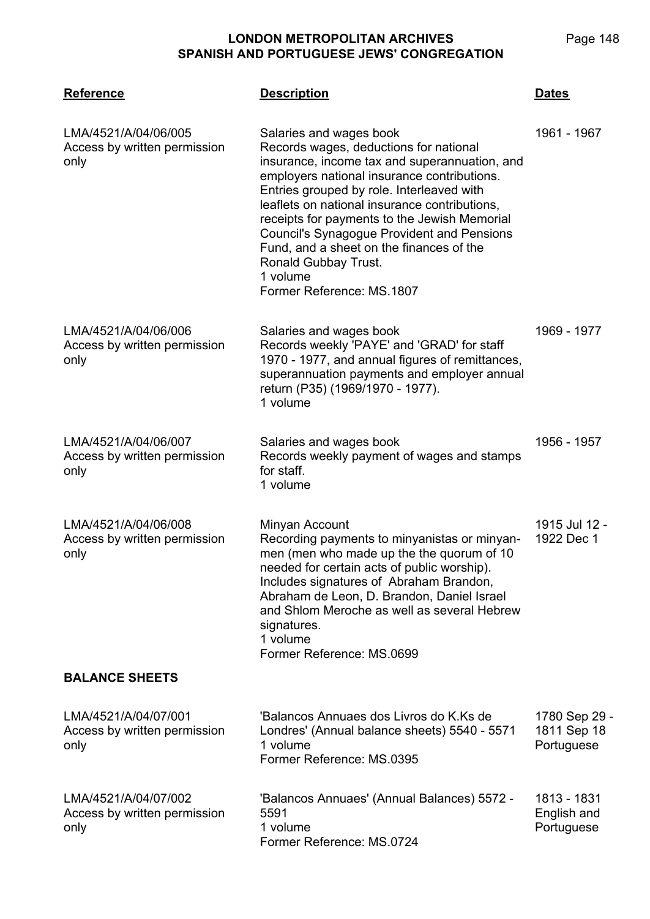| Reference | Description | Dates |
|---|---|---|
| LMA/4521/A/04/06/005<br>Access by written permission only | Salaries and wages book<br>Records wages, deductions for national insurance, income tax and superannuation, and employers national insurance contributions. Entries grouped by role. Interleaved with leaflets on national insurance contributions, receipts for payments to the Jewish Memorial Council's Synagogue Provident and Pensions Fund, and a sheet on the finances of the Ronald Gubbay Trust.<br>1 volume<br>Former Reference: MS.1807 | 1961 - 1967 |
| LMA/4521/A/04/06/006<br>Access by written permission only | Salaries and wages book<br>Records weekly 'PAYE' and 'GRAD' for staff 1970 - 1977, and annual figures of remittances, superannuation payments and employer annual return (P35) (1969/1970 - 1977).<br>1 volume | 1969 - 1977 |
| LMA/4521/A/04/06/007<br>Access by written permission only | Salaries and wages book<br>Records weekly payment of wages and stamps for staff.<br>1 volume | 1956 - 1957 |
| LMA/4521/A/04/06/008<br>Access by written permission only | Minyan Account<br>Recording payments to minyanistas or minyan-men (men who made up the the quorum of 10 needed for certain acts of public worship). Includes signatures of Abraham Brandon, Abraham de Leon, D. Brandon, Daniel Israel and Shlom Meroche as well as several Hebrew signatures.<br>1 volume<br>Former Reference: MS.0699 | 1915 Jul 12 - 1922 Dec 1 |

**BALANCE SHEETS**

| Reference | Description | Dates |
|---|---|---|
| LMA/4521/A/04/07/001<br>Access by written permission only | 'Balancos Annuaes dos Livros do K.Ks de Londres' (Annual balance sheets) 5540 - 5571<br>1 volume<br>Former Reference: MS.0395 | 1780 Sep 29 - 1811 Sep 18<br>Portuguese |
| LMA/4521/A/04/07/002<br>Access by written permission only | 'Balancos Annuaes' (Annual Balances) 5572 - 5591<br>1 volume<br>Former Reference: MS.0724 | 1813 - 1831<br>English and Portuguese |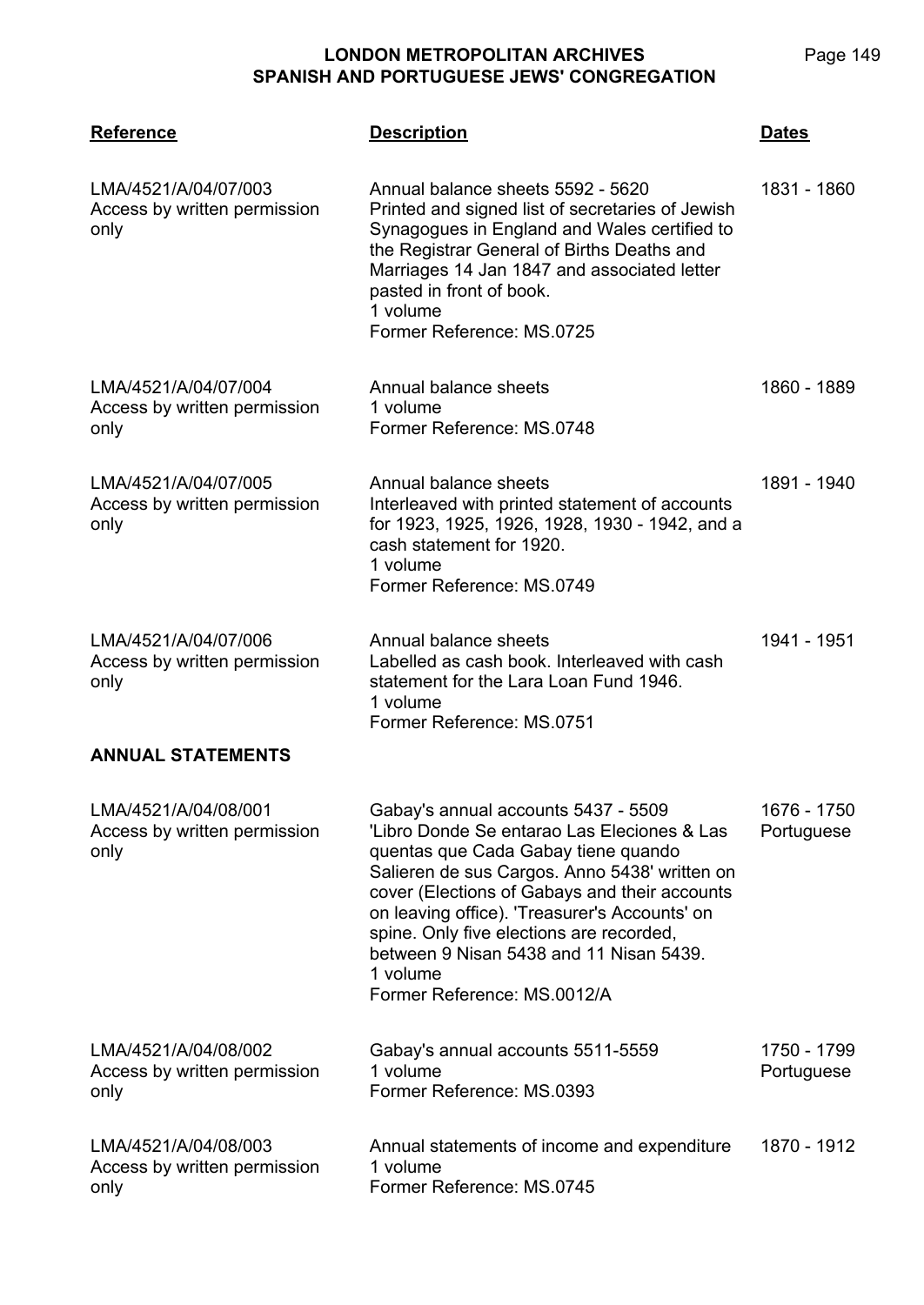| Reference | Description | Dates |
|---|---|---|
| LMA/4521/A/04/07/003<br>Access by written permission only | Annual balance sheets 5592 - 5620<br>Printed and signed list of secretaries of Jewish Synagogues in England and Wales certified to the Registrar General of Births Deaths and Marriages 14 Jan 1847 and associated letter pasted in front of book.<br>1 volume<br>Former Reference: MS.0725 | 1831 - 1860 |
| LMA/4521/A/04/07/004<br>Access by written permission only | Annual balance sheets<br>1 volume<br>Former Reference: MS.0748 | 1860 - 1889 |
| LMA/4521/A/04/07/005<br>Access by written permission only | Annual balance sheets<br>Interleaved with printed statement of accounts for 1923, 1925, 1926, 1928, 1930 - 1942, and a cash statement for 1920.<br>1 volume<br>Former Reference: MS.0749 | 1891 - 1940 |
| LMA/4521/A/04/07/006<br>Access by written permission only | Annual balance sheets<br>Labelled as cash book. Interleaved with cash statement for the Lara Loan Fund 1946.<br>1 volume<br>Former Reference: MS.0751 | 1941 - 1951 |

**ANNUAL STATEMENTS**

| Reference | Description | Dates |
|---|---|---|
| LMA/4521/A/04/08/001<br>Access by written permission only | Gabay's annual accounts 5437 - 5509<br>'Libro Donde Se entarao Las Eleciones & Las quentas que Cada Gabay tiene quando Salieren de sus Cargos. Anno 5438' written on cover (Elections of Gabays and their accounts on leaving office). 'Treasurer's Accounts' on spine. Only five elections are recorded, between 9 Nisan 5438 and 11 Nisan 5439.<br>1 volume<br>Former Reference: MS.0012/A | 1676 - 1750<br>Portuguese |
| LMA/4521/A/04/08/002<br>Access by written permission only | Gabay's annual accounts 5511-5559<br>1 volume<br>Former Reference: MS.0393 | 1750 - 1799<br>Portuguese |
| LMA/4521/A/04/08/003<br>Access by written permission only | Annual statements of income and expenditure<br>1 volume<br>Former Reference: MS.0745 | 1870 - 1912 |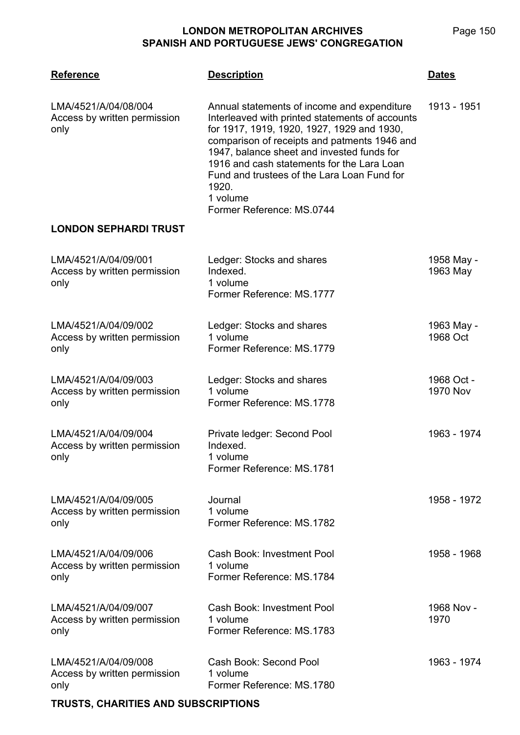| Reference | Description | Dates |
|---|---|---|
| LMA/4521/A/04/08/004<br>Access by written permission only | Annual statements of income and expenditure Interleaved with printed statements of accounts for 1917, 1919, 1920, 1927, 1929 and 1930, comparison of receipts and patments 1946 and 1947, balance sheet and invested funds for 1916 and cash statements for the Lara Loan Fund and trustees of the Lara Loan Fund for 1920.<br>1 volume<br>Former Reference: MS.0744 | 1913 - 1951 |

**LONDON SEPHARDI TRUST**

| Reference | Description | Dates |
|---|---|---|
| LMA/4521/A/04/09/001<br>Access by written permission only | Ledger: Stocks and shares<br>Indexed.<br>1 volume<br>Former Reference: MS.1777 | 1958 May - 1963 May |
| LMA/4521/A/04/09/002<br>Access by written permission only | Ledger: Stocks and shares<br>1 volume<br>Former Reference: MS.1779 | 1963 May - 1968 Oct |
| LMA/4521/A/04/09/003<br>Access by written permission only | Ledger: Stocks and shares<br>1 volume<br>Former Reference: MS.1778 | 1968 Oct - 1970 Nov |
| LMA/4521/A/04/09/004<br>Access by written permission only | Private ledger: Second Pool<br>Indexed.<br>1 volume<br>Former Reference: MS.1781 | 1963 - 1974 |
| LMA/4521/A/04/09/005<br>Access by written permission only | Journal<br>1 volume<br>Former Reference: MS.1782 | 1958 - 1972 |
| LMA/4521/A/04/09/006<br>Access by written permission only | Cash Book: Investment Pool<br>1 volume<br>Former Reference: MS.1784 | 1958 - 1968 |
| LMA/4521/A/04/09/007<br>Access by written permission only | Cash Book: Investment Pool<br>1 volume<br>Former Reference: MS.1783 | 1968 Nov - 1970 |
| LMA/4521/A/04/09/008<br>Access by written permission only | Cash Book: Second Pool<br>1 volume<br>Former Reference: MS.1780 | 1963 - 1974 |

**TRUSTS, CHARITIES AND SUBSCRIPTIONS**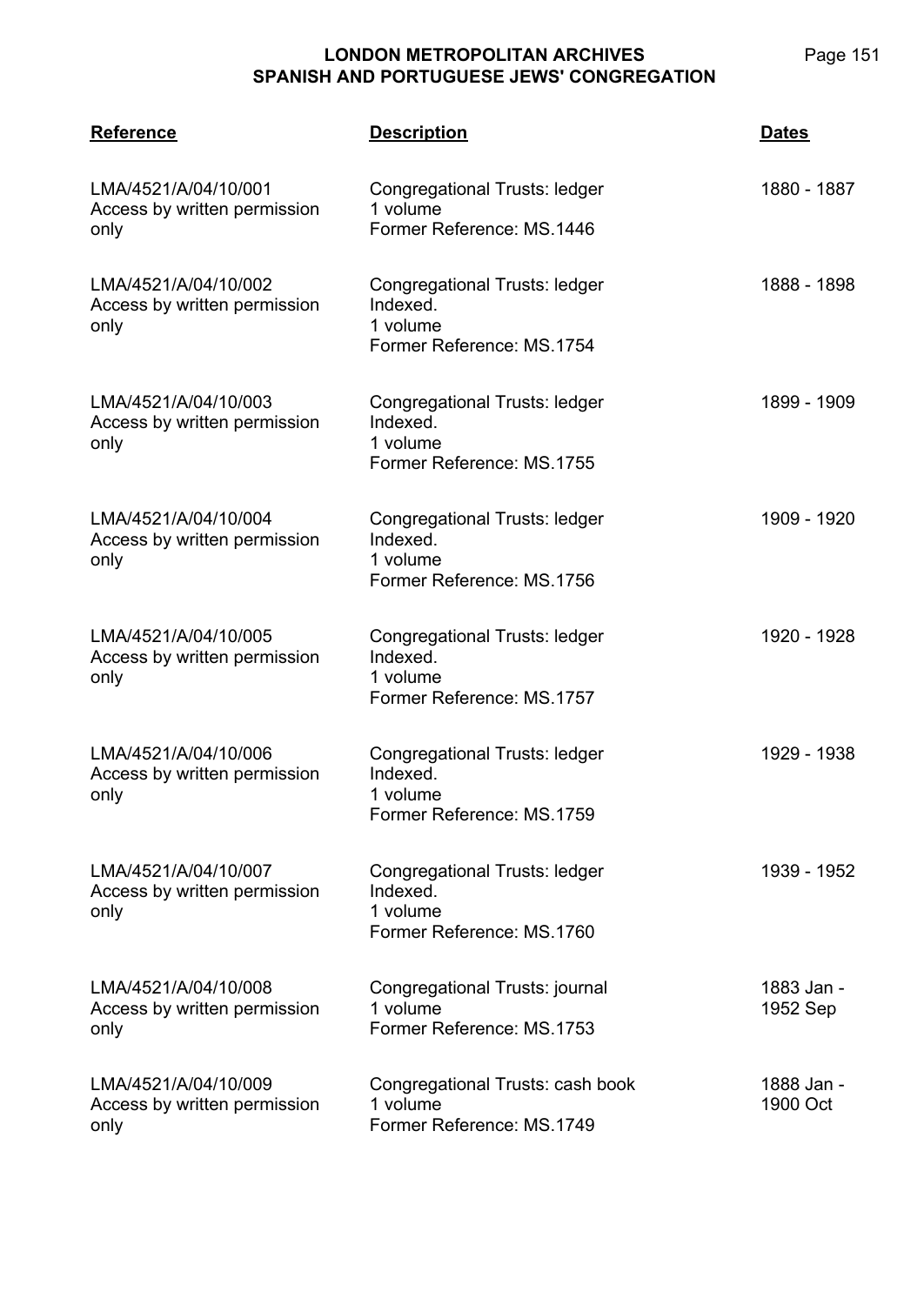| Reference | Description | Dates |
| --- | --- | --- |
| LMA/4521/A/04/10/001<br>Access by written permission only | Congregational Trusts: ledger<br>1 volume<br>Former Reference: MS.1446 | 1880 - 1887 |
| LMA/4521/A/04/10/002<br>Access by written permission only | Congregational Trusts: ledger<br>Indexed.<br>1 volume<br>Former Reference: MS.1754 | 1888 - 1898 |
| LMA/4521/A/04/10/003<br>Access by written permission only | Congregational Trusts: ledger<br>Indexed.<br>1 volume<br>Former Reference: MS.1755 | 1899 - 1909 |
| LMA/4521/A/04/10/004<br>Access by written permission only | Congregational Trusts: ledger<br>Indexed.<br>1 volume<br>Former Reference: MS.1756 | 1909 - 1920 |
| LMA/4521/A/04/10/005<br>Access by written permission only | Congregational Trusts: ledger<br>Indexed.<br>1 volume<br>Former Reference: MS.1757 | 1920 - 1928 |
| LMA/4521/A/04/10/006<br>Access by written permission only | Congregational Trusts: ledger<br>Indexed.<br>1 volume<br>Former Reference: MS.1759 | 1929 - 1938 |
| LMA/4521/A/04/10/007<br>Access by written permission only | Congregational Trusts: ledger<br>Indexed.<br>1 volume<br>Former Reference: MS.1760 | 1939 - 1952 |
| LMA/4521/A/04/10/008<br>Access by written permission only | Congregational Trusts: journal<br>1 volume<br>Former Reference: MS.1753 | 1883 Jan - 1952 Sep |
| LMA/4521/A/04/10/009<br>Access by written permission only | Congregational Trusts: cash book<br>1 volume<br>Former Reference: MS.1749 | 1888 Jan - 1900 Oct |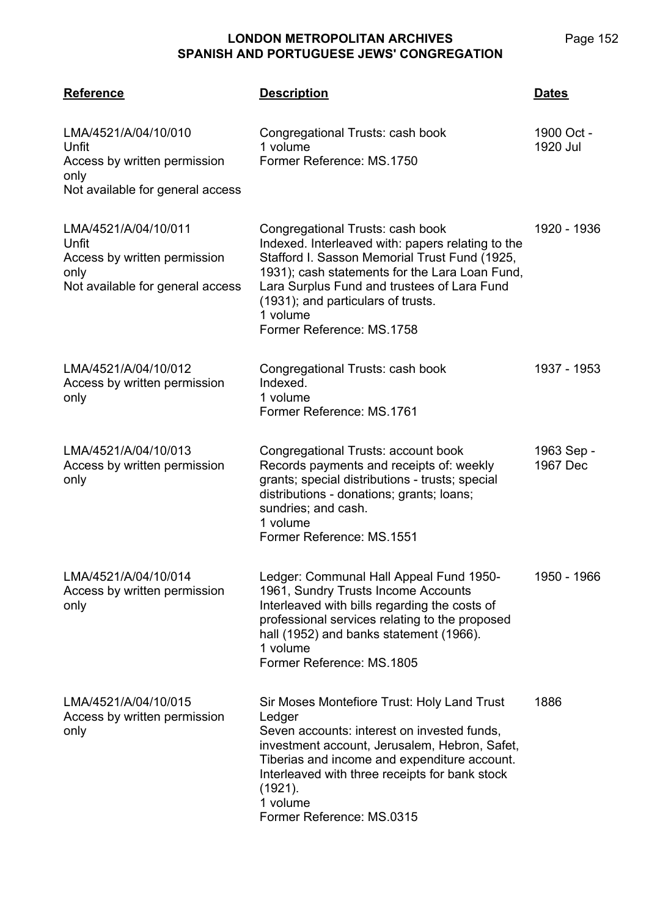| Reference | Description | Dates |
|---|---|---|
| LMA/4521/A/04/10/010<br>Unfit<br>Access by written permission only<br>Not available for general access | Congregational Trusts: cash book<br>1 volume<br>Former Reference: MS.1750 | 1900 Oct - 1920 Jul |
| LMA/4521/A/04/10/011<br>Unfit<br>Access by written permission only<br>Not available for general access | Congregational Trusts: cash book<br>Indexed. Interleaved with: papers relating to the Stafford I. Sasson Memorial Trust Fund (1925, 1931); cash statements for the Lara Loan Fund, Lara Surplus Fund and trustees of Lara Fund (1931); and particulars of trusts.<br>1 volume<br>Former Reference: MS.1758 | 1920 - 1936 |
| LMA/4521/A/04/10/012<br>Access by written permission only | Congregational Trusts: cash book<br>Indexed.<br>1 volume<br>Former Reference: MS.1761 | 1937 - 1953 |
| LMA/4521/A/04/10/013<br>Access by written permission only | Congregational Trusts: account book<br>Records payments and receipts of: weekly grants; special distributions - trusts; special distributions - donations; grants; loans; sundries; and cash.<br>1 volume<br>Former Reference: MS.1551 | 1963 Sep - 1967 Dec |
| LMA/4521/A/04/10/014<br>Access by written permission only | Ledger: Communal Hall Appeal Fund 1950-1961, Sundry Trusts Income Accounts<br>Interleaved with bills regarding the costs of professional services relating to the proposed hall (1952) and banks statement (1966).<br>1 volume<br>Former Reference: MS.1805 | 1950 - 1966 |
| LMA/4521/A/04/10/015<br>Access by written permission only | Sir Moses Montefiore Trust: Holy Land Trust Ledger<br>Seven accounts: interest on invested funds, investment account, Jerusalem, Hebron, Safet, Tiberias and income and expenditure account. Interleaved with three receipts for bank stock (1921).<br>1 volume<br>Former Reference: MS.0315 | 1886 |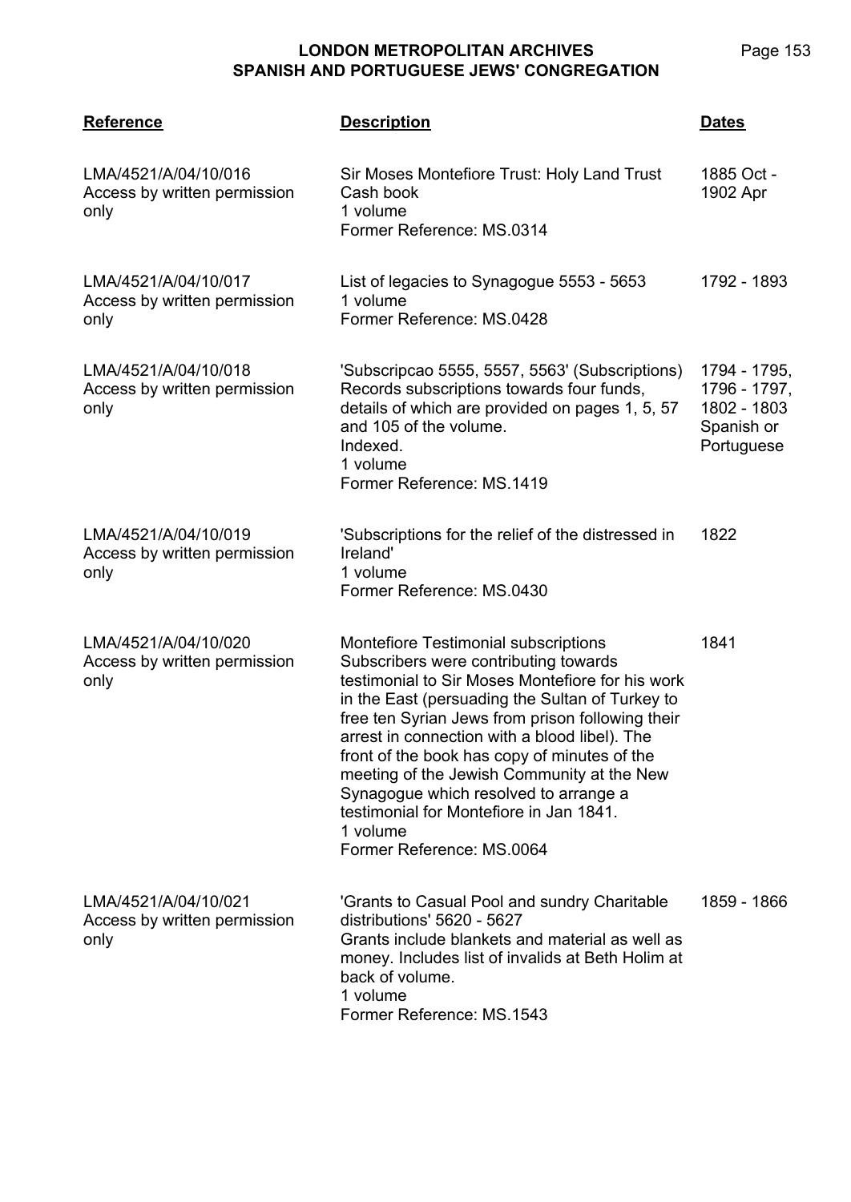| Reference | Description | Dates |
|---|---|---|
| LMA/4521/A/04/10/016<br>Access by written permission only | Sir Moses Montefiore Trust: Holy Land Trust Cash book<br>1 volume<br>Former Reference: MS.0314 | 1885 Oct - 1902 Apr |
| LMA/4521/A/04/10/017<br>Access by written permission only | List of legacies to Synagogue 5553 - 5653<br>1 volume<br>Former Reference: MS.0428 | 1792 - 1893 |
| LMA/4521/A/04/10/018<br>Access by written permission only | 'Subscripcao 5555, 5557, 5563' (Subscriptions)<br>Records subscriptions towards four funds, details of which are provided on pages 1, 5, 57 and 105 of the volume.<br>Indexed.<br>1 volume<br>Former Reference: MS.1419 | 1794 - 1795, 1796 - 1797, 1802 - 1803<br>Spanish or Portuguese |
| LMA/4521/A/04/10/019<br>Access by written permission only | 'Subscriptions for the relief of the distressed in Ireland'<br>1 volume<br>Former Reference: MS.0430 | 1822 |
| LMA/4521/A/04/10/020<br>Access by written permission only | Montefiore Testimonial subscriptions<br>Subscribers were contributing towards testimonial to Sir Moses Montefiore for his work in the East (persuading the Sultan of Turkey to free ten Syrian Jews from prison following their arrest in connection with a blood libel). The front of the book has copy of minutes of the meeting of the Jewish Community at the New Synagogue which resolved to arrange a testimonial for Montefiore in Jan 1841.<br>1 volume<br>Former Reference: MS.0064 | 1841 |
| LMA/4521/A/04/10/021<br>Access by written permission only | 'Grants to Casual Pool and sundry Charitable distributions' 5620 - 5627<br>Grants include blankets and material as well as money. Includes list of invalids at Beth Holim at back of volume.<br>1 volume<br>Former Reference: MS.1543 | 1859 - 1866 |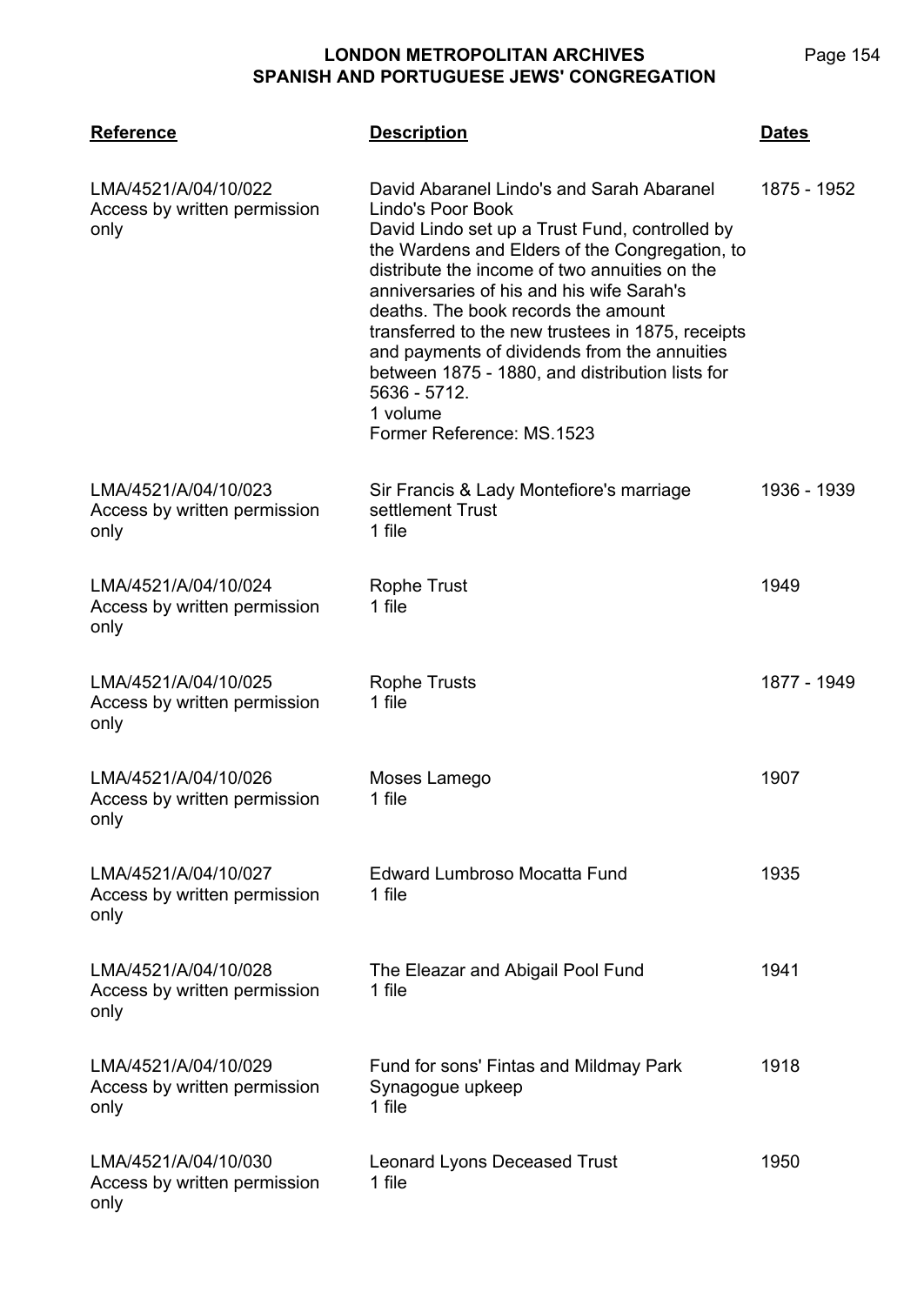| Reference | Description | Dates |
| --- | --- | --- |
| LMA/4521/A/04/10/022<br>Access by written permission only | David Abaranel Lindo's and Sarah Abaranel Lindo's Poor Book<br>David Lindo set up a Trust Fund, controlled by the Wardens and Elders of the Congregation, to distribute the income of two annuities on the anniversaries of his and his wife Sarah's deaths. The book records the amount transferred to the new trustees in 1875, receipts and payments of dividends from the annuities between 1875 - 1880, and distribution lists for 5636 - 5712.<br>1 volume<br>Former Reference: MS.1523 | 1875 - 1952 |
| LMA/4521/A/04/10/023<br>Access by written permission only | Sir Francis & Lady Montefiore's marriage settlement Trust<br>1 file | 1936 - 1939 |
| LMA/4521/A/04/10/024<br>Access by written permission only | Rophe Trust<br>1 file | 1949 |
| LMA/4521/A/04/10/025<br>Access by written permission only | Rophe Trusts<br>1 file | 1877 - 1949 |
| LMA/4521/A/04/10/026<br>Access by written permission only | Moses Lamego<br>1 file | 1907 |
| LMA/4521/A/04/10/027<br>Access by written permission only | Edward Lumbroso Mocatta Fund<br>1 file | 1935 |
| LMA/4521/A/04/10/028<br>Access by written permission only | The Eleazar and Abigail Pool Fund<br>1 file | 1941 |
| LMA/4521/A/04/10/029<br>Access by written permission only | Fund for sons' Fintas and Mildmay Park Synagogue upkeep<br>1 file | 1918 |
| LMA/4521/A/04/10/030<br>Access by written permission only | Leonard Lyons Deceased Trust<br>1 file | 1950 |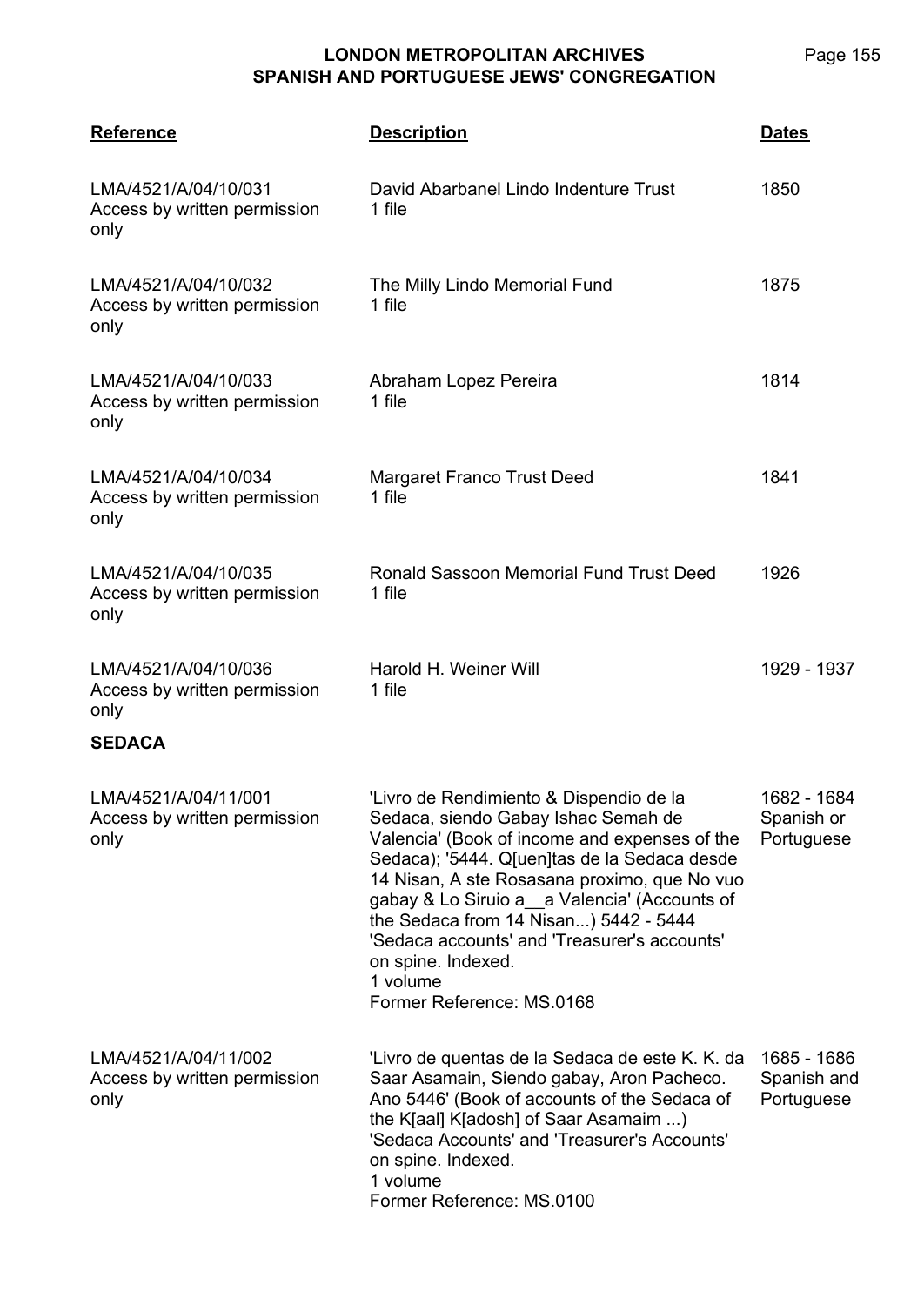| Reference | Description | Dates |
|---|---|---|
| LMA/4521/A/04/10/031<br>Access by written permission only | David Abarbanel Lindo Indenture Trust<br>1 file | 1850 |
| LMA/4521/A/04/10/032<br>Access by written permission only | The Milly Lindo Memorial Fund<br>1 file | 1875 |
| LMA/4521/A/04/10/033<br>Access by written permission only | Abraham Lopez Pereira<br>1 file | 1814 |
| LMA/4521/A/04/10/034<br>Access by written permission only | Margaret Franco Trust Deed<br>1 file | 1841 |
| LMA/4521/A/04/10/035<br>Access by written permission only | Ronald Sassoon Memorial Fund Trust Deed<br>1 file | 1926 |
| LMA/4521/A/04/10/036<br>Access by written permission only | Harold H. Weiner Will<br>1 file | 1929 - 1937 |

**SEDACA**

| Reference | Description | Dates |
|---|---|---|
| LMA/4521/A/04/11/001<br>Access by written permission only | 'Livro de Rendimiento & Dispendio de la Sedaca, siendo Gabay Ishac Semah de Valencia' (Book of income and expenses of the Sedaca); '5444. Q[uen]tas de la Sedaca desde 14 Nisan, A ste Rosasana proximo, que No vuo gabay & Lo Siruio a__a Valencia' (Accounts of the Sedaca from 14 Nisan...) 5442 - 5444<br>'Sedaca accounts' and 'Treasurer's accounts' on spine. Indexed.<br>1 volume<br>Former Reference: MS.0168 | 1682 - 1684<br>Spanish or Portuguese |
| LMA/4521/A/04/11/002<br>Access by written permission only | 'Livro de quentas de la Sedaca de este K. K. da Saar Asamain, Siendo gabay, Aron Pacheco. Ano 5446' (Book of accounts of the Sedaca of the K[aal] K[adosh] of Saar Asamaim ...)<br>'Sedaca Accounts' and 'Treasurer's Accounts' on spine. Indexed.<br>1 volume<br>Former Reference: MS.0100 | 1685 - 1686<br>Spanish and Portuguese |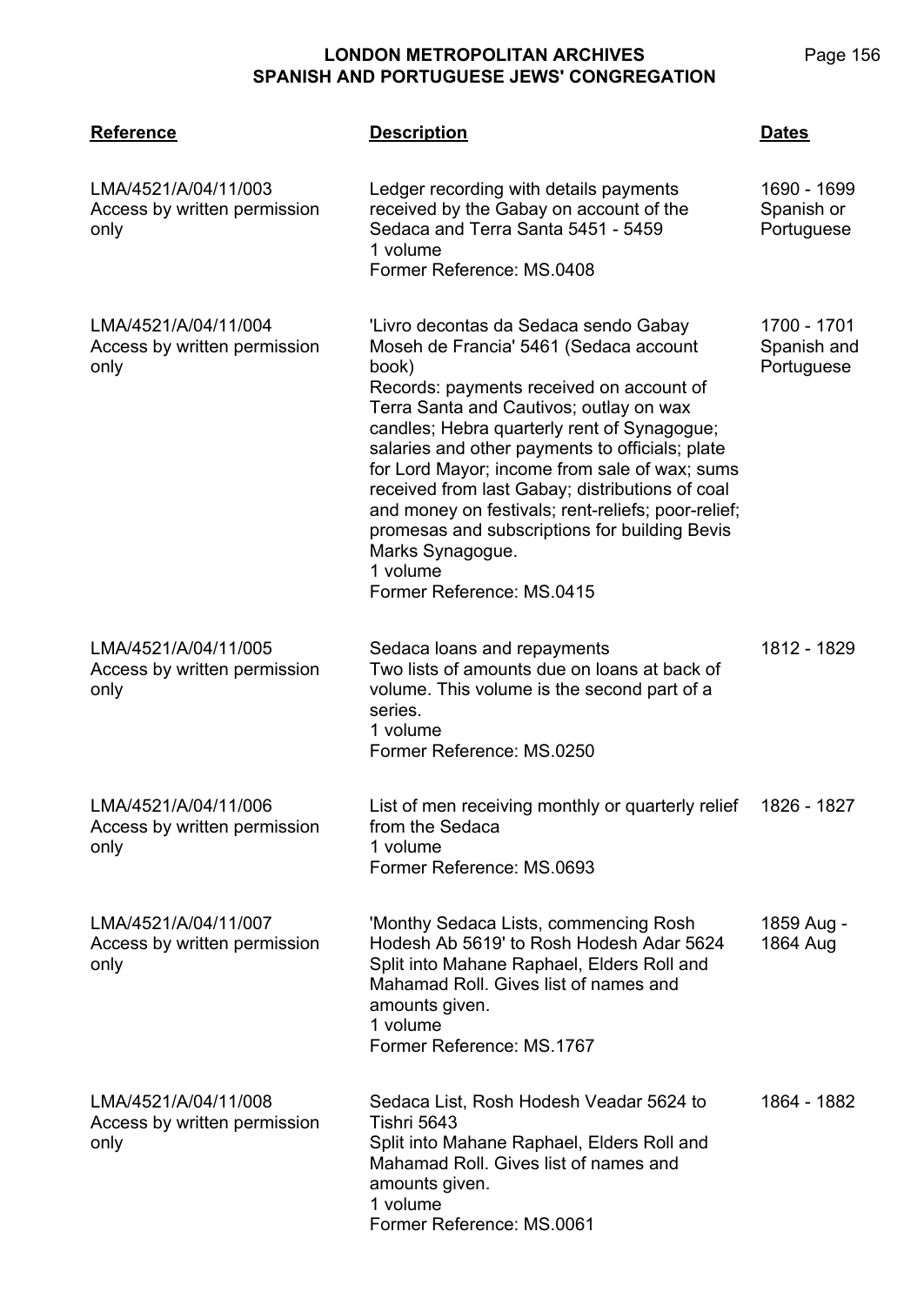| Reference | Description | Dates |
| --- | --- | --- |
| LMA/4521/A/04/11/003<br>Access by written permission only | Ledger recording with details payments received by the Gabay on account of the Sedaca and Terra Santa 5451 - 5459<br>1 volume<br>Former Reference: MS.0408 | 1690 - 1699<br>Spanish or Portuguese |
| LMA/4521/A/04/11/004<br>Access by written permission only | 'Livro decontas da Sedaca sendo Gabay Moseh de Francia' 5461 (Sedaca account book)<br>Records: payments received on account of Terra Santa and Cautivos; outlay on wax candles; Hebra quarterly rent of Synagogue; salaries and other payments to officials; plate for Lord Mayor; income from sale of wax; sums received from last Gabay; distributions of coal and money on festivals; rent-reliefs; poor-relief; promesas and subscriptions for building Bevis Marks Synagogue.<br>1 volume<br>Former Reference: MS.0415 | 1700 - 1701<br>Spanish and Portuguese |
| LMA/4521/A/04/11/005<br>Access by written permission only | Sedaca loans and repayments<br>Two lists of amounts due on loans at back of volume. This volume is the second part of a series.<br>1 volume<br>Former Reference: MS.0250 | 1812 - 1829 |
| LMA/4521/A/04/11/006<br>Access by written permission only | List of men receiving monthly or quarterly relief from the Sedaca<br>1 volume<br>Former Reference: MS.0693 | 1826 - 1827 |
| LMA/4521/A/04/11/007<br>Access by written permission only | 'Monthy Sedaca Lists, commencing Rosh Hodesh Ab 5619' to Rosh Hodesh Adar 5624<br>Split into Mahane Raphael, Elders Roll and Mahamad Roll. Gives list of names and amounts given.<br>1 volume<br>Former Reference: MS.1767 | 1859 Aug - 1864 Aug |
| LMA/4521/A/04/11/008<br>Access by written permission only | Sedaca List, Rosh Hodesh Veadar 5624 to Tishri 5643<br>Split into Mahane Raphael, Elders Roll and Mahamad Roll. Gives list of names and amounts given.<br>1 volume<br>Former Reference: MS.0061 | 1864 - 1882 |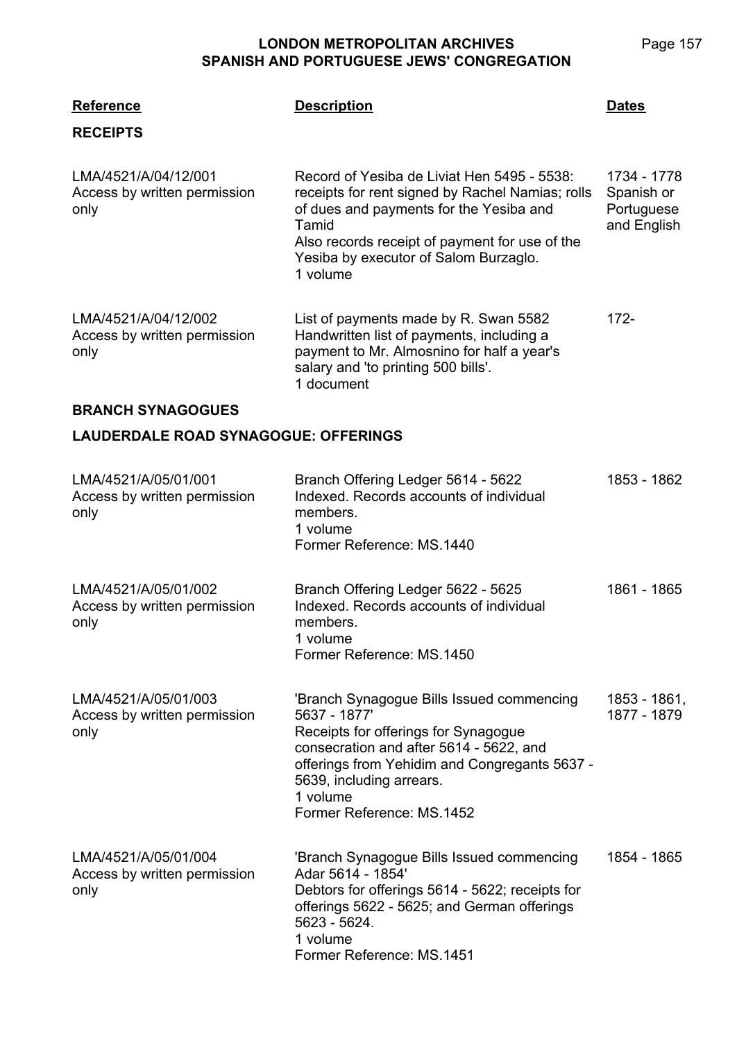| Reference | Description | Dates |
|---|---|---|
| **RECEIPTS** | | |
| LMA/4521/A/04/12/001<br>Access by written permission only | Record of Yesiba de Liviat Hen 5495 - 5538: receipts for rent signed by Rachel Namias; rolls of dues and payments for the Yesiba and Tamid<br>Also records receipt of payment for use of the Yesiba by executor of Salom Burzaglo.<br>1 volume | 1734 - 1778<br>Spanish or Portuguese and English |
| LMA/4521/A/04/12/002<br>Access by written permission only | List of payments made by R. Swan 5582<br>Handwritten list of payments, including a payment to Mr. Almosnino for half a year's salary and 'to printing 500 bills'.<br>1 document | 172- |
| **BRANCH SYNAGOGUES** | | |
| **LAUDERDALE ROAD SYNAGOGUE: OFFERINGS** | | |
| LMA/4521/A/05/01/001<br>Access by written permission only | Branch Offering Ledger 5614 - 5622<br>Indexed. Records accounts of individual members.<br>1 volume<br>Former Reference: MS.1440 | 1853 - 1862 |
| LMA/4521/A/05/01/002<br>Access by written permission only | Branch Offering Ledger 5622 - 5625<br>Indexed. Records accounts of individual members.<br>1 volume<br>Former Reference: MS.1450 | 1861 - 1865 |
| LMA/4521/A/05/01/003<br>Access by written permission only | 'Branch Synagogue Bills Issued commencing 5637 - 1877'<br>Receipts for offerings for Synagogue consecration and after 5614 - 5622, and offerings from Yehidim and Congregants 5637 - 5639, including arrears.<br>1 volume<br>Former Reference: MS.1452 | 1853 - 1861,<br>1877 - 1879 |
| LMA/4521/A/05/01/004<br>Access by written permission only | 'Branch Synagogue Bills Issued commencing Adar 5614 - 1854'<br>Debtors for offerings 5614 - 5622; receipts for offerings 5622 - 5625; and German offerings 5623 - 5624.<br>1 volume<br>Former Reference: MS.1451 | 1854 - 1865 |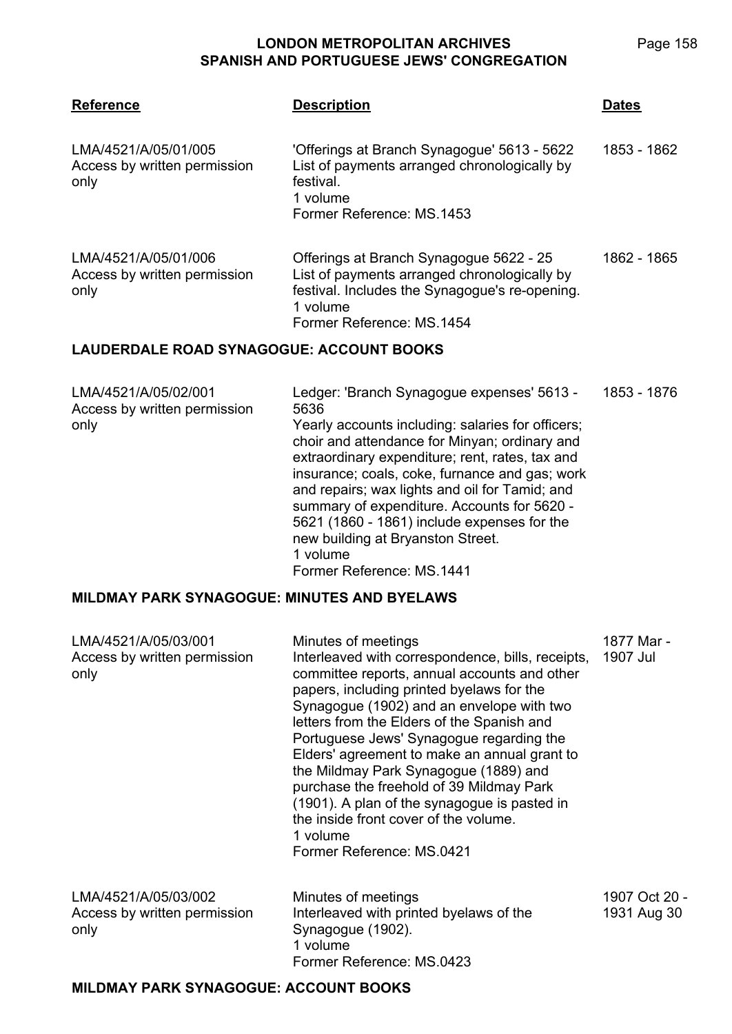| Reference | Description | Dates |
|---|---|---|
| LMA/4521/A/05/01/005<br>Access by written permission only | 'Offerings at Branch Synagogue' 5613 - 5622<br>List of payments arranged chronologically by festival.<br>1 volume<br>Former Reference: MS.1453 | 1853 - 1862 |
| LMA/4521/A/05/01/006<br>Access by written permission only | Offerings at Branch Synagogue 5622 - 25<br>List of payments arranged chronologically by festival. Includes the Synagogue's re-opening.<br>1 volume<br>Former Reference: MS.1454 | 1862 - 1865 |

## LAUDERDALE ROAD SYNAGOGUE: ACCOUNT BOOKS

| Reference | Description | Dates |
|---|---|---|
| LMA/4521/A/05/02/001<br>Access by written permission only | Ledger: 'Branch Synagogue expenses' 5613 - 5636<br>Yearly accounts including: salaries for officers; choir and attendance for Minyan; ordinary and extraordinary expenditure; rent, rates, tax and insurance; coals, coke, furnance and gas; work and repairs; wax lights and oil for Tamid; and summary of expenditure. Accounts for 5620 - 5621 (1860 - 1861) include expenses for the new building at Bryanston Street.<br>1 volume<br>Former Reference: MS.1441 | 1853 - 1876 |

## MILDMAY PARK SYNAGOGUE: MINUTES AND BYELAWS

| Reference | Description | Dates |
|---|---|---|
| LMA/4521/A/05/03/001<br>Access by written permission only | Minutes of meetings<br>Interleaved with correspondence, bills, receipts, committee reports, annual accounts and other papers, including printed byelaws for the Synagogue (1902) and an envelope with two letters from the Elders of the Spanish and Portuguese Jews' Synagogue regarding the Elders' agreement to make an annual grant to the Mildmay Park Synagogue (1889) and purchase the freehold of 39 Mildmay Park (1901). A plan of the synagogue is pasted in the inside front cover of the volume.<br>1 volume<br>Former Reference: MS.0421 | 1877 Mar - 1907 Jul |
| LMA/4521/A/05/03/002<br>Access by written permission only | Minutes of meetings<br>Interleaved with printed byelaws of the Synagogue (1902).<br>1 volume<br>Former Reference: MS.0423 | 1907 Oct 20 - 1931 Aug 30 |

## MILDMAY PARK SYNAGOGUE: ACCOUNT BOOKS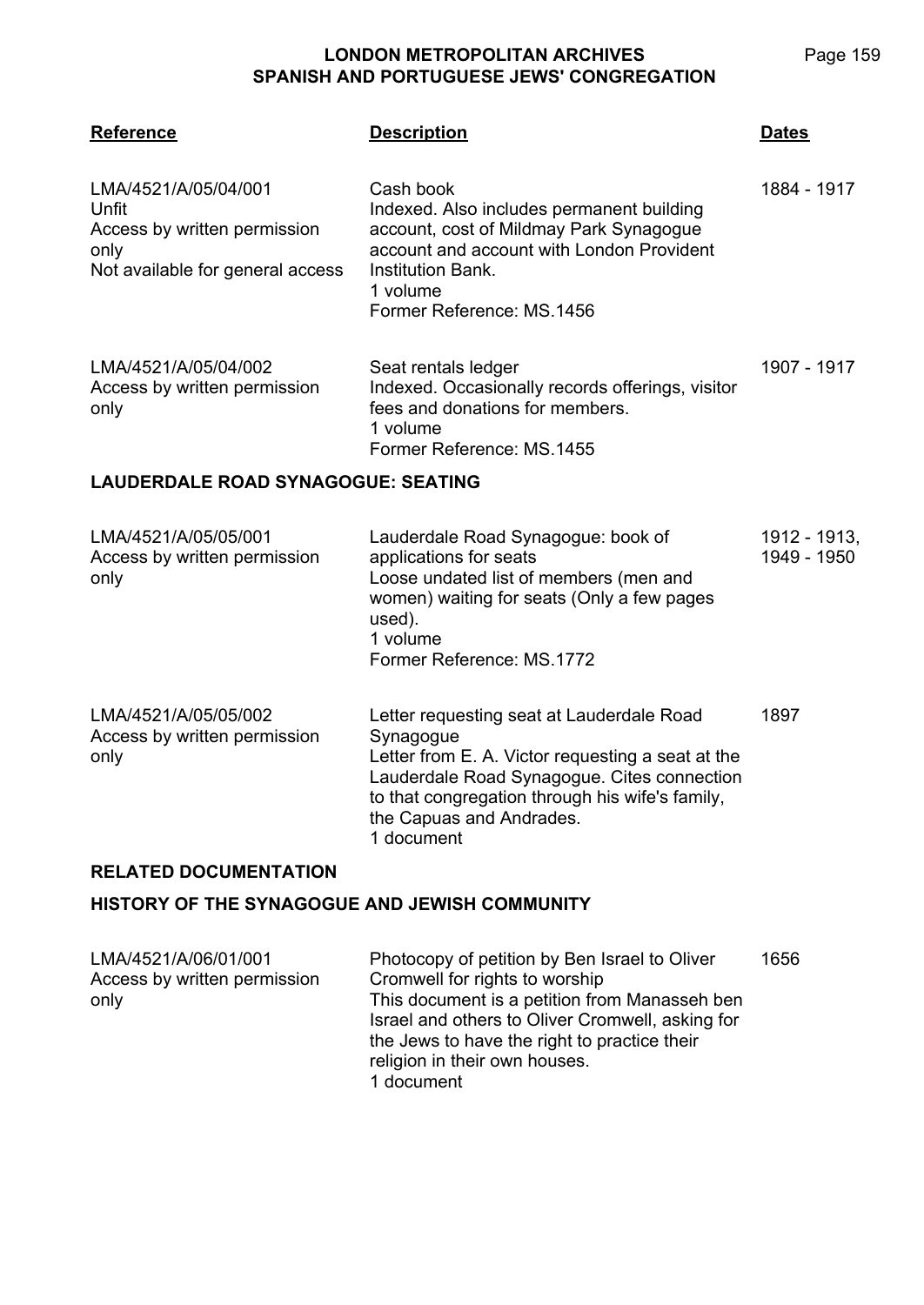| Reference | Description | Dates |
|---|---|---|
| LMA/4521/A/05/04/001<br>Unfit<br>Access by written permission only<br>Not available for general access | Cash book<br>Indexed. Also includes permanent building account, cost of Mildmay Park Synagogue account and account with London Provident Institution Bank.<br>1 volume<br>Former Reference: MS.1456 | 1884 - 1917 |
| LMA/4521/A/05/04/002<br>Access by written permission only | Seat rentals ledger<br>Indexed. Occasionally records offerings, visitor fees and donations for members.<br>1 volume<br>Former Reference: MS.1455 | 1907 - 1917 |

## LAUDERDALE ROAD SYNAGOGUE: SEATING

| Reference | Description | Dates |
|---|---|---|
| LMA/4521/A/05/05/001<br>Access by written permission only | Lauderdale Road Synagogue: book of applications for seats<br>Loose undated list of members (men and women) waiting for seats (Only a few pages used).<br>1 volume<br>Former Reference: MS.1772 | 1912 - 1913, 1949 - 1950 |
| LMA/4521/A/05/05/002<br>Access by written permission only | Letter requesting seat at Lauderdale Road Synagogue<br>Letter from E. A. Victor requesting a seat at the Lauderdale Road Synagogue. Cites connection to that congregation through his wife's family, the Capuas and Andrades.<br>1 document | 1897 |

## RELATED DOCUMENTATION

## HISTORY OF THE SYNAGOGUE AND JEWISH COMMUNITY

| Reference | Description | Dates |
|---|---|---|
| LMA/4521/A/06/01/001<br>Access by written permission only | Photocopy of petition by Ben Israel to Oliver Cromwell for rights to worship<br>This document is a petition from Manasseh ben Israel and others to Oliver Cromwell, asking for the Jews to have the right to practice their religion in their own houses.<br>1 document | 1656 |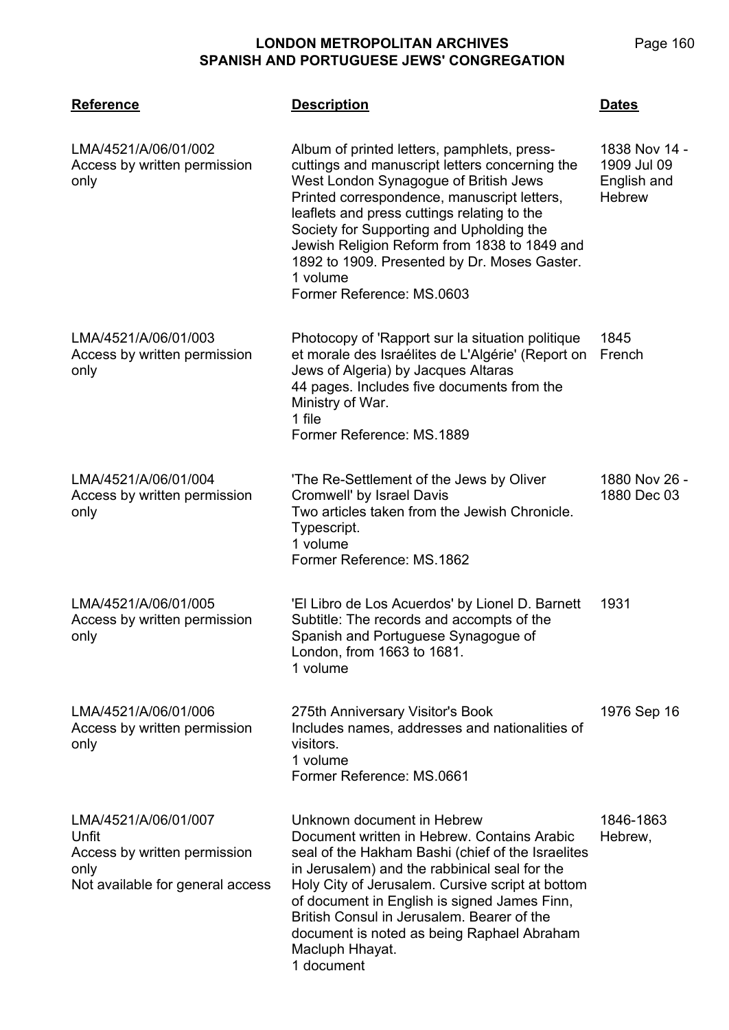| Reference | Description | Dates |
|---|---|---|
| LMA/4521/A/06/01/002<br>Access by written permission only | Album of printed letters, pamphlets, press-cuttings and manuscript letters concerning the West London Synagogue of British Jews<br>Printed correspondence, manuscript letters, leaflets and press cuttings relating to the Society for Supporting and Upholding the Jewish Religion Reform from 1838 to 1849 and 1892 to 1909. Presented by Dr. Moses Gaster.<br>1 volume<br>Former Reference: MS.0603 | 1838 Nov 14 - 1909 Jul 09<br>English and Hebrew |
| LMA/4521/A/06/01/003<br>Access by written permission only | Photocopy of 'Rapport sur la situation politique et morale des Israélites de L'Algérie' (Report on Jews of Algeria) by Jacques Altaras<br>44 pages. Includes five documents from the Ministry of War.<br>1 file<br>Former Reference: MS.1889 | 1845<br>French |
| LMA/4521/A/06/01/004<br>Access by written permission only | 'The Re-Settlement of the Jews by Oliver Cromwell' by Israel Davis<br>Two articles taken from the Jewish Chronicle. Typescript.<br>1 volume<br>Former Reference: MS.1862 | 1880 Nov 26 - 1880 Dec 03 |
| LMA/4521/A/06/01/005<br>Access by written permission only | 'El Libro de Los Acuerdos' by Lionel D. Barnett<br>Subtitle: The records and accompts of the Spanish and Portuguese Synagogue of London, from 1663 to 1681.<br>1 volume | 1931 |
| LMA/4521/A/06/01/006<br>Access by written permission only | 275th Anniversary Visitor's Book<br>Includes names, addresses and nationalities of visitors.<br>1 volume<br>Former Reference: MS.0661 | 1976 Sep 16 |
| LMA/4521/A/06/01/007<br>Unfit<br>Access by written permission only<br>Not available for general access | Unknown document in Hebrew<br>Document written in Hebrew. Contains Arabic seal of the Hakham Bashi (chief of the Israelites in Jerusalem) and the rabbinical seal for the Holy City of Jerusalem. Cursive script at bottom of document in English is signed James Finn, British Consul in Jerusalem. Bearer of the document is noted as being Raphael Abraham Macluph Hhayat.<br>1 document | 1846-1863<br>Hebrew, |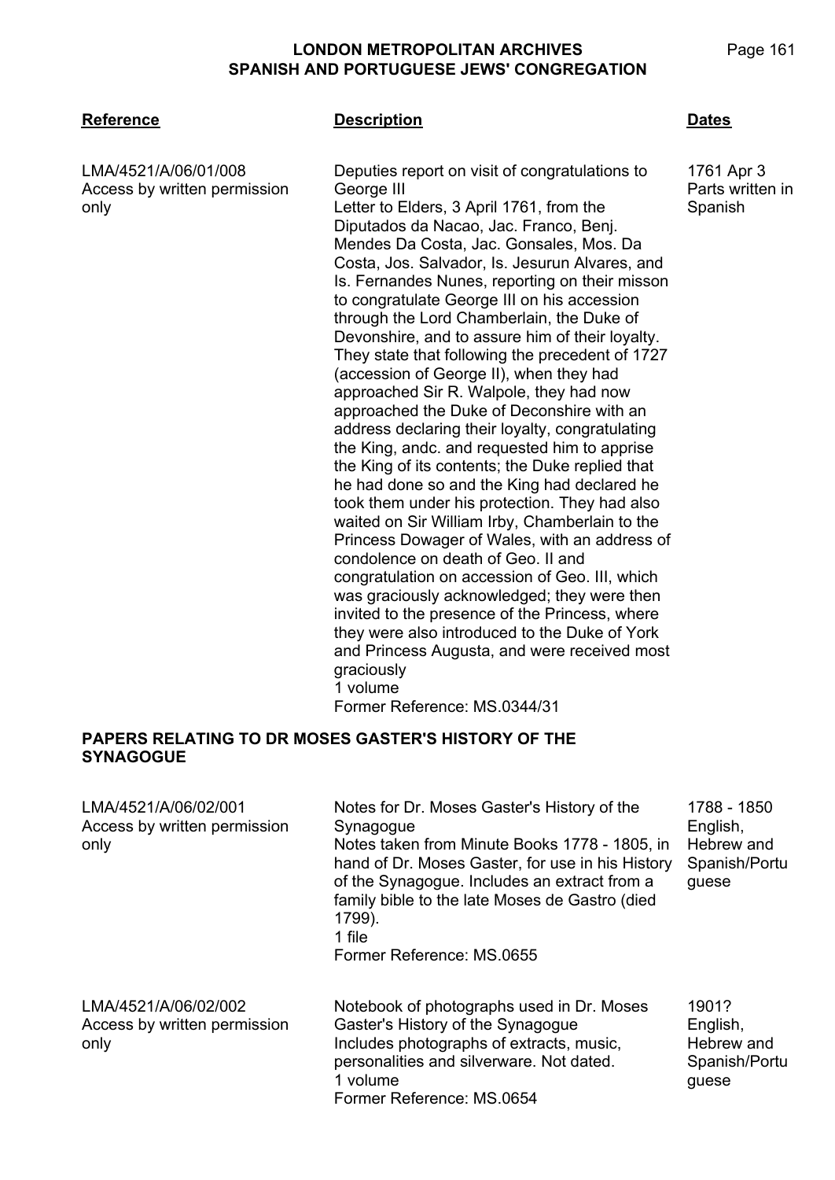| Reference | Description | Dates |
|---|---|---|
| LMA/4521/A/06/01/008<br>Access by written permission only | Deputies report on visit of congratulations to George III<br>Letter to Elders, 3 April 1761, from the Diputados da Nacao, Jac. Franco, Benj. Mendes Da Costa, Jac. Gonsales, Mos. Da Costa, Jos. Salvador, Is. Jesurun Alvares, and Is. Fernandes Nunes, reporting on their misson to congratulate George III on his accession through the Lord Chamberlain, the Duke of Devonshire, and to assure him of their loyalty. They state that following the precedent of 1727 (accession of George II), when they had approached Sir R. Walpole, they had now approached the Duke of Deconshire with an address declaring their loyalty, congratulating the King, andc. and requested him to apprise the King of its contents; the Duke replied that he had done so and the King had declared he took them under his protection. They had also waited on Sir William Irby, Chamberlain to the Princess Dowager of Wales, with an address of condolence on death of Geo. II and congratulation on accession of Geo. III, which was graciously acknowledged; they were then invited to the presence of the Princess, where they were also introduced to the Duke of York and Princess Augusta, and were received most graciously<br>1 volume<br>Former Reference: MS.0344/31 | 1761 Apr 3<br>Parts written in Spanish |

## PAPERS RELATING TO DR MOSES GASTER'S HISTORY OF THE SYNAGOGUE

| Reference | Description | Dates |
|---|---|---|
| LMA/4521/A/06/02/001<br>Access by written permission only | Notes for Dr. Moses Gaster's History of the Synagogue<br>Notes taken from Minute Books 1778 - 1805, in hand of Dr. Moses Gaster, for use in his History of the Synagogue. Includes an extract from a family bible to the late Moses de Gastro (died 1799).<br>1 file<br>Former Reference: MS.0655 | 1788 - 1850<br>English, Hebrew and Spanish/Portuguese |
| LMA/4521/A/06/02/002<br>Access by written permission only | Notebook of photographs used in Dr. Moses Gaster's History of the Synagogue<br>Includes photographs of extracts, music, personalities and silverware. Not dated.<br>1 volume<br>Former Reference: MS.0654 | 1901?<br>English, Hebrew and Spanish/Portuguese |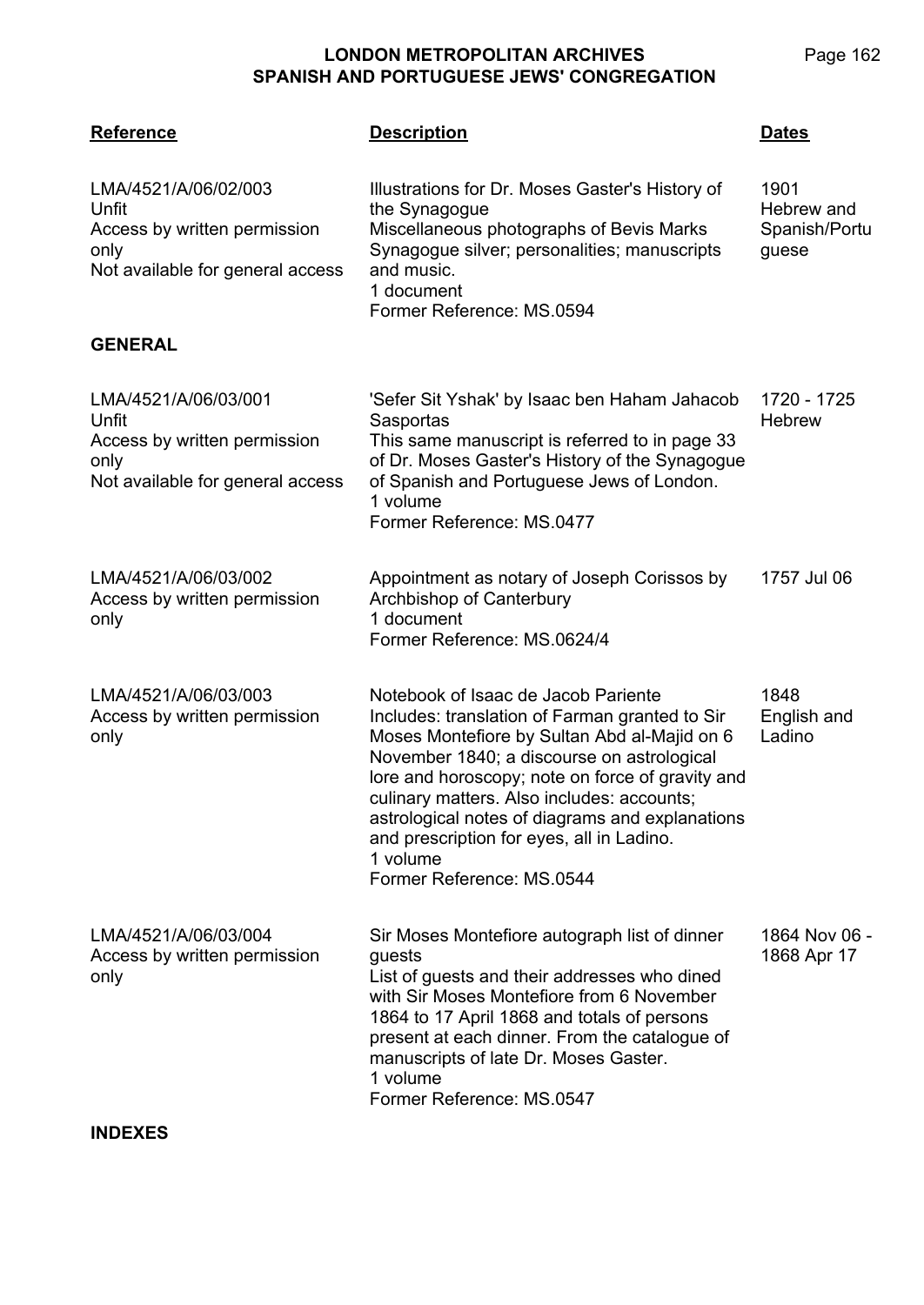| Reference | Description | Dates |
|---|---|---|
| LMA/4521/A/06/02/003<br>Unfit<br>Access by written permission only<br>Not available for general access | Illustrations for Dr. Moses Gaster's History of the Synagogue<br>Miscellaneous photographs of Bevis Marks Synagogue silver; personalities; manuscripts and music.<br>1 document<br>Former Reference: MS.0594 | 1901<br>Hebrew and Spanish/Portuguese |

**GENERAL**

| Reference | Description | Dates |
|---|---|---|
| LMA/4521/A/06/03/001<br>Unfit<br>Access by written permission only<br>Not available for general access | 'Sefer Sit Yshak' by Isaac ben Haham Jahacob Sasportas<br>This same manuscript is referred to in page 33 of Dr. Moses Gaster's History of the Synagogue of Spanish and Portuguese Jews of London.<br>1 volume<br>Former Reference: MS.0477 | 1720 - 1725<br>Hebrew |
| LMA/4521/A/06/03/002<br>Access by written permission only | Appointment as notary of Joseph Corissos by Archbishop of Canterbury<br>1 document<br>Former Reference: MS.0624/4 | 1757 Jul 06 |
| LMA/4521/A/06/03/003<br>Access by written permission only | Notebook of Isaac de Jacob Pariente<br>Includes: translation of Farman granted to Sir Moses Montefiore by Sultan Abd al-Majid on 6 November 1840; a discourse on astrological lore and horoscopy; note on force of gravity and culinary matters. Also includes: accounts; astrological notes of diagrams and explanations and prescription for eyes, all in Ladino.<br>1 volume<br>Former Reference: MS.0544 | 1848<br>English and Ladino |
| LMA/4521/A/06/03/004<br>Access by written permission only | Sir Moses Montefiore autograph list of dinner guests<br>List of guests and their addresses who dined with Sir Moses Montefiore from 6 November 1864 to 17 April 1868 and totals of persons present at each dinner. From the catalogue of manuscripts of late Dr. Moses Gaster.<br>1 volume<br>Former Reference: MS.0547 | 1864 Nov 06 - 1868 Apr 17 |

**INDEXES**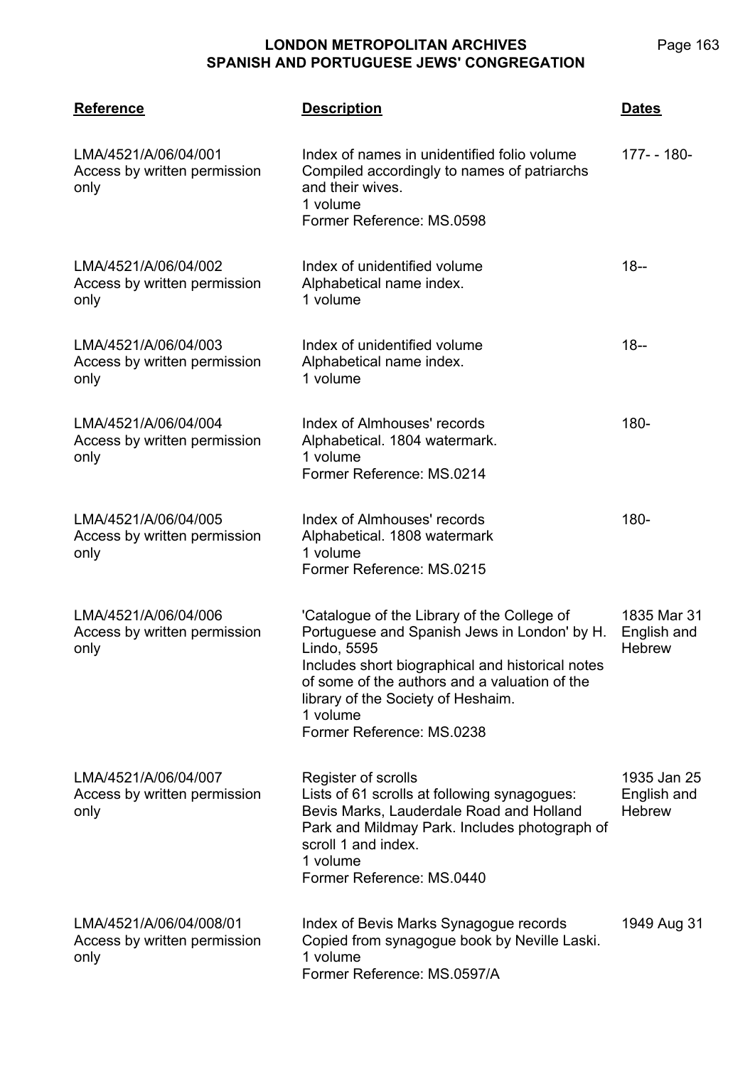| Reference | Description | Dates |
| --- | --- | --- |
| LMA/4521/A/06/04/001<br>Access by written permission only | Index of names in unidentified folio volume<br>Compiled accordingly to names of patriarchs and their wives.<br>1 volume<br>Former Reference: MS.0598 | 177- - 180- |
| LMA/4521/A/06/04/002<br>Access by written permission only | Index of unidentified volume<br>Alphabetical name index.<br>1 volume | 18-- |
| LMA/4521/A/06/04/003<br>Access by written permission only | Index of unidentified volume<br>Alphabetical name index.<br>1 volume | 18-- |
| LMA/4521/A/06/04/004<br>Access by written permission only | Index of Almhouses' records<br>Alphabetical. 1804 watermark.<br>1 volume<br>Former Reference: MS.0214 | 180- |
| LMA/4521/A/06/04/005<br>Access by written permission only | Index of Almhouses' records<br>Alphabetical. 1808 watermark<br>1 volume<br>Former Reference: MS.0215 | 180- |
| LMA/4521/A/06/04/006<br>Access by written permission only | 'Catalogue of the Library of the College of Portuguese and Spanish Jews in London' by H. Lindo, 5595<br>Includes short biographical and historical notes of some of the authors and a valuation of the library of the Society of Heshaim.<br>1 volume<br>Former Reference: MS.0238 | 1835 Mar 31<br>English and Hebrew |
| LMA/4521/A/06/04/007<br>Access by written permission only | Register of scrolls<br>Lists of 61 scrolls at following synagogues: Bevis Marks, Lauderdale Road and Holland Park and Mildmay Park. Includes photograph of scroll 1 and index.<br>1 volume<br>Former Reference: MS.0440 | 1935 Jan 25<br>English and Hebrew |
| LMA/4521/A/06/04/008/01<br>Access by written permission only | Index of Bevis Marks Synagogue records<br>Copied from synagogue book by Neville Laski.<br>1 volume<br>Former Reference: MS.0597/A | 1949 Aug 31 |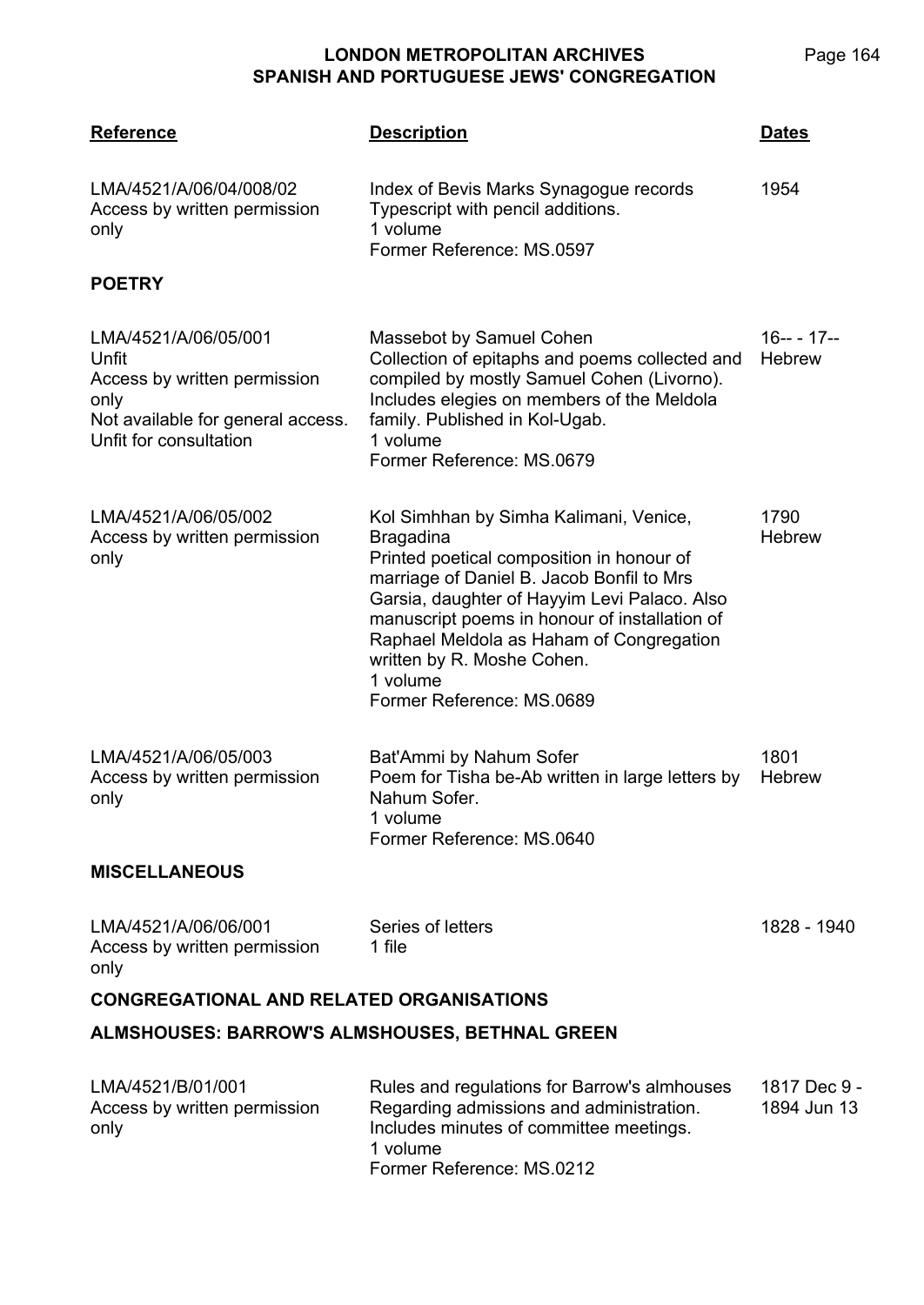| Reference | Description | Dates |
| --- | --- | --- |
| LMA/4521/A/06/04/008/02<br>Access by written permission only | Index of Bevis Marks Synagogue records<br>Typescript with pencil additions.<br>1 volume<br>Former Reference: MS.0597 | 1954 |

**POETRY**

| Reference | Description | Dates |
| --- | --- | --- |
| LMA/4521/A/06/05/001<br>Unfit<br>Access by written permission only<br>Not available for general access. Unfit for consultation | Massebot by Samuel Cohen<br>Collection of epitaphs and poems collected and compiled by mostly Samuel Cohen (Livorno). Includes elegies on members of the Meldola family. Published in Kol-Ugab.<br>1 volume<br>Former Reference: MS.0679 | 16-- - 17--<br>Hebrew |
| LMA/4521/A/06/05/002<br>Access by written permission only | Kol Simhhan by Simha Kalimani, Venice, Bragadina<br>Printed poetical composition in honour of marriage of Daniel B. Jacob Bonfil to Mrs Garsia, daughter of Hayyim Levi Palaco. Also manuscript poems in honour of installation of Raphael Meldola as Haham of Congregation written by R. Moshe Cohen.<br>1 volume<br>Former Reference: MS.0689 | 1790<br>Hebrew |
| LMA/4521/A/06/05/003<br>Access by written permission only | Bat'Ammi by Nahum Sofer<br>Poem for Tisha be-Ab written in large letters by Nahum Sofer.<br>1 volume<br>Former Reference: MS.0640 | 1801<br>Hebrew |

**MISCELLANEOUS**

| Reference | Description | Dates |
| --- | --- | --- |
| LMA/4521/A/06/06/001<br>Access by written permission only | Series of letters<br>1 file | 1828 - 1940 |

**CONGREGATIONAL AND RELATED ORGANISATIONS**

**ALMSHOUSES: BARROW'S ALMSHOUSES, BETHNAL GREEN**

| Reference | Description | Dates |
| --- | --- | --- |
| LMA/4521/B/01/001<br>Access by written permission only | Rules and regulations for Barrow's almhouses<br>Regarding admissions and administration. Includes minutes of committee meetings.<br>1 volume<br>Former Reference: MS.0212 | 1817 Dec 9 - 1894 Jun 13 |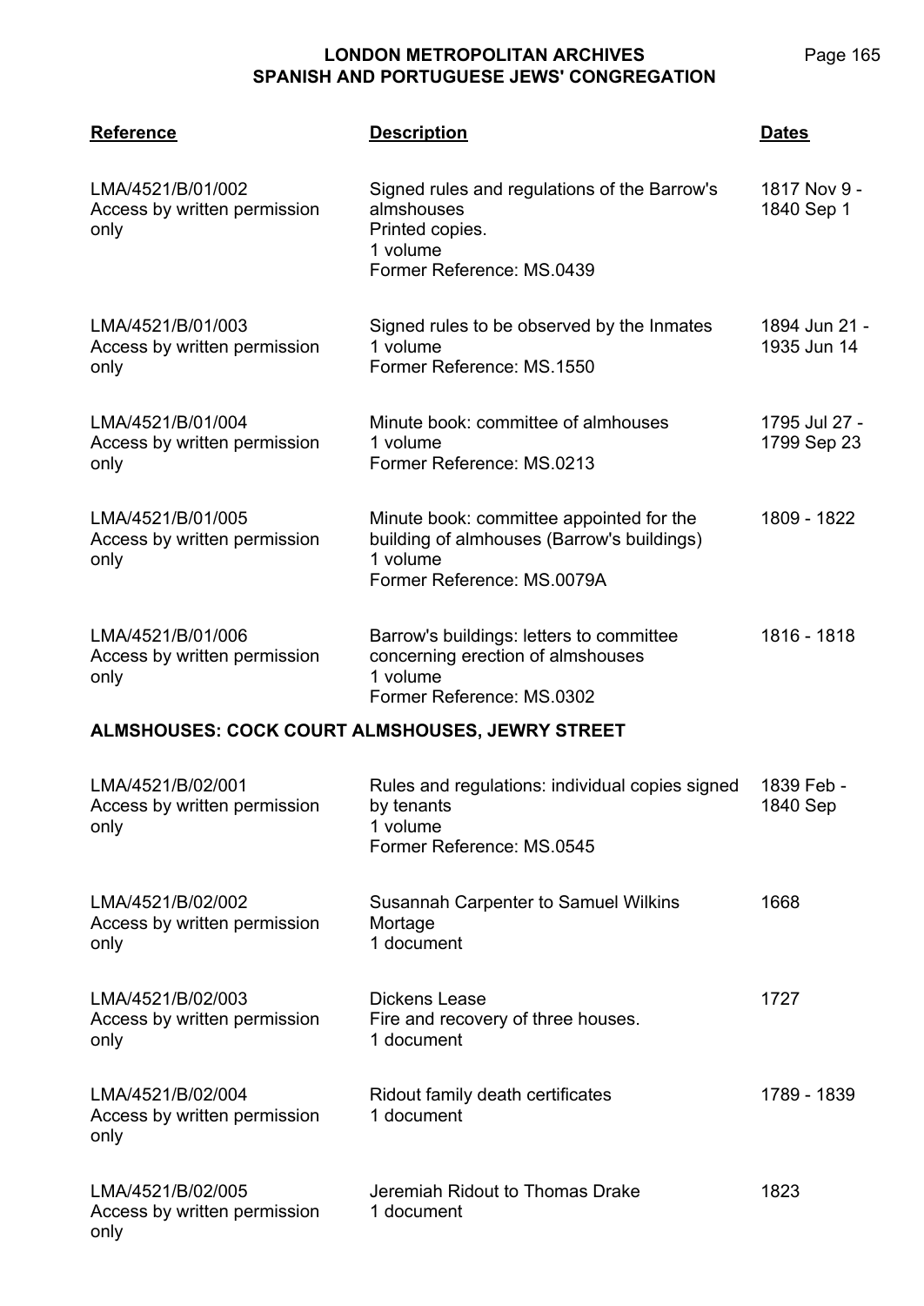| Reference | Description | Dates |
|---|---|---|
| LMA/4521/B/01/002<br>Access by written permission only | Signed rules and regulations of the Barrow's almshouses<br>Printed copies.<br>1 volume<br>Former Reference: MS.0439 | 1817 Nov 9 - 1840 Sep 1 |
| LMA/4521/B/01/003<br>Access by written permission only | Signed rules to be observed by the Inmates<br>1 volume<br>Former Reference: MS.1550 | 1894 Jun 21 - 1935 Jun 14 |
| LMA/4521/B/01/004<br>Access by written permission only | Minute book: committee of almhouses<br>1 volume<br>Former Reference: MS.0213 | 1795 Jul 27 - 1799 Sep 23 |
| LMA/4521/B/01/005<br>Access by written permission only | Minute book: committee appointed for the building of almhouses (Barrow's buildings)<br>1 volume<br>Former Reference: MS.0079A | 1809 - 1822 |
| LMA/4521/B/01/006<br>Access by written permission only | Barrow's buildings: letters to committee concerning erection of almshouses<br>1 volume<br>Former Reference: MS.0302 | 1816 - 1818 |

**ALMSHOUSES: COCK COURT ALMSHOUSES, JEWRY STREET**

| Reference | Description | Dates |
|---|---|---|
| LMA/4521/B/02/001<br>Access by written permission only | Rules and regulations: individual copies signed by tenants<br>1 volume<br>Former Reference: MS.0545 | 1839 Feb - 1840 Sep |
| LMA/4521/B/02/002<br>Access by written permission only | Susannah Carpenter to Samuel Wilkins<br>Mortage<br>1 document | 1668 |
| LMA/4521/B/02/003<br>Access by written permission only | Dickens Lease<br>Fire and recovery of three houses.<br>1 document | 1727 |
| LMA/4521/B/02/004<br>Access by written permission only | Ridout family death certificates<br>1 document | 1789 - 1839 |
| LMA/4521/B/02/005<br>Access by written permission only | Jeremiah Ridout to Thomas Drake<br>1 document | 1823 |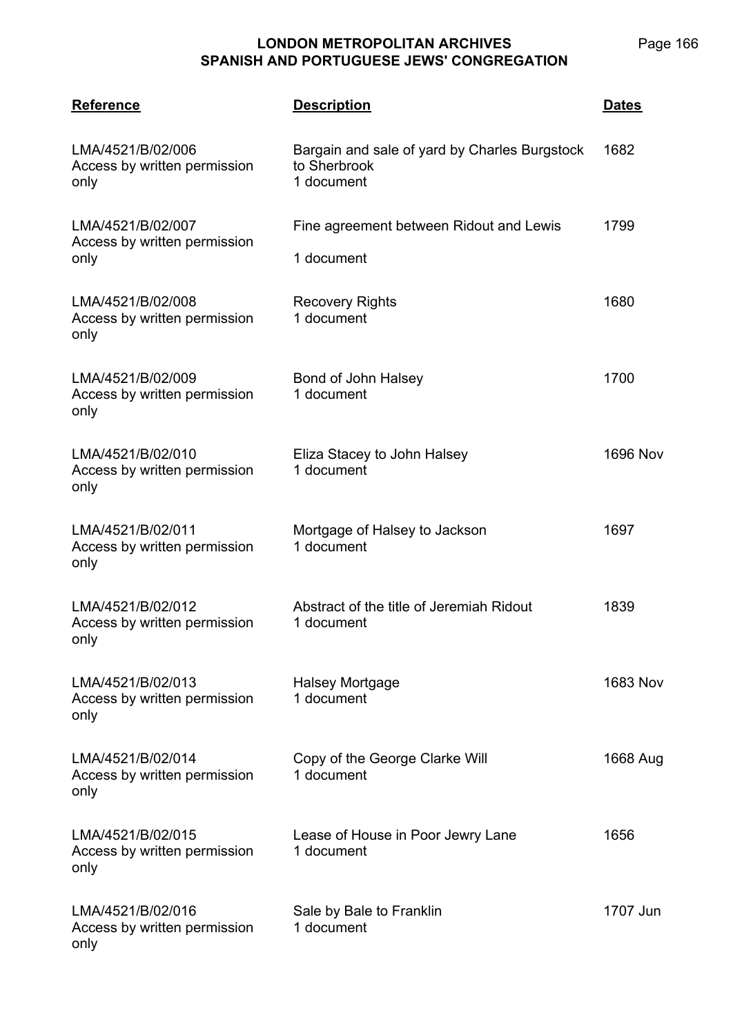| Reference | Description | Dates |
|---|---|---|
| LMA/4521/B/02/006<br>Access by written permission only | Bargain and sale of yard by Charles Burgstock to Sherbrook<br>1 document | 1682 |
| LMA/4521/B/02/007<br>Access by written permission only | Fine agreement between Ridout and Lewis<br><br>1 document | 1799 |
| LMA/4521/B/02/008<br>Access by written permission only | Recovery Rights<br>1 document | 1680 |
| LMA/4521/B/02/009<br>Access by written permission only | Bond of John Halsey<br>1 document | 1700 |
| LMA/4521/B/02/010<br>Access by written permission only | Eliza Stacey to John Halsey<br>1 document | 1696 Nov |
| LMA/4521/B/02/011<br>Access by written permission only | Mortgage of Halsey to Jackson<br>1 document | 1697 |
| LMA/4521/B/02/012<br>Access by written permission only | Abstract of the title of Jeremiah Ridout<br>1 document | 1839 |
| LMA/4521/B/02/013<br>Access by written permission only | Halsey Mortgage<br>1 document | 1683 Nov |
| LMA/4521/B/02/014<br>Access by written permission only | Copy of the George Clarke Will<br>1 document | 1668 Aug |
| LMA/4521/B/02/015<br>Access by written permission only | Lease of House in Poor Jewry Lane<br>1 document | 1656 |
| LMA/4521/B/02/016<br>Access by written permission only | Sale by Bale to Franklin<br>1 document | 1707 Jun |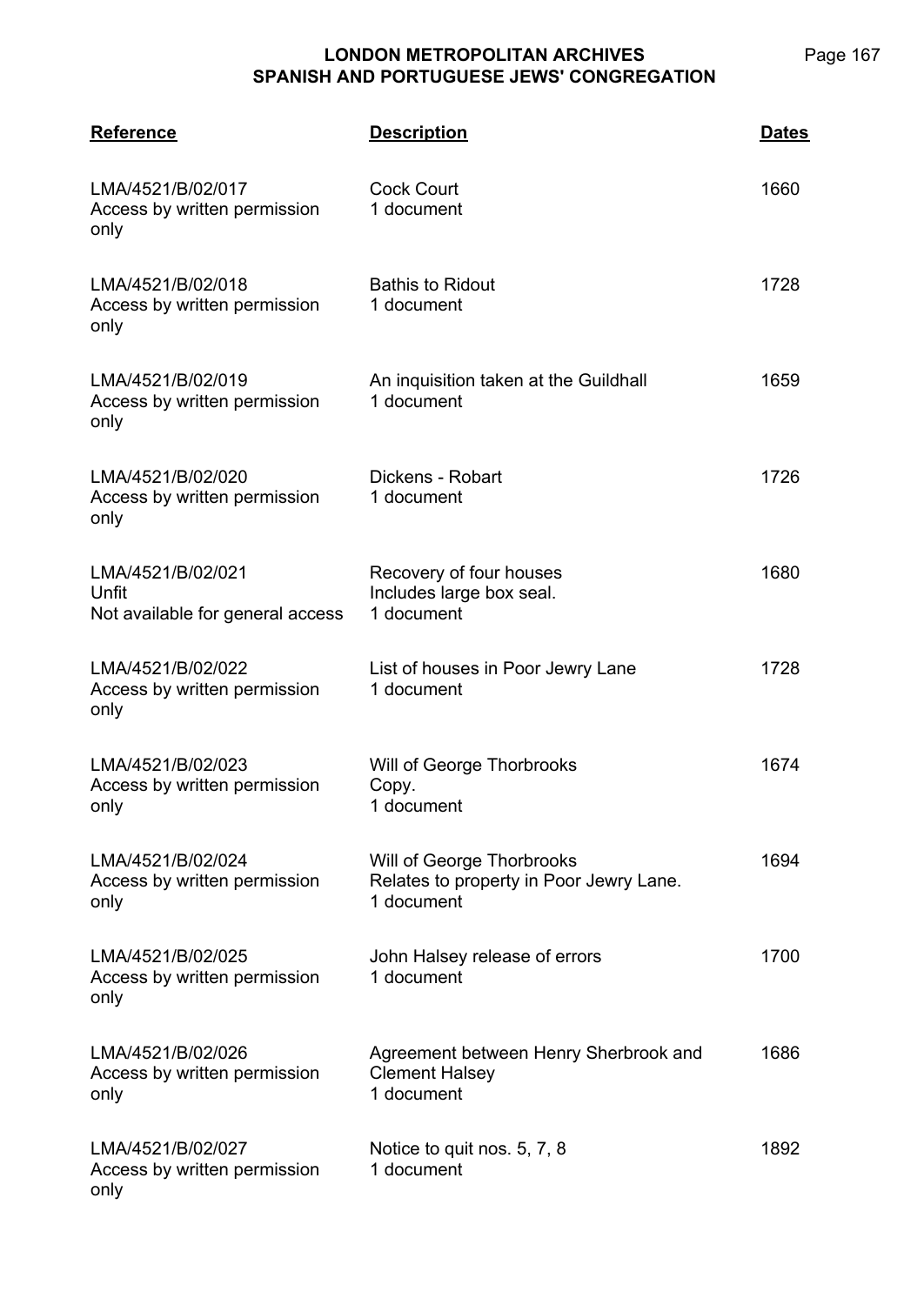| Reference | Description | Dates |
|---|---|---|
| LMA/4521/B/02/017<br>Access by written permission only | Cock Court<br>1 document | 1660 |
| LMA/4521/B/02/018<br>Access by written permission only | Bathis to Ridout<br>1 document | 1728 |
| LMA/4521/B/02/019<br>Access by written permission only | An inquisition taken at the Guildhall<br>1 document | 1659 |
| LMA/4521/B/02/020<br>Access by written permission only | Dickens - Robart<br>1 document | 1726 |
| LMA/4521/B/02/021<br>Unfit<br>Not available for general access | Recovery of four houses<br>Includes large box seal.<br>1 document | 1680 |
| LMA/4521/B/02/022<br>Access by written permission only | List of houses in Poor Jewry Lane<br>1 document | 1728 |
| LMA/4521/B/02/023<br>Access by written permission only | Will of George Thorbrooks<br>Copy.<br>1 document | 1674 |
| LMA/4521/B/02/024<br>Access by written permission only | Will of George Thorbrooks<br>Relates to property in Poor Jewry Lane.<br>1 document | 1694 |
| LMA/4521/B/02/025<br>Access by written permission only | John Halsey release of errors<br>1 document | 1700 |
| LMA/4521/B/02/026<br>Access by written permission only | Agreement between Henry Sherbrook and Clement Halsey<br>1 document | 1686 |
| LMA/4521/B/02/027<br>Access by written permission only | Notice to quit nos. 5, 7, 8<br>1 document | 1892 |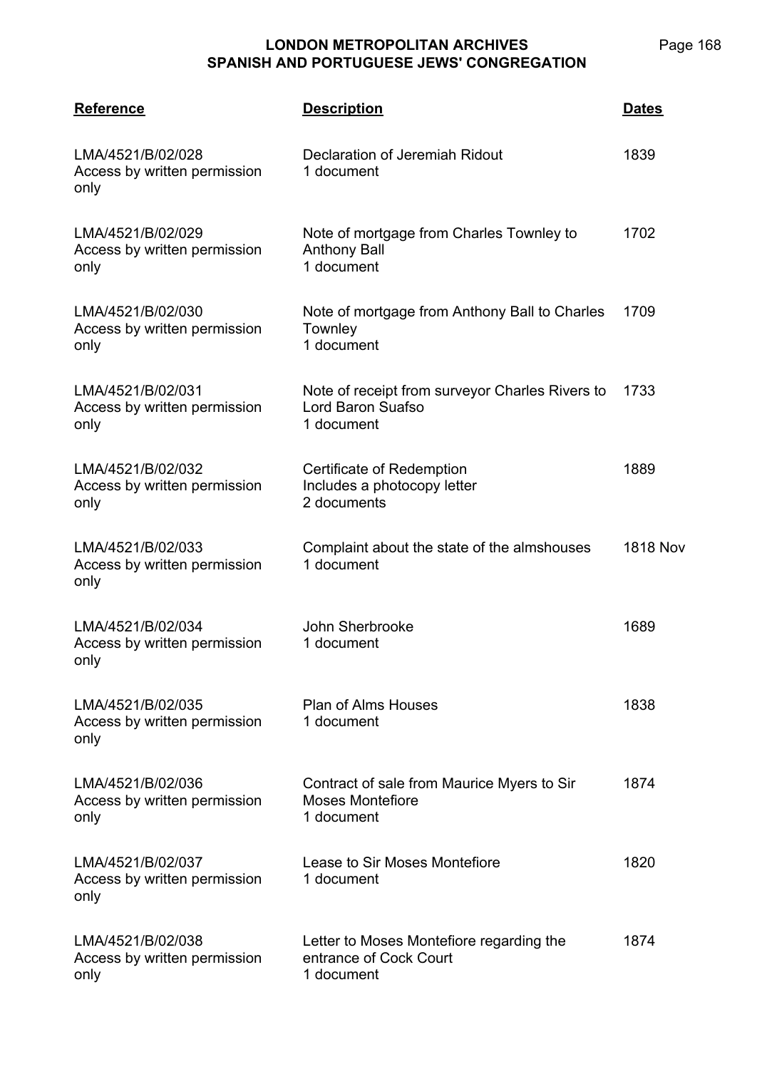| Reference | Description | Dates |
|---|---|---|
| LMA/4521/B/02/028<br>Access by written permission only | Declaration of Jeremiah Ridout<br>1 document | 1839 |
| LMA/4521/B/02/029<br>Access by written permission only | Note of mortgage from Charles Townley to Anthony Ball<br>1 document | 1702 |
| LMA/4521/B/02/030<br>Access by written permission only | Note of mortgage from Anthony Ball to Charles Townley<br>1 document | 1709 |
| LMA/4521/B/02/031<br>Access by written permission only | Note of receipt from surveyor Charles Rivers to Lord Baron Suafso<br>1 document | 1733 |
| LMA/4521/B/02/032<br>Access by written permission only | Certificate of Redemption<br>Includes a photocopy letter<br>2 documents | 1889 |
| LMA/4521/B/02/033<br>Access by written permission only | Complaint about the state of the almshouses<br>1 document | 1818 Nov |
| LMA/4521/B/02/034<br>Access by written permission only | John Sherbrooke<br>1 document | 1689 |
| LMA/4521/B/02/035<br>Access by written permission only | Plan of Alms Houses<br>1 document | 1838 |
| LMA/4521/B/02/036<br>Access by written permission only | Contract of sale from Maurice Myers to Sir Moses Montefiore<br>1 document | 1874 |
| LMA/4521/B/02/037<br>Access by written permission only | Lease to Sir Moses Montefiore<br>1 document | 1820 |
| LMA/4521/B/02/038<br>Access by written permission only | Letter to Moses Montefiore regarding the entrance of Cock Court<br>1 document | 1874 |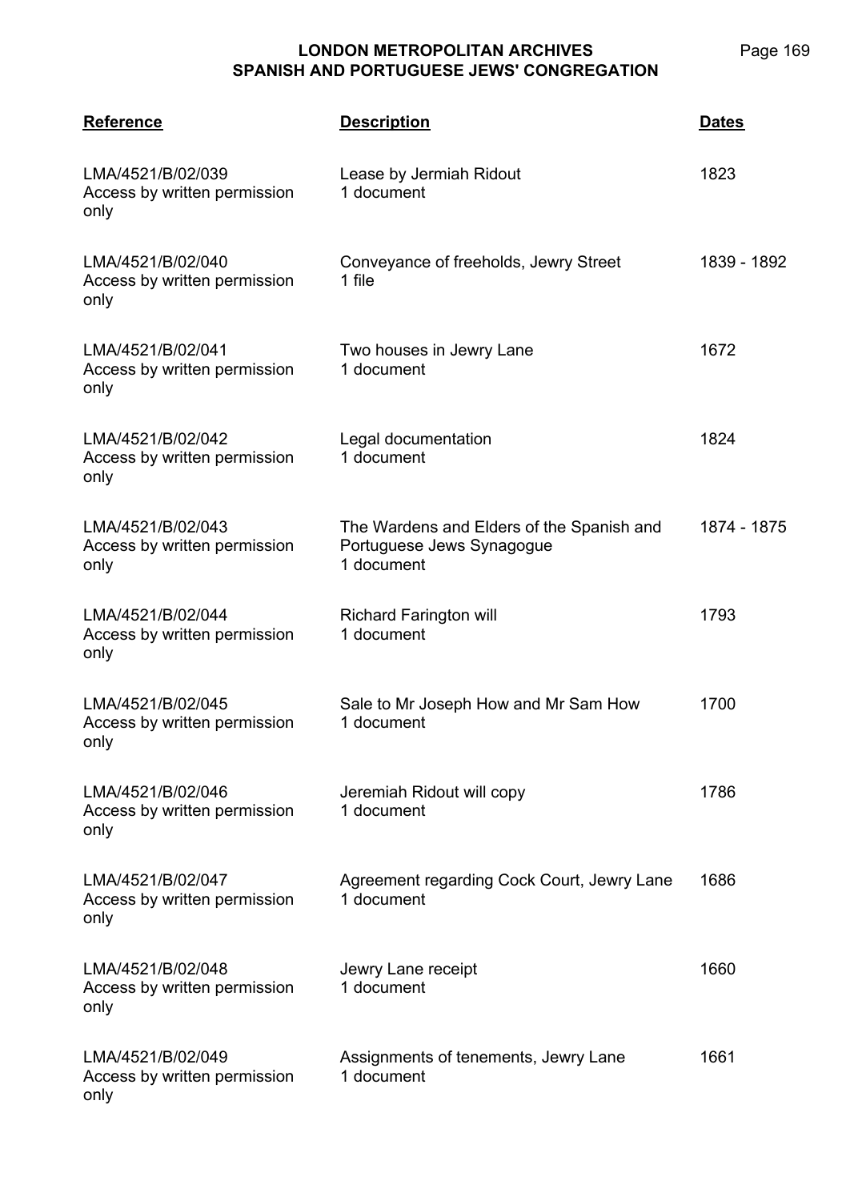| Reference | Description | Dates |
| --- | --- | --- |
| LMA/4521/B/02/039<br>Access by written permission only | Lease by Jermiah Ridout<br>1 document | 1823 |
| LMA/4521/B/02/040<br>Access by written permission only | Conveyance of freeholds, Jewry Street<br>1 file | 1839 - 1892 |
| LMA/4521/B/02/041<br>Access by written permission only | Two houses in Jewry Lane<br>1 document | 1672 |
| LMA/4521/B/02/042<br>Access by written permission only | Legal documentation<br>1 document | 1824 |
| LMA/4521/B/02/043<br>Access by written permission only | The Wardens and Elders of the Spanish and Portuguese Jews Synagogue<br>1 document | 1874 - 1875 |
| LMA/4521/B/02/044<br>Access by written permission only | Richard Farington will<br>1 document | 1793 |
| LMA/4521/B/02/045<br>Access by written permission only | Sale to Mr Joseph How and Mr Sam How<br>1 document | 1700 |
| LMA/4521/B/02/046<br>Access by written permission only | Jeremiah Ridout will copy<br>1 document | 1786 |
| LMA/4521/B/02/047<br>Access by written permission only | Agreement regarding Cock Court, Jewry Lane<br>1 document | 1686 |
| LMA/4521/B/02/048<br>Access by written permission only | Jewry Lane receipt<br>1 document | 1660 |
| LMA/4521/B/02/049<br>Access by written permission only | Assignments of tenements, Jewry Lane<br>1 document | 1661 |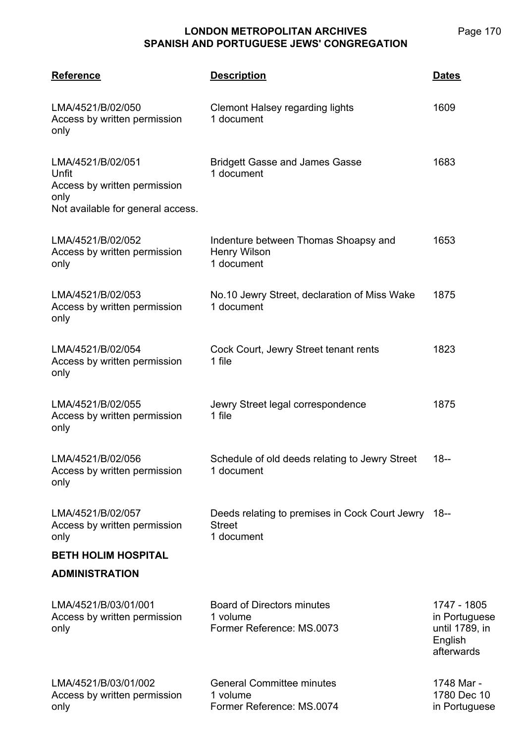| Reference | Description | Dates |
|---|---|---|
| LMA/4521/B/02/050<br>Access by written permission only | Clemont Halsey regarding lights<br>1 document | 1609 |
| LMA/4521/B/02/051<br>Unfit<br>Access by written permission only<br>Not available for general access. | Bridgett Gasse and James Gasse<br>1 document | 1683 |
| LMA/4521/B/02/052<br>Access by written permission only | Indenture between Thomas Shoapsy and Henry Wilson<br>1 document | 1653 |
| LMA/4521/B/02/053<br>Access by written permission only | No.10 Jewry Street, declaration of Miss Wake<br>1 document | 1875 |
| LMA/4521/B/02/054<br>Access by written permission only | Cock Court, Jewry Street tenant rents<br>1 file | 1823 |
| LMA/4521/B/02/055<br>Access by written permission only | Jewry Street legal correspondence<br>1 file | 1875 |
| LMA/4521/B/02/056<br>Access by written permission only | Schedule of old deeds relating to Jewry Street<br>1 document | 18-- |
| LMA/4521/B/02/057<br>Access by written permission only | Deeds relating to premises in Cock Court Jewry Street<br>1 document | 18-- |

**BETH HOLIM HOSPITAL**

**ADMINISTRATION**

| Reference | Description | Dates |
|---|---|---|
| LMA/4521/B/03/01/001<br>Access by written permission only | Board of Directors minutes<br>1 volume<br>Former Reference: MS.0073 | 1747 - 1805 in Portuguese until 1789, in English afterwards |
| LMA/4521/B/03/01/002<br>Access by written permission only | General Committee minutes<br>1 volume<br>Former Reference: MS.0074 | 1748 Mar - 1780 Dec 10 in Portuguese |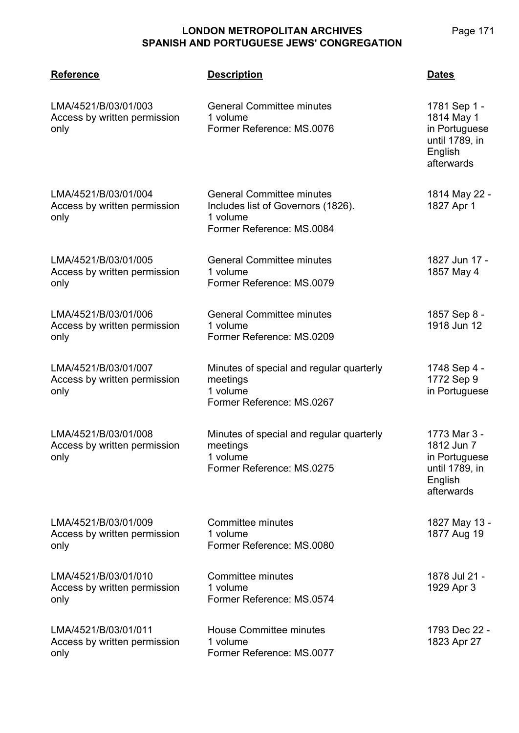| Reference | Description | Dates |
|---|---|---|
| LMA/4521/B/03/01/003<br>Access by written permission only | General Committee minutes<br>1 volume<br>Former Reference: MS.0076 | 1781 Sep 1 - 1814 May 1<br>in Portuguese until 1789, in English afterwards |
| LMA/4521/B/03/01/004<br>Access by written permission only | General Committee minutes<br>Includes list of Governors (1826).<br>1 volume<br>Former Reference: MS.0084 | 1814 May 22 - 1827 Apr 1 |
| LMA/4521/B/03/01/005<br>Access by written permission only | General Committee minutes<br>1 volume<br>Former Reference: MS.0079 | 1827 Jun 17 - 1857 May 4 |
| LMA/4521/B/03/01/006<br>Access by written permission only | General Committee minutes<br>1 volume<br>Former Reference: MS.0209 | 1857 Sep 8 - 1918 Jun 12 |
| LMA/4521/B/03/01/007<br>Access by written permission only | Minutes of special and regular quarterly meetings<br>1 volume<br>Former Reference: MS.0267 | 1748 Sep 4 - 1772 Sep 9<br>in Portuguese |
| LMA/4521/B/03/01/008<br>Access by written permission only | Minutes of special and regular quarterly meetings<br>1 volume<br>Former Reference: MS.0275 | 1773 Mar 3 - 1812 Jun 7<br>in Portuguese until 1789, in English afterwards |
| LMA/4521/B/03/01/009<br>Access by written permission only | Committee minutes<br>1 volume<br>Former Reference: MS.0080 | 1827 May 13 - 1877 Aug 19 |
| LMA/4521/B/03/01/010<br>Access by written permission only | Committee minutes<br>1 volume<br>Former Reference: MS.0574 | 1878 Jul 21 - 1929 Apr 3 |
| LMA/4521/B/03/01/011<br>Access by written permission only | House Committee minutes<br>1 volume<br>Former Reference: MS.0077 | 1793 Dec 22 - 1823 Apr 27 |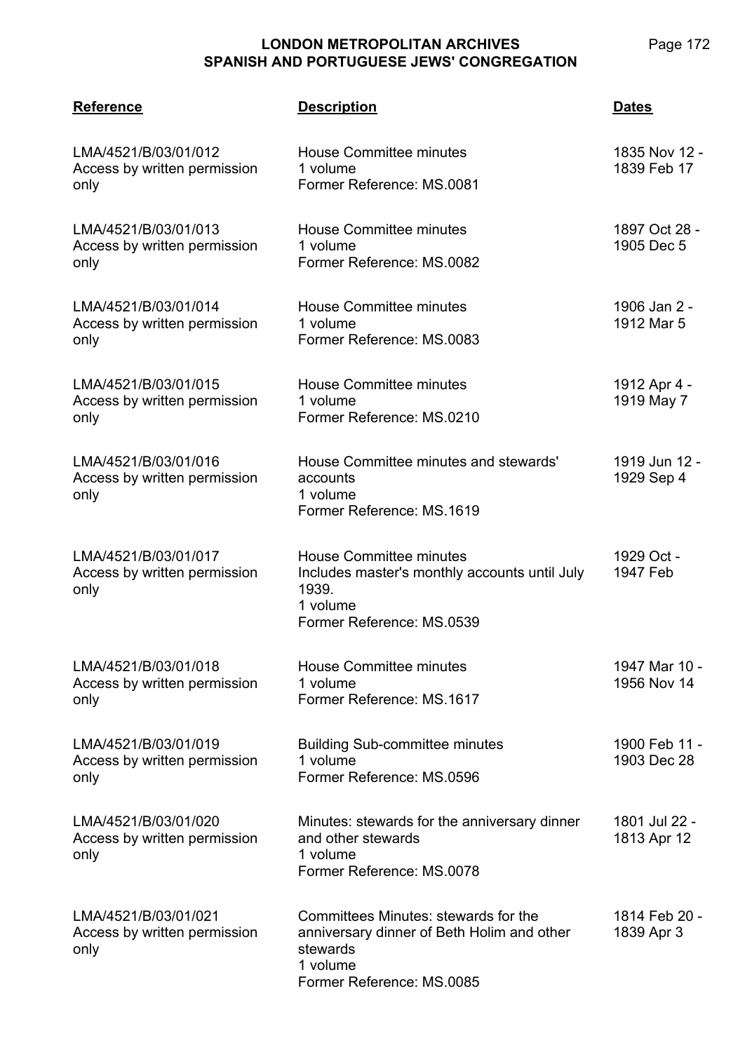| Reference | Description | Dates |
|---|---|---|
| LMA/4521/B/03/01/012<br>Access by written permission only | House Committee minutes<br>1 volume<br>Former Reference: MS.0081 | 1835 Nov 12 - 1839 Feb 17 |
| LMA/4521/B/03/01/013<br>Access by written permission only | House Committee minutes<br>1 volume<br>Former Reference: MS.0082 | 1897 Oct 28 - 1905 Dec 5 |
| LMA/4521/B/03/01/014<br>Access by written permission only | House Committee minutes<br>1 volume<br>Former Reference: MS.0083 | 1906 Jan 2 - 1912 Mar 5 |
| LMA/4521/B/03/01/015<br>Access by written permission only | House Committee minutes<br>1 volume<br>Former Reference: MS.0210 | 1912 Apr 4 - 1919 May 7 |
| LMA/4521/B/03/01/016<br>Access by written permission only | House Committee minutes and stewards' accounts<br>1 volume<br>Former Reference: MS.1619 | 1919 Jun 12 - 1929 Sep 4 |
| LMA/4521/B/03/01/017<br>Access by written permission only | House Committee minutes<br>Includes master's monthly accounts until July 1939.<br>1 volume<br>Former Reference: MS.0539 | 1929 Oct - 1947 Feb |
| LMA/4521/B/03/01/018<br>Access by written permission only | House Committee minutes<br>1 volume<br>Former Reference: MS.1617 | 1947 Mar 10 - 1956 Nov 14 |
| LMA/4521/B/03/01/019<br>Access by written permission only | Building Sub-committee minutes<br>1 volume<br>Former Reference: MS.0596 | 1900 Feb 11 - 1903 Dec 28 |
| LMA/4521/B/03/01/020<br>Access by written permission only | Minutes: stewards for the anniversary dinner and other stewards<br>1 volume<br>Former Reference: MS.0078 | 1801 Jul 22 - 1813 Apr 12 |
| LMA/4521/B/03/01/021<br>Access by written permission only | Committees Minutes: stewards for the anniversary dinner of Beth Holim and other stewards<br>1 volume<br>Former Reference: MS.0085 | 1814 Feb 20 - 1839 Apr 3 |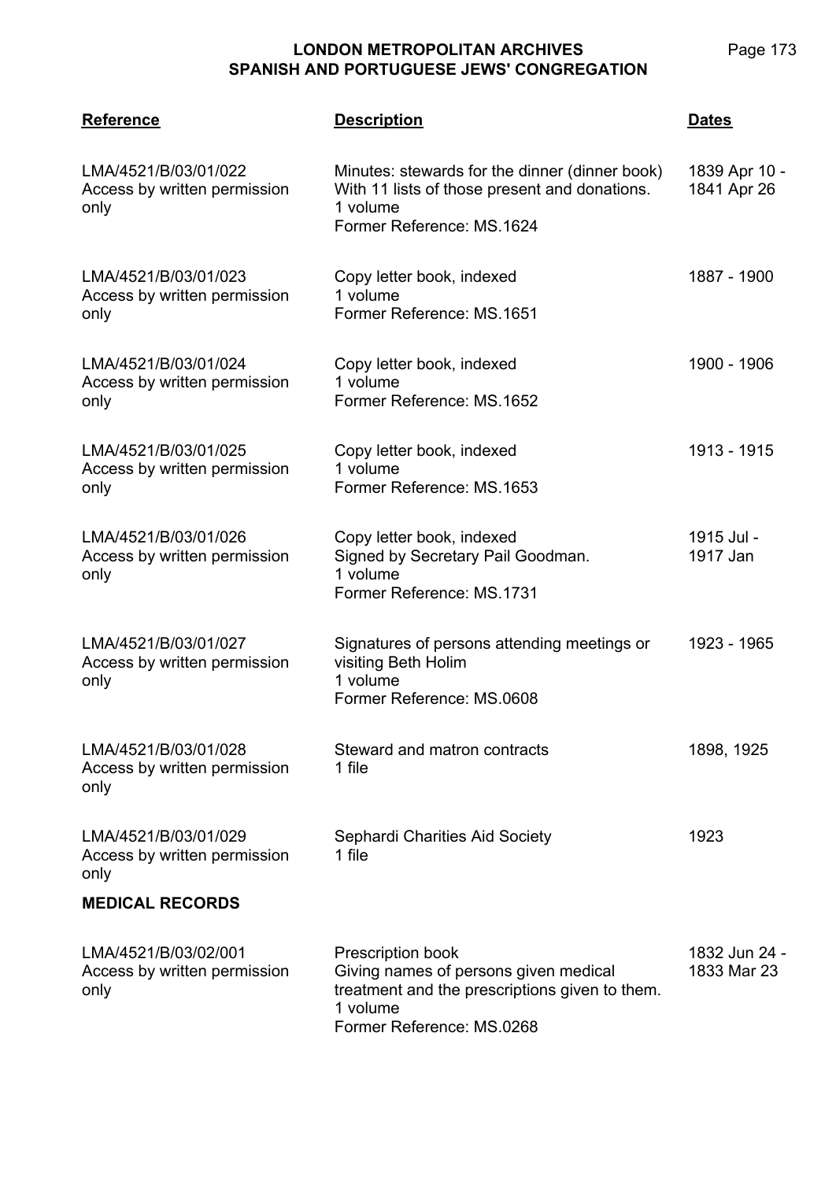| Reference | Description | Dates |
|---|---|---|
| LMA/4521/B/03/01/022<br>Access by written permission only | Minutes: stewards for the dinner (dinner book)<br>With 11 lists of those present and donations.<br>1 volume<br>Former Reference: MS.1624 | 1839 Apr 10 - 1841 Apr 26 |
| LMA/4521/B/03/01/023<br>Access by written permission only | Copy letter book, indexed<br>1 volume<br>Former Reference: MS.1651 | 1887 - 1900 |
| LMA/4521/B/03/01/024<br>Access by written permission only | Copy letter book, indexed<br>1 volume<br>Former Reference: MS.1652 | 1900 - 1906 |
| LMA/4521/B/03/01/025<br>Access by written permission only | Copy letter book, indexed<br>1 volume<br>Former Reference: MS.1653 | 1913 - 1915 |
| LMA/4521/B/03/01/026<br>Access by written permission only | Copy letter book, indexed<br>Signed by Secretary Pail Goodman.<br>1 volume<br>Former Reference: MS.1731 | 1915 Jul - 1917 Jan |
| LMA/4521/B/03/01/027<br>Access by written permission only | Signatures of persons attending meetings or visiting Beth Holim<br>1 volume<br>Former Reference: MS.0608 | 1923 - 1965 |
| LMA/4521/B/03/01/028<br>Access by written permission only | Steward and matron contracts<br>1 file | 1898, 1925 |
| LMA/4521/B/03/01/029<br>Access by written permission only | Sephardi Charities Aid Society<br>1 file | 1923 |

**MEDICAL RECORDS**

| Reference | Description | Dates |
|---|---|---|
| LMA/4521/B/03/02/001<br>Access by written permission only | Prescription book<br>Giving names of persons given medical treatment and the prescriptions given to them.<br>1 volume<br>Former Reference: MS.0268 | 1832 Jun 24 - 1833 Mar 23 |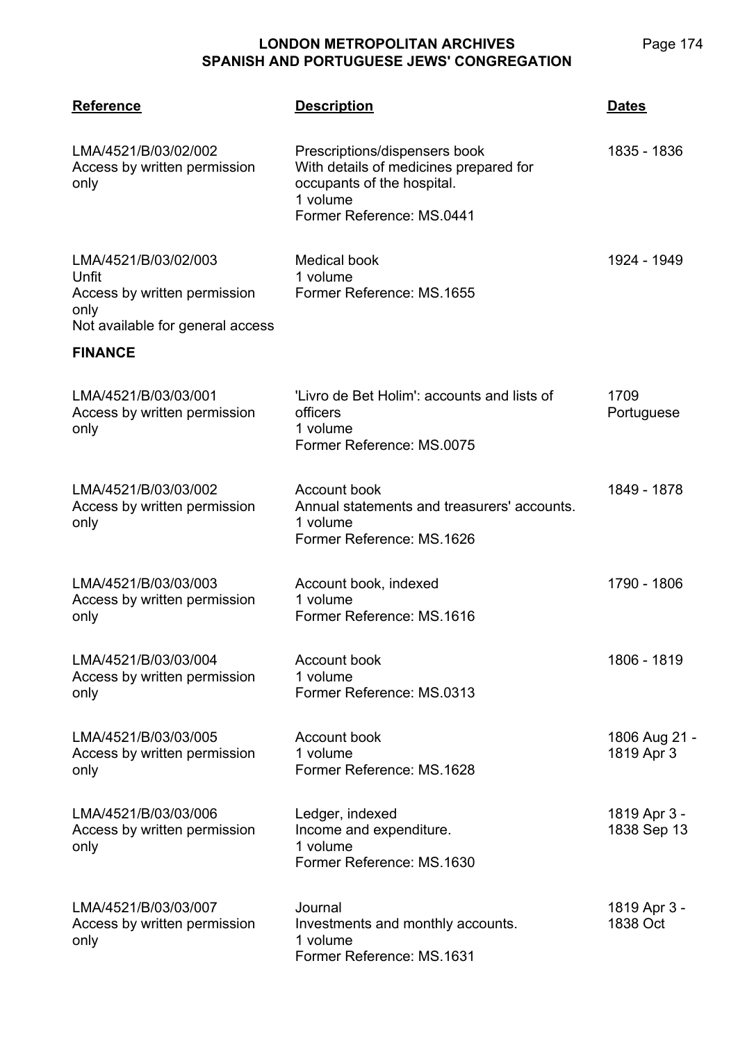| Reference | Description | Dates |
|---|---|---|
| LMA/4521/B/03/02/002<br>Access by written permission only | Prescriptions/dispensers book<br>With details of medicines prepared for occupants of the hospital.<br>1 volume<br>Former Reference: MS.0441 | 1835 - 1836 |
| LMA/4521/B/03/02/003<br>Unfit<br>Access by written permission only<br>Not available for general access | Medical book<br>1 volume<br>Former Reference: MS.1655 | 1924 - 1949 |

**FINANCE**

| Reference | Description | Dates |
|---|---|---|
| LMA/4521/B/03/03/001<br>Access by written permission only | 'Livro de Bet Holim': accounts and lists of officers<br>1 volume<br>Former Reference: MS.0075 | 1709<br>Portuguese |
| LMA/4521/B/03/03/002<br>Access by written permission only | Account book<br>Annual statements and treasurers' accounts.<br>1 volume<br>Former Reference: MS.1626 | 1849 - 1878 |
| LMA/4521/B/03/03/003<br>Access by written permission only | Account book, indexed<br>1 volume<br>Former Reference: MS.1616 | 1790 - 1806 |
| LMA/4521/B/03/03/004<br>Access by written permission only | Account book<br>1 volume<br>Former Reference: MS.0313 | 1806 - 1819 |
| LMA/4521/B/03/03/005<br>Access by written permission only | Account book<br>1 volume<br>Former Reference: MS.1628 | 1806 Aug 21 - 1819 Apr 3 |
| LMA/4521/B/03/03/006<br>Access by written permission only | Ledger, indexed<br>Income and expenditure.<br>1 volume<br>Former Reference: MS.1630 | 1819 Apr 3 - 1838 Sep 13 |
| LMA/4521/B/03/03/007<br>Access by written permission only | Journal<br>Investments and monthly accounts.<br>1 volume<br>Former Reference: MS.1631 | 1819 Apr 3 - 1838 Oct |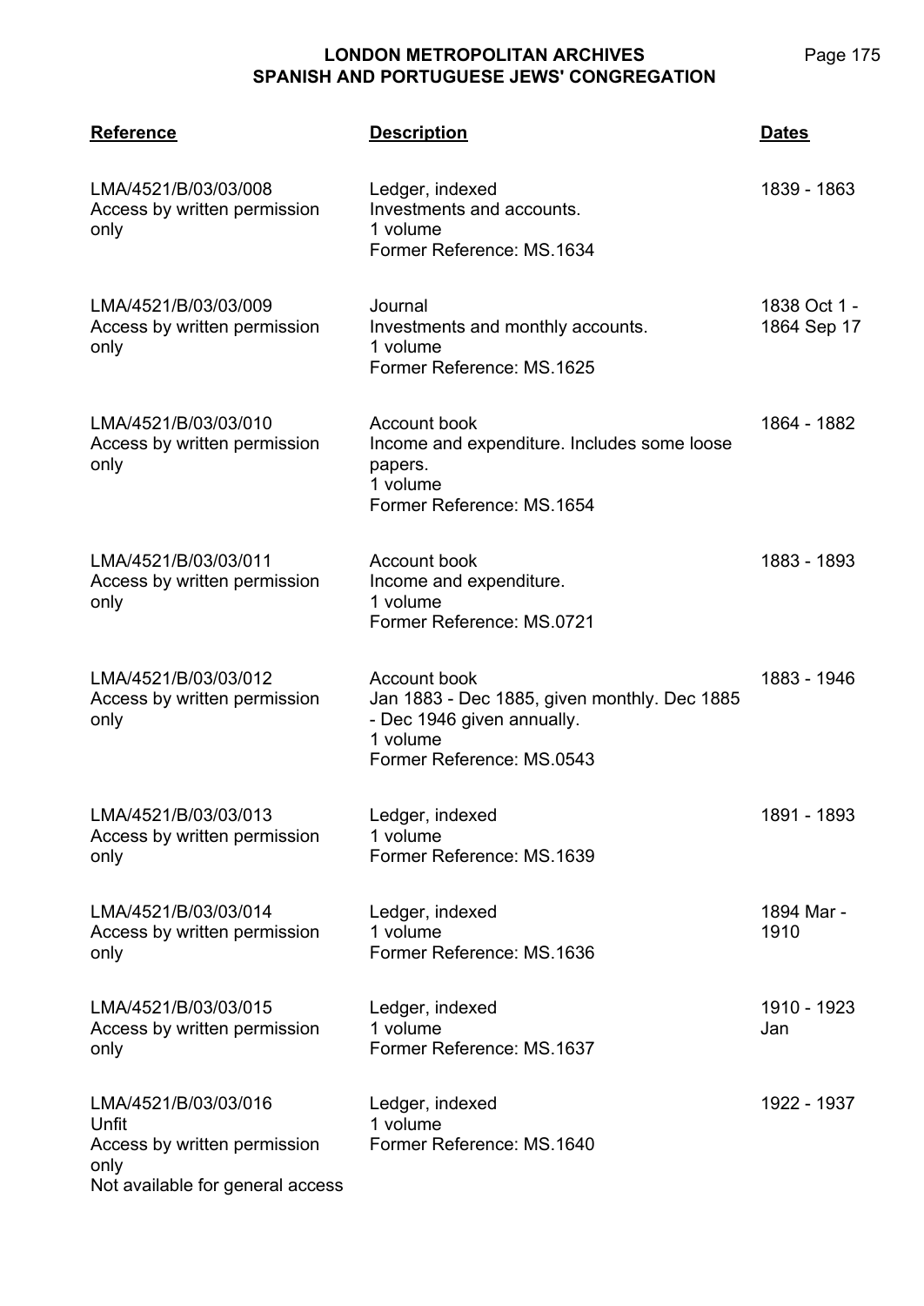| Reference | Description | Dates |
|---|---|---|
| LMA/4521/B/03/03/008<br>Access by written permission only | Ledger, indexed<br>Investments and accounts.<br>1 volume<br>Former Reference: MS.1634 | 1839 - 1863 |
| LMA/4521/B/03/03/009<br>Access by written permission only | Journal<br>Investments and monthly accounts.<br>1 volume<br>Former Reference: MS.1625 | 1838 Oct 1 - 1864 Sep 17 |
| LMA/4521/B/03/03/010<br>Access by written permission only | Account book<br>Income and expenditure. Includes some loose papers.<br>1 volume<br>Former Reference: MS.1654 | 1864 - 1882 |
| LMA/4521/B/03/03/011<br>Access by written permission only | Account book<br>Income and expenditure.<br>1 volume<br>Former Reference: MS.0721 | 1883 - 1893 |
| LMA/4521/B/03/03/012<br>Access by written permission only | Account book<br>Jan 1883 - Dec 1885, given monthly. Dec 1885 - Dec 1946 given annually.<br>1 volume<br>Former Reference: MS.0543 | 1883 - 1946 |
| LMA/4521/B/03/03/013<br>Access by written permission only | Ledger, indexed<br>1 volume<br>Former Reference: MS.1639 | 1891 - 1893 |
| LMA/4521/B/03/03/014<br>Access by written permission only | Ledger, indexed<br>1 volume<br>Former Reference: MS.1636 | 1894 Mar - 1910 |
| LMA/4521/B/03/03/015<br>Access by written permission only | Ledger, indexed<br>1 volume<br>Former Reference: MS.1637 | 1910 - 1923 Jan |
| LMA/4521/B/03/03/016<br>Unfit<br>Access by written permission only<br>Not available for general access | Ledger, indexed<br>1 volume<br>Former Reference: MS.1640 | 1922 - 1937 |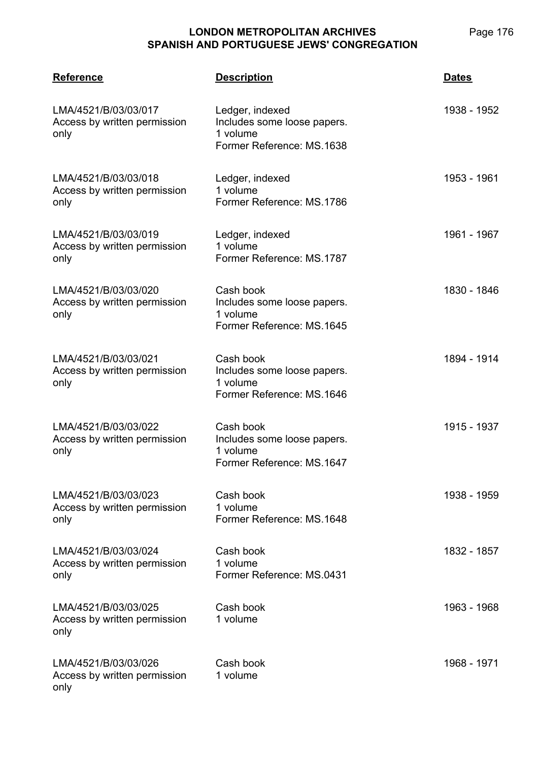| Reference | Description | Dates |
| --- | --- | --- |
| LMA/4521/B/03/03/017<br>Access by written permission only | Ledger, indexed<br>Includes some loose papers.<br>1 volume<br>Former Reference: MS.1638 | 1938 - 1952 |
| LMA/4521/B/03/03/018<br>Access by written permission only | Ledger, indexed<br>1 volume<br>Former Reference: MS.1786 | 1953 - 1961 |
| LMA/4521/B/03/03/019<br>Access by written permission only | Ledger, indexed<br>1 volume<br>Former Reference: MS.1787 | 1961 - 1967 |
| LMA/4521/B/03/03/020<br>Access by written permission only | Cash book<br>Includes some loose papers.<br>1 volume<br>Former Reference: MS.1645 | 1830 - 1846 |
| LMA/4521/B/03/03/021<br>Access by written permission only | Cash book<br>Includes some loose papers.<br>1 volume<br>Former Reference: MS.1646 | 1894 - 1914 |
| LMA/4521/B/03/03/022<br>Access by written permission only | Cash book<br>Includes some loose papers.<br>1 volume<br>Former Reference: MS.1647 | 1915 - 1937 |
| LMA/4521/B/03/03/023<br>Access by written permission only | Cash book<br>1 volume<br>Former Reference: MS.1648 | 1938 - 1959 |
| LMA/4521/B/03/03/024<br>Access by written permission only | Cash book<br>1 volume<br>Former Reference: MS.0431 | 1832 - 1857 |
| LMA/4521/B/03/03/025<br>Access by written permission only | Cash book<br>1 volume | 1963 - 1968 |
| LMA/4521/B/03/03/026<br>Access by written permission only | Cash book<br>1 volume | 1968 - 1971 |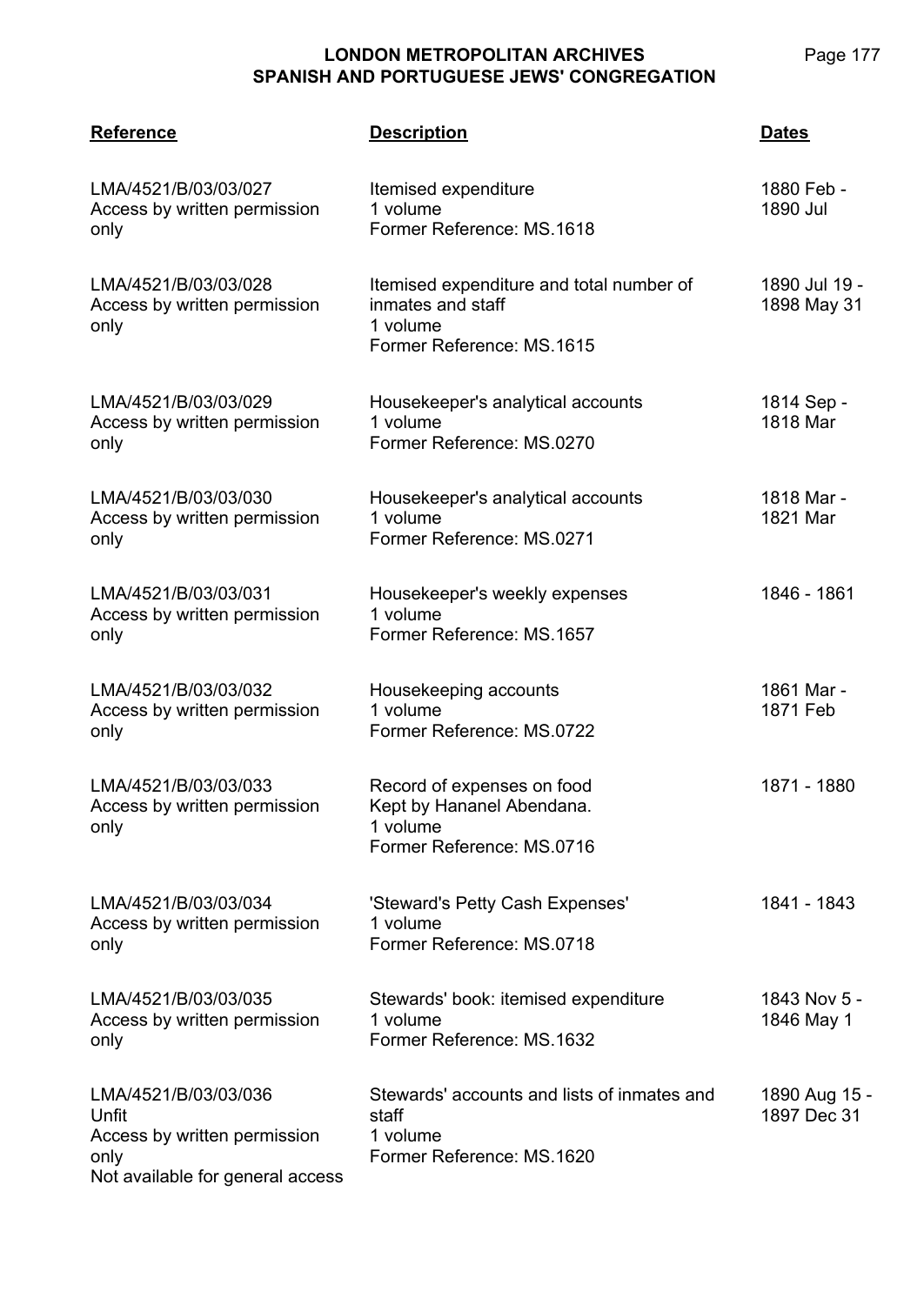| Reference | Description | Dates |
|---|---|---|
| LMA/4521/B/03/03/027<br>Access by written permission only | Itemised expenditure<br>1 volume<br>Former Reference: MS.1618 | 1880 Feb - 1890 Jul |
| LMA/4521/B/03/03/028<br>Access by written permission only | Itemised expenditure and total number of inmates and staff<br>1 volume<br>Former Reference: MS.1615 | 1890 Jul 19 - 1898 May 31 |
| LMA/4521/B/03/03/029<br>Access by written permission only | Housekeeper's analytical accounts<br>1 volume<br>Former Reference: MS.0270 | 1814 Sep - 1818 Mar |
| LMA/4521/B/03/03/030<br>Access by written permission only | Housekeeper's analytical accounts<br>1 volume<br>Former Reference: MS.0271 | 1818 Mar - 1821 Mar |
| LMA/4521/B/03/03/031<br>Access by written permission only | Housekeeper's weekly expenses<br>1 volume<br>Former Reference: MS.1657 | 1846 - 1861 |
| LMA/4521/B/03/03/032<br>Access by written permission only | Housekeeping accounts<br>1 volume<br>Former Reference: MS.0722 | 1861 Mar - 1871 Feb |
| LMA/4521/B/03/03/033<br>Access by written permission only | Record of expenses on food<br>Kept by Hananel Abendana.<br>1 volume<br>Former Reference: MS.0716 | 1871 - 1880 |
| LMA/4521/B/03/03/034<br>Access by written permission only | 'Steward's Petty Cash Expenses'<br>1 volume<br>Former Reference: MS.0718 | 1841 - 1843 |
| LMA/4521/B/03/03/035<br>Access by written permission only | Stewards' book: itemised expenditure<br>1 volume<br>Former Reference: MS.1632 | 1843 Nov 5 - 1846 May 1 |
| LMA/4521/B/03/03/036<br>Unfit<br>Access by written permission only<br>Not available for general access | Stewards' accounts and lists of inmates and staff<br>1 volume<br>Former Reference: MS.1620 | 1890 Aug 15 - 1897 Dec 31 |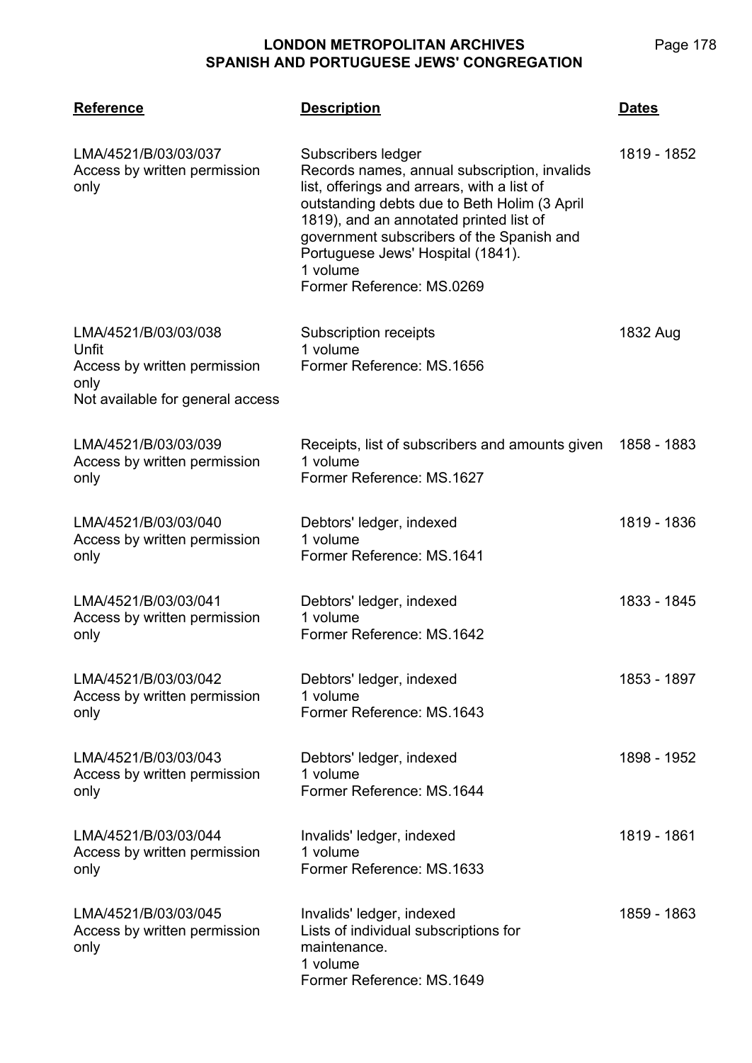| Reference | Description | Dates |
|---|---|---|
| LMA/4521/B/03/03/037<br>Access by written permission only | Subscribers ledger<br>Records names, annual subscription, invalids list, offerings and arrears, with a list of outstanding debts due to Beth Holim (3 April 1819), and an annotated printed list of government subscribers of the Spanish and Portuguese Jews' Hospital (1841).<br>1 volume<br>Former Reference: MS.0269 | 1819 - 1852 |
| LMA/4521/B/03/03/038<br>Unfit<br>Access by written permission only<br>Not available for general access | Subscription receipts<br>1 volume<br>Former Reference: MS.1656 | 1832 Aug |
| LMA/4521/B/03/03/039<br>Access by written permission only | Receipts, list of subscribers and amounts given<br>1 volume<br>Former Reference: MS.1627 | 1858 - 1883 |
| LMA/4521/B/03/03/040<br>Access by written permission only | Debtors' ledger, indexed<br>1 volume<br>Former Reference: MS.1641 | 1819 - 1836 |
| LMA/4521/B/03/03/041<br>Access by written permission only | Debtors' ledger, indexed<br>1 volume<br>Former Reference: MS.1642 | 1833 - 1845 |
| LMA/4521/B/03/03/042<br>Access by written permission only | Debtors' ledger, indexed<br>1 volume<br>Former Reference: MS.1643 | 1853 - 1897 |
| LMA/4521/B/03/03/043<br>Access by written permission only | Debtors' ledger, indexed<br>1 volume<br>Former Reference: MS.1644 | 1898 - 1952 |
| LMA/4521/B/03/03/044<br>Access by written permission only | Invalids' ledger, indexed<br>1 volume<br>Former Reference: MS.1633 | 1819 - 1861 |
| LMA/4521/B/03/03/045<br>Access by written permission only | Invalids' ledger, indexed<br>Lists of individual subscriptions for maintenance.<br>1 volume<br>Former Reference: MS.1649 | 1859 - 1863 |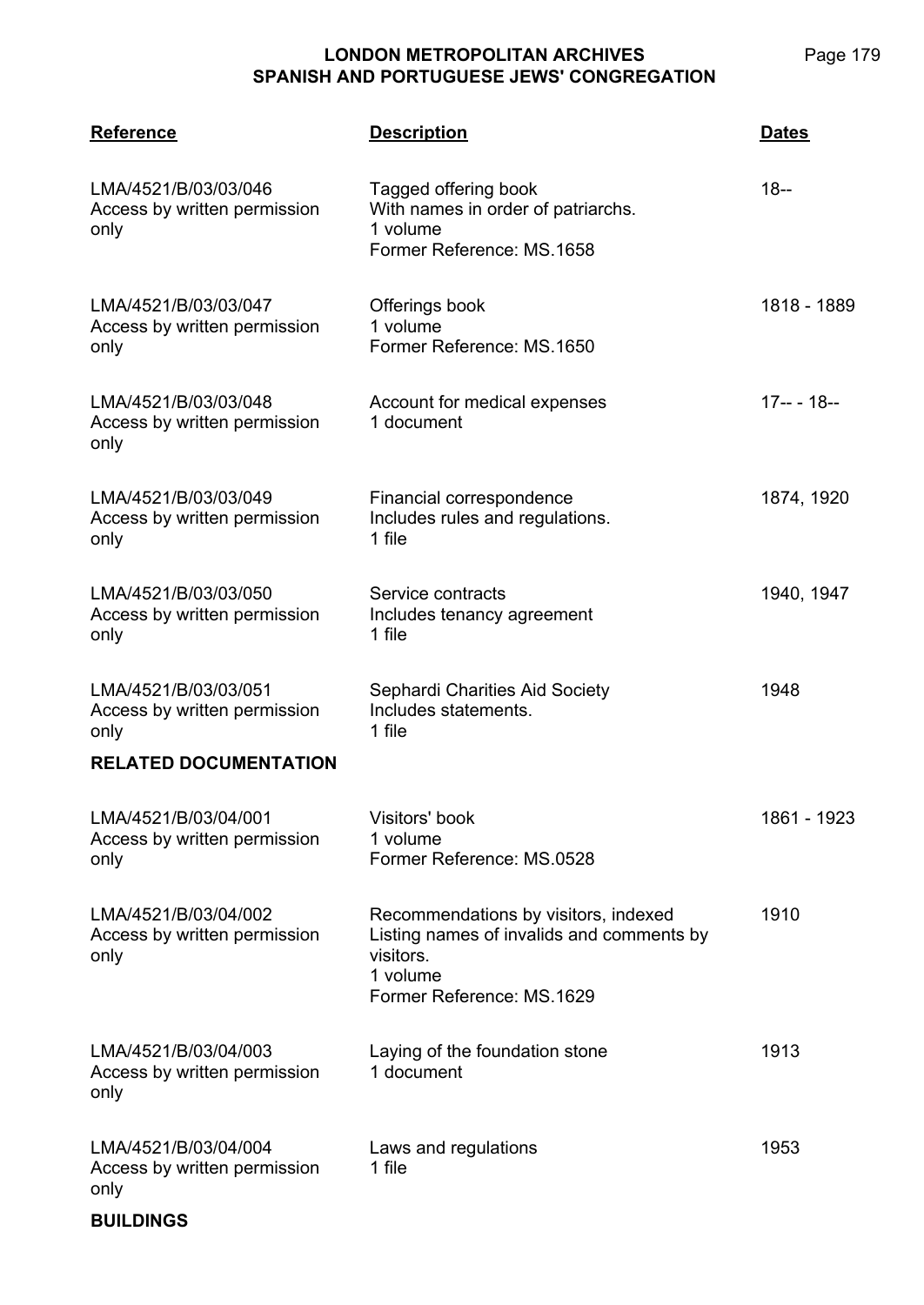| Reference | Description | Dates |
|---|---|---|
| LMA/4521/B/03/03/046<br>Access by written permission only | Tagged offering book<br>With names in order of patriarchs.<br>1 volume<br>Former Reference: MS.1658 | 18-- |
| LMA/4521/B/03/03/047<br>Access by written permission only | Offerings book<br>1 volume<br>Former Reference: MS.1650 | 1818 - 1889 |
| LMA/4521/B/03/03/048<br>Access by written permission only | Account for medical expenses<br>1 document | 17-- - 18-- |
| LMA/4521/B/03/03/049<br>Access by written permission only | Financial correspondence<br>Includes rules and regulations.<br>1 file | 1874, 1920 |
| LMA/4521/B/03/03/050<br>Access by written permission only | Service contracts<br>Includes tenancy agreement<br>1 file | 1940, 1947 |
| LMA/4521/B/03/03/051<br>Access by written permission only | Sephardi Charities Aid Society<br>Includes statements.<br>1 file | 1948 |

**RELATED DOCUMENTATION**

| Reference | Description | Dates |
|---|---|---|
| LMA/4521/B/03/04/001<br>Access by written permission only | Visitors' book<br>1 volume<br>Former Reference: MS.0528 | 1861 - 1923 |
| LMA/4521/B/03/04/002<br>Access by written permission only | Recommendations by visitors, indexed<br>Listing names of invalids and comments by visitors.<br>1 volume<br>Former Reference: MS.1629 | 1910 |
| LMA/4521/B/03/04/003<br>Access by written permission only | Laying of the foundation stone<br>1 document | 1913 |
| LMA/4521/B/03/04/004<br>Access by written permission only | Laws and regulations<br>1 file | 1953 |

**BUILDINGS**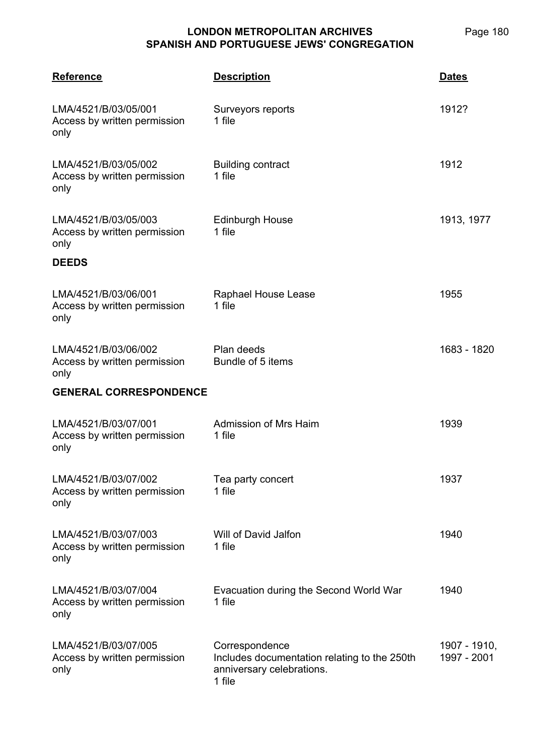| Reference | Description | Dates |
|---|---|---|
| LMA/4521/B/03/05/001 Access by written permission only | Surveyors reports 1 file | 1912? |
| LMA/4521/B/03/05/002 Access by written permission only | Building contract 1 file | 1912 |
| LMA/4521/B/03/05/003 Access by written permission only | Edinburgh House 1 file | 1913, 1977 |

**DEEDS**

| Reference | Description | Dates |
|---|---|---|
| LMA/4521/B/03/06/001 Access by written permission only | Raphael House Lease 1 file | 1955 |
| LMA/4521/B/03/06/002 Access by written permission only | Plan deeds Bundle of 5 items | 1683 - 1820 |

**GENERAL CORRESPONDENCE**

| Reference | Description | Dates |
|---|---|---|
| LMA/4521/B/03/07/001 Access by written permission only | Admission of Mrs Haim 1 file | 1939 |
| LMA/4521/B/03/07/002 Access by written permission only | Tea party concert 1 file | 1937 |
| LMA/4521/B/03/07/003 Access by written permission only | Will of David Jalfon 1 file | 1940 |
| LMA/4521/B/03/07/004 Access by written permission only | Evacuation during the Second World War 1 file | 1940 |
| LMA/4521/B/03/07/005 Access by written permission only | Correspondence Includes documentation relating to the 250th anniversary celebrations. 1 file | 1907 - 1910, 1997 - 2001 |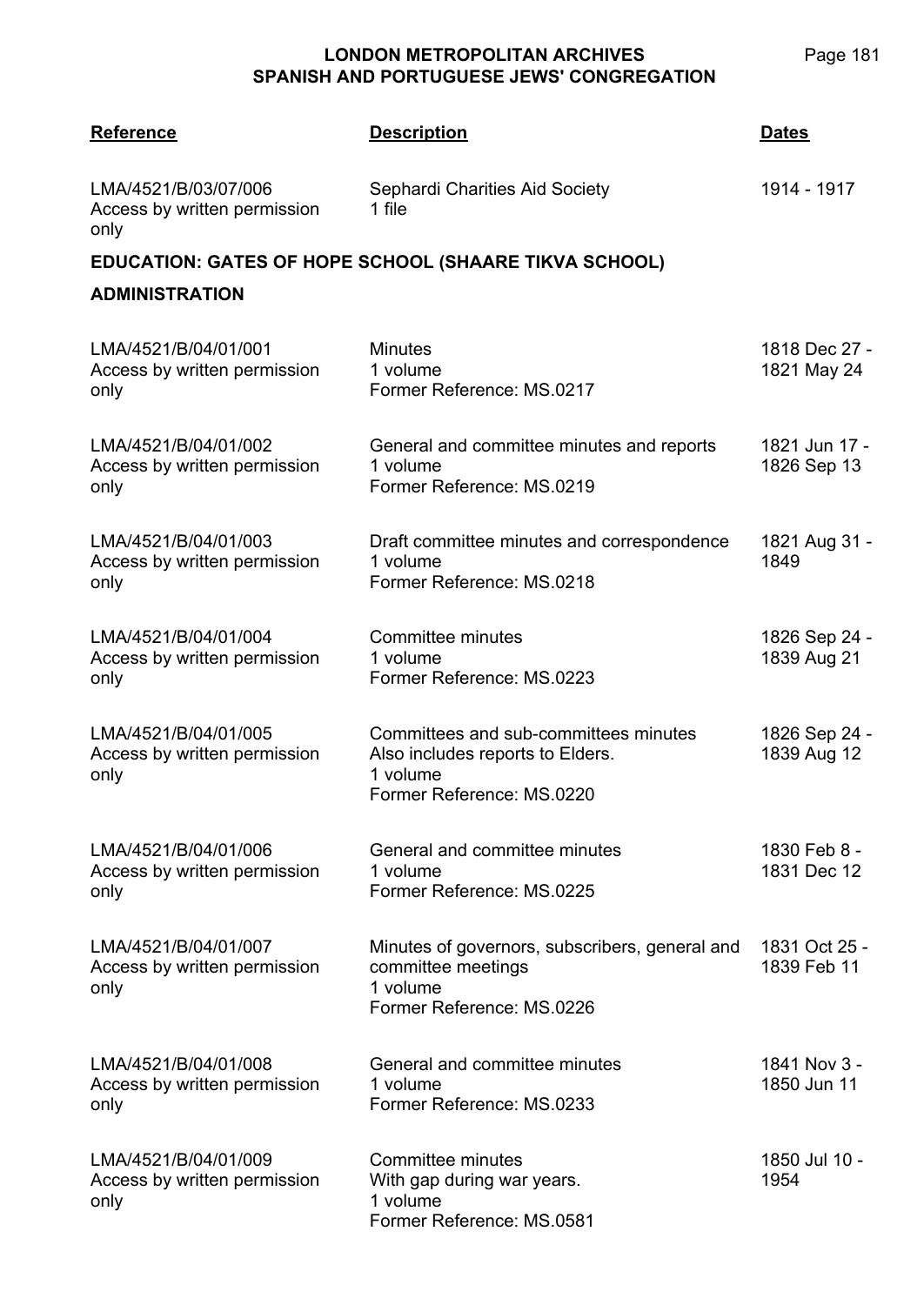| Reference | Description | Dates |
|---|---|---|
| LMA/4521/B/03/07/006<br>Access by written permission only | Sephardi Charities Aid Society<br>1 file | 1914 - 1917 |

## EDUCATION: GATES OF HOPE SCHOOL (SHAARE TIKVA SCHOOL)

### ADMINISTRATION

| Reference | Description | Dates |
|---|---|---|
| LMA/4521/B/04/01/001<br>Access by written permission only | Minutes<br>1 volume<br>Former Reference: MS.0217 | 1818 Dec 27 - 1821 May 24 |
| LMA/4521/B/04/01/002<br>Access by written permission only | General and committee minutes and reports<br>1 volume<br>Former Reference: MS.0219 | 1821 Jun 17 - 1826 Sep 13 |
| LMA/4521/B/04/01/003<br>Access by written permission only | Draft committee minutes and correspondence<br>1 volume<br>Former Reference: MS.0218 | 1821 Aug 31 - 1849 |
| LMA/4521/B/04/01/004<br>Access by written permission only | Committee minutes<br>1 volume<br>Former Reference: MS.0223 | 1826 Sep 24 - 1839 Aug 21 |
| LMA/4521/B/04/01/005<br>Access by written permission only | Committees and sub-committees minutes<br>Also includes reports to Elders.<br>1 volume<br>Former Reference: MS.0220 | 1826 Sep 24 - 1839 Aug 12 |
| LMA/4521/B/04/01/006<br>Access by written permission only | General and committee minutes<br>1 volume<br>Former Reference: MS.0225 | 1830 Feb 8 - 1831 Dec 12 |
| LMA/4521/B/04/01/007<br>Access by written permission only | Minutes of governors, subscribers, general and committee meetings<br>1 volume<br>Former Reference: MS.0226 | 1831 Oct 25 - 1839 Feb 11 |
| LMA/4521/B/04/01/008<br>Access by written permission only | General and committee minutes<br>1 volume<br>Former Reference: MS.0233 | 1841 Nov 3 - 1850 Jun 11 |
| LMA/4521/B/04/01/009<br>Access by written permission only | Committee minutes<br>With gap during war years.<br>1 volume<br>Former Reference: MS.0581 | 1850 Jul 10 - 1954 |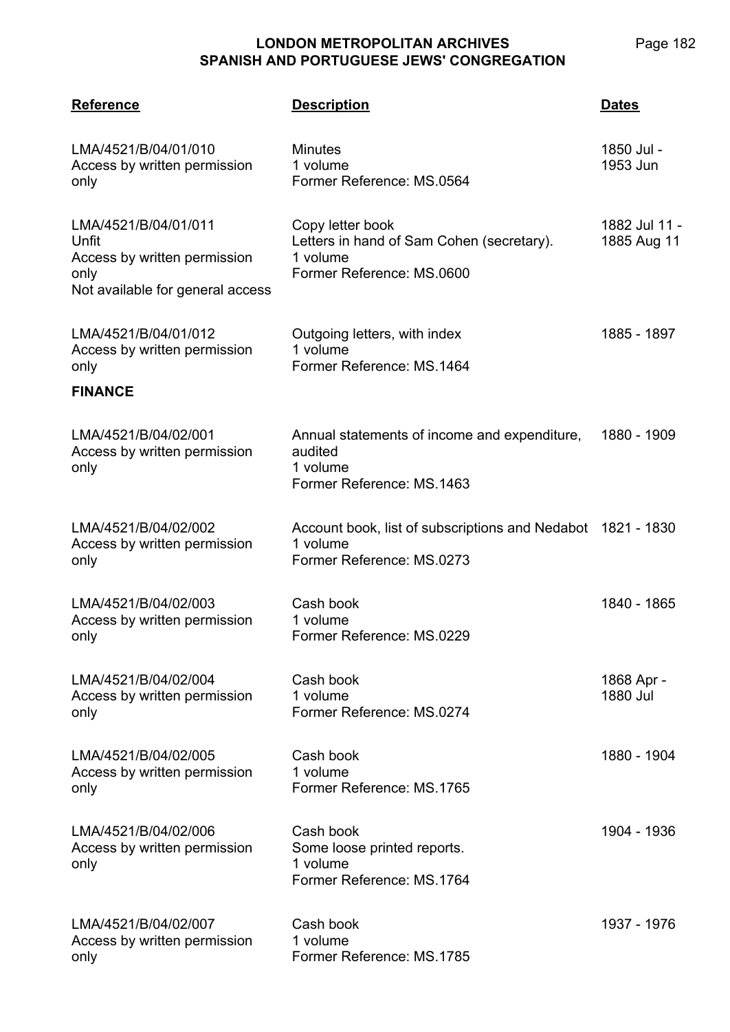| Reference | Description | Dates |
|---|---|---|
| LMA/4521/B/04/01/010<br>Access by written permission only | Minutes<br>1 volume<br>Former Reference: MS.0564 | 1850 Jul - 1953 Jun |
| LMA/4521/B/04/01/011<br>Unfit<br>Access by written permission only<br>Not available for general access | Copy letter book<br>Letters in hand of Sam Cohen (secretary).<br>1 volume<br>Former Reference: MS.0600 | 1882 Jul 11 - 1885 Aug 11 |
| LMA/4521/B/04/01/012<br>Access by written permission only | Outgoing letters, with index<br>1 volume<br>Former Reference: MS.1464 | 1885 - 1897 |

**FINANCE**

| Reference | Description | Dates |
|---|---|---|
| LMA/4521/B/04/02/001<br>Access by written permission only | Annual statements of income and expenditure, audited<br>1 volume<br>Former Reference: MS.1463 | 1880 - 1909 |
| LMA/4521/B/04/02/002<br>Access by written permission only | Account book, list of subscriptions and Nedabot<br>1 volume<br>Former Reference: MS.0273 | 1821 - 1830 |
| LMA/4521/B/04/02/003<br>Access by written permission only | Cash book<br>1 volume<br>Former Reference: MS.0229 | 1840 - 1865 |
| LMA/4521/B/04/02/004<br>Access by written permission only | Cash book<br>1 volume<br>Former Reference: MS.0274 | 1868 Apr - 1880 Jul |
| LMA/4521/B/04/02/005<br>Access by written permission only | Cash book<br>1 volume<br>Former Reference: MS.1765 | 1880 - 1904 |
| LMA/4521/B/04/02/006<br>Access by written permission only | Cash book<br>Some loose printed reports.<br>1 volume<br>Former Reference: MS.1764 | 1904 - 1936 |
| LMA/4521/B/04/02/007<br>Access by written permission only | Cash book<br>1 volume<br>Former Reference: MS.1785 | 1937 - 1976 |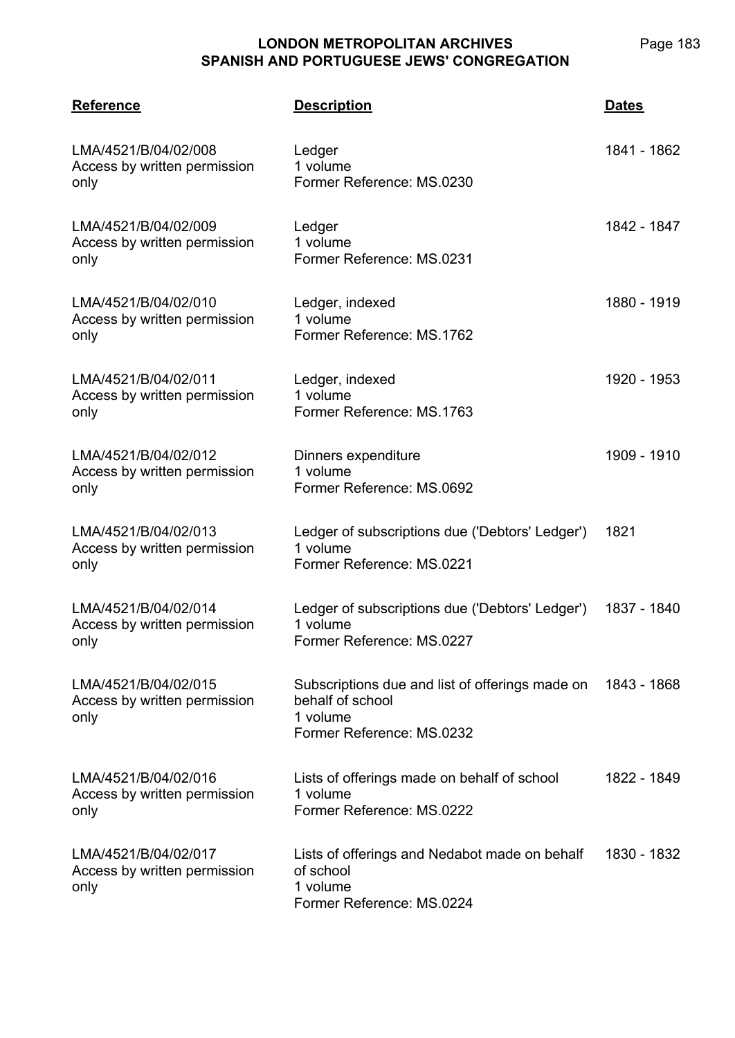| Reference | Description | Dates |
| --- | --- | --- |
| LMA/4521/B/04/02/008<br>Access by written permission only | Ledger<br>1 volume<br>Former Reference: MS.0230 | 1841 - 1862 |
| LMA/4521/B/04/02/009<br>Access by written permission only | Ledger<br>1 volume<br>Former Reference: MS.0231 | 1842 - 1847 |
| LMA/4521/B/04/02/010<br>Access by written permission only | Ledger, indexed<br>1 volume<br>Former Reference: MS.1762 | 1880 - 1919 |
| LMA/4521/B/04/02/011<br>Access by written permission only | Ledger, indexed<br>1 volume<br>Former Reference: MS.1763 | 1920 - 1953 |
| LMA/4521/B/04/02/012<br>Access by written permission only | Dinners expenditure<br>1 volume<br>Former Reference: MS.0692 | 1909 - 1910 |
| LMA/4521/B/04/02/013<br>Access by written permission only | Ledger of subscriptions due ('Debtors' Ledger')<br>1 volume<br>Former Reference: MS.0221 | 1821 |
| LMA/4521/B/04/02/014<br>Access by written permission only | Ledger of subscriptions due ('Debtors' Ledger')<br>1 volume<br>Former Reference: MS.0227 | 1837 - 1840 |
| LMA/4521/B/04/02/015<br>Access by written permission only | Subscriptions due and list of offerings made on behalf of school<br>1 volume<br>Former Reference: MS.0232 | 1843 - 1868 |
| LMA/4521/B/04/02/016<br>Access by written permission only | Lists of offerings made on behalf of school<br>1 volume<br>Former Reference: MS.0222 | 1822 - 1849 |
| LMA/4521/B/04/02/017<br>Access by written permission only | Lists of offerings and Nedabot made on behalf of school<br>1 volume<br>Former Reference: MS.0224 | 1830 - 1832 |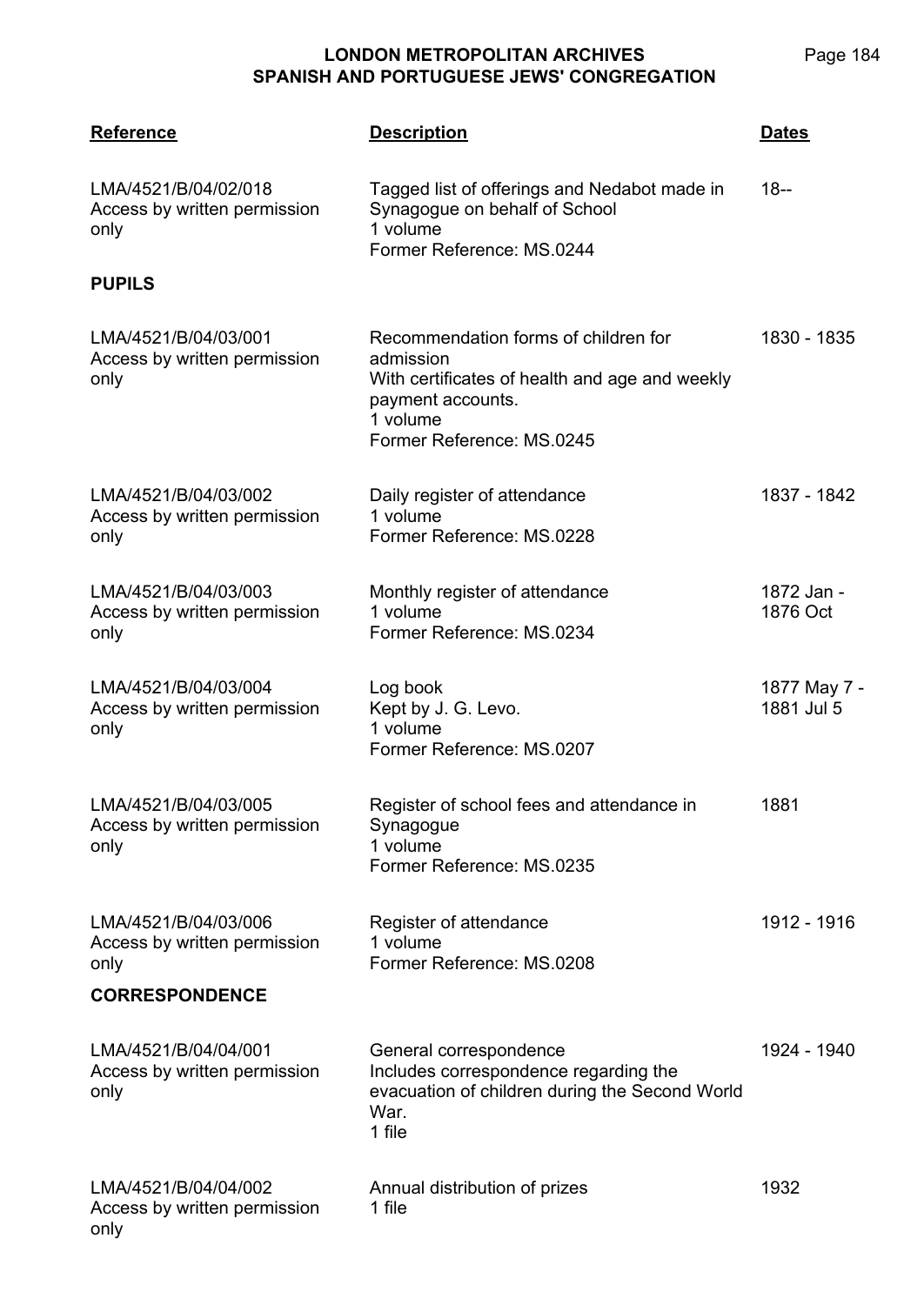| Reference | Description | Dates |
|---|---|---|
| LMA/4521/B/04/02/018<br>Access by written permission only | Tagged list of offerings and Nedabot made in Synagogue on behalf of School<br>1 volume<br>Former Reference: MS.0244 | 18-- |

**PUPILS**

| Reference | Description | Dates |
|---|---|---|
| LMA/4521/B/04/03/001<br>Access by written permission only | Recommendation forms of children for admission<br>With certificates of health and age and weekly payment accounts.<br>1 volume<br>Former Reference: MS.0245 | 1830 - 1835 |
| LMA/4521/B/04/03/002<br>Access by written permission only | Daily register of attendance<br>1 volume<br>Former Reference: MS.0228 | 1837 - 1842 |
| LMA/4521/B/04/03/003<br>Access by written permission only | Monthly register of attendance<br>1 volume<br>Former Reference: MS.0234 | 1872 Jan - 1876 Oct |
| LMA/4521/B/04/03/004<br>Access by written permission only | Log book<br>Kept by J. G. Levo.<br>1 volume<br>Former Reference: MS.0207 | 1877 May 7 - 1881 Jul 5 |
| LMA/4521/B/04/03/005<br>Access by written permission only | Register of school fees and attendance in Synagogue<br>1 volume<br>Former Reference: MS.0235 | 1881 |
| LMA/4521/B/04/03/006<br>Access by written permission only | Register of attendance<br>1 volume<br>Former Reference: MS.0208 | 1912 - 1916 |

**CORRESPONDENCE**

| Reference | Description | Dates |
|---|---|---|
| LMA/4521/B/04/04/001<br>Access by written permission only | General correspondence<br>Includes correspondence regarding the evacuation of children during the Second World War.<br>1 file | 1924 - 1940 |
| LMA/4521/B/04/04/002<br>Access by written permission only | Annual distribution of prizes<br>1 file | 1932 |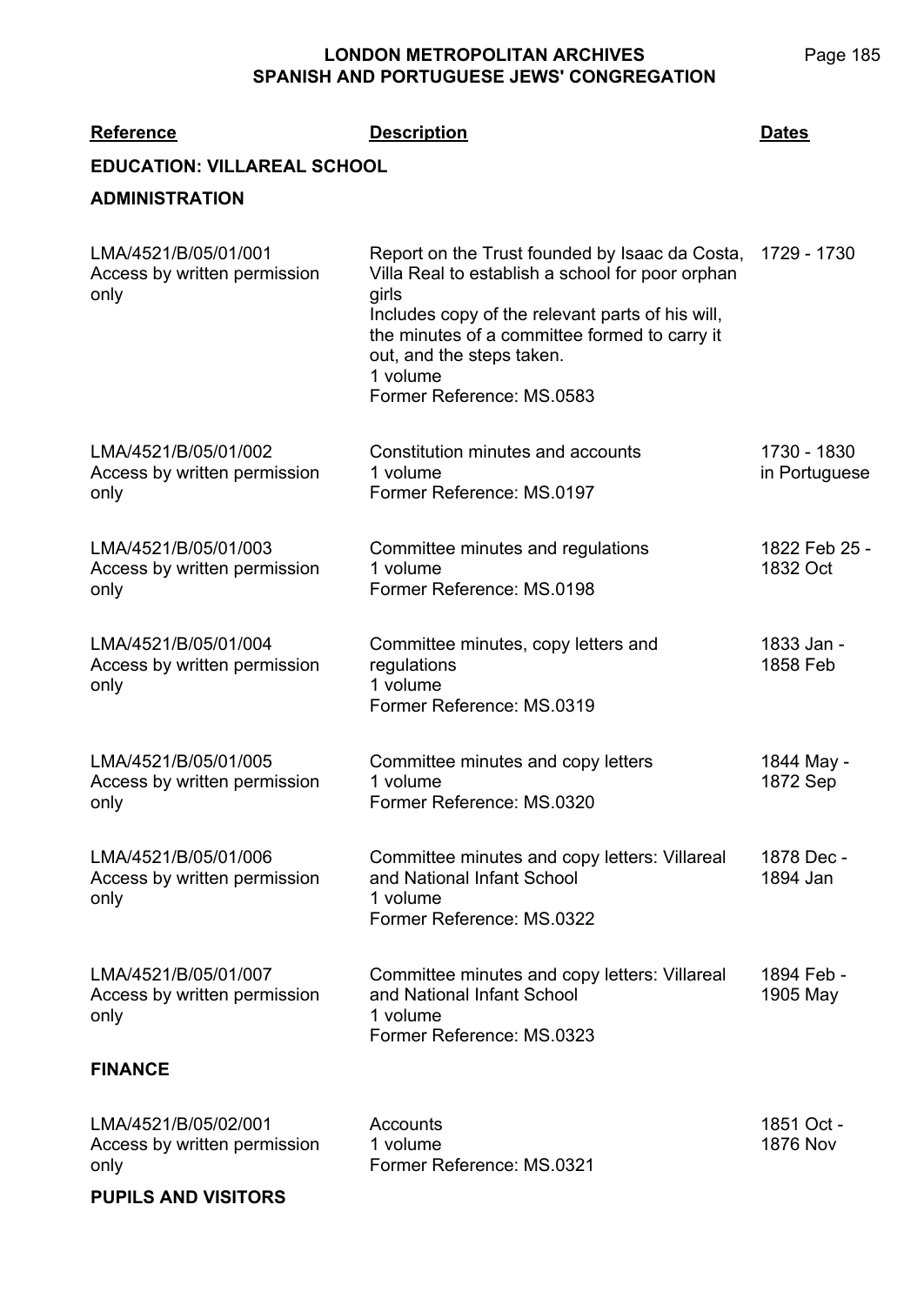| Reference | Description | Dates |
|---|---|---|

## EDUCATION: VILLAREAL SCHOOL

### ADMINISTRATION

| Reference | Description | Dates |
|---|---|---|
| LMA/4521/B/05/01/001<br>Access by written permission only | Report on the Trust founded by Isaac da Costa, Villa Real to establish a school for poor orphan girls<br>Includes copy of the relevant parts of his will, the minutes of a committee formed to carry it out, and the steps taken.<br>1 volume<br>Former Reference: MS.0583 | 1729 - 1730 |
| LMA/4521/B/05/01/002<br>Access by written permission only | Constitution minutes and accounts<br>1 volume<br>Former Reference: MS.0197 | 1730 - 1830<br>in Portuguese |
| LMA/4521/B/05/01/003<br>Access by written permission only | Committee minutes and regulations<br>1 volume<br>Former Reference: MS.0198 | 1822 Feb 25 - 1832 Oct |
| LMA/4521/B/05/01/004<br>Access by written permission only | Committee minutes, copy letters and regulations<br>1 volume<br>Former Reference: MS.0319 | 1833 Jan - 1858 Feb |
| LMA/4521/B/05/01/005<br>Access by written permission only | Committee minutes and copy letters<br>1 volume<br>Former Reference: MS.0320 | 1844 May - 1872 Sep |
| LMA/4521/B/05/01/006<br>Access by written permission only | Committee minutes and copy letters: Villareal and National Infant School<br>1 volume<br>Former Reference: MS.0322 | 1878 Dec - 1894 Jan |
| LMA/4521/B/05/01/007<br>Access by written permission only | Committee minutes and copy letters: Villareal and National Infant School<br>1 volume<br>Former Reference: MS.0323 | 1894 Feb - 1905 May |

### FINANCE

| Reference | Description | Dates |
|---|---|---|
| LMA/4521/B/05/02/001<br>Access by written permission only | Accounts<br>1 volume<br>Former Reference: MS.0321 | 1851 Oct - 1876 Nov |

### PUPILS AND VISITORS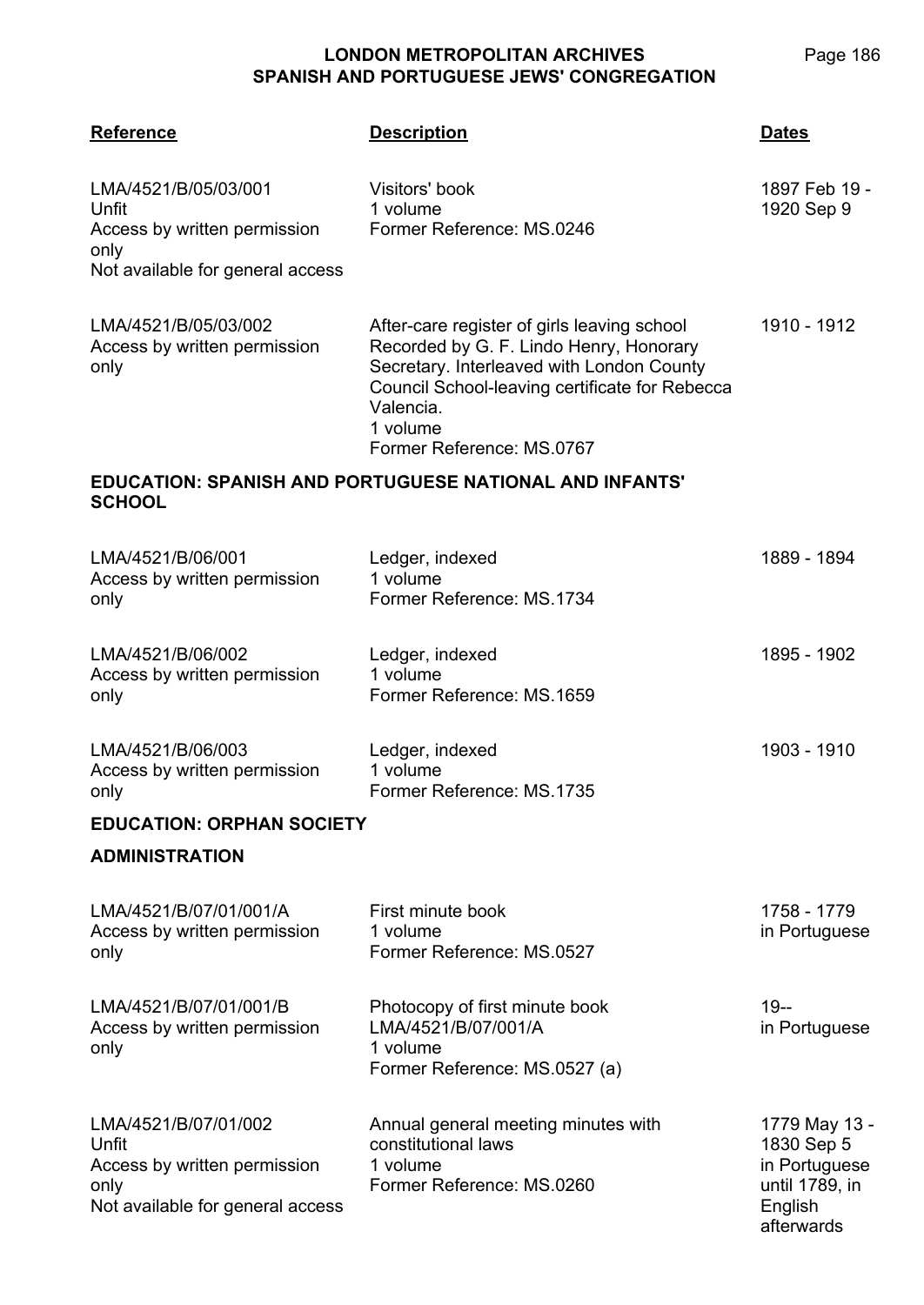| Reference | Description | Dates |
|---|---|---|
| LMA/4521/B/05/03/001<br>Unfit<br>Access by written permission only<br>Not available for general access | Visitors' book<br>1 volume<br>Former Reference: MS.0246 | 1897 Feb 19 - 1920 Sep 9 |
| LMA/4521/B/05/03/002<br>Access by written permission only | After-care register of girls leaving school Recorded by G. F. Lindo Henry, Honorary Secretary. Interleaved with London County Council School-leaving certificate for Rebecca Valencia.<br>1 volume<br>Former Reference: MS.0767 | 1910 - 1912 |

**EDUCATION: SPANISH AND PORTUGUESE NATIONAL AND INFANTS' SCHOOL**

| Reference | Description | Dates |
|---|---|---|
| LMA/4521/B/06/001<br>Access by written permission only | Ledger, indexed<br>1 volume<br>Former Reference: MS.1734 | 1889 - 1894 |
| LMA/4521/B/06/002<br>Access by written permission only | Ledger, indexed<br>1 volume<br>Former Reference: MS.1659 | 1895 - 1902 |
| LMA/4521/B/06/003<br>Access by written permission only | Ledger, indexed<br>1 volume<br>Former Reference: MS.1735 | 1903 - 1910 |

**EDUCATION: ORPHAN SOCIETY**

**ADMINISTRATION**

| Reference | Description | Dates |
|---|---|---|
| LMA/4521/B/07/01/001/A<br>Access by written permission only | First minute book<br>1 volume<br>Former Reference: MS.0527 | 1758 - 1779<br>in Portuguese |
| LMA/4521/B/07/01/001/B<br>Access by written permission only | Photocopy of first minute book LMA/4521/B/07/001/A<br>1 volume<br>Former Reference: MS.0527 (a) | 19--<br>in Portuguese |
| LMA/4521/B/07/01/002<br>Unfit<br>Access by written permission only<br>Not available for general access | Annual general meeting minutes with constitutional laws<br>1 volume<br>Former Reference: MS.0260 | 1779 May 13 - 1830 Sep 5<br>in Portuguese until 1789, in English afterwards |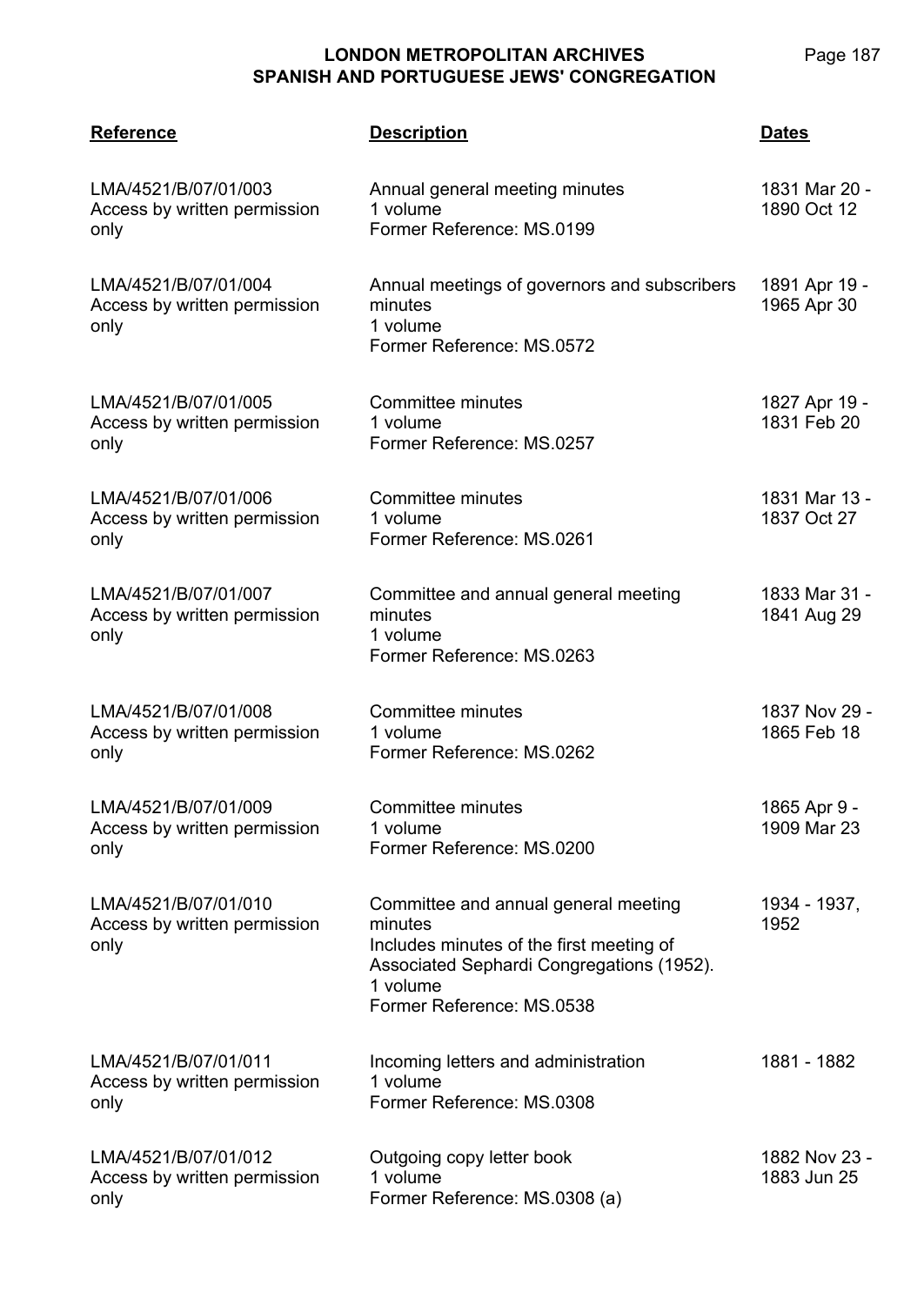| Reference | Description | Dates |
|---|---|---|
| LMA/4521/B/07/01/003<br>Access by written permission only | Annual general meeting minutes<br>1 volume<br>Former Reference: MS.0199 | 1831 Mar 20 - 1890 Oct 12 |
| LMA/4521/B/07/01/004<br>Access by written permission only | Annual meetings of governors and subscribers minutes<br>1 volume<br>Former Reference: MS.0572 | 1891 Apr 19 - 1965 Apr 30 |
| LMA/4521/B/07/01/005<br>Access by written permission only | Committee minutes<br>1 volume<br>Former Reference: MS.0257 | 1827 Apr 19 - 1831 Feb 20 |
| LMA/4521/B/07/01/006<br>Access by written permission only | Committee minutes<br>1 volume<br>Former Reference: MS.0261 | 1831 Mar 13 - 1837 Oct 27 |
| LMA/4521/B/07/01/007<br>Access by written permission only | Committee and annual general meeting minutes<br>1 volume<br>Former Reference: MS.0263 | 1833 Mar 31 - 1841 Aug 29 |
| LMA/4521/B/07/01/008<br>Access by written permission only | Committee minutes<br>1 volume<br>Former Reference: MS.0262 | 1837 Nov 29 - 1865 Feb 18 |
| LMA/4521/B/07/01/009<br>Access by written permission only | Committee minutes<br>1 volume<br>Former Reference: MS.0200 | 1865 Apr 9 - 1909 Mar 23 |
| LMA/4521/B/07/01/010<br>Access by written permission only | Committee and annual general meeting minutes<br>Includes minutes of the first meeting of Associated Sephardi Congregations (1952).<br>1 volume<br>Former Reference: MS.0538 | 1934 - 1937, 1952 |
| LMA/4521/B/07/01/011<br>Access by written permission only | Incoming letters and administration<br>1 volume<br>Former Reference: MS.0308 | 1881 - 1882 |
| LMA/4521/B/07/01/012<br>Access by written permission only | Outgoing copy letter book<br>1 volume<br>Former Reference: MS.0308 (a) | 1882 Nov 23 - 1883 Jun 25 |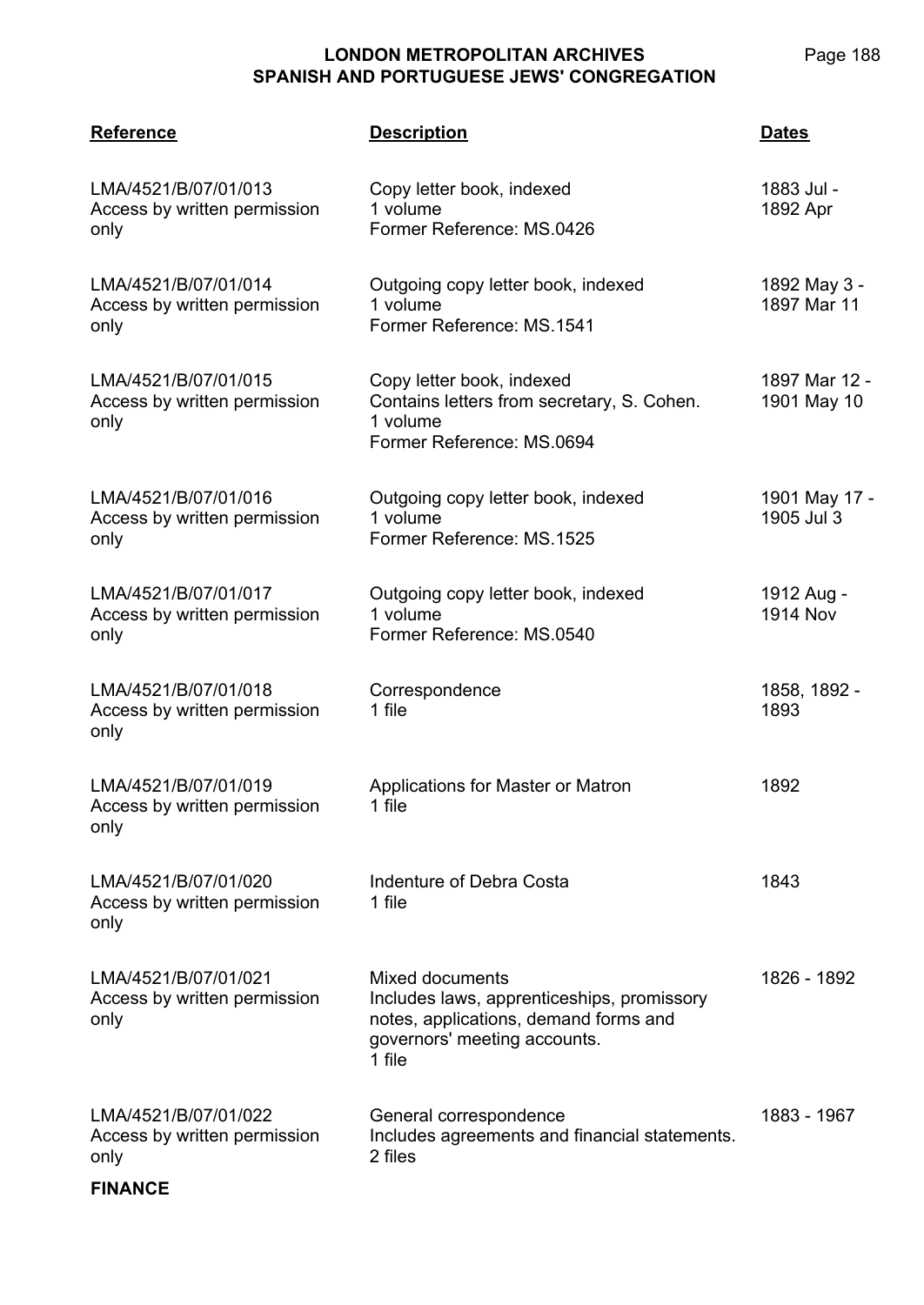| Reference | Description | Dates |
|---|---|---|
| LMA/4521/B/07/01/013<br>Access by written permission only | Copy letter book, indexed<br>1 volume<br>Former Reference: MS.0426 | 1883 Jul - 1892 Apr |
| LMA/4521/B/07/01/014<br>Access by written permission only | Outgoing copy letter book, indexed<br>1 volume<br>Former Reference: MS.1541 | 1892 May 3 - 1897 Mar 11 |
| LMA/4521/B/07/01/015<br>Access by written permission only | Copy letter book, indexed<br>Contains letters from secretary, S. Cohen.<br>1 volume<br>Former Reference: MS.0694 | 1897 Mar 12 - 1901 May 10 |
| LMA/4521/B/07/01/016<br>Access by written permission only | Outgoing copy letter book, indexed<br>1 volume<br>Former Reference: MS.1525 | 1901 May 17 - 1905 Jul 3 |
| LMA/4521/B/07/01/017<br>Access by written permission only | Outgoing copy letter book, indexed<br>1 volume<br>Former Reference: MS.0540 | 1912 Aug - 1914 Nov |
| LMA/4521/B/07/01/018<br>Access by written permission only | Correspondence<br>1 file | 1858, 1892 - 1893 |
| LMA/4521/B/07/01/019<br>Access by written permission only | Applications for Master or Matron<br>1 file | 1892 |
| LMA/4521/B/07/01/020<br>Access by written permission only | Indenture of Debra Costa<br>1 file | 1843 |
| LMA/4521/B/07/01/021<br>Access by written permission only | Mixed documents<br>Includes laws, apprenticeships, promissory notes, applications, demand forms and governors' meeting accounts.<br>1 file | 1826 - 1892 |
| LMA/4521/B/07/01/022<br>Access by written permission only | General correspondence<br>Includes agreements and financial statements.<br>2 files | 1883 - 1967 |

**FINANCE**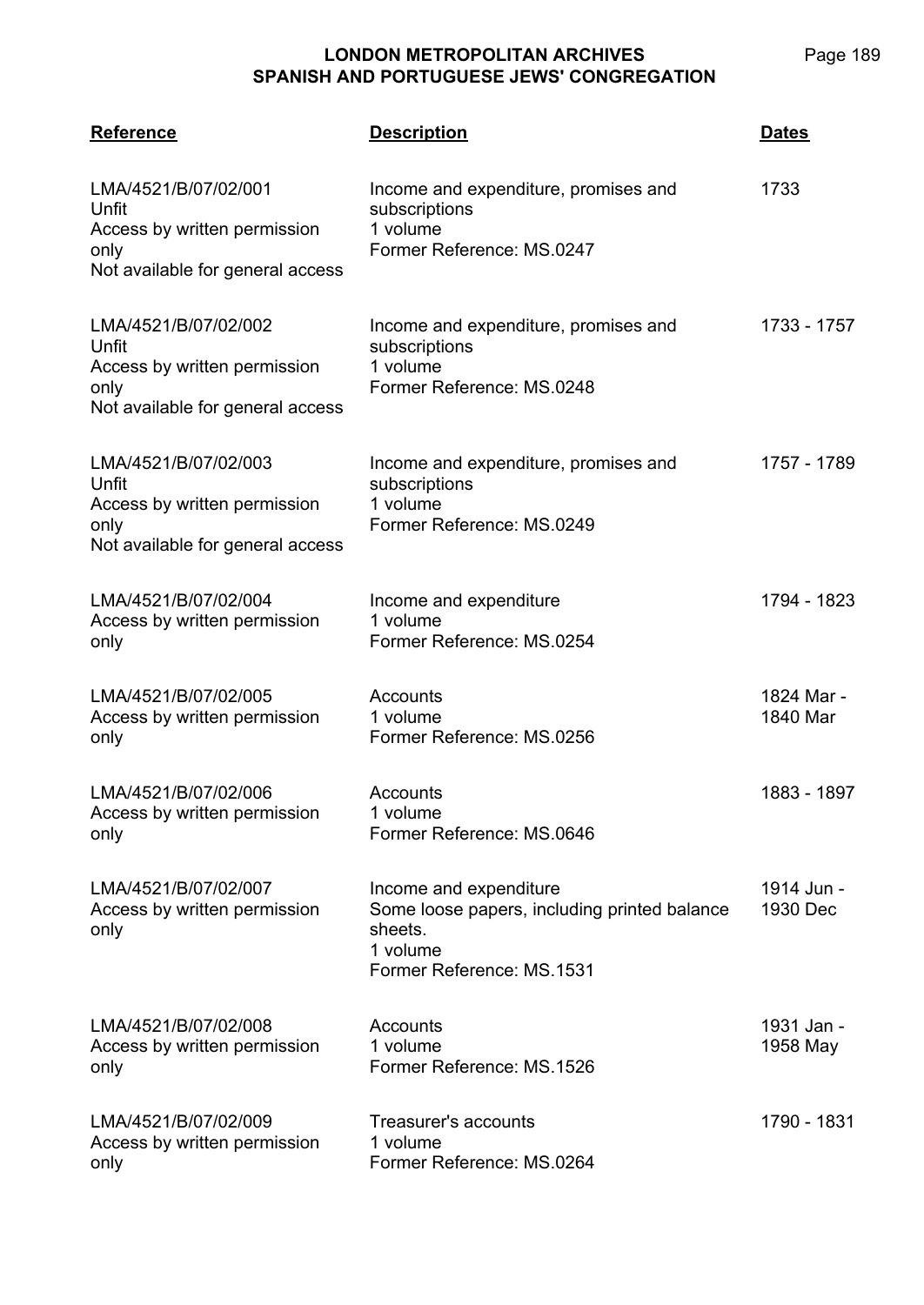| Reference | Description | Dates |
| --- | --- | --- |
| LMA/4521/B/07/02/001<br>Unfit<br>Access by written permission only<br>Not available for general access | Income and expenditure, promises and subscriptions<br>1 volume<br>Former Reference: MS.0247 | 1733 |
| LMA/4521/B/07/02/002<br>Unfit<br>Access by written permission only<br>Not available for general access | Income and expenditure, promises and subscriptions<br>1 volume<br>Former Reference: MS.0248 | 1733 - 1757 |
| LMA/4521/B/07/02/003<br>Unfit<br>Access by written permission only<br>Not available for general access | Income and expenditure, promises and subscriptions<br>1 volume<br>Former Reference: MS.0249 | 1757 - 1789 |
| LMA/4521/B/07/02/004<br>Access by written permission only | Income and expenditure<br>1 volume<br>Former Reference: MS.0254 | 1794 - 1823 |
| LMA/4521/B/07/02/005<br>Access by written permission only | Accounts<br>1 volume<br>Former Reference: MS.0256 | 1824 Mar - 1840 Mar |
| LMA/4521/B/07/02/006<br>Access by written permission only | Accounts<br>1 volume<br>Former Reference: MS.0646 | 1883 - 1897 |
| LMA/4521/B/07/02/007<br>Access by written permission only | Income and expenditure<br>Some loose papers, including printed balance sheets.<br>1 volume<br>Former Reference: MS.1531 | 1914 Jun - 1930 Dec |
| LMA/4521/B/07/02/008<br>Access by written permission only | Accounts<br>1 volume<br>Former Reference: MS.1526 | 1931 Jan - 1958 May |
| LMA/4521/B/07/02/009<br>Access by written permission only | Treasurer's accounts<br>1 volume<br>Former Reference: MS.0264 | 1790 - 1831 |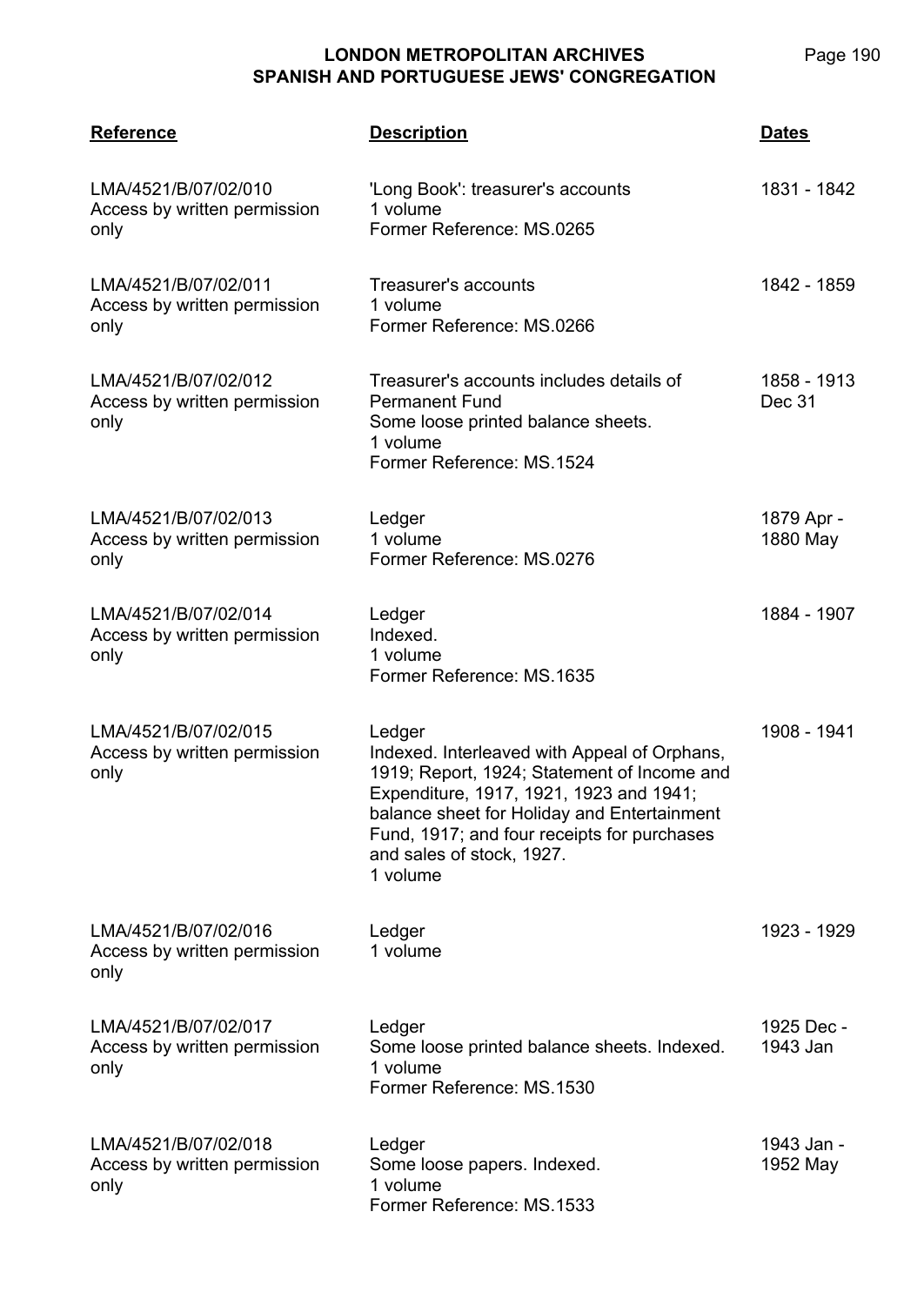| Reference | Description | Dates |
|---|---|---|
| LMA/4521/B/07/02/010<br>Access by written permission only | 'Long Book': treasurer's accounts<br>1 volume<br>Former Reference: MS.0265 | 1831 - 1842 |
| LMA/4521/B/07/02/011<br>Access by written permission only | Treasurer's accounts<br>1 volume<br>Former Reference: MS.0266 | 1842 - 1859 |
| LMA/4521/B/07/02/012<br>Access by written permission only | Treasurer's accounts includes details of Permanent Fund<br>Some loose printed balance sheets.<br>1 volume<br>Former Reference: MS.1524 | 1858 - 1913 Dec 31 |
| LMA/4521/B/07/02/013<br>Access by written permission only | Ledger<br>1 volume<br>Former Reference: MS.0276 | 1879 Apr - 1880 May |
| LMA/4521/B/07/02/014<br>Access by written permission only | Ledger<br>Indexed.<br>1 volume<br>Former Reference: MS.1635 | 1884 - 1907 |
| LMA/4521/B/07/02/015<br>Access by written permission only | Ledger<br>Indexed. Interleaved with Appeal of Orphans, 1919; Report, 1924; Statement of Income and Expenditure, 1917, 1921, 1923 and 1941; balance sheet for Holiday and Entertainment Fund, 1917; and four receipts for purchases and sales of stock, 1927.<br>1 volume | 1908 - 1941 |
| LMA/4521/B/07/02/016<br>Access by written permission only | Ledger<br>1 volume | 1923 - 1929 |
| LMA/4521/B/07/02/017<br>Access by written permission only | Ledger<br>Some loose printed balance sheets. Indexed.<br>1 volume<br>Former Reference: MS.1530 | 1925 Dec - 1943 Jan |
| LMA/4521/B/07/02/018<br>Access by written permission only | Ledger<br>Some loose papers. Indexed.<br>1 volume<br>Former Reference: MS.1533 | 1943 Jan - 1952 May |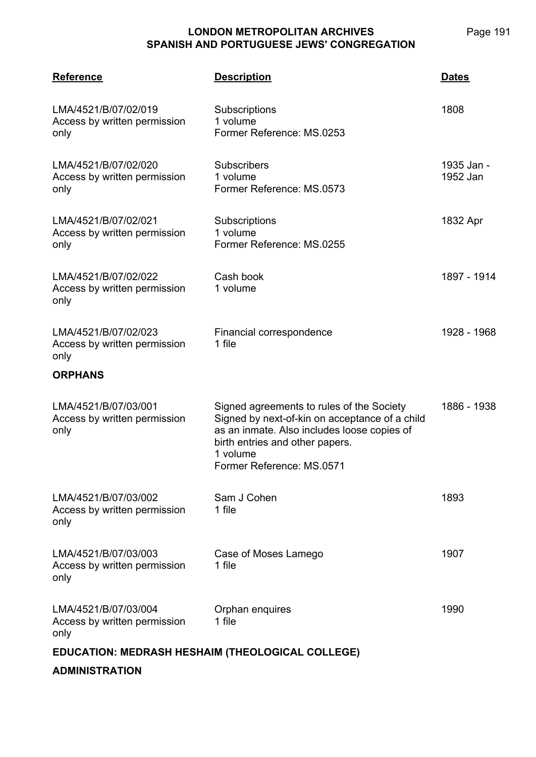| Reference | Description | Dates |
|---|---|---|
| LMA/4521/B/07/02/019<br>Access by written permission only | Subscriptions<br>1 volume<br>Former Reference: MS.0253 | 1808 |
| LMA/4521/B/07/02/020<br>Access by written permission only | Subscribers<br>1 volume<br>Former Reference: MS.0573 | 1935 Jan - 1952 Jan |
| LMA/4521/B/07/02/021<br>Access by written permission only | Subscriptions<br>1 volume<br>Former Reference: MS.0255 | 1832 Apr |
| LMA/4521/B/07/02/022<br>Access by written permission only | Cash book<br>1 volume | 1897 - 1914 |
| LMA/4521/B/07/02/023<br>Access by written permission only | Financial correspondence<br>1 file | 1928 - 1968 |

**ORPHANS**

| Reference | Description | Dates |
|---|---|---|
| LMA/4521/B/07/03/001<br>Access by written permission only | Signed agreements to rules of the Society<br>Signed by next-of-kin on acceptance of a child as an inmate. Also includes loose copies of birth entries and other papers.<br>1 volume<br>Former Reference: MS.0571 | 1886 - 1938 |
| LMA/4521/B/07/03/002<br>Access by written permission only | Sam J Cohen<br>1 file | 1893 |
| LMA/4521/B/07/03/003<br>Access by written permission only | Case of Moses Lamego<br>1 file | 1907 |
| LMA/4521/B/07/03/004<br>Access by written permission only | Orphan enquires<br>1 file | 1990 |

**EDUCATION: MEDRASH HESHAIM (THEOLOGICAL COLLEGE)**

**ADMINISTRATION**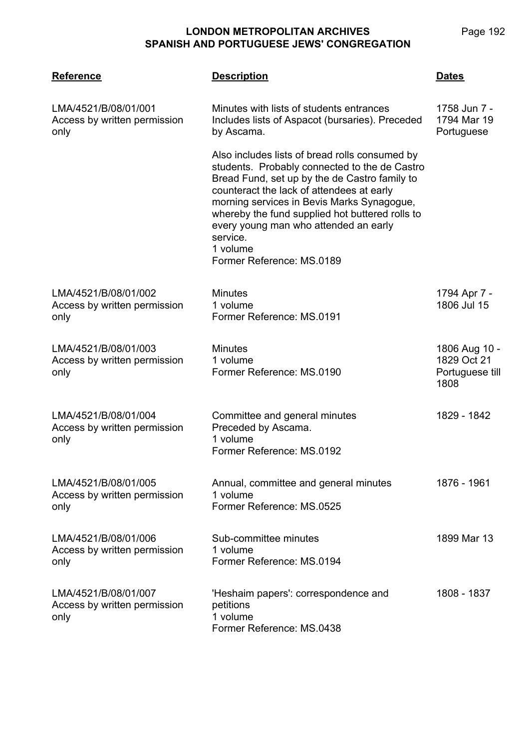| Reference | Description | Dates |
|---|---|---|
| LMA/4521/B/08/01/001<br>Access by written permission only | Minutes with lists of students entrances Includes lists of Aspacot (bursaries). Preceded by Ascama.<br><br>Also includes lists of bread rolls consumed by students. Probably connected to the de Castro Bread Fund, set up by the de Castro family to counteract the lack of attendees at early morning services in Bevis Marks Synagogue, whereby the fund supplied hot buttered rolls to every young man who attended an early service.<br>1 volume<br>Former Reference: MS.0189 | 1758 Jun 7 - 1794 Mar 19<br>Portuguese |
| LMA/4521/B/08/01/002<br>Access by written permission only | Minutes<br>1 volume<br>Former Reference: MS.0191 | 1794 Apr 7 - 1806 Jul 15 |
| LMA/4521/B/08/01/003<br>Access by written permission only | Minutes<br>1 volume<br>Former Reference: MS.0190 | 1806 Aug 10 - 1829 Oct 21<br>Portuguese till 1808 |
| LMA/4521/B/08/01/004<br>Access by written permission only | Committee and general minutes<br>Preceded by Ascama.<br>1 volume<br>Former Reference: MS.0192 | 1829 - 1842 |
| LMA/4521/B/08/01/005<br>Access by written permission only | Annual, committee and general minutes<br>1 volume<br>Former Reference: MS.0525 | 1876 - 1961 |
| LMA/4521/B/08/01/006<br>Access by written permission only | Sub-committee minutes<br>1 volume<br>Former Reference: MS.0194 | 1899 Mar 13 |
| LMA/4521/B/08/01/007<br>Access by written permission only | 'Heshaim papers': correspondence and petitions<br>1 volume<br>Former Reference: MS.0438 | 1808 - 1837 |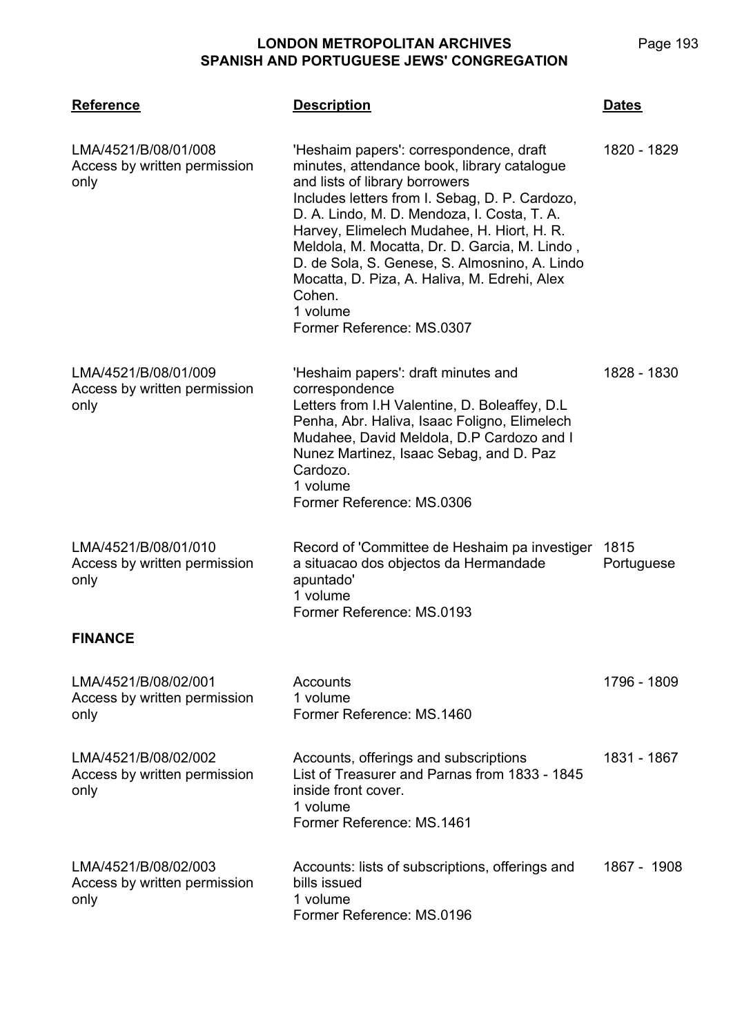| Reference | Description | Dates |
|---|---|---|
| LMA/4521/B/08/01/008<br>Access by written permission only | 'Heshaim papers': correspondence, draft minutes, attendance book, library catalogue and lists of library borrowers<br>Includes letters from I. Sebag, D. P. Cardozo, D. A. Lindo, M. D. Mendoza, I. Costa, T. A. Harvey, Elimelech Mudahee, H. Hiort, H. R. Meldola, M. Mocatta, Dr. D. Garcia, M. Lindo , D. de Sola, S. Genese, S. Almosnino, A. Lindo Mocatta, D. Piza, A. Haliva, M. Edrehi, Alex Cohen.<br>1 volume<br>Former Reference: MS.0307 | 1820 - 1829 |
| LMA/4521/B/08/01/009<br>Access by written permission only | 'Heshaim papers': draft minutes and correspondence<br>Letters from I.H Valentine, D. Boleaffey, D.L Penha, Abr. Haliva, Isaac Foligno, Elimelech Mudahee, David Meldola, D.P Cardozo and I Nunez Martinez, Isaac Sebag, and D. Paz Cardozo.<br>1 volume<br>Former Reference: MS.0306 | 1828 - 1830 |
| LMA/4521/B/08/01/010<br>Access by written permission only | Record of 'Committee de Heshaim pa investiger a situacao dos objectos da Hermandade apuntado'<br>1 volume<br>Former Reference: MS.0193 | 1815<br>Portuguese |

**FINANCE**

| Reference | Description | Dates |
|---|---|---|
| LMA/4521/B/08/02/001<br>Access by written permission only | Accounts<br>1 volume<br>Former Reference: MS.1460 | 1796 - 1809 |
| LMA/4521/B/08/02/002<br>Access by written permission only | Accounts, offerings and subscriptions<br>List of Treasurer and Parnas from 1833 - 1845 inside front cover.<br>1 volume<br>Former Reference: MS.1461 | 1831 - 1867 |
| LMA/4521/B/08/02/003<br>Access by written permission only | Accounts: lists of subscriptions, offerings and bills issued<br>1 volume<br>Former Reference: MS.0196 | 1867 - 1908 |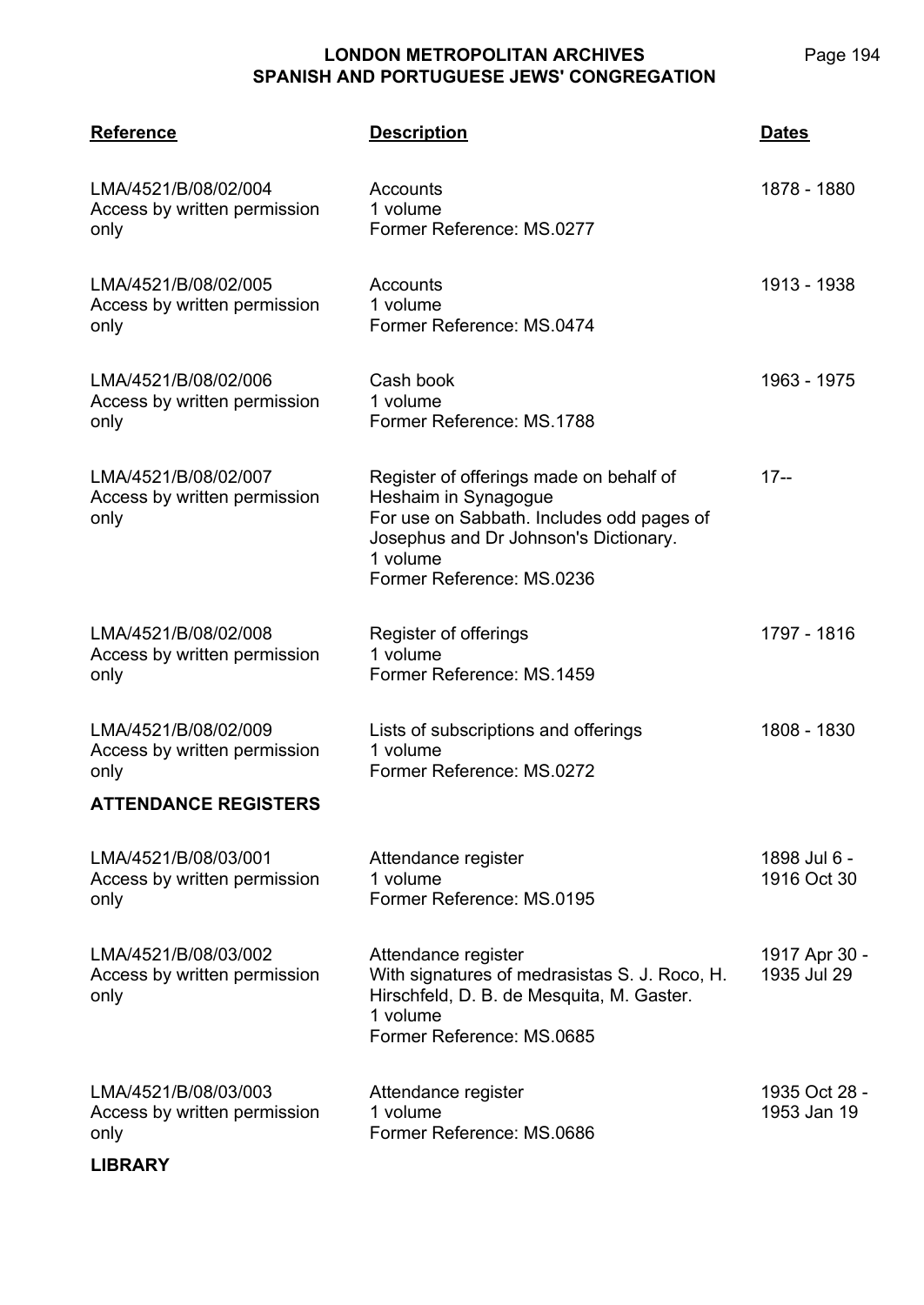| Reference | Description | Dates |
|---|---|---|
| LMA/4521/B/08/02/004<br>Access by written permission only | Accounts<br>1 volume<br>Former Reference: MS.0277 | 1878 - 1880 |
| LMA/4521/B/08/02/005<br>Access by written permission only | Accounts<br>1 volume<br>Former Reference: MS.0474 | 1913 - 1938 |
| LMA/4521/B/08/02/006<br>Access by written permission only | Cash book<br>1 volume<br>Former Reference: MS.1788 | 1963 - 1975 |
| LMA/4521/B/08/02/007<br>Access by written permission only | Register of offerings made on behalf of Heshaim in Synagogue<br>For use on Sabbath. Includes odd pages of Josephus and Dr Johnson's Dictionary.<br>1 volume<br>Former Reference: MS.0236 | 17-- |
| LMA/4521/B/08/02/008<br>Access by written permission only | Register of offerings<br>1 volume<br>Former Reference: MS.1459 | 1797 - 1816 |
| LMA/4521/B/08/02/009<br>Access by written permission only | Lists of subscriptions and offerings<br>1 volume<br>Former Reference: MS.0272 | 1808 - 1830 |
| **ATTENDANCE REGISTERS** | | |
| LMA/4521/B/08/03/001<br>Access by written permission only | Attendance register<br>1 volume<br>Former Reference: MS.0195 | 1898 Jul 6 - 1916 Oct 30 |
| LMA/4521/B/08/03/002<br>Access by written permission only | Attendance register<br>With signatures of medrasistas S. J. Roco, H. Hirschfeld, D. B. de Mesquita, M. Gaster.<br>1 volume<br>Former Reference: MS.0685 | 1917 Apr 30 - 1935 Jul 29 |
| LMA/4521/B/08/03/003<br>Access by written permission only | Attendance register<br>1 volume<br>Former Reference: MS.0686 | 1935 Oct 28 - 1953 Jan 19 |
| **LIBRARY** | | |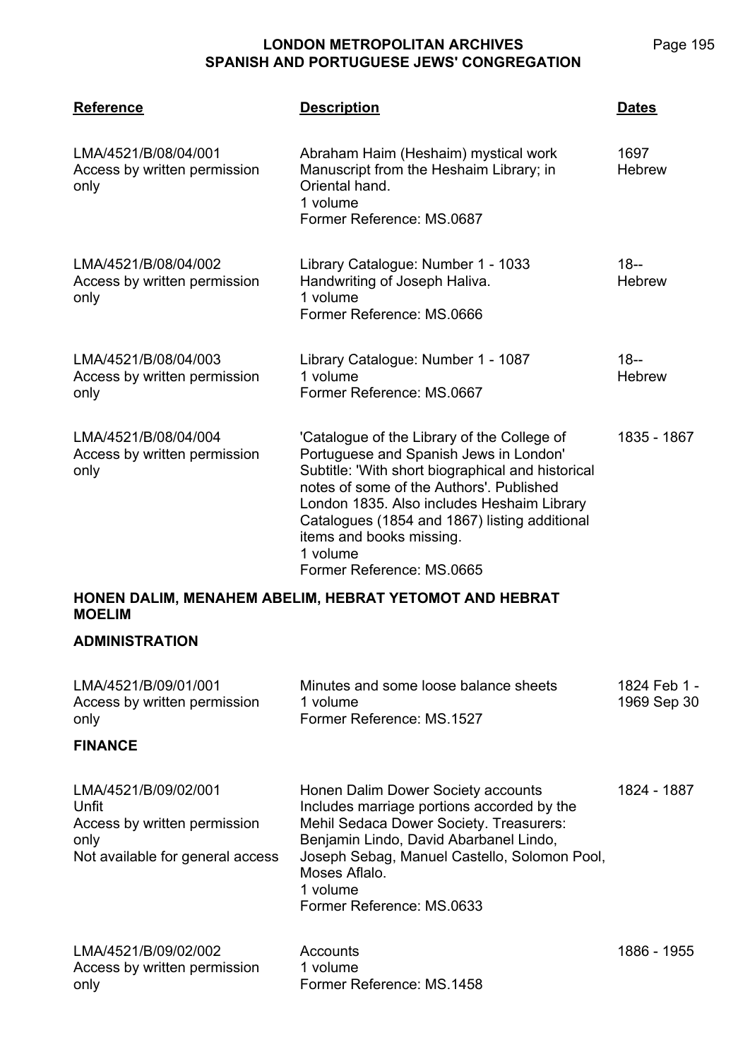| Reference | Description | Dates |
|---|---|---|
| LMA/4521/B/08/04/001<br>Access by written permission only | Abraham Haim (Heshaim) mystical work<br>Manuscript from the Heshaim Library; in Oriental hand.<br>1 volume<br>Former Reference: MS.0687 | 1697<br>Hebrew |
| LMA/4521/B/08/04/002<br>Access by written permission only | Library Catalogue: Number 1 - 1033<br>Handwriting of Joseph Haliva.<br>1 volume<br>Former Reference: MS.0666 | 18--<br>Hebrew |
| LMA/4521/B/08/04/003<br>Access by written permission only | Library Catalogue: Number 1 - 1087<br>1 volume<br>Former Reference: MS.0667 | 18--<br>Hebrew |
| LMA/4521/B/08/04/004<br>Access by written permission only | 'Catalogue of the Library of the College of Portuguese and Spanish Jews in London'<br>Subtitle: 'With short biographical and historical notes of some of the Authors'. Published London 1835. Also includes Heshaim Library Catalogues (1854 and 1867) listing additional items and books missing.<br>1 volume<br>Former Reference: MS.0665 | 1835 - 1867 |

## HONEN DALIM, MENAHEM ABELIM, HEBRAT YETOMOT AND HEBRAT MOELIM

### ADMINISTRATION

| Reference | Description | Dates |
|---|---|---|
| LMA/4521/B/09/01/001<br>Access by written permission only | Minutes and some loose balance sheets<br>1 volume<br>Former Reference: MS.1527 | 1824 Feb 1 - 1969 Sep 30 |

### FINANCE

| Reference | Description | Dates |
|---|---|---|
| LMA/4521/B/09/02/001<br>Unfit<br>Access by written permission only<br>Not available for general access | Honen Dalim Dower Society accounts<br>Includes marriage portions accorded by the Mehil Sedaca Dower Society. Treasurers: Benjamin Lindo, David Abarbanel Lindo, Joseph Sebag, Manuel Castello, Solomon Pool, Moses Aflalo.<br>1 volume<br>Former Reference: MS.0633 | 1824 - 1887 |
| LMA/4521/B/09/02/002<br>Access by written permission only | Accounts<br>1 volume<br>Former Reference: MS.1458 | 1886 - 1955 |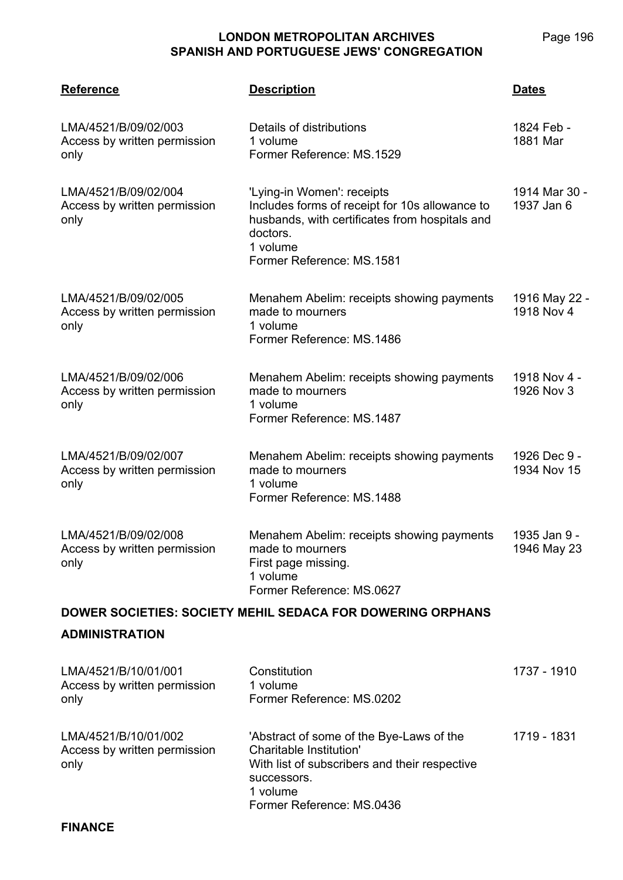| Reference | Description | Dates |
|---|---|---|
| LMA/4521/B/09/02/003<br>Access by written permission only | Details of distributions<br>1 volume<br>Former Reference: MS.1529 | 1824 Feb - 1881 Mar |
| LMA/4521/B/09/02/004<br>Access by written permission only | 'Lying-in Women': receipts<br>Includes forms of receipt for 10s allowance to husbands, with certificates from hospitals and doctors.<br>1 volume<br>Former Reference: MS.1581 | 1914 Mar 30 - 1937 Jan 6 |
| LMA/4521/B/09/02/005<br>Access by written permission only | Menahem Abelim: receipts showing payments made to mourners<br>1 volume<br>Former Reference: MS.1486 | 1916 May 22 - 1918 Nov 4 |
| LMA/4521/B/09/02/006<br>Access by written permission only | Menahem Abelim: receipts showing payments made to mourners<br>1 volume<br>Former Reference: MS.1487 | 1918 Nov 4 - 1926 Nov 3 |
| LMA/4521/B/09/02/007<br>Access by written permission only | Menahem Abelim: receipts showing payments made to mourners<br>1 volume<br>Former Reference: MS.1488 | 1926 Dec 9 - 1934 Nov 15 |
| LMA/4521/B/09/02/008<br>Access by written permission only | Menahem Abelim: receipts showing payments made to mourners<br>First page missing.<br>1 volume<br>Former Reference: MS.0627 | 1935 Jan 9 - 1946 May 23 |

## DOWER SOCIETIES: SOCIETY MEHIL SEDACA FOR DOWERING ORPHANS

### ADMINISTRATION

| Reference | Description | Dates |
|---|---|---|
| LMA/4521/B/10/01/001<br>Access by written permission only | Constitution<br>1 volume<br>Former Reference: MS.0202 | 1737 - 1910 |
| LMA/4521/B/10/01/002<br>Access by written permission only | 'Abstract of some of the Bye-Laws of the Charitable Institution'<br>With list of subscribers and their respective successors.<br>1 volume<br>Former Reference: MS.0436 | 1719 - 1831 |

### FINANCE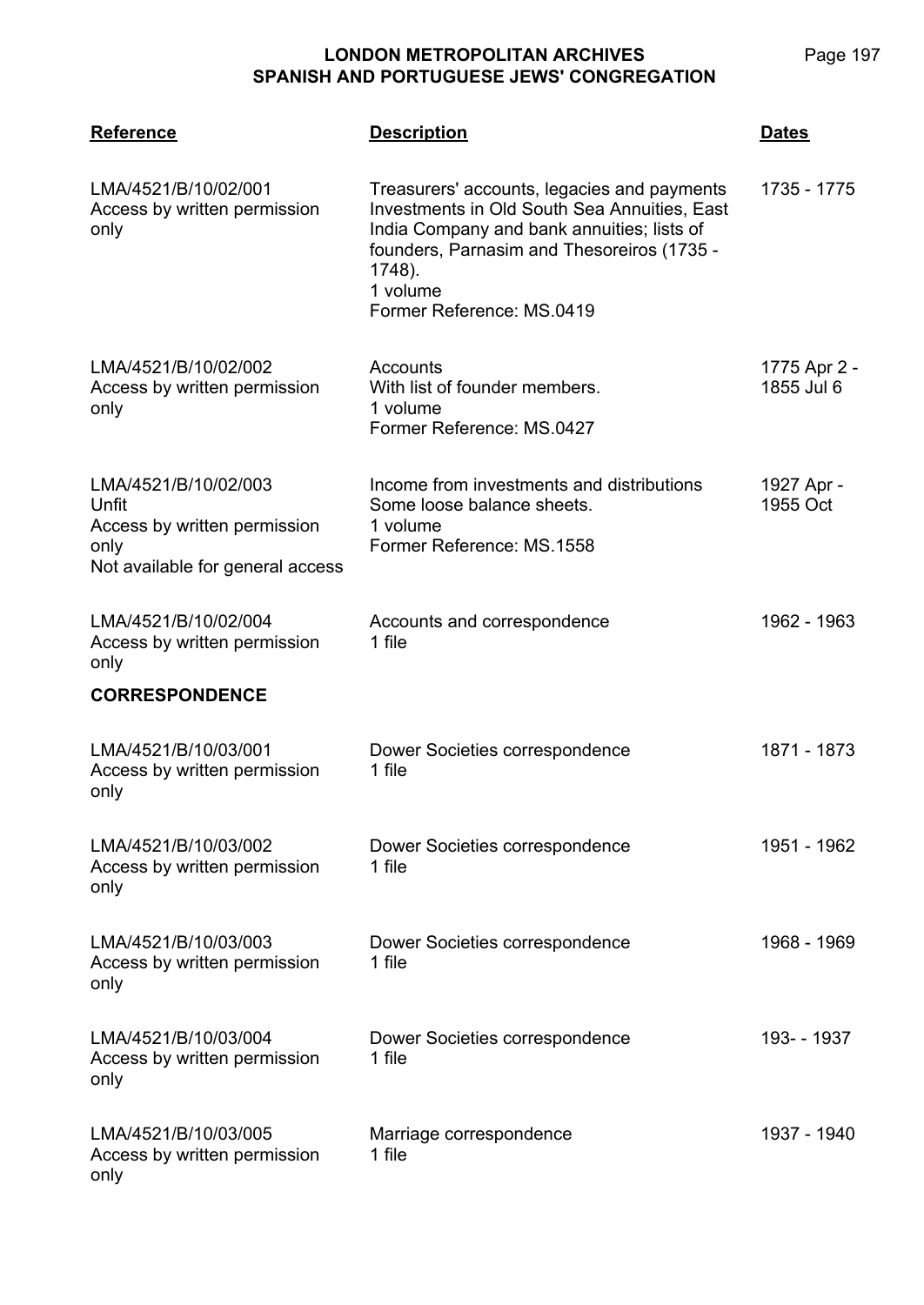| Reference | Description | Dates |
|---|---|---|
| LMA/4521/B/10/02/001<br>Access by written permission only | Treasurers' accounts, legacies and payments Investments in Old South Sea Annuities, East India Company and bank annuities; lists of founders, Parnasim and Thesoreiros (1735 - 1748).<br>1 volume<br>Former Reference: MS.0419 | 1735 - 1775 |
| LMA/4521/B/10/02/002<br>Access by written permission only | Accounts<br>With list of founder members.<br>1 volume<br>Former Reference: MS.0427 | 1775 Apr 2 - 1855 Jul 6 |
| LMA/4521/B/10/02/003<br>Unfit<br>Access by written permission only<br>Not available for general access | Income from investments and distributions<br>Some loose balance sheets.<br>1 volume<br>Former Reference: MS.1558 | 1927 Apr - 1955 Oct |
| LMA/4521/B/10/02/004<br>Access by written permission only | Accounts and correspondence<br>1 file | 1962 - 1963 |
| **CORRESPONDENCE** | | |
| LMA/4521/B/10/03/001<br>Access by written permission only | Dower Societies correspondence<br>1 file | 1871 - 1873 |
| LMA/4521/B/10/03/002<br>Access by written permission only | Dower Societies correspondence<br>1 file | 1951 - 1962 |
| LMA/4521/B/10/03/003<br>Access by written permission only | Dower Societies correspondence<br>1 file | 1968 - 1969 |
| LMA/4521/B/10/03/004<br>Access by written permission only | Dower Societies correspondence<br>1 file | 193- - 1937 |
| LMA/4521/B/10/03/005<br>Access by written permission only | Marriage correspondence<br>1 file | 1937 - 1940 |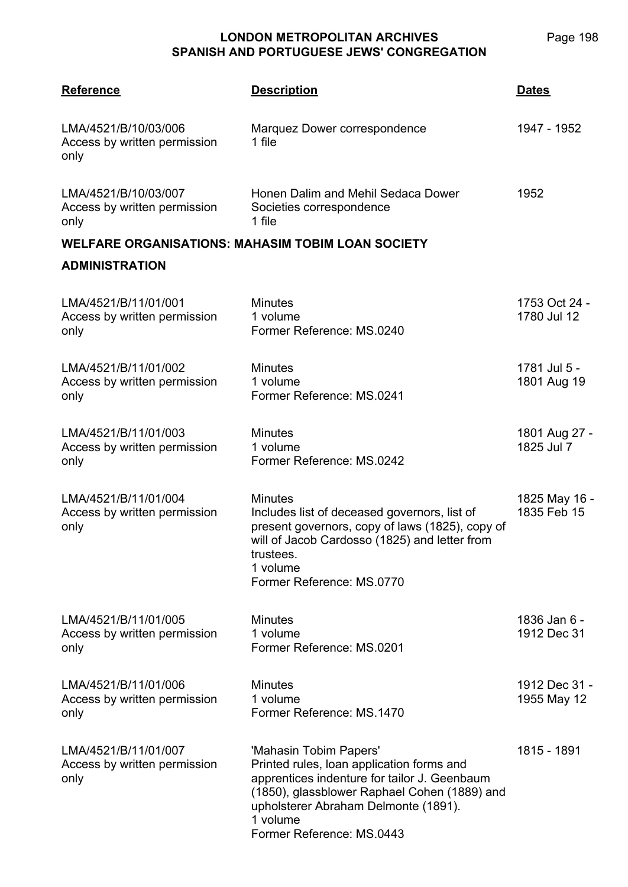| Reference | Description | Dates |
|---|---|---|
| LMA/4521/B/10/03/006<br>Access by written permission only | Marquez Dower correspondence<br>1 file | 1947 - 1952 |
| LMA/4521/B/10/03/007<br>Access by written permission only | Honen Dalim and Mehil Sedaca Dower Societies correspondence<br>1 file | 1952 |

**WELFARE ORGANISATIONS: MAHASIM TOBIM LOAN SOCIETY**

**ADMINISTRATION**

| Reference | Description | Dates |
|---|---|---|
| LMA/4521/B/11/01/001<br>Access by written permission only | Minutes<br>1 volume<br>Former Reference: MS.0240 | 1753 Oct 24 - 1780 Jul 12 |
| LMA/4521/B/11/01/002<br>Access by written permission only | Minutes<br>1 volume<br>Former Reference: MS.0241 | 1781 Jul 5 - 1801 Aug 19 |
| LMA/4521/B/11/01/003<br>Access by written permission only | Minutes<br>1 volume<br>Former Reference: MS.0242 | 1801 Aug 27 - 1825 Jul 7 |
| LMA/4521/B/11/01/004<br>Access by written permission only | Minutes<br>Includes list of deceased governors, list of present governors, copy of laws (1825), copy of will of Jacob Cardosso (1825) and letter from trustees.<br>1 volume<br>Former Reference: MS.0770 | 1825 May 16 - 1835 Feb 15 |
| LMA/4521/B/11/01/005<br>Access by written permission only | Minutes<br>1 volume<br>Former Reference: MS.0201 | 1836 Jan 6 - 1912 Dec 31 |
| LMA/4521/B/11/01/006<br>Access by written permission only | Minutes<br>1 volume<br>Former Reference: MS.1470 | 1912 Dec 31 - 1955 May 12 |
| LMA/4521/B/11/01/007<br>Access by written permission only | 'Mahasin Tobim Papers'<br>Printed rules, loan application forms and apprentices indenture for tailor J. Geenbaum (1850), glassblower Raphael Cohen (1889) and upholsterer Abraham Delmonte (1891).<br>1 volume<br>Former Reference: MS.0443 | 1815 - 1891 |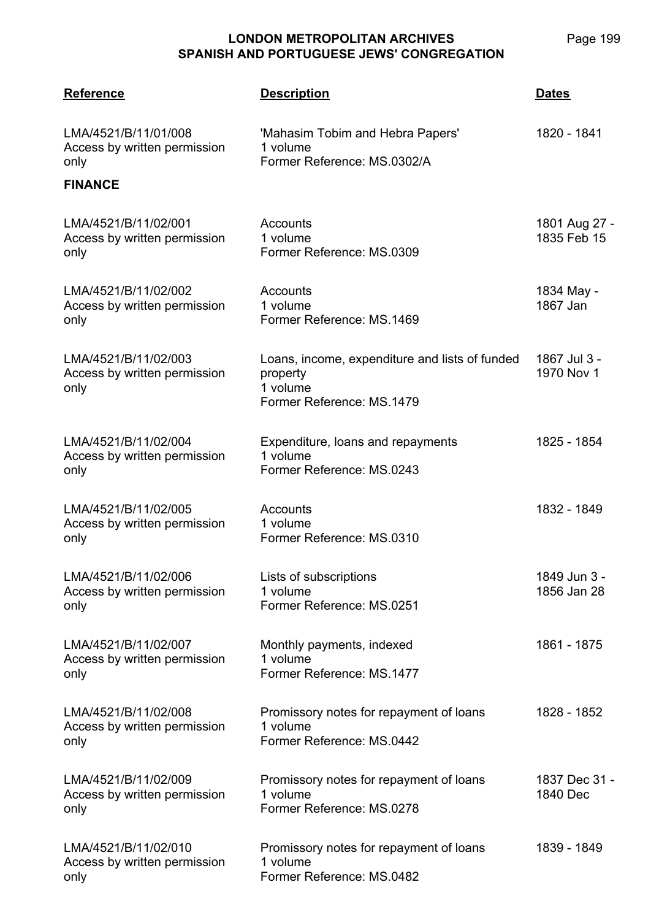| Reference | Description | Dates |
|---|---|---|
| LMA/4521/B/11/01/008<br>Access by written permission only | 'Mahasim Tobim and Hebra Papers'<br>1 volume<br>Former Reference: MS.0302/A | 1820 - 1841 |

**FINANCE**

| Reference | Description | Dates |
|---|---|---|
| LMA/4521/B/11/02/001<br>Access by written permission only | Accounts<br>1 volume<br>Former Reference: MS.0309 | 1801 Aug 27 - 1835 Feb 15 |
| LMA/4521/B/11/02/002<br>Access by written permission only | Accounts<br>1 volume<br>Former Reference: MS.1469 | 1834 May - 1867 Jan |
| LMA/4521/B/11/02/003<br>Access by written permission only | Loans, income, expenditure and lists of funded property<br>1 volume<br>Former Reference: MS.1479 | 1867 Jul 3 - 1970 Nov 1 |
| LMA/4521/B/11/02/004<br>Access by written permission only | Expenditure, loans and repayments<br>1 volume<br>Former Reference: MS.0243 | 1825 - 1854 |
| LMA/4521/B/11/02/005<br>Access by written permission only | Accounts<br>1 volume<br>Former Reference: MS.0310 | 1832 - 1849 |
| LMA/4521/B/11/02/006<br>Access by written permission only | Lists of subscriptions<br>1 volume<br>Former Reference: MS.0251 | 1849 Jun 3 - 1856 Jan 28 |
| LMA/4521/B/11/02/007<br>Access by written permission only | Monthly payments, indexed<br>1 volume<br>Former Reference: MS.1477 | 1861 - 1875 |
| LMA/4521/B/11/02/008<br>Access by written permission only | Promissory notes for repayment of loans<br>1 volume<br>Former Reference: MS.0442 | 1828 - 1852 |
| LMA/4521/B/11/02/009<br>Access by written permission only | Promissory notes for repayment of loans<br>1 volume<br>Former Reference: MS.0278 | 1837 Dec 31 - 1840 Dec |
| LMA/4521/B/11/02/010<br>Access by written permission only | Promissory notes for repayment of loans<br>1 volume<br>Former Reference: MS.0482 | 1839 - 1849 |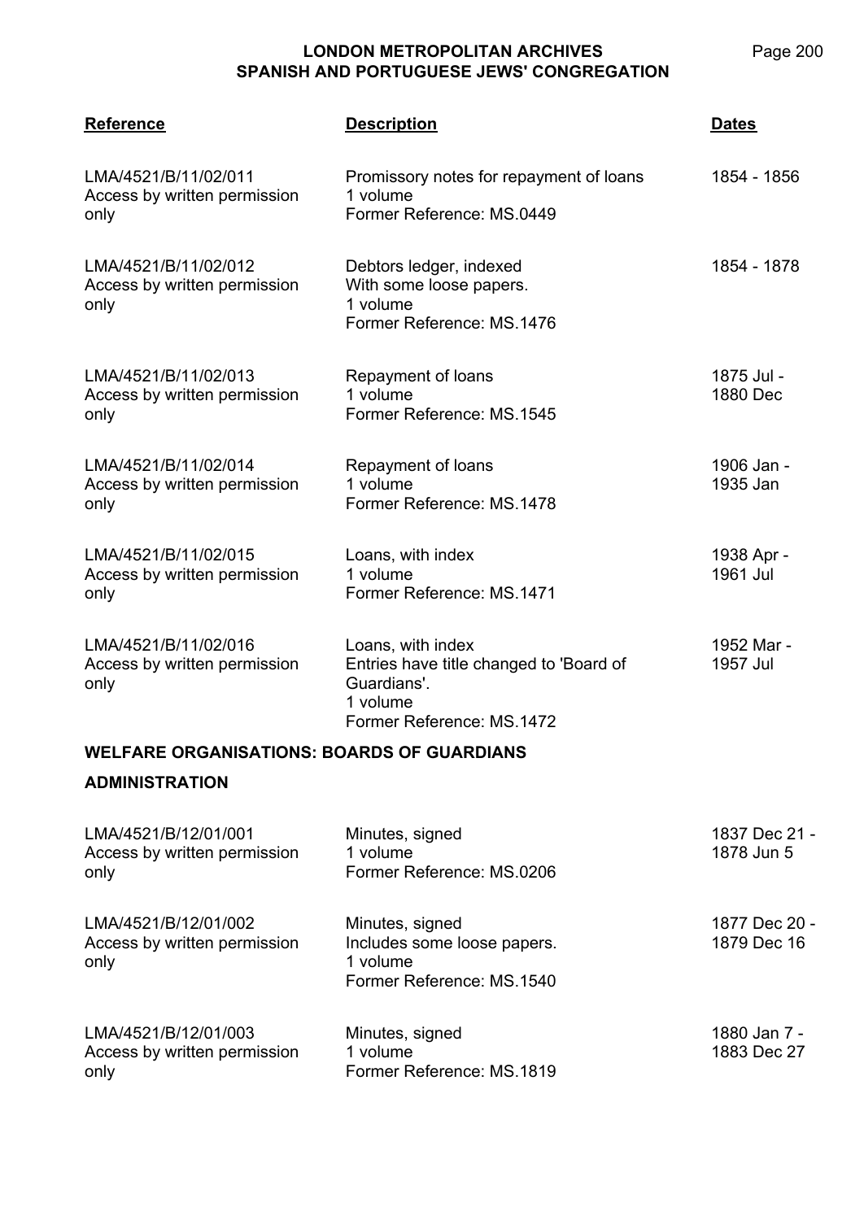| Reference | Description | Dates |
|---|---|---|
| LMA/4521/B/11/02/011<br>Access by written permission only | Promissory notes for repayment of loans<br>1 volume<br>Former Reference: MS.0449 | 1854 - 1856 |
| LMA/4521/B/11/02/012<br>Access by written permission only | Debtors ledger, indexed<br>With some loose papers.<br>1 volume<br>Former Reference: MS.1476 | 1854 - 1878 |
| LMA/4521/B/11/02/013<br>Access by written permission only | Repayment of loans<br>1 volume<br>Former Reference: MS.1545 | 1875 Jul - 1880 Dec |
| LMA/4521/B/11/02/014<br>Access by written permission only | Repayment of loans<br>1 volume<br>Former Reference: MS.1478 | 1906 Jan - 1935 Jan |
| LMA/4521/B/11/02/015<br>Access by written permission only | Loans, with index<br>1 volume<br>Former Reference: MS.1471 | 1938 Apr - 1961 Jul |
| LMA/4521/B/11/02/016<br>Access by written permission only | Loans, with index<br>Entries have title changed to 'Board of Guardians'.<br>1 volume<br>Former Reference: MS.1472 | 1952 Mar - 1957 Jul |

## WELFARE ORGANISATIONS: BOARDS OF GUARDIANS

### ADMINISTRATION

| Reference | Description | Dates |
|---|---|---|
| LMA/4521/B/12/01/001<br>Access by written permission only | Minutes, signed<br>1 volume<br>Former Reference: MS.0206 | 1837 Dec 21 - 1878 Jun 5 |
| LMA/4521/B/12/01/002<br>Access by written permission only | Minutes, signed<br>Includes some loose papers.<br>1 volume<br>Former Reference: MS.1540 | 1877 Dec 20 - 1879 Dec 16 |
| LMA/4521/B/12/01/003<br>Access by written permission only | Minutes, signed<br>1 volume<br>Former Reference: MS.1819 | 1880 Jan 7 - 1883 Dec 27 |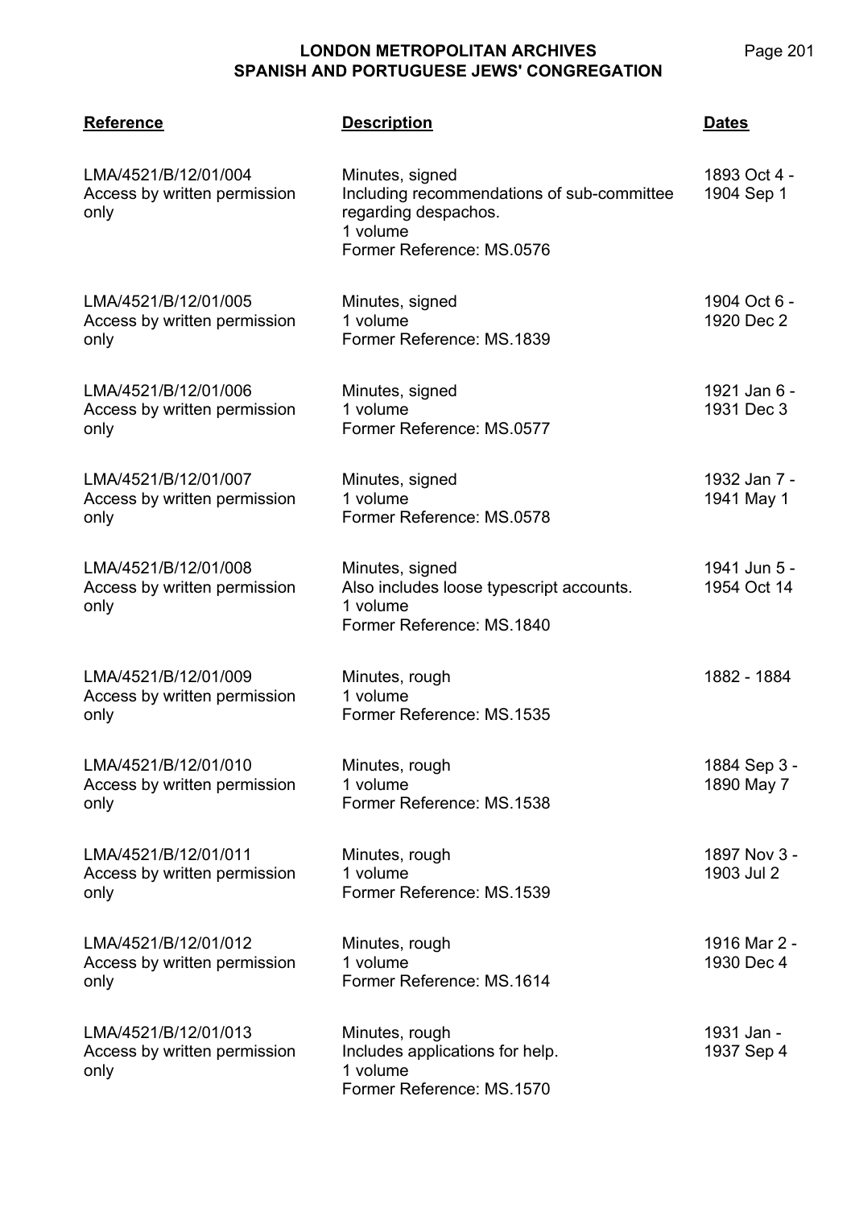| Reference | Description | Dates |
|---|---|---|
| LMA/4521/B/12/01/004<br>Access by written permission only | Minutes, signed<br>Including recommendations of sub-committee regarding despachos.<br>1 volume<br>Former Reference: MS.0576 | 1893 Oct 4 - 1904 Sep 1 |
| LMA/4521/B/12/01/005<br>Access by written permission only | Minutes, signed<br>1 volume<br>Former Reference: MS.1839 | 1904 Oct 6 - 1920 Dec 2 |
| LMA/4521/B/12/01/006<br>Access by written permission only | Minutes, signed<br>1 volume<br>Former Reference: MS.0577 | 1921 Jan 6 - 1931 Dec 3 |
| LMA/4521/B/12/01/007<br>Access by written permission only | Minutes, signed<br>1 volume<br>Former Reference: MS.0578 | 1932 Jan 7 - 1941 May 1 |
| LMA/4521/B/12/01/008<br>Access by written permission only | Minutes, signed<br>Also includes loose typescript accounts.<br>1 volume<br>Former Reference: MS.1840 | 1941 Jun 5 - 1954 Oct 14 |
| LMA/4521/B/12/01/009<br>Access by written permission only | Minutes, rough<br>1 volume<br>Former Reference: MS.1535 | 1882 - 1884 |
| LMA/4521/B/12/01/010<br>Access by written permission only | Minutes, rough<br>1 volume<br>Former Reference: MS.1538 | 1884 Sep 3 - 1890 May 7 |
| LMA/4521/B/12/01/011<br>Access by written permission only | Minutes, rough<br>1 volume<br>Former Reference: MS.1539 | 1897 Nov 3 - 1903 Jul 2 |
| LMA/4521/B/12/01/012<br>Access by written permission only | Minutes, rough<br>1 volume<br>Former Reference: MS.1614 | 1916 Mar 2 - 1930 Dec 4 |
| LMA/4521/B/12/01/013<br>Access by written permission only | Minutes, rough<br>Includes applications for help.<br>1 volume<br>Former Reference: MS.1570 | 1931 Jan - 1937 Sep 4 |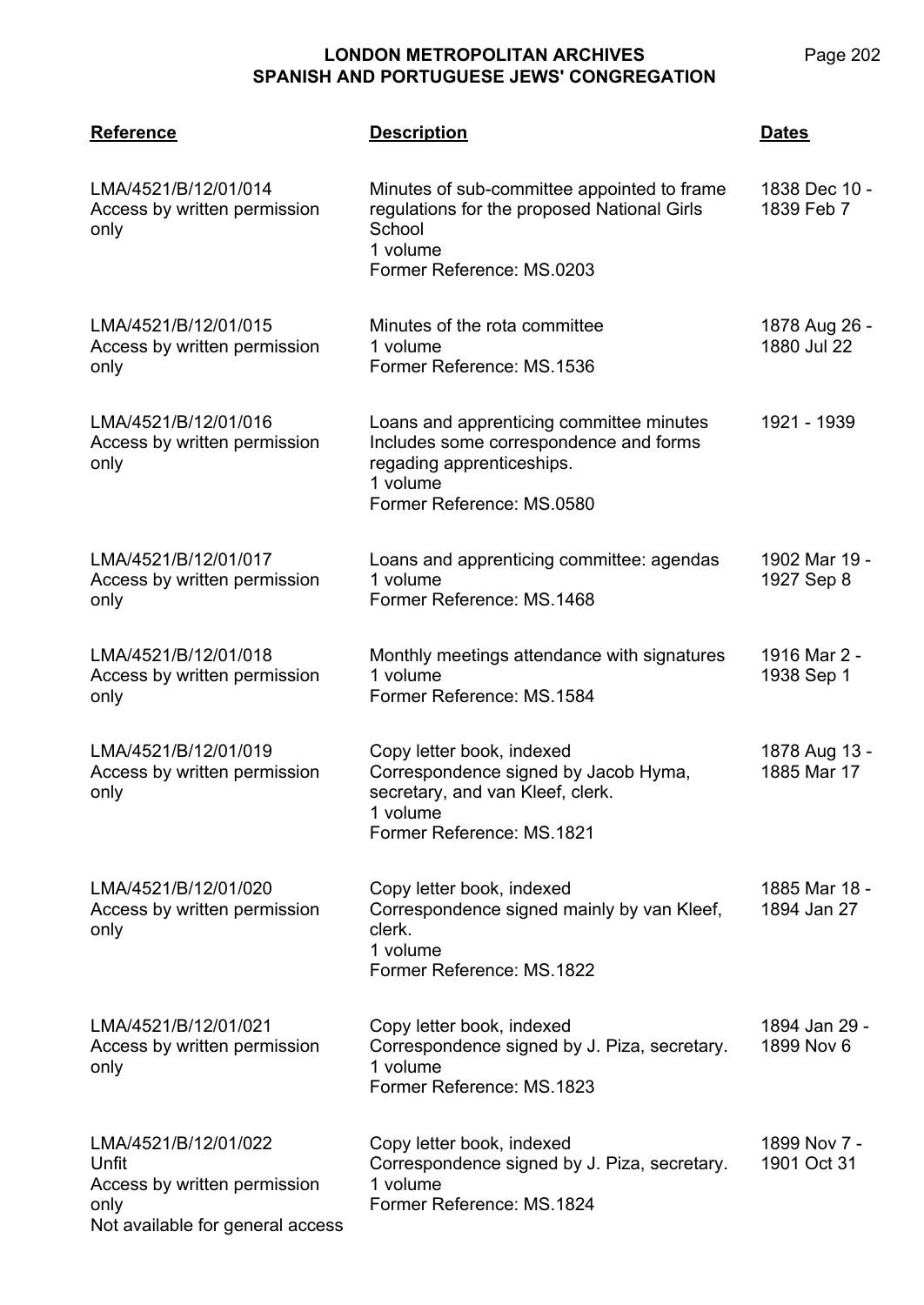| Reference | Description | Dates |
|---|---|---|
| LMA/4521/B/12/01/014<br>Access by written permission only | Minutes of sub-committee appointed to frame regulations for the proposed National Girls School<br>1 volume<br>Former Reference: MS.0203 | 1838 Dec 10 - 1839 Feb 7 |
| LMA/4521/B/12/01/015<br>Access by written permission only | Minutes of the rota committee<br>1 volume<br>Former Reference: MS.1536 | 1878 Aug 26 - 1880 Jul 22 |
| LMA/4521/B/12/01/016<br>Access by written permission only | Loans and apprenticing committee minutes<br>Includes some correspondence and forms regading apprenticeships.<br>1 volume<br>Former Reference: MS.0580 | 1921 - 1939 |
| LMA/4521/B/12/01/017<br>Access by written permission only | Loans and apprenticing committee: agendas<br>1 volume<br>Former Reference: MS.1468 | 1902 Mar 19 - 1927 Sep 8 |
| LMA/4521/B/12/01/018<br>Access by written permission only | Monthly meetings attendance with signatures<br>1 volume<br>Former Reference: MS.1584 | 1916 Mar 2 - 1938 Sep 1 |
| LMA/4521/B/12/01/019<br>Access by written permission only | Copy letter book, indexed<br>Correspondence signed by Jacob Hyma, secretary, and van Kleef, clerk.<br>1 volume<br>Former Reference: MS.1821 | 1878 Aug 13 - 1885 Mar 17 |
| LMA/4521/B/12/01/020<br>Access by written permission only | Copy letter book, indexed<br>Correspondence signed mainly by van Kleef, clerk.<br>1 volume<br>Former Reference: MS.1822 | 1885 Mar 18 - 1894 Jan 27 |
| LMA/4521/B/12/01/021<br>Access by written permission only | Copy letter book, indexed<br>Correspondence signed by J. Piza, secretary.<br>1 volume<br>Former Reference: MS.1823 | 1894 Jan 29 - 1899 Nov 6 |
| LMA/4521/B/12/01/022<br>Unfit<br>Access by written permission only<br>Not available for general access | Copy letter book, indexed<br>Correspondence signed by J. Piza, secretary.<br>1 volume<br>Former Reference: MS.1824 | 1899 Nov 7 - 1901 Oct 31 |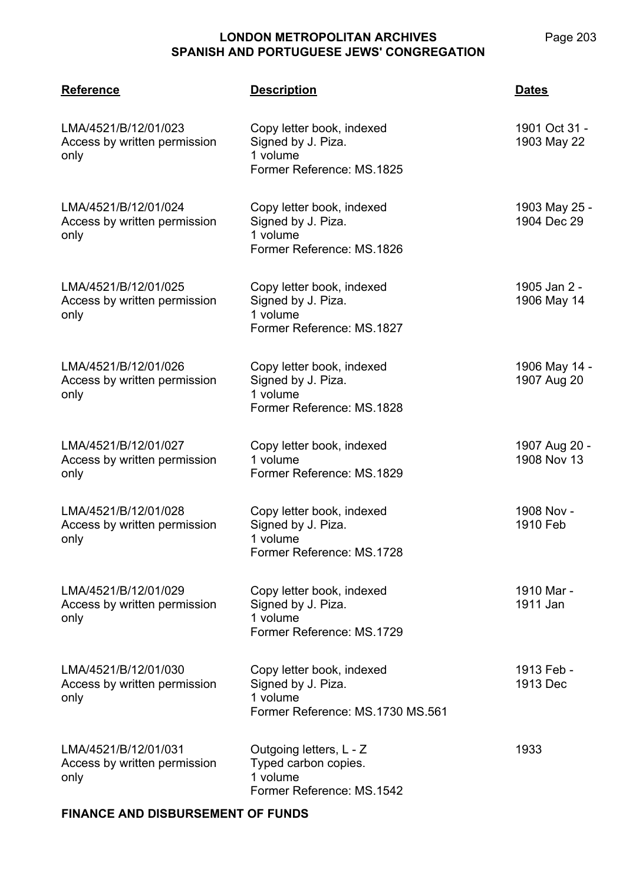| Reference | Description | Dates |
| --- | --- | --- |
| LMA/4521/B/12/01/023<br>Access by written permission only | Copy letter book, indexed<br>Signed by J. Piza.<br>1 volume<br>Former Reference: MS.1825 | 1901 Oct 31 - 1903 May 22 |
| LMA/4521/B/12/01/024<br>Access by written permission only | Copy letter book, indexed<br>Signed by J. Piza.<br>1 volume<br>Former Reference: MS.1826 | 1903 May 25 - 1904 Dec 29 |
| LMA/4521/B/12/01/025<br>Access by written permission only | Copy letter book, indexed<br>Signed by J. Piza.<br>1 volume<br>Former Reference: MS.1827 | 1905 Jan 2 - 1906 May 14 |
| LMA/4521/B/12/01/026<br>Access by written permission only | Copy letter book, indexed<br>Signed by J. Piza.<br>1 volume<br>Former Reference: MS.1828 | 1906 May 14 - 1907 Aug 20 |
| LMA/4521/B/12/01/027<br>Access by written permission only | Copy letter book, indexed<br>1 volume<br>Former Reference: MS.1829 | 1907 Aug 20 - 1908 Nov 13 |
| LMA/4521/B/12/01/028<br>Access by written permission only | Copy letter book, indexed<br>Signed by J. Piza.<br>1 volume<br>Former Reference: MS.1728 | 1908 Nov - 1910 Feb |
| LMA/4521/B/12/01/029<br>Access by written permission only | Copy letter book, indexed<br>Signed by J. Piza.<br>1 volume<br>Former Reference: MS.1729 | 1910 Mar - 1911 Jan |
| LMA/4521/B/12/01/030<br>Access by written permission only | Copy letter book, indexed<br>Signed by J. Piza.<br>1 volume<br>Former Reference: MS.1730 MS.561 | 1913 Feb - 1913 Dec |
| LMA/4521/B/12/01/031<br>Access by written permission only | Outgoing letters, L - Z<br>Typed carbon copies.<br>1 volume<br>Former Reference: MS.1542 | 1933 |

**FINANCE AND DISBURSEMENT OF FUNDS**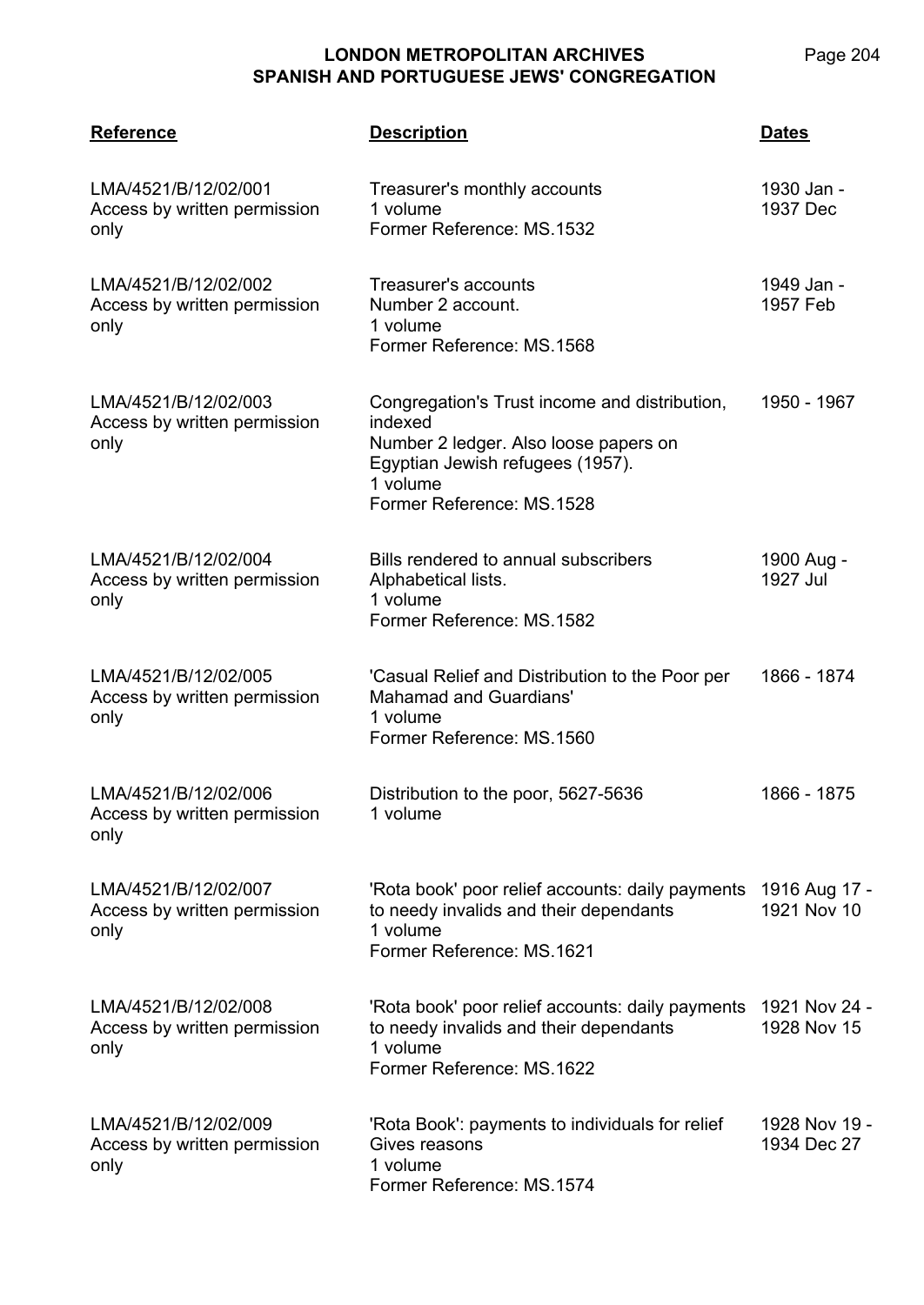| Reference | Description | Dates |
|---|---|---|
| LMA/4521/B/12/02/001<br>Access by written permission only | Treasurer's monthly accounts<br>1 volume<br>Former Reference: MS.1532 | 1930 Jan - 1937 Dec |
| LMA/4521/B/12/02/002<br>Access by written permission only | Treasurer's accounts<br>Number 2 account.<br>1 volume<br>Former Reference: MS.1568 | 1949 Jan - 1957 Feb |
| LMA/4521/B/12/02/003<br>Access by written permission only | Congregation's Trust income and distribution, indexed<br>Number 2 ledger. Also loose papers on Egyptian Jewish refugees (1957).<br>1 volume<br>Former Reference: MS.1528 | 1950 - 1967 |
| LMA/4521/B/12/02/004<br>Access by written permission only | Bills rendered to annual subscribers<br>Alphabetical lists.<br>1 volume<br>Former Reference: MS.1582 | 1900 Aug - 1927 Jul |
| LMA/4521/B/12/02/005<br>Access by written permission only | 'Casual Relief and Distribution to the Poor per Mahamad and Guardians'<br>1 volume<br>Former Reference: MS.1560 | 1866 - 1874 |
| LMA/4521/B/12/02/006<br>Access by written permission only | Distribution to the poor, 5627-5636<br>1 volume | 1866 - 1875 |
| LMA/4521/B/12/02/007<br>Access by written permission only | 'Rota book' poor relief accounts: daily payments to needy invalids and their dependants<br>1 volume<br>Former Reference: MS.1621 | 1916 Aug 17 - 1921 Nov 10 |
| LMA/4521/B/12/02/008<br>Access by written permission only | 'Rota book' poor relief accounts: daily payments to needy invalids and their dependants<br>1 volume<br>Former Reference: MS.1622 | 1921 Nov 24 - 1928 Nov 15 |
| LMA/4521/B/12/02/009<br>Access by written permission only | 'Rota Book': payments to individuals for relief<br>Gives reasons<br>1 volume<br>Former Reference: MS.1574 | 1928 Nov 19 - 1934 Dec 27 |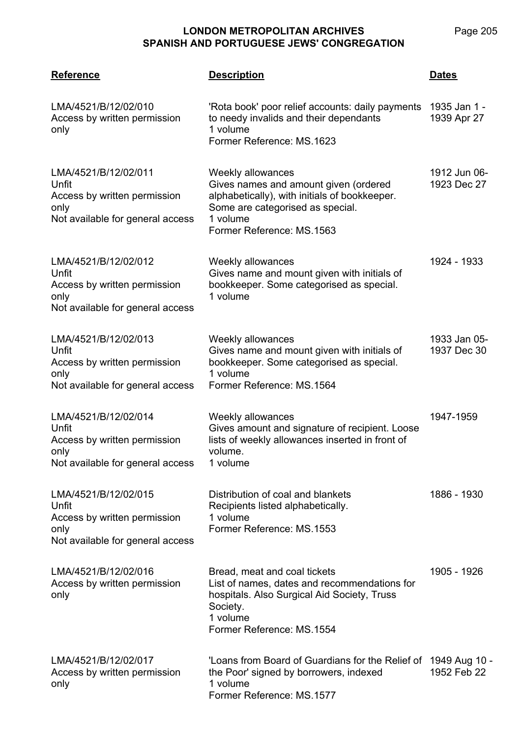| Reference | Description | Dates |
|---|---|---|
| LMA/4521/B/12/02/010<br>Access by written permission only | 'Rota book' poor relief accounts: daily payments to needy invalids and their dependants<br>1 volume<br>Former Reference: MS.1623 | 1935 Jan 1 - 1939 Apr 27 |
| LMA/4521/B/12/02/011<br>Unfit<br>Access by written permission only<br>Not available for general access | Weekly allowances<br>Gives names and amount given (ordered alphabetically), with initials of bookkeeper. Some are categorised as special.<br>1 volume<br>Former Reference: MS.1563 | 1912 Jun 06- 1923 Dec 27 |
| LMA/4521/B/12/02/012<br>Unfit<br>Access by written permission only<br>Not available for general access | Weekly allowances<br>Gives name and mount given with initials of bookkeeper. Some categorised as special.<br>1 volume | 1924 - 1933 |
| LMA/4521/B/12/02/013<br>Unfit<br>Access by written permission only<br>Not available for general access | Weekly allowances<br>Gives name and mount given with initials of bookkeeper. Some categorised as special.<br>1 volume<br>Former Reference: MS.1564 | 1933 Jan 05- 1937 Dec 30 |
| LMA/4521/B/12/02/014<br>Unfit<br>Access by written permission only<br>Not available for general access | Weekly allowances<br>Gives amount and signature of recipient. Loose lists of weekly allowances inserted in front of volume.<br>1 volume | 1947-1959 |
| LMA/4521/B/12/02/015<br>Unfit<br>Access by written permission only<br>Not available for general access | Distribution of coal and blankets<br>Recipients listed alphabetically.<br>1 volume<br>Former Reference: MS.1553 | 1886 - 1930 |
| LMA/4521/B/12/02/016<br>Access by written permission only | Bread, meat and coal tickets<br>List of names, dates and recommendations for hospitals. Also Surgical Aid Society, Truss Society.<br>1 volume<br>Former Reference: MS.1554 | 1905 - 1926 |
| LMA/4521/B/12/02/017<br>Access by written permission only | 'Loans from Board of Guardians for the Relief of the Poor' signed by borrowers, indexed<br>1 volume<br>Former Reference: MS.1577 | 1949 Aug 10 - 1952 Feb 22 |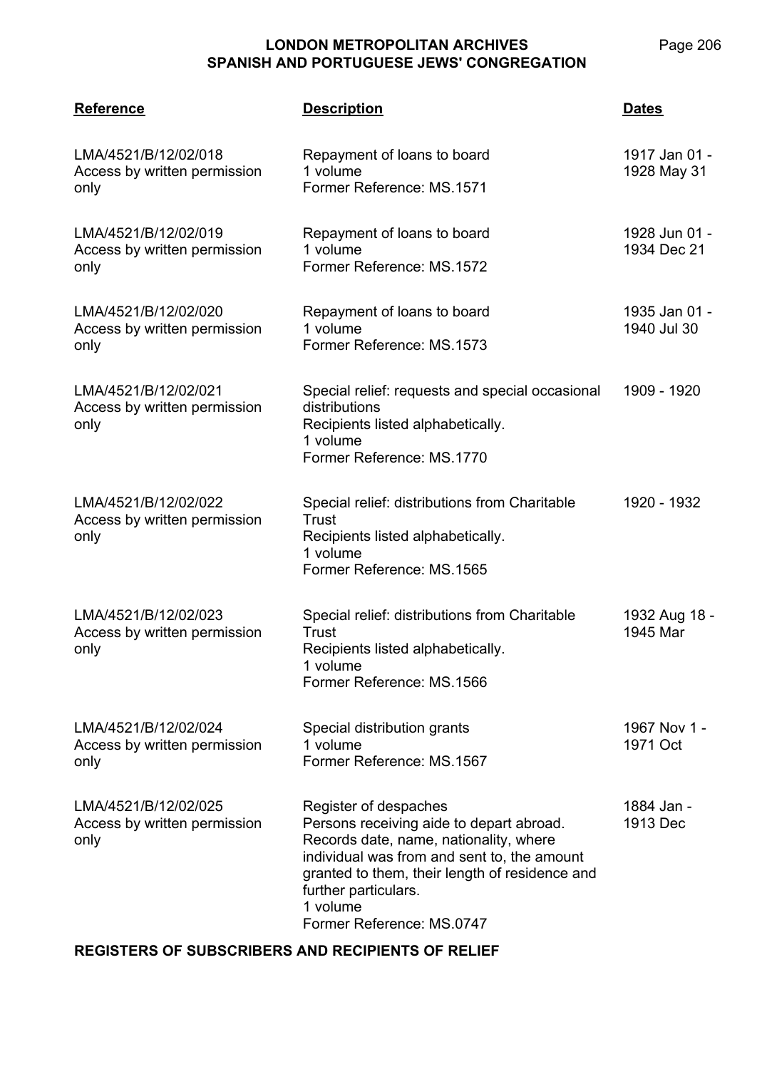| Reference | Description | Dates |
|---|---|---|
| LMA/4521/B/12/02/018<br>Access by written permission only | Repayment of loans to board<br>1 volume<br>Former Reference: MS.1571 | 1917 Jan 01 - 1928 May 31 |
| LMA/4521/B/12/02/019<br>Access by written permission only | Repayment of loans to board<br>1 volume<br>Former Reference: MS.1572 | 1928 Jun 01 - 1934 Dec 21 |
| LMA/4521/B/12/02/020<br>Access by written permission only | Repayment of loans to board<br>1 volume<br>Former Reference: MS.1573 | 1935 Jan 01 - 1940 Jul 30 |
| LMA/4521/B/12/02/021<br>Access by written permission only | Special relief: requests and special occasional distributions<br>Recipients listed alphabetically.<br>1 volume<br>Former Reference: MS.1770 | 1909 - 1920 |
| LMA/4521/B/12/02/022<br>Access by written permission only | Special relief: distributions from Charitable Trust<br>Recipients listed alphabetically.<br>1 volume<br>Former Reference: MS.1565 | 1920 - 1932 |
| LMA/4521/B/12/02/023<br>Access by written permission only | Special relief: distributions from Charitable Trust<br>Recipients listed alphabetically.<br>1 volume<br>Former Reference: MS.1566 | 1932 Aug 18 - 1945 Mar |
| LMA/4521/B/12/02/024<br>Access by written permission only | Special distribution grants<br>1 volume<br>Former Reference: MS.1567 | 1967 Nov 1 - 1971 Oct |
| LMA/4521/B/12/02/025<br>Access by written permission only | Register of despaches<br>Persons receiving aide to depart abroad. Records date, name, nationality, where individual was from and sent to, the amount granted to them, their length of residence and further particulars.<br>1 volume<br>Former Reference: MS.0747 | 1884 Jan - 1913 Dec |

**REGISTERS OF SUBSCRIBERS AND RECIPIENTS OF RELIEF**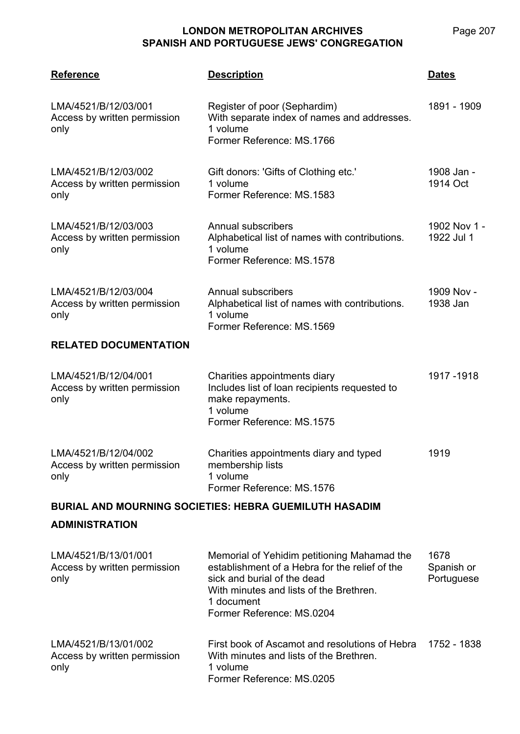| Reference | Description | Dates |
|---|---|---|
| LMA/4521/B/12/03/001<br>Access by written permission only | Register of poor (Sephardim)<br>With separate index of names and addresses.<br>1 volume<br>Former Reference: MS.1766 | 1891 - 1909 |
| LMA/4521/B/12/03/002<br>Access by written permission only | Gift donors: 'Gifts of Clothing etc.'<br>1 volume<br>Former Reference: MS.1583 | 1908 Jan - 1914 Oct |
| LMA/4521/B/12/03/003<br>Access by written permission only | Annual subscribers<br>Alphabetical list of names with contributions.<br>1 volume<br>Former Reference: MS.1578 | 1902 Nov 1 - 1922 Jul 1 |
| LMA/4521/B/12/03/004<br>Access by written permission only | Annual subscribers<br>Alphabetical list of names with contributions.<br>1 volume<br>Former Reference: MS.1569 | 1909 Nov - 1938 Jan |

**RELATED DOCUMENTATION**

| Reference | Description | Dates |
|---|---|---|
| LMA/4521/B/12/04/001<br>Access by written permission only | Charities appointments diary<br>Includes list of loan recipients requested to make repayments.<br>1 volume<br>Former Reference: MS.1575 | 1917 -1918 |
| LMA/4521/B/12/04/002<br>Access by written permission only | Charities appointments diary and typed membership lists<br>1 volume<br>Former Reference: MS.1576 | 1919 |

**BURIAL AND MOURNING SOCIETIES: HEBRA GUEMILUTH HASADIM**

**ADMINISTRATION**

| Reference | Description | Dates |
|---|---|---|
| LMA/4521/B/13/01/001<br>Access by written permission only | Memorial of Yehidim petitioning Mahamad the establishment of a Hebra for the relief of the sick and burial of the dead<br>With minutes and lists of the Brethren.<br>1 document<br>Former Reference: MS.0204 | 1678<br>Spanish or Portuguese |
| LMA/4521/B/13/01/002<br>Access by written permission only | First book of Ascamot and resolutions of Hebra<br>With minutes and lists of the Brethren.<br>1 volume<br>Former Reference: MS.0205 | 1752 - 1838 |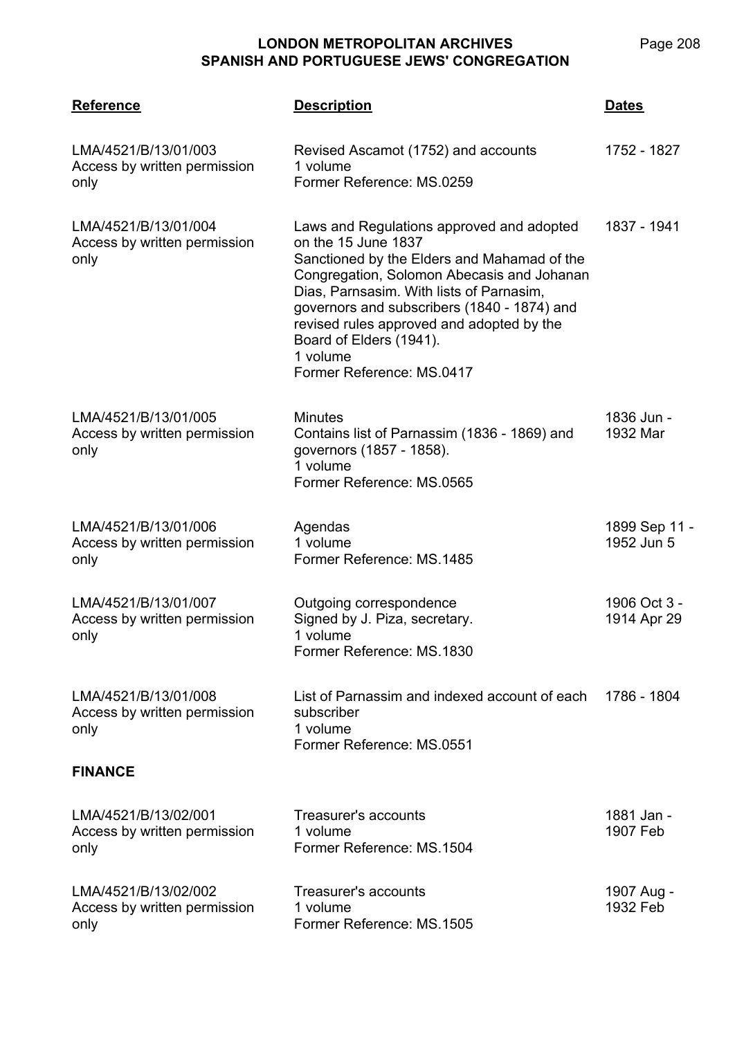| Reference | Description | Dates |
| --- | --- | --- |
| LMA/4521/B/13/01/003<br>Access by written permission only | Revised Ascamot (1752) and accounts<br>1 volume<br>Former Reference: MS.0259 | 1752 - 1827 |
| LMA/4521/B/13/01/004<br>Access by written permission only | Laws and Regulations approved and adopted on the 15 June 1837<br>Sanctioned by the Elders and Mahamad of the Congregation, Solomon Abecasis and Johanan Dias, Parnsasim. With lists of Parnasim, governors and subscribers (1840 - 1874) and revised rules approved and adopted by the Board of Elders (1941).<br>1 volume<br>Former Reference: MS.0417 | 1837 - 1941 |
| LMA/4521/B/13/01/005<br>Access by written permission only | Minutes<br>Contains list of Parnassim (1836 - 1869) and governors (1857 - 1858).<br>1 volume<br>Former Reference: MS.0565 | 1836 Jun - 1932 Mar |
| LMA/4521/B/13/01/006<br>Access by written permission only | Agendas<br>1 volume<br>Former Reference: MS.1485 | 1899 Sep 11 - 1952 Jun 5 |
| LMA/4521/B/13/01/007<br>Access by written permission only | Outgoing correspondence<br>Signed by J. Piza, secretary.<br>1 volume<br>Former Reference: MS.1830 | 1906 Oct 3 - 1914 Apr 29 |
| LMA/4521/B/13/01/008<br>Access by written permission only | List of Parnassim and indexed account of each subscriber<br>1 volume<br>Former Reference: MS.0551 | 1786 - 1804 |

**FINANCE**

| Reference | Description | Dates |
| --- | --- | --- |
| LMA/4521/B/13/02/001<br>Access by written permission only | Treasurer's accounts<br>1 volume<br>Former Reference: MS.1504 | 1881 Jan - 1907 Feb |
| LMA/4521/B/13/02/002<br>Access by written permission only | Treasurer's accounts<br>1 volume<br>Former Reference: MS.1505 | 1907 Aug - 1932 Feb |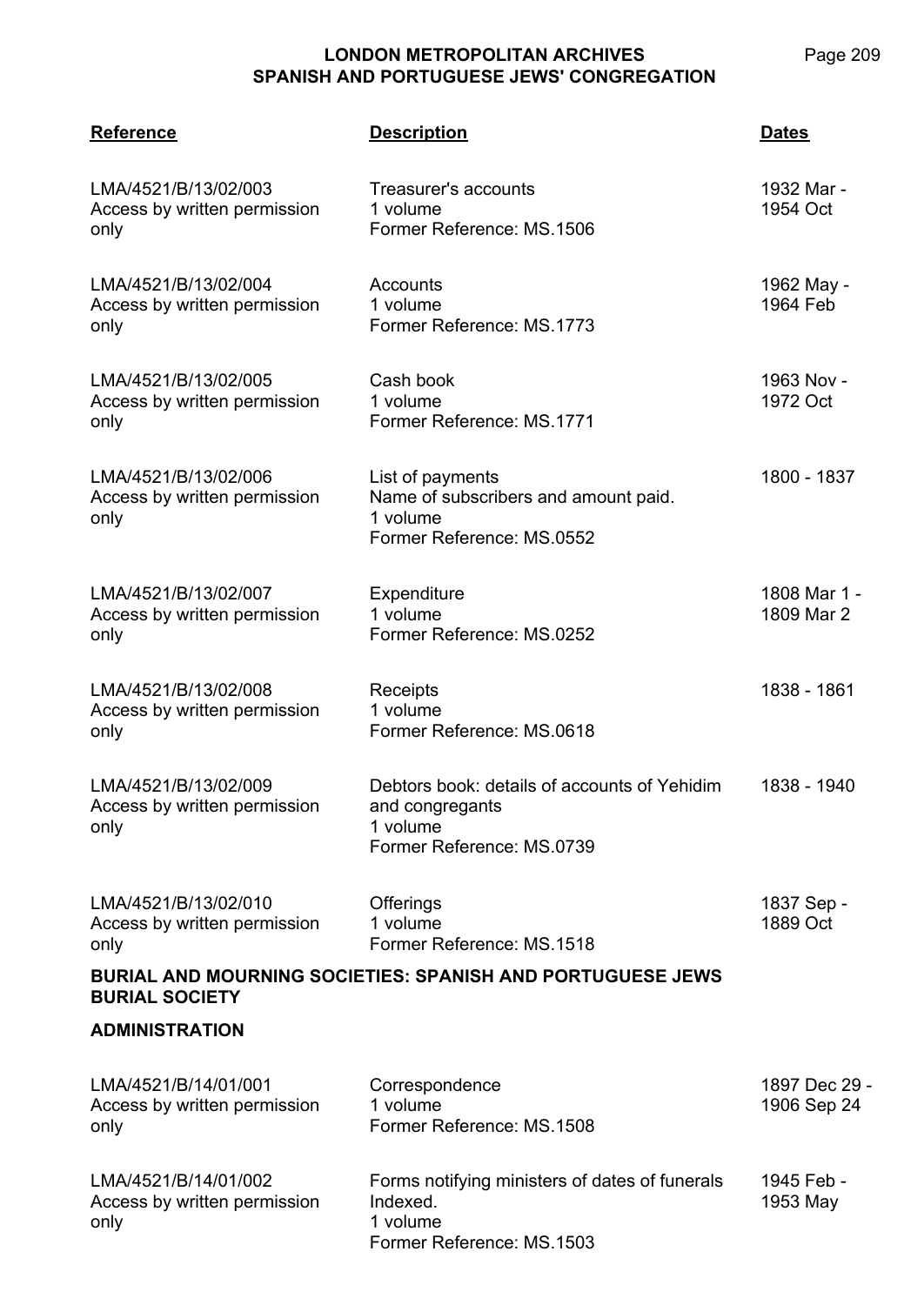| Reference | Description | Dates |
|---|---|---|
| LMA/4521/B/13/02/003<br>Access by written permission only | Treasurer's accounts<br>1 volume<br>Former Reference: MS.1506 | 1932 Mar - 1954 Oct |
| LMA/4521/B/13/02/004<br>Access by written permission only | Accounts<br>1 volume<br>Former Reference: MS.1773 | 1962 May - 1964 Feb |
| LMA/4521/B/13/02/005<br>Access by written permission only | Cash book<br>1 volume<br>Former Reference: MS.1771 | 1963 Nov - 1972 Oct |
| LMA/4521/B/13/02/006<br>Access by written permission only | List of payments<br>Name of subscribers and amount paid.<br>1 volume<br>Former Reference: MS.0552 | 1800 - 1837 |
| LMA/4521/B/13/02/007<br>Access by written permission only | Expenditure<br>1 volume<br>Former Reference: MS.0252 | 1808 Mar 1 - 1809 Mar 2 |
| LMA/4521/B/13/02/008<br>Access by written permission only | Receipts<br>1 volume<br>Former Reference: MS.0618 | 1838 - 1861 |
| LMA/4521/B/13/02/009<br>Access by written permission only | Debtors book: details of accounts of Yehidim and congregants<br>1 volume<br>Former Reference: MS.0739 | 1838 - 1940 |
| LMA/4521/B/13/02/010<br>Access by written permission only | Offerings<br>1 volume<br>Former Reference: MS.1518 | 1837 Sep - 1889 Oct |

**BURIAL AND MOURNING SOCIETIES: SPANISH AND PORTUGUESE JEWS BURIAL SOCIETY**

**ADMINISTRATION**

| Reference | Description | Dates |
|---|---|---|
| LMA/4521/B/14/01/001<br>Access by written permission only | Correspondence<br>1 volume<br>Former Reference: MS.1508 | 1897 Dec 29 - 1906 Sep 24 |
| LMA/4521/B/14/01/002<br>Access by written permission only | Forms notifying ministers of dates of funerals<br>Indexed.<br>1 volume<br>Former Reference: MS.1503 | 1945 Feb - 1953 May |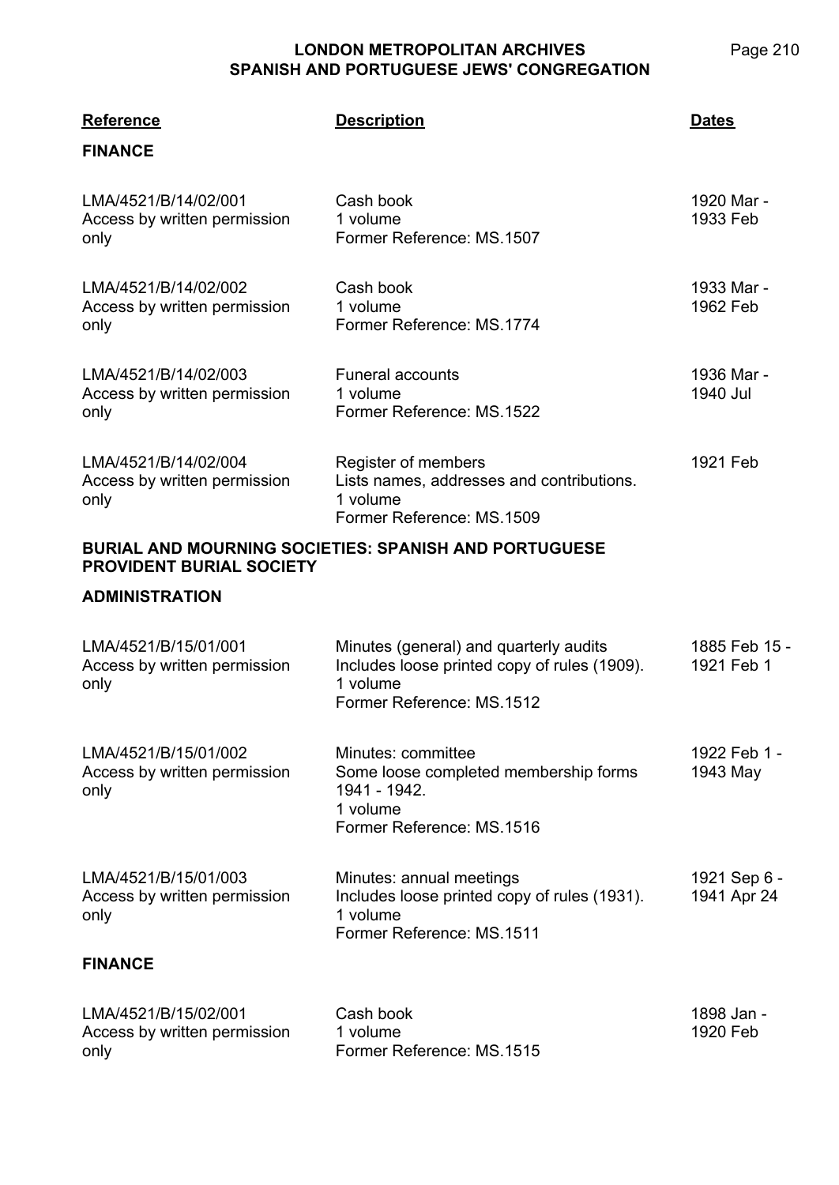| Reference | Description | Dates |
|---|---|---|
| **FINANCE** | | |
| LMA/4521/B/14/02/001<br>Access by written permission only | Cash book<br>1 volume<br>Former Reference: MS.1507 | 1920 Mar - 1933 Feb |
| LMA/4521/B/14/02/002<br>Access by written permission only | Cash book<br>1 volume<br>Former Reference: MS.1774 | 1933 Mar - 1962 Feb |
| LMA/4521/B/14/02/003<br>Access by written permission only | Funeral accounts<br>1 volume<br>Former Reference: MS.1522 | 1936 Mar - 1940 Jul |
| LMA/4521/B/14/02/004<br>Access by written permission only | Register of members<br>Lists names, addresses and contributions.<br>1 volume<br>Former Reference: MS.1509 | 1921 Feb |
| **BURIAL AND MOURNING SOCIETIES: SPANISH AND PORTUGUESE PROVIDENT BURIAL SOCIETY** | | |
| **ADMINISTRATION** | | |
| LMA/4521/B/15/01/001<br>Access by written permission only | Minutes (general) and quarterly audits<br>Includes loose printed copy of rules (1909).<br>1 volume<br>Former Reference: MS.1512 | 1885 Feb 15 - 1921 Feb 1 |
| LMA/4521/B/15/01/002<br>Access by written permission only | Minutes: committee<br>Some loose completed membership forms 1941 - 1942.<br>1 volume<br>Former Reference: MS.1516 | 1922 Feb 1 - 1943 May |
| LMA/4521/B/15/01/003<br>Access by written permission only | Minutes: annual meetings<br>Includes loose printed copy of rules (1931).<br>1 volume<br>Former Reference: MS.1511 | 1921 Sep 6 - 1941 Apr 24 |
| **FINANCE** | | |
| LMA/4521/B/15/02/001<br>Access by written permission only | Cash book<br>1 volume<br>Former Reference: MS.1515 | 1898 Jan - 1920 Feb |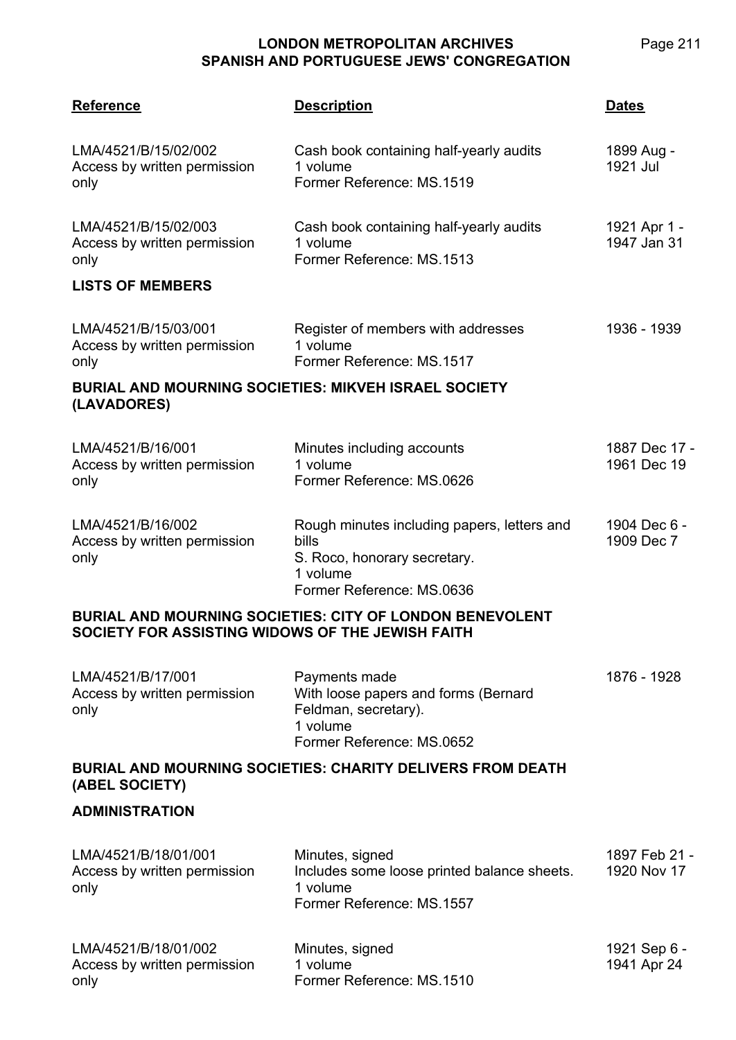| Reference | Description | Dates |
|---|---|---|
| LMA/4521/B/15/02/002<br>Access by written permission only | Cash book containing half-yearly audits<br>1 volume<br>Former Reference: MS.1519 | 1899 Aug - 1921 Jul |
| LMA/4521/B/15/02/003<br>Access by written permission only | Cash book containing half-yearly audits<br>1 volume<br>Former Reference: MS.1513 | 1921 Apr 1 - 1947 Jan 31 |

**LISTS OF MEMBERS**

| Reference | Description | Dates |
|---|---|---|
| LMA/4521/B/15/03/001<br>Access by written permission only | Register of members with addresses<br>1 volume<br>Former Reference: MS.1517 | 1936 - 1939 |

**BURIAL AND MOURNING SOCIETIES: MIKVEH ISRAEL SOCIETY (LAVADORES)**

| Reference | Description | Dates |
|---|---|---|
| LMA/4521/B/16/001<br>Access by written permission only | Minutes including accounts<br>1 volume<br>Former Reference: MS.0626 | 1887 Dec 17 - 1961 Dec 19 |
| LMA/4521/B/16/002<br>Access by written permission only | Rough minutes including papers, letters and bills<br>S. Roco, honorary secretary.<br>1 volume<br>Former Reference: MS.0636 | 1904 Dec 6 - 1909 Dec 7 |

**BURIAL AND MOURNING SOCIETIES: CITY OF LONDON BENEVOLENT SOCIETY FOR ASSISTING WIDOWS OF THE JEWISH FAITH**

| Reference | Description | Dates |
|---|---|---|
| LMA/4521/B/17/001<br>Access by written permission only | Payments made<br>With loose papers and forms (Bernard Feldman, secretary).<br>1 volume<br>Former Reference: MS.0652 | 1876 - 1928 |

**BURIAL AND MOURNING SOCIETIES: CHARITY DELIVERS FROM DEATH (ABEL SOCIETY)**

**ADMINISTRATION**

| Reference | Description | Dates |
|---|---|---|
| LMA/4521/B/18/01/001<br>Access by written permission only | Minutes, signed<br>Includes some loose printed balance sheets.<br>1 volume<br>Former Reference: MS.1557 | 1897 Feb 21 - 1920 Nov 17 |
| LMA/4521/B/18/01/002<br>Access by written permission only | Minutes, signed<br>1 volume<br>Former Reference: MS.1510 | 1921 Sep 6 - 1941 Apr 24 |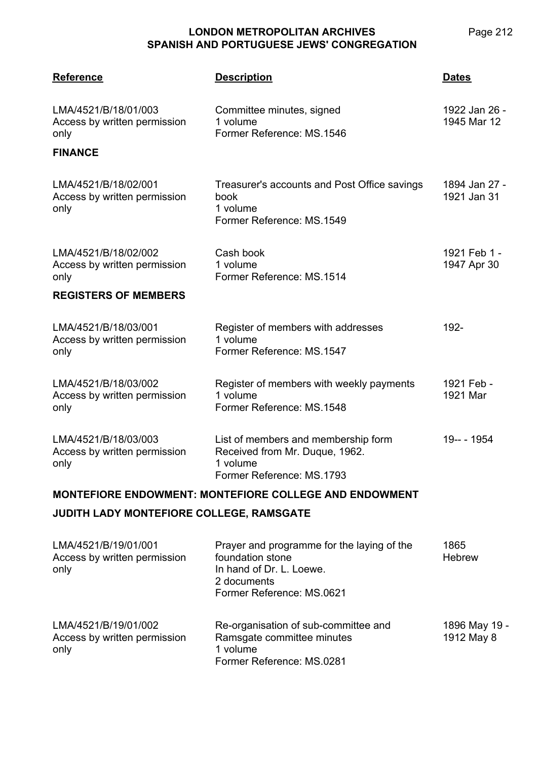| Reference | Description | Dates |
|---|---|---|
| LMA/4521/B/18/01/003<br>Access by written permission only | Committee minutes, signed<br>1 volume<br>Former Reference: MS.1546 | 1922 Jan 26 - 1945 Mar 12 |

**FINANCE**

| Reference | Description | Dates |
|---|---|---|
| LMA/4521/B/18/02/001<br>Access by written permission only | Treasurer's accounts and Post Office savings book<br>1 volume<br>Former Reference: MS.1549 | 1894 Jan 27 - 1921 Jan 31 |
| LMA/4521/B/18/02/002<br>Access by written permission only | Cash book<br>1 volume<br>Former Reference: MS.1514 | 1921 Feb 1 - 1947 Apr 30 |

**REGISTERS OF MEMBERS**

| Reference | Description | Dates |
|---|---|---|
| LMA/4521/B/18/03/001<br>Access by written permission only | Register of members with addresses<br>1 volume<br>Former Reference: MS.1547 | 192- |
| LMA/4521/B/18/03/002<br>Access by written permission only | Register of members with weekly payments<br>1 volume<br>Former Reference: MS.1548 | 1921 Feb - 1921 Mar |
| LMA/4521/B/18/03/003<br>Access by written permission only | List of members and membership form<br>Received from Mr. Duque, 1962.<br>1 volume<br>Former Reference: MS.1793 | 19-- - 1954 |

**MONTEFIORE ENDOWMENT: MONTEFIORE COLLEGE AND ENDOWMENT**

**JUDITH LADY MONTEFIORE COLLEGE, RAMSGATE**

| Reference | Description | Dates |
|---|---|---|
| LMA/4521/B/19/01/001<br>Access by written permission only | Prayer and programme for the laying of the foundation stone<br>In hand of Dr. L. Loewe.<br>2 documents<br>Former Reference: MS.0621 | 1865<br>Hebrew |
| LMA/4521/B/19/01/002<br>Access by written permission only | Re-organisation of sub-committee and Ramsgate committee minutes<br>1 volume<br>Former Reference: MS.0281 | 1896 May 19 - 1912 May 8 |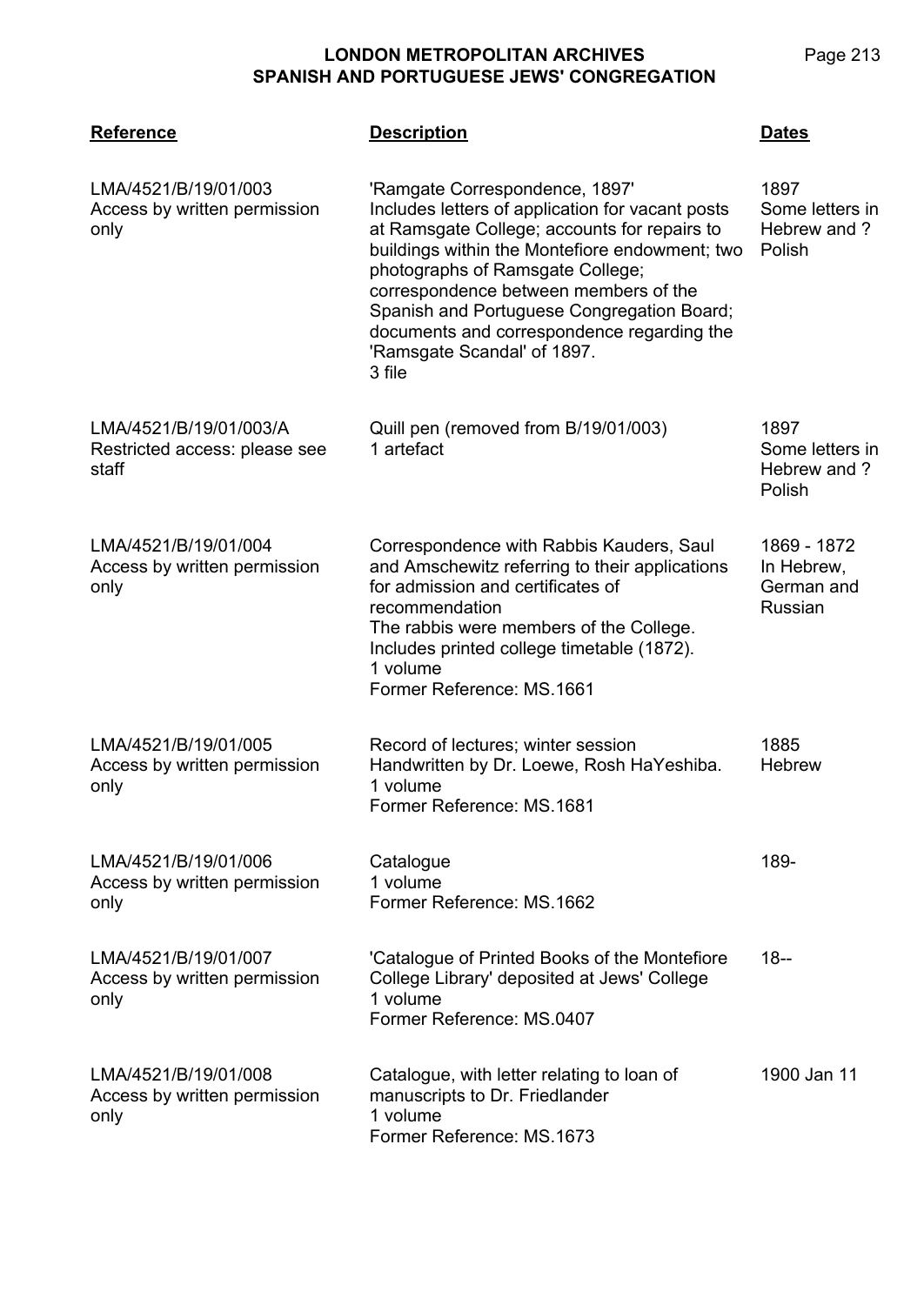| Reference | Description | Dates |
|---|---|---|
| LMA/4521/B/19/01/003<br>Access by written permission only | 'Ramgate Correspondence, 1897'<br>Includes letters of application for vacant posts at Ramsgate College; accounts for repairs to buildings within the Montefiore endowment; two photographs of Ramsgate College; correspondence between members of the Spanish and Portuguese Congregation Board; documents and correspondence regarding the 'Ramsgate Scandal' of 1897.<br>3 file | 1897<br>Some letters in Hebrew and ? Polish |
| LMA/4521/B/19/01/003/A<br>Restricted access: please see staff | Quill pen (removed from B/19/01/003)<br>1 artefact | 1897<br>Some letters in Hebrew and ? Polish |
| LMA/4521/B/19/01/004<br>Access by written permission only | Correspondence with Rabbis Kauders, Saul and Amschewitz referring to their applications for admission and certificates of recommendation<br>The rabbis were members of the College. Includes printed college timetable (1872).<br>1 volume<br>Former Reference: MS.1661 | 1869 - 1872<br>In Hebrew, German and Russian |
| LMA/4521/B/19/01/005<br>Access by written permission only | Record of lectures; winter session<br>Handwritten by Dr. Loewe, Rosh HaYeshiba.<br>1 volume<br>Former Reference: MS.1681 | 1885<br>Hebrew |
| LMA/4521/B/19/01/006<br>Access by written permission only | Catalogue<br>1 volume<br>Former Reference: MS.1662 | 189- |
| LMA/4521/B/19/01/007<br>Access by written permission only | 'Catalogue of Printed Books of the Montefiore College Library' deposited at Jews' College<br>1 volume<br>Former Reference: MS.0407 | 18-- |
| LMA/4521/B/19/01/008<br>Access by written permission only | Catalogue, with letter relating to loan of manuscripts to Dr. Friedlander<br>1 volume<br>Former Reference: MS.1673 | 1900 Jan 11 |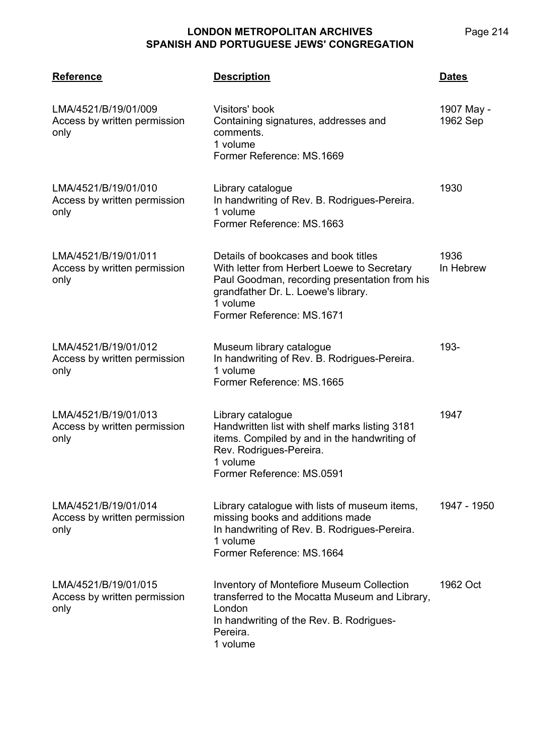| Reference | Description | Dates |
|---|---|---|
| LMA/4521/B/19/01/009<br>Access by written permission only | Visitors' book<br>Containing signatures, addresses and comments.<br>1 volume<br>Former Reference: MS.1669 | 1907 May - 1962 Sep |
| LMA/4521/B/19/01/010<br>Access by written permission only | Library catalogue<br>In handwriting of Rev. B. Rodrigues-Pereira.<br>1 volume<br>Former Reference: MS.1663 | 1930 |
| LMA/4521/B/19/01/011<br>Access by written permission only | Details of bookcases and book titles<br>With letter from Herbert Loewe to Secretary Paul Goodman, recording presentation from his grandfather Dr. L. Loewe's library.<br>1 volume<br>Former Reference: MS.1671 | 1936<br>In Hebrew |
| LMA/4521/B/19/01/012<br>Access by written permission only | Museum library catalogue<br>In handwriting of Rev. B. Rodrigues-Pereira.<br>1 volume<br>Former Reference: MS.1665 | 193- |
| LMA/4521/B/19/01/013<br>Access by written permission only | Library catalogue<br>Handwritten list with shelf marks listing 3181 items. Compiled by and in the handwriting of Rev. Rodrigues-Pereira.<br>1 volume<br>Former Reference: MS.0591 | 1947 |
| LMA/4521/B/19/01/014<br>Access by written permission only | Library catalogue with lists of museum items, missing books and additions made<br>In handwriting of Rev. B. Rodrigues-Pereira.<br>1 volume<br>Former Reference: MS.1664 | 1947 - 1950 |
| LMA/4521/B/19/01/015<br>Access by written permission only | Inventory of Montefiore Museum Collection transferred to the Mocatta Museum and Library, London<br>In handwriting of the Rev. B. Rodrigues-Pereira.<br>1 volume | 1962 Oct |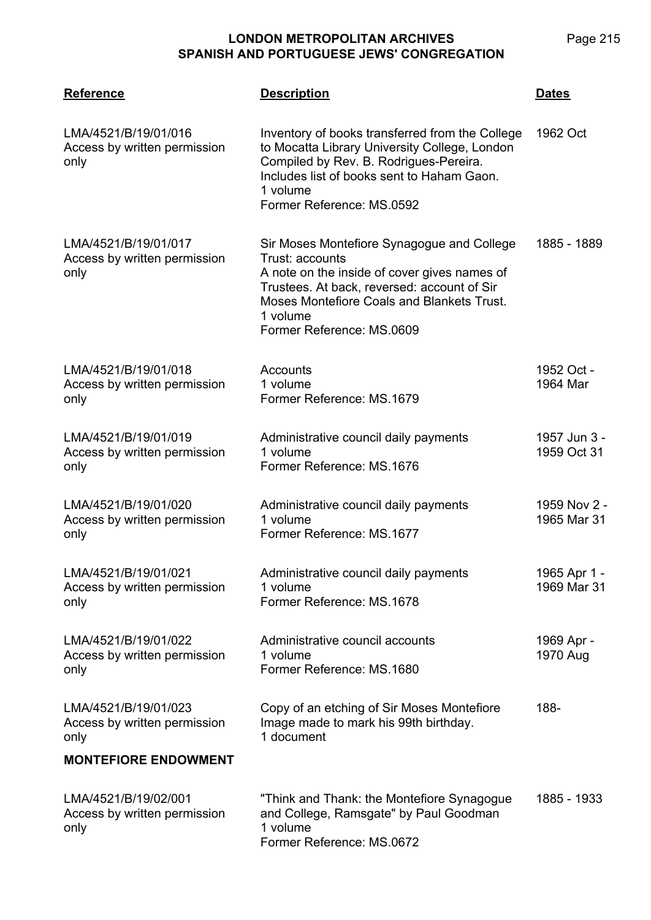| Reference | Description | Dates |
|---|---|---|
| LMA/4521/B/19/01/016<br>Access by written permission only | Inventory of books transferred from the College to Mocatta Library University College, London Compiled by Rev. B. Rodrigues-Pereira. Includes list of books sent to Haham Gaon.<br>1 volume<br>Former Reference: MS.0592 | 1962 Oct |
| LMA/4521/B/19/01/017<br>Access by written permission only | Sir Moses Montefiore Synagogue and College Trust: accounts<br>A note on the inside of cover gives names of Trustees. At back, reversed: account of Sir Moses Montefiore Coals and Blankets Trust.<br>1 volume<br>Former Reference: MS.0609 | 1885 - 1889 |
| LMA/4521/B/19/01/018<br>Access by written permission only | Accounts<br>1 volume<br>Former Reference: MS.1679 | 1952 Oct - 1964 Mar |
| LMA/4521/B/19/01/019<br>Access by written permission only | Administrative council daily payments<br>1 volume<br>Former Reference: MS.1676 | 1957 Jun 3 - 1959 Oct 31 |
| LMA/4521/B/19/01/020<br>Access by written permission only | Administrative council daily payments<br>1 volume<br>Former Reference: MS.1677 | 1959 Nov 2 - 1965 Mar 31 |
| LMA/4521/B/19/01/021<br>Access by written permission only | Administrative council daily payments<br>1 volume<br>Former Reference: MS.1678 | 1965 Apr 1 - 1969 Mar 31 |
| LMA/4521/B/19/01/022<br>Access by written permission only | Administrative council accounts<br>1 volume<br>Former Reference: MS.1680 | 1969 Apr - 1970 Aug |
| LMA/4521/B/19/01/023<br>Access by written permission only | Copy of an etching of Sir Moses Montefiore Image made to mark his 99th birthday.<br>1 document | 188- |

**MONTEFIORE ENDOWMENT**

| Reference | Description | Dates |
|---|---|---|
| LMA/4521/B/19/02/001<br>Access by written permission only | "Think and Thank: the Montefiore Synagogue and College, Ramsgate" by Paul Goodman<br>1 volume<br>Former Reference: MS.0672 | 1885 - 1933 |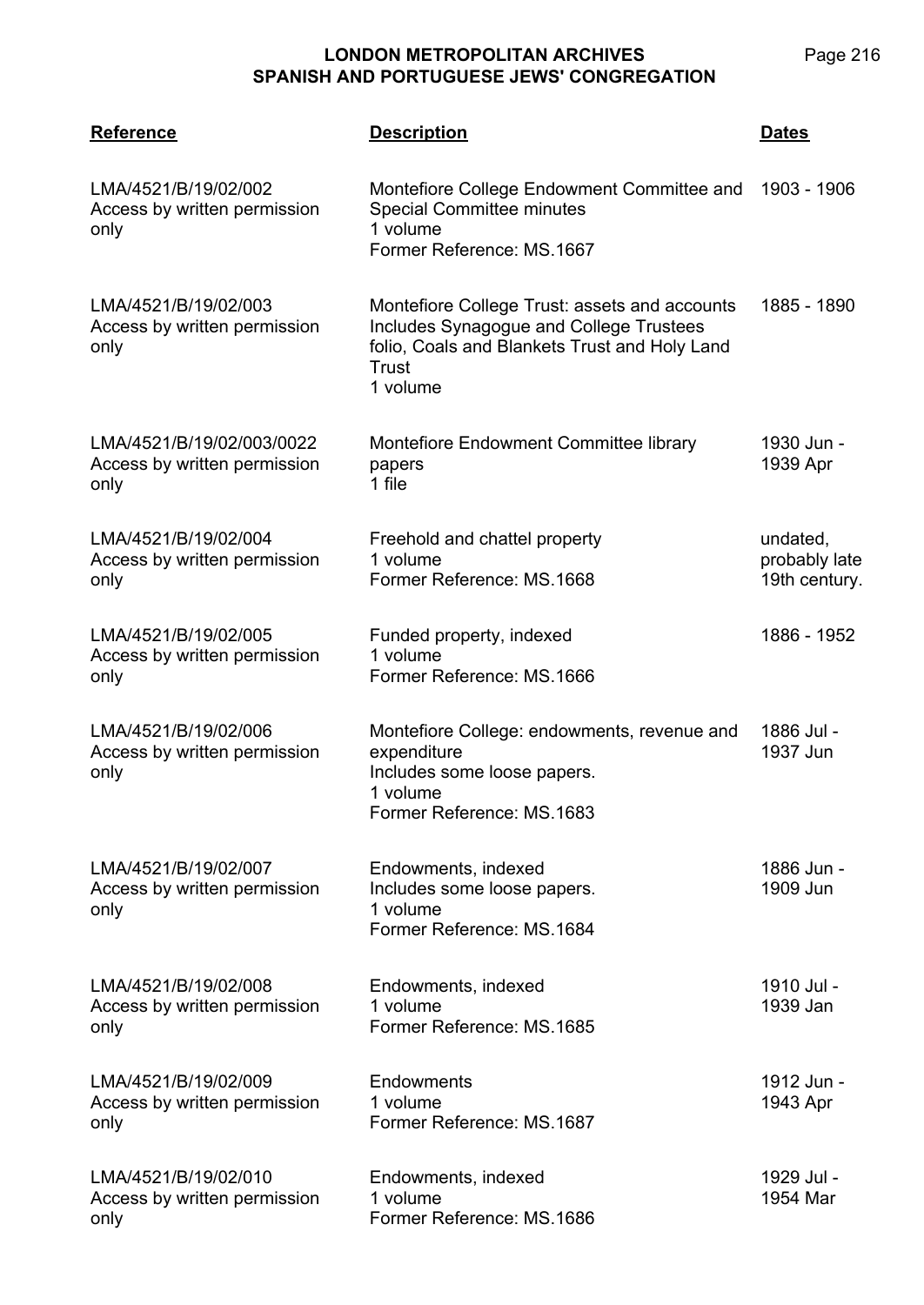| Reference | Description | Dates |
|---|---|---|
| LMA/4521/B/19/02/002<br>Access by written permission only | Montefiore College Endowment Committee and Special Committee minutes<br>1 volume<br>Former Reference: MS.1667 | 1903 - 1906 |
| LMA/4521/B/19/02/003<br>Access by written permission only | Montefiore College Trust: assets and accounts<br>Includes Synagogue and College Trustees folio, Coals and Blankets Trust and Holy Land Trust<br>1 volume | 1885 - 1890 |
| LMA/4521/B/19/02/003/0022<br>Access by written permission only | Montefiore Endowment Committee library papers<br>1 file | 1930 Jun - 1939 Apr |
| LMA/4521/B/19/02/004<br>Access by written permission only | Freehold and chattel property<br>1 volume<br>Former Reference: MS.1668 | undated, probably late 19th century. |
| LMA/4521/B/19/02/005<br>Access by written permission only | Funded property, indexed<br>1 volume<br>Former Reference: MS.1666 | 1886 - 1952 |
| LMA/4521/B/19/02/006<br>Access by written permission only | Montefiore College: endowments, revenue and expenditure<br>Includes some loose papers.<br>1 volume<br>Former Reference: MS.1683 | 1886 Jul - 1937 Jun |
| LMA/4521/B/19/02/007<br>Access by written permission only | Endowments, indexed<br>Includes some loose papers.<br>1 volume<br>Former Reference: MS.1684 | 1886 Jun - 1909 Jun |
| LMA/4521/B/19/02/008<br>Access by written permission only | Endowments, indexed<br>1 volume<br>Former Reference: MS.1685 | 1910 Jul - 1939 Jan |
| LMA/4521/B/19/02/009<br>Access by written permission only | Endowments<br>1 volume<br>Former Reference: MS.1687 | 1912 Jun - 1943 Apr |
| LMA/4521/B/19/02/010<br>Access by written permission only | Endowments, indexed<br>1 volume<br>Former Reference: MS.1686 | 1929 Jul - 1954 Mar |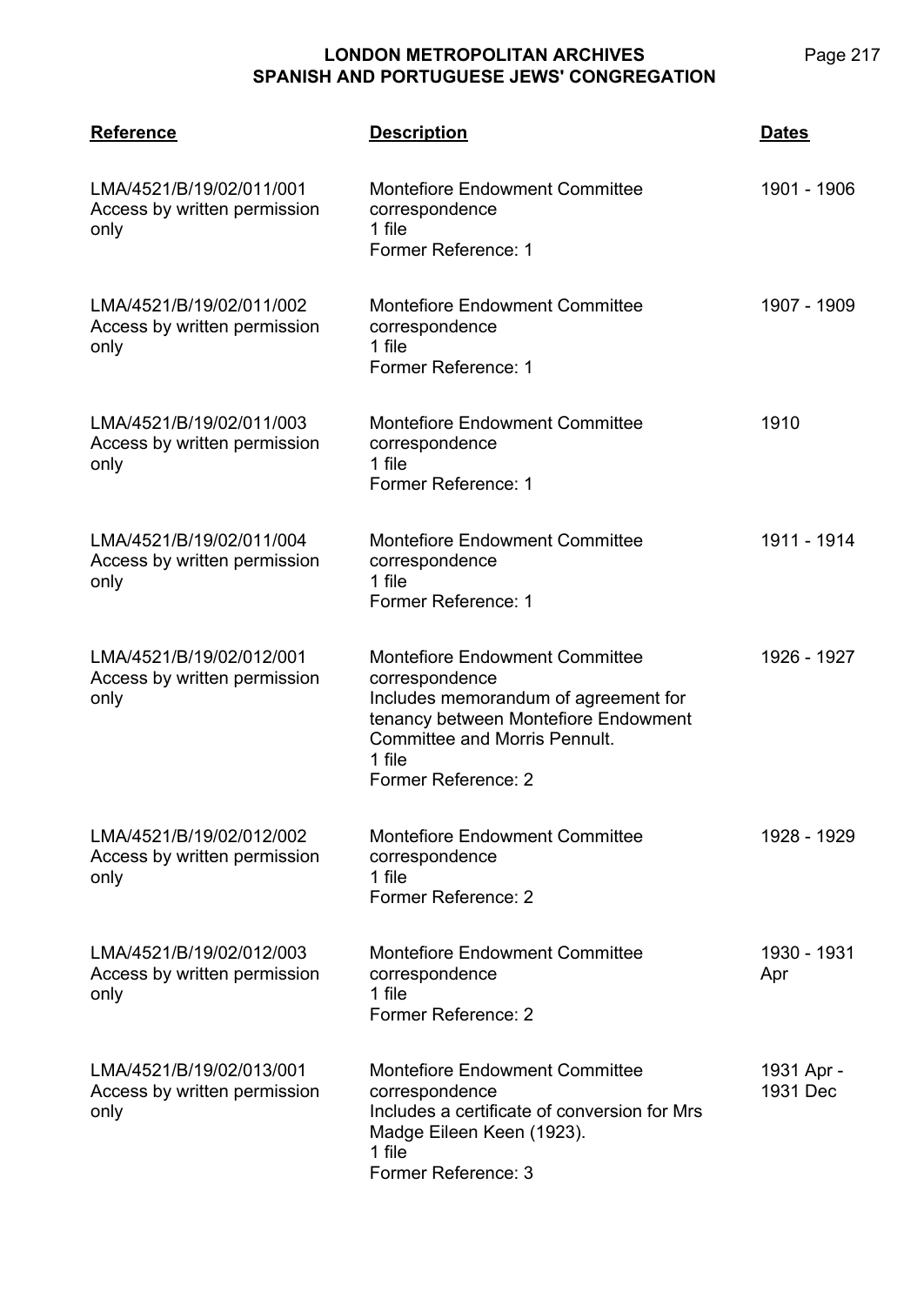| Reference | Description | Dates |
|---|---|---|
| LMA/4521/B/19/02/011/001<br>Access by written permission only | Montefiore Endowment Committee correspondence<br>1 file<br>Former Reference: 1 | 1901 - 1906 |
| LMA/4521/B/19/02/011/002<br>Access by written permission only | Montefiore Endowment Committee correspondence<br>1 file<br>Former Reference: 1 | 1907 - 1909 |
| LMA/4521/B/19/02/011/003<br>Access by written permission only | Montefiore Endowment Committee correspondence<br>1 file<br>Former Reference: 1 | 1910 |
| LMA/4521/B/19/02/011/004<br>Access by written permission only | Montefiore Endowment Committee correspondence<br>1 file<br>Former Reference: 1 | 1911 - 1914 |
| LMA/4521/B/19/02/012/001<br>Access by written permission only | Montefiore Endowment Committee correspondence<br>Includes memorandum of agreement for tenancy between Montefiore Endowment Committee and Morris Pennult.<br>1 file<br>Former Reference: 2 | 1926 - 1927 |
| LMA/4521/B/19/02/012/002<br>Access by written permission only | Montefiore Endowment Committee correspondence<br>1 file<br>Former Reference: 2 | 1928 - 1929 |
| LMA/4521/B/19/02/012/003<br>Access by written permission only | Montefiore Endowment Committee correspondence<br>1 file<br>Former Reference: 2 | 1930 - 1931 Apr |
| LMA/4521/B/19/02/013/001<br>Access by written permission only | Montefiore Endowment Committee correspondence<br>Includes a certificate of conversion for Mrs Madge Eileen Keen (1923).<br>1 file<br>Former Reference: 3 | 1931 Apr - 1931 Dec |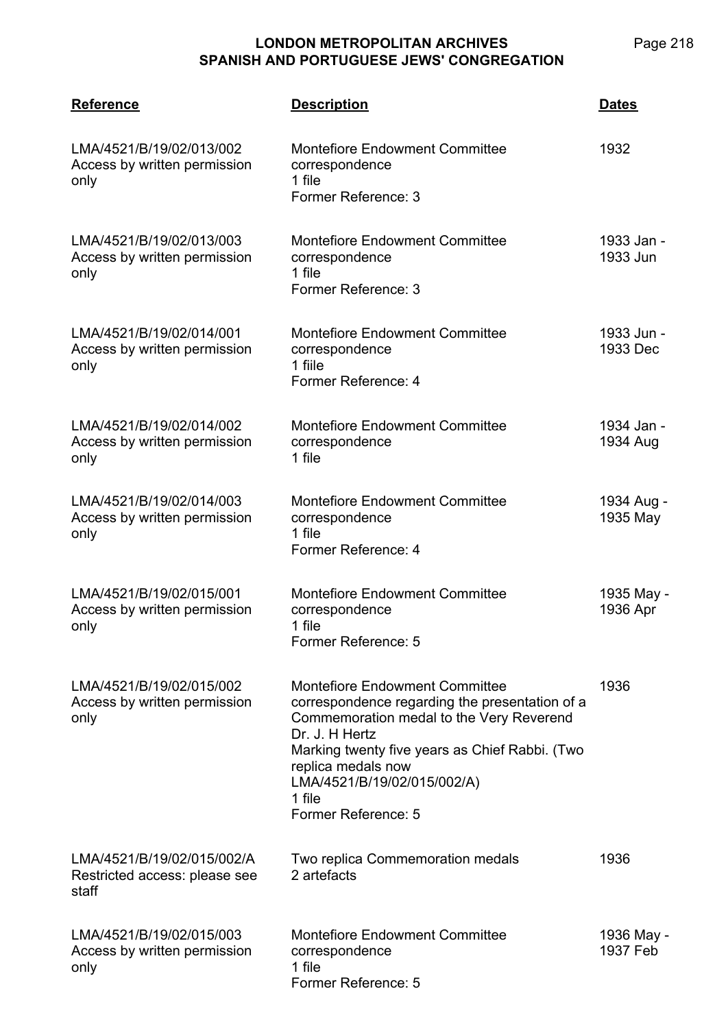| Reference | Description | Dates |
| --- | --- | --- |
| LMA/4521/B/19/02/013/002<br>Access by written permission only | Montefiore Endowment Committee correspondence<br>1 file<br>Former Reference: 3 | 1932 |
| LMA/4521/B/19/02/013/003<br>Access by written permission only | Montefiore Endowment Committee correspondence<br>1 file<br>Former Reference: 3 | 1933 Jan - 1933 Jun |
| LMA/4521/B/19/02/014/001<br>Access by written permission only | Montefiore Endowment Committee correspondence<br>1 fiile<br>Former Reference: 4 | 1933 Jun - 1933 Dec |
| LMA/4521/B/19/02/014/002<br>Access by written permission only | Montefiore Endowment Committee correspondence<br>1 file | 1934 Jan - 1934 Aug |
| LMA/4521/B/19/02/014/003<br>Access by written permission only | Montefiore Endowment Committee correspondence<br>1 file<br>Former Reference: 4 | 1934 Aug - 1935 May |
| LMA/4521/B/19/02/015/001<br>Access by written permission only | Montefiore Endowment Committee correspondence<br>1 file<br>Former Reference: 5 | 1935 May - 1936 Apr |
| LMA/4521/B/19/02/015/002<br>Access by written permission only | Montefiore Endowment Committee correspondence regarding the presentation of a Commemoration medal to the Very Reverend Dr. J. H Hertz<br>Marking twenty five years as Chief Rabbi. (Two replica medals now LMA/4521/B/19/02/015/002/A)<br>1 file<br>Former Reference: 5 | 1936 |
| LMA/4521/B/19/02/015/002/A<br>Restricted access: please see staff | Two replica Commemoration medals<br>2 artefacts | 1936 |
| LMA/4521/B/19/02/015/003<br>Access by written permission only | Montefiore Endowment Committee correspondence<br>1 file<br>Former Reference: 5 | 1936 May - 1937 Feb |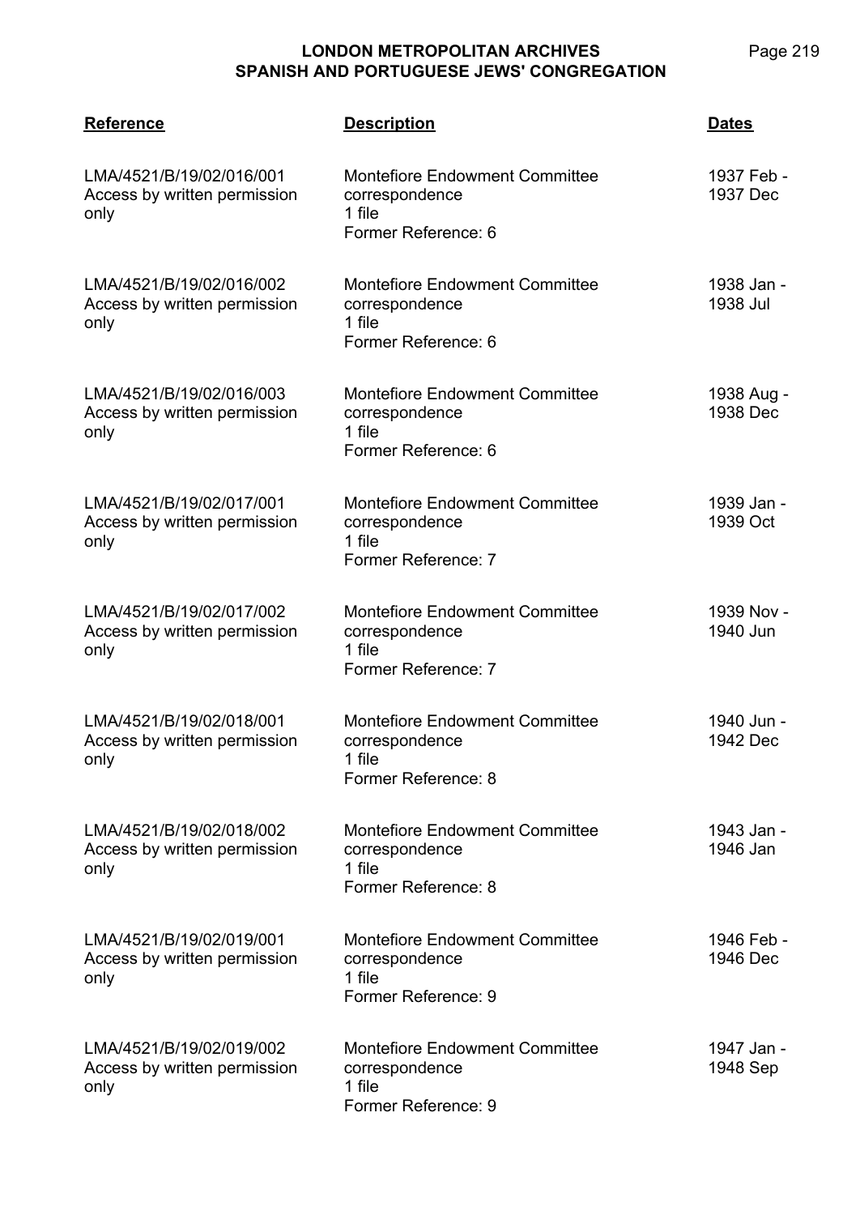| Reference | Description | Dates |
| --- | --- | --- |
| LMA/4521/B/19/02/016/001<br>Access by written permission only | Montefiore Endowment Committee correspondence<br>1 file<br>Former Reference: 6 | 1937 Feb - 1937 Dec |
| LMA/4521/B/19/02/016/002<br>Access by written permission only | Montefiore Endowment Committee correspondence<br>1 file<br>Former Reference: 6 | 1938 Jan - 1938 Jul |
| LMA/4521/B/19/02/016/003<br>Access by written permission only | Montefiore Endowment Committee correspondence<br>1 file<br>Former Reference: 6 | 1938 Aug - 1938 Dec |
| LMA/4521/B/19/02/017/001<br>Access by written permission only | Montefiore Endowment Committee correspondence<br>1 file<br>Former Reference: 7 | 1939 Jan - 1939 Oct |
| LMA/4521/B/19/02/017/002<br>Access by written permission only | Montefiore Endowment Committee correspondence<br>1 file<br>Former Reference: 7 | 1939 Nov - 1940 Jun |
| LMA/4521/B/19/02/018/001<br>Access by written permission only | Montefiore Endowment Committee correspondence<br>1 file<br>Former Reference: 8 | 1940 Jun - 1942 Dec |
| LMA/4521/B/19/02/018/002<br>Access by written permission only | Montefiore Endowment Committee correspondence<br>1 file<br>Former Reference: 8 | 1943 Jan - 1946 Jan |
| LMA/4521/B/19/02/019/001<br>Access by written permission only | Montefiore Endowment Committee correspondence<br>1 file<br>Former Reference: 9 | 1946 Feb - 1946 Dec |
| LMA/4521/B/19/02/019/002<br>Access by written permission only | Montefiore Endowment Committee correspondence<br>1 file<br>Former Reference: 9 | 1947 Jan - 1948 Sep |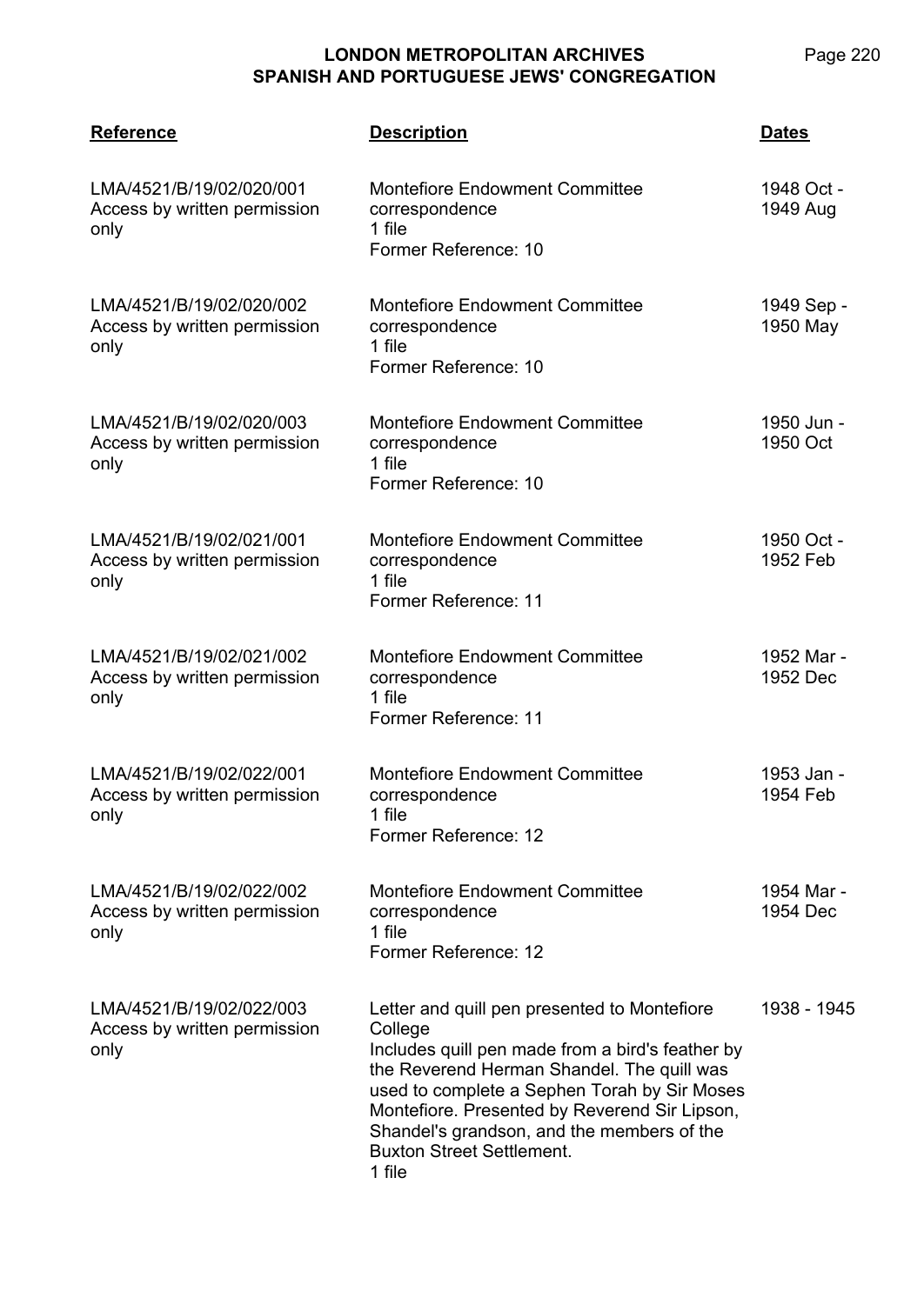| Reference | Description | Dates |
|---|---|---|
| LMA/4521/B/19/02/020/001<br>Access by written permission only | Montefiore Endowment Committee correspondence<br>1 file<br>Former Reference: 10 | 1948 Oct - 1949 Aug |
| LMA/4521/B/19/02/020/002<br>Access by written permission only | Montefiore Endowment Committee correspondence<br>1 file<br>Former Reference: 10 | 1949 Sep - 1950 May |
| LMA/4521/B/19/02/020/003<br>Access by written permission only | Montefiore Endowment Committee correspondence<br>1 file<br>Former Reference: 10 | 1950 Jun - 1950 Oct |
| LMA/4521/B/19/02/021/001<br>Access by written permission only | Montefiore Endowment Committee correspondence<br>1 file<br>Former Reference: 11 | 1950 Oct - 1952 Feb |
| LMA/4521/B/19/02/021/002<br>Access by written permission only | Montefiore Endowment Committee correspondence<br>1 file<br>Former Reference: 11 | 1952 Mar - 1952 Dec |
| LMA/4521/B/19/02/022/001<br>Access by written permission only | Montefiore Endowment Committee correspondence<br>1 file<br>Former Reference: 12 | 1953 Jan - 1954 Feb |
| LMA/4521/B/19/02/022/002<br>Access by written permission only | Montefiore Endowment Committee correspondence<br>1 file<br>Former Reference: 12 | 1954 Mar - 1954 Dec |
| LMA/4521/B/19/02/022/003<br>Access by written permission only | Letter and quill pen presented to Montefiore College<br>Includes quill pen made from a bird's feather by the Reverend Herman Shandel. The quill was used to complete a Sephen Torah by Sir Moses Montefiore. Presented by Reverend Sir Lipson, Shandel's grandson, and the members of the Buxton Street Settlement.<br>1 file | 1938 - 1945 |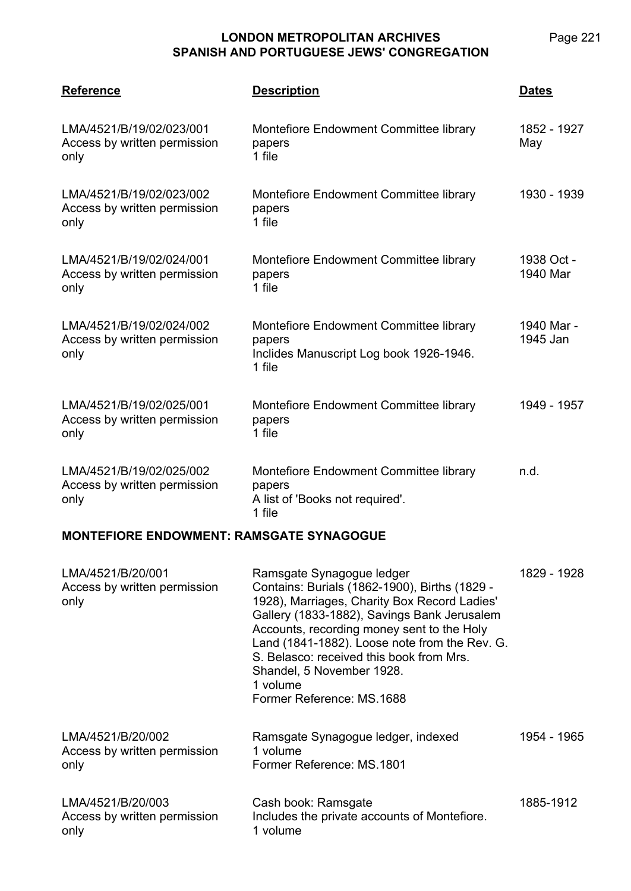| Reference | Description | Dates |
|---|---|---|
| LMA/4521/B/19/02/023/001<br>Access by written permission only | Montefiore Endowment Committee library papers<br>1 file | 1852 - 1927 May |
| LMA/4521/B/19/02/023/002<br>Access by written permission only | Montefiore Endowment Committee library papers<br>1 file | 1930 - 1939 |
| LMA/4521/B/19/02/024/001<br>Access by written permission only | Montefiore Endowment Committee library papers<br>1 file | 1938 Oct - 1940 Mar |
| LMA/4521/B/19/02/024/002<br>Access by written permission only | Montefiore Endowment Committee library papers<br>Inclides Manuscript Log book 1926-1946.<br>1 file | 1940 Mar - 1945 Jan |
| LMA/4521/B/19/02/025/001<br>Access by written permission only | Montefiore Endowment Committee library papers<br>1 file | 1949 - 1957 |
| LMA/4521/B/19/02/025/002<br>Access by written permission only | Montefiore Endowment Committee library papers<br>A list of 'Books not required'.<br>1 file | n.d. |

## MONTEFIORE ENDOWMENT: RAMSGATE SYNAGOGUE

| Reference | Description | Dates |
|---|---|---|
| LMA/4521/B/20/001<br>Access by written permission only | Ramsgate Synagogue ledger<br>Contains: Burials (1862-1900), Births (1829 - 1928), Marriages, Charity Box Record Ladies' Gallery (1833-1882), Savings Bank Jerusalem Accounts, recording money sent to the Holy Land (1841-1882). Loose note from the Rev. G. S. Belasco: received this book from Mrs. Shandel, 5 November 1928.<br>1 volume<br>Former Reference: MS.1688 | 1829 - 1928 |
| LMA/4521/B/20/002<br>Access by written permission only | Ramsgate Synagogue ledger, indexed<br>1 volume<br>Former Reference: MS.1801 | 1954 - 1965 |
| LMA/4521/B/20/003<br>Access by written permission only | Cash book: Ramsgate<br>Includes the private accounts of Montefiore.<br>1 volume | 1885-1912 |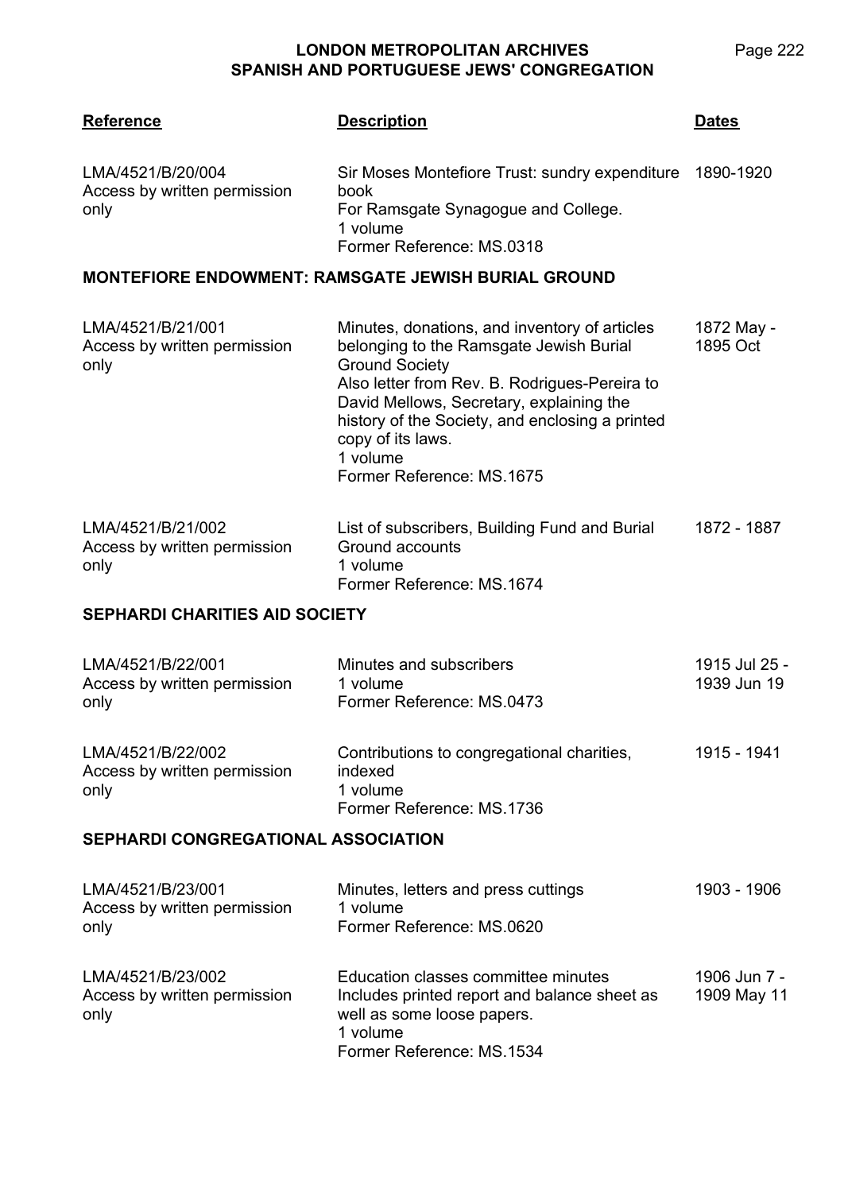| Reference | Description | Dates |
|---|---|---|
| LMA/4521/B/20/004<br>Access by written permission only | Sir Moses Montefiore Trust: sundry expenditure book<br>For Ramsgate Synagogue and College.<br>1 volume<br>Former Reference: MS.0318 | 1890-1920 |

## MONTEFIORE ENDOWMENT: RAMSGATE JEWISH BURIAL GROUND

| Reference | Description | Dates |
|---|---|---|
| LMA/4521/B/21/001<br>Access by written permission only | Minutes, donations, and inventory of articles belonging to the Ramsgate Jewish Burial Ground Society<br>Also letter from Rev. B. Rodrigues-Pereira to David Mellows, Secretary, explaining the history of the Society, and enclosing a printed copy of its laws.<br>1 volume<br>Former Reference: MS.1675 | 1872 May - 1895 Oct |
| LMA/4521/B/21/002<br>Access by written permission only | List of subscribers, Building Fund and Burial Ground accounts<br>1 volume<br>Former Reference: MS.1674 | 1872 - 1887 |

## SEPHARDI CHARITIES AID SOCIETY

| Reference | Description | Dates |
|---|---|---|
| LMA/4521/B/22/001<br>Access by written permission only | Minutes and subscribers<br>1 volume<br>Former Reference: MS.0473 | 1915 Jul 25 - 1939 Jun 19 |
| LMA/4521/B/22/002<br>Access by written permission only | Contributions to congregational charities, indexed<br>1 volume<br>Former Reference: MS.1736 | 1915 - 1941 |

## SEPHARDI CONGREGATIONAL ASSOCIATION

| Reference | Description | Dates |
|---|---|---|
| LMA/4521/B/23/001<br>Access by written permission only | Minutes, letters and press cuttings<br>1 volume<br>Former Reference: MS.0620 | 1903 - 1906 |
| LMA/4521/B/23/002<br>Access by written permission only | Education classes committee minutes<br>Includes printed report and balance sheet as well as some loose papers.<br>1 volume<br>Former Reference: MS.1534 | 1906 Jun 7 - 1909 May 11 |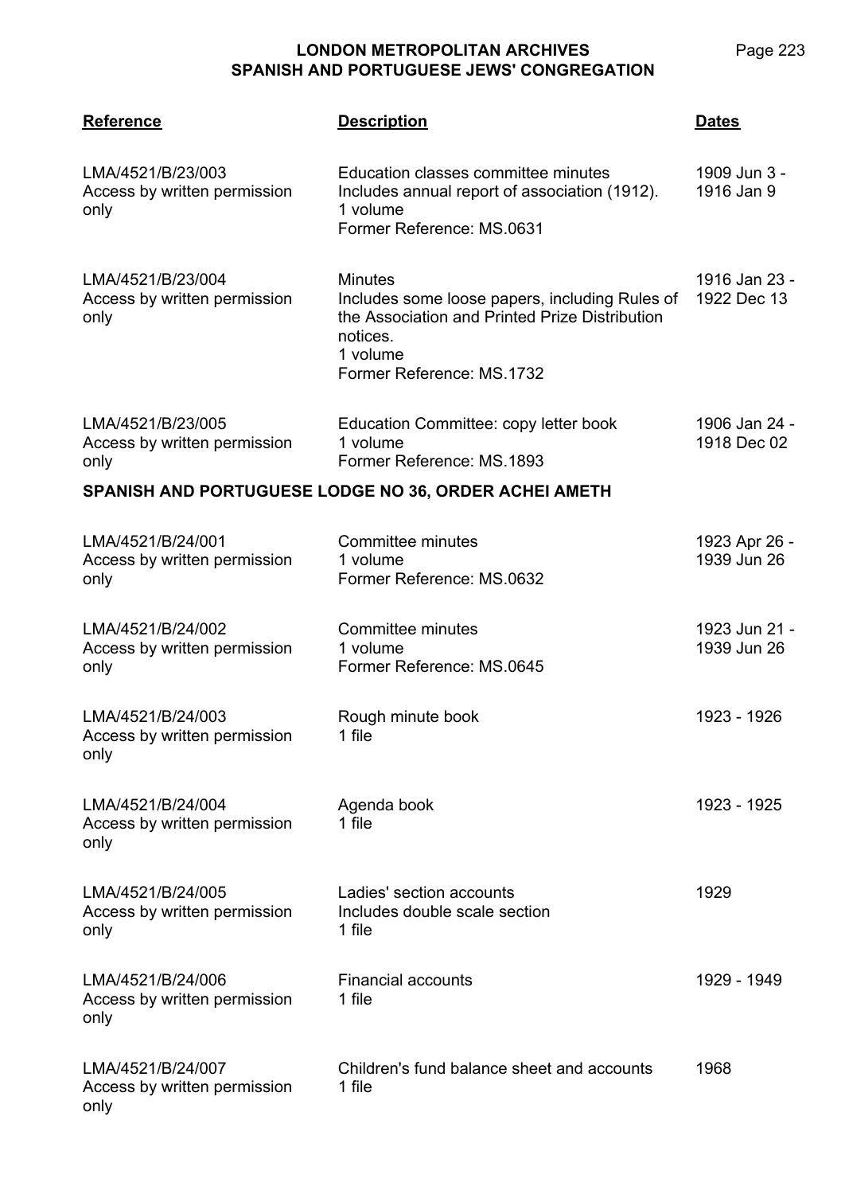| Reference | Description | Dates |
|---|---|---|
| LMA/4521/B/23/003<br>Access by written permission only | Education classes committee minutes<br>Includes annual report of association (1912).<br>1 volume<br>Former Reference: MS.0631 | 1909 Jun 3 - 1916 Jan 9 |
| LMA/4521/B/23/004<br>Access by written permission only | Minutes<br>Includes some loose papers, including Rules of the Association and Printed Prize Distribution notices.<br>1 volume<br>Former Reference: MS.1732 | 1916 Jan 23 - 1922 Dec 13 |
| LMA/4521/B/23/005<br>Access by written permission only | Education Committee: copy letter book<br>1 volume<br>Former Reference: MS.1893 | 1906 Jan 24 - 1918 Dec 02 |

## SPANISH AND PORTUGUESE LODGE NO 36, ORDER ACHEI AMETH

| Reference | Description | Dates |
|---|---|---|
| LMA/4521/B/24/001<br>Access by written permission only | Committee minutes<br>1 volume<br>Former Reference: MS.0632 | 1923 Apr 26 - 1939 Jun 26 |
| LMA/4521/B/24/002<br>Access by written permission only | Committee minutes<br>1 volume<br>Former Reference: MS.0645 | 1923 Jun 21 - 1939 Jun 26 |
| LMA/4521/B/24/003<br>Access by written permission only | Rough minute book<br>1 file | 1923 - 1926 |
| LMA/4521/B/24/004<br>Access by written permission only | Agenda book<br>1 file | 1923 - 1925 |
| LMA/4521/B/24/005<br>Access by written permission only | Ladies' section accounts<br>Includes double scale section<br>1 file | 1929 |
| LMA/4521/B/24/006<br>Access by written permission only | Financial accounts<br>1 file | 1929 - 1949 |
| LMA/4521/B/24/007<br>Access by written permission only | Children's fund balance sheet and accounts<br>1 file | 1968 |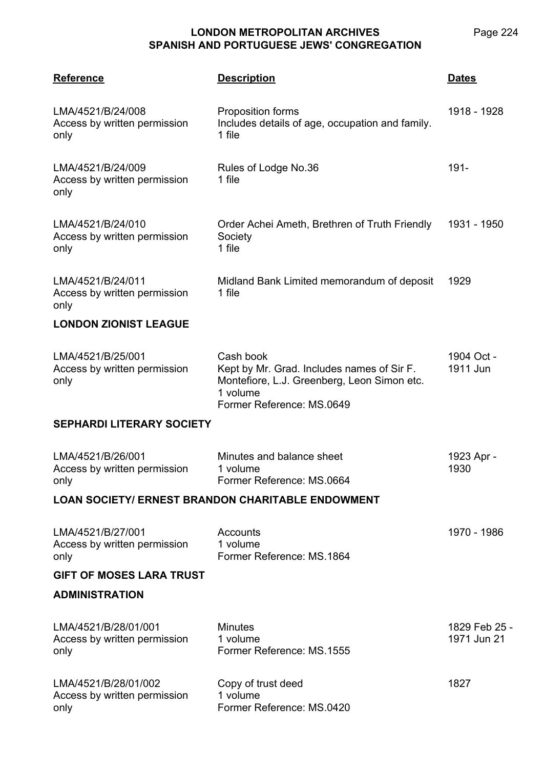| Reference | Description | Dates |
|---|---|---|
| LMA/4521/B/24/008<br>Access by written permission only | Proposition forms<br>Includes details of age, occupation and family.<br>1 file | 1918 - 1928 |
| LMA/4521/B/24/009<br>Access by written permission only | Rules of Lodge No.36<br>1 file | 191- |
| LMA/4521/B/24/010<br>Access by written permission only | Order Achei Ameth, Brethren of Truth Friendly Society<br>1 file | 1931 - 1950 |
| LMA/4521/B/24/011<br>Access by written permission only | Midland Bank Limited memorandum of deposit<br>1 file | 1929 |

**LONDON ZIONIST LEAGUE**

| Reference | Description | Dates |
|---|---|---|
| LMA/4521/B/25/001<br>Access by written permission only | Cash book<br>Kept by Mr. Grad. Includes names of Sir F. Montefiore, L.J. Greenberg, Leon Simon etc.<br>1 volume<br>Former Reference: MS.0649 | 1904 Oct - 1911 Jun |

**SEPHARDI LITERARY SOCIETY**

| Reference | Description | Dates |
|---|---|---|
| LMA/4521/B/26/001<br>Access by written permission only | Minutes and balance sheet<br>1 volume<br>Former Reference: MS.0664 | 1923 Apr - 1930 |

**LOAN SOCIETY/ ERNEST BRANDON CHARITABLE ENDOWMENT**

| Reference | Description | Dates |
|---|---|---|
| LMA/4521/B/27/001<br>Access by written permission only | Accounts<br>1 volume<br>Former Reference: MS.1864 | 1970 - 1986 |

**GIFT OF MOSES LARA TRUST**

**ADMINISTRATION**

| Reference | Description | Dates |
|---|---|---|
| LMA/4521/B/28/01/001<br>Access by written permission only | Minutes<br>1 volume<br>Former Reference: MS.1555 | 1829 Feb 25 - 1971 Jun 21 |
| LMA/4521/B/28/01/002<br>Access by written permission only | Copy of trust deed<br>1 volume<br>Former Reference: MS.0420 | 1827 |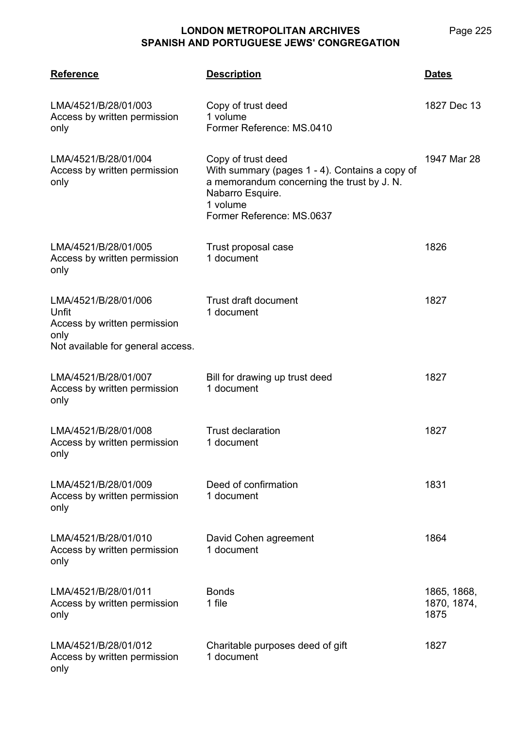| Reference | Description | Dates |
| --- | --- | --- |
| LMA/4521/B/28/01/003<br>Access by written permission only | Copy of trust deed<br>1 volume<br>Former Reference: MS.0410 | 1827 Dec 13 |
| LMA/4521/B/28/01/004<br>Access by written permission only | Copy of trust deed<br>With summary (pages 1 - 4). Contains a copy of a memorandum concerning the trust by J. N. Nabarro Esquire.<br>1 volume<br>Former Reference: MS.0637 | 1947 Mar 28 |
| LMA/4521/B/28/01/005<br>Access by written permission only | Trust proposal case<br>1 document | 1826 |
| LMA/4521/B/28/01/006<br>Unfit<br>Access by written permission only<br>Not available for general access. | Trust draft document<br>1 document | 1827 |
| LMA/4521/B/28/01/007<br>Access by written permission only | Bill for drawing up trust deed<br>1 document | 1827 |
| LMA/4521/B/28/01/008<br>Access by written permission only | Trust declaration<br>1 document | 1827 |
| LMA/4521/B/28/01/009<br>Access by written permission only | Deed of confirmation<br>1 document | 1831 |
| LMA/4521/B/28/01/010<br>Access by written permission only | David Cohen agreement<br>1 document | 1864 |
| LMA/4521/B/28/01/011<br>Access by written permission only | Bonds<br>1 file | 1865, 1868, 1870, 1874, 1875 |
| LMA/4521/B/28/01/012<br>Access by written permission only | Charitable purposes deed of gift<br>1 document | 1827 |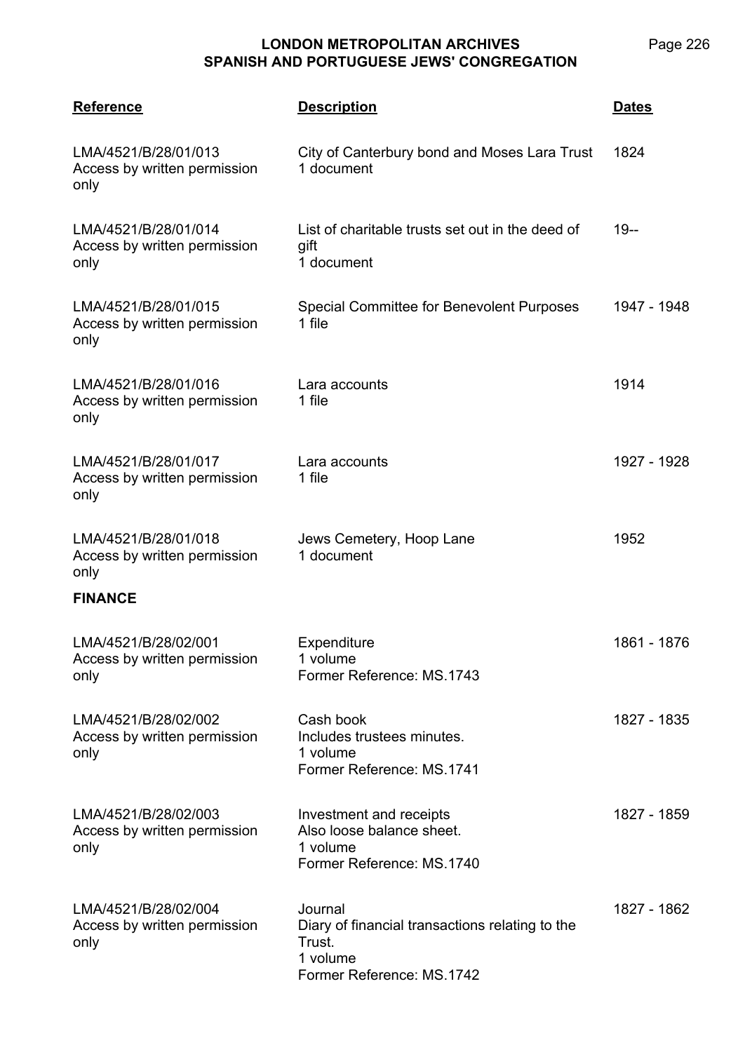| Reference | Description | Dates |
| --- | --- | --- |
| LMA/4521/B/28/01/013<br>Access by written permission only | City of Canterbury bond and Moses Lara Trust<br>1 document | 1824 |
| LMA/4521/B/28/01/014<br>Access by written permission only | List of charitable trusts set out in the deed of gift<br>1 document | 19-- |
| LMA/4521/B/28/01/015<br>Access by written permission only | Special Committee for Benevolent Purposes<br>1 file | 1947 - 1948 |
| LMA/4521/B/28/01/016<br>Access by written permission only | Lara accounts<br>1 file | 1914 |
| LMA/4521/B/28/01/017<br>Access by written permission only | Lara accounts<br>1 file | 1927 - 1928 |
| LMA/4521/B/28/01/018<br>Access by written permission only | Jews Cemetery, Hoop Lane<br>1 document | 1952 |

**FINANCE**

| Reference | Description | Dates |
| --- | --- | --- |
| LMA/4521/B/28/02/001<br>Access by written permission only | Expenditure<br>1 volume<br>Former Reference: MS.1743 | 1861 - 1876 |
| LMA/4521/B/28/02/002<br>Access by written permission only | Cash book<br>Includes trustees minutes.<br>1 volume<br>Former Reference: MS.1741 | 1827 - 1835 |
| LMA/4521/B/28/02/003<br>Access by written permission only | Investment and receipts<br>Also loose balance sheet.<br>1 volume<br>Former Reference: MS.1740 | 1827 - 1859 |
| LMA/4521/B/28/02/004<br>Access by written permission only | Journal<br>Diary of financial transactions relating to the Trust.<br>1 volume<br>Former Reference: MS.1742 | 1827 - 1862 |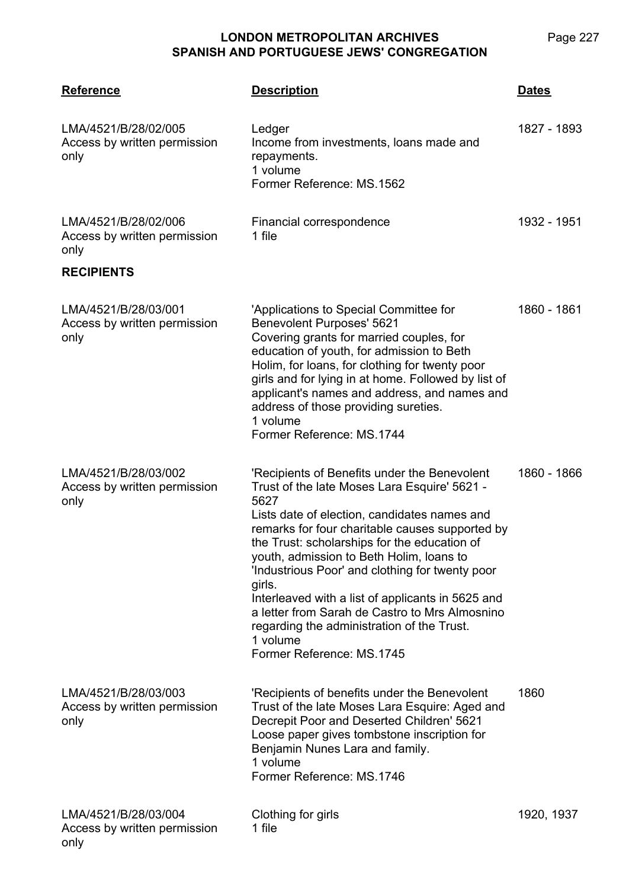| Reference | Description | Dates |
|---|---|---|
| LMA/4521/B/28/02/005<br>Access by written permission only | Ledger<br>Income from investments, loans made and repayments.<br>1 volume<br>Former Reference: MS.1562 | 1827 - 1893 |
| LMA/4521/B/28/02/006<br>Access by written permission only | Financial correspondence<br>1 file | 1932 - 1951 |

**RECIPIENTS**

| Reference | Description | Dates |
|---|---|---|
| LMA/4521/B/28/03/001<br>Access by written permission only | 'Applications to Special Committee for Benevolent Purposes' 5621<br>Covering grants for married couples, for education of youth, for admission to Beth Holim, for loans, for clothing for twenty poor girls and for lying in at home. Followed by list of applicant's names and address, and names and address of those providing sureties.<br>1 volume<br>Former Reference: MS.1744 | 1860 - 1861 |
| LMA/4521/B/28/03/002<br>Access by written permission only | 'Recipients of Benefits under the Benevolent Trust of the late Moses Lara Esquire' 5621 - 5627<br>Lists date of election, candidates names and remarks for four charitable causes supported by the Trust: scholarships for the education of youth, admission to Beth Holim, loans to 'Industrious Poor' and clothing for twenty poor girls.<br>Interleaved with a list of applicants in 5625 and a letter from Sarah de Castro to Mrs Almosnino regarding the administration of the Trust.<br>1 volume<br>Former Reference: MS.1745 | 1860 - 1866 |
| LMA/4521/B/28/03/003<br>Access by written permission only | 'Recipients of benefits under the Benevolent Trust of the late Moses Lara Esquire: Aged and Decrepit Poor and Deserted Children' 5621<br>Loose paper gives tombstone inscription for Benjamin Nunes Lara and family.<br>1 volume<br>Former Reference: MS.1746 | 1860 |
| LMA/4521/B/28/03/004<br>Access by written permission only | Clothing for girls<br>1 file | 1920, 1937 |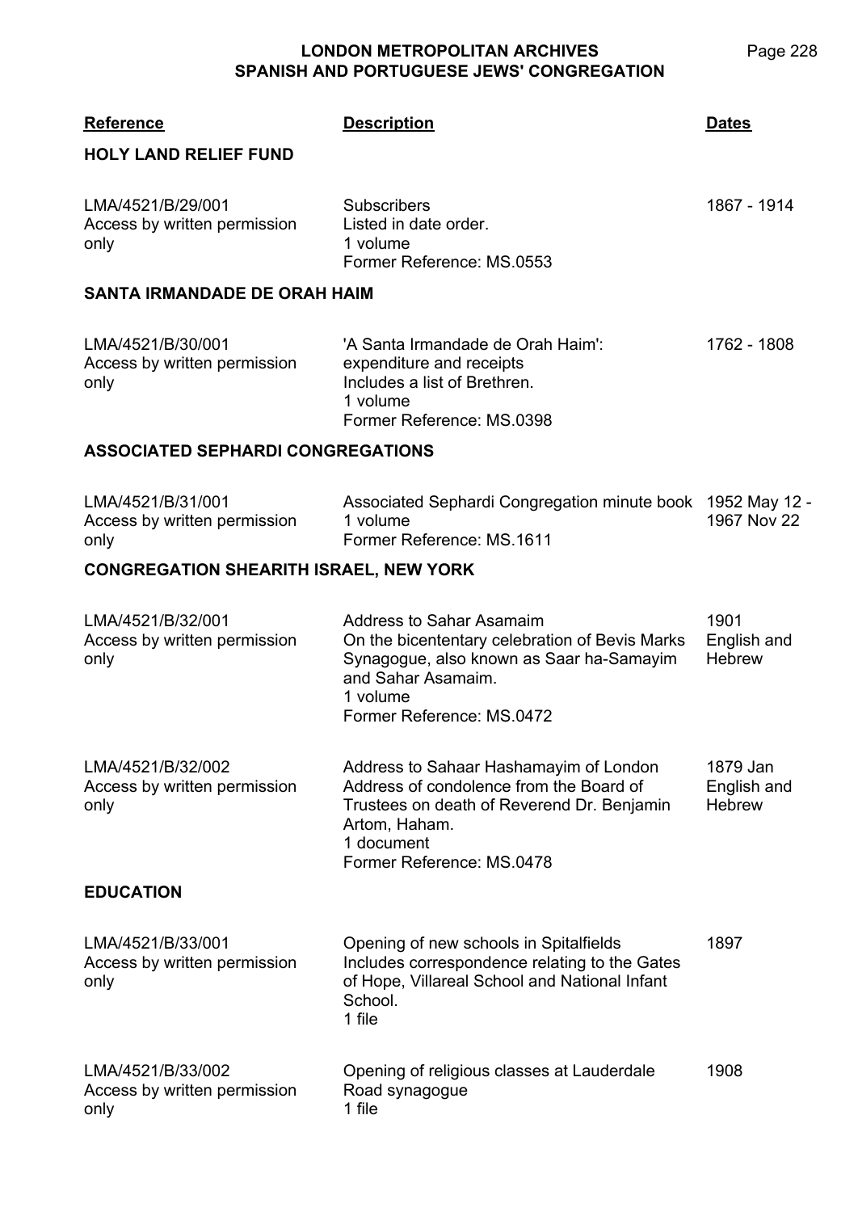| Reference | Description | Dates |
|---|---|---|
| **HOLY LAND RELIEF FUND** | | |
| LMA/4521/B/29/001<br>Access by written permission only | Subscribers<br>Listed in date order.<br>1 volume<br>Former Reference: MS.0553 | 1867 - 1914 |
| **SANTA IRMANDADE DE ORAH HAIM** | | |
| LMA/4521/B/30/001<br>Access by written permission only | 'A Santa Irmandade de Orah Haim': expenditure and receipts<br>Includes a list of Brethren.<br>1 volume<br>Former Reference: MS.0398 | 1762 - 1808 |
| **ASSOCIATED SEPHARDI CONGREGATIONS** | | |
| LMA/4521/B/31/001<br>Access by written permission only | Associated Sephardi Congregation minute book<br>1 volume<br>Former Reference: MS.1611 | 1952 May 12 - 1967 Nov 22 |
| **CONGREGATION SHEARITH ISRAEL, NEW YORK** | | |
| LMA/4521/B/32/001<br>Access by written permission only | Address to Sahar Asamaim<br>On the bicententary celebration of Bevis Marks Synagogue, also known as Saar ha-Samayim and Sahar Asamaim.<br>1 volume<br>Former Reference: MS.0472 | 1901<br>English and Hebrew |
| LMA/4521/B/32/002<br>Access by written permission only | Address to Sahaar Hashamayim of London<br>Address of condolence from the Board of Trustees on death of Reverend Dr. Benjamin Artom, Haham.<br>1 document<br>Former Reference: MS.0478 | 1879 Jan<br>English and Hebrew |
| **EDUCATION** | | |
| LMA/4521/B/33/001<br>Access by written permission only | Opening of new schools in Spitalfields<br>Includes correspondence relating to the Gates of Hope, Villareal School and National Infant School.<br>1 file | 1897 |
| LMA/4521/B/33/002<br>Access by written permission only | Opening of religious classes at Lauderdale Road synagogue<br>1 file | 1908 |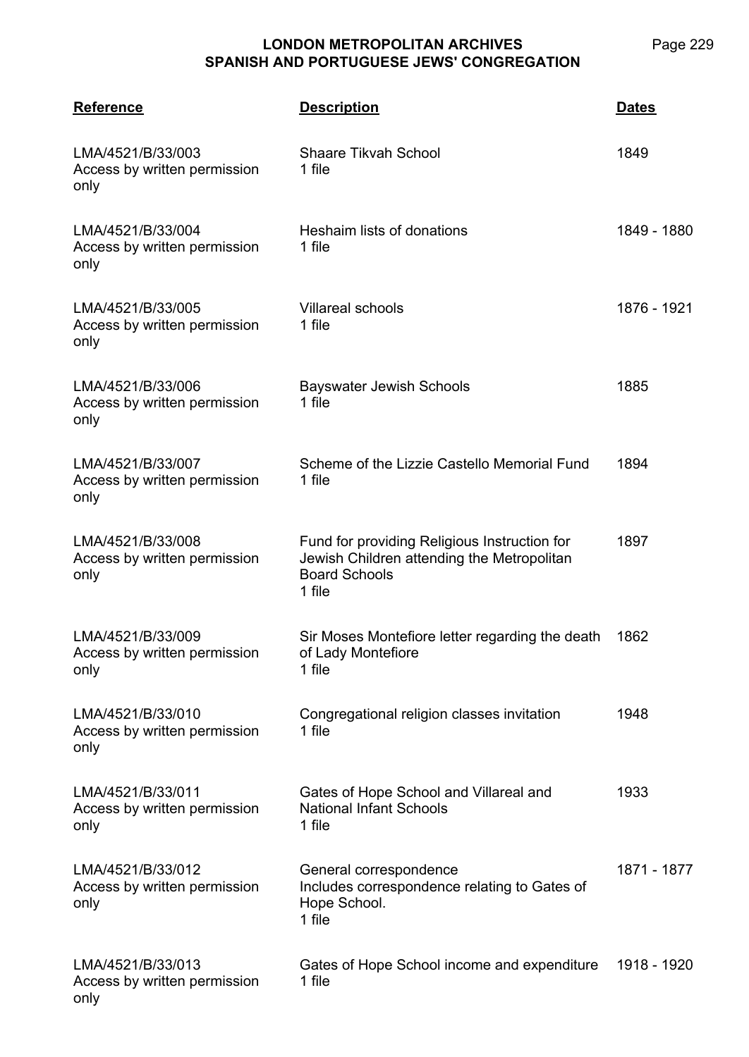| Reference | Description | Dates |
| --- | --- | --- |
| LMA/4521/B/33/003<br>Access by written permission only | Shaare Tikvah School<br>1 file | 1849 |
| LMA/4521/B/33/004<br>Access by written permission only | Heshaim lists of donations<br>1 file | 1849 - 1880 |
| LMA/4521/B/33/005<br>Access by written permission only | Villareal schools<br>1 file | 1876 - 1921 |
| LMA/4521/B/33/006<br>Access by written permission only | Bayswater Jewish Schools<br>1 file | 1885 |
| LMA/4521/B/33/007<br>Access by written permission only | Scheme of the Lizzie Castello Memorial Fund<br>1 file | 1894 |
| LMA/4521/B/33/008<br>Access by written permission only | Fund for providing Religious Instruction for Jewish Children attending the Metropolitan Board Schools<br>1 file | 1897 |
| LMA/4521/B/33/009<br>Access by written permission only | Sir Moses Montefiore letter regarding the death of Lady Montefiore<br>1 file | 1862 |
| LMA/4521/B/33/010<br>Access by written permission only | Congregational religion classes invitation<br>1 file | 1948 |
| LMA/4521/B/33/011<br>Access by written permission only | Gates of Hope School and Villareal and National Infant Schools<br>1 file | 1933 |
| LMA/4521/B/33/012<br>Access by written permission only | General correspondence<br>Includes correspondence relating to Gates of Hope School.<br>1 file | 1871 - 1877 |
| LMA/4521/B/33/013<br>Access by written permission only | Gates of Hope School income and expenditure<br>1 file | 1918 - 1920 |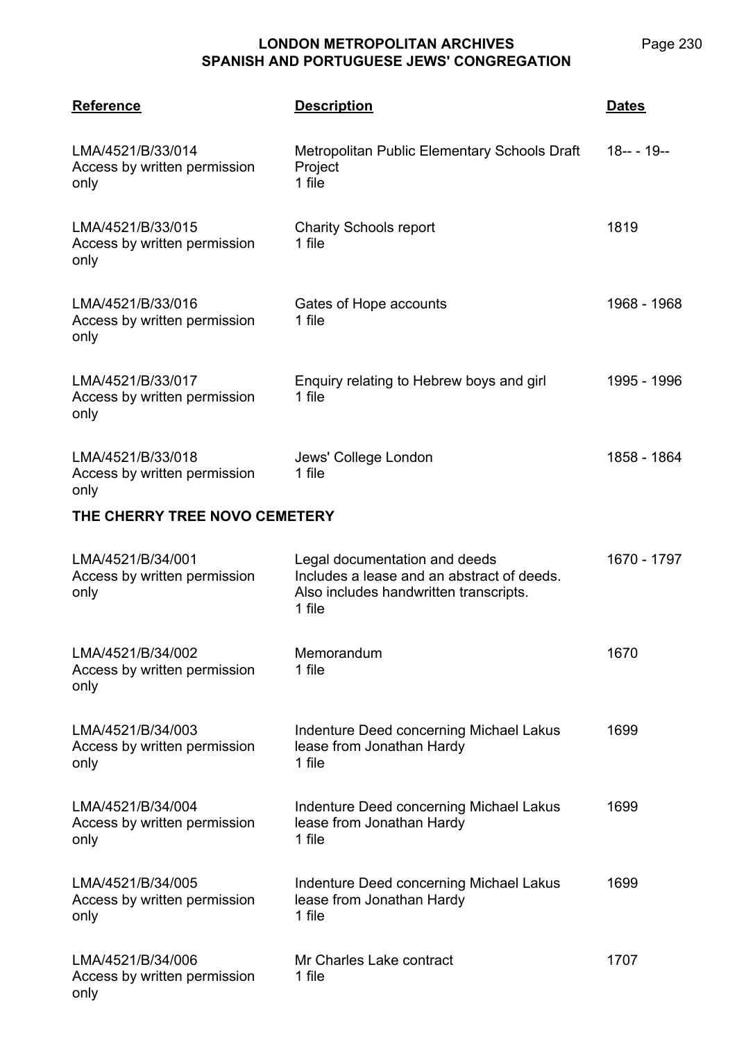| Reference | Description | Dates |
|---|---|---|
| LMA/4521/B/33/014<br>Access by written permission only | Metropolitan Public Elementary Schools Draft Project<br>1 file | 18-- - 19-- |
| LMA/4521/B/33/015<br>Access by written permission only | Charity Schools report<br>1 file | 1819 |
| LMA/4521/B/33/016<br>Access by written permission only | Gates of Hope accounts<br>1 file | 1968 - 1968 |
| LMA/4521/B/33/017<br>Access by written permission only | Enquiry relating to Hebrew boys and girl<br>1 file | 1995 - 1996 |
| LMA/4521/B/33/018<br>Access by written permission only | Jews' College London<br>1 file | 1858 - 1864 |

**THE CHERRY TREE NOVO CEMETERY**

| Reference | Description | Dates |
|---|---|---|
| LMA/4521/B/34/001<br>Access by written permission only | Legal documentation and deeds<br>Includes a lease and an abstract of deeds.<br>Also includes handwritten transcripts.<br>1 file | 1670 - 1797 |
| LMA/4521/B/34/002<br>Access by written permission only | Memorandum<br>1 file | 1670 |
| LMA/4521/B/34/003<br>Access by written permission only | Indenture Deed concerning Michael Lakus lease from Jonathan Hardy<br>1 file | 1699 |
| LMA/4521/B/34/004<br>Access by written permission only | Indenture Deed concerning Michael Lakus lease from Jonathan Hardy<br>1 file | 1699 |
| LMA/4521/B/34/005<br>Access by written permission only | Indenture Deed concerning Michael Lakus lease from Jonathan Hardy<br>1 file | 1699 |
| LMA/4521/B/34/006<br>Access by written permission only | Mr Charles Lake contract<br>1 file | 1707 |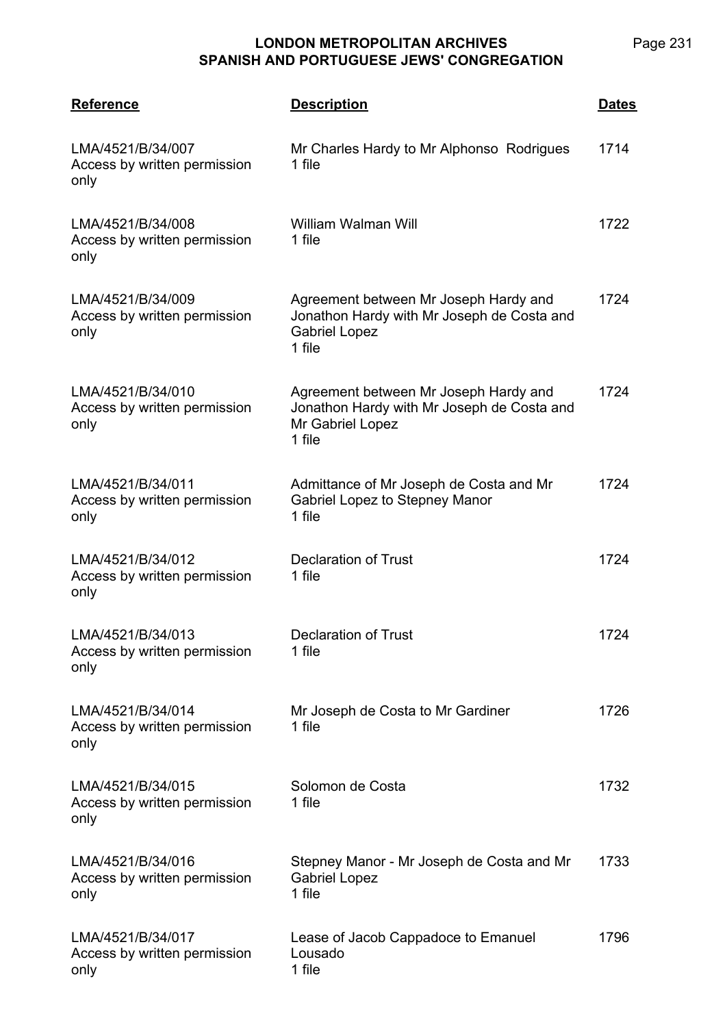| Reference | Description | Dates |
| --- | --- | --- |
| LMA/4521/B/34/007<br>Access by written permission only | Mr Charles Hardy to Mr Alphonso Rodrigues<br>1 file | 1714 |
| LMA/4521/B/34/008<br>Access by written permission only | William Walman Will<br>1 file | 1722 |
| LMA/4521/B/34/009<br>Access by written permission only | Agreement between Mr Joseph Hardy and Jonathon Hardy with Mr Joseph de Costa and Gabriel Lopez<br>1 file | 1724 |
| LMA/4521/B/34/010<br>Access by written permission only | Agreement between Mr Joseph Hardy and Jonathon Hardy with Mr Joseph de Costa and Mr Gabriel Lopez<br>1 file | 1724 |
| LMA/4521/B/34/011<br>Access by written permission only | Admittance of Mr Joseph de Costa and Mr Gabriel Lopez to Stepney Manor<br>1 file | 1724 |
| LMA/4521/B/34/012<br>Access by written permission only | Declaration of Trust<br>1 file | 1724 |
| LMA/4521/B/34/013<br>Access by written permission only | Declaration of Trust<br>1 file | 1724 |
| LMA/4521/B/34/014<br>Access by written permission only | Mr Joseph de Costa to Mr Gardiner<br>1 file | 1726 |
| LMA/4521/B/34/015<br>Access by written permission only | Solomon de Costa<br>1 file | 1732 |
| LMA/4521/B/34/016<br>Access by written permission only | Stepney Manor - Mr Joseph de Costa and Mr Gabriel Lopez<br>1 file | 1733 |
| LMA/4521/B/34/017<br>Access by written permission only | Lease of Jacob Cappadoce to Emanuel Lousado<br>1 file | 1796 |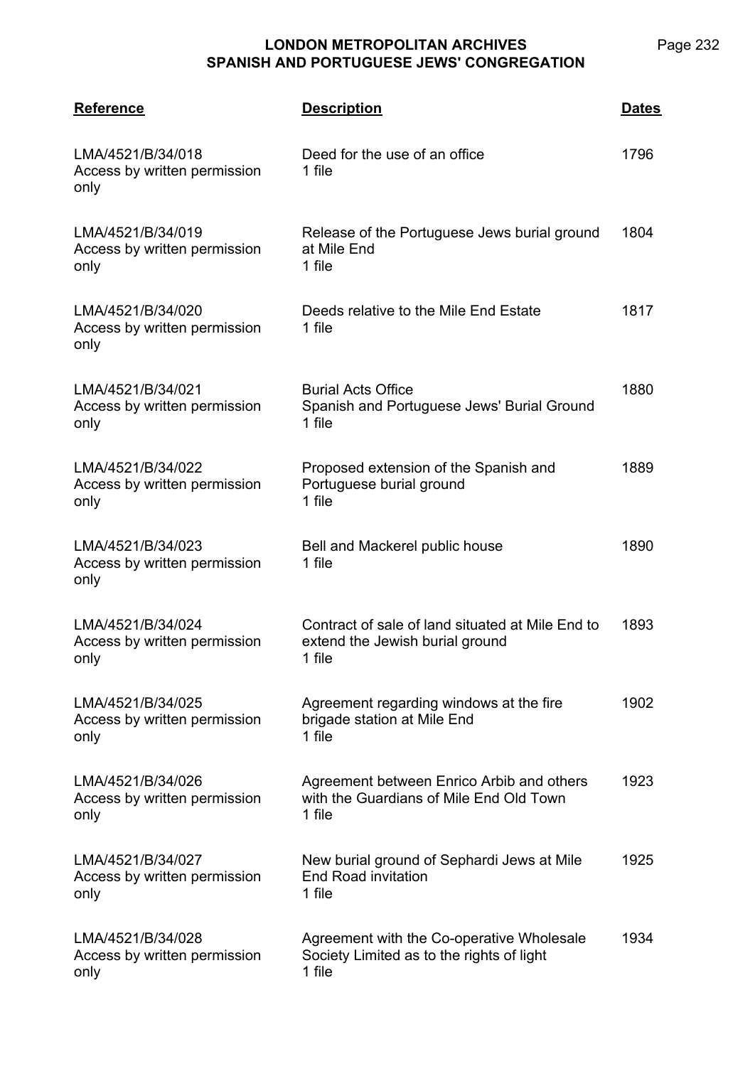| Reference | Description | Dates |
|---|---|---|
| LMA/4521/B/34/018<br>Access by written permission only | Deed for the use of an office<br>1 file | 1796 |
| LMA/4521/B/34/019<br>Access by written permission only | Release of the Portuguese Jews burial ground at Mile End<br>1 file | 1804 |
| LMA/4521/B/34/020<br>Access by written permission only | Deeds relative to the Mile End Estate<br>1 file | 1817 |
| LMA/4521/B/34/021<br>Access by written permission only | Burial Acts Office<br>Spanish and Portuguese Jews' Burial Ground<br>1 file | 1880 |
| LMA/4521/B/34/022<br>Access by written permission only | Proposed extension of the Spanish and Portuguese burial ground<br>1 file | 1889 |
| LMA/4521/B/34/023<br>Access by written permission only | Bell and Mackerel public house<br>1 file | 1890 |
| LMA/4521/B/34/024<br>Access by written permission only | Contract of sale of land situated at Mile End to extend the Jewish burial ground<br>1 file | 1893 |
| LMA/4521/B/34/025<br>Access by written permission only | Agreement regarding windows at the fire brigade station at Mile End<br>1 file | 1902 |
| LMA/4521/B/34/026<br>Access by written permission only | Agreement between Enrico Arbib and others with the Guardians of Mile End Old Town<br>1 file | 1923 |
| LMA/4521/B/34/027<br>Access by written permission only | New burial ground of Sephardi Jews at Mile End Road invitation<br>1 file | 1925 |
| LMA/4521/B/34/028<br>Access by written permission only | Agreement with the Co-operative Wholesale Society Limited as to the rights of light<br>1 file | 1934 |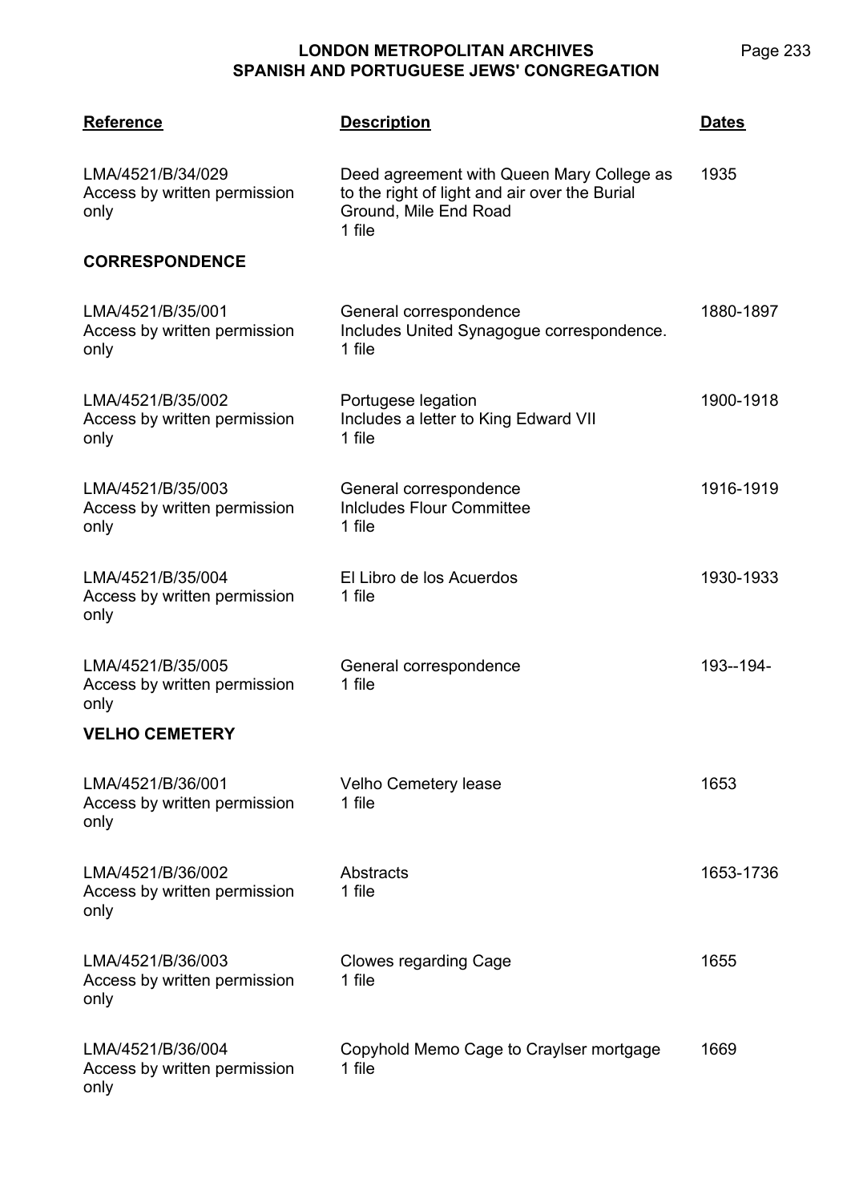| Reference | Description | Dates |
|---|---|---|
| LMA/4521/B/34/029<br>Access by written permission only | Deed agreement with Queen Mary College as to the right of light and air over the Burial Ground, Mile End Road<br>1 file | 1935 |

**CORRESPONDENCE**

| Reference | Description | Dates |
|---|---|---|
| LMA/4521/B/35/001<br>Access by written permission only | General correspondence<br>Includes United Synagogue correspondence.<br>1 file | 1880-1897 |
| LMA/4521/B/35/002<br>Access by written permission only | Portugese legation<br>Includes a letter to King Edward VII<br>1 file | 1900-1918 |
| LMA/4521/B/35/003<br>Access by written permission only | General correspondence<br>Inlcludes Flour Committee<br>1 file | 1916-1919 |
| LMA/4521/B/35/004<br>Access by written permission only | El Libro de los Acuerdos<br>1 file | 1930-1933 |
| LMA/4521/B/35/005<br>Access by written permission only | General correspondence<br>1 file | 193--194- |

**VELHO CEMETERY**

| Reference | Description | Dates |
|---|---|---|
| LMA/4521/B/36/001<br>Access by written permission only | Velho Cemetery lease<br>1 file | 1653 |
| LMA/4521/B/36/002<br>Access by written permission only | Abstracts<br>1 file | 1653-1736 |
| LMA/4521/B/36/003<br>Access by written permission only | Clowes regarding Cage<br>1 file | 1655 |
| LMA/4521/B/36/004<br>Access by written permission only | Copyhold Memo Cage to Craylser mortgage<br>1 file | 1669 |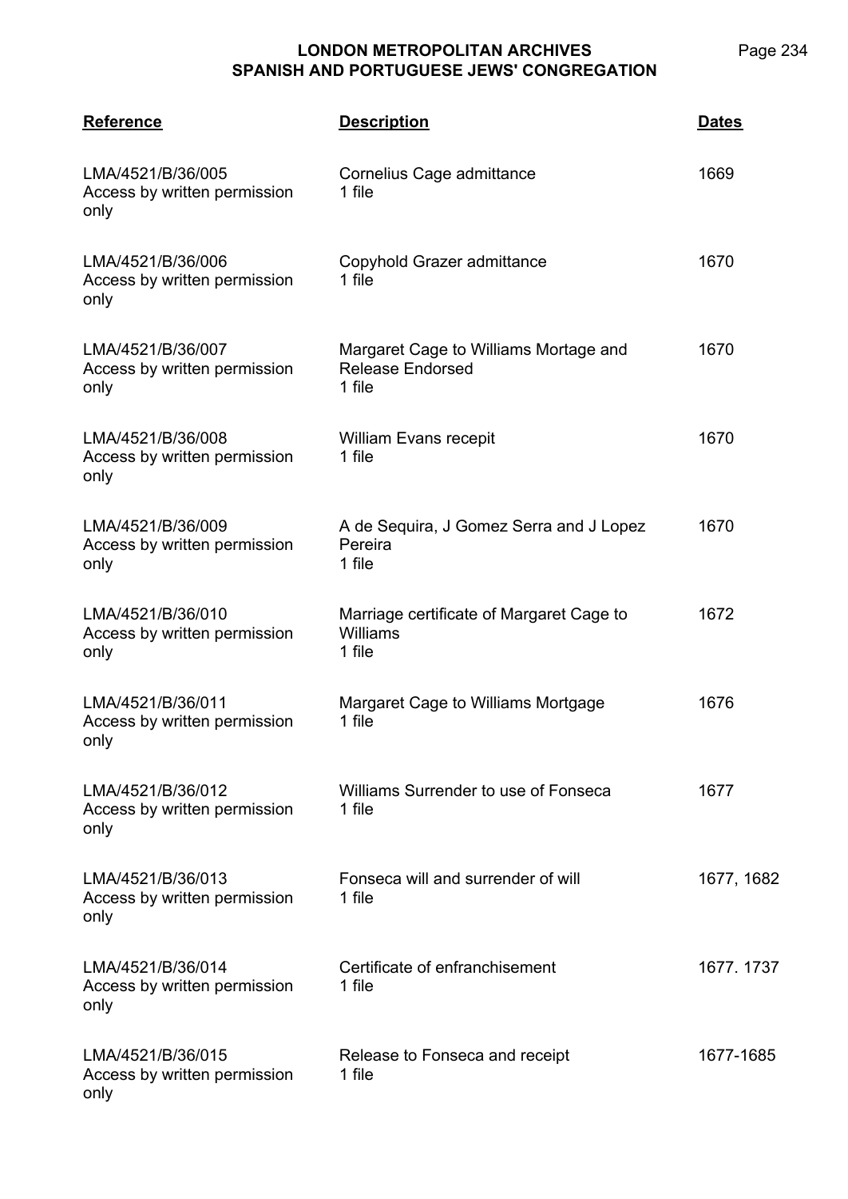| Reference | Description | Dates |
|---|---|---|
| LMA/4521/B/36/005<br>Access by written permission only | Cornelius Cage admittance<br>1 file | 1669 |
| LMA/4521/B/36/006<br>Access by written permission only | Copyhold Grazer admittance<br>1 file | 1670 |
| LMA/4521/B/36/007<br>Access by written permission only | Margaret Cage to Williams Mortage and Release Endorsed<br>1 file | 1670 |
| LMA/4521/B/36/008<br>Access by written permission only | William Evans recepit<br>1 file | 1670 |
| LMA/4521/B/36/009<br>Access by written permission only | A de Sequira, J Gomez Serra and J Lopez Pereira<br>1 file | 1670 |
| LMA/4521/B/36/010<br>Access by written permission only | Marriage certificate of Margaret Cage to Williams<br>1 file | 1672 |
| LMA/4521/B/36/011<br>Access by written permission only | Margaret Cage to Williams Mortgage<br>1 file | 1676 |
| LMA/4521/B/36/012<br>Access by written permission only | Williams Surrender to use of Fonseca<br>1 file | 1677 |
| LMA/4521/B/36/013<br>Access by written permission only | Fonseca will and surrender of will<br>1 file | 1677, 1682 |
| LMA/4521/B/36/014<br>Access by written permission only | Certificate of enfranchisement<br>1 file | 1677. 1737 |
| LMA/4521/B/36/015<br>Access by written permission only | Release to Fonseca and receipt<br>1 file | 1677-1685 |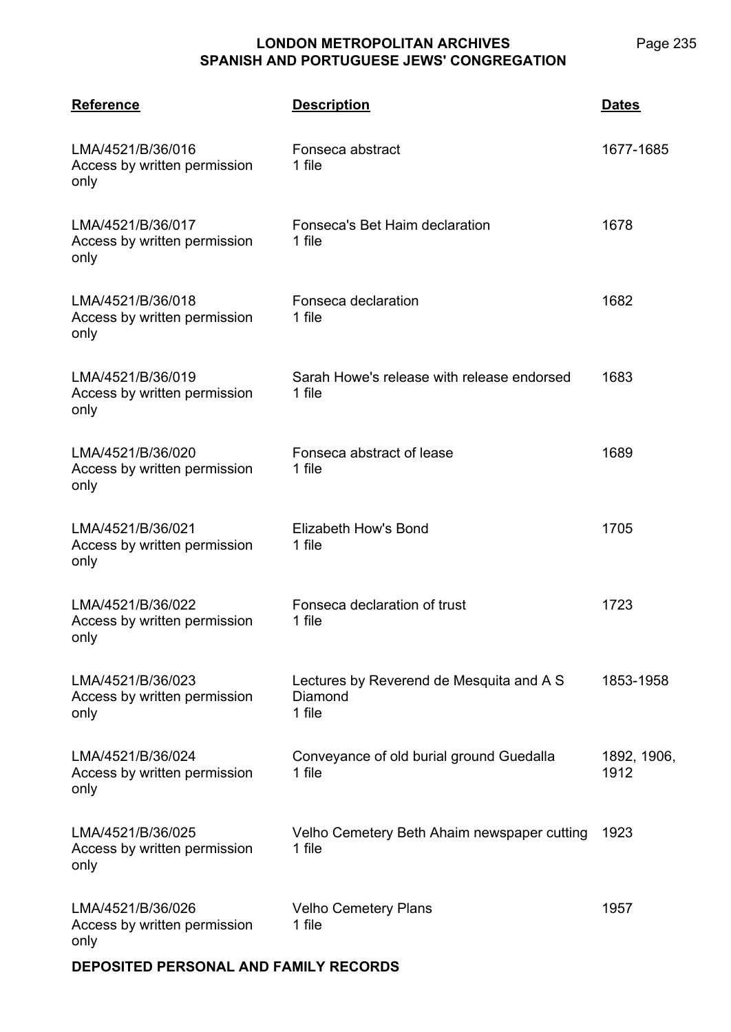| Reference | Description | Dates |
|---|---|---|
| LMA/4521/B/36/016<br>Access by written permission only | Fonseca abstract<br>1 file | 1677-1685 |
| LMA/4521/B/36/017<br>Access by written permission only | Fonseca's Bet Haim declaration<br>1 file | 1678 |
| LMA/4521/B/36/018<br>Access by written permission only | Fonseca declaration<br>1 file | 1682 |
| LMA/4521/B/36/019<br>Access by written permission only | Sarah Howe's release with release endorsed<br>1 file | 1683 |
| LMA/4521/B/36/020<br>Access by written permission only | Fonseca abstract of lease<br>1 file | 1689 |
| LMA/4521/B/36/021<br>Access by written permission only | Elizabeth How's Bond<br>1 file | 1705 |
| LMA/4521/B/36/022<br>Access by written permission only | Fonseca declaration of trust<br>1 file | 1723 |
| LMA/4521/B/36/023<br>Access by written permission only | Lectures by Reverend de Mesquita and A S Diamond<br>1 file | 1853-1958 |
| LMA/4521/B/36/024<br>Access by written permission only | Conveyance of old burial ground Guedalla<br>1 file | 1892, 1906, 1912 |
| LMA/4521/B/36/025<br>Access by written permission only | Velho Cemetery Beth Ahaim newspaper cutting<br>1 file | 1923 |
| LMA/4521/B/36/026<br>Access by written permission only | Velho Cemetery Plans<br>1 file | 1957 |

**DEPOSITED PERSONAL AND FAMILY RECORDS**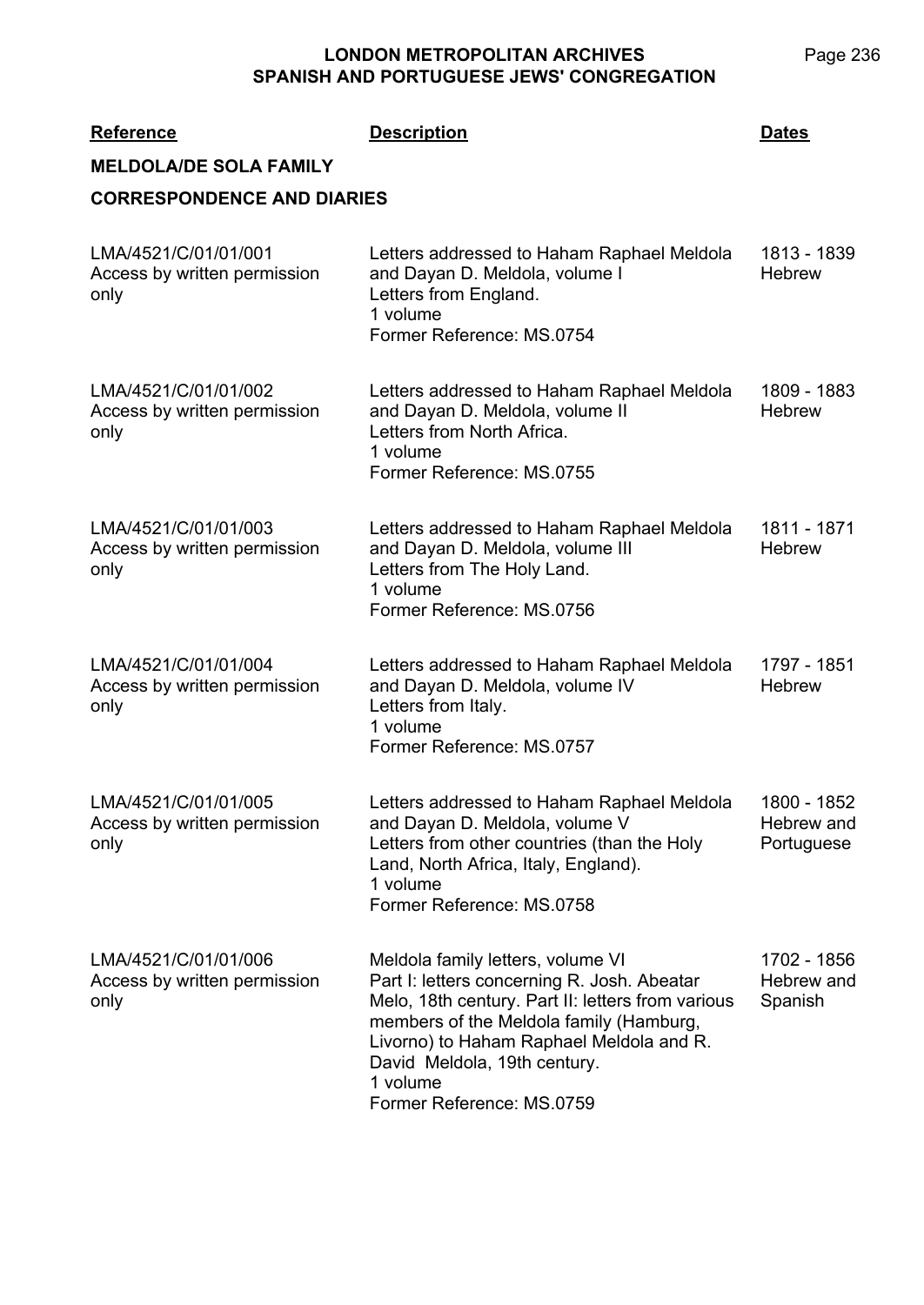| Reference | Description | Dates |
|---|---|---|

## MELDOLA/DE SOLA FAMILY

### CORRESPONDENCE AND DIARIES

| Reference | Description | Dates |
|---|---|---|
| LMA/4521/C/01/01/001<br>Access by written permission only | Letters addressed to Haham Raphael Meldola and Dayan D. Meldola, volume I<br>Letters from England.<br>1 volume<br>Former Reference: MS.0754 | 1813 - 1839<br>Hebrew |
| LMA/4521/C/01/01/002<br>Access by written permission only | Letters addressed to Haham Raphael Meldola and Dayan D. Meldola, volume II<br>Letters from North Africa.<br>1 volume<br>Former Reference: MS.0755 | 1809 - 1883<br>Hebrew |
| LMA/4521/C/01/01/003<br>Access by written permission only | Letters addressed to Haham Raphael Meldola and Dayan D. Meldola, volume III<br>Letters from The Holy Land.<br>1 volume<br>Former Reference: MS.0756 | 1811 - 1871<br>Hebrew |
| LMA/4521/C/01/01/004<br>Access by written permission only | Letters addressed to Haham Raphael Meldola and Dayan D. Meldola, volume IV<br>Letters from Italy.<br>1 volume<br>Former Reference: MS.0757 | 1797 - 1851<br>Hebrew |
| LMA/4521/C/01/01/005<br>Access by written permission only | Letters addressed to Haham Raphael Meldola and Dayan D. Meldola, volume V<br>Letters from other countries (than the Holy Land, North Africa, Italy, England).<br>1 volume<br>Former Reference: MS.0758 | 1800 - 1852<br>Hebrew and Portuguese |
| LMA/4521/C/01/01/006<br>Access by written permission only | Meldola family letters, volume VI<br>Part I: letters concerning R. Josh. Abeatar Melo, 18th century. Part II: letters from various members of the Meldola family (Hamburg, Livorno) to Haham Raphael Meldola and R. David Meldola, 19th century.<br>1 volume<br>Former Reference: MS.0759 | 1702 - 1856<br>Hebrew and Spanish |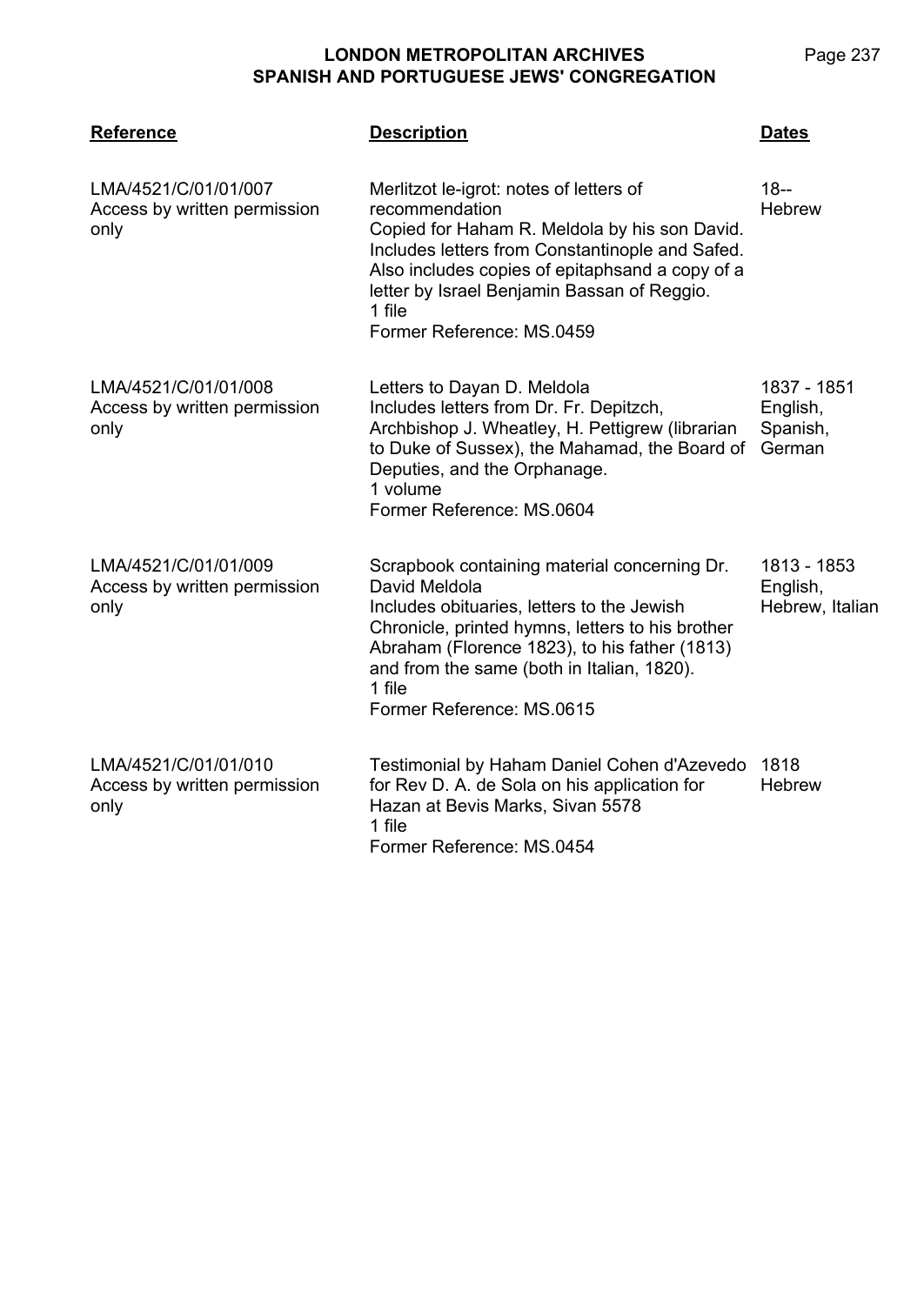| Reference | Description | Dates |
|---|---|---|
| LMA/4521/C/01/01/007<br>Access by written permission only | Merlitzot le-igrot: notes of letters of recommendation<br>Copied for Haham R. Meldola by his son David. Includes letters from Constantinople and Safed. Also includes copies of epitaphsand a copy of a letter by Israel Benjamin Bassan of Reggio.<br>1 file<br>Former Reference: MS.0459 | 18--<br>Hebrew |
| LMA/4521/C/01/01/008<br>Access by written permission only | Letters to Dayan D. Meldola<br>Includes letters from Dr. Fr. Depitzch, Archbishop J. Wheatley, H. Pettigrew (librarian to Duke of Sussex), the Mahamad, the Board of Deputies, and the Orphanage.<br>1 volume<br>Former Reference: MS.0604 | 1837 - 1851<br>English, Spanish, German |
| LMA/4521/C/01/01/009<br>Access by written permission only | Scrapbook containing material concerning Dr. David Meldola<br>Includes obituaries, letters to the Jewish Chronicle, printed hymns, letters to his brother Abraham (Florence 1823), to his father (1813) and from the same (both in Italian, 1820).<br>1 file<br>Former Reference: MS.0615 | 1813 - 1853<br>English, Hebrew, Italian |
| LMA/4521/C/01/01/010<br>Access by written permission only | Testimonial by Haham Daniel Cohen d'Azevedo for Rev D. A. de Sola on his application for Hazan at Bevis Marks, Sivan 5578<br>1 file<br>Former Reference: MS.0454 | 1818<br>Hebrew |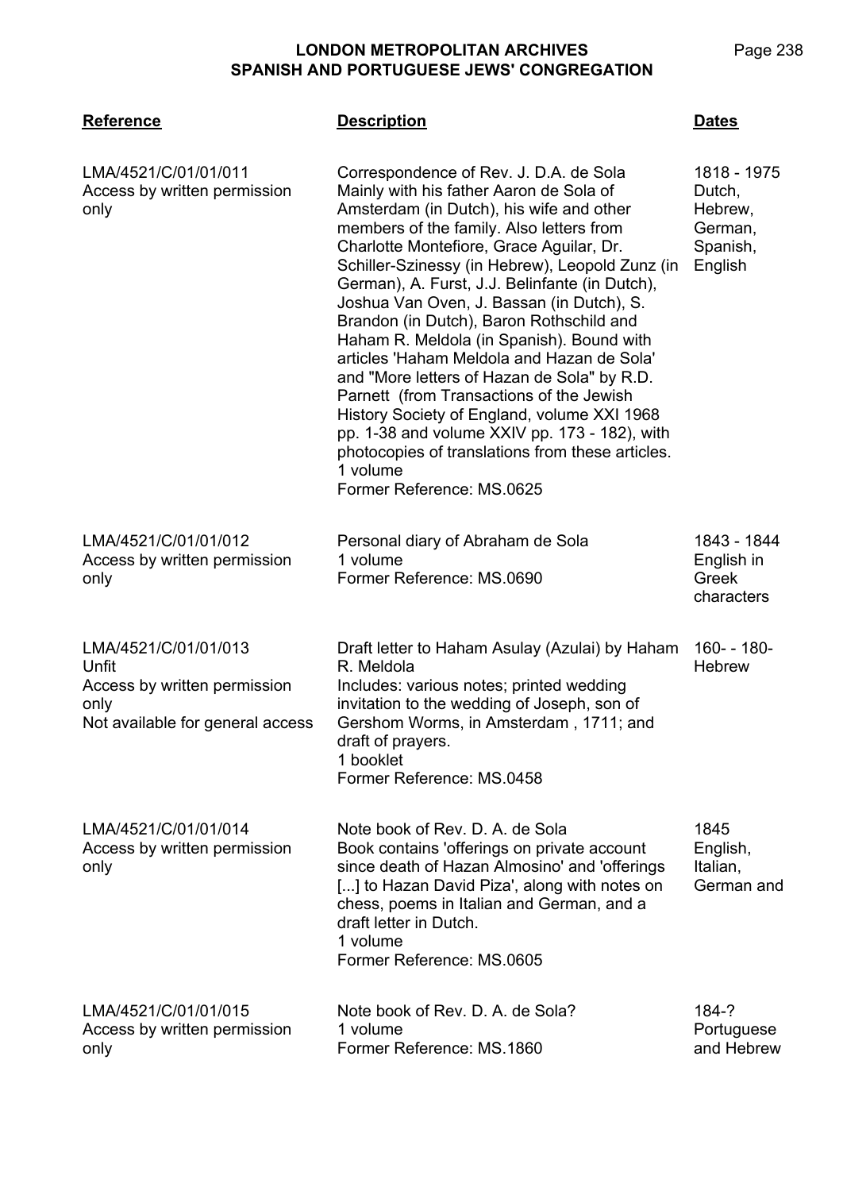| **Reference** | **Description** | **Dates** |
| --- | --- | --- |
| LMA/4521/C/01/01/011<br>Access by written permission only | Correspondence of Rev. J. D.A. de Sola<br>Mainly with his father Aaron de Sola of Amsterdam (in Dutch), his wife and other members of the family. Also letters from Charlotte Montefiore, Grace Aguilar, Dr. Schiller-Szinessy (in Hebrew), Leopold Zunz (in German), A. Furst, J.J. Belinfante (in Dutch), Joshua Van Oven, J. Bassan (in Dutch), S. Brandon (in Dutch), Baron Rothschild and Haham R. Meldola (in Spanish). Bound with articles 'Haham Meldola and Hazan de Sola' and "More letters of Hazan de Sola" by R.D. Parnett (from Transactions of the Jewish History Society of England, volume XXI 1968 pp. 1-38 and volume XXIV pp. 173 - 182), with photocopies of translations from these articles.<br>1 volume<br>Former Reference: MS.0625 | 1818 - 1975<br>Dutch, Hebrew, German, Spanish, English |
| LMA/4521/C/01/01/012<br>Access by written permission only | Personal diary of Abraham de Sola<br>1 volume<br>Former Reference: MS.0690 | 1843 - 1844<br>English in Greek characters |
| LMA/4521/C/01/01/013<br>Unfit<br>Access by written permission only<br>Not available for general access | Draft letter to Haham Asulay (Azulai) by Haham R. Meldola<br>Includes: various notes; printed wedding invitation to the wedding of Joseph, son of Gershom Worms, in Amsterdam , 1711; and draft of prayers.<br>1 booklet<br>Former Reference: MS.0458 | 160- - 180-<br>Hebrew |
| LMA/4521/C/01/01/014<br>Access by written permission only | Note book of Rev. D. A. de Sola<br>Book contains 'offerings on private account since death of Hazan Almosino' and 'offerings [...] to Hazan David Piza', along with notes on chess, poems in Italian and German, and a draft letter in Dutch.<br>1 volume<br>Former Reference: MS.0605 | 1845<br>English, Italian, German and |
| LMA/4521/C/01/01/015<br>Access by written permission only | Note book of Rev. D. A. de Sola?<br>1 volume<br>Former Reference: MS.1860 | 184-?<br>Portuguese and Hebrew |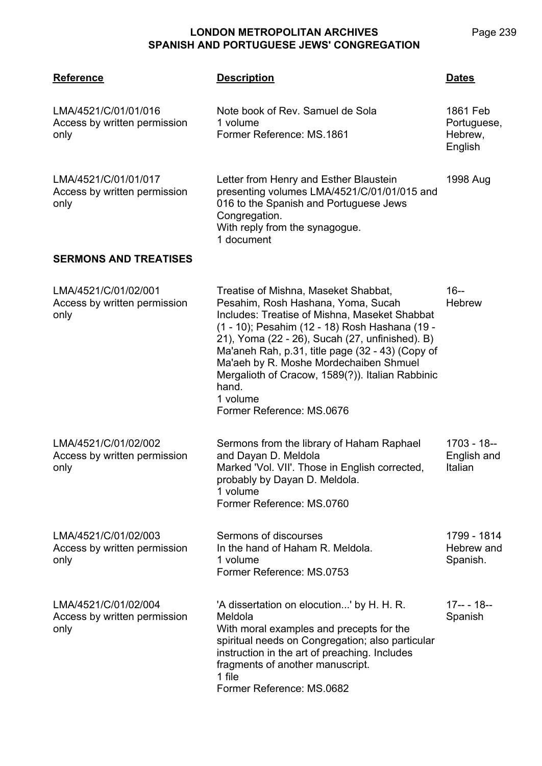| Reference | Description | Dates |
|---|---|---|
| LMA/4521/C/01/01/016<br>Access by written permission only | Note book of Rev. Samuel de Sola<br>1 volume<br>Former Reference: MS.1861 | 1861 Feb<br>Portuguese, Hebrew, English |
| LMA/4521/C/01/01/017<br>Access by written permission only | Letter from Henry and Esther Blaustein presenting volumes LMA/4521/C/01/01/015 and 016 to the Spanish and Portuguese Jews Congregation.<br>With reply from the synagogue.<br>1 document | 1998 Aug |

**SERMONS AND TREATISES**

| Reference | Description | Dates |
|---|---|---|
| LMA/4521/C/01/02/001<br>Access by written permission only | Treatise of Mishna, Maseket Shabbat, Pesahim, Rosh Hashana, Yoma, Sucah<br>Includes: Treatise of Mishna, Maseket Shabbat (1 - 10); Pesahim (12 - 18) Rosh Hashana (19 - 21), Yoma (22 - 26), Sucah (27, unfinished). B) Ma'aneh Rah, p.31, title page (32 - 43) (Copy of Ma'aeh by R. Moshe Mordechaiben Shmuel Mergalioth of Cracow, 1589(?)). Italian Rabbinic hand.<br>1 volume<br>Former Reference: MS.0676 | 16--<br>Hebrew |
| LMA/4521/C/01/02/002<br>Access by written permission only | Sermons from the library of Haham Raphael and Dayan D. Meldola<br>Marked 'Vol. VII'. Those in English corrected, probably by Dayan D. Meldola.<br>1 volume<br>Former Reference: MS.0760 | 1703 - 18--<br>English and Italian |
| LMA/4521/C/01/02/003<br>Access by written permission only | Sermons of discourses<br>In the hand of Haham R. Meldola.<br>1 volume<br>Former Reference: MS.0753 | 1799 - 1814<br>Hebrew and Spanish. |
| LMA/4521/C/01/02/004<br>Access by written permission only | 'A dissertation on elocution...' by H. H. R. Meldola<br>With moral examples and precepts for the spiritual needs on Congregation; also particular instruction in the art of preaching. Includes fragments of another manuscript.<br>1 file<br>Former Reference: MS.0682 | 17-- - 18--<br>Spanish |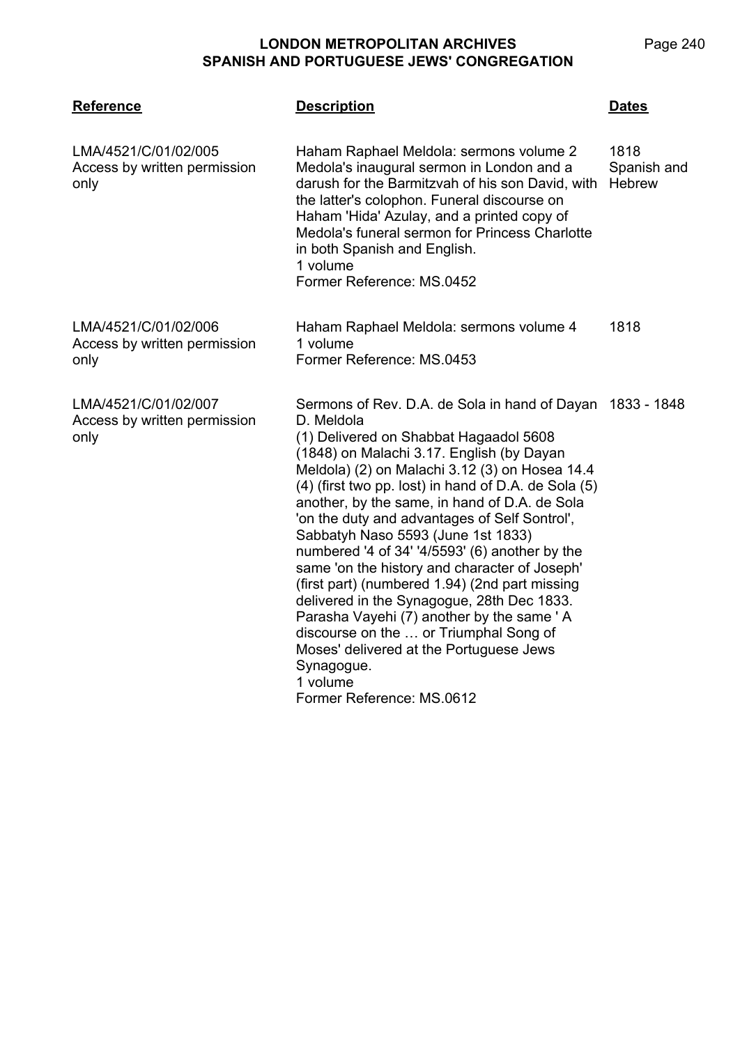| Reference | Description | Dates |
|---|---|---|
| LMA/4521/C/01/02/005<br>Access by written permission only | Haham Raphael Meldola: sermons volume 2<br>Medola's inaugural sermon in London and a darush for the Barmitzvah of his son David, with the latter's colophon. Funeral discourse on Haham 'Hida' Azulay, and a printed copy of Medola's funeral sermon for Princess Charlotte in both Spanish and English.<br>1 volume<br>Former Reference: MS.0452 | 1818<br>Spanish and Hebrew |
| LMA/4521/C/01/02/006<br>Access by written permission only | Haham Raphael Meldola: sermons volume 4<br>1 volume<br>Former Reference: MS.0453 | 1818 |
| LMA/4521/C/01/02/007<br>Access by written permission only | Sermons of Rev. D.A. de Sola in hand of Dayan D. Meldola<br>(1) Delivered on Shabbat Hagaadol 5608 (1848) on Malachi 3.17. English (by Dayan Meldola) (2) on Malachi 3.12 (3) on Hosea 14.4 (4) (first two pp. lost) in hand of D.A. de Sola (5) another, by the same, in hand of D.A. de Sola 'on the duty and advantages of Self Sontrol', Sabbatyh Naso 5593 (June 1st 1833) numbered '4 of 34' '4/5593' (6) another by the same 'on the history and character of Joseph' (first part) (numbered 1.94) (2nd part missing delivered in the Synagogue, 28th Dec 1833. Parasha Vayehi (7) another by the same ' A discourse on the … or Triumphal Song of Moses' delivered at the Portuguese Jews Synagogue.<br>1 volume<br>Former Reference: MS.0612 | 1833 - 1848 |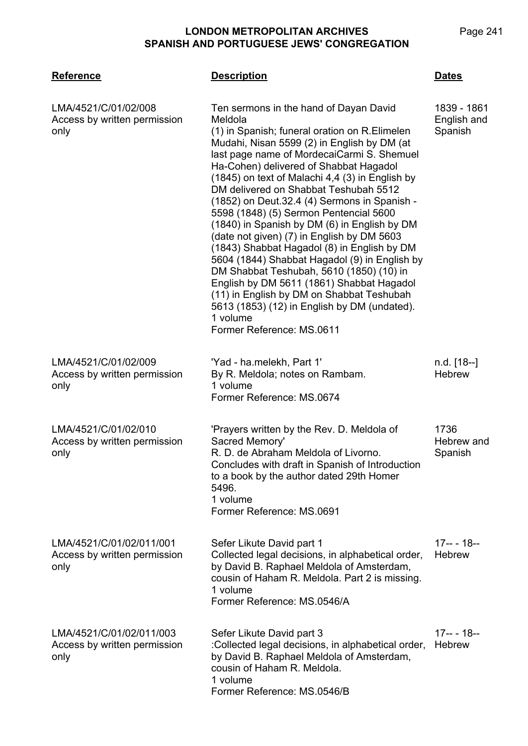| Reference | Description | Dates |
|---|---|---|
| LMA/4521/C/01/02/008<br>Access by written permission only | Ten sermons in the hand of Dayan David Meldola<br>(1) in Spanish; funeral oration on R.Elimelen Mudahi, Nisan 5599 (2) in English by DM (at last page name of MordecaiCarmi S. Shemuel Ha-Cohen) delivered of Shabbat Hagadol (1845) on text of Malachi 4,4 (3) in English by DM delivered on Shabbat Teshubah 5512 (1852) on Deut.32.4 (4) Sermons in Spanish - 5598 (1848) (5) Sermon Pentencial 5600 (1840) in Spanish by DM (6) in English by DM (date not given) (7) in English by DM 5603 (1843) Shabbat Hagadol (8) in English by DM 5604 (1844) Shabbat Hagadol (9) in English by DM Shabbat Teshubah, 5610 (1850) (10) in English by DM 5611 (1861) Shabbat Hagadol (11) in English by DM on Shabbat Teshubah 5613 (1853) (12) in English by DM (undated).<br>1 volume<br>Former Reference: MS.0611 | 1839 - 1861<br>English and Spanish |
| LMA/4521/C/01/02/009<br>Access by written permission only | 'Yad - ha.melekh, Part 1'<br>By R. Meldola; notes on Rambam.<br>1 volume<br>Former Reference: MS.0674 | n.d. [18--]<br>Hebrew |
| LMA/4521/C/01/02/010<br>Access by written permission only | 'Prayers written by the Rev. D. Meldola of Sacred Memory'<br>R. D. de Abraham Meldola of Livorno. Concludes with draft in Spanish of Introduction to a book by the author dated 29th Homer 5496.<br>1 volume<br>Former Reference: MS.0691 | 1736<br>Hebrew and Spanish |
| LMA/4521/C/01/02/011/001<br>Access by written permission only | Sefer Likute David part 1<br>Collected legal decisions, in alphabetical order, by David B. Raphael Meldola of Amsterdam, cousin of Haham R. Meldola. Part 2 is missing.<br>1 volume<br>Former Reference: MS.0546/A | 17-- - 18--<br>Hebrew |
| LMA/4521/C/01/02/011/003<br>Access by written permission only | Sefer Likute David part 3<br>:Collected legal decisions, in alphabetical order, by David B. Raphael Meldola of Amsterdam, cousin of Haham R. Meldola.<br>1 volume<br>Former Reference: MS.0546/B | 17-- - 18--<br>Hebrew |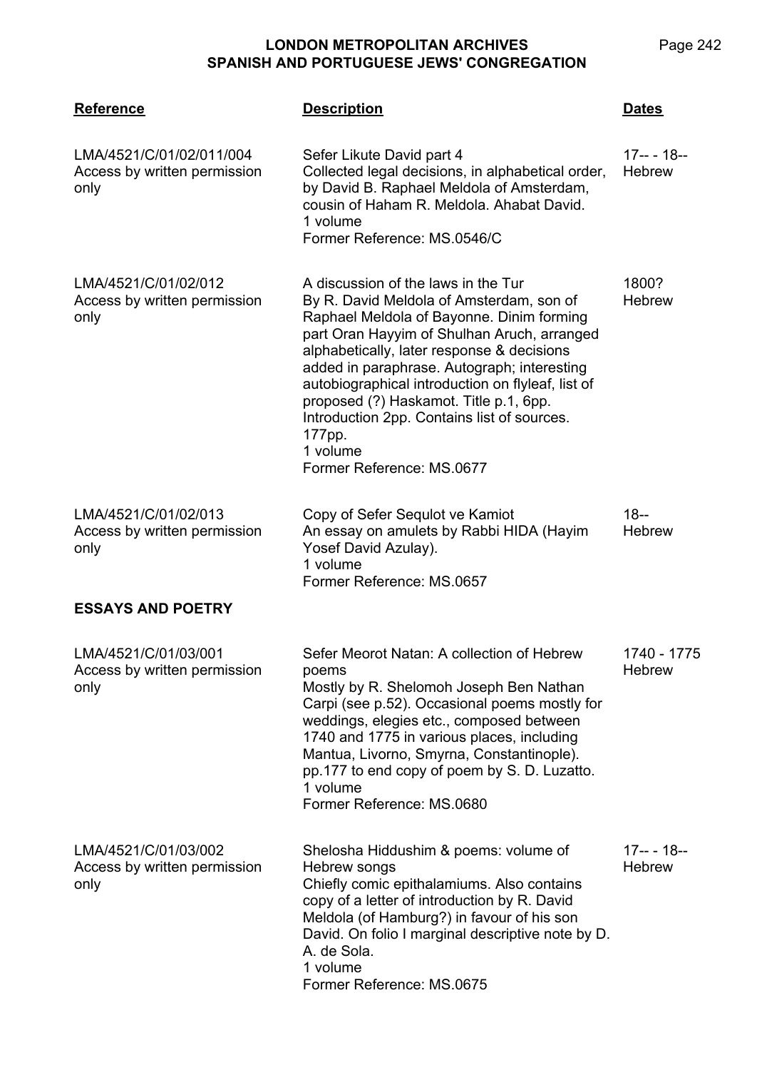| Reference | Description | Dates |
|---|---|---|
| LMA/4521/C/01/02/011/004<br>Access by written permission only | Sefer Likute David part 4<br>Collected legal decisions, in alphabetical order, by David B. Raphael Meldola of Amsterdam, cousin of Haham R. Meldola. Ahabat David.<br>1 volume<br>Former Reference: MS.0546/C | 17-- - 18--<br>Hebrew |
| LMA/4521/C/01/02/012<br>Access by written permission only | A discussion of the laws in the Tur<br>By R. David Meldola of Amsterdam, son of Raphael Meldola of Bayonne. Dinim forming part Oran Hayyim of Shulhan Aruch, arranged alphabetically, later response & decisions added in paraphrase. Autograph; interesting autobiographical introduction on flyleaf, list of proposed (?) Haskamot. Title p.1, 6pp. Introduction 2pp. Contains list of sources. 177pp.<br>1 volume<br>Former Reference: MS.0677 | 1800?<br>Hebrew |
| LMA/4521/C/01/02/013<br>Access by written permission only | Copy of Sefer Sequlot ve Kamiot<br>An essay on amulets by Rabbi HIDA (Hayim Yosef David Azulay).<br>1 volume<br>Former Reference: MS.0657 | 18--<br>Hebrew |

**ESSAYS AND POETRY**

| Reference | Description | Dates |
|---|---|---|
| LMA/4521/C/01/03/001<br>Access by written permission only | Sefer Meorot Natan: A collection of Hebrew poems<br>Mostly by R. Shelomoh Joseph Ben Nathan Carpi (see p.52). Occasional poems mostly for weddings, elegies etc., composed between 1740 and 1775 in various places, including Mantua, Livorno, Smyrna, Constantinople). pp.177 to end copy of poem by S. D. Luzatto.<br>1 volume<br>Former Reference: MS.0680 | 1740 - 1775<br>Hebrew |
| LMA/4521/C/01/03/002<br>Access by written permission only | Shelosha Hiddushim & poems: volume of Hebrew songs<br>Chiefly comic epithalamiums. Also contains copy of a letter of introduction by R. David Meldola (of Hamburg?) in favour of his son David. On folio I marginal descriptive note by D. A. de Sola.<br>1 volume<br>Former Reference: MS.0675 | 17-- - 18--<br>Hebrew |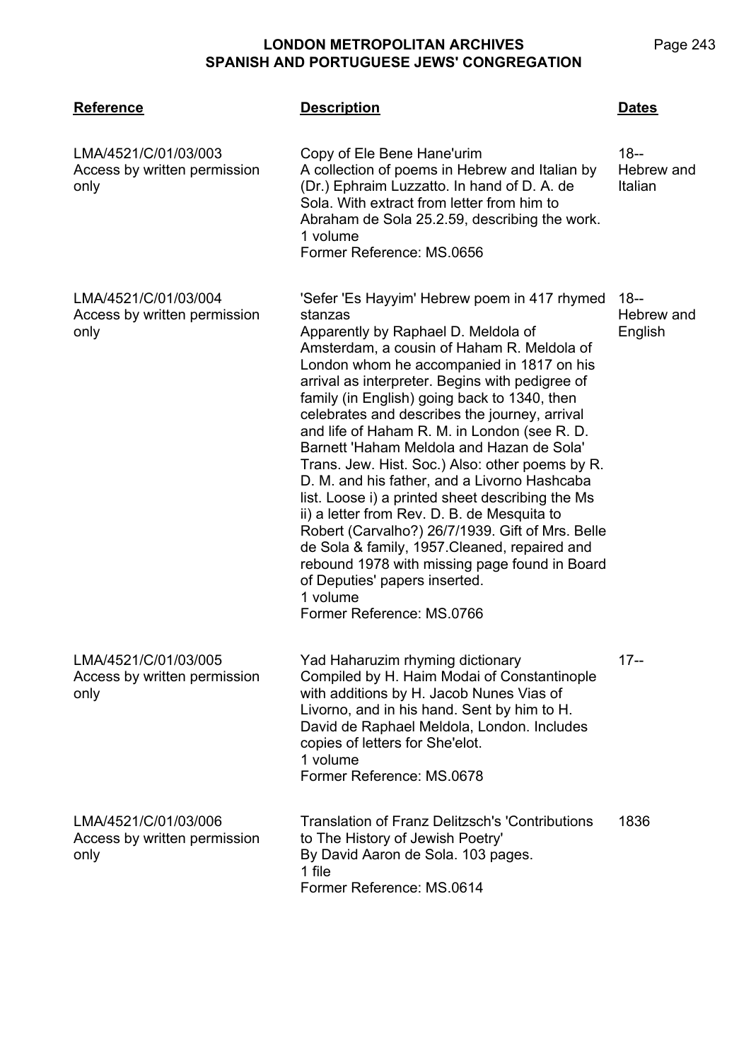| Reference | Description | Dates |
|---|---|---|
| LMA/4521/C/01/03/003<br>Access by written permission only | Copy of Ele Bene Hane'urim<br>A collection of poems in Hebrew and Italian by (Dr.) Ephraim Luzzatto. In hand of D. A. de Sola. With extract from letter from him to Abraham de Sola 25.2.59, describing the work.<br>1 volume<br>Former Reference: MS.0656 | 18--<br>Hebrew and Italian |
| LMA/4521/C/01/03/004<br>Access by written permission only | 'Sefer 'Es Hayyim' Hebrew poem in 417 rhymed stanzas<br>Apparently by Raphael D. Meldola of Amsterdam, a cousin of Haham R. Meldola of London whom he accompanied in 1817 on his arrival as interpreter. Begins with pedigree of family (in English) going back to 1340, then celebrates and describes the journey, arrival and life of Haham R. M. in London (see R. D. Barnett 'Haham Meldola and Hazan de Sola' Trans. Jew. Hist. Soc.) Also: other poems by R. D. M. and his father, and a Livorno Hashcaba list. Loose i) a printed sheet describing the Ms ii) a letter from Rev. D. B. de Mesquita to Robert (Carvalho?) 26/7/1939. Gift of Mrs. Belle de Sola & family, 1957.Cleaned, repaired and rebound 1978 with missing page found in Board of Deputies' papers inserted.<br>1 volume<br>Former Reference: MS.0766 | 18--<br>Hebrew and English |
| LMA/4521/C/01/03/005<br>Access by written permission only | Yad Haharuzim rhyming dictionary<br>Compiled by H. Haim Modai of Constantinople with additions by H. Jacob Nunes Vias of Livorno, and in his hand. Sent by him to H. David de Raphael Meldola, London. Includes copies of letters for She'elot.<br>1 volume<br>Former Reference: MS.0678 | 17-- |
| LMA/4521/C/01/03/006<br>Access by written permission only | Translation of Franz Delitzsch's 'Contributions to The History of Jewish Poetry'<br>By David Aaron de Sola. 103 pages.<br>1 file<br>Former Reference: MS.0614 | 1836 |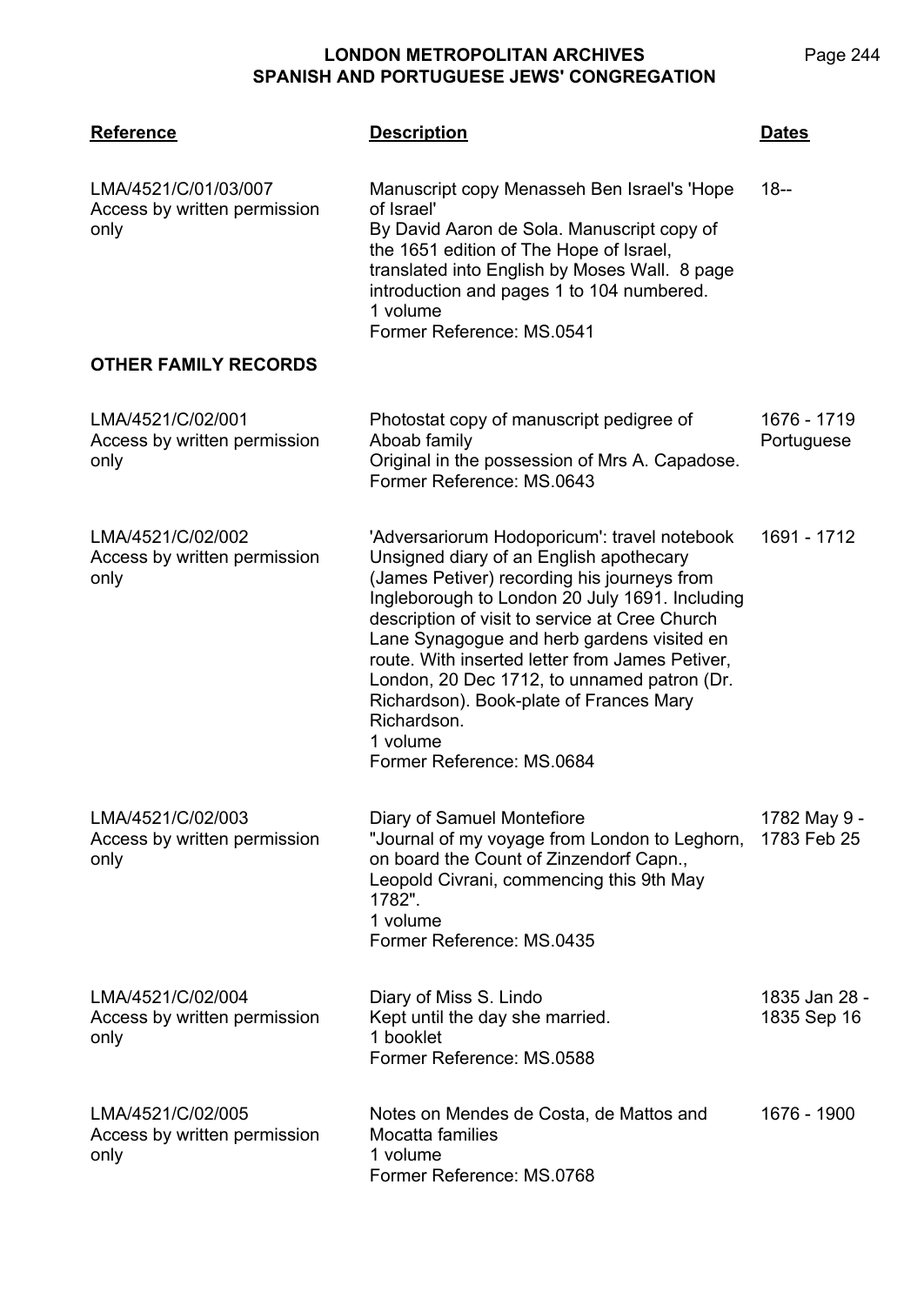| Reference | Description | Dates |
|---|---|---|
| LMA/4521/C/01/03/007<br>Access by written permission only | Manuscript copy Menasseh Ben Israel's 'Hope of Israel'<br>By David Aaron de Sola. Manuscript copy of the 1651 edition of The Hope of Israel, translated into English by Moses Wall. 8 page introduction and pages 1 to 104 numbered.<br>1 volume<br>Former Reference: MS.0541 | 18-- |

**OTHER FAMILY RECORDS**

| Reference | Description | Dates |
|---|---|---|
| LMA/4521/C/02/001<br>Access by written permission only | Photostat copy of manuscript pedigree of Aboab family<br>Original in the possession of Mrs A. Capadose.<br>Former Reference: MS.0643 | 1676 - 1719<br>Portuguese |
| LMA/4521/C/02/002<br>Access by written permission only | 'Adversariorum Hodoporicum': travel notebook<br>Unsigned diary of an English apothecary (James Petiver) recording his journeys from Ingleborough to London 20 July 1691. Including description of visit to service at Cree Church Lane Synagogue and herb gardens visited en route. With inserted letter from James Petiver, London, 20 Dec 1712, to unnamed patron (Dr. Richardson). Book-plate of Frances Mary Richardson.<br>1 volume<br>Former Reference: MS.0684 | 1691 - 1712 |
| LMA/4521/C/02/003<br>Access by written permission only | Diary of Samuel Montefiore<br>"Journal of my voyage from London to Leghorn, on board the Count of Zinzendorf Capn., Leopold Civrani, commencing this 9th May 1782".<br>1 volume<br>Former Reference: MS.0435 | 1782 May 9 - 1783 Feb 25 |
| LMA/4521/C/02/004<br>Access by written permission only | Diary of Miss S. Lindo<br>Kept until the day she married.<br>1 booklet<br>Former Reference: MS.0588 | 1835 Jan 28 - 1835 Sep 16 |
| LMA/4521/C/02/005<br>Access by written permission only | Notes on Mendes de Costa, de Mattos and Mocatta families<br>1 volume<br>Former Reference: MS.0768 | 1676 - 1900 |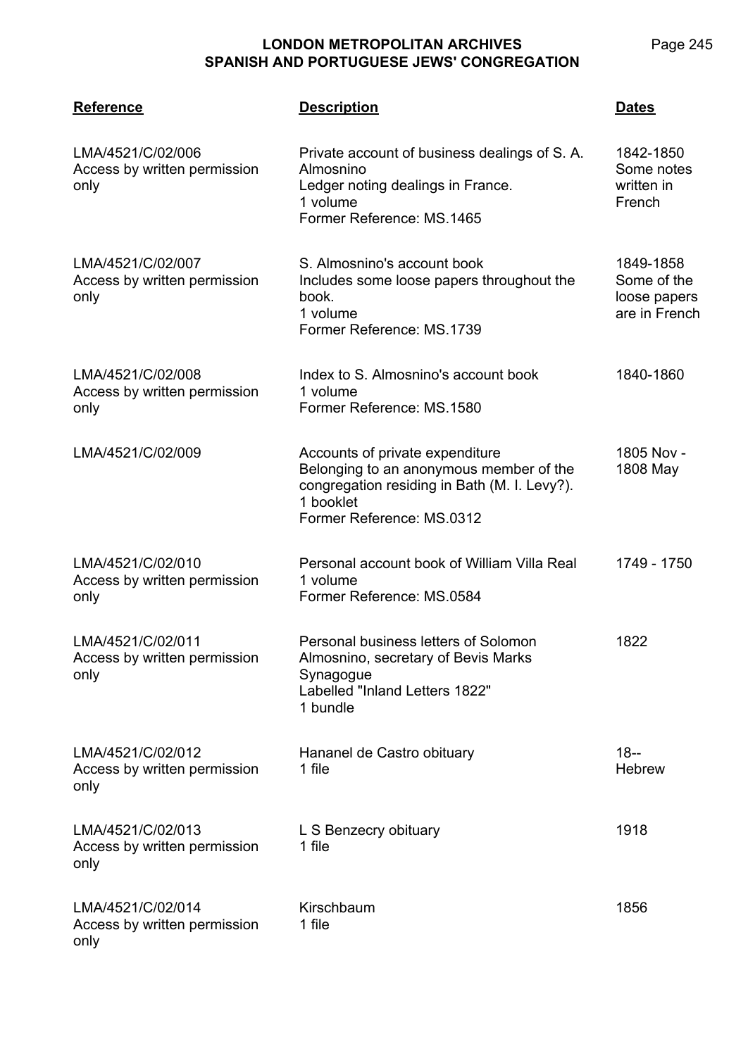| Reference | Description | Dates |
|---|---|---|
| LMA/4521/C/02/006<br>Access by written permission only | Private account of business dealings of S. A. Almosnino<br>Ledger noting dealings in France.<br>1 volume<br>Former Reference: MS.1465 | 1842-1850<br>Some notes written in French |
| LMA/4521/C/02/007<br>Access by written permission only | S. Almosnino's account book<br>Includes some loose papers throughout the book.<br>1 volume<br>Former Reference: MS.1739 | 1849-1858<br>Some of the loose papers are in French |
| LMA/4521/C/02/008<br>Access by written permission only | Index to S. Almosnino's account book<br>1 volume<br>Former Reference: MS.1580 | 1840-1860 |
| LMA/4521/C/02/009 | Accounts of private expenditure<br>Belonging to an anonymous member of the congregation residing in Bath (M. I. Levy?).<br>1 booklet<br>Former Reference: MS.0312 | 1805 Nov - 1808 May |
| LMA/4521/C/02/010<br>Access by written permission only | Personal account book of William Villa Real<br>1 volume<br>Former Reference: MS.0584 | 1749 - 1750 |
| LMA/4521/C/02/011<br>Access by written permission only | Personal business letters of Solomon Almosnino, secretary of Bevis Marks Synagogue<br>Labelled "Inland Letters 1822"<br>1 bundle | 1822 |
| LMA/4521/C/02/012<br>Access by written permission only | Hananel de Castro obituary<br>1 file | 18--<br>Hebrew |
| LMA/4521/C/02/013<br>Access by written permission only | L S Benzecry obituary<br>1 file | 1918 |
| LMA/4521/C/02/014<br>Access by written permission only | Kirschbaum<br>1 file | 1856 |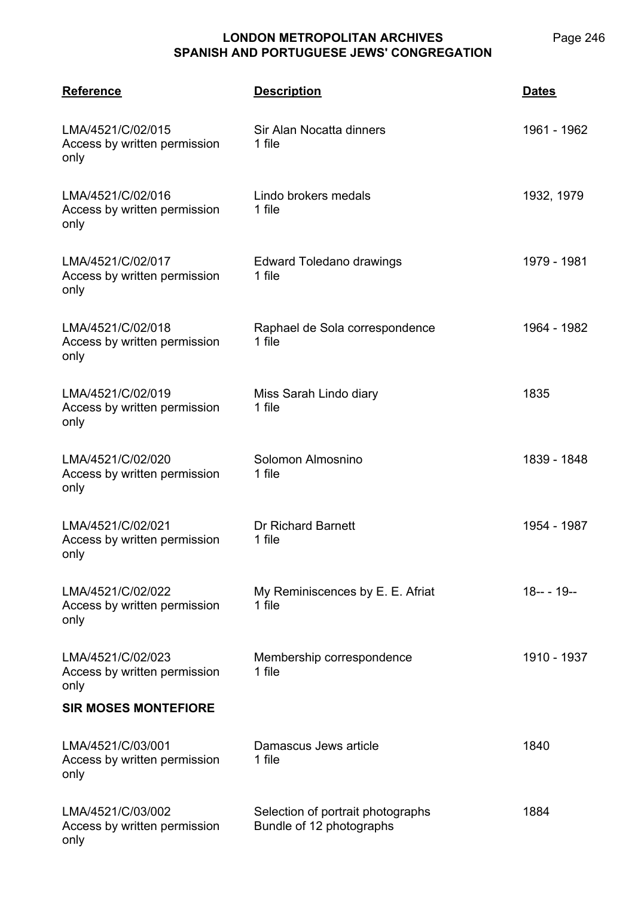| Reference | Description | Dates |
|---|---|---|
| LMA/4521/C/02/015<br>Access by written permission only | Sir Alan Nocatta dinners<br>1 file | 1961 - 1962 |
| LMA/4521/C/02/016<br>Access by written permission only | Lindo brokers medals<br>1 file | 1932, 1979 |
| LMA/4521/C/02/017<br>Access by written permission only | Edward Toledano drawings<br>1 file | 1979 - 1981 |
| LMA/4521/C/02/018<br>Access by written permission only | Raphael de Sola correspondence<br>1 file | 1964 - 1982 |
| LMA/4521/C/02/019<br>Access by written permission only | Miss Sarah Lindo diary<br>1 file | 1835 |
| LMA/4521/C/02/020<br>Access by written permission only | Solomon Almosnino<br>1 file | 1839 - 1848 |
| LMA/4521/C/02/021<br>Access by written permission only | Dr Richard Barnett<br>1 file | 1954 - 1987 |
| LMA/4521/C/02/022<br>Access by written permission only | My Reminiscences by E. E. Afriat<br>1 file | 18-- - 19-- |
| LMA/4521/C/02/023<br>Access by written permission only | Membership correspondence<br>1 file | 1910 - 1937 |

**SIR MOSES MONTEFIORE**

| Reference | Description | Dates |
|---|---|---|
| LMA/4521/C/03/001<br>Access by written permission only | Damascus Jews article<br>1 file | 1840 |
| LMA/4521/C/03/002<br>Access by written permission only | Selection of portrait photographs<br>Bundle of 12 photographs | 1884 |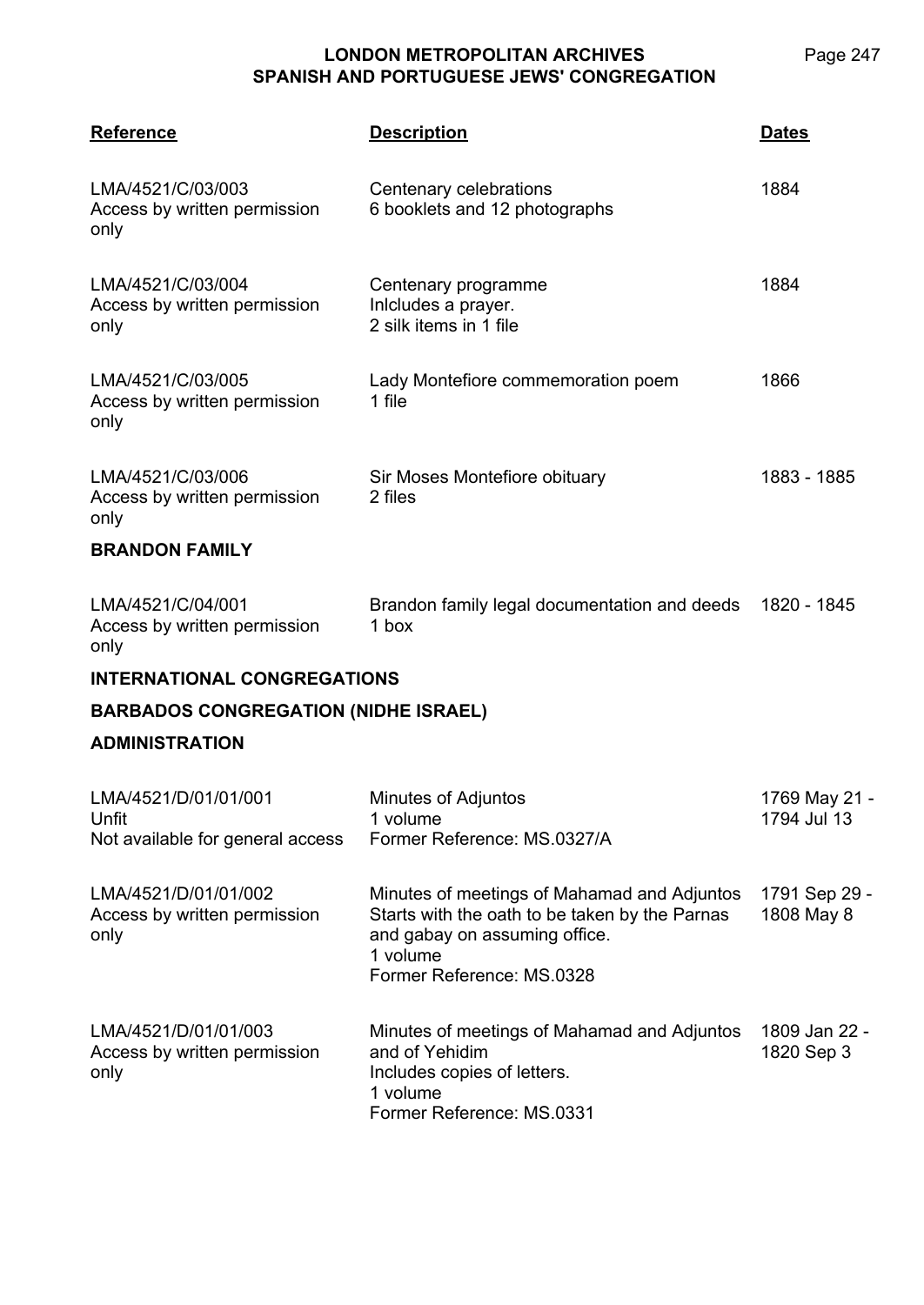| Reference | Description | Dates |
|---|---|---|
| LMA/4521/C/03/003<br>Access by written permission only | Centenary celebrations<br>6 booklets and 12 photographs | 1884 |
| LMA/4521/C/03/004<br>Access by written permission only | Centenary programme<br>Inlcludes a prayer.<br>2 silk items in 1 file | 1884 |
| LMA/4521/C/03/005<br>Access by written permission only | Lady Montefiore commemoration poem<br>1 file | 1866 |
| LMA/4521/C/03/006<br>Access by written permission only | Sir Moses Montefiore obituary<br>2 files | 1883 - 1885 |

**BRANDON FAMILY**

| Reference | Description | Dates |
|---|---|---|
| LMA/4521/C/04/001<br>Access by written permission only | Brandon family legal documentation and deeds<br>1 box | 1820 - 1845 |

**INTERNATIONAL CONGREGATIONS**

**BARBADOS CONGREGATION (NIDHE ISRAEL)**

**ADMINISTRATION**

| Reference | Description | Dates |
|---|---|---|
| LMA/4521/D/01/01/001<br>Unfit<br>Not available for general access | Minutes of Adjuntos<br>1 volume<br>Former Reference: MS.0327/A | 1769 May 21 - 1794 Jul 13 |
| LMA/4521/D/01/01/002<br>Access by written permission only | Minutes of meetings of Mahamad and Adjuntos<br>Starts with the oath to be taken by the Parnas and gabay on assuming office.<br>1 volume<br>Former Reference: MS.0328 | 1791 Sep 29 - 1808 May 8 |
| LMA/4521/D/01/01/003<br>Access by written permission only | Minutes of meetings of Mahamad and Adjuntos and of Yehidim<br>Includes copies of letters.<br>1 volume<br>Former Reference: MS.0331 | 1809 Jan 22 - 1820 Sep 3 |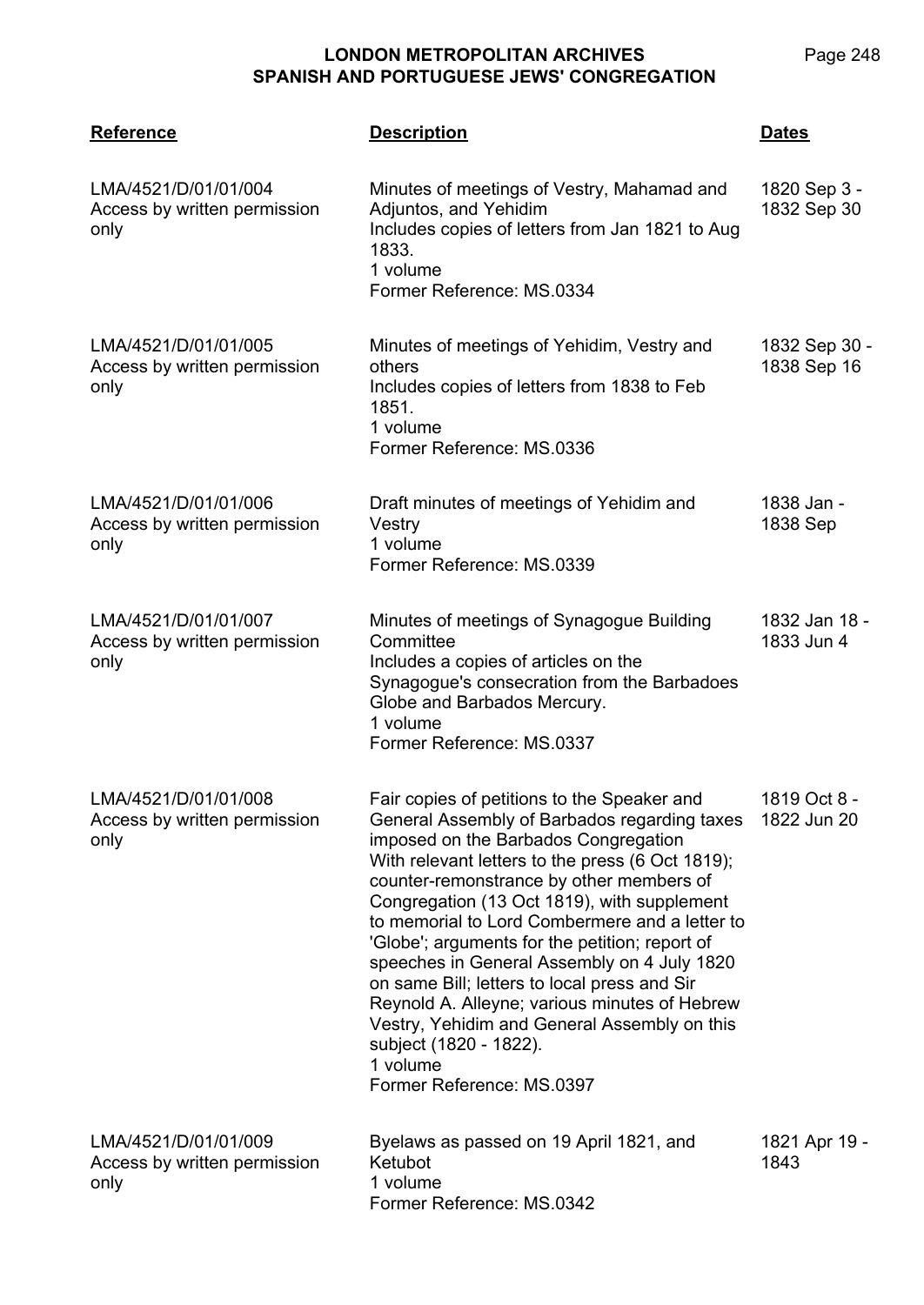| Reference | Description | Dates |
|---|---|---|
| LMA/4521/D/01/01/004<br>Access by written permission only | Minutes of meetings of Vestry, Mahamad and Adjuntos, and Yehidim<br>Includes copies of letters from Jan 1821 to Aug 1833.<br>1 volume<br>Former Reference: MS.0334 | 1820 Sep 3 - 1832 Sep 30 |
| LMA/4521/D/01/01/005<br>Access by written permission only | Minutes of meetings of Yehidim, Vestry and others<br>Includes copies of letters from 1838 to Feb 1851.<br>1 volume<br>Former Reference: MS.0336 | 1832 Sep 30 - 1838 Sep 16 |
| LMA/4521/D/01/01/006<br>Access by written permission only | Draft minutes of meetings of Yehidim and Vestry<br>1 volume<br>Former Reference: MS.0339 | 1838 Jan - 1838 Sep |
| LMA/4521/D/01/01/007<br>Access by written permission only | Minutes of meetings of Synagogue Building Committee<br>Includes a copies of articles on the Synagogue's consecration from the Barbadoes Globe and Barbados Mercury.<br>1 volume<br>Former Reference: MS.0337 | 1832 Jan 18 - 1833 Jun 4 |
| LMA/4521/D/01/01/008<br>Access by written permission only | Fair copies of petitions to the Speaker and General Assembly of Barbados regarding taxes imposed on the Barbados Congregation<br>With relevant letters to the press (6 Oct 1819); counter-remonstrance by other members of Congregation (13 Oct 1819), with supplement to memorial to Lord Combermere and a letter to 'Globe'; arguments for the petition; report of speeches in General Assembly on 4 July 1820 on same Bill; letters to local press and Sir Reynold A. Alleyne; various minutes of Hebrew Vestry, Yehidim and General Assembly on this subject (1820 - 1822).<br>1 volume<br>Former Reference: MS.0397 | 1819 Oct 8 - 1822 Jun 20 |
| LMA/4521/D/01/01/009<br>Access by written permission only | Byelaws as passed on 19 April 1821, and Ketubot<br>1 volume<br>Former Reference: MS.0342 | 1821 Apr 19 - 1843 |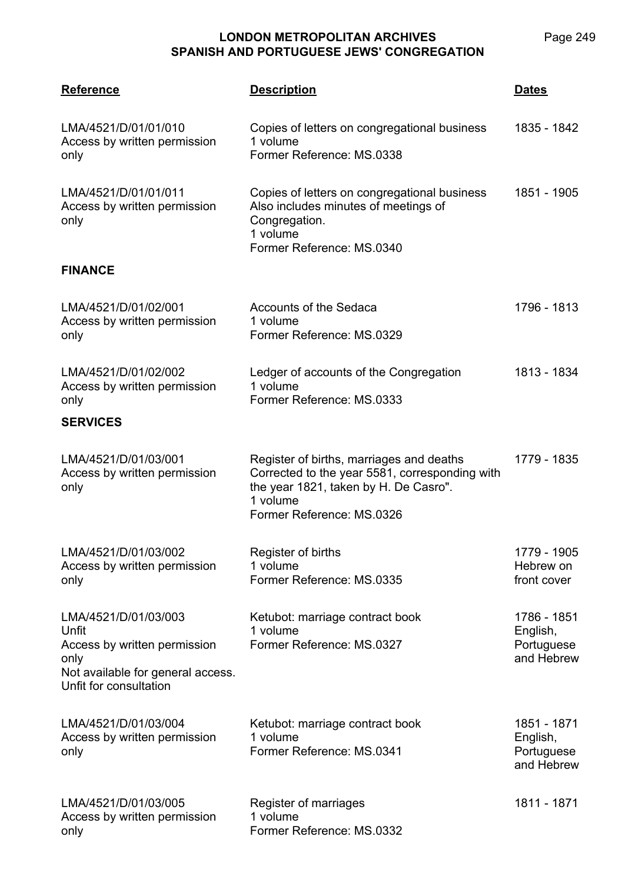| Reference | Description | Dates |
|---|---|---|
| LMA/4521/D/01/01/010<br>Access by written permission only | Copies of letters on congregational business<br>1 volume<br>Former Reference: MS.0338 | 1835 - 1842 |
| LMA/4521/D/01/01/011<br>Access by written permission only | Copies of letters on congregational business<br>Also includes minutes of meetings of Congregation.<br>1 volume<br>Former Reference: MS.0340 | 1851 - 1905 |
| **FINANCE** | | |
| LMA/4521/D/01/02/001<br>Access by written permission only | Accounts of the Sedaca<br>1 volume<br>Former Reference: MS.0329 | 1796 - 1813 |
| LMA/4521/D/01/02/002<br>Access by written permission only | Ledger of accounts of the Congregation<br>1 volume<br>Former Reference: MS.0333 | 1813 - 1834 |
| **SERVICES** | | |
| LMA/4521/D/01/03/001<br>Access by written permission only | Register of births, marriages and deaths<br>Corrected to the year 5581, corresponding with the year 1821, taken by H. De Casro".<br>1 volume<br>Former Reference: MS.0326 | 1779 - 1835 |
| LMA/4521/D/01/03/002<br>Access by written permission only | Register of births<br>1 volume<br>Former Reference: MS.0335 | 1779 - 1905<br>Hebrew on front cover |
| LMA/4521/D/01/03/003<br>Unfit<br>Access by written permission only<br>Not available for general access. Unfit for consultation | Ketubot: marriage contract book<br>1 volume<br>Former Reference: MS.0327 | 1786 - 1851<br>English, Portuguese and Hebrew |
| LMA/4521/D/01/03/004<br>Access by written permission only | Ketubot: marriage contract book<br>1 volume<br>Former Reference: MS.0341 | 1851 - 1871<br>English, Portuguese and Hebrew |
| LMA/4521/D/01/03/005<br>Access by written permission only | Register of marriages<br>1 volume<br>Former Reference: MS.0332 | 1811 - 1871 |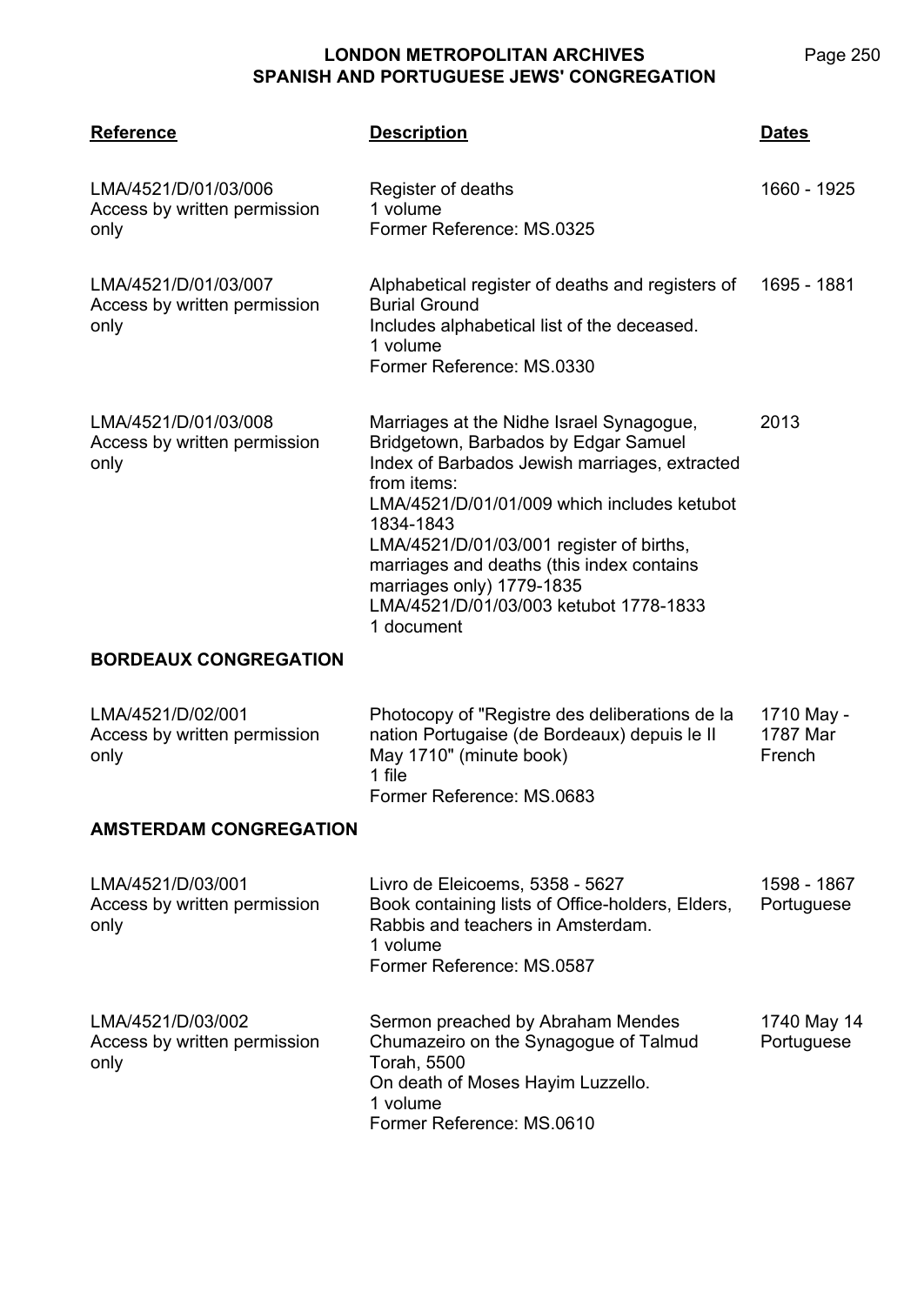| Reference | Description | Dates |
|---|---|---|
| LMA/4521/D/01/03/006<br>Access by written permission only | Register of deaths<br>1 volume<br>Former Reference: MS.0325 | 1660 - 1925 |
| LMA/4521/D/01/03/007<br>Access by written permission only | Alphabetical register of deaths and registers of Burial Ground<br>Includes alphabetical list of the deceased.<br>1 volume<br>Former Reference: MS.0330 | 1695 - 1881 |
| LMA/4521/D/01/03/008<br>Access by written permission only | Marriages at the Nidhe Israel Synagogue, Bridgetown, Barbados by Edgar Samuel<br>Index of Barbados Jewish marriages, extracted from items:<br>LMA/4521/D/01/01/009 which includes ketubot 1834-1843<br>LMA/4521/D/01/03/001 register of births, marriages and deaths (this index contains marriages only) 1779-1835<br>LMA/4521/D/01/03/003 ketubot 1778-1833<br>1 document | 2013 |

**BORDEAUX CONGREGATION**

| Reference | Description | Dates |
|---|---|---|
| LMA/4521/D/02/001<br>Access by written permission only | Photocopy of "Registre des deliberations de la nation Portugaise (de Bordeaux) depuis le II May 1710" (minute book)<br>1 file<br>Former Reference: MS.0683 | 1710 May - 1787 Mar<br>French |

**AMSTERDAM CONGREGATION**

| Reference | Description | Dates |
|---|---|---|
| LMA/4521/D/03/001<br>Access by written permission only | Livro de Eleicoems, 5358 - 5627<br>Book containing lists of Office-holders, Elders, Rabbis and teachers in Amsterdam.<br>1 volume<br>Former Reference: MS.0587 | 1598 - 1867<br>Portuguese |
| LMA/4521/D/03/002<br>Access by written permission only | Sermon preached by Abraham Mendes Chumazeiro on the Synagogue of Talmud Torah, 5500<br>On death of Moses Hayim Luzzello.<br>1 volume<br>Former Reference: MS.0610 | 1740 May 14<br>Portuguese |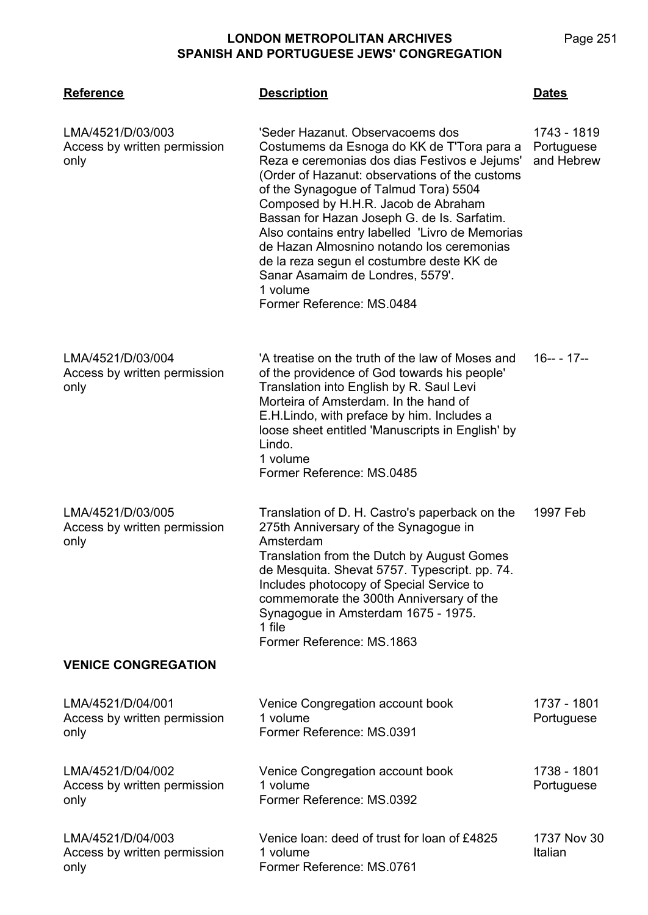| Reference | Description | Dates |
|---|---|---|
| LMA/4521/D/03/003<br>Access by written permission only | 'Seder Hazanut. Observacoems dos Costumems da Esnoga do KK de T'Tora para a Reza e ceremonias dos dias Festivos e Jejums' (Order of Hazanut: observations of the customs of the Synagogue of Talmud Tora) 5504 Composed by H.H.R. Jacob de Abraham Bassan for Hazan Joseph G. de Is. Sarfatim. Also contains entry labelled 'Livro de Memorias de Hazan Almosnino notando los ceremonias de la reza segun el costumbre deste KK de Sanar Asamaim de Londres, 5579'.<br>1 volume<br>Former Reference: MS.0484 | 1743 - 1819<br>Portuguese and Hebrew |
| LMA/4521/D/03/004<br>Access by written permission only | 'A treatise on the truth of the law of Moses and of the providence of God towards his people' Translation into English by R. Saul Levi Morteira of Amsterdam. In the hand of E.H.Lindo, with preface by him. Includes a loose sheet entitled 'Manuscripts in English' by Lindo.<br>1 volume<br>Former Reference: MS.0485 | 16-- - 17-- |
| LMA/4521/D/03/005<br>Access by written permission only | Translation of D. H. Castro's paperback on the 275th Anniversary of the Synagogue in Amsterdam<br>Translation from the Dutch by August Gomes de Mesquita. Shevat 5757. Typescript. pp. 74. Includes photocopy of Special Service to commemorate the 300th Anniversary of the Synagogue in Amsterdam 1675 - 1975.<br>1 file<br>Former Reference: MS.1863 | 1997 Feb |

**VENICE CONGREGATION**

| Reference | Description | Dates |
|---|---|---|
| LMA/4521/D/04/001<br>Access by written permission only | Venice Congregation account book<br>1 volume<br>Former Reference: MS.0391 | 1737 - 1801<br>Portuguese |
| LMA/4521/D/04/002<br>Access by written permission only | Venice Congregation account book<br>1 volume<br>Former Reference: MS.0392 | 1738 - 1801<br>Portuguese |
| LMA/4521/D/04/003<br>Access by written permission only | Venice loan: deed of trust for loan of £4825<br>1 volume<br>Former Reference: MS.0761 | 1737 Nov 30<br>Italian |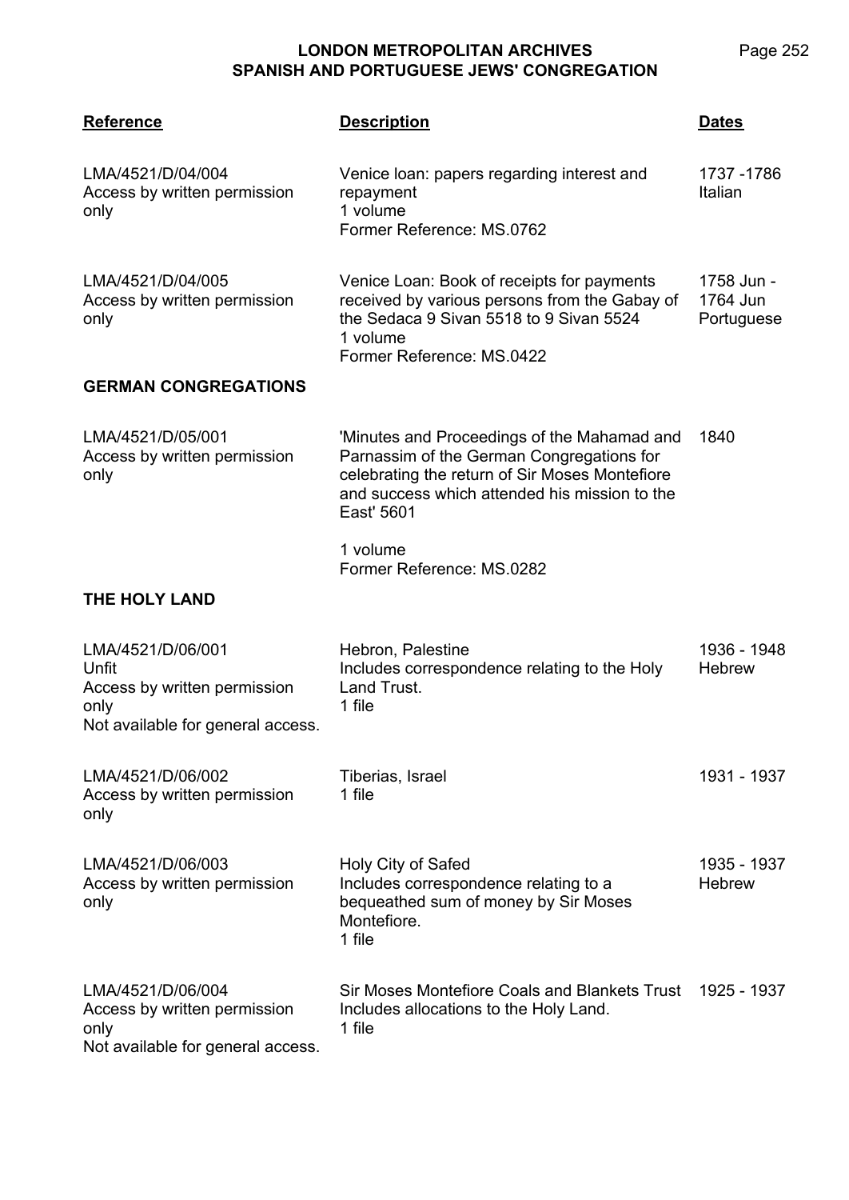| Reference | Description | Dates |
|---|---|---|
| LMA/4521/D/04/004<br>Access by written permission only | Venice loan: papers regarding interest and repayment<br>1 volume<br>Former Reference: MS.0762 | 1737 -1786<br>Italian |
| LMA/4521/D/04/005<br>Access by written permission only | Venice Loan: Book of receipts for payments received by various persons from the Gabay of the Sedaca 9 Sivan 5518 to 9 Sivan 5524<br>1 volume<br>Former Reference: MS.0422 | 1758 Jun - 1764 Jun<br>Portuguese |

**GERMAN CONGREGATIONS**

| Reference | Description | Dates |
|---|---|---|
| LMA/4521/D/05/001<br>Access by written permission only | 'Minutes and Proceedings of the Mahamad and Parnassim of the German Congregations for celebrating the return of Sir Moses Montefiore and success which attended his mission to the East' 5601<br><br>1 volume<br>Former Reference: MS.0282 | 1840 |

**THE HOLY LAND**

| Reference | Description | Dates |
|---|---|---|
| LMA/4521/D/06/001<br>Unfit<br>Access by written permission only<br>Not available for general access. | Hebron, Palestine<br>Includes correspondence relating to the Holy Land Trust.<br>1 file | 1936 - 1948<br>Hebrew |
| LMA/4521/D/06/002<br>Access by written permission only | Tiberias, Israel<br>1 file | 1931 - 1937 |
| LMA/4521/D/06/003<br>Access by written permission only | Holy City of Safed<br>Includes correspondence relating to a bequeathed sum of money by Sir Moses Montefiore.<br>1 file | 1935 - 1937<br>Hebrew |
| LMA/4521/D/06/004<br>Access by written permission only<br>Not available for general access. | Sir Moses Montefiore Coals and Blankets Trust<br>Includes allocations to the Holy Land.<br>1 file | 1925 - 1937 |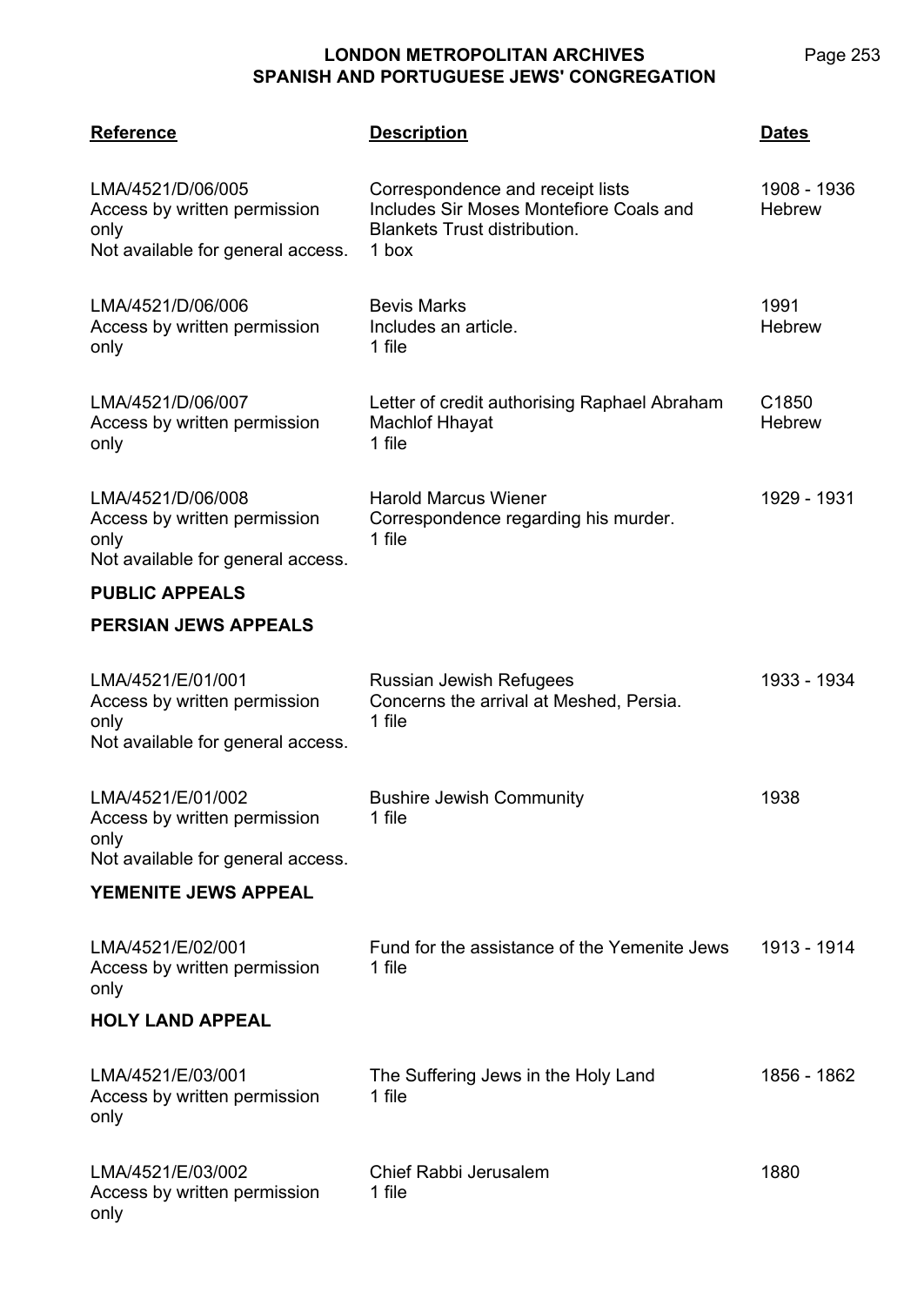| Reference | Description | Dates |
|---|---|---|
| LMA/4521/D/06/005<br>Access by written permission only<br>Not available for general access. | Correspondence and receipt lists<br>Includes Sir Moses Montefiore Coals and Blankets Trust distribution.<br>1 box | 1908 - 1936<br>Hebrew |
| LMA/4521/D/06/006<br>Access by written permission only | Bevis Marks<br>Includes an article.<br>1 file | 1991<br>Hebrew |
| LMA/4521/D/06/007<br>Access by written permission only | Letter of credit authorising Raphael Abraham Machlof Hhayat<br>1 file | C1850<br>Hebrew |
| LMA/4521/D/06/008<br>Access by written permission only<br>Not available for general access. | Harold Marcus Wiener<br>Correspondence regarding his murder.<br>1 file | 1929 - 1931 |

**PUBLIC APPEALS**

**PERSIAN JEWS APPEALS**

| Reference | Description | Dates |
|---|---|---|
| LMA/4521/E/01/001<br>Access by written permission only<br>Not available for general access. | Russian Jewish Refugees<br>Concerns the arrival at Meshed, Persia.<br>1 file | 1933 - 1934 |
| LMA/4521/E/01/002<br>Access by written permission only<br>Not available for general access. | Bushire Jewish Community<br>1 file | 1938 |

**YEMENITE JEWS APPEAL**

| Reference | Description | Dates |
|---|---|---|
| LMA/4521/E/02/001<br>Access by written permission only | Fund for the assistance of the Yemenite Jews<br>1 file | 1913 - 1914 |

**HOLY LAND APPEAL**

| Reference | Description | Dates |
|---|---|---|
| LMA/4521/E/03/001<br>Access by written permission only | The Suffering Jews in the Holy Land<br>1 file | 1856 - 1862 |
| LMA/4521/E/03/002<br>Access by written permission only | Chief Rabbi Jerusalem<br>1 file | 1880 |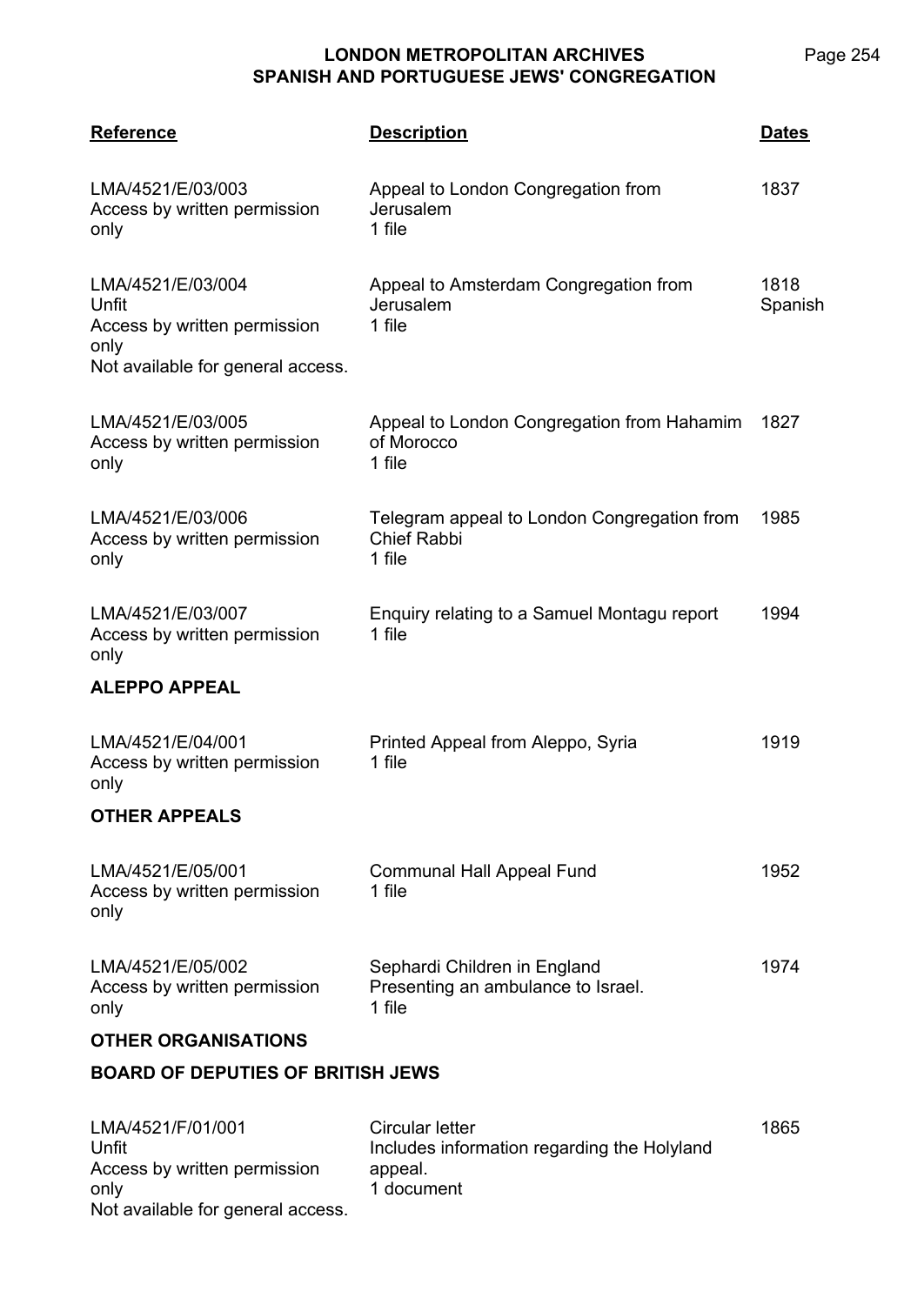| Reference | Description | Dates |
|---|---|---|
| LMA/4521/E/03/003<br>Access by written permission only | Appeal to London Congregation from Jerusalem<br>1 file | 1837 |
| LMA/4521/E/03/004<br>Unfit<br>Access by written permission only<br>Not available for general access. | Appeal to Amsterdam Congregation from Jerusalem<br>1 file | 1818<br>Spanish |
| LMA/4521/E/03/005<br>Access by written permission only | Appeal to London Congregation from Hahamim of Morocco<br>1 file | 1827 |
| LMA/4521/E/03/006<br>Access by written permission only | Telegram appeal to London Congregation from Chief Rabbi<br>1 file | 1985 |
| LMA/4521/E/03/007<br>Access by written permission only | Enquiry relating to a Samuel Montagu report<br>1 file | 1994 |

**ALEPPO APPEAL**

| Reference | Description | Dates |
|---|---|---|
| LMA/4521/E/04/001<br>Access by written permission only | Printed Appeal from Aleppo, Syria<br>1 file | 1919 |

**OTHER APPEALS**

| Reference | Description | Dates |
|---|---|---|
| LMA/4521/E/05/001<br>Access by written permission only | Communal Hall Appeal Fund<br>1 file | 1952 |
| LMA/4521/E/05/002<br>Access by written permission only | Sephardi Children in England<br>Presenting an ambulance to Israel.<br>1 file | 1974 |

**OTHER ORGANISATIONS**

**BOARD OF DEPUTIES OF BRITISH JEWS**

| Reference | Description | Dates |
|---|---|---|
| LMA/4521/F/01/001<br>Unfit<br>Access by written permission only<br>Not available for general access. | Circular letter<br>Includes information regarding the Holyland appeal.<br>1 document | 1865 |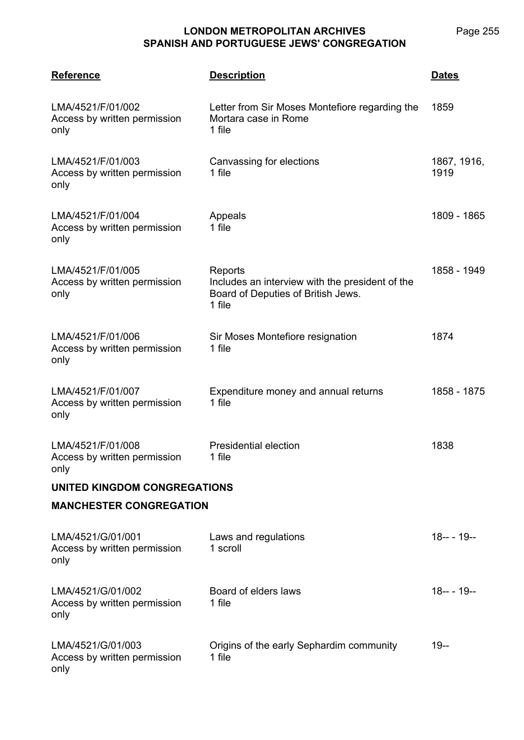| Reference | Description | Dates |
|---|---|---|
| LMA/4521/F/01/002<br>Access by written permission only | Letter from Sir Moses Montefiore regarding the Mortara case in Rome<br>1 file | 1859 |
| LMA/4521/F/01/003<br>Access by written permission only | Canvassing for elections<br>1 file | 1867, 1916, 1919 |
| LMA/4521/F/01/004<br>Access by written permission only | Appeals<br>1 file | 1809 - 1865 |
| LMA/4521/F/01/005<br>Access by written permission only | Reports<br>Includes an interview with the president of the Board of Deputies of British Jews.<br>1 file | 1858 - 1949 |
| LMA/4521/F/01/006<br>Access by written permission only | Sir Moses Montefiore resignation<br>1 file | 1874 |
| LMA/4521/F/01/007<br>Access by written permission only | Expenditure money and annual returns<br>1 file | 1858 - 1875 |
| LMA/4521/F/01/008<br>Access by written permission only | Presidential election<br>1 file | 1838 |

**UNITED KINGDOM CONGREGATIONS**

**MANCHESTER CONGREGATION**

| Reference | Description | Dates |
|---|---|---|
| LMA/4521/G/01/001<br>Access by written permission only | Laws and regulations<br>1 scroll | 18-- - 19-- |
| LMA/4521/G/01/002<br>Access by written permission only | Board of elders laws<br>1 file | 18-- - 19-- |
| LMA/4521/G/01/003<br>Access by written permission only | Origins of the early Sephardim community<br>1 file | 19-- |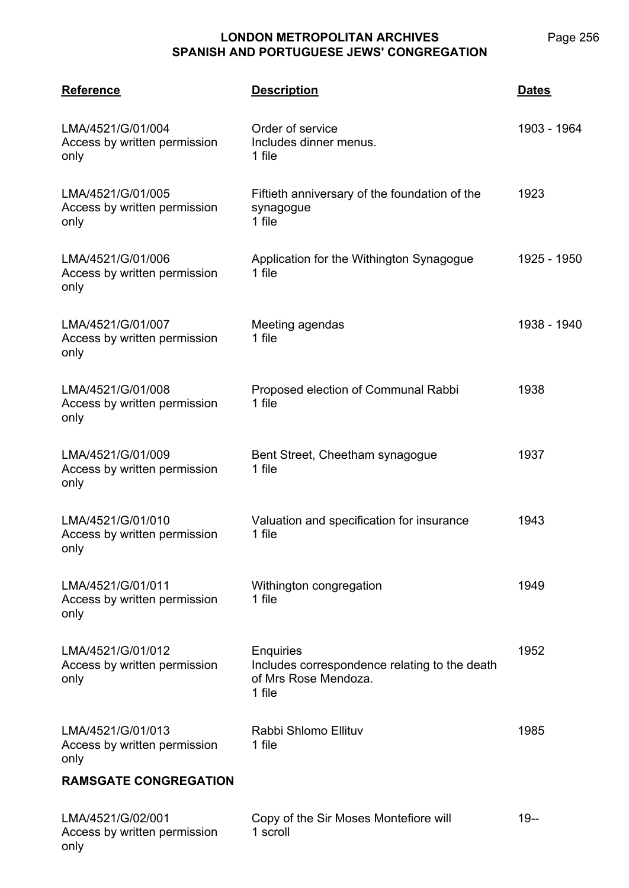| Reference | Description | Dates |
| --- | --- | --- |
| LMA/4521/G/01/004<br>Access by written permission only | Order of service<br>Includes dinner menus.<br>1 file | 1903 - 1964 |
| LMA/4521/G/01/005<br>Access by written permission only | Fiftieth anniversary of the foundation of the synagogue<br>1 file | 1923 |
| LMA/4521/G/01/006<br>Access by written permission only | Application for the Withington Synagogue<br>1 file | 1925 - 1950 |
| LMA/4521/G/01/007<br>Access by written permission only | Meeting agendas<br>1 file | 1938 - 1940 |
| LMA/4521/G/01/008<br>Access by written permission only | Proposed election of Communal Rabbi<br>1 file | 1938 |
| LMA/4521/G/01/009<br>Access by written permission only | Bent Street, Cheetham synagogue<br>1 file | 1937 |
| LMA/4521/G/01/010<br>Access by written permission only | Valuation and specification for insurance<br>1 file | 1943 |
| LMA/4521/G/01/011<br>Access by written permission only | Withington congregation<br>1 file | 1949 |
| LMA/4521/G/01/012<br>Access by written permission only | Enquiries<br>Includes correspondence relating to the death of Mrs Rose Mendoza.<br>1 file | 1952 |
| LMA/4521/G/01/013<br>Access by written permission only | Rabbi Shlomo Ellituv<br>1 file | 1985 |

**RAMSGATE CONGREGATION**

| Reference | Description | Dates |
| --- | --- | --- |
| LMA/4521/G/02/001<br>Access by written permission only | Copy of the Sir Moses Montefiore will<br>1 scroll | 19-- |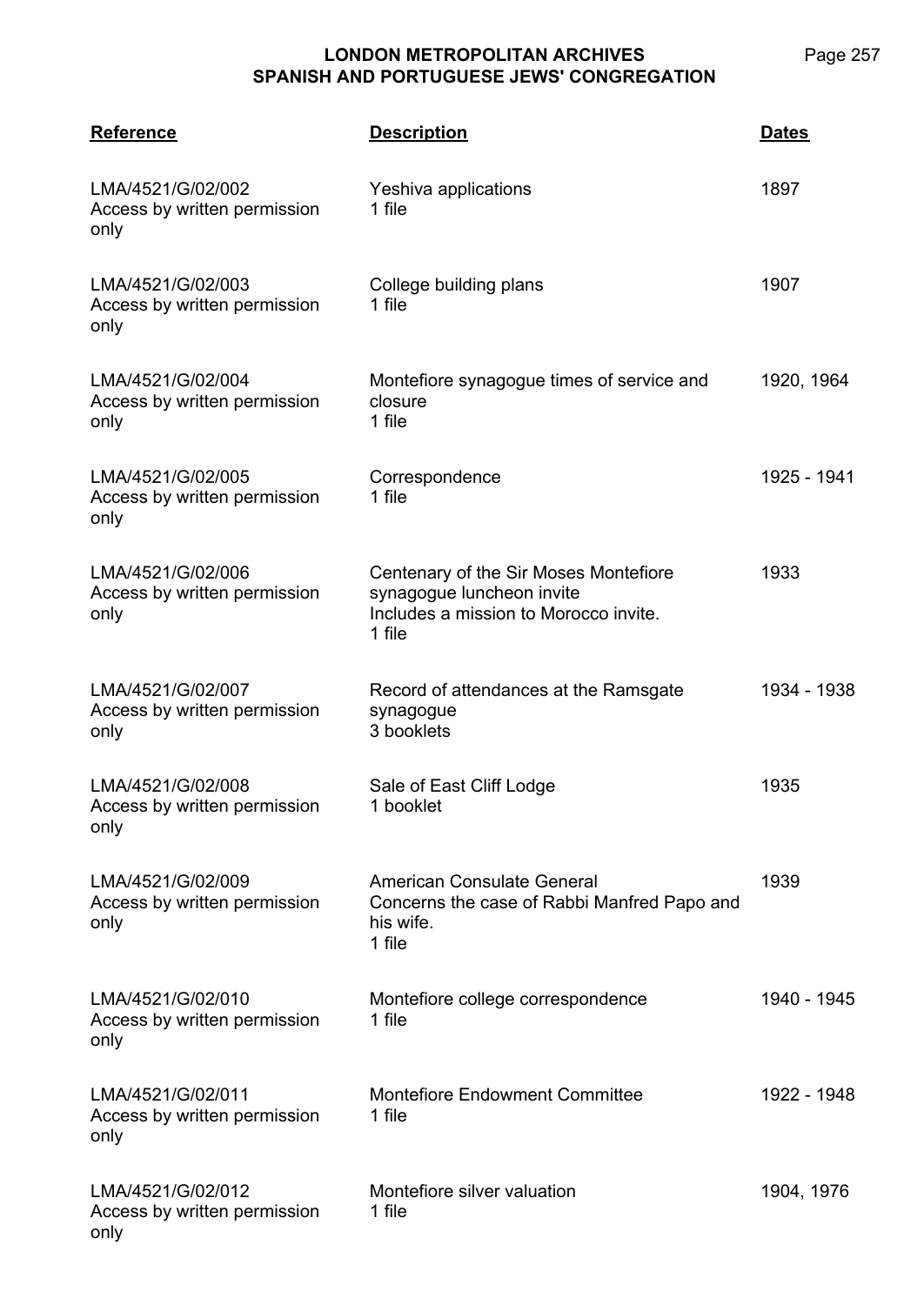| Reference | Description | Dates |
|---|---|---|
| LMA/4521/G/02/002 Access by written permission only | Yeshiva applications 1 file | 1897 |
| LMA/4521/G/02/003 Access by written permission only | College building plans 1 file | 1907 |
| LMA/4521/G/02/004 Access by written permission only | Montefiore synagogue times of service and closure 1 file | 1920, 1964 |
| LMA/4521/G/02/005 Access by written permission only | Correspondence 1 file | 1925 - 1941 |
| LMA/4521/G/02/006 Access by written permission only | Centenary of the Sir Moses Montefiore synagogue luncheon invite Includes a mission to Morocco invite. 1 file | 1933 |
| LMA/4521/G/02/007 Access by written permission only | Record of attendances at the Ramsgate synagogue 3 booklets | 1934 - 1938 |
| LMA/4521/G/02/008 Access by written permission only | Sale of East Cliff Lodge 1 booklet | 1935 |
| LMA/4521/G/02/009 Access by written permission only | American Consulate General Concerns the case of Rabbi Manfred Papo and his wife. 1 file | 1939 |
| LMA/4521/G/02/010 Access by written permission only | Montefiore college correspondence 1 file | 1940 - 1945 |
| LMA/4521/G/02/011 Access by written permission only | Montefiore Endowment Committee 1 file | 1922 - 1948 |
| LMA/4521/G/02/012 Access by written permission only | Montefiore silver valuation 1 file | 1904, 1976 |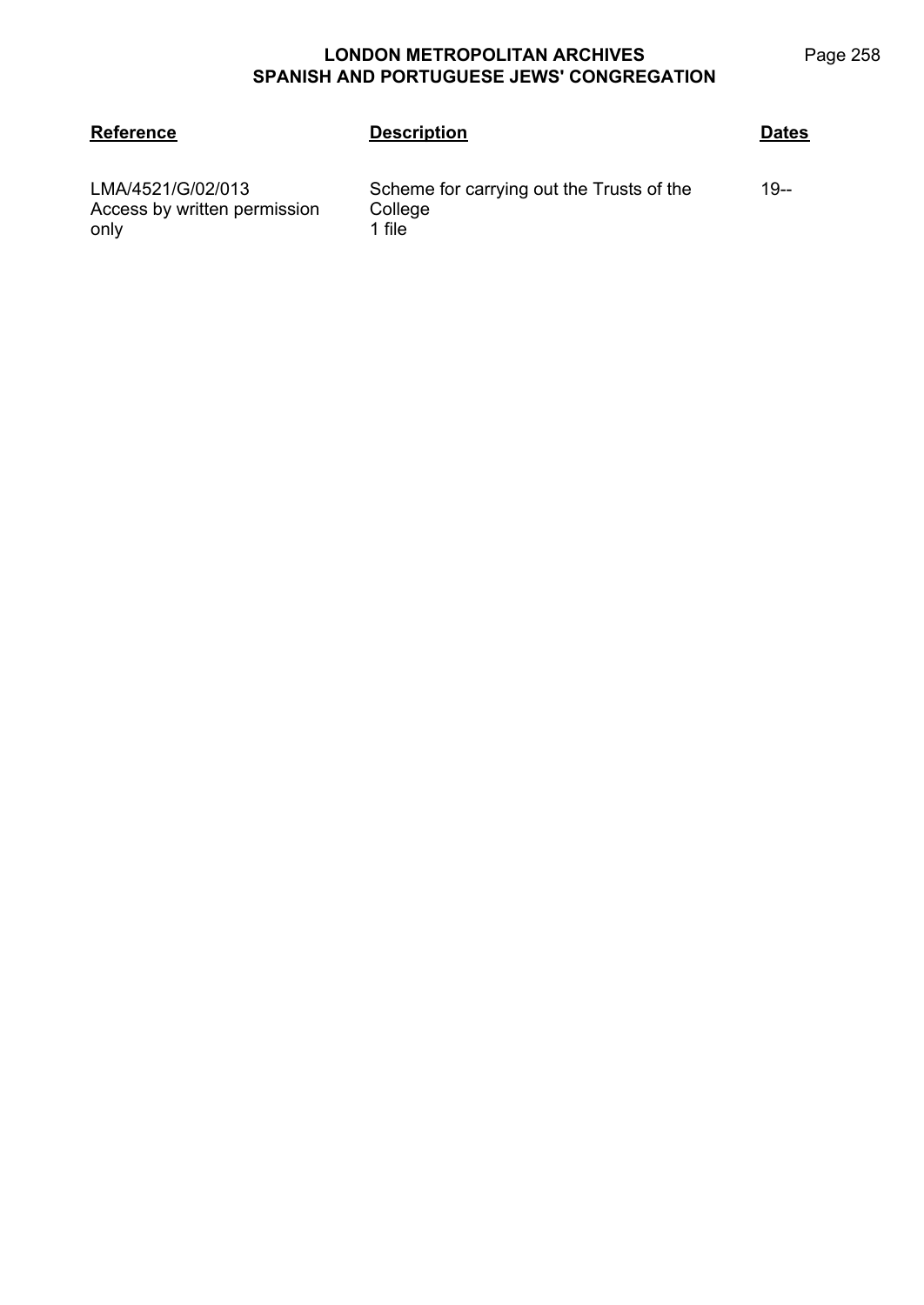| Reference | Description | Dates |
| --- | --- | --- |
| LMA/4521/G/02/013<br>Access by written permission only | Scheme for carrying out the Trusts of the College<br>1 file | 19-- |